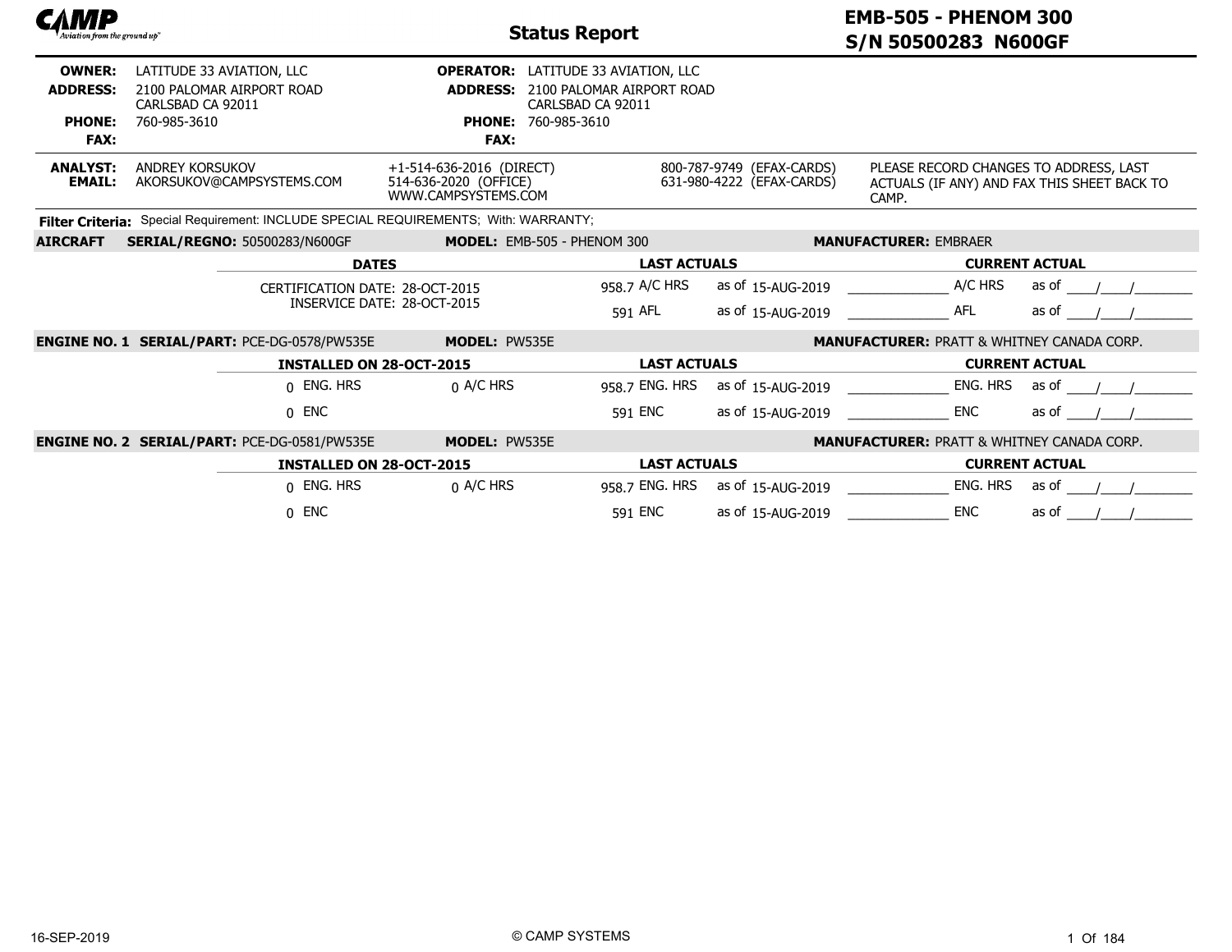# Status Report

## EMB-505 - PHENOM 300
## S/N 50500283 N600GF

| | | | |
|---|---|---|---|
| **OWNER:** | LATITUDE 33 AVIATION, LLC | **OPERATOR:** | LATITUDE 33 AVIATION, LLC |
| **ADDRESS:** | 2100 PALOMAR AIRPORT ROAD<br>CARLSBAD CA 92011 | **ADDRESS:** | 2100 PALOMAR AIRPORT ROAD<br>CARLSBAD CA 92011 |
| **PHONE:** | 760-985-3610 | **PHONE:** | 760-985-3610 |
| **FAX:** | | **FAX:** | |

**ANALYST:** ANDREY KORSUKOV
**EMAIL:** AKORSUKOV@CAMPSYSTEMS.COM

+1-514-636-2016 (DIRECT)
514-636-2020 (OFFICE)
WWW.CAMPSYSTEMS.COM

800-787-9749 (EFAX-CARDS)
631-980-4222 (EFAX-CARDS)

PLEASE RECORD CHANGES TO ADDRESS, LAST ACTUALS (IF ANY) AND FAX THIS SHEET BACK TO CAMP.

**Filter Criteria:** Special Requirement: INCLUDE SPECIAL REQUIREMENTS; With: WARRANTY;

**AIRCRAFT** **SERIAL/REGNO:** 50500283/N600GF **MODEL:** EMB-505 - PHENOM 300 **MANUFACTURER:** EMBRAER

| DATES | LAST ACTUALS | | | CURRENT ACTUAL | | |
|---|---|---|---|---|---|---|
| CERTIFICATION DATE: 28-OCT-2015 | 958.7 | A/C HRS | as of 15-AUG-2019 | ______________ | A/C HRS | as of ____/____/________ |
| INSERVICE DATE: 28-OCT-2015 | 591 | AFL | as of 15-AUG-2019 | ______________ | AFL | as of ____/____/________ |

**ENGINE NO. 1** **SERIAL/PART:** PCE-DG-0578/PW535E **MODEL:** PW535E **MANUFACTURER:** PRATT & WHITNEY CANADA CORP.

| INSTALLED ON 28-OCT-2015 | | LAST ACTUALS | | | CURRENT ACTUAL | | |
|---|---|---|---|---|---|---|---|
| 0 ENG. HRS | 0 A/C HRS | 958.7 | ENG. HRS | as of 15-AUG-2019 | ______________ | ENG. HRS | as of ____/____/________ |
| 0 ENC | | 591 | ENC | as of 15-AUG-2019 | ______________ | ENC | as of ____/____/________ |

**ENGINE NO. 2** **SERIAL/PART:** PCE-DG-0581/PW535E **MODEL:** PW535E **MANUFACTURER:** PRATT & WHITNEY CANADA CORP.

| INSTALLED ON 28-OCT-2015 | | LAST ACTUALS | | | CURRENT ACTUAL | | |
|---|---|---|---|---|---|---|---|
| 0 ENG. HRS | 0 A/C HRS | 958.7 | ENG. HRS | as of 15-AUG-2019 | ______________ | ENG. HRS | as of ____/____/________ |
| 0 ENC | | 591 | ENC | as of 15-AUG-2019 | ______________ | ENC | as of ____/____/________ |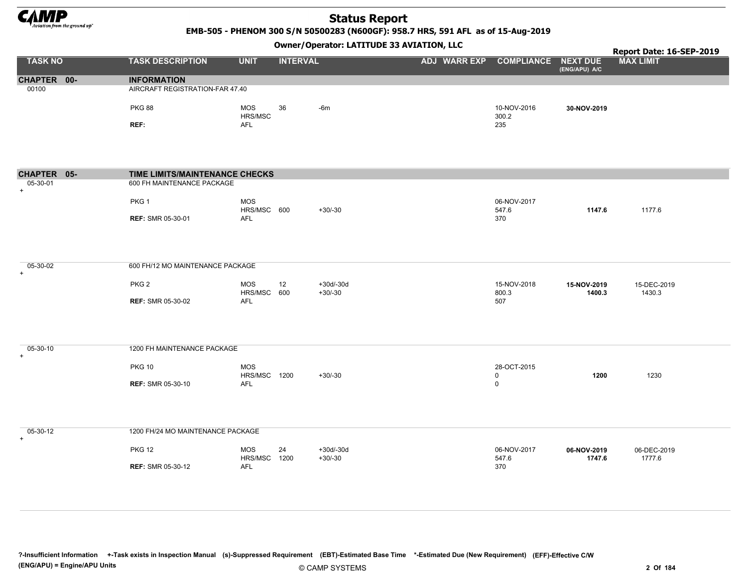# Status Report

**EMB-505 - PHENOM 300 S/N 50500283 (N600GF): 958.7 HRS, 591 AFL as of 15-Aug-2019**

**Owner/Operator: LATITUDE 33 AVIATION, LLC**

**Report Date: 16-SEP-2019**

| TASK NO | TASK DESCRIPTION | UNIT | INTERVAL | | ADJ | WARR EXP | COMPLIANCE | NEXT DUE (ENG/APU) A/C | MAX LIMIT |
|---|---|---|---|---|---|---|---|---|---|
| **CHAPTER 00-** | **INFORMATION** | | | | | | | | |
| 00100 | AIRCRAFT REGISTRATION-FAR 47.40 | | | | | | | | |
| | PKG 88 | MOS | 36 | -6m | | | 10-NOV-2016 | **30-NOV-2019** | |
| | | HRS/MSC | | | | | 300.2 | | |
| | REF: | AFL | | | | | 235 | | |
| **CHAPTER 05-** | **TIME LIMITS/MAINTENANCE CHECKS** | | | | | | | | |
| 05-30-01 + | 600 FH MAINTENANCE PACKAGE | | | | | | | | |
| | PKG 1 | MOS | | | | | 06-NOV-2017 | | |
| | | HRS/MSC | 600 | +30/-30 | | | 547.6 | **1147.6** | 1177.6 |
| | **REF:** SMR 05-30-01 | AFL | | | | | 370 | | |
| 05-30-02 + | 600 FH/12 MO MAINTENANCE PACKAGE | | | | | | | | |
| | PKG 2 | MOS | 12 | +30d/-30d | | | 15-NOV-2018 | **15-NOV-2019** | 15-DEC-2019 |
| | | HRS/MSC | 600 | +30/-30 | | | 800.3 | **1400.3** | 1430.3 |
| | **REF:** SMR 05-30-02 | AFL | | | | | 507 | | |
| 05-30-10 + | 1200 FH MAINTENANCE PACKAGE | | | | | | | | |
| | PKG 10 | MOS | | | | | 28-OCT-2015 | | |
| | | HRS/MSC | 1200 | +30/-30 | | | 0 | **1200** | 1230 |
| | **REF:** SMR 05-30-10 | AFL | | | | | 0 | | |
| 05-30-12 + | 1200 FH/24 MO MAINTENANCE PACKAGE | | | | | | | | |
| | PKG 12 | MOS | 24 | +30d/-30d | | | 06-NOV-2017 | **06-NOV-2019** | 06-DEC-2019 |
| | | HRS/MSC | 1200 | +30/-30 | | | 547.6 | **1747.6** | 1777.6 |
| | **REF:** SMR 05-30-12 | AFL | | | | | 370 | | |

**?-Insufficient Information +-Task exists in Inspection Manual (s)-Suppressed Requirement (EBT)-Estimated Base Time \*-Estimated Due (New Requirement) (EFF)-Effective C/W**
**(ENG/APU) = Engine/APU Units**

© CAMP SYSTEMS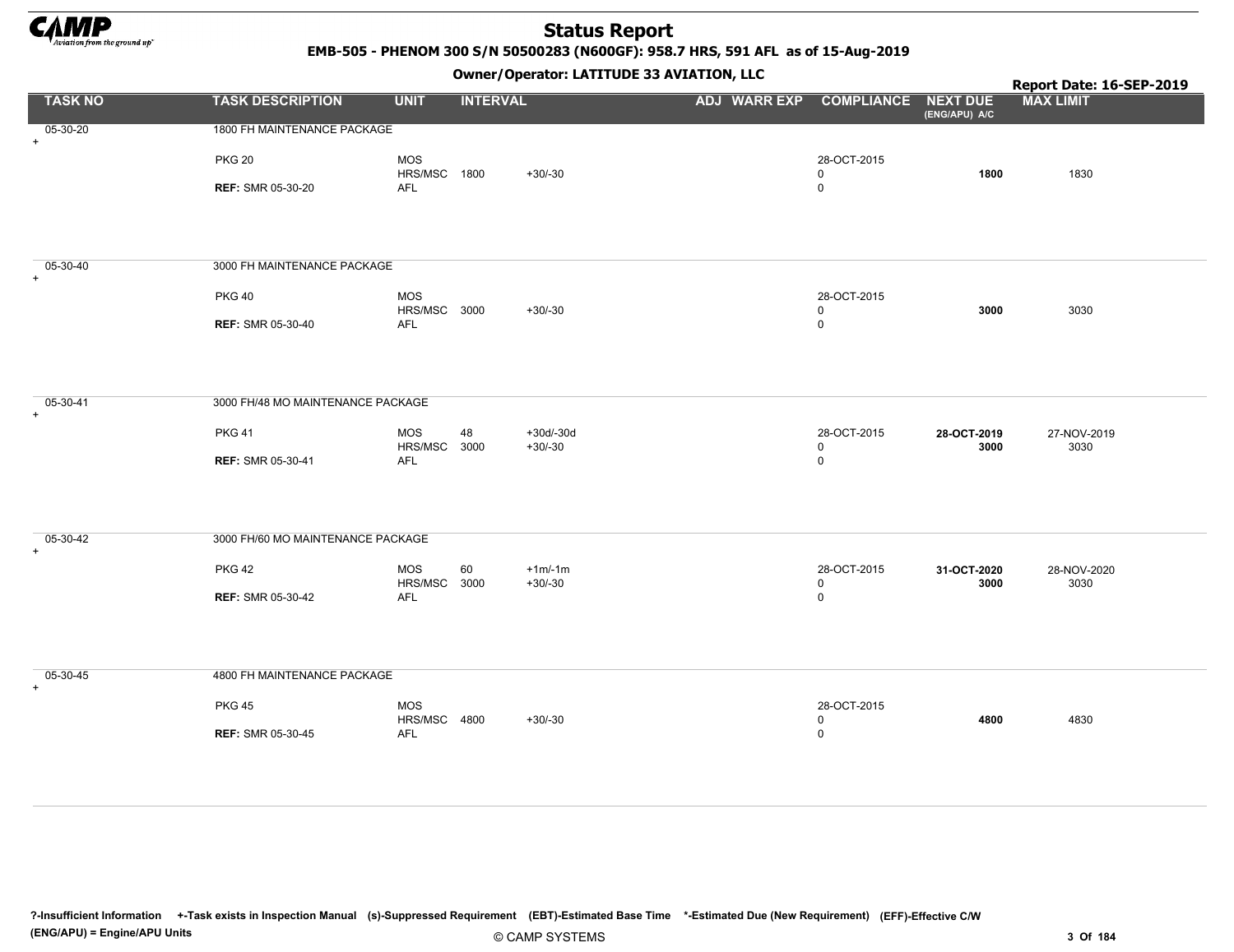# Status Report

**EMB-505 - PHENOM 300 S/N 50500283 (N600GF): 958.7 HRS, 591 AFL as of 15-Aug-2019**

**Owner/Operator: LATITUDE 33 AVIATION, LLC**

**Report Date: 16-SEP-2019**

| TASK NO | TASK DESCRIPTION | UNIT | INTERVAL | | ADJ | WARR EXP | COMPLIANCE | NEXT DUE (ENG/APU) A/C | MAX LIMIT |
|---|---|---|---|---|---|---|---|---|---|
| 05-30-20 + | 1800 FH MAINTENANCE PACKAGE | | | | | | | | |
| | PKG 20 | MOS | | | | | 28-OCT-2015 | | |
| | | HRS/MSC | 1800 | +30/-30 | | | 0 | **1800** | 1830 |
| | **REF:** SMR 05-30-20 | AFL | | | | | 0 | | |
| 05-30-40 + | 3000 FH MAINTENANCE PACKAGE | | | | | | | | |
| | PKG 40 | MOS | | | | | 28-OCT-2015 | | |
| | | HRS/MSC | 3000 | +30/-30 | | | 0 | **3000** | 3030 |
| | **REF:** SMR 05-30-40 | AFL | | | | | 0 | | |
| 05-30-41 + | 3000 FH/48 MO MAINTENANCE PACKAGE | | | | | | | | |
| | PKG 41 | MOS | 48 | +30d/-30d | | | 28-OCT-2015 | **28-OCT-2019** | 27-NOV-2019 |
| | | HRS/MSC | 3000 | +30/-30 | | | 0 | **3000** | 3030 |
| | **REF:** SMR 05-30-41 | AFL | | | | | 0 | | |
| 05-30-42 + | 3000 FH/60 MO MAINTENANCE PACKAGE | | | | | | | | |
| | PKG 42 | MOS | 60 | +1m/-1m | | | 28-OCT-2015 | **31-OCT-2020** | 28-NOV-2020 |
| | | HRS/MSC | 3000 | +30/-30 | | | 0 | **3000** | 3030 |
| | **REF:** SMR 05-30-42 | AFL | | | | | 0 | | |
| 05-30-45 + | 4800 FH MAINTENANCE PACKAGE | | | | | | | | |
| | PKG 45 | MOS | | | | | 28-OCT-2015 | | |
| | | HRS/MSC | 4800 | +30/-30 | | | 0 | **4800** | 4830 |
| | **REF:** SMR 05-30-45 | AFL | | | | | 0 | | |

**?-Insufficient Information +-Task exists in Inspection Manual (s)-Suppressed Requirement (EBT)-Estimated Base Time *-Estimated Due (New Requirement) (EFF)-Effective C/W**
**(ENG/APU) = Engine/APU Units**

© CAMP SYSTEMS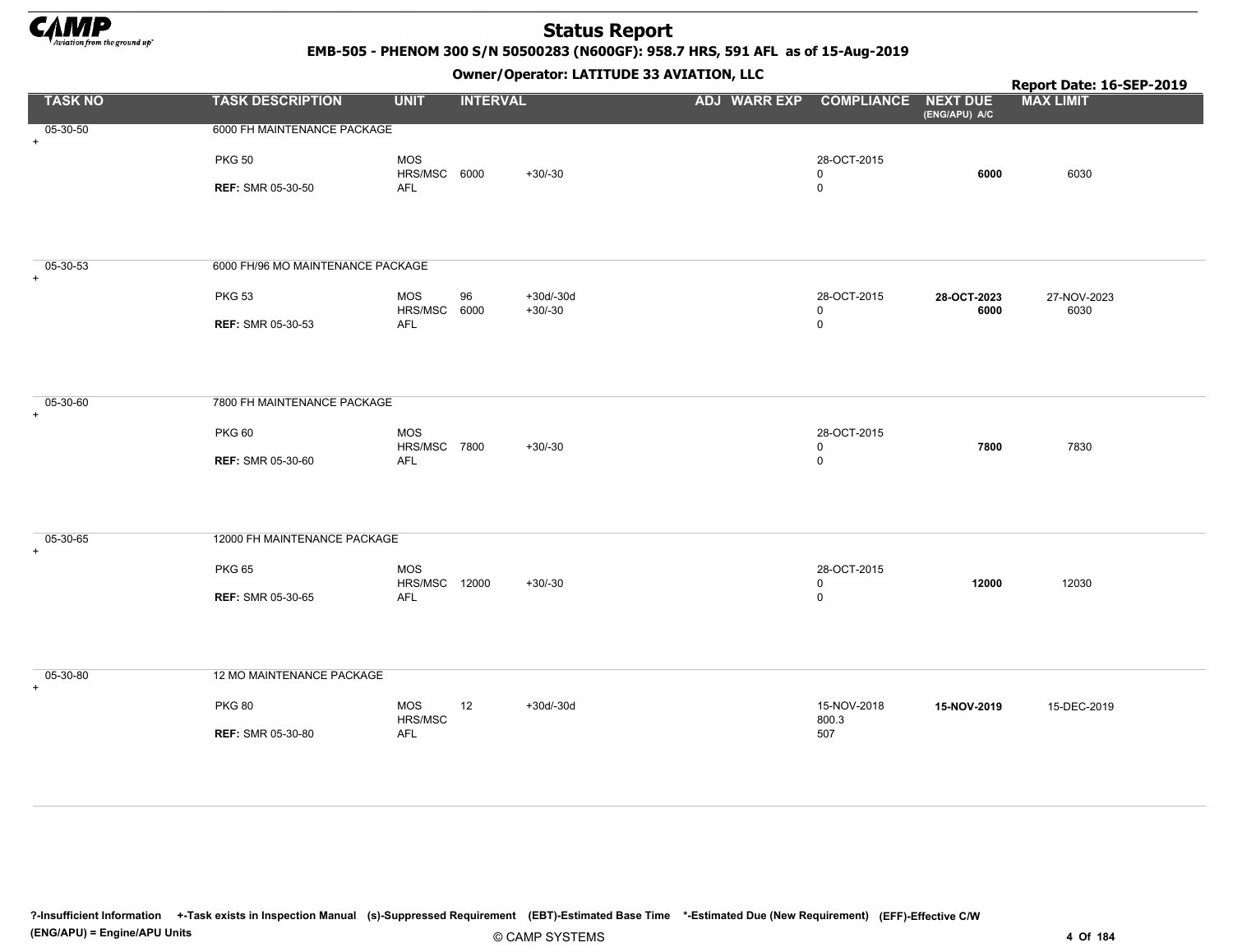# Status Report

**EMB-505 - PHENOM 300 S/N 50500283 (N600GF): 958.7 HRS, 591 AFL as of 15-Aug-2019**

**Owner/Operator: LATITUDE 33 AVIATION, LLC**

**Report Date: 16-SEP-2019**

| TASK NO | TASK DESCRIPTION | UNIT | INTERVAL | | ADJ | WARR EXP | COMPLIANCE | NEXT DUE (ENG/APU) A/C | MAX LIMIT |
|---|---|---|---|---|---|---|---|---|---|
| 05-30-50 + | 6000 FH MAINTENANCE PACKAGE | | | | | | | | |
| | PKG 50 | MOS | | | | | 28-OCT-2015 | | |
| | | HRS/MSC | 6000 | +30/-30 | | | 0 | **6000** | 6030 |
| | **REF:** SMR 05-30-50 | AFL | | | | | 0 | | |
| 05-30-53 + | 6000 FH/96 MO MAINTENANCE PACKAGE | | | | | | | | |
| | PKG 53 | MOS | 96 | +30d/-30d | | | 28-OCT-2015 | **28-OCT-2023** | 27-NOV-2023 |
| | | HRS/MSC | 6000 | +30/-30 | | | 0 | **6000** | 6030 |
| | **REF:** SMR 05-30-53 | AFL | | | | | 0 | | |
| 05-30-60 + | 7800 FH MAINTENANCE PACKAGE | | | | | | | | |
| | PKG 60 | MOS | | | | | 28-OCT-2015 | | |
| | | HRS/MSC | 7800 | +30/-30 | | | 0 | **7800** | 7830 |
| | **REF:** SMR 05-30-60 | AFL | | | | | 0 | | |
| 05-30-65 + | 12000 FH MAINTENANCE PACKAGE | | | | | | | | |
| | PKG 65 | MOS | | | | | 28-OCT-2015 | | |
| | | HRS/MSC | 12000 | +30/-30 | | | 0 | **12000** | 12030 |
| | **REF:** SMR 05-30-65 | AFL | | | | | 0 | | |
| 05-30-80 + | 12 MO MAINTENANCE PACKAGE | | | | | | | | |
| | PKG 80 | MOS | 12 | +30d/-30d | | | 15-NOV-2018 | **15-NOV-2019** | 15-DEC-2019 |
| | | HRS/MSC | | | | | 800.3 | | |
| | **REF:** SMR 05-30-80 | AFL | | | | | 507 | | |

**?-Insufficient Information +-Task exists in Inspection Manual (s)-Suppressed Requirement (EBT)-Estimated Base Time \*-Estimated Due (New Requirement) (EFF)-Effective C/W**
**(ENG/APU) = Engine/APU Units**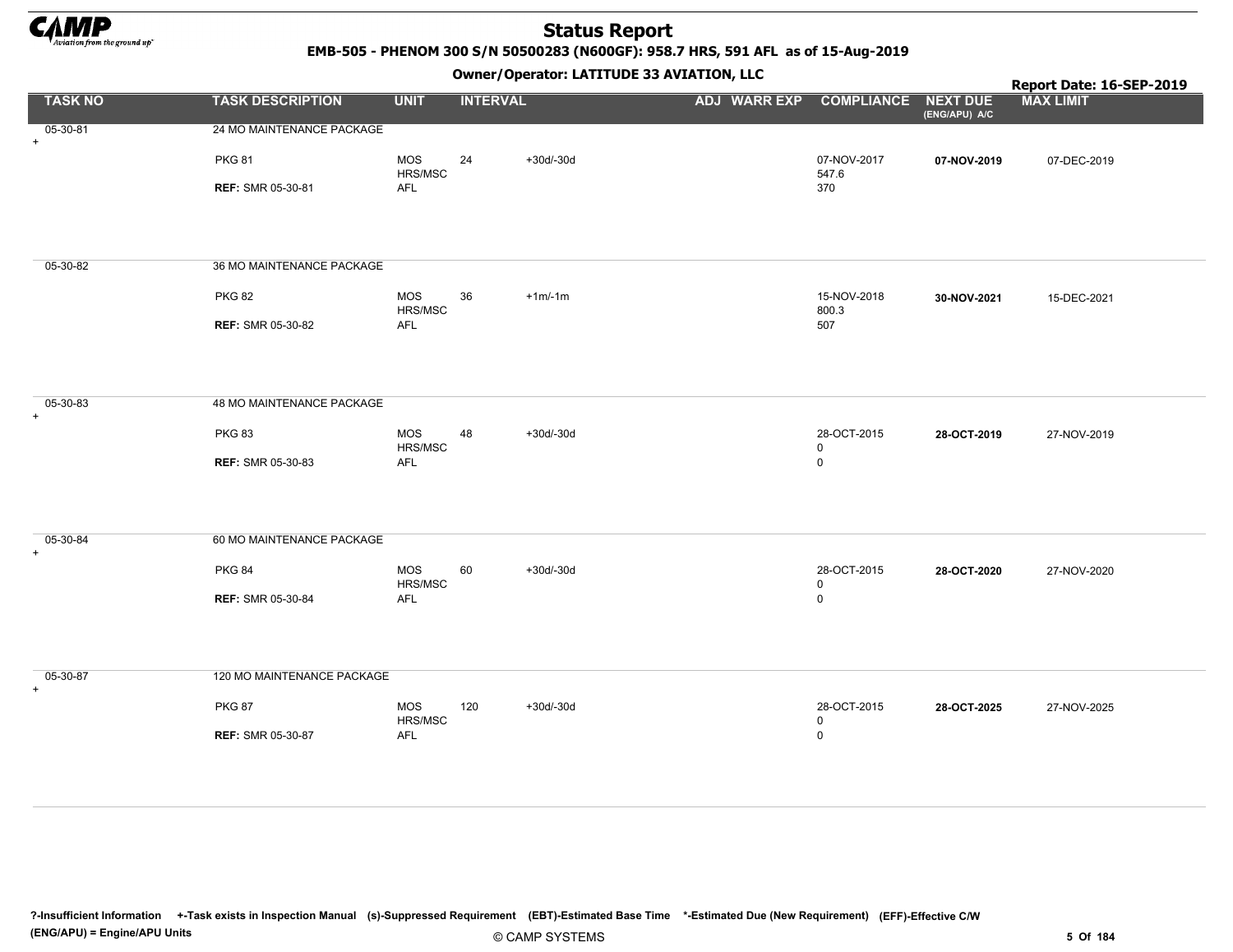# Status Report

**EMB-505 - PHENOM 300 S/N 50500283 (N600GF): 958.7 HRS, 591 AFL as of 15-Aug-2019**

**Owner/Operator: LATITUDE 33 AVIATION, LLC**

**Report Date: 16-SEP-2019**

| TASK NO | TASK DESCRIPTION | UNIT | INTERVAL | | ADJ | WARR EXP | COMPLIANCE | NEXT DUE (ENG/APU) A/C | MAX LIMIT |
|---|---|---|---|---|---|---|---|---|---|
| 05-30-81 + | 24 MO MAINTENANCE PACKAGE | | | | | | | | |
| | PKG 81 | MOS | 24 | +30d/-30d | | | 07-NOV-2017 | **07-NOV-2019** | 07-DEC-2019 |
| | | HRS/MSC | | | | | 547.6 | | |
| | **REF:** SMR 05-30-81 | AFL | | | | | 370 | | |
| 05-30-82 | 36 MO MAINTENANCE PACKAGE | | | | | | | | |
| | PKG 82 | MOS | 36 | +1m/-1m | | | 15-NOV-2018 | **30-NOV-2021** | 15-DEC-2021 |
| | | HRS/MSC | | | | | 800.3 | | |
| | **REF:** SMR 05-30-82 | AFL | | | | | 507 | | |
| 05-30-83 + | 48 MO MAINTENANCE PACKAGE | | | | | | | | |
| | PKG 83 | MOS | 48 | +30d/-30d | | | 28-OCT-2015 | **28-OCT-2019** | 27-NOV-2019 |
| | | HRS/MSC | | | | | 0 | | |
| | **REF:** SMR 05-30-83 | AFL | | | | | 0 | | |
| 05-30-84 + | 60 MO MAINTENANCE PACKAGE | | | | | | | | |
| | PKG 84 | MOS | 60 | +30d/-30d | | | 28-OCT-2015 | **28-OCT-2020** | 27-NOV-2020 |
| | | HRS/MSC | | | | | 0 | | |
| | **REF:** SMR 05-30-84 | AFL | | | | | 0 | | |
| 05-30-87 + | 120 MO MAINTENANCE PACKAGE | | | | | | | | |
| | PKG 87 | MOS | 120 | +30d/-30d | | | 28-OCT-2015 | **28-OCT-2025** | 27-NOV-2025 |
| | | HRS/MSC | | | | | 0 | | |
| | **REF:** SMR 05-30-87 | AFL | | | | | 0 | | |

**?-Insufficient Information +-Task exists in Inspection Manual (s)-Suppressed Requirement (EBT)-Estimated Base Time \*-Estimated Due (New Requirement) (EFF)-Effective C/W**
**(ENG/APU) = Engine/APU Units**

© CAMP SYSTEMS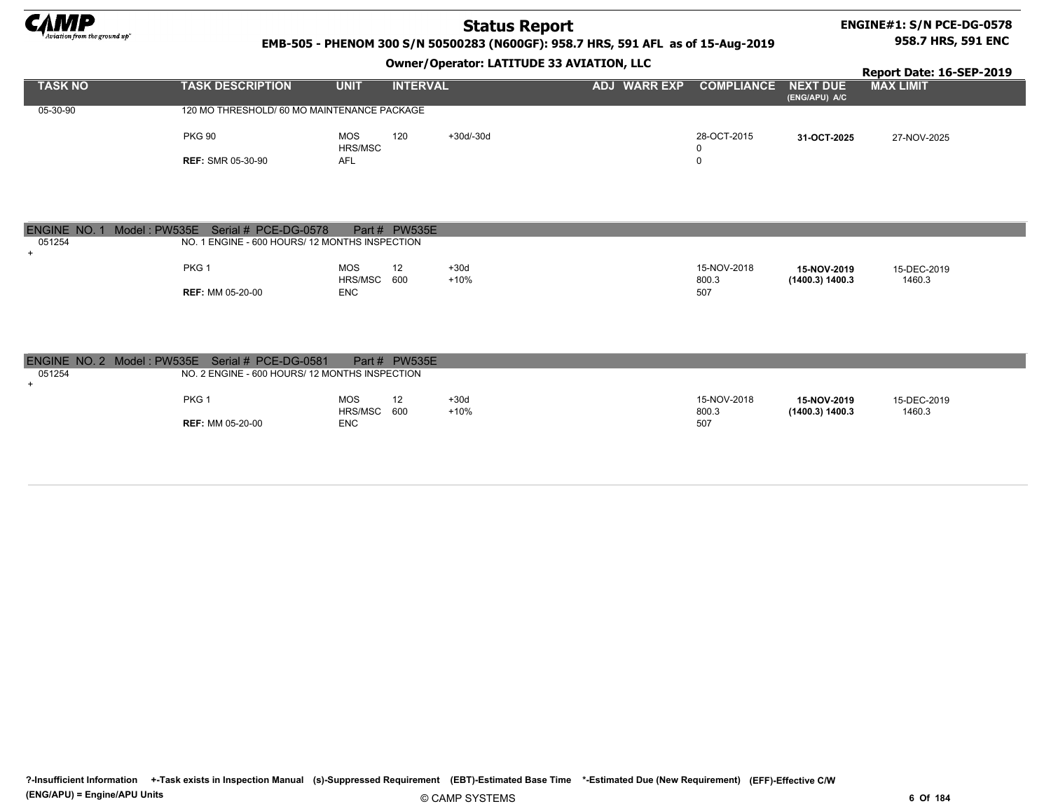| TASK NO | TASK DESCRIPTION | UNIT | INTERVAL | | ADJ | WARR EXP | COMPLIANCE | NEXT DUE (ENG/APU) A/C | MAX LIMIT |
|---|---|---|---|---|---|---|---|---|---|
| 05-30-90 | 120 MO THRESHOLD/ 60 MO MAINTENANCE PACKAGE | | | | | | | | |
| | PKG 90 | MOS | 120 | +30d/-30d | | | 28-OCT-2015 | **31-OCT-2025** | 27-NOV-2025 |
| | | HRS/MSC | | | | | 0 | | |
| | **REF:** SMR 05-30-90 | AFL | | | | | 0 | | |

**ENGINE NO. 1 Model : PW535E Serial # PCE-DG-0578 Part # PW535E**

| TASK NO | TASK DESCRIPTION | UNIT | INTERVAL | | ADJ | WARR EXP | COMPLIANCE | NEXT DUE (ENG/APU) A/C | MAX LIMIT |
|---|---|---|---|---|---|---|---|---|---|
| 051254 + | NO. 1 ENGINE - 600 HOURS/ 12 MONTHS INSPECTION | | | | | | | | |
| | PKG 1 | MOS | 12 | +30d | | | 15-NOV-2018 | **15-NOV-2019** | 15-DEC-2019 |
| | | HRS/MSC | 600 | +10% | | | 800.3 | **(1400.3) 1400.3** | 1460.3 |
| | **REF:** MM 05-20-00 | ENC | | | | | 507 | | |

**ENGINE NO. 2 Model : PW535E Serial # PCE-DG-0581 Part # PW535E**

| TASK NO | TASK DESCRIPTION | UNIT | INTERVAL | | ADJ | WARR EXP | COMPLIANCE | NEXT DUE (ENG/APU) A/C | MAX LIMIT |
|---|---|---|---|---|---|---|---|---|---|
| 051254 + | NO. 2 ENGINE - 600 HOURS/ 12 MONTHS INSPECTION | | | | | | | | |
| | PKG 1 | MOS | 12 | +30d | | | 15-NOV-2018 | **15-NOV-2019** | 15-DEC-2019 |
| | | HRS/MSC | 600 | +10% | | | 800.3 | **(1400.3) 1400.3** | 1460.3 |
| | **REF:** MM 05-20-00 | ENC | | | | | 507 | | |

**?-Insufficient Information +-Task exists in Inspection Manual (s)-Suppressed Requirement (EBT)-Estimated Base Time \*-Estimated Due (New Requirement) (EFF)-Effective C/W**
**(ENG/APU) = Engine/APU Units**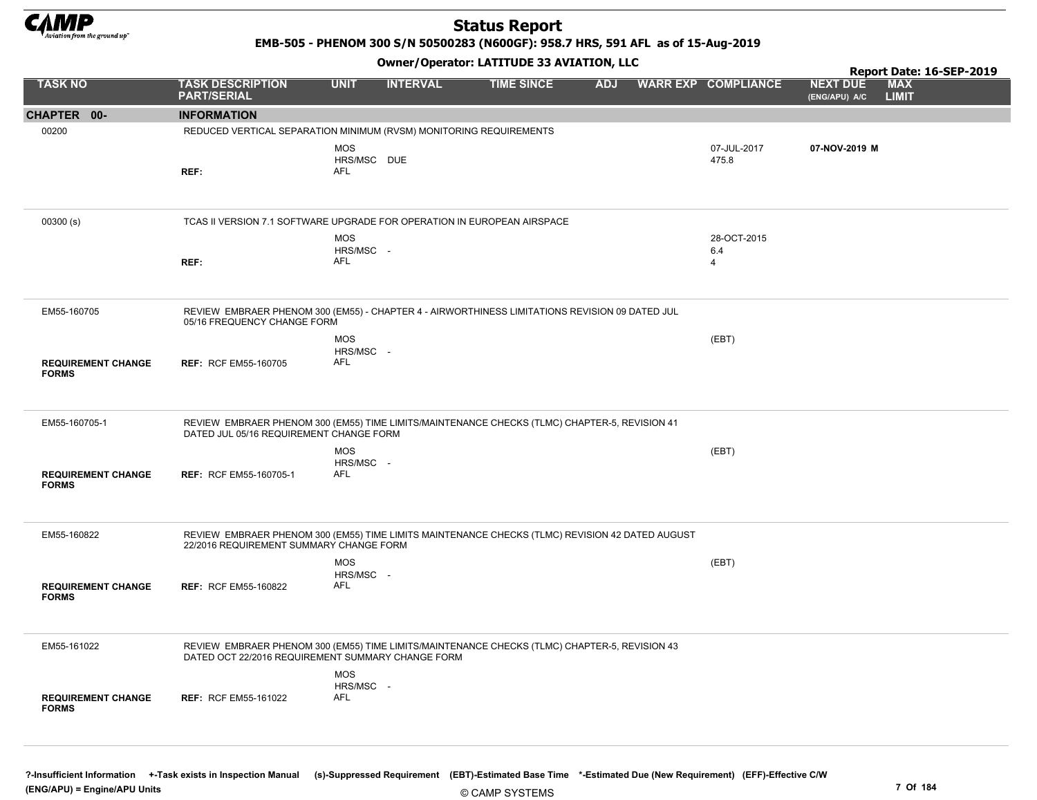# Status Report

**EMB-505 - PHENOM 300 S/N 50500283 (N600GF): 958.7 HRS, 591 AFL as of 15-Aug-2019**

**Owner/Operator: LATITUDE 33 AVIATION, LLC**

**Report Date: 16-SEP-2019**

| TASK NO | TASK DESCRIPTION PART/SERIAL | UNIT | INTERVAL | TIME SINCE | ADJ | WARR EXP | COMPLIANCE | NEXT DUE (ENG/APU) A/C | MAX LIMIT |
|---|---|---|---|---|---|---|---|---|---|
| **CHAPTER 00-** | **INFORMATION** | | | | | | | | |
| 00200 | REDUCED VERTICAL SEPARATION MINIMUM (RVSM) MONITORING REQUIREMENTS | | | | | | | | |
| | | MOS | | | | | 07-JUL-2017 | **07-NOV-2019 M** | |
| | | HRS/MSC | DUE | | | | 475.8 | | |
| | REF: | AFL | | | | | | | |
| 00300 (s) | TCAS II VERSION 7.1 SOFTWARE UPGRADE FOR OPERATION IN EUROPEAN AIRSPACE | | | | | | | | |
| | | MOS | | | | | 28-OCT-2015 | | |
| | | HRS/MSC | - | | | | 6.4 | | |
| | REF: | AFL | | | | | 4 | | |
| EM55-160705 | REVIEW EMBRAER PHENOM 300 (EM55) - CHAPTER 4 - AIRWORTHINESS LIMITATIONS REVISION 09 DATED JUL 05/16 FREQUENCY CHANGE FORM | | | | | | | | |
| | | MOS | | | | | (EBT) | | |
| | | HRS/MSC | - | | | | | | |
| **REQUIREMENT CHANGE FORMS** | **REF:** RCF EM55-160705 | AFL | | | | | | | |
| EM55-160705-1 | REVIEW EMBRAER PHENOM 300 (EM55) TIME LIMITS/MAINTENANCE CHECKS (TLMC) CHAPTER-5, REVISION 41 DATED JUL 05/16 REQUIREMENT CHANGE FORM | | | | | | | | |
| | | MOS | | | | | (EBT) | | |
| | | HRS/MSC | - | | | | | | |
| **REQUIREMENT CHANGE FORMS** | **REF:** RCF EM55-160705-1 | AFL | | | | | | | |
| EM55-160822 | REVIEW EMBRAER PHENOM 300 (EM55) TIME LIMITS MAINTENANCE CHECKS (TLMC) REVISION 42 DATED AUGUST 22/2016 REQUIREMENT SUMMARY CHANGE FORM | | | | | | | | |
| | | MOS | | | | | (EBT) | | |
| | | HRS/MSC | - | | | | | | |
| **REQUIREMENT CHANGE FORMS** | **REF:** RCF EM55-160822 | AFL | | | | | | | |
| EM55-161022 | REVIEW EMBRAER PHENOM 300 (EM55) TIME LIMITS/MAINTENANCE CHECKS (TLMC) CHAPTER-5, REVISION 43 DATED OCT 22/2016 REQUIREMENT SUMMARY CHANGE FORM | | | | | | | | |
| | | MOS | | | | | | | |
| | | HRS/MSC | - | | | | | | |
| **REQUIREMENT CHANGE FORMS** | **REF:** RCF EM55-161022 | AFL | | | | | | | |

?-Insufficient Information +-Task exists in Inspection Manual (s)-Suppressed Requirement (EBT)-Estimated Base Time *-Estimated Due (New Requirement) (EFF)-Effective C/W
(ENG/APU) = Engine/APU Units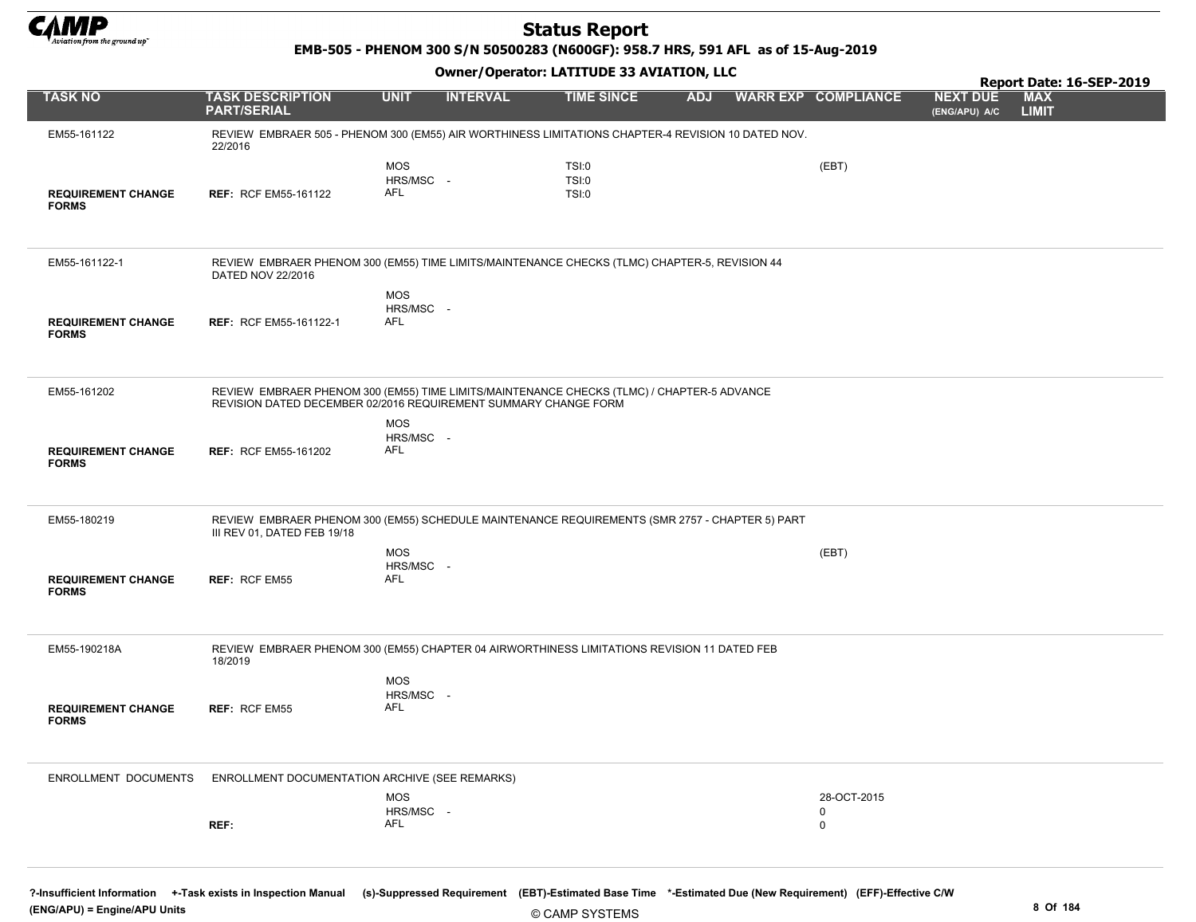# Status Report

**EMB-505 - PHENOM 300 S/N 50500283 (N600GF): 958.7 HRS, 591 AFL as of 15-Aug-2019**

**Owner/Operator: LATITUDE 33 AVIATION, LLC**

**Report Date: 16-SEP-2019**

| TASK NO | TASK DESCRIPTION PART/SERIAL | UNIT | INTERVAL | TIME SINCE | ADJ | WARR EXP | COMPLIANCE | NEXT DUE (ENG/APU) A/C | MAX LIMIT |
|---|---|---|---|---|---|---|---|---|---|
| EM55-161122 | REVIEW EMBRAER 505 - PHENOM 300 (EM55) AIR WORTHINESS LIMITATIONS CHAPTER-4 REVISION 10 DATED NOV. 22/2016 | | | | | | | | |
| | | MOS | | TSI:0 | | | (EBT) | | |
| | | HRS/MSC | - | TSI:0 | | | | | |
| REQUIREMENT CHANGE FORMS | REF: RCF EM55-161122 | AFL | | TSI:0 | | | | | |
| EM55-161122-1 | REVIEW EMBRAER PHENOM 300 (EM55) TIME LIMITS/MAINTENANCE CHECKS (TLMC) CHAPTER-5, REVISION 44 DATED NOV 22/2016 | | | | | | | | |
| | | MOS | | | | | | | |
| | | HRS/MSC | - | | | | | | |
| REQUIREMENT CHANGE FORMS | REF: RCF EM55-161122-1 | AFL | | | | | | | |
| EM55-161202 | REVIEW EMBRAER PHENOM 300 (EM55) TIME LIMITS/MAINTENANCE CHECKS (TLMC) / CHAPTER-5 ADVANCE REVISION DATED DECEMBER 02/2016 REQUIREMENT SUMMARY CHANGE FORM | | | | | | | | |
| | | MOS | | | | | | | |
| | | HRS/MSC | - | | | | | | |
| REQUIREMENT CHANGE FORMS | REF: RCF EM55-161202 | AFL | | | | | | | |
| EM55-180219 | REVIEW EMBRAER PHENOM 300 (EM55) SCHEDULE MAINTENANCE REQUIREMENTS (SMR 2757 - CHAPTER 5) PART III REV 01, DATED FEB 19/18 | | | | | | | | |
| | | MOS | | | | | (EBT) | | |
| | | HRS/MSC | - | | | | | | |
| REQUIREMENT CHANGE FORMS | REF: RCF EM55 | AFL | | | | | | | |
| EM55-190218A | REVIEW EMBRAER PHENOM 300 (EM55) CHAPTER 04 AIRWORTHINESS LIMITATIONS REVISION 11 DATED FEB 18/2019 | | | | | | | | |
| | | MOS | | | | | | | |
| | | HRS/MSC | - | | | | | | |
| REQUIREMENT CHANGE FORMS | REF: RCF EM55 | AFL | | | | | | | |
| ENROLLMENT DOCUMENTS | ENROLLMENT DOCUMENTATION ARCHIVE (SEE REMARKS) | | | | | | | | |
| | | MOS | | | | | 28-OCT-2015 | | |
| | | HRS/MSC | - | | | | 0 | | |
| | REF: | AFL | | | | | 0 | | |

**?-Insufficient Information +-Task exists in Inspection Manual (s)-Suppressed Requirement (EBT)-Estimated Base Time \*-Estimated Due (New Requirement) (EFF)-Effective C/W**
**(ENG/APU) = Engine/APU Units**

© CAMP SYSTEMS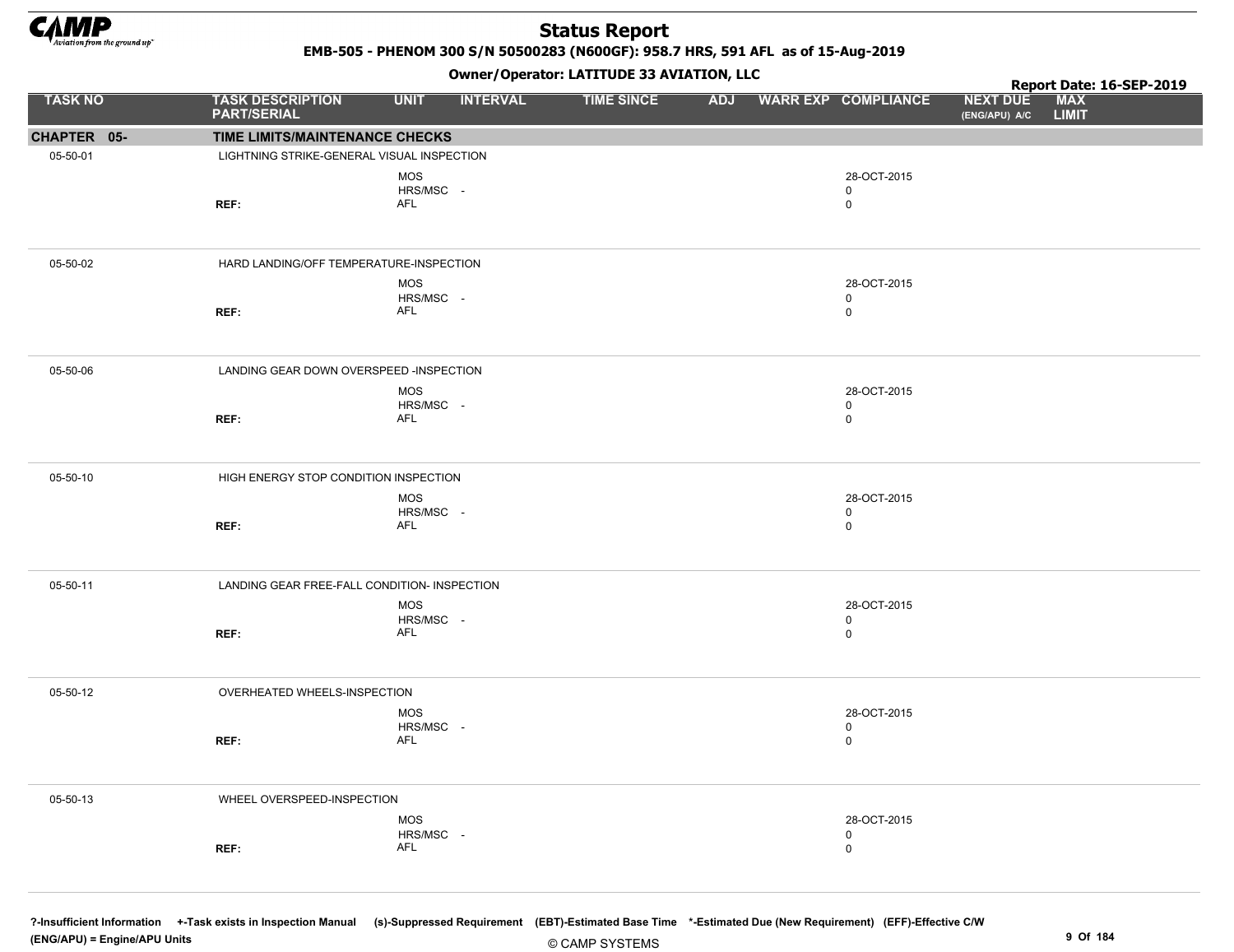# Status Report

**EMB-505 - PHENOM 300 S/N 50500283 (N600GF): 958.7 HRS, 591 AFL as of 15-Aug-2019**

**Owner/Operator: LATITUDE 33 AVIATION, LLC**

**Report Date: 16-SEP-2019**

| TASK NO | TASK DESCRIPTION PART/SERIAL | UNIT | INTERVAL | TIME SINCE | ADJ | WARR EXP | COMPLIANCE | NEXT DUE (ENG/APU) A/C | MAX LIMIT |
|---|---|---|---|---|---|---|---|---|---|
| **CHAPTER 05-** | **TIME LIMITS/MAINTENANCE CHECKS** | | | | | | | | |
| 05-50-01 | LIGHTNING STRIKE-GENERAL VISUAL INSPECTION | | | | | | | | |
| | | MOS | | | | | 28-OCT-2015 | | |
| | | HRS/MSC | - | | | | 0 | | |
| | REF: | AFL | | | | | 0 | | |
| 05-50-02 | HARD LANDING/OFF TEMPERATURE-INSPECTION | | | | | | | | |
| | | MOS | | | | | 28-OCT-2015 | | |
| | | HRS/MSC | - | | | | 0 | | |
| | REF: | AFL | | | | | 0 | | |
| 05-50-06 | LANDING GEAR DOWN OVERSPEED -INSPECTION | | | | | | | | |
| | | MOS | | | | | 28-OCT-2015 | | |
| | | HRS/MSC | - | | | | 0 | | |
| | REF: | AFL | | | | | 0 | | |
| 05-50-10 | HIGH ENERGY STOP CONDITION INSPECTION | | | | | | | | |
| | | MOS | | | | | 28-OCT-2015 | | |
| | | HRS/MSC | - | | | | 0 | | |
| | REF: | AFL | | | | | 0 | | |
| 05-50-11 | LANDING GEAR FREE-FALL CONDITION- INSPECTION | | | | | | | | |
| | | MOS | | | | | 28-OCT-2015 | | |
| | | HRS/MSC | - | | | | 0 | | |
| | REF: | AFL | | | | | 0 | | |
| 05-50-12 | OVERHEATED WHEELS-INSPECTION | | | | | | | | |
| | | MOS | | | | | 28-OCT-2015 | | |
| | | HRS/MSC | - | | | | 0 | | |
| | REF: | AFL | | | | | 0 | | |
| 05-50-13 | WHEEL OVERSPEED-INSPECTION | | | | | | | | |
| | | MOS | | | | | 28-OCT-2015 | | |
| | | HRS/MSC | - | | | | 0 | | |
| | REF: | AFL | | | | | 0 | | |

**?-Insufficient Information** **+-Task exists in Inspection Manual** **(s)-Suppressed Requirement** **(EBT)-Estimated Base Time** **\*-Estimated Due (New Requirement)** **(EFF)-Effective C/W**
**(ENG/APU) = Engine/APU Units**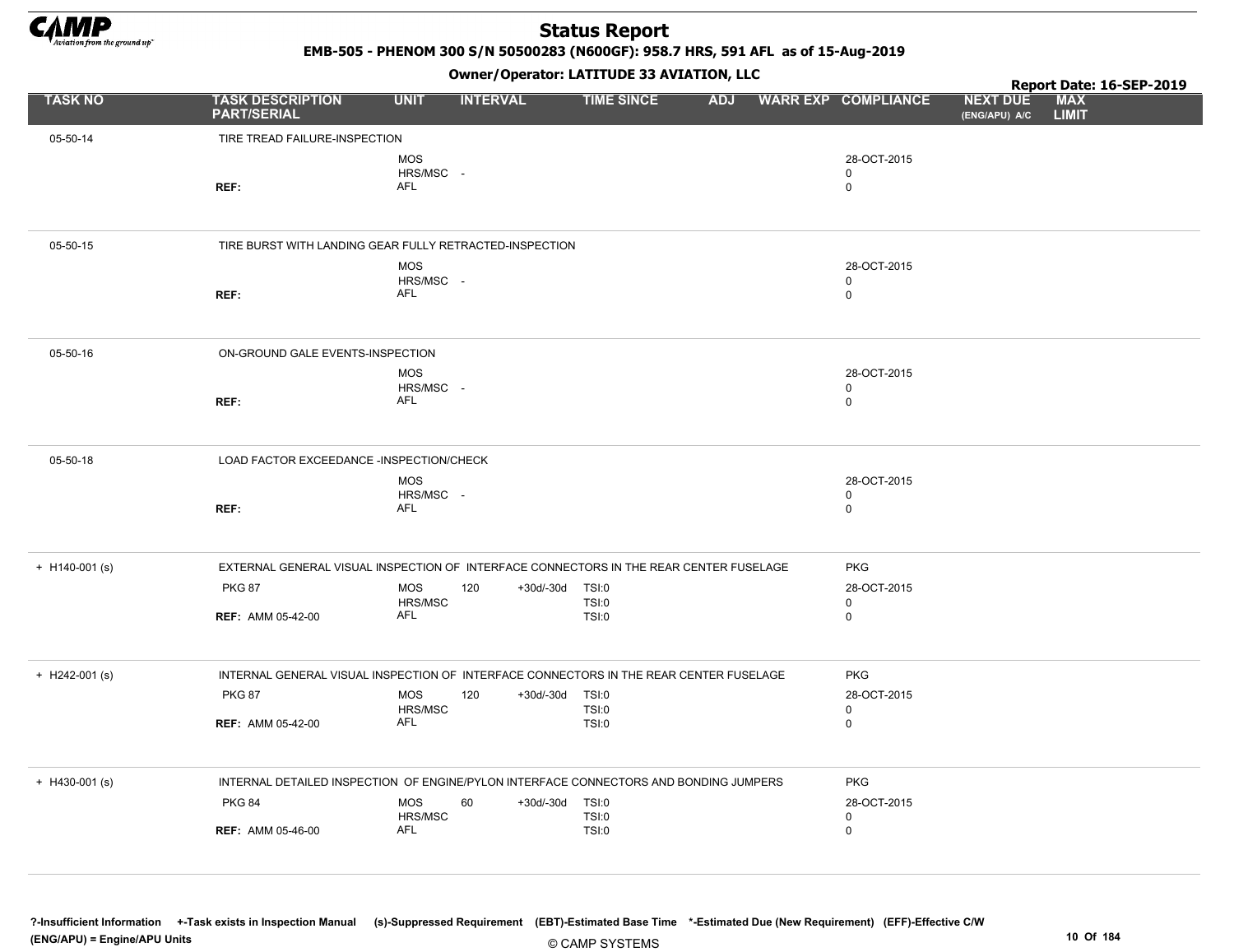# Status Report

**EMB-505 - PHENOM 300 S/N 50500283 (N600GF): 958.7 HRS, 591 AFL as of 15-Aug-2019**

**Owner/Operator: LATITUDE 33 AVIATION, LLC**

**Report Date: 16-SEP-2019**

| TASK NO | TASK DESCRIPTION PART/SERIAL | UNIT | INTERVAL | | TIME SINCE | ADJ | WARR EXP | COMPLIANCE | NEXT DUE (ENG/APU) A/C | MAX LIMIT |
|---|---|---|---|---|---|---|---|---|---|---|
| 05-50-14 | TIRE TREAD FAILURE-INSPECTION | | | | | | | | | |
| | | MOS | | | | | | 28-OCT-2015 | | |
| | | HRS/MSC | - | | | | | 0 | | |
| | REF: | AFL | | | | | | 0 | | |
| 05-50-15 | TIRE BURST WITH LANDING GEAR FULLY RETRACTED-INSPECTION | | | | | | | | | |
| | | MOS | | | | | | 28-OCT-2015 | | |
| | | HRS/MSC | - | | | | | 0 | | |
| | REF: | AFL | | | | | | 0 | | |
| 05-50-16 | ON-GROUND GALE EVENTS-INSPECTION | | | | | | | | | |
| | | MOS | | | | | | 28-OCT-2015 | | |
| | | HRS/MSC | - | | | | | 0 | | |
| | REF: | AFL | | | | | | 0 | | |
| 05-50-18 | LOAD FACTOR EXCEEDANCE -INSPECTION/CHECK | | | | | | | | | |
| | | MOS | | | | | | 28-OCT-2015 | | |
| | | HRS/MSC | - | | | | | 0 | | |
| | REF: | AFL | | | | | | 0 | | |
| + H140-001 (s) | EXTERNAL GENERAL VISUAL INSPECTION OF INTERFACE CONNECTORS IN THE REAR CENTER FUSELAGE | | | | | | | PKG | | |
| | PKG 87 | MOS | 120 | +30d/-30d | TSI:0 | | | 28-OCT-2015 | | |
| | | HRS/MSC | | | TSI:0 | | | 0 | | |
| | REF: AMM 05-42-00 | AFL | | | TSI:0 | | | 0 | | |
| + H242-001 (s) | INTERNAL GENERAL VISUAL INSPECTION OF INTERFACE CONNECTORS IN THE REAR CENTER FUSELAGE | | | | | | | PKG | | |
| | PKG 87 | MOS | 120 | +30d/-30d | TSI:0 | | | 28-OCT-2015 | | |
| | | HRS/MSC | | | TSI:0 | | | 0 | | |
| | REF: AMM 05-42-00 | AFL | | | TSI:0 | | | 0 | | |
| + H430-001 (s) | INTERNAL DETAILED INSPECTION OF ENGINE/PYLON INTERFACE CONNECTORS AND BONDING JUMPERS | | | | | | | PKG | | |
| | PKG 84 | MOS | 60 | +30d/-30d | TSI:0 | | | 28-OCT-2015 | | |
| | | HRS/MSC | | | TSI:0 | | | 0 | | |
| | REF: AMM 05-46-00 | AFL | | | TSI:0 | | | 0 | | |

?-Insufficient Information +-Task exists in Inspection Manual (s)-Suppressed Requirement (EBT)-Estimated Base Time *-Estimated Due (New Requirement) (EFF)-Effective C/W
(ENG/APU) = Engine/APU Units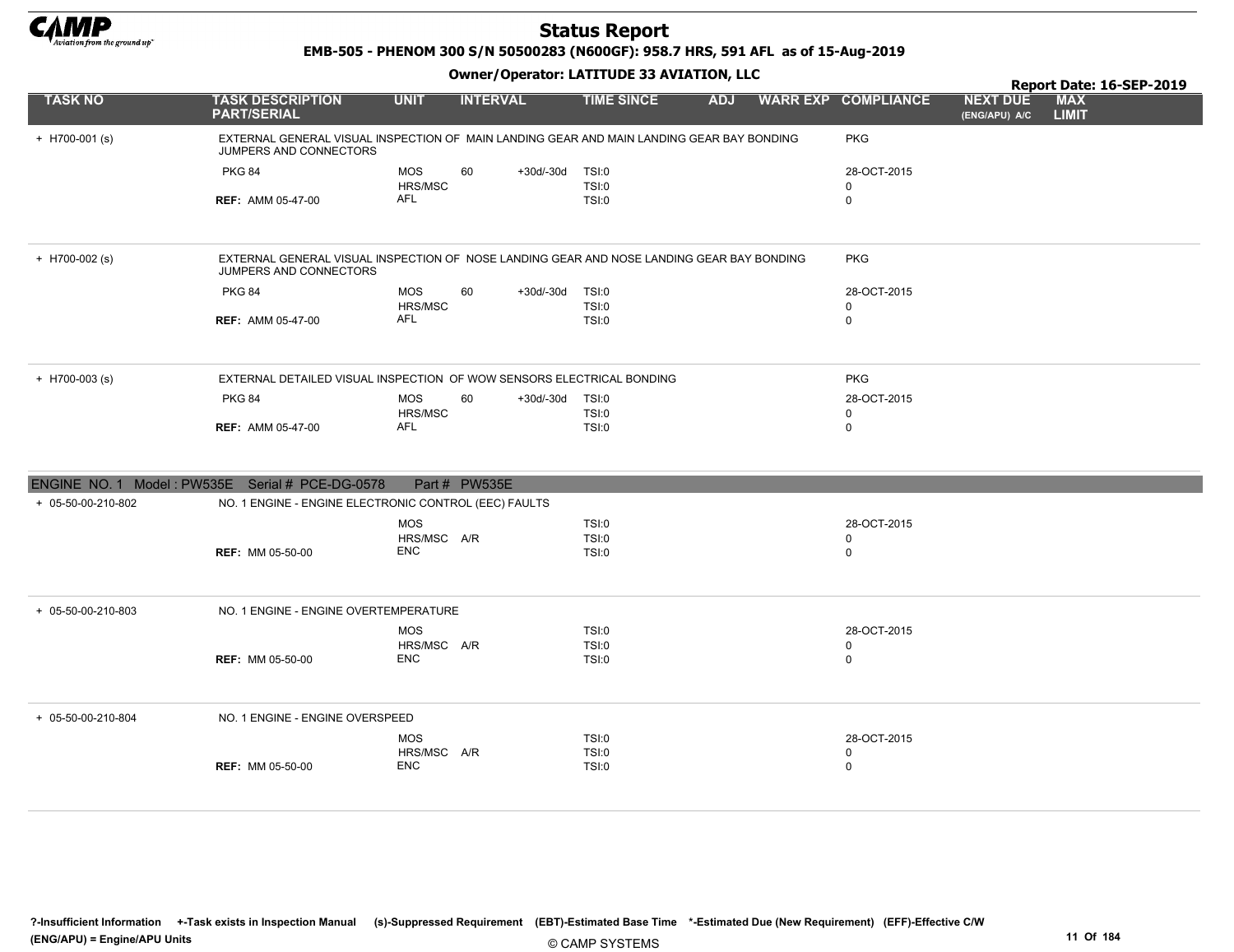# Status Report

**EMB-505 - PHENOM 300 S/N 50500283 (N600GF): 958.7 HRS, 591 AFL as of 15-Aug-2019**

**Owner/Operator: LATITUDE 33 AVIATION, LLC**

**Report Date: 16-SEP-2019**

| TASK NO | TASK DESCRIPTION PART/SERIAL | UNIT | INTERVAL | | TIME SINCE | ADJ | WARR EXP | COMPLIANCE | NEXT DUE (ENG/APU) A/C | MAX LIMIT |
|---|---|---|---|---|---|---|---|---|---|---|
| + H700-001 (s) | EXTERNAL GENERAL VISUAL INSPECTION OF MAIN LANDING GEAR AND MAIN LANDING GEAR BAY BONDING JUMPERS AND CONNECTORS | | | | | | | PKG | | |
| | PKG 84 | MOS | 60 | +30d/-30d | TSI:0 | | | 28-OCT-2015 | | |
| | | HRS/MSC | | | TSI:0 | | | 0 | | |
| | **REF:** AMM 05-47-00 | AFL | | | TSI:0 | | | 0 | | |
| + H700-002 (s) | EXTERNAL GENERAL VISUAL INSPECTION OF NOSE LANDING GEAR AND NOSE LANDING GEAR BAY BONDING JUMPERS AND CONNECTORS | | | | | | | PKG | | |
| | PKG 84 | MOS | 60 | +30d/-30d | TSI:0 | | | 28-OCT-2015 | | |
| | | HRS/MSC | | | TSI:0 | | | 0 | | |
| | **REF:** AMM 05-47-00 | AFL | | | TSI:0 | | | 0 | | |
| + H700-003 (s) | EXTERNAL DETAILED VISUAL INSPECTION OF WOW SENSORS ELECTRICAL BONDING | | | | | | | PKG | | |
| | PKG 84 | MOS | 60 | +30d/-30d | TSI:0 | | | 28-OCT-2015 | | |
| | | HRS/MSC | | | TSI:0 | | | 0 | | |
| | **REF:** AMM 05-47-00 | AFL | | | TSI:0 | | | 0 | | |

**ENGINE NO. 1 Model : PW535E Serial # PCE-DG-0578 Part # PW535E**

| TASK NO | TASK DESCRIPTION PART/SERIAL | UNIT | INTERVAL | | TIME SINCE | ADJ | WARR EXP | COMPLIANCE | NEXT DUE (ENG/APU) A/C | MAX LIMIT |
|---|---|---|---|---|---|---|---|---|---|---|
| + 05-50-00-210-802 | NO. 1 ENGINE - ENGINE ELECTRONIC CONTROL (EEC) FAULTS | | | | | | | | | |
| | | MOS | | | TSI:0 | | | 28-OCT-2015 | | |
| | | HRS/MSC | A/R | | TSI:0 | | | 0 | | |
| | **REF:** MM 05-50-00 | ENC | | | TSI:0 | | | 0 | | |
| + 05-50-00-210-803 | NO. 1 ENGINE - ENGINE OVERTEMPERATURE | | | | | | | | | |
| | | MOS | | | TSI:0 | | | 28-OCT-2015 | | |
| | | HRS/MSC | A/R | | TSI:0 | | | 0 | | |
| | **REF:** MM 05-50-00 | ENC | | | TSI:0 | | | 0 | | |
| + 05-50-00-210-804 | NO. 1 ENGINE - ENGINE OVERSPEED | | | | | | | | | |
| | | MOS | | | TSI:0 | | | 28-OCT-2015 | | |
| | | HRS/MSC | A/R | | TSI:0 | | | 0 | | |
| | **REF:** MM 05-50-00 | ENC | | | TSI:0 | | | 0 | | |

?-Insufficient Information +-Task exists in Inspection Manual (s)-Suppressed Requirement (EBT)-Estimated Base Time *-Estimated Due (New Requirement) (EFF)-Effective C/W
(ENG/APU) = Engine/APU Units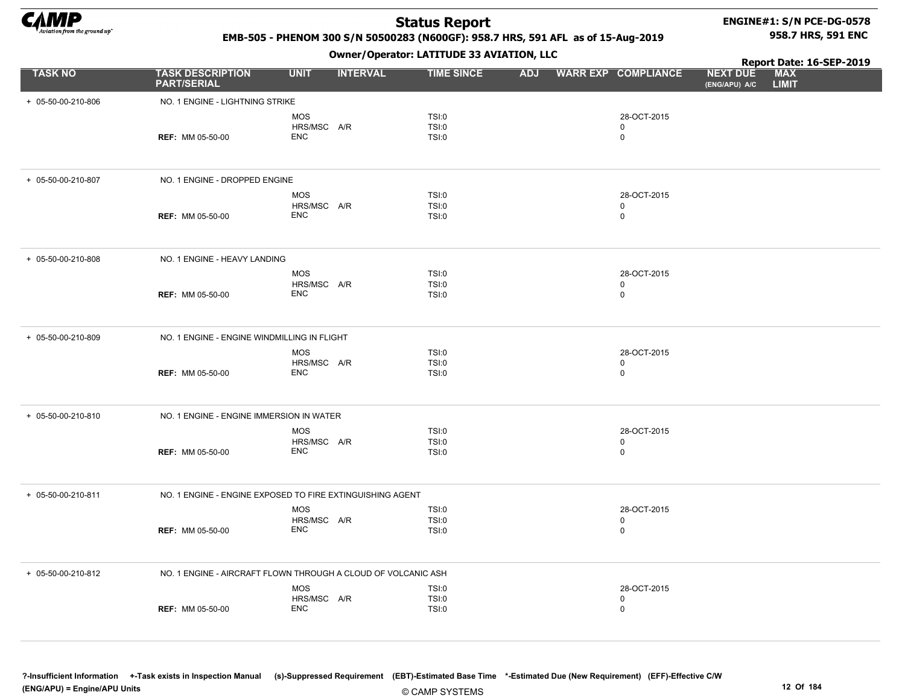| TASK NO | TASK DESCRIPTION PART/SERIAL | UNIT | INTERVAL | TIME SINCE | ADJ | WARR EXP | COMPLIANCE | NEXT DUE (ENG/APU) A/C | MAX LIMIT |
|---|---|---|---|---|---|---|---|---|---|
| + 05-50-00-210-806 | NO. 1 ENGINE - LIGHTNING STRIKE | | | | | | | | |
| | | MOS | | TSI:0 | | | 28-OCT-2015 | | |
| | | HRS/MSC | A/R | TSI:0 | | | 0 | | |
| | **REF:** MM 05-50-00 | ENC | | TSI:0 | | | 0 | | |
| + 05-50-00-210-807 | NO. 1 ENGINE - DROPPED ENGINE | | | | | | | | |
| | | MOS | | TSI:0 | | | 28-OCT-2015 | | |
| | | HRS/MSC | A/R | TSI:0 | | | 0 | | |
| | **REF:** MM 05-50-00 | ENC | | TSI:0 | | | 0 | | |
| + 05-50-00-210-808 | NO. 1 ENGINE - HEAVY LANDING | | | | | | | | |
| | | MOS | | TSI:0 | | | 28-OCT-2015 | | |
| | | HRS/MSC | A/R | TSI:0 | | | 0 | | |
| | **REF:** MM 05-50-00 | ENC | | TSI:0 | | | 0 | | |
| + 05-50-00-210-809 | NO. 1 ENGINE - ENGINE WINDMILLING IN FLIGHT | | | | | | | | |
| | | MOS | | TSI:0 | | | 28-OCT-2015 | | |
| | | HRS/MSC | A/R | TSI:0 | | | 0 | | |
| | **REF:** MM 05-50-00 | ENC | | TSI:0 | | | 0 | | |
| + 05-50-00-210-810 | NO. 1 ENGINE - ENGINE IMMERSION IN WATER | | | | | | | | |
| | | MOS | | TSI:0 | | | 28-OCT-2015 | | |
| | | HRS/MSC | A/R | TSI:0 | | | 0 | | |
| | **REF:** MM 05-50-00 | ENC | | TSI:0 | | | 0 | | |
| + 05-50-00-210-811 | NO. 1 ENGINE - ENGINE EXPOSED TO FIRE EXTINGUISHING AGENT | | | | | | | | |
| | | MOS | | TSI:0 | | | 28-OCT-2015 | | |
| | | HRS/MSC | A/R | TSI:0 | | | 0 | | |
| | **REF:** MM 05-50-00 | ENC | | TSI:0 | | | 0 | | |
| + 05-50-00-210-812 | NO. 1 ENGINE - AIRCRAFT FLOWN THROUGH A CLOUD OF VOLCANIC ASH | | | | | | | | |
| | | MOS | | TSI:0 | | | 28-OCT-2015 | | |
| | | HRS/MSC | A/R | TSI:0 | | | 0 | | |
| | **REF:** MM 05-50-00 | ENC | | TSI:0 | | | 0 | | |

?-Insufficient Information   +-Task exists in Inspection Manual   (s)-Suppressed Requirement   (EBT)-Estimated Base Time   *-Estimated Due (New Requirement)   (EFF)-Effective C/W
(ENG/APU) = Engine/APU Units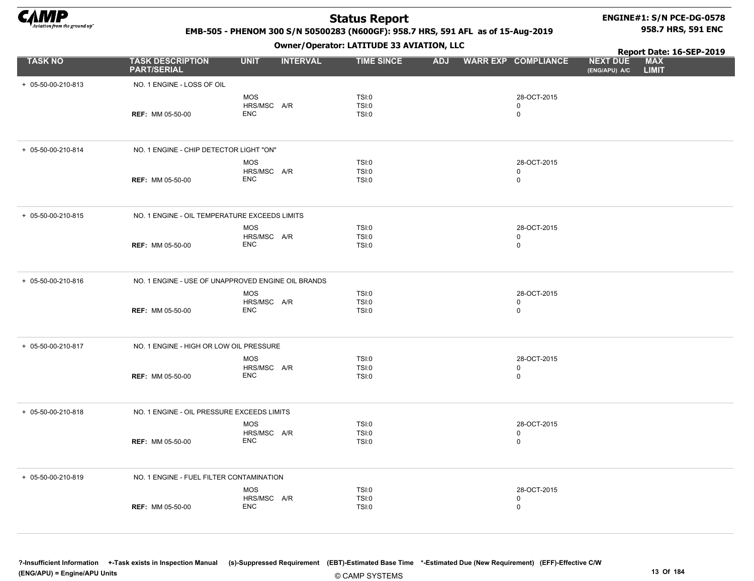| TASK NO | TASK DESCRIPTION PART/SERIAL | UNIT | INTERVAL | TIME SINCE | ADJ | WARR EXP | COMPLIANCE | NEXT DUE (ENG/APU) A/C | MAX LIMIT |
|---|---|---|---|---|---|---|---|---|---|
| + 05-50-00-210-813 | NO. 1 ENGINE - LOSS OF OIL | | | | | | | | |
| | | MOS | | TSI:0 | | | 28-OCT-2015 | | |
| | | HRS/MSC | A/R | TSI:0 | | | 0 | | |
| | **REF:** MM 05-50-00 | ENC | | TSI:0 | | | 0 | | |
| + 05-50-00-210-814 | NO. 1 ENGINE - CHIP DETECTOR LIGHT "ON" | | | | | | | | |
| | | MOS | | TSI:0 | | | 28-OCT-2015 | | |
| | | HRS/MSC | A/R | TSI:0 | | | 0 | | |
| | **REF:** MM 05-50-00 | ENC | | TSI:0 | | | 0 | | |
| + 05-50-00-210-815 | NO. 1 ENGINE - OIL TEMPERATURE EXCEEDS LIMITS | | | | | | | | |
| | | MOS | | TSI:0 | | | 28-OCT-2015 | | |
| | | HRS/MSC | A/R | TSI:0 | | | 0 | | |
| | **REF:** MM 05-50-00 | ENC | | TSI:0 | | | 0 | | |
| + 05-50-00-210-816 | NO. 1 ENGINE - USE OF UNAPPROVED ENGINE OIL BRANDS | | | | | | | | |
| | | MOS | | TSI:0 | | | 28-OCT-2015 | | |
| | | HRS/MSC | A/R | TSI:0 | | | 0 | | |
| | **REF:** MM 05-50-00 | ENC | | TSI:0 | | | 0 | | |
| + 05-50-00-210-817 | NO. 1 ENGINE - HIGH OR LOW OIL PRESSURE | | | | | | | | |
| | | MOS | | TSI:0 | | | 28-OCT-2015 | | |
| | | HRS/MSC | A/R | TSI:0 | | | 0 | | |
| | **REF:** MM 05-50-00 | ENC | | TSI:0 | | | 0 | | |
| + 05-50-00-210-818 | NO. 1 ENGINE - OIL PRESSURE EXCEEDS LIMITS | | | | | | | | |
| | | MOS | | TSI:0 | | | 28-OCT-2015 | | |
| | | HRS/MSC | A/R | TSI:0 | | | 0 | | |
| | **REF:** MM 05-50-00 | ENC | | TSI:0 | | | 0 | | |
| + 05-50-00-210-819 | NO. 1 ENGINE - FUEL FILTER CONTAMINATION | | | | | | | | |
| | | MOS | | TSI:0 | | | 28-OCT-2015 | | |
| | | HRS/MSC | A/R | TSI:0 | | | 0 | | |
| | **REF:** MM 05-50-00 | ENC | | TSI:0 | | | 0 | | |

?-Insufficient Information +-Task exists in Inspection Manual (s)-Suppressed Requirement (EBT)-Estimated Base Time *-Estimated Due (New Requirement) (EFF)-Effective C/W (ENG/APU) = Engine/APU Units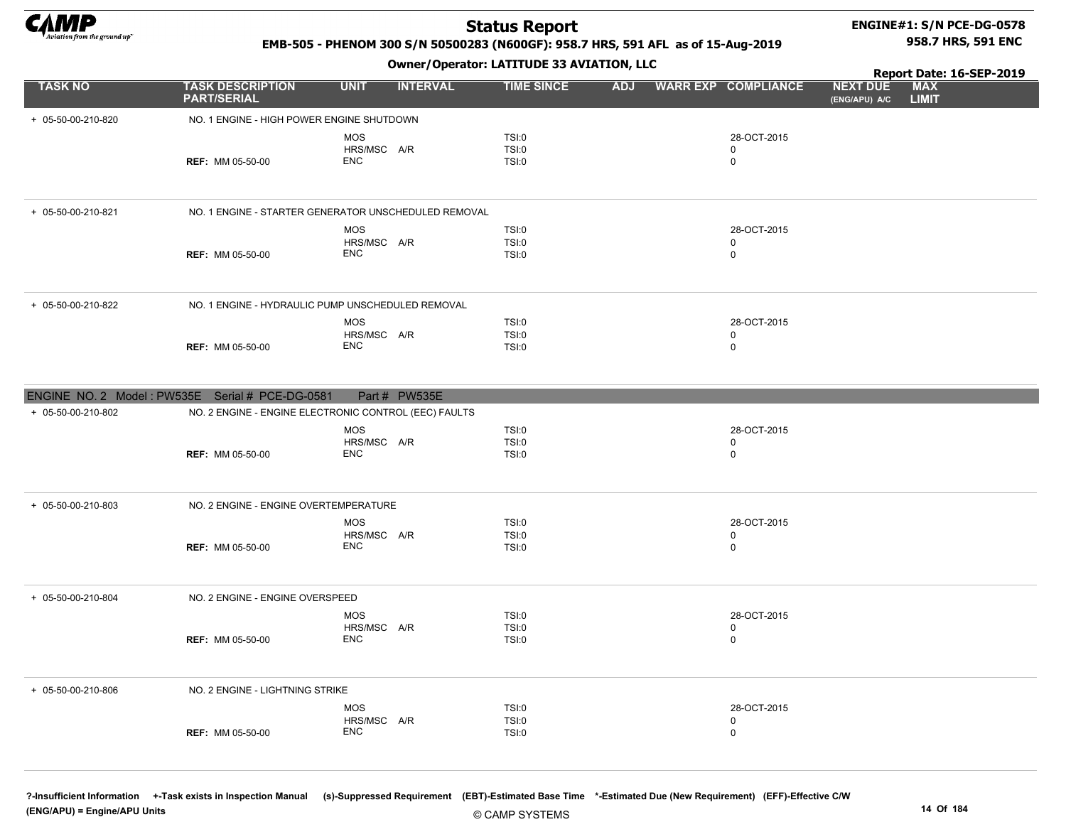| TASK NO | TASK DESCRIPTION PART/SERIAL | UNIT | INTERVAL | TIME SINCE | ADJ | WARR EXP | COMPLIANCE | NEXT DUE (ENG/APU) A/C | MAX LIMIT |
|---|---|---|---|---|---|---|---|---|---|
| + 05-50-00-210-820 | NO. 1 ENGINE - HIGH POWER ENGINE SHUTDOWN | | | | | | | | |
| | | MOS | | TSI:0 | | | 28-OCT-2015 | | |
| | | HRS/MSC | A/R | TSI:0 | | | 0 | | |
| | REF: MM 05-50-00 | ENC | | TSI:0 | | | 0 | | |
| + 05-50-00-210-821 | NO. 1 ENGINE - STARTER GENERATOR UNSCHEDULED REMOVAL | | | | | | | | |
| | | MOS | | TSI:0 | | | 28-OCT-2015 | | |
| | | HRS/MSC | A/R | TSI:0 | | | 0 | | |
| | REF: MM 05-50-00 | ENC | | TSI:0 | | | 0 | | |
| + 05-50-00-210-822 | NO. 1 ENGINE - HYDRAULIC PUMP UNSCHEDULED REMOVAL | | | | | | | | |
| | | MOS | | TSI:0 | | | 28-OCT-2015 | | |
| | | HRS/MSC | A/R | TSI:0 | | | 0 | | |
| | REF: MM 05-50-00 | ENC | | TSI:0 | | | 0 | | |
| ENGINE NO. 2 Model : PW535E Serial # PCE-DG-0581 Part # PW535E | | | | | | | | | |
| + 05-50-00-210-802 | NO. 2 ENGINE - ENGINE ELECTRONIC CONTROL (EEC) FAULTS | | | | | | | | |
| | | MOS | | TSI:0 | | | 28-OCT-2015 | | |
| | | HRS/MSC | A/R | TSI:0 | | | 0 | | |
| | REF: MM 05-50-00 | ENC | | TSI:0 | | | 0 | | |
| + 05-50-00-210-803 | NO. 2 ENGINE - ENGINE OVERTEMPERATURE | | | | | | | | |
| | | MOS | | TSI:0 | | | 28-OCT-2015 | | |
| | | HRS/MSC | A/R | TSI:0 | | | 0 | | |
| | REF: MM 05-50-00 | ENC | | TSI:0 | | | 0 | | |
| + 05-50-00-210-804 | NO. 2 ENGINE - ENGINE OVERSPEED | | | | | | | | |
| | | MOS | | TSI:0 | | | 28-OCT-2015 | | |
| | | HRS/MSC | A/R | TSI:0 | | | 0 | | |
| | REF: MM 05-50-00 | ENC | | TSI:0 | | | 0 | | |
| + 05-50-00-210-806 | NO. 2 ENGINE - LIGHTNING STRIKE | | | | | | | | |
| | | MOS | | TSI:0 | | | 28-OCT-2015 | | |
| | | HRS/MSC | A/R | TSI:0 | | | 0 | | |
| | REF: MM 05-50-00 | ENC | | TSI:0 | | | 0 | | |

?-Insufficient Information +-Task exists in Inspection Manual (s)-Suppressed Requirement (EBT)-Estimated Base Time *-Estimated Due (New Requirement) (EFF)-Effective C/W
(ENG/APU) = Engine/APU Units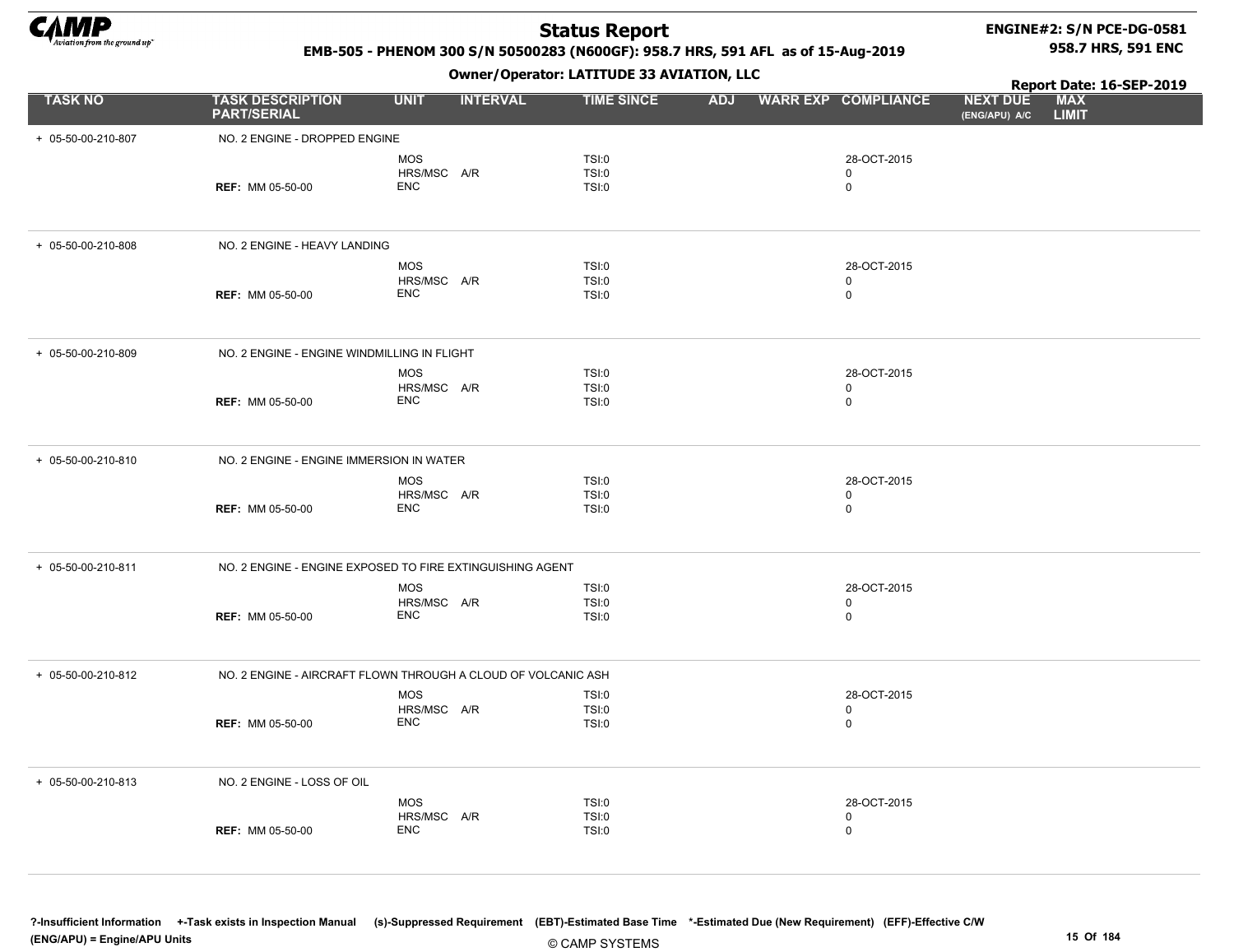| TASK NO | TASK DESCRIPTION PART/SERIAL | UNIT | INTERVAL | TIME SINCE | ADJ | WARR EXP | COMPLIANCE | NEXT DUE (ENG/APU) A/C | MAX LIMIT |
|---|---|---|---|---|---|---|---|---|---|
| + 05-50-00-210-807 | NO. 2 ENGINE - DROPPED ENGINE | | | | | | | | |
| | | MOS | | TSI:0 | | | 28-OCT-2015 | | |
| | | HRS/MSC | A/R | TSI:0 | | | 0 | | |
| | **REF:** MM 05-50-00 | ENC | | TSI:0 | | | 0 | | |
| + 05-50-00-210-808 | NO. 2 ENGINE - HEAVY LANDING | | | | | | | | |
| | | MOS | | TSI:0 | | | 28-OCT-2015 | | |
| | | HRS/MSC | A/R | TSI:0 | | | 0 | | |
| | **REF:** MM 05-50-00 | ENC | | TSI:0 | | | 0 | | |
| + 05-50-00-210-809 | NO. 2 ENGINE - ENGINE WINDMILLING IN FLIGHT | | | | | | | | |
| | | MOS | | TSI:0 | | | 28-OCT-2015 | | |
| | | HRS/MSC | A/R | TSI:0 | | | 0 | | |
| | **REF:** MM 05-50-00 | ENC | | TSI:0 | | | 0 | | |
| + 05-50-00-210-810 | NO. 2 ENGINE - ENGINE IMMERSION IN WATER | | | | | | | | |
| | | MOS | | TSI:0 | | | 28-OCT-2015 | | |
| | | HRS/MSC | A/R | TSI:0 | | | 0 | | |
| | **REF:** MM 05-50-00 | ENC | | TSI:0 | | | 0 | | |
| + 05-50-00-210-811 | NO. 2 ENGINE - ENGINE EXPOSED TO FIRE EXTINGUISHING AGENT | | | | | | | | |
| | | MOS | | TSI:0 | | | 28-OCT-2015 | | |
| | | HRS/MSC | A/R | TSI:0 | | | 0 | | |
| | **REF:** MM 05-50-00 | ENC | | TSI:0 | | | 0 | | |
| + 05-50-00-210-812 | NO. 2 ENGINE - AIRCRAFT FLOWN THROUGH A CLOUD OF VOLCANIC ASH | | | | | | | | |
| | | MOS | | TSI:0 | | | 28-OCT-2015 | | |
| | | HRS/MSC | A/R | TSI:0 | | | 0 | | |
| | **REF:** MM 05-50-00 | ENC | | TSI:0 | | | 0 | | |
| + 05-50-00-210-813 | NO. 2 ENGINE - LOSS OF OIL | | | | | | | | |
| | | MOS | | TSI:0 | | | 28-OCT-2015 | | |
| | | HRS/MSC | A/R | TSI:0 | | | 0 | | |
| | **REF:** MM 05-50-00 | ENC | | TSI:0 | | | 0 | | |

**?-Insufficient Information** **+-Task exists in Inspection Manual** **(s)-Suppressed Requirement** **(EBT)-Estimated Base Time** **\*-Estimated Due (New Requirement)** **(EFF)-Effective C/W**
**(ENG/APU) = Engine/APU Units**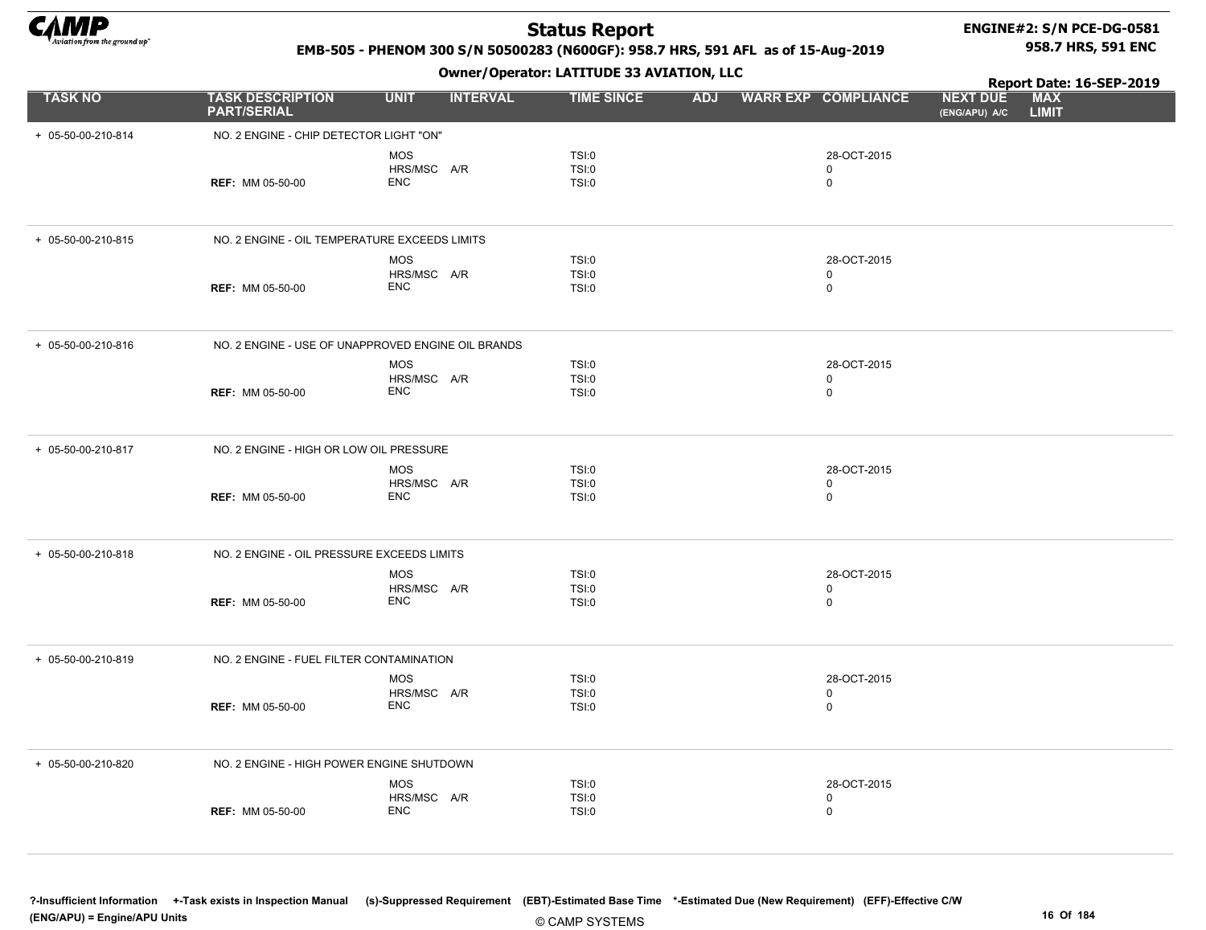| TASK NO | TASK DESCRIPTION PART/SERIAL | UNIT | INTERVAL | TIME SINCE | ADJ | WARR EXP | COMPLIANCE | NEXT DUE (ENG/APU) A/C | MAX LIMIT |
|---|---|---|---|---|---|---|---|---|---|
| + 05-50-00-210-814 | NO. 2 ENGINE - CHIP DETECTOR LIGHT "ON" | | | | | | | | |
| | | MOS | | TSI:0 | | | 28-OCT-2015 | | |
| | | HRS/MSC | A/R | TSI:0 | | | 0 | | |
| | **REF:** MM 05-50-00 | ENC | | TSI:0 | | | 0 | | |
| + 05-50-00-210-815 | NO. 2 ENGINE - OIL TEMPERATURE EXCEEDS LIMITS | | | | | | | | |
| | | MOS | | TSI:0 | | | 28-OCT-2015 | | |
| | | HRS/MSC | A/R | TSI:0 | | | 0 | | |
| | **REF:** MM 05-50-00 | ENC | | TSI:0 | | | 0 | | |
| + 05-50-00-210-816 | NO. 2 ENGINE - USE OF UNAPPROVED ENGINE OIL BRANDS | | | | | | | | |
| | | MOS | | TSI:0 | | | 28-OCT-2015 | | |
| | | HRS/MSC | A/R | TSI:0 | | | 0 | | |
| | **REF:** MM 05-50-00 | ENC | | TSI:0 | | | 0 | | |
| + 05-50-00-210-817 | NO. 2 ENGINE - HIGH OR LOW OIL PRESSURE | | | | | | | | |
| | | MOS | | TSI:0 | | | 28-OCT-2015 | | |
| | | HRS/MSC | A/R | TSI:0 | | | 0 | | |
| | **REF:** MM 05-50-00 | ENC | | TSI:0 | | | 0 | | |
| + 05-50-00-210-818 | NO. 2 ENGINE - OIL PRESSURE EXCEEDS LIMITS | | | | | | | | |
| | | MOS | | TSI:0 | | | 28-OCT-2015 | | |
| | | HRS/MSC | A/R | TSI:0 | | | 0 | | |
| | **REF:** MM 05-50-00 | ENC | | TSI:0 | | | 0 | | |
| + 05-50-00-210-819 | NO. 2 ENGINE - FUEL FILTER CONTAMINATION | | | | | | | | |
| | | MOS | | TSI:0 | | | 28-OCT-2015 | | |
| | | HRS/MSC | A/R | TSI:0 | | | 0 | | |
| | **REF:** MM 05-50-00 | ENC | | TSI:0 | | | 0 | | |
| + 05-50-00-210-820 | NO. 2 ENGINE - HIGH POWER ENGINE SHUTDOWN | | | | | | | | |
| | | MOS | | TSI:0 | | | 28-OCT-2015 | | |
| | | HRS/MSC | A/R | TSI:0 | | | 0 | | |
| | **REF:** MM 05-50-00 | ENC | | TSI:0 | | | 0 | | |

?-Insufficient Information +-Task exists in Inspection Manual (s)-Suppressed Requirement (EBT)-Estimated Base Time *-Estimated Due (New Requirement) (EFF)-Effective C/W
(ENG/APU) = Engine/APU Units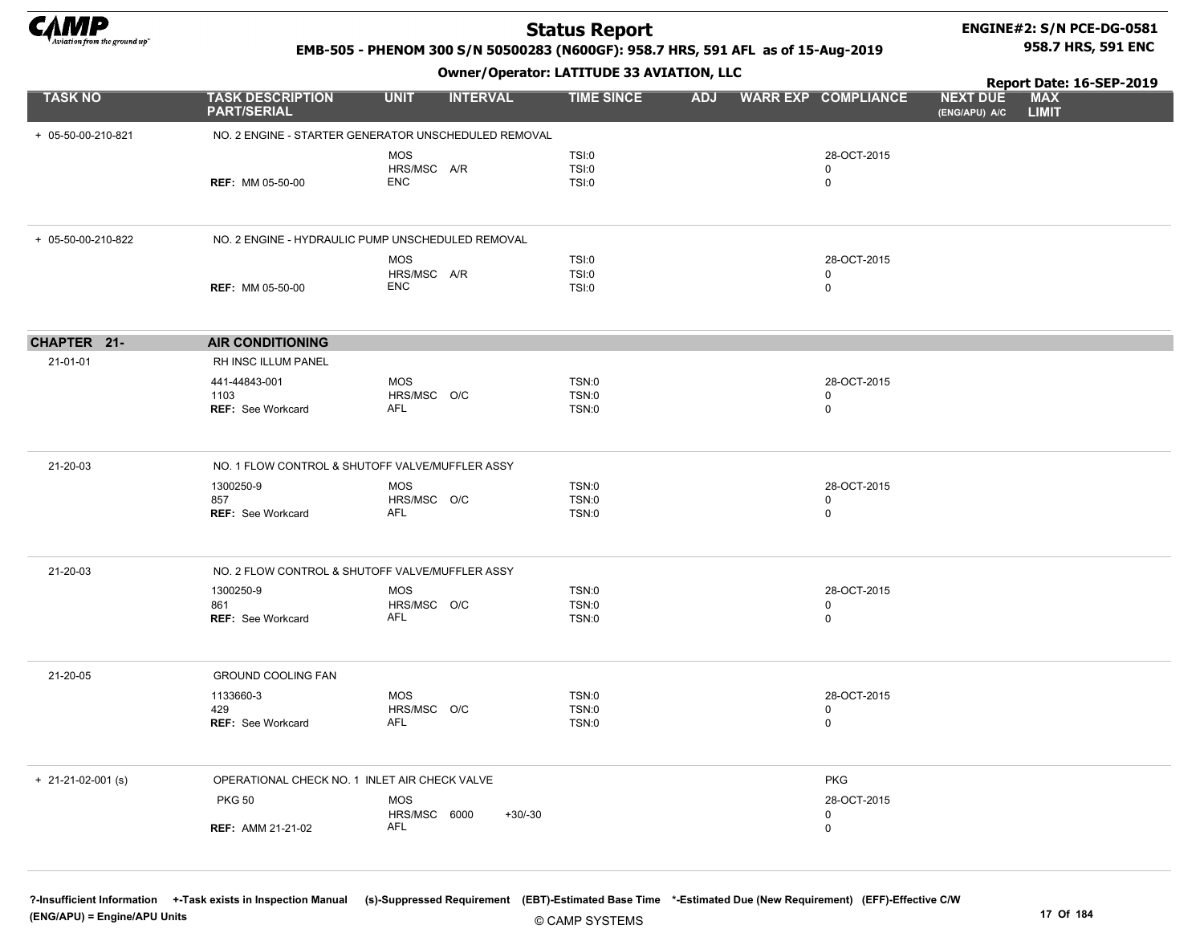| TASK NO | TASK DESCRIPTION PART/SERIAL | UNIT | INTERVAL | TIME SINCE | ADJ | WARR EXP | COMPLIANCE | NEXT DUE (ENG/APU) A/C | MAX LIMIT |
|---|---|---|---|---|---|---|---|---|---|
| + 05-50-00-210-821 | NO. 2 ENGINE - STARTER GENERATOR UNSCHEDULED REMOVAL | | | | | | | | |
| | | MOS | | TSI:0 | | | 28-OCT-2015 | | |
| | | HRS/MSC | A/R | TSI:0 | | | 0 | | |
| | REF: MM 05-50-00 | ENC | | TSI:0 | | | 0 | | |
| + 05-50-00-210-822 | NO. 2 ENGINE - HYDRAULIC PUMP UNSCHEDULED REMOVAL | | | | | | | | |
| | | MOS | | TSI:0 | | | 28-OCT-2015 | | |
| | | HRS/MSC | A/R | TSI:0 | | | 0 | | |
| | REF: MM 05-50-00 | ENC | | TSI:0 | | | 0 | | |
| **CHAPTER 21-** | **AIR CONDITIONING** | | | | | | | | |
| 21-01-01 | RH INSC ILLUM PANEL | | | | | | | | |
| | 441-44843-001 | MOS | | TSN:0 | | | 28-OCT-2015 | | |
| | 1103 | HRS/MSC | O/C | TSN:0 | | | 0 | | |
| | REF: See Workcard | AFL | | TSN:0 | | | 0 | | |
| 21-20-03 | NO. 1 FLOW CONTROL & SHUTOFF VALVE/MUFFLER ASSY | | | | | | | | |
| | 1300250-9 | MOS | | TSN:0 | | | 28-OCT-2015 | | |
| | 857 | HRS/MSC | O/C | TSN:0 | | | 0 | | |
| | REF: See Workcard | AFL | | TSN:0 | | | 0 | | |
| 21-20-03 | NO. 2 FLOW CONTROL & SHUTOFF VALVE/MUFFLER ASSY | | | | | | | | |
| | 1300250-9 | MOS | | TSN:0 | | | 28-OCT-2015 | | |
| | 861 | HRS/MSC | O/C | TSN:0 | | | 0 | | |
| | REF: See Workcard | AFL | | TSN:0 | | | 0 | | |
| 21-20-05 | GROUND COOLING FAN | | | | | | | | |
| | 1133660-3 | MOS | | TSN:0 | | | 28-OCT-2015 | | |
| | 429 | HRS/MSC | O/C | TSN:0 | | | 0 | | |
| | REF: See Workcard | AFL | | TSN:0 | | | 0 | | |
| + 21-21-02-001 (s) | OPERATIONAL CHECK NO. 1 INLET AIR CHECK VALVE | | | | | | PKG | | |
| | PKG 50 | MOS | | | | | 28-OCT-2015 | | |
| | | HRS/MSC | 6000 +30/-30 | | | | 0 | | |
| | REF: AMM 21-21-02 | AFL | | | | | 0 | | |

?-Insufficient Information +-Task exists in Inspection Manual (s)-Suppressed Requirement (EBT)-Estimated Base Time *-Estimated Due (New Requirement) (EFF)-Effective C/W (ENG/APU) = Engine/APU Units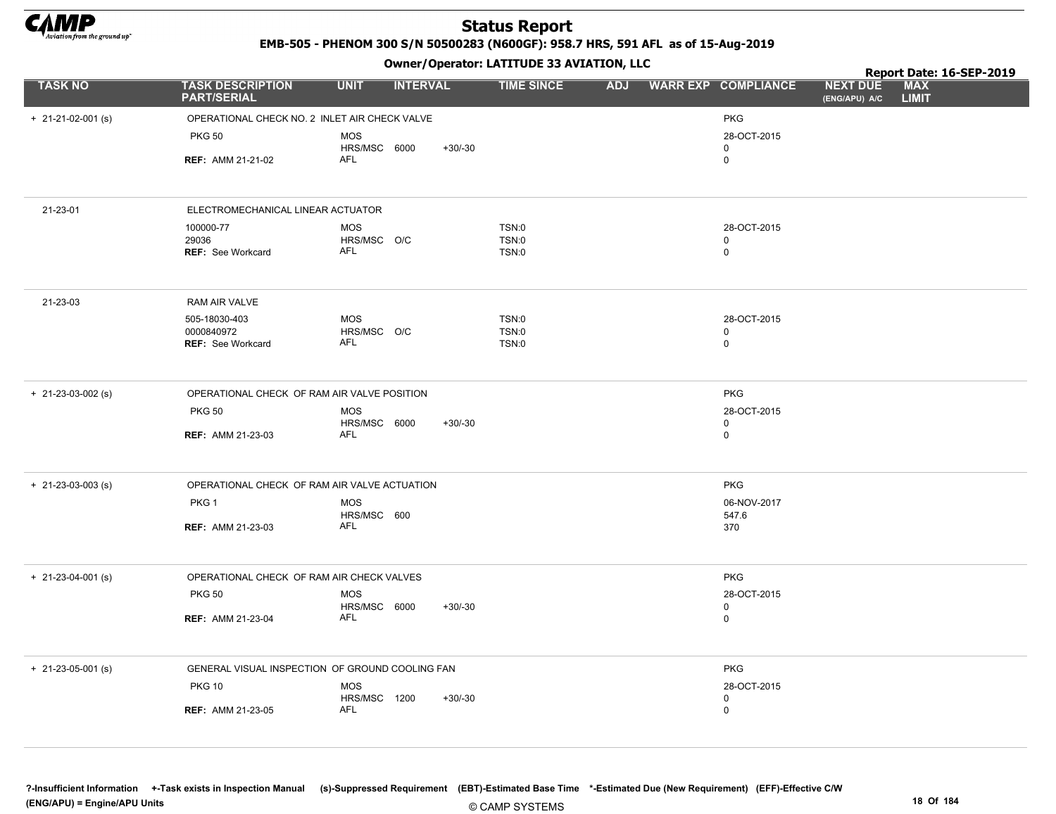# Status Report

**EMB-505 - PHENOM 300 S/N 50500283 (N600GF): 958.7 HRS, 591 AFL as of 15-Aug-2019**

**Owner/Operator: LATITUDE 33 AVIATION, LLC**

**Report Date: 16-SEP-2019**

| TASK NO | TASK DESCRIPTION PART/SERIAL | UNIT | INTERVAL | | TIME SINCE | ADJ | WARR EXP | COMPLIANCE | NEXT DUE (ENG/APU) A/C | MAX LIMIT |
|---|---|---|---|---|---|---|---|---|---|---|
| + 21-21-02-001 (s) | OPERATIONAL CHECK NO. 2 INLET AIR CHECK VALVE | | | | | | | PKG | | |
| | PKG 50 | MOS | | | | | | 28-OCT-2015 | | |
| | | HRS/MSC | 6000 | +30/-30 | | | | 0 | | |
| | **REF:** AMM 21-21-02 | AFL | | | | | | 0 | | |
| 21-23-01 | ELECTROMECHANICAL LINEAR ACTUATOR | | | | | | | | | |
| | 100000-77 | MOS | | | TSN:0 | | | 28-OCT-2015 | | |
| | 29036 | HRS/MSC | O/C | | TSN:0 | | | 0 | | |
| | **REF:** See Workcard | AFL | | | TSN:0 | | | 0 | | |
| 21-23-03 | RAM AIR VALVE | | | | | | | | | |
| | 505-18030-403 | MOS | | | TSN:0 | | | 28-OCT-2015 | | |
| | 0000840972 | HRS/MSC | O/C | | TSN:0 | | | 0 | | |
| | **REF:** See Workcard | AFL | | | TSN:0 | | | 0 | | |
| + 21-23-03-002 (s) | OPERATIONAL CHECK OF RAM AIR VALVE POSITION | | | | | | | PKG | | |
| | PKG 50 | MOS | | | | | | 28-OCT-2015 | | |
| | | HRS/MSC | 6000 | +30/-30 | | | | 0 | | |
| | **REF:** AMM 21-23-03 | AFL | | | | | | 0 | | |
| + 21-23-03-003 (s) | OPERATIONAL CHECK OF RAM AIR VALVE ACTUATION | | | | | | | PKG | | |
| | PKG 1 | MOS | | | | | | 06-NOV-2017 | | |
| | | HRS/MSC | 600 | | | | | 547.6 | | |
| | **REF:** AMM 21-23-03 | AFL | | | | | | 370 | | |
| + 21-23-04-001 (s) | OPERATIONAL CHECK OF RAM AIR CHECK VALVES | | | | | | | PKG | | |
| | PKG 50 | MOS | | | | | | 28-OCT-2015 | | |
| | | HRS/MSC | 6000 | +30/-30 | | | | 0 | | |
| | **REF:** AMM 21-23-04 | AFL | | | | | | 0 | | |
| + 21-23-05-001 (s) | GENERAL VISUAL INSPECTION OF GROUND COOLING FAN | | | | | | | PKG | | |
| | PKG 10 | MOS | | | | | | 28-OCT-2015 | | |
| | | HRS/MSC | 1200 | +30/-30 | | | | 0 | | |
| | **REF:** AMM 21-23-05 | AFL | | | | | | 0 | | |

?-Insufficient Information +-Task exists in Inspection Manual (s)-Suppressed Requirement (EBT)-Estimated Base Time *-Estimated Due (New Requirement) (EFF)-Effective C/W
(ENG/APU) = Engine/APU Units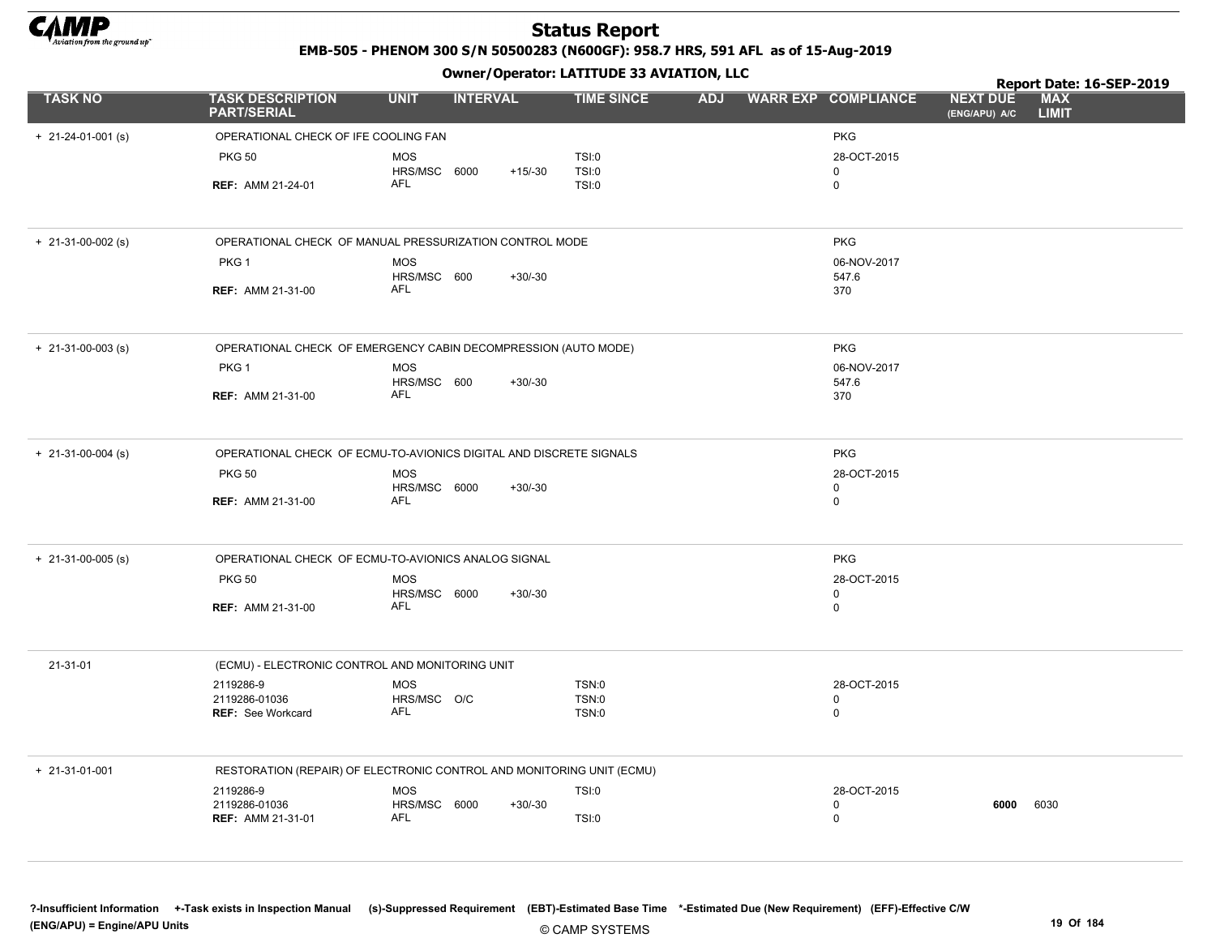# Status Report

**EMB-505 - PHENOM 300 S/N 50500283 (N600GF): 958.7 HRS, 591 AFL as of 15-Aug-2019**

**Owner/Operator: LATITUDE 33 AVIATION, LLC**

**Report Date: 16-SEP-2019**

| TASK NO | TASK DESCRIPTION PART/SERIAL | UNIT | INTERVAL | | TIME SINCE | ADJ | WARR EXP | COMPLIANCE | NEXT DUE (ENG/APU) A/C | MAX LIMIT |
|---|---|---|---|---|---|---|---|---|---|---|
| + 21-24-01-001 (s) | OPERATIONAL CHECK OF IFE COOLING FAN | | | | | | | PKG | | |
| | PKG 50 | MOS | | | TSI:0 | | | 28-OCT-2015 | | |
| | | HRS/MSC | 6000 | +15/-30 | TSI:0 | | | 0 | | |
| | REF: AMM 21-24-01 | AFL | | | TSI:0 | | | 0 | | |
| + 21-31-00-002 (s) | OPERATIONAL CHECK OF MANUAL PRESSURIZATION CONTROL MODE | | | | | | | PKG | | |
| | PKG 1 | MOS | | | | | | 06-NOV-2017 | | |
| | | HRS/MSC | 600 | +30/-30 | | | | 547.6 | | |
| | REF: AMM 21-31-00 | AFL | | | | | | 370 | | |
| + 21-31-00-003 (s) | OPERATIONAL CHECK OF EMERGENCY CABIN DECOMPRESSION (AUTO MODE) | | | | | | | PKG | | |
| | PKG 1 | MOS | | | | | | 06-NOV-2017 | | |
| | | HRS/MSC | 600 | +30/-30 | | | | 547.6 | | |
| | REF: AMM 21-31-00 | AFL | | | | | | 370 | | |
| + 21-31-00-004 (s) | OPERATIONAL CHECK OF ECMU-TO-AVIONICS DIGITAL AND DISCRETE SIGNALS | | | | | | | PKG | | |
| | PKG 50 | MOS | | | | | | 28-OCT-2015 | | |
| | | HRS/MSC | 6000 | +30/-30 | | | | 0 | | |
| | REF: AMM 21-31-00 | AFL | | | | | | 0 | | |
| + 21-31-00-005 (s) | OPERATIONAL CHECK OF ECMU-TO-AVIONICS ANALOG SIGNAL | | | | | | | PKG | | |
| | PKG 50 | MOS | | | | | | 28-OCT-2015 | | |
| | | HRS/MSC | 6000 | +30/-30 | | | | 0 | | |
| | REF: AMM 21-31-00 | AFL | | | | | | 0 | | |
| 21-31-01 | (ECMU) - ELECTRONIC CONTROL AND MONITORING UNIT | | | | | | | | | |
| | 2119286-9 | MOS | | | TSN:0 | | | 28-OCT-2015 | | |
| | 2119286-01036 | HRS/MSC | O/C | | TSN:0 | | | 0 | | |
| | REF: See Workcard | AFL | | | TSN:0 | | | 0 | | |
| + 21-31-01-001 | RESTORATION (REPAIR) OF ELECTRONIC CONTROL AND MONITORING UNIT (ECMU) | | | | | | | | | |
| | 2119286-9 | MOS | | | TSI:0 | | | 28-OCT-2015 | | |
| | 2119286-01036 | HRS/MSC | 6000 | +30/-30 | | | | 0 | **6000** | 6030 |
| | REF: AMM 21-31-01 | AFL | | | TSI:0 | | | 0 | | |

?-Insufficient Information +-Task exists in Inspection Manual (s)-Suppressed Requirement (EBT)-Estimated Base Time *-Estimated Due (New Requirement) (EFF)-Effective C/W (ENG/APU) = Engine/APU Units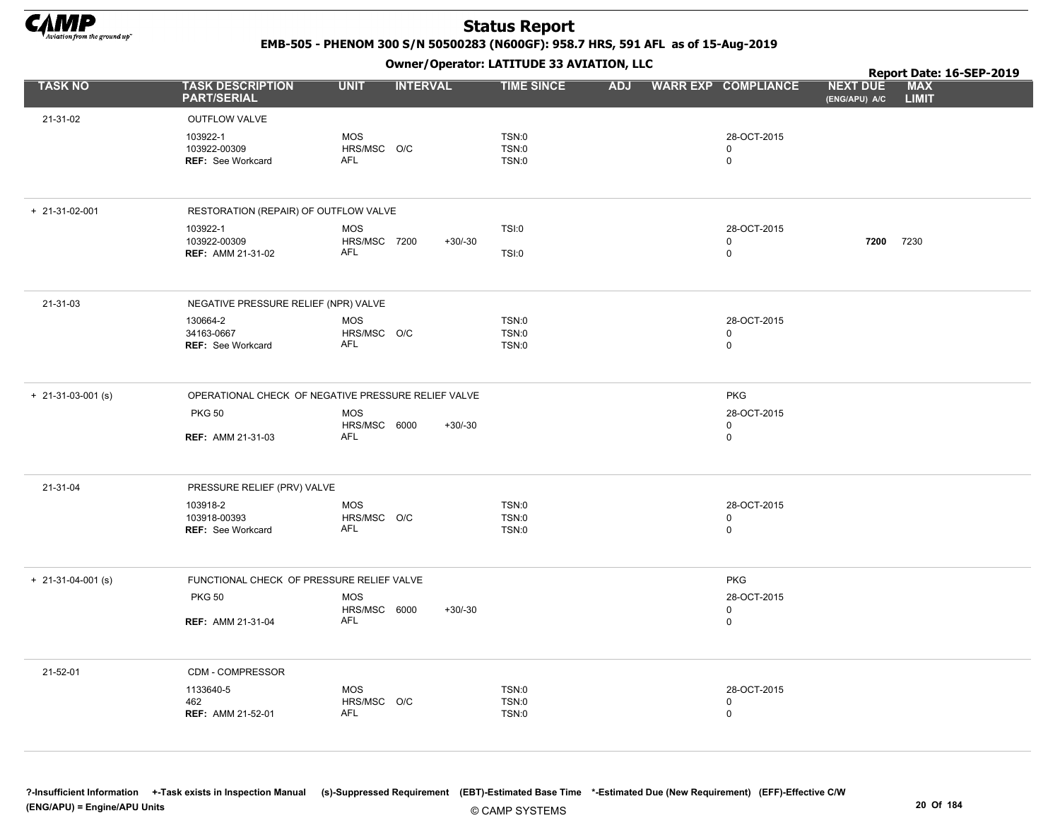# Status Report

**EMB-505 - PHENOM 300 S/N 50500283 (N600GF): 958.7 HRS, 591 AFL as of 15-Aug-2019**

**Owner/Operator: LATITUDE 33 AVIATION, LLC**

**Report Date: 16-SEP-2019**

| TASK NO | TASK DESCRIPTION PART/SERIAL | UNIT | INTERVAL | | TIME SINCE | ADJ | WARR EXP | COMPLIANCE | NEXT DUE (ENG/APU) A/C | MAX LIMIT |
|---|---|---|---|---|---|---|---|---|---|---|
| 21-31-02 | OUTFLOW VALVE | | | | | | | | | |
| | 103922-1 | MOS | | | TSN:0 | | | 28-OCT-2015 | | |
| | 103922-00309 | HRS/MSC | O/C | | TSN:0 | | | 0 | | |
| | **REF:** See Workcard | AFL | | | TSN:0 | | | 0 | | |
| + 21-31-02-001 | RESTORATION (REPAIR) OF OUTFLOW VALVE | | | | | | | | | |
| | 103922-1 | MOS | | | TSI:0 | | | 28-OCT-2015 | | |
| | 103922-00309 | HRS/MSC | 7200 | +30/-30 | | | | 0 | **7200** | 7230 |
| | **REF:** AMM 21-31-02 | AFL | | | TSI:0 | | | 0 | | |
| 21-31-03 | NEGATIVE PRESSURE RELIEF (NPR) VALVE | | | | | | | | | |
| | 130664-2 | MOS | | | TSN:0 | | | 28-OCT-2015 | | |
| | 34163-0667 | HRS/MSC | O/C | | TSN:0 | | | 0 | | |
| | **REF:** See Workcard | AFL | | | TSN:0 | | | 0 | | |
| + 21-31-03-001 (s) | OPERATIONAL CHECK OF NEGATIVE PRESSURE RELIEF VALVE | | | | | | | PKG | | |
| | PKG 50 | MOS | | | | | | 28-OCT-2015 | | |
| | | HRS/MSC | 6000 | +30/-30 | | | | 0 | | |
| | **REF:** AMM 21-31-03 | AFL | | | | | | 0 | | |
| 21-31-04 | PRESSURE RELIEF (PRV) VALVE | | | | | | | | | |
| | 103918-2 | MOS | | | TSN:0 | | | 28-OCT-2015 | | |
| | 103918-00393 | HRS/MSC | O/C | | TSN:0 | | | 0 | | |
| | **REF:** See Workcard | AFL | | | TSN:0 | | | 0 | | |
| + 21-31-04-001 (s) | FUNCTIONAL CHECK OF PRESSURE RELIEF VALVE | | | | | | | PKG | | |
| | PKG 50 | MOS | | | | | | 28-OCT-2015 | | |
| | | HRS/MSC | 6000 | +30/-30 | | | | 0 | | |
| | **REF:** AMM 21-31-04 | AFL | | | | | | 0 | | |
| 21-52-01 | CDM - COMPRESSOR | | | | | | | | | |
| | 1133640-5 | MOS | | | TSN:0 | | | 28-OCT-2015 | | |
| | 462 | HRS/MSC | O/C | | TSN:0 | | | 0 | | |
| | **REF:** AMM 21-52-01 | AFL | | | TSN:0 | | | 0 | | |

?-Insufficient Information +-Task exists in Inspection Manual (s)-Suppressed Requirement (EBT)-Estimated Base Time *-Estimated Due (New Requirement) (EFF)-Effective C/W
(ENG/APU) = Engine/APU Units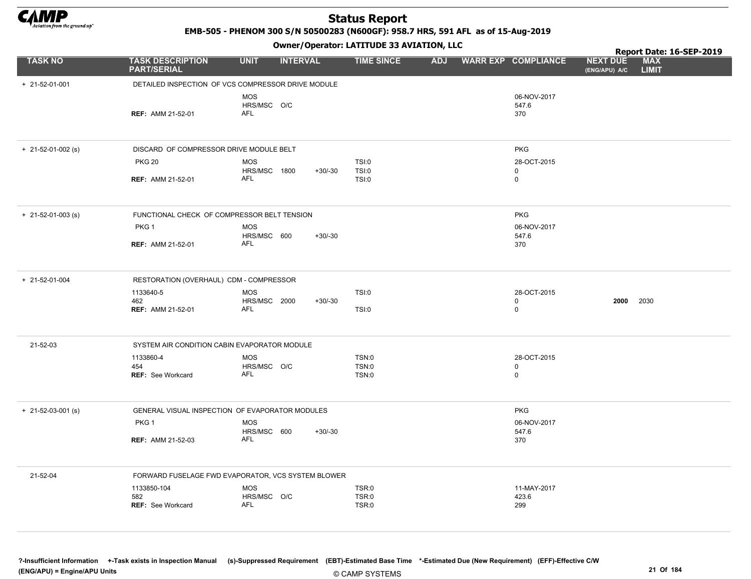# Status Report

**EMB-505 - PHENOM 300 S/N 50500283 (N600GF): 958.7 HRS, 591 AFL as of 15-Aug-2019**

**Owner/Operator: LATITUDE 33 AVIATION, LLC**

**Report Date: 16-SEP-2019**

| TASK NO | TASK DESCRIPTION PART/SERIAL | UNIT | INTERVAL | | TIME SINCE | ADJ | WARR EXP | COMPLIANCE | NEXT DUE (ENG/APU) A/C | MAX LIMIT |
|---|---|---|---|---|---|---|---|---|---|---|
| + 21-52-01-001 | DETAILED INSPECTION OF VCS COMPRESSOR DRIVE MODULE | | | | | | | | | |
| | | MOS | | | | | | 06-NOV-2017 | | |
| | | HRS/MSC | O/C | | | | | 547.6 | | |
| | REF: AMM 21-52-01 | AFL | | | | | | 370 | | |
| + 21-52-01-002 (s) | DISCARD OF COMPRESSOR DRIVE MODULE BELT | | | | | | | PKG | | |
| | PKG 20 | MOS | | | TSI:0 | | | 28-OCT-2015 | | |
| | | HRS/MSC | 1800 | +30/-30 | TSI:0 | | | 0 | | |
| | REF: AMM 21-52-01 | AFL | | | TSI:0 | | | 0 | | |
| + 21-52-01-003 (s) | FUNCTIONAL CHECK OF COMPRESSOR BELT TENSION | | | | | | | PKG | | |
| | PKG 1 | MOS | | | | | | 06-NOV-2017 | | |
| | | HRS/MSC | 600 | +30/-30 | | | | 547.6 | | |
| | REF: AMM 21-52-01 | AFL | | | | | | 370 | | |
| + 21-52-01-004 | RESTORATION (OVERHAUL) CDM - COMPRESSOR | | | | | | | | | |
| | 1133640-5 | MOS | | | TSI:0 | | | 28-OCT-2015 | | |
| | 462 | HRS/MSC | 2000 | +30/-30 | | | | 0 | **2000** | 2030 |
| | REF: AMM 21-52-01 | AFL | | | TSI:0 | | | 0 | | |
| 21-52-03 | SYSTEM AIR CONDITION CABIN EVAPORATOR MODULE | | | | | | | | | |
| | 1133860-4 | MOS | | | TSN:0 | | | 28-OCT-2015 | | |
| | 454 | HRS/MSC | O/C | | TSN:0 | | | 0 | | |
| | REF: See Workcard | AFL | | | TSN:0 | | | 0 | | |
| + 21-52-03-001 (s) | GENERAL VISUAL INSPECTION OF EVAPORATOR MODULES | | | | | | | PKG | | |
| | PKG 1 | MOS | | | | | | 06-NOV-2017 | | |
| | | HRS/MSC | 600 | +30/-30 | | | | 547.6 | | |
| | REF: AMM 21-52-03 | AFL | | | | | | 370 | | |
| 21-52-04 | FORWARD FUSELAGE FWD EVAPORATOR, VCS SYSTEM BLOWER | | | | | | | | | |
| | 1133850-104 | MOS | | | TSR:0 | | | 11-MAY-2017 | | |
| | 582 | HRS/MSC | O/C | | TSR:0 | | | 423.6 | | |
| | REF: See Workcard | AFL | | | TSR:0 | | | 299 | | |

?-Insufficient Information +-Task exists in Inspection Manual (s)-Suppressed Requirement (EBT)-Estimated Base Time *-Estimated Due (New Requirement) (EFF)-Effective C/W
(ENG/APU) = Engine/APU Units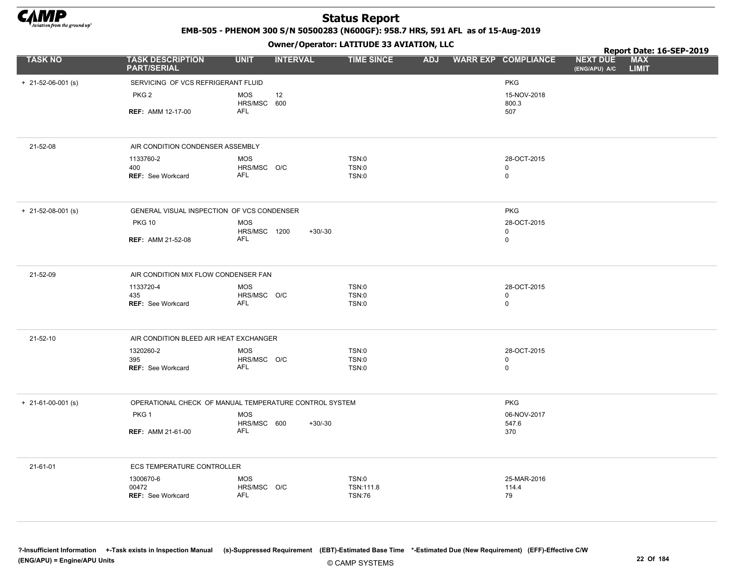# Status Report

**EMB-505 - PHENOM 300 S/N 50500283 (N600GF): 958.7 HRS, 591 AFL as of 15-Aug-2019**

**Owner/Operator: LATITUDE 33 AVIATION, LLC**

**Report Date: 16-SEP-2019**

| TASK NO | TASK DESCRIPTION PART/SERIAL | UNIT | INTERVAL | | TIME SINCE | ADJ | WARR EXP | COMPLIANCE | NEXT DUE (ENG/APU) A/C | MAX LIMIT |
|---|---|---|---|---|---|---|---|---|---|---|
| + 21-52-06-001 (s) | SERVICING OF VCS REFRIGERANT FLUID | | | | | | | PKG | | |
| | PKG 2 | MOS | 12 | | | | | 15-NOV-2018 | | |
| | | HRS/MSC | 600 | | | | | 800.3 | | |
| | **REF:** AMM 12-17-00 | AFL | | | | | | 507 | | |
| 21-52-08 | AIR CONDITION CONDENSER ASSEMBLY | | | | | | | | | |
| | 1133760-2 | MOS | | | TSN:0 | | | 28-OCT-2015 | | |
| | 400 | HRS/MSC | O/C | | TSN:0 | | | 0 | | |
| | **REF:** See Workcard | AFL | | | TSN:0 | | | 0 | | |
| + 21-52-08-001 (s) | GENERAL VISUAL INSPECTION OF VCS CONDENSER | | | | | | | PKG | | |
| | PKG 10 | MOS | | | | | | 28-OCT-2015 | | |
| | | HRS/MSC | 1200 | +30/-30 | | | | 0 | | |
| | **REF:** AMM 21-52-08 | AFL | | | | | | 0 | | |
| 21-52-09 | AIR CONDITION MIX FLOW CONDENSER FAN | | | | | | | | | |
| | 1133720-4 | MOS | | | TSN:0 | | | 28-OCT-2015 | | |
| | 435 | HRS/MSC | O/C | | TSN:0 | | | 0 | | |
| | **REF:** See Workcard | AFL | | | TSN:0 | | | 0 | | |
| 21-52-10 | AIR CONDITION BLEED AIR HEAT EXCHANGER | | | | | | | | | |
| | 1320260-2 | MOS | | | TSN:0 | | | 28-OCT-2015 | | |
| | 395 | HRS/MSC | O/C | | TSN:0 | | | 0 | | |
| | **REF:** See Workcard | AFL | | | TSN:0 | | | 0 | | |
| + 21-61-00-001 (s) | OPERATIONAL CHECK OF MANUAL TEMPERATURE CONTROL SYSTEM | | | | | | | PKG | | |
| | PKG 1 | MOS | | | | | | 06-NOV-2017 | | |
| | | HRS/MSC | 600 | +30/-30 | | | | 547.6 | | |
| | **REF:** AMM 21-61-00 | AFL | | | | | | 370 | | |
| 21-61-01 | ECS TEMPERATURE CONTROLLER | | | | | | | | | |
| | 1300670-6 | MOS | | | TSN:0 | | | 25-MAR-2016 | | |
| | 00472 | HRS/MSC | O/C | | TSN:111.8 | | | 114.4 | | |
| | **REF:** See Workcard | AFL | | | TSN:76 | | | 79 | | |

?-Insufficient Information +-Task exists in Inspection Manual (s)-Suppressed Requirement (EBT)-Estimated Base Time *-Estimated Due (New Requirement) (EFF)-Effective C/W (ENG/APU) = Engine/APU Units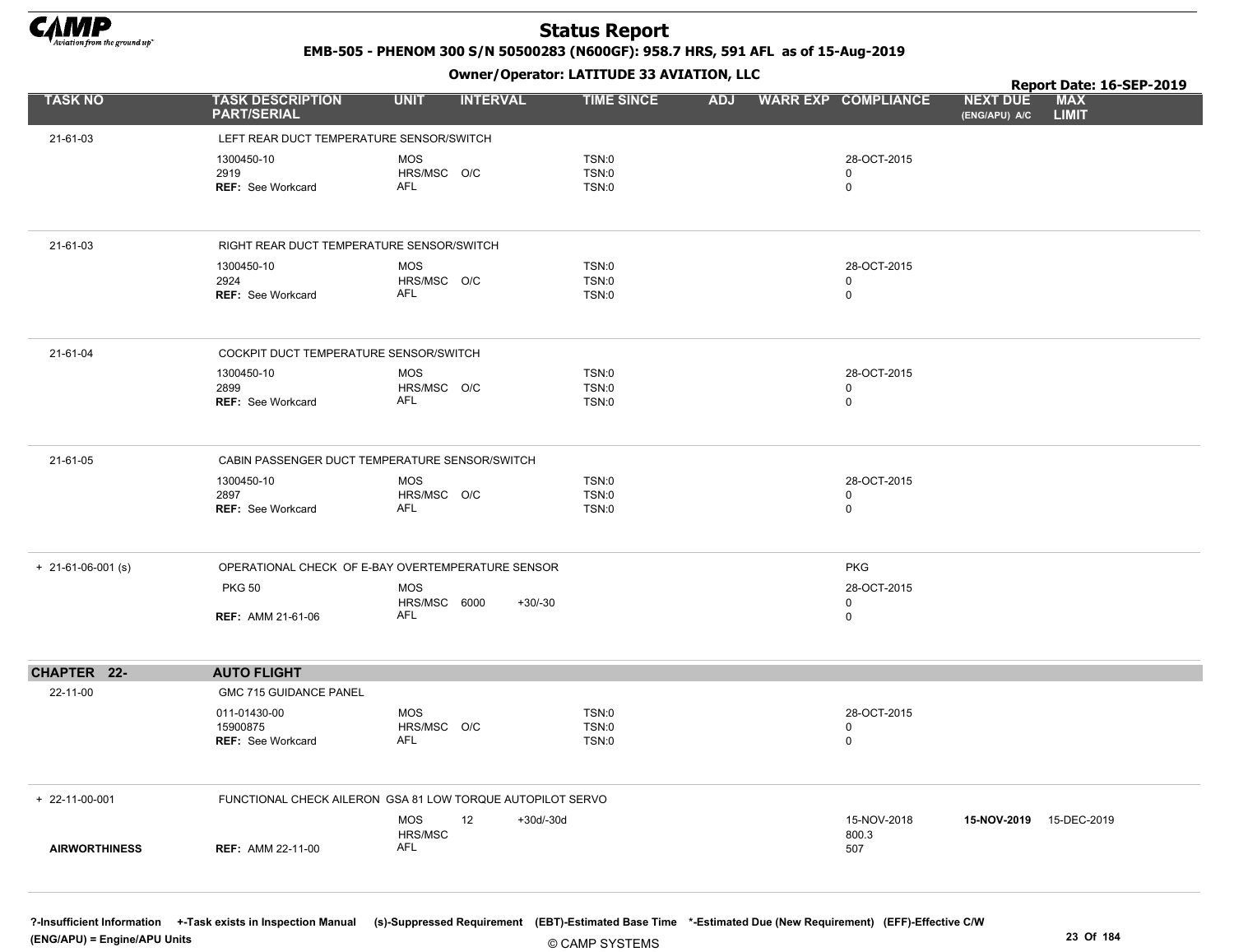# Status Report

**EMB-505 - PHENOM 300 S/N 50500283 (N600GF): 958.7 HRS, 591 AFL as of 15-Aug-2019**

**Owner/Operator: LATITUDE 33 AVIATION, LLC**

**Report Date: 16-SEP-2019**

| TASK NO | TASK DESCRIPTION PART/SERIAL | UNIT | INTERVAL | | TIME SINCE | ADJ | WARR EXP | COMPLIANCE | NEXT DUE (ENG/APU) A/C | MAX LIMIT |
|---|---|---|---|---|---|---|---|---|---|---|
| 21-61-03 | LEFT REAR DUCT TEMPERATURE SENSOR/SWITCH | | | | | | | | | |
| | 1300450-10 | MOS | | | TSN:0 | | | 28-OCT-2015 | | |
| | 2919 | HRS/MSC | O/C | | TSN:0 | | | 0 | | |
| | **REF:** See Workcard | AFL | | | TSN:0 | | | 0 | | |
| 21-61-03 | RIGHT REAR DUCT TEMPERATURE SENSOR/SWITCH | | | | | | | | | |
| | 1300450-10 | MOS | | | TSN:0 | | | 28-OCT-2015 | | |
| | 2924 | HRS/MSC | O/C | | TSN:0 | | | 0 | | |
| | **REF:** See Workcard | AFL | | | TSN:0 | | | 0 | | |
| 21-61-04 | COCKPIT DUCT TEMPERATURE SENSOR/SWITCH | | | | | | | | | |
| | 1300450-10 | MOS | | | TSN:0 | | | 28-OCT-2015 | | |
| | 2899 | HRS/MSC | O/C | | TSN:0 | | | 0 | | |
| | **REF:** See Workcard | AFL | | | TSN:0 | | | 0 | | |
| 21-61-05 | CABIN PASSENGER DUCT TEMPERATURE SENSOR/SWITCH | | | | | | | | | |
| | 1300450-10 | MOS | | | TSN:0 | | | 28-OCT-2015 | | |
| | 2897 | HRS/MSC | O/C | | TSN:0 | | | 0 | | |
| | **REF:** See Workcard | AFL | | | TSN:0 | | | 0 | | |
| + 21-61-06-001 (s) | OPERATIONAL CHECK OF E-BAY OVERTEMPERATURE SENSOR | | | | | | | PKG | | |
| | PKG 50 | MOS | | | | | | 28-OCT-2015 | | |
| | | HRS/MSC | 6000 | +30/-30 | | | | 0 | | |
| | **REF:** AMM 21-61-06 | AFL | | | | | | 0 | | |
| **CHAPTER 22-** | **AUTO FLIGHT** | | | | | | | | | |
| 22-11-00 | GMC 715 GUIDANCE PANEL | | | | | | | | | |
| | 011-01430-00 | MOS | | | TSN:0 | | | 28-OCT-2015 | | |
| | 15900875 | HRS/MSC | O/C | | TSN:0 | | | 0 | | |
| | **REF:** See Workcard | AFL | | | TSN:0 | | | 0 | | |
| + 22-11-00-001 | FUNCTIONAL CHECK AILERON GSA 81 LOW TORQUE AUTOPILOT SERVO | | | | | | | | | |
| | | MOS | 12 | +30d/-30d | | | | 15-NOV-2018 | **15-NOV-2019** | 15-DEC-2019 |
| | | HRS/MSC | | | | | | 800.3 | | |
| **AIRWORTHINESS** | **REF:** AMM 22-11-00 | AFL | | | | | | 507 | | |

?-Insufficient Information +-Task exists in Inspection Manual (s)-Suppressed Requirement (EBT)-Estimated Base Time *-Estimated Due (New Requirement) (EFF)-Effective C/W
(ENG/APU) = Engine/APU Units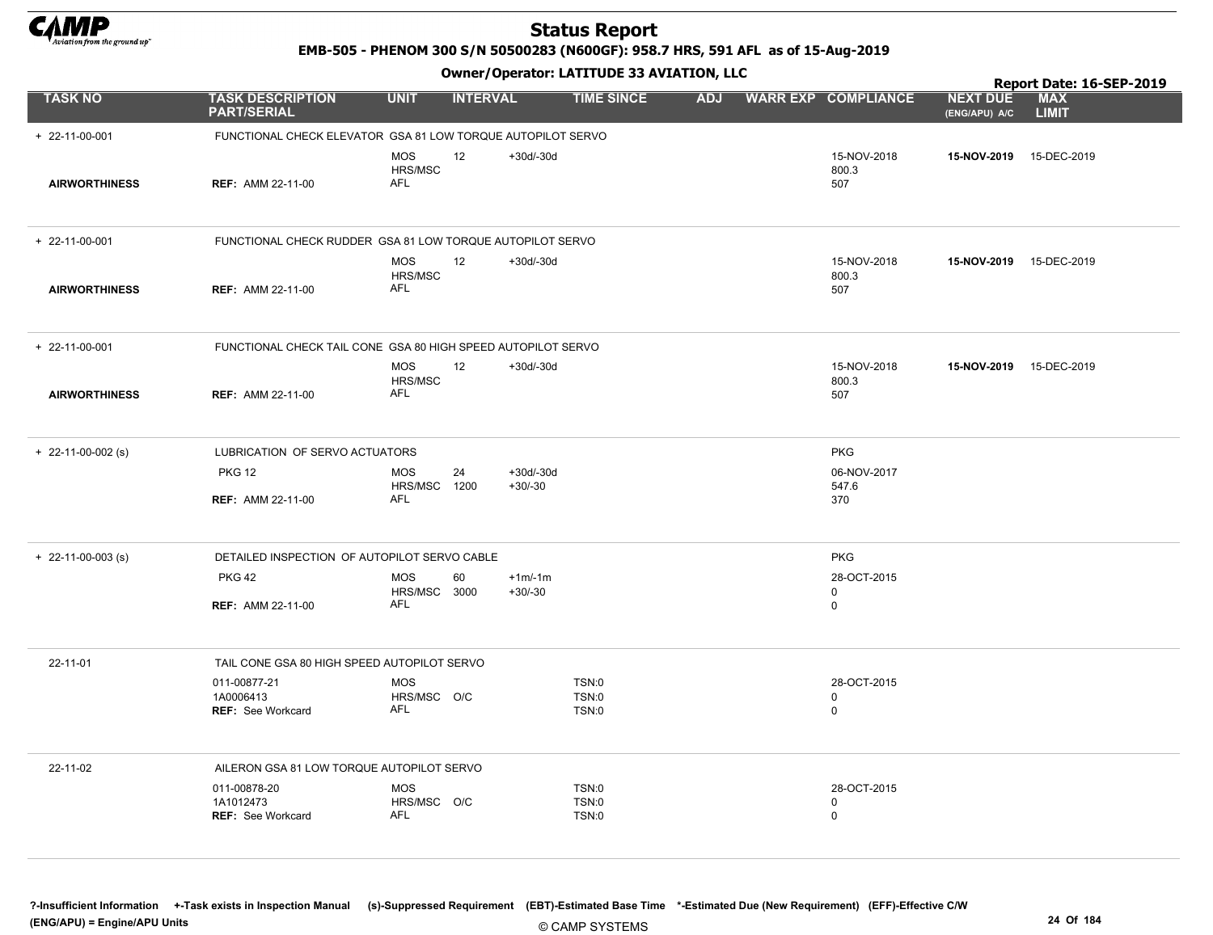# Status Report

**EMB-505 - PHENOM 300 S/N 50500283 (N600GF): 958.7 HRS, 591 AFL as of 15-Aug-2019**

**Owner/Operator: LATITUDE 33 AVIATION, LLC**

**Report Date: 16-SEP-2019**

| TASK NO | TASK DESCRIPTION PART/SERIAL | UNIT | INTERVAL | | TIME SINCE | ADJ | WARR EXP | COMPLIANCE | NEXT DUE (ENG/APU) A/C | MAX LIMIT |
|---|---|---|---|---|---|---|---|---|---|---|
| + 22-11-00-001 | FUNCTIONAL CHECK ELEVATOR GSA 81 LOW TORQUE AUTOPILOT SERVO | | | | | | | | | |
| | | MOS | 12 | +30d/-30d | | | | 15-NOV-2018 | **15-NOV-2019** | 15-DEC-2019 |
| | | HRS/MSC | | | | | | 800.3 | | |
| **AIRWORTHINESS** | **REF:** AMM 22-11-00 | AFL | | | | | | 507 | | |
| + 22-11-00-001 | FUNCTIONAL CHECK RUDDER GSA 81 LOW TORQUE AUTOPILOT SERVO | | | | | | | | | |
| | | MOS | 12 | +30d/-30d | | | | 15-NOV-2018 | **15-NOV-2019** | 15-DEC-2019 |
| | | HRS/MSC | | | | | | 800.3 | | |
| **AIRWORTHINESS** | **REF:** AMM 22-11-00 | AFL | | | | | | 507 | | |
| + 22-11-00-001 | FUNCTIONAL CHECK TAIL CONE GSA 80 HIGH SPEED AUTOPILOT SERVO | | | | | | | | | |
| | | MOS | 12 | +30d/-30d | | | | 15-NOV-2018 | **15-NOV-2019** | 15-DEC-2019 |
| | | HRS/MSC | | | | | | 800.3 | | |
| **AIRWORTHINESS** | **REF:** AMM 22-11-00 | AFL | | | | | | 507 | | |
| + 22-11-00-002 (s) | LUBRICATION OF SERVO ACTUATORS | | | | | | | PKG | | |
| | PKG 12 | MOS | 24 | +30d/-30d | | | | 06-NOV-2017 | | |
| | | HRS/MSC | 1200 | +30/-30 | | | | 547.6 | | |
| | **REF:** AMM 22-11-00 | AFL | | | | | | 370 | | |
| + 22-11-00-003 (s) | DETAILED INSPECTION OF AUTOPILOT SERVO CABLE | | | | | | | PKG | | |
| | PKG 42 | MOS | 60 | +1m/-1m | | | | 28-OCT-2015 | | |
| | | HRS/MSC | 3000 | +30/-30 | | | | 0 | | |
| | **REF:** AMM 22-11-00 | AFL | | | | | | 0 | | |
| 22-11-01 | TAIL CONE GSA 80 HIGH SPEED AUTOPILOT SERVO | | | | | | | | | |
| | 011-00877-21 | MOS | | | TSN:0 | | | 28-OCT-2015 | | |
| | 1A0006413 | HRS/MSC | O/C | | TSN:0 | | | 0 | | |
| | **REF:** See Workcard | AFL | | | TSN:0 | | | 0 | | |
| 22-11-02 | AILERON GSA 81 LOW TORQUE AUTOPILOT SERVO | | | | | | | | | |
| | 011-00878-20 | MOS | | | TSN:0 | | | 28-OCT-2015 | | |
| | 1A1012473 | HRS/MSC | O/C | | TSN:0 | | | 0 | | |
| | **REF:** See Workcard | AFL | | | TSN:0 | | | 0 | | |

**?-Insufficient Information +-Task exists in Inspection Manual (s)-Suppressed Requirement (EBT)-Estimated Base Time \*-Estimated Due (New Requirement) (EFF)-Effective C/W (ENG/APU) = Engine/APU Units**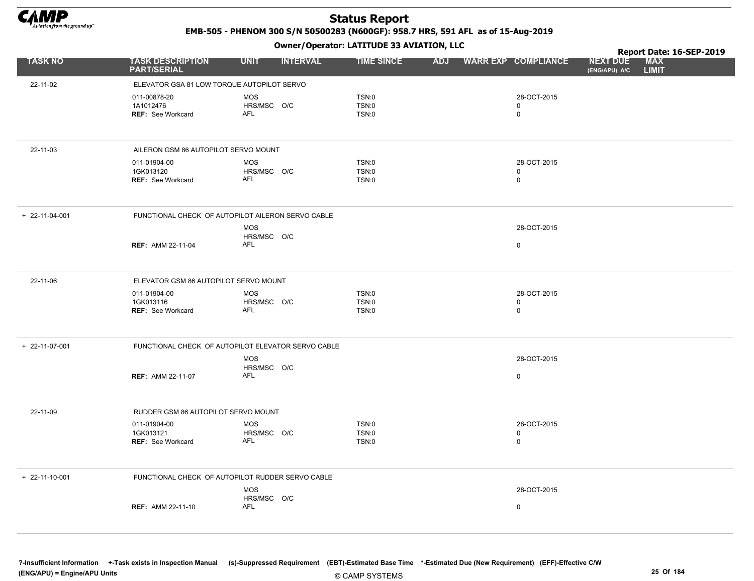# Status Report

**EMB-505 - PHENOM 300 S/N 50500283 (N600GF): 958.7 HRS, 591 AFL as of 15-Aug-2019**

**Owner/Operator: LATITUDE 33 AVIATION, LLC**

**Report Date: 16-SEP-2019**

| TASK NO | TASK DESCRIPTION PART/SERIAL | UNIT | INTERVAL | TIME SINCE | ADJ | WARR EXP | COMPLIANCE | NEXT DUE (ENG/APU) A/C | MAX LIMIT |
|---|---|---|---|---|---|---|---|---|---|
| 22-11-02 | ELEVATOR GSA 81 LOW TORQUE AUTOPILOT SERVO | | | | | | | | |
| | 011-00878-20 | MOS | | TSN:0 | | | 28-OCT-2015 | | |
| | 1A1012476 | HRS/MSC | O/C | TSN:0 | | | 0 | | |
| | **REF:** See Workcard | AFL | | TSN:0 | | | 0 | | |
| 22-11-03 | AILERON GSM 86 AUTOPILOT SERVO MOUNT | | | | | | | | |
| | 011-01904-00 | MOS | | TSN:0 | | | 28-OCT-2015 | | |
| | 1GK013120 | HRS/MSC | O/C | TSN:0 | | | 0 | | |
| | **REF:** See Workcard | AFL | | TSN:0 | | | 0 | | |
| + 22-11-04-001 | FUNCTIONAL CHECK OF AUTOPILOT AILERON SERVO CABLE | | | | | | | | |
| | | MOS | | | | | 28-OCT-2015 | | |
| | | HRS/MSC | O/C | | | | | | |
| | **REF:** AMM 22-11-04 | AFL | | | | | 0 | | |
| 22-11-06 | ELEVATOR GSM 86 AUTOPILOT SERVO MOUNT | | | | | | | | |
| | 011-01904-00 | MOS | | TSN:0 | | | 28-OCT-2015 | | |
| | 1GK013116 | HRS/MSC | O/C | TSN:0 | | | 0 | | |
| | **REF:** See Workcard | AFL | | TSN:0 | | | 0 | | |
| + 22-11-07-001 | FUNCTIONAL CHECK OF AUTOPILOT ELEVATOR SERVO CABLE | | | | | | | | |
| | | MOS | | | | | 28-OCT-2015 | | |
| | | HRS/MSC | O/C | | | | | | |
| | **REF:** AMM 22-11-07 | AFL | | | | | 0 | | |
| 22-11-09 | RUDDER GSM 86 AUTOPILOT SERVO MOUNT | | | | | | | | |
| | 011-01904-00 | MOS | | TSN:0 | | | 28-OCT-2015 | | |
| | 1GK013121 | HRS/MSC | O/C | TSN:0 | | | 0 | | |
| | **REF:** See Workcard | AFL | | TSN:0 | | | 0 | | |
| + 22-11-10-001 | FUNCTIONAL CHECK OF AUTOPILOT RUDDER SERVO CABLE | | | | | | | | |
| | | MOS | | | | | 28-OCT-2015 | | |
| | | HRS/MSC | O/C | | | | | | |
| | **REF:** AMM 22-11-10 | AFL | | | | | 0 | | |

?-Insufficient Information +-Task exists in Inspection Manual (s)-Suppressed Requirement (EBT)-Estimated Base Time *-Estimated Due (New Requirement) (EFF)-Effective C/W (ENG/APU) = Engine/APU Units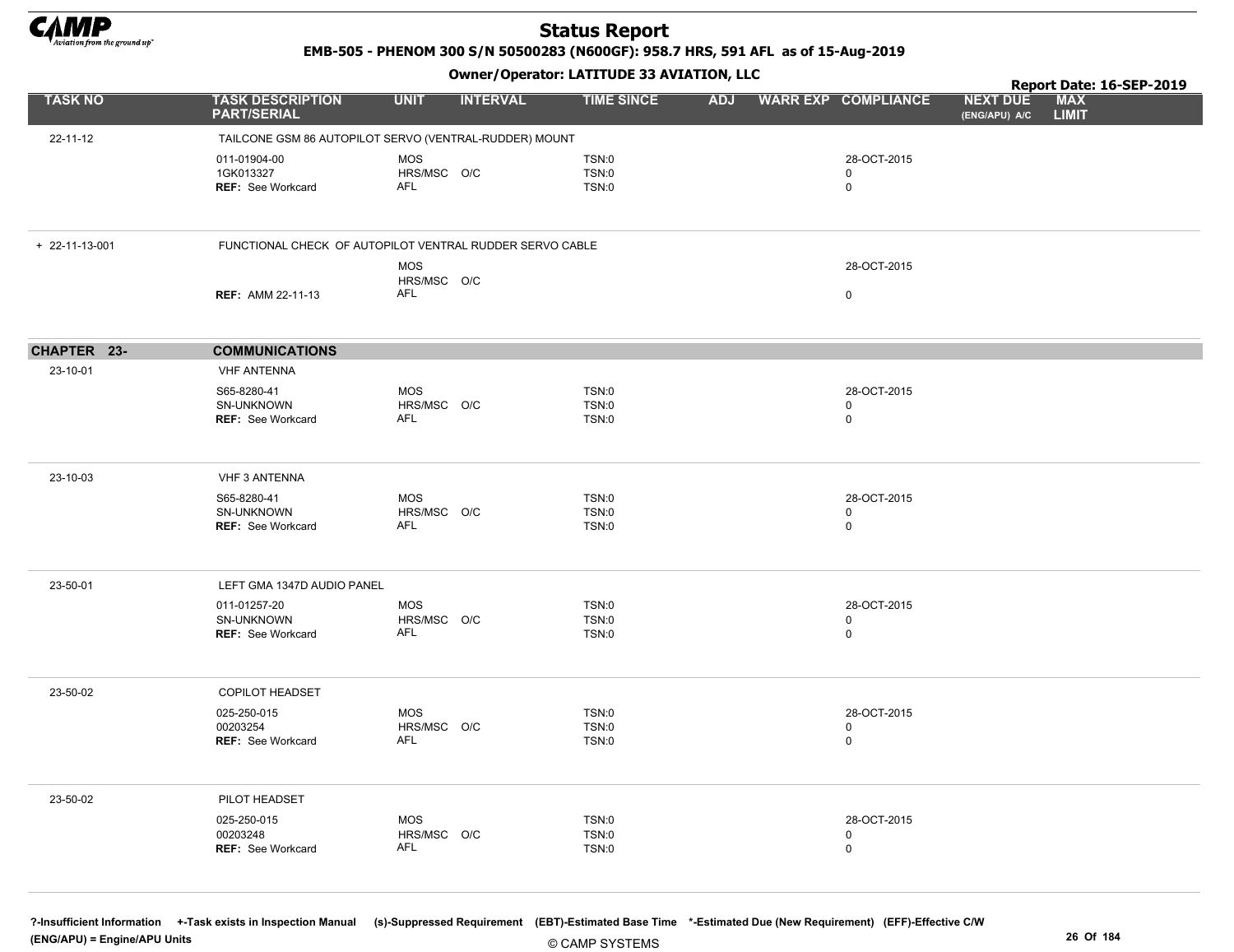# Status Report

**EMB-505 - PHENOM 300 S/N 50500283 (N600GF): 958.7 HRS, 591 AFL as of 15-Aug-2019**

**Owner/Operator: LATITUDE 33 AVIATION, LLC**

**Report Date: 16-SEP-2019**

| TASK NO | TASK DESCRIPTION PART/SERIAL | UNIT | INTERVAL | TIME SINCE | ADJ | WARR EXP | COMPLIANCE | NEXT DUE (ENG/APU) A/C | MAX LIMIT |
|---|---|---|---|---|---|---|---|---|---|
| 22-11-12 | TAILCONE GSM 86 AUTOPILOT SERVO (VENTRAL-RUDDER) MOUNT | | | | | | | | |
| | 011-01904-00 | MOS | | TSN:0 | | | 28-OCT-2015 | | |
| | 1GK013327 | HRS/MSC | O/C | TSN:0 | | | 0 | | |
| | **REF:** See Workcard | AFL | | TSN:0 | | | 0 | | |
| + 22-11-13-001 | FUNCTIONAL CHECK OF AUTOPILOT VENTRAL RUDDER SERVO CABLE | | | | | | | | |
| | | MOS | | | | | 28-OCT-2015 | | |
| | | HRS/MSC | O/C | | | | | | |
| | **REF:** AMM 22-11-13 | AFL | | | | | 0 | | |
| **CHAPTER 23-** | **COMMUNICATIONS** | | | | | | | | |
| 23-10-01 | VHF ANTENNA | | | | | | | | |
| | S65-8280-41 | MOS | | TSN:0 | | | 28-OCT-2015 | | |
| | SN-UNKNOWN | HRS/MSC | O/C | TSN:0 | | | 0 | | |
| | **REF:** See Workcard | AFL | | TSN:0 | | | 0 | | |
| 23-10-03 | VHF 3 ANTENNA | | | | | | | | |
| | S65-8280-41 | MOS | | TSN:0 | | | 28-OCT-2015 | | |
| | SN-UNKNOWN | HRS/MSC | O/C | TSN:0 | | | 0 | | |
| | **REF:** See Workcard | AFL | | TSN:0 | | | 0 | | |
| 23-50-01 | LEFT GMA 1347D AUDIO PANEL | | | | | | | | |
| | 011-01257-20 | MOS | | TSN:0 | | | 28-OCT-2015 | | |
| | SN-UNKNOWN | HRS/MSC | O/C | TSN:0 | | | 0 | | |
| | **REF:** See Workcard | AFL | | TSN:0 | | | 0 | | |
| 23-50-02 | COPILOT HEADSET | | | | | | | | |
| | 025-250-015 | MOS | | TSN:0 | | | 28-OCT-2015 | | |
| | 00203254 | HRS/MSC | O/C | TSN:0 | | | 0 | | |
| | **REF:** See Workcard | AFL | | TSN:0 | | | 0 | | |
| 23-50-02 | PILOT HEADSET | | | | | | | | |
| | 025-250-015 | MOS | | TSN:0 | | | 28-OCT-2015 | | |
| | 00203248 | HRS/MSC | O/C | TSN:0 | | | 0 | | |
| | **REF:** See Workcard | AFL | | TSN:0 | | | 0 | | |

**?-Insufficient Information +-Task exists in Inspection Manual (s)-Suppressed Requirement (EBT)-Estimated Base Time \*-Estimated Due (New Requirement) (EFF)-Effective C/W (ENG/APU) = Engine/APU Units**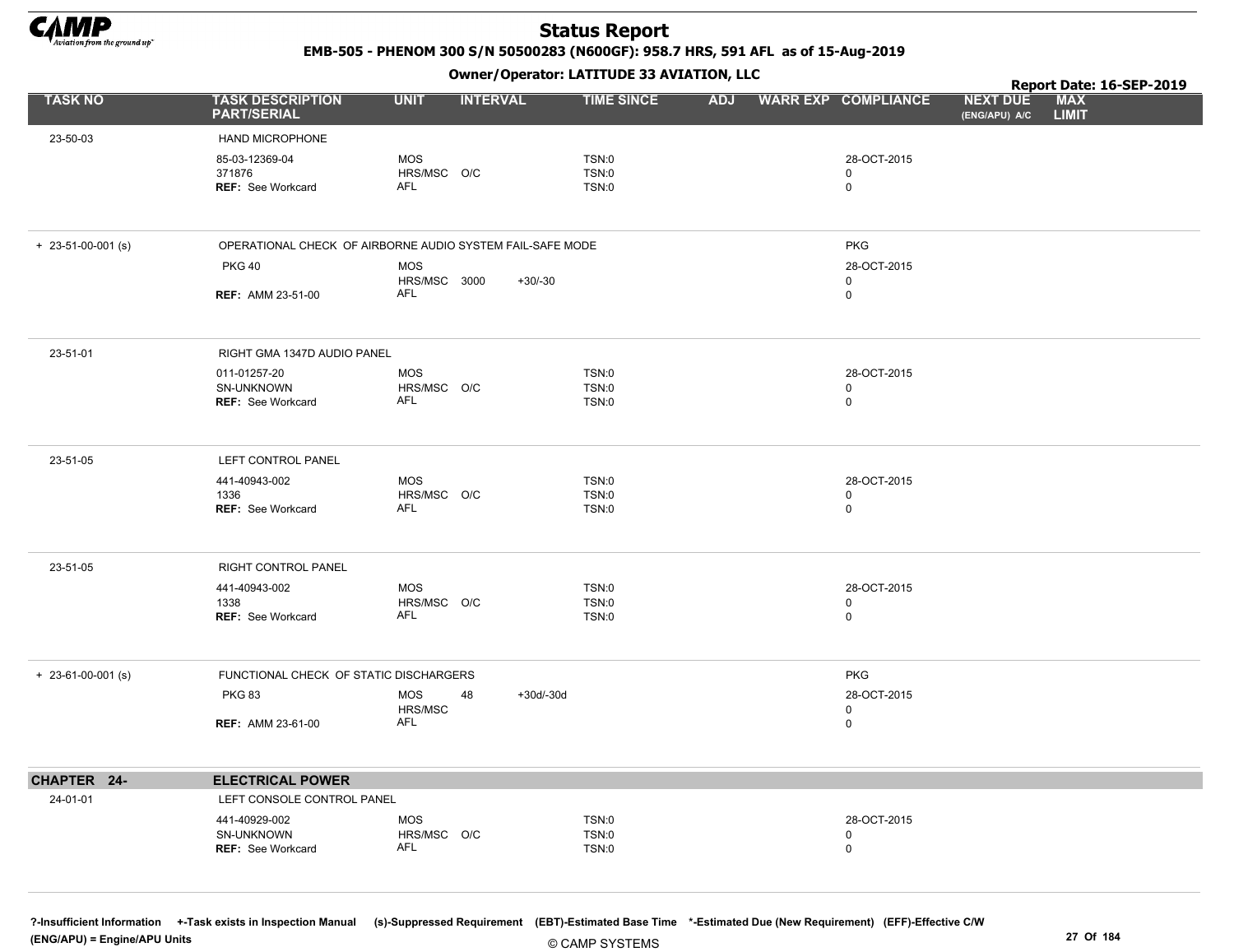# Status Report

**EMB-505 - PHENOM 300 S/N 50500283 (N600GF): 958.7 HRS, 591 AFL as of 15-Aug-2019**

**Owner/Operator: LATITUDE 33 AVIATION, LLC**

**Report Date: 16-SEP-2019**

| TASK NO | TASK DESCRIPTION PART/SERIAL | UNIT | INTERVAL | | TIME SINCE | ADJ | WARR EXP | COMPLIANCE | NEXT DUE (ENG/APU) A/C | MAX LIMIT |
|---|---|---|---|---|---|---|---|---|---|---|
| 23-50-03 | HAND MICROPHONE | | | | | | | | | |
| | 85-03-12369-04 | MOS | | | TSN:0 | | | 28-OCT-2015 | | |
| | 371876 | HRS/MSC | O/C | | TSN:0 | | | 0 | | |
| | **REF:** See Workcard | AFL | | | TSN:0 | | | 0 | | |
| + 23-51-00-001 (s) | OPERATIONAL CHECK OF AIRBORNE AUDIO SYSTEM FAIL-SAFE MODE | | | | | | | PKG | | |
| | PKG 40 | MOS | | | | | | 28-OCT-2015 | | |
| | | HRS/MSC | 3000 | +30/-30 | | | | 0 | | |
| | **REF:** AMM 23-51-00 | AFL | | | | | | 0 | | |
| 23-51-01 | RIGHT GMA 1347D AUDIO PANEL | | | | | | | | | |
| | 011-01257-20 | MOS | | | TSN:0 | | | 28-OCT-2015 | | |
| | SN-UNKNOWN | HRS/MSC | O/C | | TSN:0 | | | 0 | | |
| | **REF:** See Workcard | AFL | | | TSN:0 | | | 0 | | |
| 23-51-05 | LEFT CONTROL PANEL | | | | | | | | | |
| | 441-40943-002 | MOS | | | TSN:0 | | | 28-OCT-2015 | | |
| | 1336 | HRS/MSC | O/C | | TSN:0 | | | 0 | | |
| | **REF:** See Workcard | AFL | | | TSN:0 | | | 0 | | |
| 23-51-05 | RIGHT CONTROL PANEL | | | | | | | | | |
| | 441-40943-002 | MOS | | | TSN:0 | | | 28-OCT-2015 | | |
| | 1338 | HRS/MSC | O/C | | TSN:0 | | | 0 | | |
| | **REF:** See Workcard | AFL | | | TSN:0 | | | 0 | | |
| + 23-61-00-001 (s) | FUNCTIONAL CHECK OF STATIC DISCHARGERS | | | | | | | PKG | | |
| | PKG 83 | MOS | 48 | +30d/-30d | | | | 28-OCT-2015 | | |
| | | HRS/MSC | | | | | | 0 | | |
| | **REF:** AMM 23-61-00 | AFL | | | | | | 0 | | |
| **CHAPTER 24-** | **ELECTRICAL POWER** | | | | | | | | | |
| 24-01-01 | LEFT CONSOLE CONTROL PANEL | | | | | | | | | |
| | 441-40929-002 | MOS | | | TSN:0 | | | 28-OCT-2015 | | |
| | SN-UNKNOWN | HRS/MSC | O/C | | TSN:0 | | | 0 | | |
| | **REF:** See Workcard | AFL | | | TSN:0 | | | 0 | | |

?-Insufficient Information +-Task exists in Inspection Manual (s)-Suppressed Requirement (EBT)-Estimated Base Time *-Estimated Due (New Requirement) (EFF)-Effective C/W
(ENG/APU) = Engine/APU Units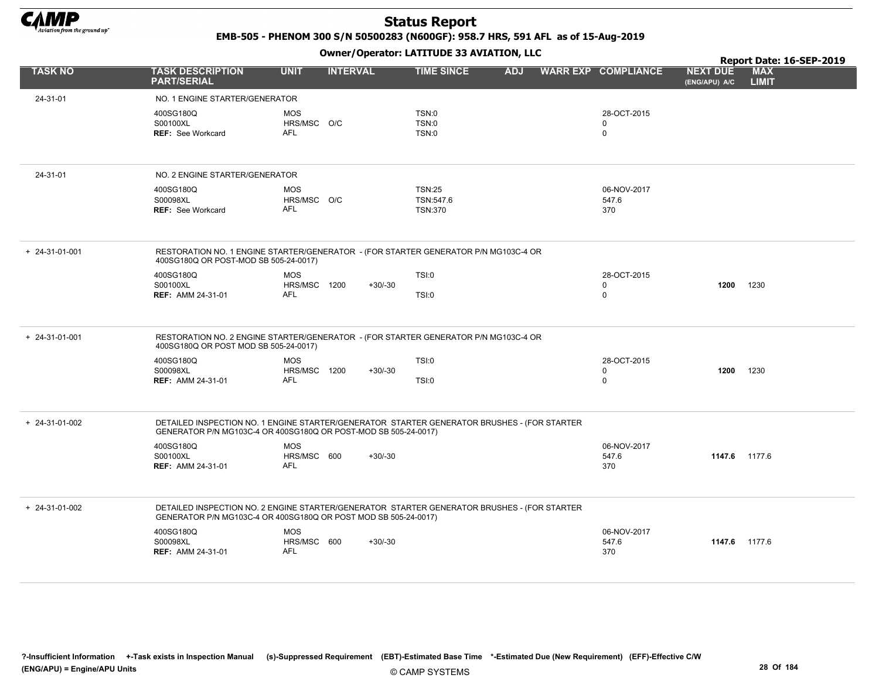# Status Report

**EMB-505 - PHENOM 300 S/N 50500283 (N600GF): 958.7 HRS, 591 AFL as of 15-Aug-2019**

**Owner/Operator: LATITUDE 33 AVIATION, LLC**

**Report Date: 16-SEP-2019**

| TASK NO | TASK DESCRIPTION PART/SERIAL | UNIT | INTERVAL | | TIME SINCE | ADJ | WARR EXP | COMPLIANCE | NEXT DUE (ENG/APU) A/C | MAX LIMIT |
|---|---|---|---|---|---|---|---|---|---|---|
| 24-31-01 | NO. 1 ENGINE STARTER/GENERATOR | | | | | | | | | |
| | 400SG180Q | MOS | | | TSN:0 | | | 28-OCT-2015 | | |
| | S00100XL | HRS/MSC | O/C | | TSN:0 | | | 0 | | |
| | **REF:** See Workcard | AFL | | | TSN:0 | | | 0 | | |
| 24-31-01 | NO. 2 ENGINE STARTER/GENERATOR | | | | | | | | | |
| | 400SG180Q | MOS | | | TSN:25 | | | 06-NOV-2017 | | |
| | S00098XL | HRS/MSC | O/C | | TSN:547.6 | | | 547.6 | | |
| | **REF:** See Workcard | AFL | | | TSN:370 | | | 370 | | |
| + 24-31-01-001 | RESTORATION NO. 1 ENGINE STARTER/GENERATOR - (FOR STARTER GENERATOR P/N MG103C-4 OR 400SG180Q OR POST-MOD SB 505-24-0017) | | | | | | | | | |
| | 400SG180Q | MOS | | | TSI:0 | | | 28-OCT-2015 | | |
| | S00100XL | HRS/MSC | 1200 | +30/-30 | | | | 0 | **1200** | 1230 |
| | **REF:** AMM 24-31-01 | AFL | | | TSI:0 | | | 0 | | |
| + 24-31-01-001 | RESTORATION NO. 2 ENGINE STARTER/GENERATOR - (FOR STARTER GENERATOR P/N MG103C-4 OR 400SG180Q OR POST MOD SB 505-24-0017) | | | | | | | | | |
| | 400SG180Q | MOS | | | TSI:0 | | | 28-OCT-2015 | | |
| | S00098XL | HRS/MSC | 1200 | +30/-30 | | | | 0 | **1200** | 1230 |
| | **REF:** AMM 24-31-01 | AFL | | | TSI:0 | | | 0 | | |
| + 24-31-01-002 | DETAILED INSPECTION NO. 1 ENGINE STARTER/GENERATOR STARTER GENERATOR BRUSHES - (FOR STARTER GENERATOR P/N MG103C-4 OR 400SG180Q OR POST-MOD SB 505-24-0017) | | | | | | | | | |
| | 400SG180Q | MOS | | | | | | 06-NOV-2017 | | |
| | S00100XL | HRS/MSC | 600 | +30/-30 | | | | 547.6 | **1147.6** | 1177.6 |
| | **REF:** AMM 24-31-01 | AFL | | | | | | 370 | | |
| + 24-31-01-002 | DETAILED INSPECTION NO. 2 ENGINE STARTER/GENERATOR STARTER GENERATOR BRUSHES - (FOR STARTER GENERATOR P/N MG103C-4 OR 400SG180Q OR POST MOD SB 505-24-0017) | | | | | | | | | |
| | 400SG180Q | MOS | | | | | | 06-NOV-2017 | | |
| | S00098XL | HRS/MSC | 600 | +30/-30 | | | | 547.6 | **1147.6** | 1177.6 |
| | **REF:** AMM 24-31-01 | AFL | | | | | | 370 | | |

?-Insufficient Information +-Task exists in Inspection Manual (s)-Suppressed Requirement (EBT)-Estimated Base Time *-Estimated Due (New Requirement) (EFF)-Effective C/W
(ENG/APU) = Engine/APU Units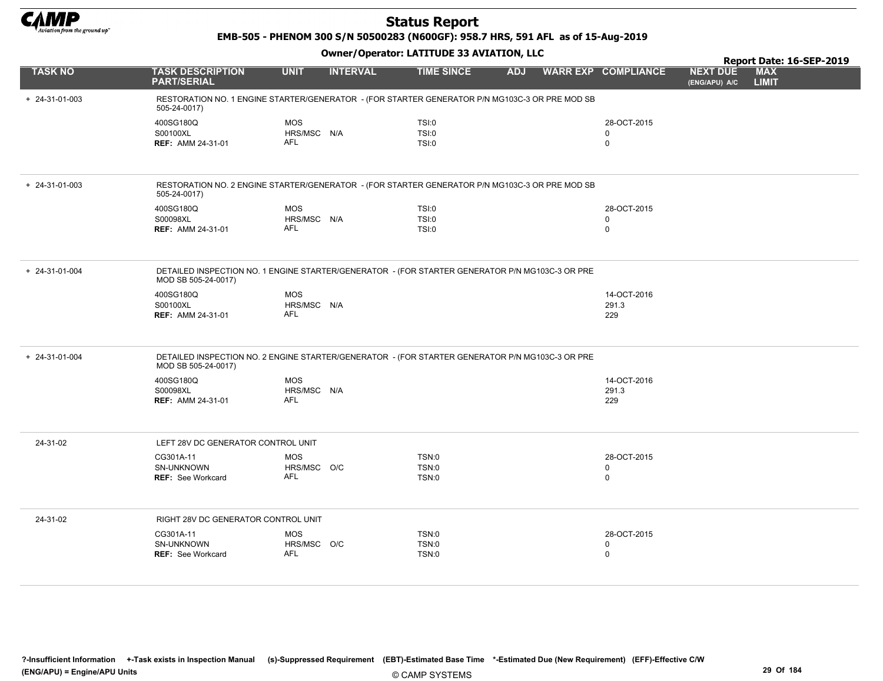# Status Report

**EMB-505 - PHENOM 300 S/N 50500283 (N600GF): 958.7 HRS, 591 AFL as of 15-Aug-2019**

**Owner/Operator: LATITUDE 33 AVIATION, LLC**

**Report Date: 16-SEP-2019**

| TASK NO | TASK DESCRIPTION PART/SERIAL | UNIT | INTERVAL | TIME SINCE | ADJ | WARR EXP | COMPLIANCE | NEXT DUE (ENG/APU) A/C | MAX LIMIT |
|---|---|---|---|---|---|---|---|---|---|
| + 24-31-01-003 | RESTORATION NO. 1 ENGINE STARTER/GENERATOR - (FOR STARTER GENERATOR P/N MG103C-3 OR PRE MOD SB 505-24-0017) | | | | | | | | |
| | 400SG180Q | MOS | | TSI:0 | | | 28-OCT-2015 | | |
| | S00100XL | HRS/MSC | N/A | TSI:0 | | | 0 | | |
| | **REF:** AMM 24-31-01 | AFL | | TSI:0 | | | 0 | | |
| + 24-31-01-003 | RESTORATION NO. 2 ENGINE STARTER/GENERATOR - (FOR STARTER GENERATOR P/N MG103C-3 OR PRE MOD SB 505-24-0017) | | | | | | | | |
| | 400SG180Q | MOS | | TSI:0 | | | 28-OCT-2015 | | |
| | S00098XL | HRS/MSC | N/A | TSI:0 | | | 0 | | |
| | **REF:** AMM 24-31-01 | AFL | | TSI:0 | | | 0 | | |
| + 24-31-01-004 | DETAILED INSPECTION NO. 1 ENGINE STARTER/GENERATOR - (FOR STARTER GENERATOR P/N MG103C-3 OR PRE MOD SB 505-24-0017) | | | | | | | | |
| | 400SG180Q | MOS | | | | | 14-OCT-2016 | | |
| | S00100XL | HRS/MSC | N/A | | | | 291.3 | | |
| | **REF:** AMM 24-31-01 | AFL | | | | | 229 | | |
| + 24-31-01-004 | DETAILED INSPECTION NO. 2 ENGINE STARTER/GENERATOR - (FOR STARTER GENERATOR P/N MG103C-3 OR PRE MOD SB 505-24-0017) | | | | | | | | |
| | 400SG180Q | MOS | | | | | 14-OCT-2016 | | |
| | S00098XL | HRS/MSC | N/A | | | | 291.3 | | |
| | **REF:** AMM 24-31-01 | AFL | | | | | 229 | | |
| 24-31-02 | LEFT 28V DC GENERATOR CONTROL UNIT | | | | | | | | |
| | CG301A-11 | MOS | | TSN:0 | | | 28-OCT-2015 | | |
| | SN-UNKNOWN | HRS/MSC | O/C | TSN:0 | | | 0 | | |
| | **REF:** See Workcard | AFL | | TSN:0 | | | 0 | | |
| 24-31-02 | RIGHT 28V DC GENERATOR CONTROL UNIT | | | | | | | | |
| | CG301A-11 | MOS | | TSN:0 | | | 28-OCT-2015 | | |
| | SN-UNKNOWN | HRS/MSC | O/C | TSN:0 | | | 0 | | |
| | **REF:** See Workcard | AFL | | TSN:0 | | | 0 | | |

?-Insufficient Information +-Task exists in Inspection Manual (s)-Suppressed Requirement (EBT)-Estimated Base Time *-Estimated Due (New Requirement) (EFF)-Effective C/W (ENG/APU) = Engine/APU Units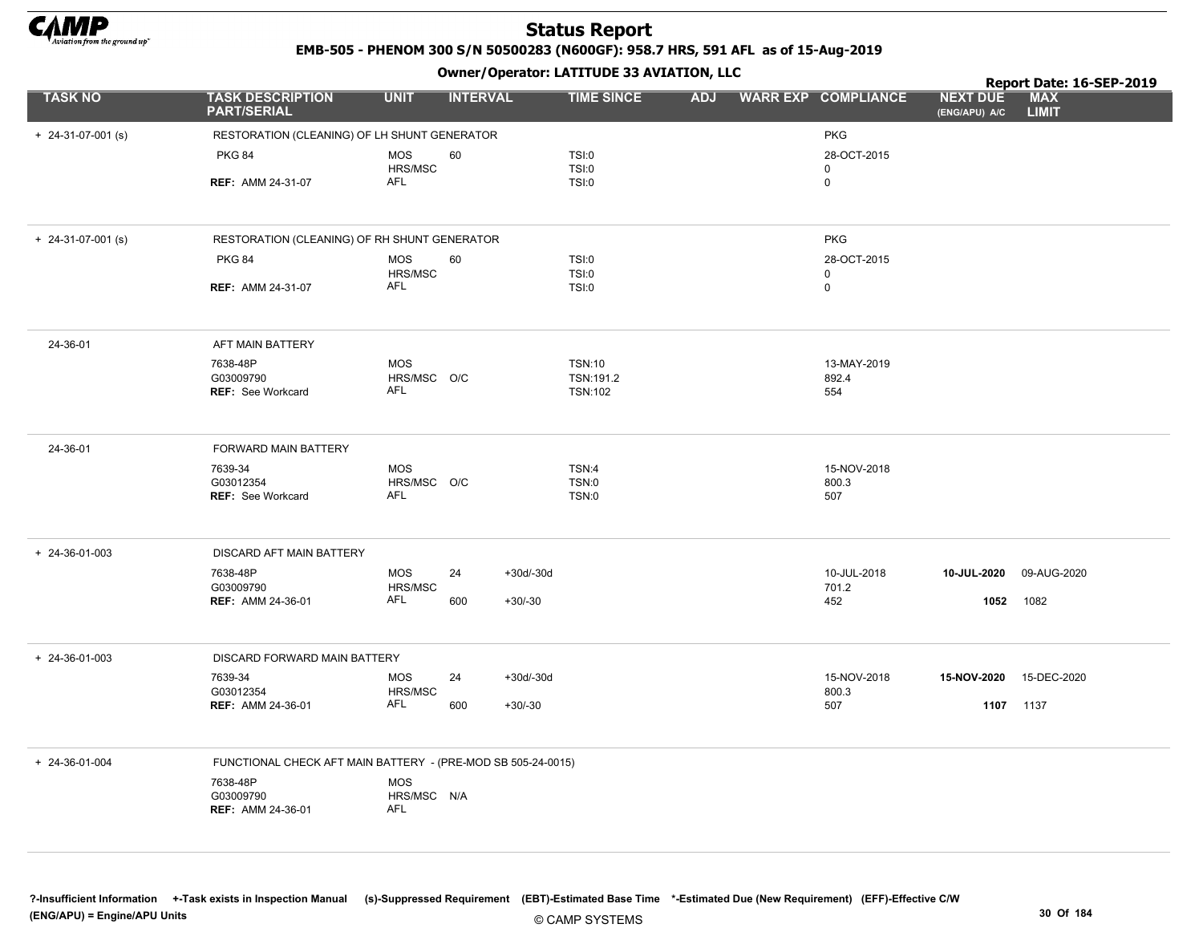# Status Report

**EMB-505 - PHENOM 300 S/N 50500283 (N600GF): 958.7 HRS, 591 AFL as of 15-Aug-2019**

**Owner/Operator: LATITUDE 33 AVIATION, LLC**

**Report Date: 16-SEP-2019**

| TASK NO | TASK DESCRIPTION PART/SERIAL | UNIT | INTERVAL | | TIME SINCE | ADJ | WARR EXP | COMPLIANCE | NEXT DUE (ENG/APU) A/C | MAX LIMIT |
|---|---|---|---|---|---|---|---|---|---|---|
| + 24-31-07-001 (s) | RESTORATION (CLEANING) OF LH SHUNT GENERATOR | | | | | | | PKG | | |
| | PKG 84 | MOS | 60 | | TSI:0 | | | 28-OCT-2015 | | |
| | | HRS/MSC | | | TSI:0 | | | 0 | | |
| | **REF:** AMM 24-31-07 | AFL | | | TSI:0 | | | 0 | | |
| + 24-31-07-001 (s) | RESTORATION (CLEANING) OF RH SHUNT GENERATOR | | | | | | | PKG | | |
| | PKG 84 | MOS | 60 | | TSI:0 | | | 28-OCT-2015 | | |
| | | HRS/MSC | | | TSI:0 | | | 0 | | |
| | **REF:** AMM 24-31-07 | AFL | | | TSI:0 | | | 0 | | |
| 24-36-01 | AFT MAIN BATTERY | | | | | | | | | |
| | 7638-48P | MOS | | | TSN:10 | | | 13-MAY-2019 | | |
| | G03009790 | HRS/MSC | O/C | | TSN:191.2 | | | 892.4 | | |
| | **REF:** See Workcard | AFL | | | TSN:102 | | | 554 | | |
| 24-36-01 | FORWARD MAIN BATTERY | | | | | | | | | |
| | 7639-34 | MOS | | | TSN:4 | | | 15-NOV-2018 | | |
| | G03012354 | HRS/MSC | O/C | | TSN:0 | | | 800.3 | | |
| | **REF:** See Workcard | AFL | | | TSN:0 | | | 507 | | |
| + 24-36-01-003 | DISCARD AFT MAIN BATTERY | | | | | | | | | |
| | 7638-48P | MOS | 24 | +30d/-30d | | | | 10-JUL-2018 | **10-JUL-2020** | 09-AUG-2020 |
| | G03009790 | HRS/MSC | | | | | | 701.2 | | |
| | **REF:** AMM 24-36-01 | AFL | 600 | +30/-30 | | | | 452 | **1052** | 1082 |
| + 24-36-01-003 | DISCARD FORWARD MAIN BATTERY | | | | | | | | | |
| | 7639-34 | MOS | 24 | +30d/-30d | | | | 15-NOV-2018 | **15-NOV-2020** | 15-DEC-2020 |
| | G03012354 | HRS/MSC | | | | | | 800.3 | | |
| | **REF:** AMM 24-36-01 | AFL | 600 | +30/-30 | | | | 507 | **1107** | 1137 |
| + 24-36-01-004 | FUNCTIONAL CHECK AFT MAIN BATTERY - (PRE-MOD SB 505-24-0015) | | | | | | | | | |
| | 7638-48P | MOS | | | | | | | | |
| | G03009790 | HRS/MSC | N/A | | | | | | | |
| | **REF:** AMM 24-36-01 | AFL | | | | | | | | |

?-Insufficient Information +-Task exists in Inspection Manual (s)-Suppressed Requirement (EBT)-Estimated Base Time *-Estimated Due (New Requirement) (EFF)-Effective C/W
(ENG/APU) = Engine/APU Units

© CAMP SYSTEMS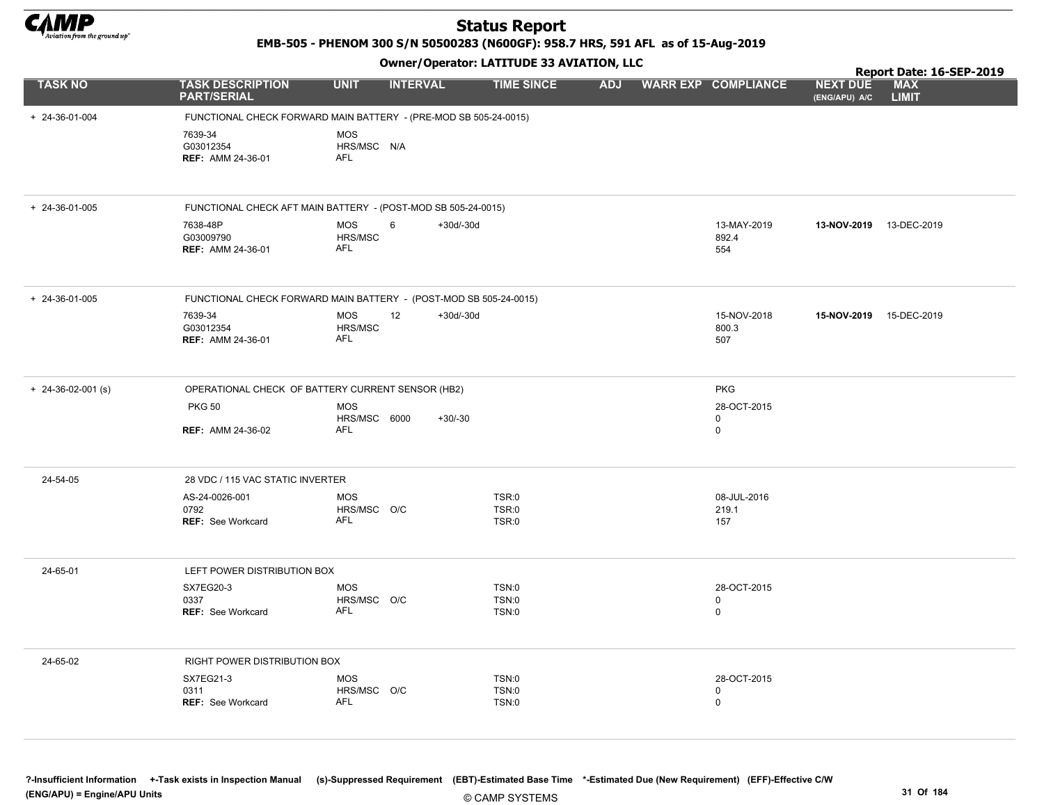# Status Report

**EMB-505 - PHENOM 300 S/N 50500283 (N600GF): 958.7 HRS, 591 AFL as of 15-Aug-2019**

**Owner/Operator: LATITUDE 33 AVIATION, LLC**

**Report Date: 16-SEP-2019**

| TASK NO | TASK DESCRIPTION PART/SERIAL | UNIT | INTERVAL | | TIME SINCE | ADJ | WARR EXP | COMPLIANCE | NEXT DUE (ENG/APU) A/C | MAX LIMIT |
|---|---|---|---|---|---|---|---|---|---|---|
| + 24-36-01-004 | FUNCTIONAL CHECK FORWARD MAIN BATTERY - (PRE-MOD SB 505-24-0015) | | | | | | | | | |
| | 7639-34<br>G03012354<br>**REF:** AMM 24-36-01 | MOS<br>HRS/MSC<br>AFL | N/A | | | | | | | |
| + 24-36-01-005 | FUNCTIONAL CHECK AFT MAIN BATTERY - (POST-MOD SB 505-24-0015) | | | | | | | | | |
| | 7638-48P<br>G03009790<br>**REF:** AMM 24-36-01 | MOS<br>HRS/MSC<br>AFL | 6 | +30d/-30d | | | | 13-MAY-2019<br>892.4<br>554 | **13-NOV-2019** | 13-DEC-2019 |
| + 24-36-01-005 | FUNCTIONAL CHECK FORWARD MAIN BATTERY - (POST-MOD SB 505-24-0015) | | | | | | | | | |
| | 7639-34<br>G03012354<br>**REF:** AMM 24-36-01 | MOS<br>HRS/MSC<br>AFL | 12 | +30d/-30d | | | | 15-NOV-2018<br>800.3<br>507 | **15-NOV-2019** | 15-DEC-2019 |
| + 24-36-02-001 (s) | OPERATIONAL CHECK OF BATTERY CURRENT SENSOR (HB2) | | | | | | | PKG | | |
| | PKG 50<br><br>**REF:** AMM 24-36-02 | MOS<br>HRS/MSC<br>AFL | <br>6000 | <br>+30/-30 | | | | 28-OCT-2015<br>0<br>0 | | |
| 24-54-05 | 28 VDC / 115 VAC STATIC INVERTER | | | | | | | | | |
| | AS-24-0026-001<br>0792<br>**REF:** See Workcard | MOS<br>HRS/MSC<br>AFL | O/C | | TSR:0<br>TSR:0<br>TSR:0 | | | 08-JUL-2016<br>219.1<br>157 | | |
| 24-65-01 | LEFT POWER DISTRIBUTION BOX | | | | | | | | | |
| | SX7EG20-3<br>0337<br>**REF:** See Workcard | MOS<br>HRS/MSC<br>AFL | O/C | | TSN:0<br>TSN:0<br>TSN:0 | | | 28-OCT-2015<br>0<br>0 | | |
| 24-65-02 | RIGHT POWER DISTRIBUTION BOX | | | | | | | | | |
| | SX7EG21-3<br>0311<br>**REF:** See Workcard | MOS<br>HRS/MSC<br>AFL | O/C | | TSN:0<br>TSN:0<br>TSN:0 | | | 28-OCT-2015<br>0<br>0 | | |

?-Insufficient Information +-Task exists in Inspection Manual (s)-Suppressed Requirement (EBT)-Estimated Base Time *-Estimated Due (New Requirement) (EFF)-Effective C/W
(ENG/APU) = Engine/APU Units

© CAMP SYSTEMS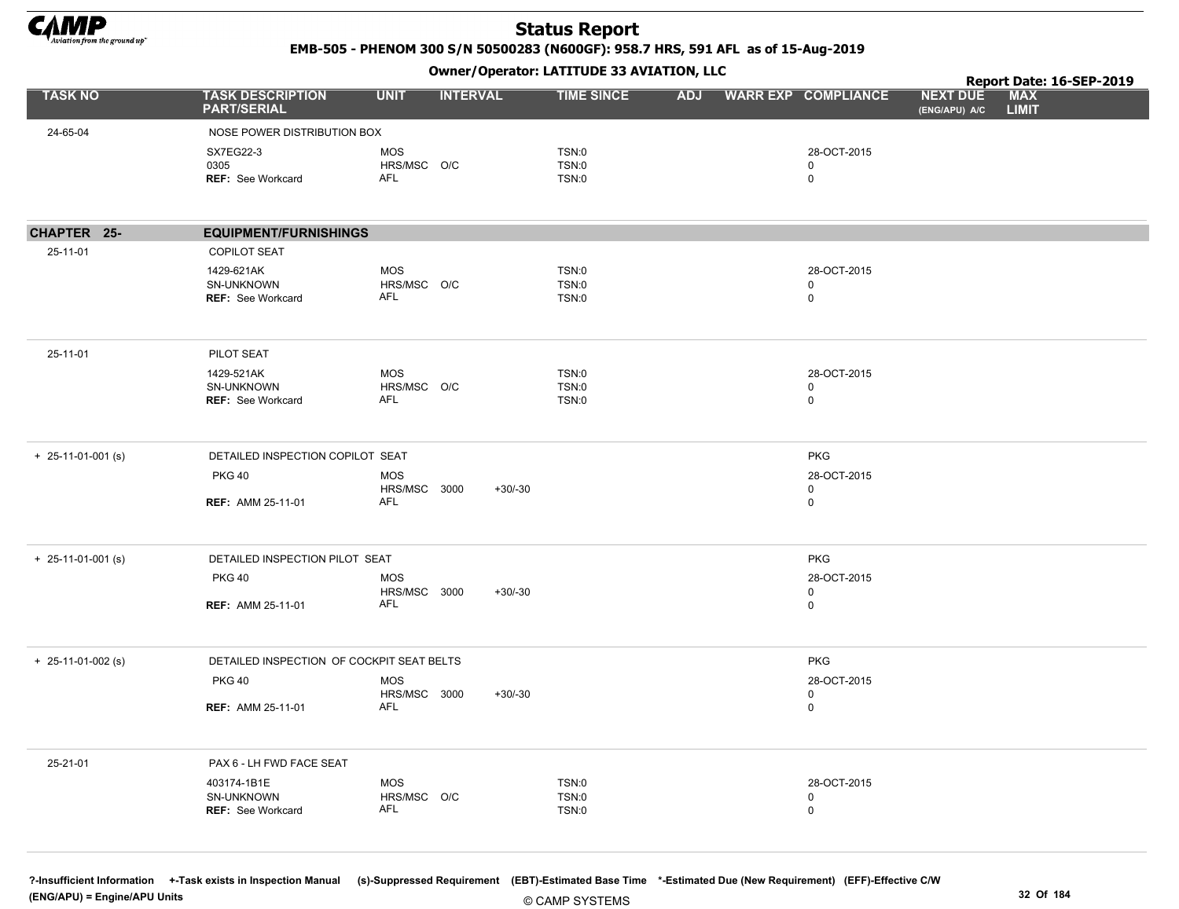# Status Report

**EMB-505 - PHENOM 300 S/N 50500283 (N600GF): 958.7 HRS, 591 AFL as of 15-Aug-2019**

**Owner/Operator: LATITUDE 33 AVIATION, LLC**

**Report Date: 16-SEP-2019**

| TASK NO | TASK DESCRIPTION PART/SERIAL | UNIT | INTERVAL | | TIME SINCE | ADJ | WARR EXP | COMPLIANCE | NEXT DUE (ENG/APU) A/C | MAX LIMIT |
|---|---|---|---|---|---|---|---|---|---|---|
| 24-65-04 | NOSE POWER DISTRIBUTION BOX | | | | | | | | | |
| | SX7EG22-3 | MOS | | | TSN:0 | | | 28-OCT-2015 | | |
| | 0305 | HRS/MSC | O/C | | TSN:0 | | | 0 | | |
| | **REF:** See Workcard | AFL | | | TSN:0 | | | 0 | | |
| **CHAPTER 25-** | **EQUIPMENT/FURNISHINGS** | | | | | | | | | |
| 25-11-01 | COPILOT SEAT | | | | | | | | | |
| | 1429-621AK | MOS | | | TSN:0 | | | 28-OCT-2015 | | |
| | SN-UNKNOWN | HRS/MSC | O/C | | TSN:0 | | | 0 | | |
| | **REF:** See Workcard | AFL | | | TSN:0 | | | 0 | | |
| 25-11-01 | PILOT SEAT | | | | | | | | | |
| | 1429-521AK | MOS | | | TSN:0 | | | 28-OCT-2015 | | |
| | SN-UNKNOWN | HRS/MSC | O/C | | TSN:0 | | | 0 | | |
| | **REF:** See Workcard | AFL | | | TSN:0 | | | 0 | | |
| + 25-11-01-001 (s) | DETAILED INSPECTION COPILOT SEAT | | | | | | | PKG | | |
| | PKG 40 | MOS | | | | | | 28-OCT-2015 | | |
| | | HRS/MSC | 3000 | +30/-30 | | | | 0 | | |
| | **REF:** AMM 25-11-01 | AFL | | | | | | 0 | | |
| + 25-11-01-001 (s) | DETAILED INSPECTION PILOT SEAT | | | | | | | PKG | | |
| | PKG 40 | MOS | | | | | | 28-OCT-2015 | | |
| | | HRS/MSC | 3000 | +30/-30 | | | | 0 | | |
| | **REF:** AMM 25-11-01 | AFL | | | | | | 0 | | |
| + 25-11-01-002 (s) | DETAILED INSPECTION OF COCKPIT SEAT BELTS | | | | | | | PKG | | |
| | PKG 40 | MOS | | | | | | 28-OCT-2015 | | |
| | | HRS/MSC | 3000 | +30/-30 | | | | 0 | | |
| | **REF:** AMM 25-11-01 | AFL | | | | | | 0 | | |
| 25-21-01 | PAX 6 - LH FWD FACE SEAT | | | | | | | | | |
| | 403174-1B1E | MOS | | | TSN:0 | | | 28-OCT-2015 | | |
| | SN-UNKNOWN | HRS/MSC | O/C | | TSN:0 | | | 0 | | |
| | **REF:** See Workcard | AFL | | | TSN:0 | | | 0 | | |

?-Insufficient Information +-Task exists in Inspection Manual (s)-Suppressed Requirement (EBT)-Estimated Base Time *-Estimated Due (New Requirement) (EFF)-Effective C/W
(ENG/APU) = Engine/APU Units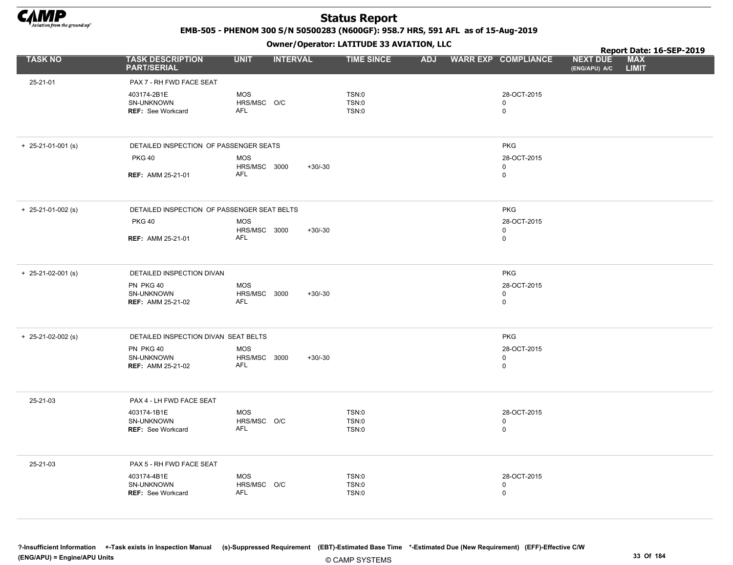# Status Report

**EMB-505 - PHENOM 300 S/N 50500283 (N600GF): 958.7 HRS, 591 AFL as of 15-Aug-2019**

**Owner/Operator: LATITUDE 33 AVIATION, LLC**

**Report Date: 16-SEP-2019**

| TASK NO | TASK DESCRIPTION PART/SERIAL | UNIT | INTERVAL | | TIME SINCE | ADJ | WARR EXP | COMPLIANCE | NEXT DUE (ENG/APU) A/C | MAX LIMIT |
|---|---|---|---|---|---|---|---|---|---|---|
| 25-21-01 | PAX 7 - RH FWD FACE SEAT | | | | | | | | | |
| | 403174-2B1E | MOS | | | TSN:0 | | | 28-OCT-2015 | | |
| | SN-UNKNOWN | HRS/MSC | O/C | | TSN:0 | | | 0 | | |
| | **REF:** See Workcard | AFL | | | TSN:0 | | | 0 | | |
| + 25-21-01-001 (s) | DETAILED INSPECTION OF PASSENGER SEATS | | | | | | | PKG | | |
| | PKG 40 | MOS | | | | | | 28-OCT-2015 | | |
| | | HRS/MSC | 3000 | +30/-30 | | | | 0 | | |
| | **REF:** AMM 25-21-01 | AFL | | | | | | 0 | | |
| + 25-21-01-002 (s) | DETAILED INSPECTION OF PASSENGER SEAT BELTS | | | | | | | PKG | | |
| | PKG 40 | MOS | | | | | | 28-OCT-2015 | | |
| | | HRS/MSC | 3000 | +30/-30 | | | | 0 | | |
| | **REF:** AMM 25-21-01 | AFL | | | | | | 0 | | |
| + 25-21-02-001 (s) | DETAILED INSPECTION DIVAN | | | | | | | PKG | | |
| | PN PKG 40 | MOS | | | | | | 28-OCT-2015 | | |
| | SN-UNKNOWN | HRS/MSC | 3000 | +30/-30 | | | | 0 | | |
| | **REF:** AMM 25-21-02 | AFL | | | | | | 0 | | |
| + 25-21-02-002 (s) | DETAILED INSPECTION DIVAN SEAT BELTS | | | | | | | PKG | | |
| | PN PKG 40 | MOS | | | | | | 28-OCT-2015 | | |
| | SN-UNKNOWN | HRS/MSC | 3000 | +30/-30 | | | | 0 | | |
| | **REF:** AMM 25-21-02 | AFL | | | | | | 0 | | |
| 25-21-03 | PAX 4 - LH FWD FACE SEAT | | | | | | | | | |
| | 403174-1B1E | MOS | | | TSN:0 | | | 28-OCT-2015 | | |
| | SN-UNKNOWN | HRS/MSC | O/C | | TSN:0 | | | 0 | | |
| | **REF:** See Workcard | AFL | | | TSN:0 | | | 0 | | |
| 25-21-03 | PAX 5 - RH FWD FACE SEAT | | | | | | | | | |
| | 403174-4B1E | MOS | | | TSN:0 | | | 28-OCT-2015 | | |
| | SN-UNKNOWN | HRS/MSC | O/C | | TSN:0 | | | 0 | | |
| | **REF:** See Workcard | AFL | | | TSN:0 | | | 0 | | |

?-Insufficient Information +-Task exists in Inspection Manual (s)-Suppressed Requirement (EBT)-Estimated Base Time *-Estimated Due (New Requirement) (EFF)-Effective C/W (ENG/APU) = Engine/APU Units

© CAMP SYSTEMS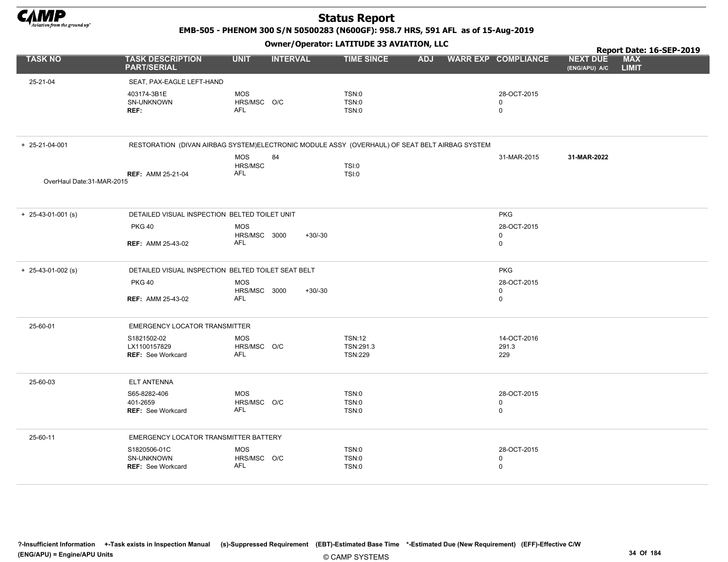# Status Report

**EMB-505 - PHENOM 300 S/N 50500283 (N600GF): 958.7 HRS, 591 AFL as of 15-Aug-2019**

**Owner/Operator: LATITUDE 33 AVIATION, LLC**

**Report Date: 16-SEP-2019**

| TASK NO | TASK DESCRIPTION PART/SERIAL | UNIT | INTERVAL | | TIME SINCE | ADJ | WARR EXP | COMPLIANCE | NEXT DUE (ENG/APU) A/C | MAX LIMIT |
|---|---|---|---|---|---|---|---|---|---|---|
| 25-21-04 | SEAT, PAX-EAGLE LEFT-HAND | | | | | | | | | |
| | 403174-3B1E | MOS | | | TSN:0 | | | 28-OCT-2015 | | |
| | SN-UNKNOWN | HRS/MSC | O/C | | TSN:0 | | | 0 | | |
| | **REF:** | AFL | | | TSN:0 | | | 0 | | |
| + 25-21-04-001 | RESTORATION (DIVAN AIRBAG SYSTEM)ELECTRONIC MODULE ASSY (OVERHAUL) OF SEAT BELT AIRBAG SYSTEM | | | | | | | | | |
| | | MOS | 84 | | | | | 31-MAR-2015 | **31-MAR-2022** | |
| | | HRS/MSC | | | TSI:0 | | | | | |
| | **REF:** AMM 25-21-04 | AFL | | | TSI:0 | | | | | |
| OverHaul Date:31-MAR-2015 | | | | | | | | | | |
| + 25-43-01-001 (s) | DETAILED VISUAL INSPECTION BELTED TOILET UNIT | | | | | | | PKG | | |
| | PKG 40 | MOS | | | | | | 28-OCT-2015 | | |
| | | HRS/MSC | 3000 | +30/-30 | | | | 0 | | |
| | **REF:** AMM 25-43-02 | AFL | | | | | | 0 | | |
| + 25-43-01-002 (s) | DETAILED VISUAL INSPECTION BELTED TOILET SEAT BELT | | | | | | | PKG | | |
| | PKG 40 | MOS | | | | | | 28-OCT-2015 | | |
| | | HRS/MSC | 3000 | +30/-30 | | | | 0 | | |
| | **REF:** AMM 25-43-02 | AFL | | | | | | 0 | | |
| 25-60-01 | EMERGENCY LOCATOR TRANSMITTER | | | | | | | | | |
| | S1821502-02 | MOS | | | TSN:12 | | | 14-OCT-2016 | | |
| | LX1100157829 | HRS/MSC | O/C | | TSN:291.3 | | | 291.3 | | |
| | **REF:** See Workcard | AFL | | | TSN:229 | | | 229 | | |
| 25-60-03 | ELT ANTENNA | | | | | | | | | |
| | S65-8282-406 | MOS | | | TSN:0 | | | 28-OCT-2015 | | |
| | 401-2659 | HRS/MSC | O/C | | TSN:0 | | | 0 | | |
| | **REF:** See Workcard | AFL | | | TSN:0 | | | 0 | | |
| 25-60-11 | EMERGENCY LOCATOR TRANSMITTER BATTERY | | | | | | | | | |
| | S1820506-01C | MOS | | | TSN:0 | | | 28-OCT-2015 | | |
| | SN-UNKNOWN | HRS/MSC | O/C | | TSN:0 | | | 0 | | |
| | **REF:** See Workcard | AFL | | | TSN:0 | | | 0 | | |

**?-Insufficient Information +-Task exists in Inspection Manual (s)-Suppressed Requirement (EBT)-Estimated Base Time \*-Estimated Due (New Requirement) (EFF)-Effective C/W**
**(ENG/APU) = Engine/APU Units**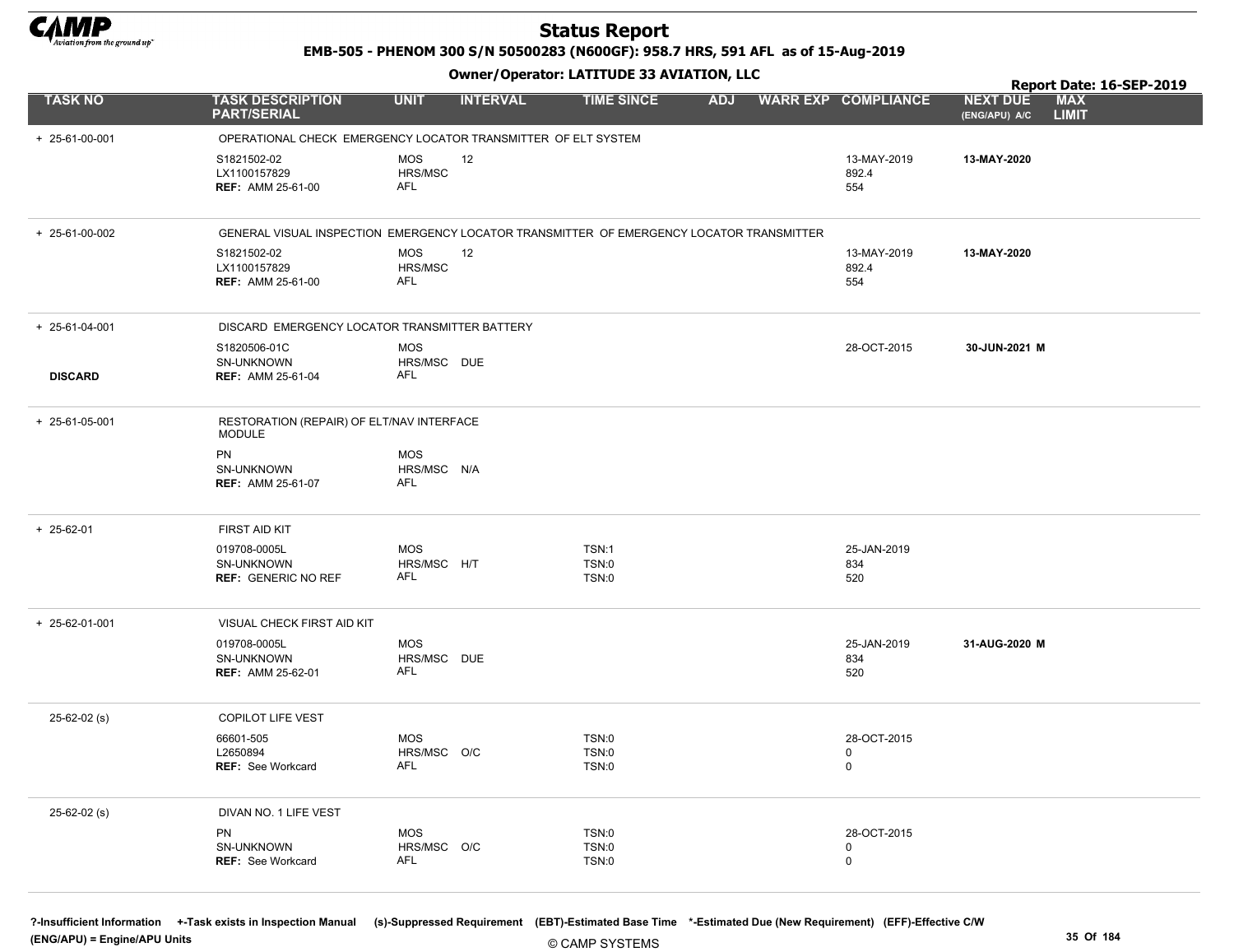# Status Report

**EMB-505 - PHENOM 300 S/N 50500283 (N600GF): 958.7 HRS, 591 AFL as of 15-Aug-2019**

**Owner/Operator: LATITUDE 33 AVIATION, LLC**

**Report Date: 16-SEP-2019**

| TASK NO | TASK DESCRIPTION PART/SERIAL | UNIT | INTERVAL | TIME SINCE | ADJ | WARR EXP | COMPLIANCE | NEXT DUE (ENG/APU) A/C | MAX LIMIT |
|---|---|---|---|---|---|---|---|---|---|
| + 25-61-00-001 | OPERATIONAL CHECK EMERGENCY LOCATOR TRANSMITTER OF ELT SYSTEM | | | | | | | | |
| | S1821502-02<br>LX1100157829<br>**REF:** AMM 25-61-00 | MOS<br>HRS/MSC<br>AFL | 12 | | | | 13-MAY-2019<br>892.4<br>554 | **13-MAY-2020** | |
| + 25-61-00-002 | GENERAL VISUAL INSPECTION EMERGENCY LOCATOR TRANSMITTER OF EMERGENCY LOCATOR TRANSMITTER | | | | | | | | |
| | S1821502-02<br>LX1100157829<br>**REF:** AMM 25-61-00 | MOS<br>HRS/MSC<br>AFL | 12 | | | | 13-MAY-2019<br>892.4<br>554 | **13-MAY-2020** | |
| + 25-61-04-001 | DISCARD EMERGENCY LOCATOR TRANSMITTER BATTERY | | | | | | | | |
| **DISCARD** | S1820506-01C<br>SN-UNKNOWN<br>**REF:** AMM 25-61-04 | MOS<br>HRS/MSC<br>AFL | DUE | | | | 28-OCT-2015 | **30-JUN-2021 M** | |
| + 25-61-05-001 | RESTORATION (REPAIR) OF ELT/NAV INTERFACE MODULE | | | | | | | | |
| | PN<br>SN-UNKNOWN<br>**REF:** AMM 25-61-07 | MOS<br>HRS/MSC<br>AFL | N/A | | | | | | |
| + 25-62-01 | FIRST AID KIT | | | | | | | | |
| | 019708-0005L<br>SN-UNKNOWN<br>**REF:** GENERIC NO REF | MOS<br>HRS/MSC<br>AFL | H/T | TSN:1<br>TSN:0<br>TSN:0 | | | 25-JAN-2019<br>834<br>520 | | |
| + 25-62-01-001 | VISUAL CHECK FIRST AID KIT | | | | | | | | |
| | 019708-0005L<br>SN-UNKNOWN<br>**REF:** AMM 25-62-01 | MOS<br>HRS/MSC<br>AFL | DUE | | | | 25-JAN-2019<br>834<br>520 | **31-AUG-2020 M** | |
| 25-62-02 (s) | COPILOT LIFE VEST | | | | | | | | |
| | 66601-505<br>L2650894<br>**REF:** See Workcard | MOS<br>HRS/MSC<br>AFL | O/C | TSN:0<br>TSN:0<br>TSN:0 | | | 28-OCT-2015<br>0<br>0 | | |
| 25-62-02 (s) | DIVAN NO. 1 LIFE VEST | | | | | | | | |
| | PN<br>SN-UNKNOWN<br>**REF:** See Workcard | MOS<br>HRS/MSC<br>AFL | O/C | TSN:0<br>TSN:0<br>TSN:0 | | | 28-OCT-2015<br>0<br>0 | | |

**?-Insufficient Information +-Task exists in Inspection Manual (s)-Suppressed Requirement (EBT)-Estimated Base Time \*-Estimated Due (New Requirement) (EFF)-Effective C/W**
**(ENG/APU) = Engine/APU Units**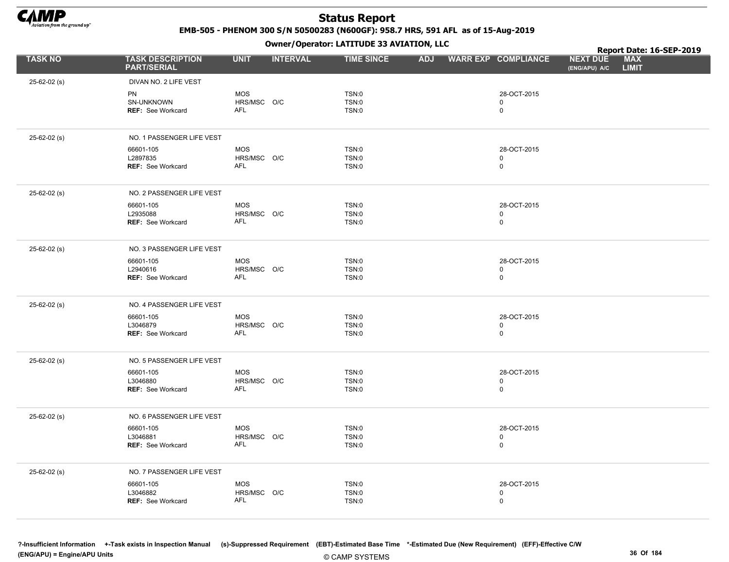# Status Report

**EMB-505 - PHENOM 300 S/N 50500283 (N600GF): 958.7 HRS, 591 AFL as of 15-Aug-2019**

**Owner/Operator: LATITUDE 33 AVIATION, LLC**

**Report Date: 16-SEP-2019**

| TASK NO | TASK DESCRIPTION PART/SERIAL | UNIT | INTERVAL | TIME SINCE | ADJ | WARR EXP | COMPLIANCE | NEXT DUE (ENG/APU) A/C | MAX LIMIT |
|---|---|---|---|---|---|---|---|---|---|
| 25-62-02 (s) | DIVAN NO. 2 LIFE VEST | | | | | | | | |
| | PN | MOS | | TSN:0 | | | 28-OCT-2015 | | |
| | SN-UNKNOWN | HRS/MSC | O/C | TSN:0 | | | 0 | | |
| | **REF:** See Workcard | AFL | | TSN:0 | | | 0 | | |
| 25-62-02 (s) | NO. 1 PASSENGER LIFE VEST | | | | | | | | |
| | 66601-105 | MOS | | TSN:0 | | | 28-OCT-2015 | | |
| | L2897835 | HRS/MSC | O/C | TSN:0 | | | 0 | | |
| | **REF:** See Workcard | AFL | | TSN:0 | | | 0 | | |
| 25-62-02 (s) | NO. 2 PASSENGER LIFE VEST | | | | | | | | |
| | 66601-105 | MOS | | TSN:0 | | | 28-OCT-2015 | | |
| | L2935088 | HRS/MSC | O/C | TSN:0 | | | 0 | | |
| | **REF:** See Workcard | AFL | | TSN:0 | | | 0 | | |
| 25-62-02 (s) | NO. 3 PASSENGER LIFE VEST | | | | | | | | |
| | 66601-105 | MOS | | TSN:0 | | | 28-OCT-2015 | | |
| | L2940616 | HRS/MSC | O/C | TSN:0 | | | 0 | | |
| | **REF:** See Workcard | AFL | | TSN:0 | | | 0 | | |
| 25-62-02 (s) | NO. 4 PASSENGER LIFE VEST | | | | | | | | |
| | 66601-105 | MOS | | TSN:0 | | | 28-OCT-2015 | | |
| | L3046879 | HRS/MSC | O/C | TSN:0 | | | 0 | | |
| | **REF:** See Workcard | AFL | | TSN:0 | | | 0 | | |
| 25-62-02 (s) | NO. 5 PASSENGER LIFE VEST | | | | | | | | |
| | 66601-105 | MOS | | TSN:0 | | | 28-OCT-2015 | | |
| | L3046880 | HRS/MSC | O/C | TSN:0 | | | 0 | | |
| | **REF:** See Workcard | AFL | | TSN:0 | | | 0 | | |
| 25-62-02 (s) | NO. 6 PASSENGER LIFE VEST | | | | | | | | |
| | 66601-105 | MOS | | TSN:0 | | | 28-OCT-2015 | | |
| | L3046881 | HRS/MSC | O/C | TSN:0 | | | 0 | | |
| | **REF:** See Workcard | AFL | | TSN:0 | | | 0 | | |
| 25-62-02 (s) | NO. 7 PASSENGER LIFE VEST | | | | | | | | |
| | 66601-105 | MOS | | TSN:0 | | | 28-OCT-2015 | | |
| | L3046882 | HRS/MSC | O/C | TSN:0 | | | 0 | | |
| | **REF:** See Workcard | AFL | | TSN:0 | | | 0 | | |

?-Insufficient Information +-Task exists in Inspection Manual (s)-Suppressed Requirement (EBT)-Estimated Base Time *-Estimated Due (New Requirement) (EFF)-Effective C/W
(ENG/APU) = Engine/APU Units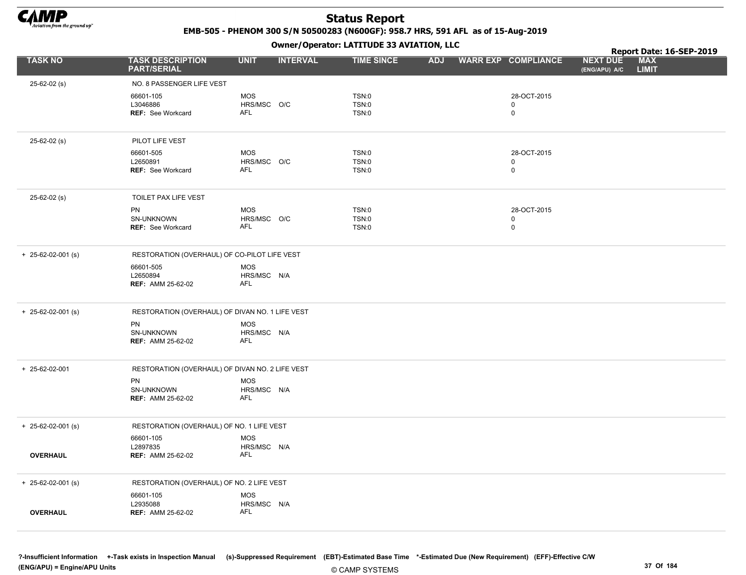# Status Report

**EMB-505 - PHENOM 300 S/N 50500283 (N600GF): 958.7 HRS, 591 AFL as of 15-Aug-2019**

**Owner/Operator: LATITUDE 33 AVIATION, LLC**

**Report Date: 16-SEP-2019**

| TASK NO | TASK DESCRIPTION PART/SERIAL | UNIT | INTERVAL | TIME SINCE | ADJ | WARR EXP | COMPLIANCE | NEXT DUE (ENG/APU) A/C | MAX LIMIT |
|---|---|---|---|---|---|---|---|---|---|
| 25-62-02 (s) | NO. 8 PASSENGER LIFE VEST | | | | | | | | |
| | 66601-105 | MOS | | TSN:0 | | | 28-OCT-2015 | | |
| | L3046886 | HRS/MSC | O/C | TSN:0 | | | 0 | | |
| | REF: See Workcard | AFL | | TSN:0 | | | 0 | | |
| 25-62-02 (s) | PILOT LIFE VEST | | | | | | | | |
| | 66601-505 | MOS | | TSN:0 | | | 28-OCT-2015 | | |
| | L2650891 | HRS/MSC | O/C | TSN:0 | | | 0 | | |
| | REF: See Workcard | AFL | | TSN:0 | | | 0 | | |
| 25-62-02 (s) | TOILET PAX LIFE VEST | | | | | | | | |
| | PN | MOS | | TSN:0 | | | 28-OCT-2015 | | |
| | SN-UNKNOWN | HRS/MSC | O/C | TSN:0 | | | 0 | | |
| | REF: See Workcard | AFL | | TSN:0 | | | 0 | | |
| + 25-62-02-001 (s) | RESTORATION (OVERHAUL) OF CO-PILOT LIFE VEST | | | | | | | | |
| | 66601-505 | MOS | | | | | | | |
| | L2650894 | HRS/MSC | N/A | | | | | | |
| | REF: AMM 25-62-02 | AFL | | | | | | | |
| + 25-62-02-001 (s) | RESTORATION (OVERHAUL) OF DIVAN NO. 1 LIFE VEST | | | | | | | | |
| | PN | MOS | | | | | | | |
| | SN-UNKNOWN | HRS/MSC | N/A | | | | | | |
| | REF: AMM 25-62-02 | AFL | | | | | | | |
| + 25-62-02-001 | RESTORATION (OVERHAUL) OF DIVAN NO. 2 LIFE VEST | | | | | | | | |
| | PN | MOS | | | | | | | |
| | SN-UNKNOWN | HRS/MSC | N/A | | | | | | |
| | REF: AMM 25-62-02 | AFL | | | | | | | |
| + 25-62-02-001 (s) | RESTORATION (OVERHAUL) OF NO. 1 LIFE VEST | | | | | | | | |
| | 66601-105 | MOS | | | | | | | |
| | L2897835 | HRS/MSC | N/A | | | | | | |
| **OVERHAUL** | REF: AMM 25-62-02 | AFL | | | | | | | |
| + 25-62-02-001 (s) | RESTORATION (OVERHAUL) OF NO. 2 LIFE VEST | | | | | | | | |
| | 66601-105 | MOS | | | | | | | |
| | L2935088 | HRS/MSC | N/A | | | | | | |
| **OVERHAUL** | REF: AMM 25-62-02 | AFL | | | | | | | |

**?-Insufficient Information +-Task exists in Inspection Manual (s)-Suppressed Requirement (EBT)-Estimated Base Time \*-Estimated Due (New Requirement) (EFF)-Effective C/W (ENG/APU) = Engine/APU Units**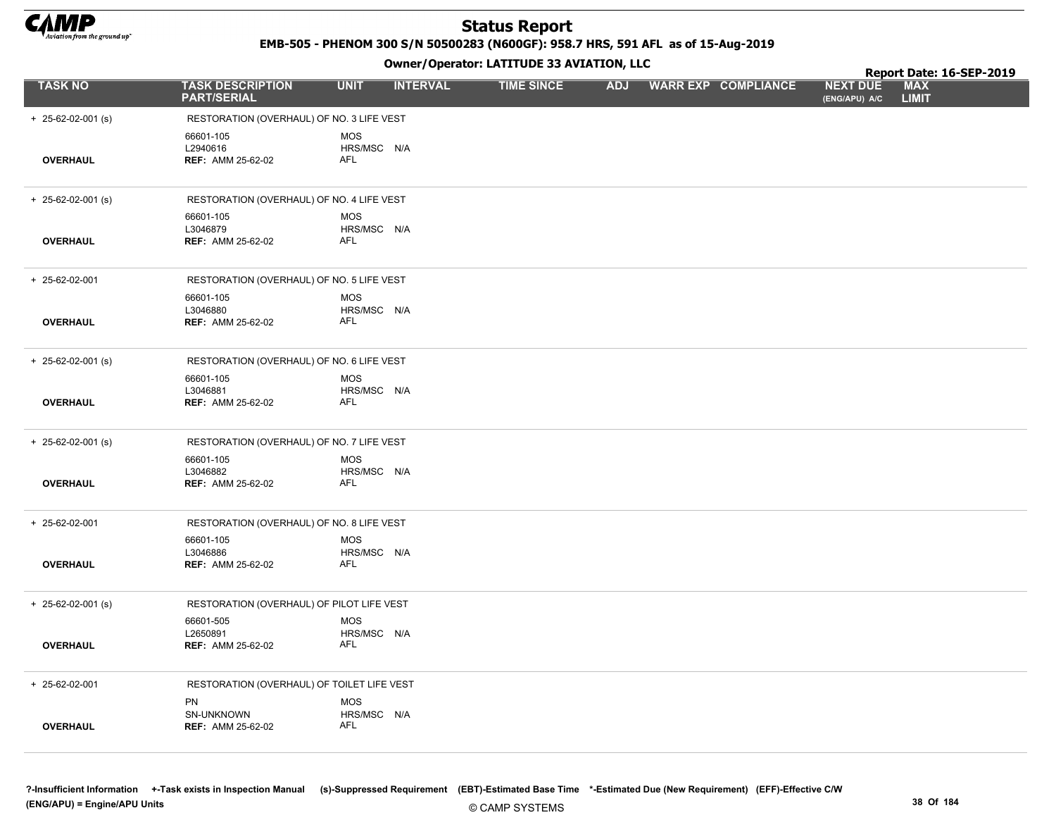# Status Report

**EMB-505 - PHENOM 300 S/N 50500283 (N600GF): 958.7 HRS, 591 AFL as of 15-Aug-2019**

**Owner/Operator: LATITUDE 33 AVIATION, LLC**

**Report Date: 16-SEP-2019**

| TASK NO | TASK DESCRIPTION PART/SERIAL | UNIT | INTERVAL | TIME SINCE | ADJ | WARR EXP | COMPLIANCE | NEXT DUE (ENG/APU) A/C | MAX LIMIT |
|---|---|---|---|---|---|---|---|---|---|
| + 25-62-02-001 (s) | RESTORATION (OVERHAUL) OF NO. 3 LIFE VEST | | | | | | | | |
| | 66601-105 | MOS | | | | | | | |
| | L2940616 | HRS/MSC | N/A | | | | | | |
| **OVERHAUL** | **REF:** AMM 25-62-02 | AFL | | | | | | | |
| + 25-62-02-001 (s) | RESTORATION (OVERHAUL) OF NO. 4 LIFE VEST | | | | | | | | |
| | 66601-105 | MOS | | | | | | | |
| | L3046879 | HRS/MSC | N/A | | | | | | |
| **OVERHAUL** | **REF:** AMM 25-62-02 | AFL | | | | | | | |
| + 25-62-02-001 | RESTORATION (OVERHAUL) OF NO. 5 LIFE VEST | | | | | | | | |
| | 66601-105 | MOS | | | | | | | |
| | L3046880 | HRS/MSC | N/A | | | | | | |
| **OVERHAUL** | **REF:** AMM 25-62-02 | AFL | | | | | | | |
| + 25-62-02-001 (s) | RESTORATION (OVERHAUL) OF NO. 6 LIFE VEST | | | | | | | | |
| | 66601-105 | MOS | | | | | | | |
| | L3046881 | HRS/MSC | N/A | | | | | | |
| **OVERHAUL** | **REF:** AMM 25-62-02 | AFL | | | | | | | |
| + 25-62-02-001 (s) | RESTORATION (OVERHAUL) OF NO. 7 LIFE VEST | | | | | | | | |
| | 66601-105 | MOS | | | | | | | |
| | L3046882 | HRS/MSC | N/A | | | | | | |
| **OVERHAUL** | **REF:** AMM 25-62-02 | AFL | | | | | | | |
| + 25-62-02-001 | RESTORATION (OVERHAUL) OF NO. 8 LIFE VEST | | | | | | | | |
| | 66601-105 | MOS | | | | | | | |
| | L3046886 | HRS/MSC | N/A | | | | | | |
| **OVERHAUL** | **REF:** AMM 25-62-02 | AFL | | | | | | | |
| + 25-62-02-001 (s) | RESTORATION (OVERHAUL) OF PILOT LIFE VEST | | | | | | | | |
| | 66601-505 | MOS | | | | | | | |
| | L2650891 | HRS/MSC | N/A | | | | | | |
| **OVERHAUL** | **REF:** AMM 25-62-02 | AFL | | | | | | | |
| + 25-62-02-001 | RESTORATION (OVERHAUL) OF TOILET LIFE VEST | | | | | | | | |
| | PN | MOS | | | | | | | |
| | SN-UNKNOWN | HRS/MSC | N/A | | | | | | |
| **OVERHAUL** | **REF:** AMM 25-62-02 | AFL | | | | | | | |

**?-Insufficient Information** **+-Task exists in Inspection Manual** **(s)-Suppressed Requirement** **(EBT)-Estimated Base Time** **\*-Estimated Due (New Requirement)** **(EFF)-Effective C/W**
**(ENG/APU) = Engine/APU Units**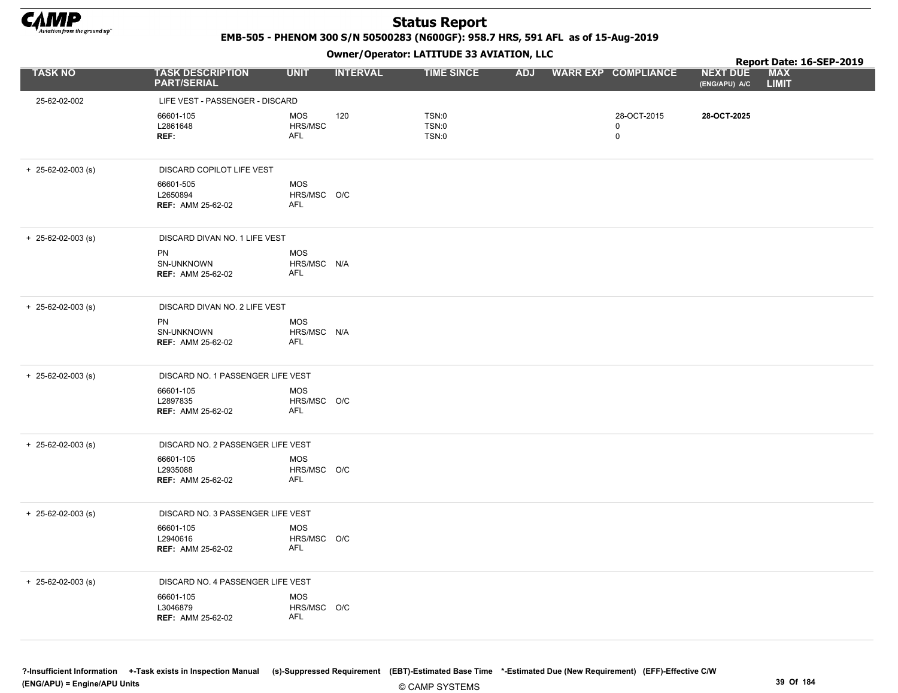# Status Report

**EMB-505 - PHENOM 300 S/N 50500283 (N600GF): 958.7 HRS, 591 AFL as of 15-Aug-2019**

**Owner/Operator: LATITUDE 33 AVIATION, LLC**

**Report Date: 16-SEP-2019**

| TASK NO | TASK DESCRIPTION PART/SERIAL | UNIT | INTERVAL | TIME SINCE | ADJ | WARR EXP | COMPLIANCE | NEXT DUE (ENG/APU) A/C | MAX LIMIT |
|---|---|---|---|---|---|---|---|---|---|
| 25-62-02-002 | LIFE VEST - PASSENGER - DISCARD | | | | | | | | |
| | 66601-105 | MOS | 120 | TSN:0 | | | 28-OCT-2015 | **28-OCT-2025** | |
| | L2861648 | HRS/MSC | | TSN:0 | | | 0 | | |
| | **REF:** | AFL | | TSN:0 | | | 0 | | |
| + 25-62-02-003 (s) | DISCARD COPILOT LIFE VEST | | | | | | | | |
| | 66601-505 | MOS | | | | | | | |
| | L2650894 | HRS/MSC | O/C | | | | | | |
| | **REF:** AMM 25-62-02 | AFL | | | | | | | |
| + 25-62-02-003 (s) | DISCARD DIVAN NO. 1 LIFE VEST | | | | | | | | |
| | PN | MOS | | | | | | | |
| | SN-UNKNOWN | HRS/MSC | N/A | | | | | | |
| | **REF:** AMM 25-62-02 | AFL | | | | | | | |
| + 25-62-02-003 (s) | DISCARD DIVAN NO. 2 LIFE VEST | | | | | | | | |
| | PN | MOS | | | | | | | |
| | SN-UNKNOWN | HRS/MSC | N/A | | | | | | |
| | **REF:** AMM 25-62-02 | AFL | | | | | | | |
| + 25-62-02-003 (s) | DISCARD NO. 1 PASSENGER LIFE VEST | | | | | | | | |
| | 66601-105 | MOS | | | | | | | |
| | L2897835 | HRS/MSC | O/C | | | | | | |
| | **REF:** AMM 25-62-02 | AFL | | | | | | | |
| + 25-62-02-003 (s) | DISCARD NO. 2 PASSENGER LIFE VEST | | | | | | | | |
| | 66601-105 | MOS | | | | | | | |
| | L2935088 | HRS/MSC | O/C | | | | | | |
| | **REF:** AMM 25-62-02 | AFL | | | | | | | |
| + 25-62-02-003 (s) | DISCARD NO. 3 PASSENGER LIFE VEST | | | | | | | | |
| | 66601-105 | MOS | | | | | | | |
| | L2940616 | HRS/MSC | O/C | | | | | | |
| | **REF:** AMM 25-62-02 | AFL | | | | | | | |
| + 25-62-02-003 (s) | DISCARD NO. 4 PASSENGER LIFE VEST | | | | | | | | |
| | 66601-105 | MOS | | | | | | | |
| | L3046879 | HRS/MSC | O/C | | | | | | |
| | **REF:** AMM 25-62-02 | AFL | | | | | | | |

**?-Insufficient Information +-Task exists in Inspection Manual (s)-Suppressed Requirement (EBT)-Estimated Base Time \*-Estimated Due (New Requirement) (EFF)-Effective C/W (ENG/APU) = Engine/APU Units**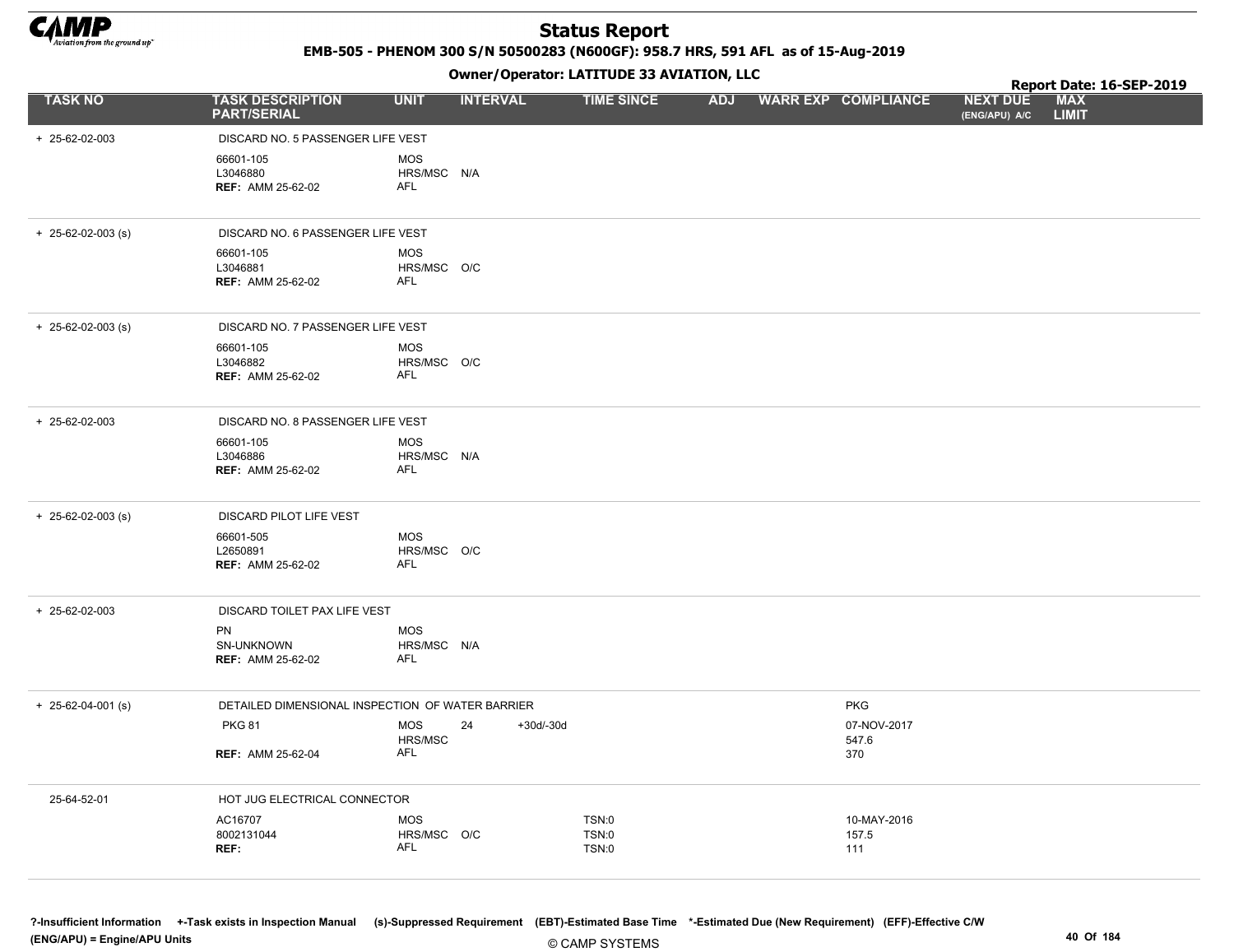# Status Report

**EMB-505 - PHENOM 300 S/N 50500283 (N600GF): 958.7 HRS, 591 AFL as of 15-Aug-2019**

**Owner/Operator: LATITUDE 33 AVIATION, LLC**

**Report Date: 16-SEP-2019**

| TASK NO | TASK DESCRIPTION PART/SERIAL | UNIT | INTERVAL | | TIME SINCE | ADJ | WARR EXP | COMPLIANCE | NEXT DUE (ENG/APU) A/C | MAX LIMIT |
|---|---|---|---|---|---|---|---|---|---|---|
| + 25-62-02-003 | DISCARD NO. 5 PASSENGER LIFE VEST | | | | | | | | | |
| | 66601-105<br>L3046880<br>**REF:** AMM 25-62-02 | MOS<br>HRS/MSC<br>AFL | N/A | | | | | | | |
| + 25-62-02-003 (s) | DISCARD NO. 6 PASSENGER LIFE VEST | | | | | | | | | |
| | 66601-105<br>L3046881<br>**REF:** AMM 25-62-02 | MOS<br>HRS/MSC<br>AFL | O/C | | | | | | | |
| + 25-62-02-003 (s) | DISCARD NO. 7 PASSENGER LIFE VEST | | | | | | | | | |
| | 66601-105<br>L3046882<br>**REF:** AMM 25-62-02 | MOS<br>HRS/MSC<br>AFL | O/C | | | | | | | |
| + 25-62-02-003 | DISCARD NO. 8 PASSENGER LIFE VEST | | | | | | | | | |
| | 66601-105<br>L3046886<br>**REF:** AMM 25-62-02 | MOS<br>HRS/MSC<br>AFL | N/A | | | | | | | |
| + 25-62-02-003 (s) | DISCARD PILOT LIFE VEST | | | | | | | | | |
| | 66601-505<br>L2650891<br>**REF:** AMM 25-62-02 | MOS<br>HRS/MSC<br>AFL | O/C | | | | | | | |
| + 25-62-02-003 | DISCARD TOILET PAX LIFE VEST | | | | | | | | | |
| | PN<br>SN-UNKNOWN<br>**REF:** AMM 25-62-02 | MOS<br>HRS/MSC<br>AFL | N/A | | | | | | | |
| + 25-62-04-001 (s) | DETAILED DIMENSIONAL INSPECTION OF WATER BARRIER | | | | | | | PKG | | |
| | PKG 81<br><br>**REF:** AMM 25-62-04 | MOS<br>HRS/MSC<br>AFL | 24 | +30d/-30d | | | | 07-NOV-2017<br>547.6<br>370 | | |
| 25-64-52-01 | HOT JUG ELECTRICAL CONNECTOR | | | | | | | | | |
| | AC16707<br>8002131044<br>**REF:** | MOS<br>HRS/MSC<br>AFL | O/C | | TSN:0<br>TSN:0<br>TSN:0 | | | 10-MAY-2016<br>157.5<br>111 | | |

?-Insufficient Information +-Task exists in Inspection Manual (s)-Suppressed Requirement (EBT)-Estimated Base Time *-Estimated Due (New Requirement) (EFF)-Effective C/W
(ENG/APU) = Engine/APU Units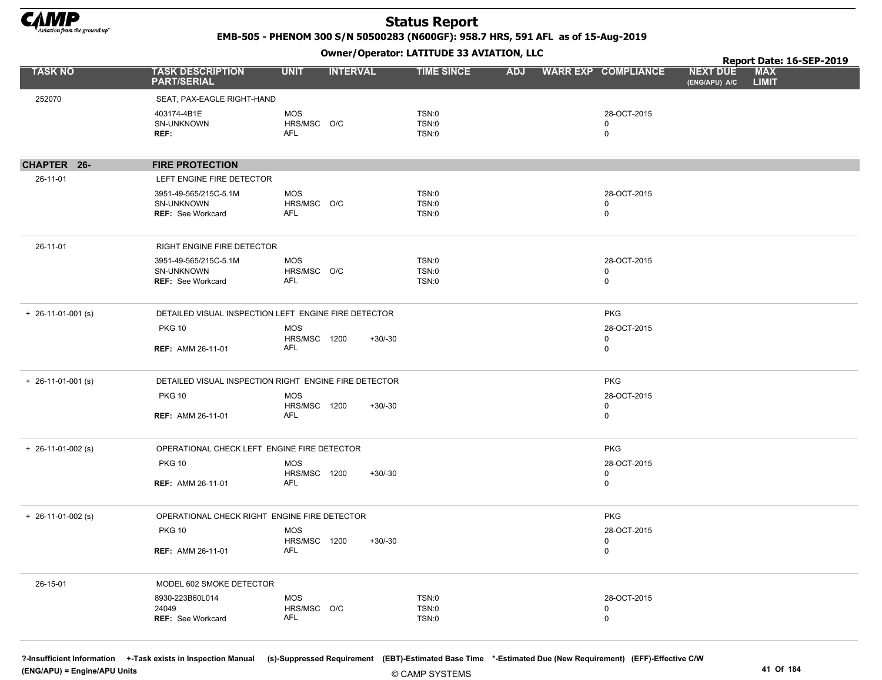# Status Report

**EMB-505 - PHENOM 300 S/N 50500283 (N600GF): 958.7 HRS, 591 AFL as of 15-Aug-2019**

**Owner/Operator: LATITUDE 33 AVIATION, LLC**

**Report Date: 16-SEP-2019**

| TASK NO | TASK DESCRIPTION PART/SERIAL | UNIT | INTERVAL | | TIME SINCE | ADJ | WARR EXP | COMPLIANCE | NEXT DUE (ENG/APU) A/C | MAX LIMIT |
|---|---|---|---|---|---|---|---|---|---|---|
| 252070 | SEAT, PAX-EAGLE RIGHT-HAND | | | | | | | | | |
| | 403174-4B1E | MOS | | | TSN:0 | | | 28-OCT-2015 | | |
| | SN-UNKNOWN | HRS/MSC | O/C | | TSN:0 | | | 0 | | |
| | **REF:** | AFL | | | TSN:0 | | | 0 | | |
| **CHAPTER 26-** | **FIRE PROTECTION** | | | | | | | | | |
| 26-11-01 | LEFT ENGINE FIRE DETECTOR | | | | | | | | | |
| | 3951-49-565/215C-5.1M | MOS | | | TSN:0 | | | 28-OCT-2015 | | |
| | SN-UNKNOWN | HRS/MSC | O/C | | TSN:0 | | | 0 | | |
| | **REF:** See Workcard | AFL | | | TSN:0 | | | 0 | | |
| 26-11-01 | RIGHT ENGINE FIRE DETECTOR | | | | | | | | | |
| | 3951-49-565/215C-5.1M | MOS | | | TSN:0 | | | 28-OCT-2015 | | |
| | SN-UNKNOWN | HRS/MSC | O/C | | TSN:0 | | | 0 | | |
| | **REF:** See Workcard | AFL | | | TSN:0 | | | 0 | | |
| + 26-11-01-001 (s) | DETAILED VISUAL INSPECTION LEFT ENGINE FIRE DETECTOR | | | | | | | PKG | | |
| | PKG 10 | MOS | | | | | | 28-OCT-2015 | | |
| | | HRS/MSC | 1200 | +30/-30 | | | | 0 | | |
| | **REF:** AMM 26-11-01 | AFL | | | | | | 0 | | |
| + 26-11-01-001 (s) | DETAILED VISUAL INSPECTION RIGHT ENGINE FIRE DETECTOR | | | | | | | PKG | | |
| | PKG 10 | MOS | | | | | | 28-OCT-2015 | | |
| | | HRS/MSC | 1200 | +30/-30 | | | | 0 | | |
| | **REF:** AMM 26-11-01 | AFL | | | | | | 0 | | |
| + 26-11-01-002 (s) | OPERATIONAL CHECK LEFT ENGINE FIRE DETECTOR | | | | | | | PKG | | |
| | PKG 10 | MOS | | | | | | 28-OCT-2015 | | |
| | | HRS/MSC | 1200 | +30/-30 | | | | 0 | | |
| | **REF:** AMM 26-11-01 | AFL | | | | | | 0 | | |
| + 26-11-01-002 (s) | OPERATIONAL CHECK RIGHT ENGINE FIRE DETECTOR | | | | | | | PKG | | |
| | PKG 10 | MOS | | | | | | 28-OCT-2015 | | |
| | | HRS/MSC | 1200 | +30/-30 | | | | 0 | | |
| | **REF:** AMM 26-11-01 | AFL | | | | | | 0 | | |
| 26-15-01 | MODEL 602 SMOKE DETECTOR | | | | | | | | | |
| | 8930-223B60L014 | MOS | | | TSN:0 | | | 28-OCT-2015 | | |
| | 24049 | HRS/MSC | O/C | | TSN:0 | | | 0 | | |
| | **REF:** See Workcard | AFL | | | TSN:0 | | | 0 | | |

**?-Insufficient Information +-Task exists in Inspection Manual (s)-Suppressed Requirement (EBT)-Estimated Base Time \*-Estimated Due (New Requirement) (EFF)-Effective C/W (ENG/APU) = Engine/APU Units**

© CAMP SYSTEMS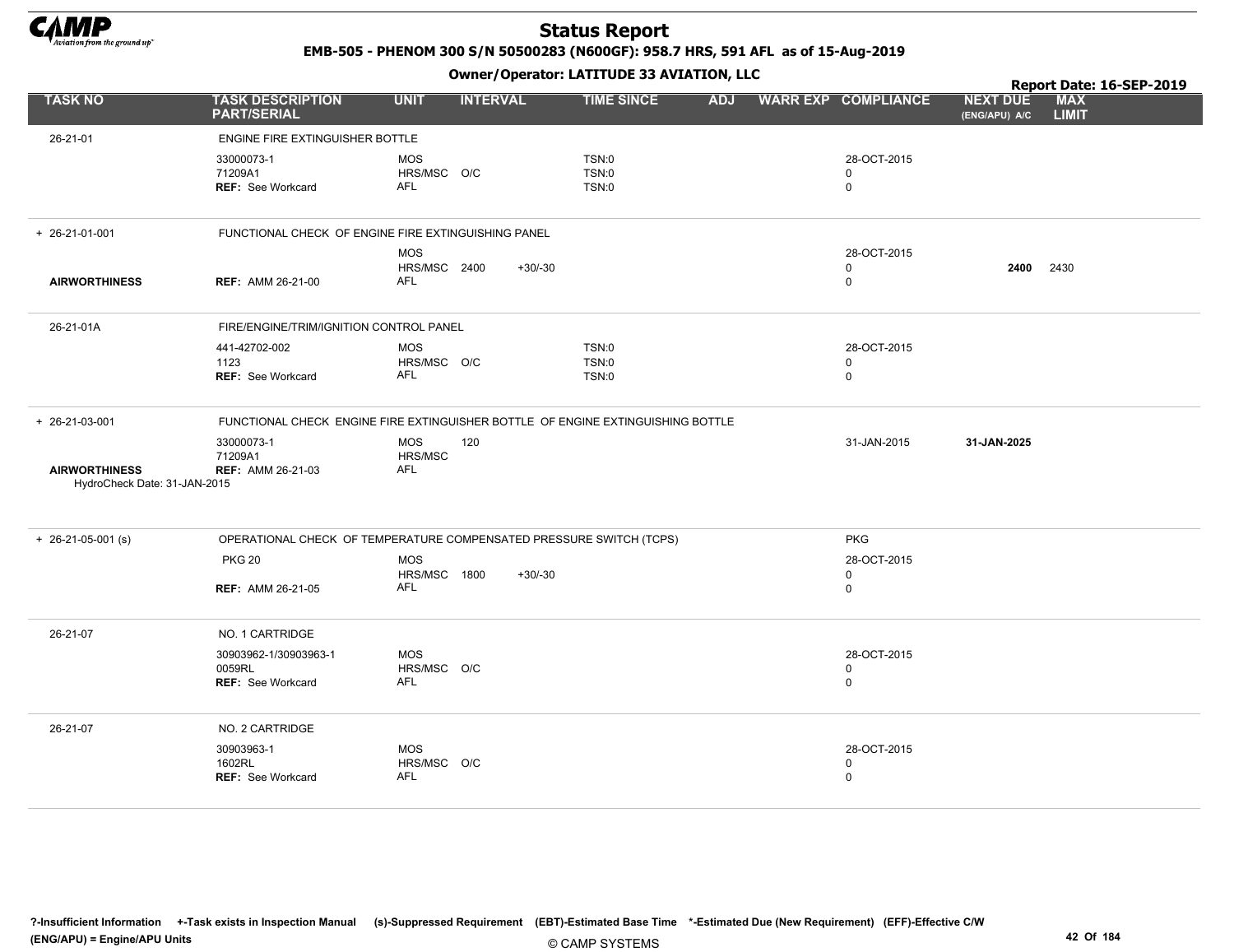# Status Report

**EMB-505 - PHENOM 300 S/N 50500283 (N600GF): 958.7 HRS, 591 AFL as of 15-Aug-2019**

**Owner/Operator: LATITUDE 33 AVIATION, LLC**

**Report Date: 16-SEP-2019**

| TASK NO | TASK DESCRIPTION PART/SERIAL | UNIT | INTERVAL | TIME SINCE | ADJ | WARR EXP | COMPLIANCE | NEXT DUE (ENG/APU) A/C | MAX LIMIT |
|---|---|---|---|---|---|---|---|---|---|
| 26-21-01 | ENGINE FIRE EXTINGUISHER BOTTLE | | | | | | | | |
| | 33000073-1<br>71209A1<br>**REF:** See Workcard | MOS<br>HRS/MSC<br>AFL | <br>O/C<br> | TSN:0<br>TSN:0<br>TSN:0 | | | 28-OCT-2015<br>0<br>0 | | |
| + 26-21-01-001 | FUNCTIONAL CHECK OF ENGINE FIRE EXTINGUISHING PANEL | | | | | | | | |
| **AIRWORTHINESS** | **REF:** AMM 26-21-00 | MOS<br>HRS/MSC<br>AFL | <br>2400 +30/-30<br> | | | | 28-OCT-2015<br>0<br>0 | <br>**2400**<br> | <br>2430<br> |
| 26-21-01A | FIRE/ENGINE/TRIM/IGNITION CONTROL PANEL | | | | | | | | |
| | 441-42702-002<br>1123<br>**REF:** See Workcard | MOS<br>HRS/MSC<br>AFL | <br>O/C<br> | TSN:0<br>TSN:0<br>TSN:0 | | | 28-OCT-2015<br>0<br>0 | | |
| + 26-21-03-001 | FUNCTIONAL CHECK ENGINE FIRE EXTINGUISHER BOTTLE OF ENGINE EXTINGUISHING BOTTLE | | | | | | | | |
| **AIRWORTHINESS**<br>HydroCheck Date: 31-JAN-2015 | 33000073-1<br>71209A1<br>**REF:** AMM 26-21-03 | MOS<br>HRS/MSC<br>AFL | 120<br><br> | | | | 31-JAN-2015 | **31-JAN-2025** | |
| + 26-21-05-001 (s) | OPERATIONAL CHECK OF TEMPERATURE COMPENSATED PRESSURE SWITCH (TCPS) | | | | | | PKG | | |
| | PKG 20<br>**REF:** AMM 26-21-05 | MOS<br>HRS/MSC<br>AFL | <br>1800 +30/-30<br> | | | | 28-OCT-2015<br>0<br>0 | | |
| 26-21-07 | NO. 1 CARTRIDGE | | | | | | | | |
| | 30903962-1/30903963-1<br>0059RL<br>**REF:** See Workcard | MOS<br>HRS/MSC<br>AFL | <br>O/C<br> | | | | 28-OCT-2015<br>0<br>0 | | |
| 26-21-07 | NO. 2 CARTRIDGE | | | | | | | | |
| | 30903963-1<br>1602RL<br>**REF:** See Workcard | MOS<br>HRS/MSC<br>AFL | <br>O/C<br> | | | | 28-OCT-2015<br>0<br>0 | | |

?-Insufficient Information +-Task exists in Inspection Manual (s)-Suppressed Requirement (EBT)-Estimated Base Time *-Estimated Due (New Requirement) (EFF)-Effective C/W
(ENG/APU) = Engine/APU Units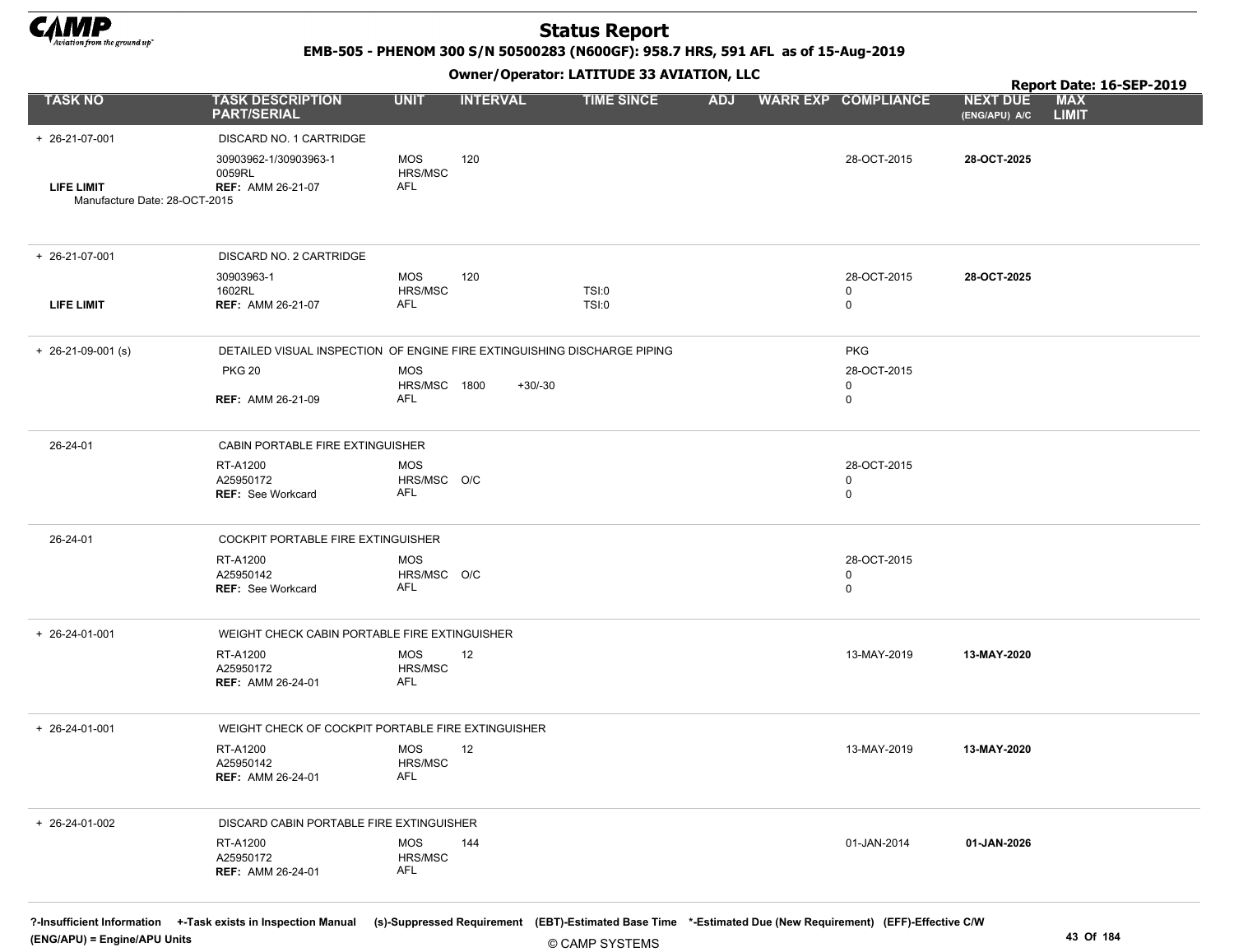# Status Report

**EMB-505 - PHENOM 300 S/N 50500283 (N600GF): 958.7 HRS, 591 AFL as of 15-Aug-2019**

**Owner/Operator: LATITUDE 33 AVIATION, LLC**

**Report Date: 16-SEP-2019**

| TASK NO | TASK DESCRIPTION PART/SERIAL | UNIT | INTERVAL | TIME SINCE | ADJ | WARR EXP | COMPLIANCE | NEXT DUE (ENG/APU) A/C | MAX LIMIT |
|---|---|---|---|---|---|---|---|---|---|
| + 26-21-07-001 | DISCARD NO. 1 CARTRIDGE | | | | | | | | |
| | 30903962-1/30903963-1 | MOS | 120 | | | | 28-OCT-2015 | **28-OCT-2025** | |
| | 0059RL | HRS/MSC | | | | | | | |
| **LIFE LIMIT** | **REF:** AMM 26-21-07 | AFL | | | | | | | |
| Manufacture Date: 28-OCT-2015 | | | | | | | | | |
| + 26-21-07-001 | DISCARD NO. 2 CARTRIDGE | | | | | | | | |
| | 30903963-1 | MOS | 120 | | | | 28-OCT-2015 | **28-OCT-2025** | |
| | 1602RL | HRS/MSC | | TSI:0 | | | 0 | | |
| **LIFE LIMIT** | **REF:** AMM 26-21-07 | AFL | | TSI:0 | | | 0 | | |
| + 26-21-09-001 (s) | DETAILED VISUAL INSPECTION OF ENGINE FIRE EXTINGUISHING DISCHARGE PIPING | | | | | | PKG | | |
| | PKG 20 | MOS | | | | | 28-OCT-2015 | | |
| | | HRS/MSC | 1800 +30/-30 | | | | 0 | | |
| | **REF:** AMM 26-21-09 | AFL | | | | | 0 | | |
| 26-24-01 | CABIN PORTABLE FIRE EXTINGUISHER | | | | | | | | |
| | RT-A1200 | MOS | | | | | 28-OCT-2015 | | |
| | A25950172 | HRS/MSC | O/C | | | | 0 | | |
| | **REF:** See Workcard | AFL | | | | | 0 | | |
| 26-24-01 | COCKPIT PORTABLE FIRE EXTINGUISHER | | | | | | | | |
| | RT-A1200 | MOS | | | | | 28-OCT-2015 | | |
| | A25950142 | HRS/MSC | O/C | | | | 0 | | |
| | **REF:** See Workcard | AFL | | | | | 0 | | |
| + 26-24-01-001 | WEIGHT CHECK CABIN PORTABLE FIRE EXTINGUISHER | | | | | | | | |
| | RT-A1200 | MOS | 12 | | | | 13-MAY-2019 | **13-MAY-2020** | |
| | A25950172 | HRS/MSC | | | | | | | |
| | **REF:** AMM 26-24-01 | AFL | | | | | | | |
| + 26-24-01-001 | WEIGHT CHECK OF COCKPIT PORTABLE FIRE EXTINGUISHER | | | | | | | | |
| | RT-A1200 | MOS | 12 | | | | 13-MAY-2019 | **13-MAY-2020** | |
| | A25950142 | HRS/MSC | | | | | | | |
| | **REF:** AMM 26-24-01 | AFL | | | | | | | |
| + 26-24-01-002 | DISCARD CABIN PORTABLE FIRE EXTINGUISHER | | | | | | | | |
| | RT-A1200 | MOS | 144 | | | | 01-JAN-2014 | **01-JAN-2026** | |
| | A25950172 | HRS/MSC | | | | | | | |
| | **REF:** AMM 26-24-01 | AFL | | | | | | | |

**?-Insufficient Information +-Task exists in Inspection Manual (s)-Suppressed Requirement (EBT)-Estimated Base Time \*-Estimated Due (New Requirement) (EFF)-Effective C/W**
**(ENG/APU) = Engine/APU Units**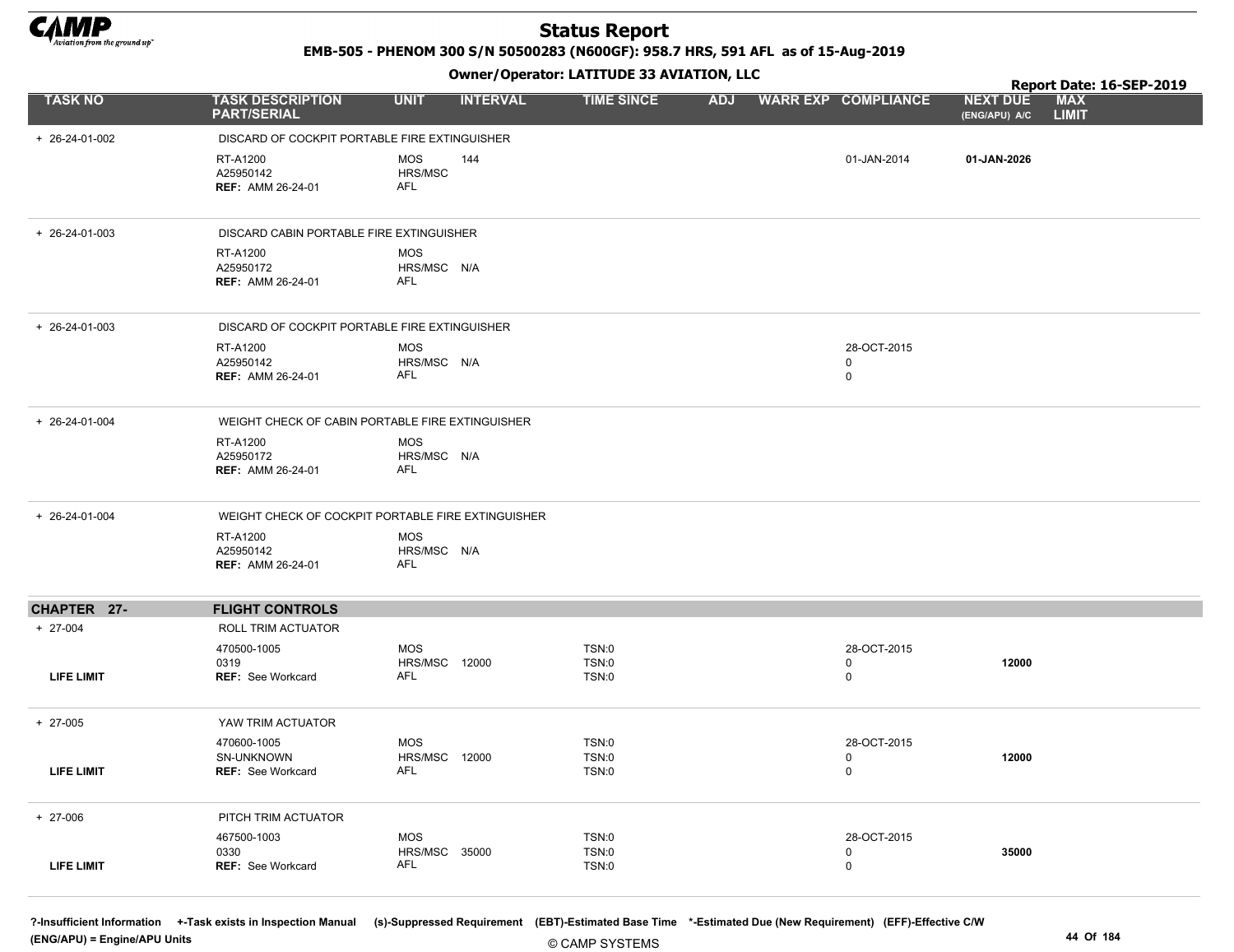# Status Report

**EMB-505 - PHENOM 300 S/N 50500283 (N600GF): 958.7 HRS, 591 AFL as of 15-Aug-2019**

**Owner/Operator: LATITUDE 33 AVIATION, LLC**

**Report Date: 16-SEP-2019**

| TASK NO | TASK DESCRIPTION PART/SERIAL | UNIT | INTERVAL | TIME SINCE | ADJ | WARR EXP | COMPLIANCE | NEXT DUE (ENG/APU) A/C | MAX LIMIT |
|---|---|---|---|---|---|---|---|---|---|
| + 26-24-01-002 | DISCARD OF COCKPIT PORTABLE FIRE EXTINGUISHER | | | | | | | | |
| | RT-A1200<br>A25950142<br>**REF:** AMM 26-24-01 | MOS<br>HRS/MSC<br>AFL | 144 | | | | 01-JAN-2014 | **01-JAN-2026** | |
| + 26-24-01-003 | DISCARD CABIN PORTABLE FIRE EXTINGUISHER | | | | | | | | |
| | RT-A1200<br>A25950172<br>**REF:** AMM 26-24-01 | MOS<br>HRS/MSC<br>AFL | <br>N/A | | | | | | |
| + 26-24-01-003 | DISCARD OF COCKPIT PORTABLE FIRE EXTINGUISHER | | | | | | | | |
| | RT-A1200<br>A25950142<br>**REF:** AMM 26-24-01 | MOS<br>HRS/MSC<br>AFL | <br>N/A | | | | 28-OCT-2015<br>0<br>0 | | |
| + 26-24-01-004 | WEIGHT CHECK OF CABIN PORTABLE FIRE EXTINGUISHER | | | | | | | | |
| | RT-A1200<br>A25950172<br>**REF:** AMM 26-24-01 | MOS<br>HRS/MSC<br>AFL | <br>N/A | | | | | | |
| + 26-24-01-004 | WEIGHT CHECK OF COCKPIT PORTABLE FIRE EXTINGUISHER | | | | | | | | |
| | RT-A1200<br>A25950142<br>**REF:** AMM 26-24-01 | MOS<br>HRS/MSC<br>AFL | <br>N/A | | | | | | |
| **CHAPTER 27-** | **FLIGHT CONTROLS** | | | | | | | | |
| + 27-004 | ROLL TRIM ACTUATOR | | | | | | | | |
| **LIFE LIMIT** | 470500-1005<br>0319<br>**REF:** See Workcard | MOS<br>HRS/MSC<br>AFL | <br>12000 | TSN:0<br>TSN:0<br>TSN:0 | | | 28-OCT-2015<br>0<br>0 | <br>12000 | |
| + 27-005 | YAW TRIM ACTUATOR | | | | | | | | |
| **LIFE LIMIT** | 470600-1005<br>SN-UNKNOWN<br>**REF:** See Workcard | MOS<br>HRS/MSC<br>AFL | <br>12000 | TSN:0<br>TSN:0<br>TSN:0 | | | 28-OCT-2015<br>0<br>0 | <br>12000 | |
| + 27-006 | PITCH TRIM ACTUATOR | | | | | | | | |
| **LIFE LIMIT** | 467500-1003<br>0330<br>**REF:** See Workcard | MOS<br>HRS/MSC<br>AFL | <br>35000 | TSN:0<br>TSN:0<br>TSN:0 | | | 28-OCT-2015<br>0<br>0 | <br>35000 | |

**?-Insufficient Information** **+-Task exists in Inspection Manual** **(s)-Suppressed Requirement** **(EBT)-Estimated Base Time** **\*-Estimated Due (New Requirement)** **(EFF)-Effective C/W**
**(ENG/APU) = Engine/APU Units**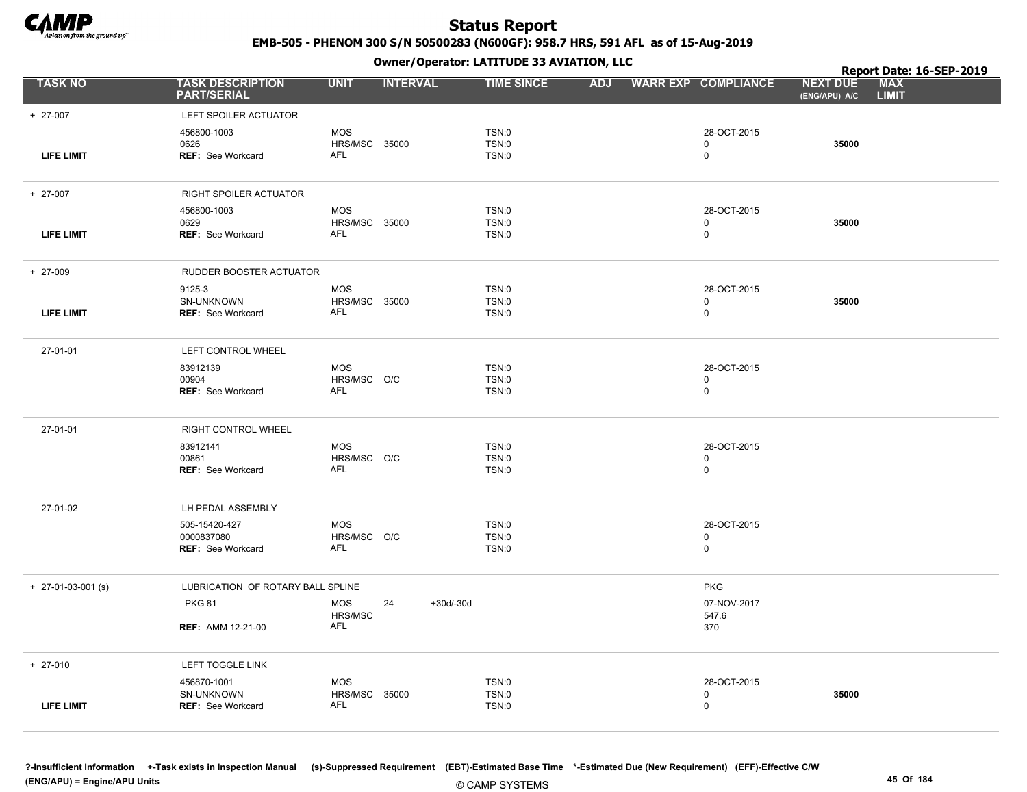# Status Report

**EMB-505 - PHENOM 300 S/N 50500283 (N600GF): 958.7 HRS, 591 AFL as of 15-Aug-2019**

**Owner/Operator: LATITUDE 33 AVIATION, LLC**

**Report Date: 16-SEP-2019**

| TASK NO | TASK DESCRIPTION PART/SERIAL | UNIT | INTERVAL | | TIME SINCE | ADJ | WARR EXP | COMPLIANCE | NEXT DUE (ENG/APU) A/C | MAX LIMIT |
|---|---|---|---|---|---|---|---|---|---|---|
| + 27-007 | LEFT SPOILER ACTUATOR | | | | | | | | | |
| | 456800-1003 | MOS | | | TSN:0 | | | 28-OCT-2015 | | |
| | 0626 | HRS/MSC | 35000 | | TSN:0 | | | 0 | 35000 | |
| LIFE LIMIT | REF: See Workcard | AFL | | | TSN:0 | | | 0 | | |
| + 27-007 | RIGHT SPOILER ACTUATOR | | | | | | | | | |
| | 456800-1003 | MOS | | | TSN:0 | | | 28-OCT-2015 | | |
| | 0629 | HRS/MSC | 35000 | | TSN:0 | | | 0 | 35000 | |
| LIFE LIMIT | REF: See Workcard | AFL | | | TSN:0 | | | 0 | | |
| + 27-009 | RUDDER BOOSTER ACTUATOR | | | | | | | | | |
| | 9125-3 | MOS | | | TSN:0 | | | 28-OCT-2015 | | |
| | SN-UNKNOWN | HRS/MSC | 35000 | | TSN:0 | | | 0 | 35000 | |
| LIFE LIMIT | REF: See Workcard | AFL | | | TSN:0 | | | 0 | | |
| 27-01-01 | LEFT CONTROL WHEEL | | | | | | | | | |
| | 83912139 | MOS | | | TSN:0 | | | 28-OCT-2015 | | |
| | 00904 | HRS/MSC | O/C | | TSN:0 | | | 0 | | |
| | REF: See Workcard | AFL | | | TSN:0 | | | 0 | | |
| 27-01-01 | RIGHT CONTROL WHEEL | | | | | | | | | |
| | 83912141 | MOS | | | TSN:0 | | | 28-OCT-2015 | | |
| | 00861 | HRS/MSC | O/C | | TSN:0 | | | 0 | | |
| | REF: See Workcard | AFL | | | TSN:0 | | | 0 | | |
| 27-01-02 | LH PEDAL ASSEMBLY | | | | | | | | | |
| | 505-15420-427 | MOS | | | TSN:0 | | | 28-OCT-2015 | | |
| | 0000837080 | HRS/MSC | O/C | | TSN:0 | | | 0 | | |
| | REF: See Workcard | AFL | | | TSN:0 | | | 0 | | |
| + 27-01-03-001 (s) | LUBRICATION OF ROTARY BALL SPLINE | | | | | | | PKG | | |
| | PKG 81 | MOS | 24 | +30d/-30d | | | | 07-NOV-2017 | | |
| | | HRS/MSC | | | | | | 547.6 | | |
| | REF: AMM 12-21-00 | AFL | | | | | | 370 | | |
| + 27-010 | LEFT TOGGLE LINK | | | | | | | | | |
| | 456870-1001 | MOS | | | TSN:0 | | | 28-OCT-2015 | | |
| | SN-UNKNOWN | HRS/MSC | 35000 | | TSN:0 | | | 0 | 35000 | |
| LIFE LIMIT | REF: See Workcard | AFL | | | TSN:0 | | | 0 | | |

?-Insufficient Information +-Task exists in Inspection Manual (s)-Suppressed Requirement (EBT)-Estimated Base Time *-Estimated Due (New Requirement) (EFF)-Effective C/W (ENG/APU) = Engine/APU Units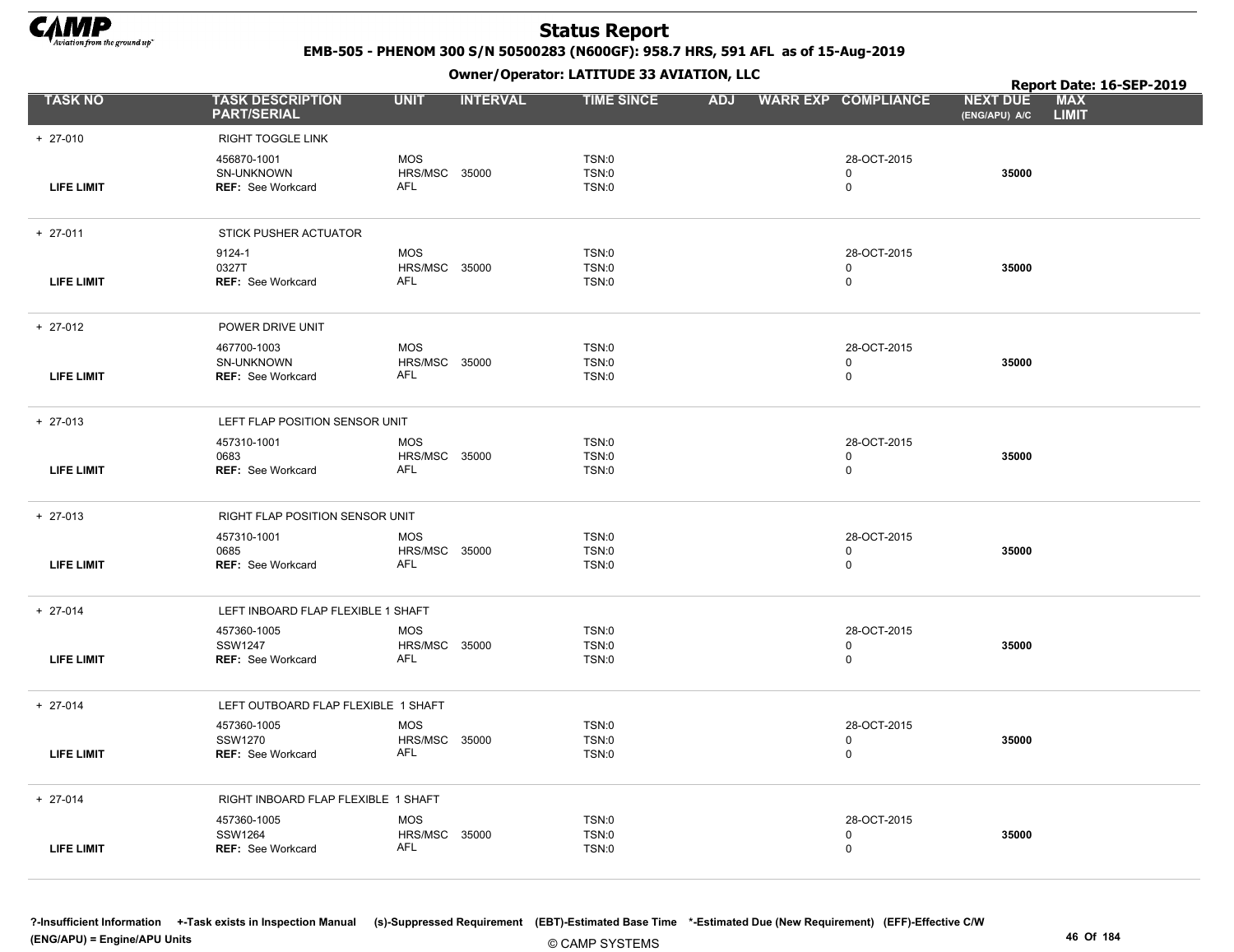# Status Report

**EMB-505 - PHENOM 300 S/N 50500283 (N600GF): 958.7 HRS, 591 AFL as of 15-Aug-2019**

**Owner/Operator: LATITUDE 33 AVIATION, LLC**

**Report Date: 16-SEP-2019**

| TASK NO | TASK DESCRIPTION PART/SERIAL | UNIT | INTERVAL | TIME SINCE | ADJ | WARR EXP | COMPLIANCE | NEXT DUE (ENG/APU) A/C | MAX LIMIT |
|---|---|---|---|---|---|---|---|---|---|
| + 27-010 | RIGHT TOGGLE LINK | | | | | | | | |
| | 456870-1001 | MOS | | TSN:0 | | | 28-OCT-2015 | | |
| | SN-UNKNOWN | HRS/MSC | 35000 | TSN:0 | | | 0 | 35000 | |
| LIFE LIMIT | REF: See Workcard | AFL | | TSN:0 | | | 0 | | |
| + 27-011 | STICK PUSHER ACTUATOR | | | | | | | | |
| | 9124-1 | MOS | | TSN:0 | | | 28-OCT-2015 | | |
| | 0327T | HRS/MSC | 35000 | TSN:0 | | | 0 | 35000 | |
| LIFE LIMIT | REF: See Workcard | AFL | | TSN:0 | | | 0 | | |
| + 27-012 | POWER DRIVE UNIT | | | | | | | | |
| | 467700-1003 | MOS | | TSN:0 | | | 28-OCT-2015 | | |
| | SN-UNKNOWN | HRS/MSC | 35000 | TSN:0 | | | 0 | 35000 | |
| LIFE LIMIT | REF: See Workcard | AFL | | TSN:0 | | | 0 | | |
| + 27-013 | LEFT FLAP POSITION SENSOR UNIT | | | | | | | | |
| | 457310-1001 | MOS | | TSN:0 | | | 28-OCT-2015 | | |
| | 0683 | HRS/MSC | 35000 | TSN:0 | | | 0 | 35000 | |
| LIFE LIMIT | REF: See Workcard | AFL | | TSN:0 | | | 0 | | |
| + 27-013 | RIGHT FLAP POSITION SENSOR UNIT | | | | | | | | |
| | 457310-1001 | MOS | | TSN:0 | | | 28-OCT-2015 | | |
| | 0685 | HRS/MSC | 35000 | TSN:0 | | | 0 | 35000 | |
| LIFE LIMIT | REF: See Workcard | AFL | | TSN:0 | | | 0 | | |
| + 27-014 | LEFT INBOARD FLAP FLEXIBLE 1 SHAFT | | | | | | | | |
| | 457360-1005 | MOS | | TSN:0 | | | 28-OCT-2015 | | |
| | SSW1247 | HRS/MSC | 35000 | TSN:0 | | | 0 | 35000 | |
| LIFE LIMIT | REF: See Workcard | AFL | | TSN:0 | | | 0 | | |
| + 27-014 | LEFT OUTBOARD FLAP FLEXIBLE 1 SHAFT | | | | | | | | |
| | 457360-1005 | MOS | | TSN:0 | | | 28-OCT-2015 | | |
| | SSW1270 | HRS/MSC | 35000 | TSN:0 | | | 0 | 35000 | |
| LIFE LIMIT | REF: See Workcard | AFL | | TSN:0 | | | 0 | | |
| + 27-014 | RIGHT INBOARD FLAP FLEXIBLE 1 SHAFT | | | | | | | | |
| | 457360-1005 | MOS | | TSN:0 | | | 28-OCT-2015 | | |
| | SSW1264 | HRS/MSC | 35000 | TSN:0 | | | 0 | 35000 | |
| LIFE LIMIT | REF: See Workcard | AFL | | TSN:0 | | | 0 | | |

?-Insufficient Information +-Task exists in Inspection Manual (s)-Suppressed Requirement (EBT)-Estimated Base Time *-Estimated Due (New Requirement) (EFF)-Effective C/W
(ENG/APU) = Engine/APU Units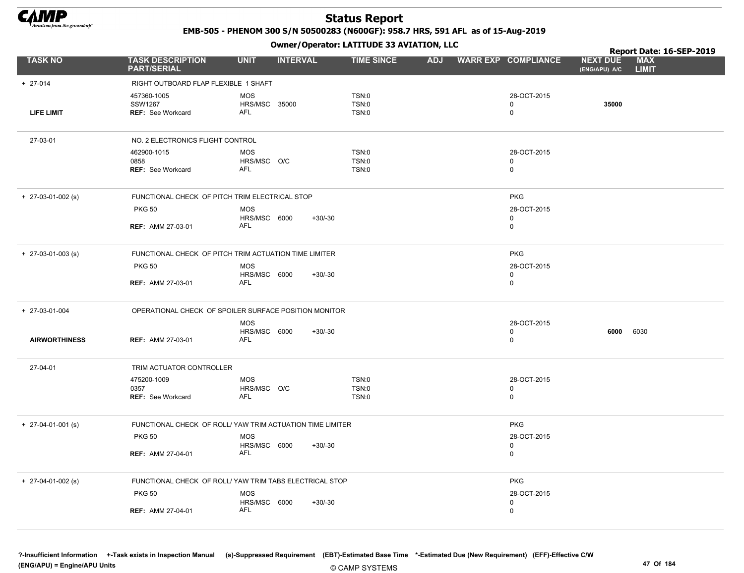# Status Report

**EMB-505 - PHENOM 300 S/N 50500283 (N600GF): 958.7 HRS, 591 AFL as of 15-Aug-2019**

**Owner/Operator: LATITUDE 33 AVIATION, LLC**

**Report Date: 16-SEP-2019**

| TASK NO | TASK DESCRIPTION PART/SERIAL | UNIT | INTERVAL | | TIME SINCE | ADJ | WARR EXP | COMPLIANCE | NEXT DUE (ENG/APU) A/C | MAX LIMIT |
|---|---|---|---|---|---|---|---|---|---|---|
| + 27-014 | RIGHT OUTBOARD FLAP FLEXIBLE 1 SHAFT | | | | | | | | | |
| | 457360-1005 | MOS | | | TSN:0 | | | 28-OCT-2015 | | |
| | SSW1267 | HRS/MSC | 35000 | | TSN:0 | | | 0 | 35000 | |
| LIFE LIMIT | REF: See Workcard | AFL | | | TSN:0 | | | 0 | | |
| 27-03-01 | NO. 2 ELECTRONICS FLIGHT CONTROL | | | | | | | | | |
| | 462900-1015 | MOS | | | TSN:0 | | | 28-OCT-2015 | | |
| | 0858 | HRS/MSC | O/C | | TSN:0 | | | 0 | | |
| | REF: See Workcard | AFL | | | TSN:0 | | | 0 | | |
| + 27-03-01-002 (s) | FUNCTIONAL CHECK OF PITCH TRIM ELECTRICAL STOP | | | | | | | PKG | | |
| | PKG 50 | MOS | | | | | | 28-OCT-2015 | | |
| | | HRS/MSC | 6000 | +30/-30 | | | | 0 | | |
| | REF: AMM 27-03-01 | AFL | | | | | | 0 | | |
| + 27-03-01-003 (s) | FUNCTIONAL CHECK OF PITCH TRIM ACTUATION TIME LIMITER | | | | | | | PKG | | |
| | PKG 50 | MOS | | | | | | 28-OCT-2015 | | |
| | | HRS/MSC | 6000 | +30/-30 | | | | 0 | | |
| | REF: AMM 27-03-01 | AFL | | | | | | 0 | | |
| + 27-03-01-004 | OPERATIONAL CHECK OF SPOILER SURFACE POSITION MONITOR | | | | | | | | | |
| | | MOS | | | | | | 28-OCT-2015 | | |
| | | HRS/MSC | 6000 | +30/-30 | | | | 0 | 6000 | 6030 |
| AIRWORTHINESS | REF: AMM 27-03-01 | AFL | | | | | | 0 | | |
| 27-04-01 | TRIM ACTUATOR CONTROLLER | | | | | | | | | |
| | 475200-1009 | MOS | | | TSN:0 | | | 28-OCT-2015 | | |
| | 0357 | HRS/MSC | O/C | | TSN:0 | | | 0 | | |
| | REF: See Workcard | AFL | | | TSN:0 | | | 0 | | |
| + 27-04-01-001 (s) | FUNCTIONAL CHECK OF ROLL/ YAW TRIM ACTUATION TIME LIMITER | | | | | | | PKG | | |
| | PKG 50 | MOS | | | | | | 28-OCT-2015 | | |
| | | HRS/MSC | 6000 | +30/-30 | | | | 0 | | |
| | REF: AMM 27-04-01 | AFL | | | | | | 0 | | |
| + 27-04-01-002 (s) | FUNCTIONAL CHECK OF ROLL/ YAW TRIM TABS ELECTRICAL STOP | | | | | | | PKG | | |
| | PKG 50 | MOS | | | | | | 28-OCT-2015 | | |
| | | HRS/MSC | 6000 | +30/-30 | | | | 0 | | |
| | REF: AMM 27-04-01 | AFL | | | | | | 0 | | |

?-Insufficient Information +-Task exists in Inspection Manual (s)-Suppressed Requirement (EBT)-Estimated Base Time *-Estimated Due (New Requirement) (EFF)-Effective C/W
(ENG/APU) = Engine/APU Units

© CAMP SYSTEMS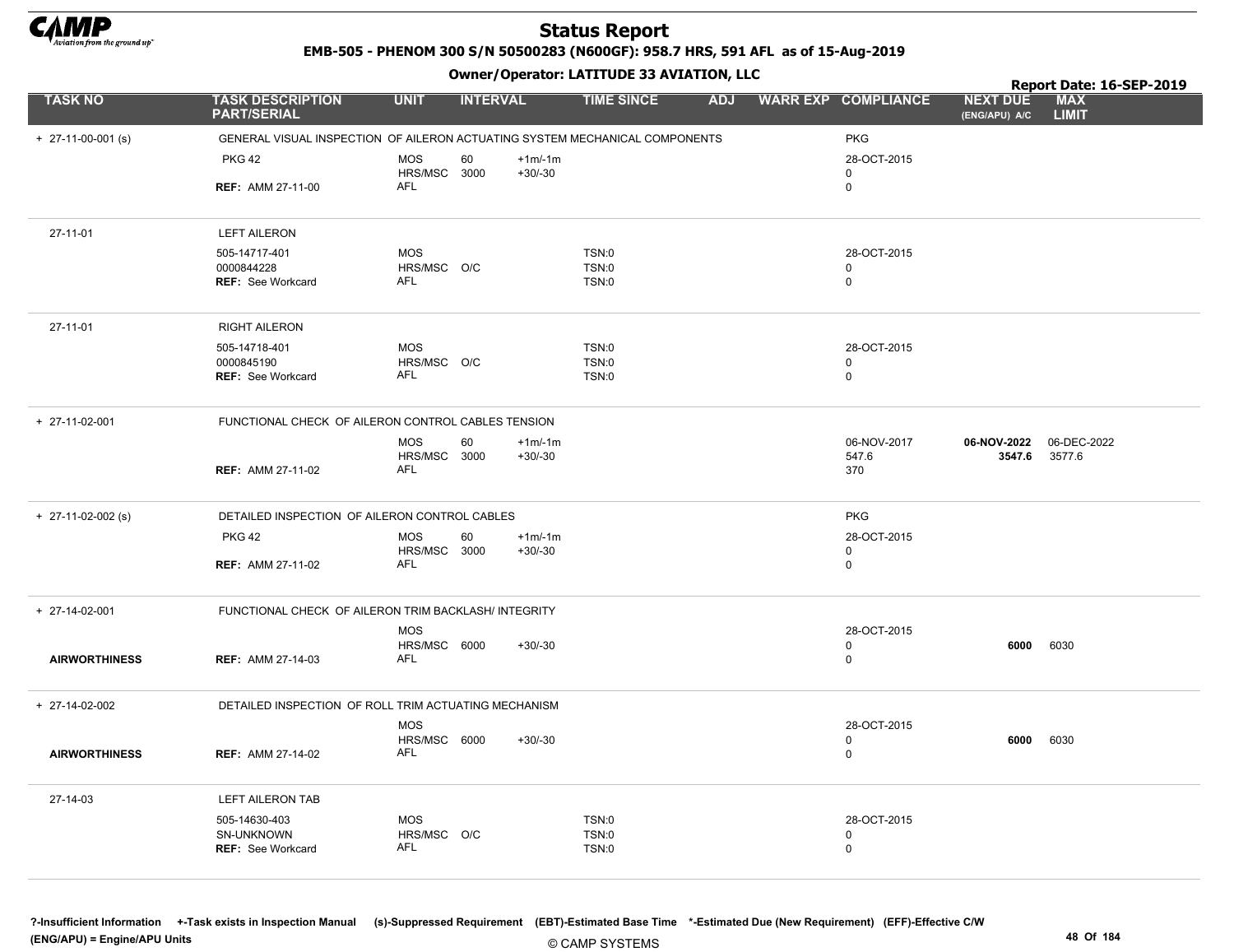# Status Report

**EMB-505 - PHENOM 300 S/N 50500283 (N600GF): 958.7 HRS, 591 AFL as of 15-Aug-2019**

**Owner/Operator: LATITUDE 33 AVIATION, LLC**

**Report Date: 16-SEP-2019**

| TASK NO | TASK DESCRIPTION PART/SERIAL | UNIT | INTERVAL | | TIME SINCE | ADJ | WARR EXP | COMPLIANCE | NEXT DUE (ENG/APU) A/C | MAX LIMIT |
|---|---|---|---|---|---|---|---|---|---|---|
| + 27-11-00-001 (s) | GENERAL VISUAL INSPECTION OF AILERON ACTUATING SYSTEM MECHANICAL COMPONENTS | | | | | | | PKG | | |
| | PKG 42 | MOS | 60 | +1m/-1m | | | | 28-OCT-2015 | | |
| | | HRS/MSC | 3000 | +30/-30 | | | | 0 | | |
| | REF: AMM 27-11-00 | AFL | | | | | | 0 | | |
| 27-11-01 | LEFT AILERON | | | | | | | | | |
| | 505-14717-401 | MOS | | | TSN:0 | | | 28-OCT-2015 | | |
| | 0000844228 | HRS/MSC | O/C | | TSN:0 | | | 0 | | |
| | REF: See Workcard | AFL | | | TSN:0 | | | 0 | | |
| 27-11-01 | RIGHT AILERON | | | | | | | | | |
| | 505-14718-401 | MOS | | | TSN:0 | | | 28-OCT-2015 | | |
| | 0000845190 | HRS/MSC | O/C | | TSN:0 | | | 0 | | |
| | REF: See Workcard | AFL | | | TSN:0 | | | 0 | | |
| + 27-11-02-001 | FUNCTIONAL CHECK OF AILERON CONTROL CABLES TENSION | | | | | | | | | |
| | | MOS | 60 | +1m/-1m | | | | 06-NOV-2017 | **06-NOV-2022** | 06-DEC-2022 |
| | | HRS/MSC | 3000 | +30/-30 | | | | 547.6 | **3547.6** | 3577.6 |
| | REF: AMM 27-11-02 | AFL | | | | | | 370 | | |
| + 27-11-02-002 (s) | DETAILED INSPECTION OF AILERON CONTROL CABLES | | | | | | | PKG | | |
| | PKG 42 | MOS | 60 | +1m/-1m | | | | 28-OCT-2015 | | |
| | | HRS/MSC | 3000 | +30/-30 | | | | 0 | | |
| | REF: AMM 27-11-02 | AFL | | | | | | 0 | | |
| + 27-14-02-001 | FUNCTIONAL CHECK OF AILERON TRIM BACKLASH/ INTEGRITY | | | | | | | | | |
| | | MOS | | | | | | 28-OCT-2015 | | |
| **AIRWORTHINESS** | | HRS/MSC | 6000 | +30/-30 | | | | 0 | **6000** | 6030 |
| | REF: AMM 27-14-03 | AFL | | | | | | 0 | | |
| + 27-14-02-002 | DETAILED INSPECTION OF ROLL TRIM ACTUATING MECHANISM | | | | | | | | | |
| | | MOS | | | | | | 28-OCT-2015 | | |
| **AIRWORTHINESS** | | HRS/MSC | 6000 | +30/-30 | | | | 0 | **6000** | 6030 |
| | REF: AMM 27-14-02 | AFL | | | | | | 0 | | |
| 27-14-03 | LEFT AILERON TAB | | | | | | | | | |
| | 505-14630-403 | MOS | | | TSN:0 | | | 28-OCT-2015 | | |
| | SN-UNKNOWN | HRS/MSC | O/C | | TSN:0 | | | 0 | | |
| | REF: See Workcard | AFL | | | TSN:0 | | | 0 | | |

**?-Insufficient Information +-Task exists in Inspection Manual (s)-Suppressed Requirement (EBT)-Estimated Base Time \*-Estimated Due (New Requirement) (EFF)-Effective C/W (ENG/APU) = Engine/APU Units**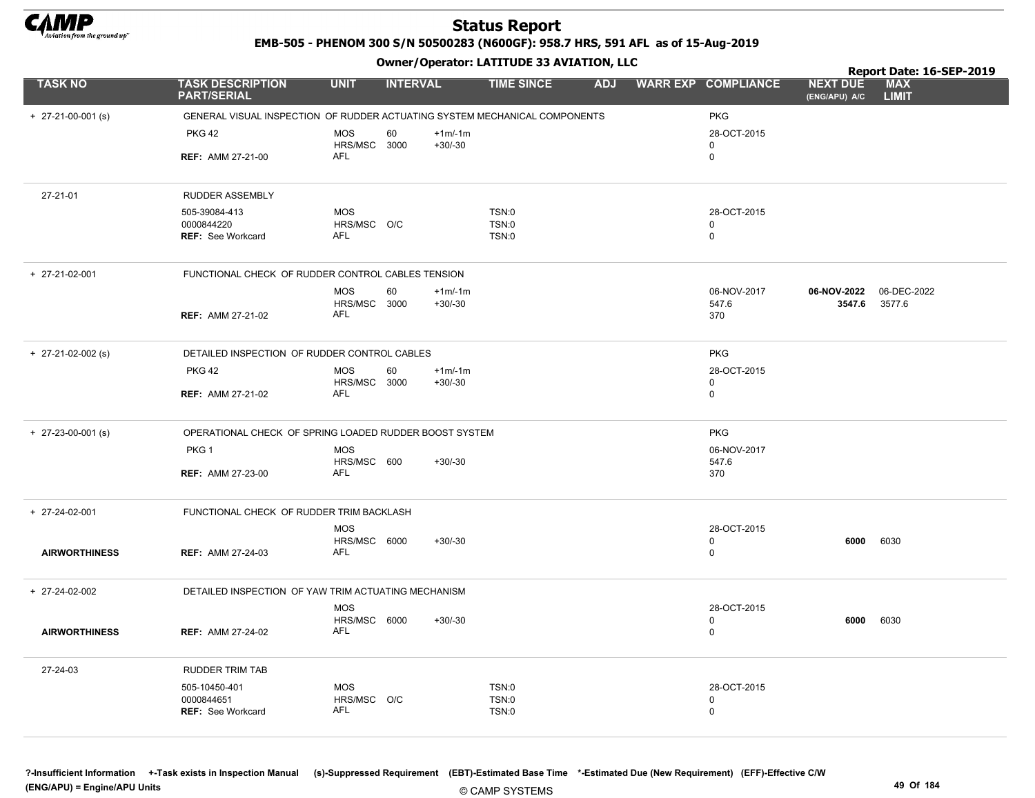# Status Report

**EMB-505 - PHENOM 300 S/N 50500283 (N600GF): 958.7 HRS, 591 AFL as of 15-Aug-2019**

**Owner/Operator: LATITUDE 33 AVIATION, LLC**

**Report Date: 16-SEP-2019**

| TASK NO | TASK DESCRIPTION PART/SERIAL | UNIT | INTERVAL | | TIME SINCE | ADJ | WARR EXP | COMPLIANCE | NEXT DUE (ENG/APU) A/C | MAX LIMIT |
|---|---|---|---|---|---|---|---|---|---|---|
| + 27-21-00-001 (s) | GENERAL VISUAL INSPECTION OF RUDDER ACTUATING SYSTEM MECHANICAL COMPONENTS | | | | | | | PKG | | |
| | PKG 42 | MOS | 60 | +1m/-1m | | | | 28-OCT-2015 | | |
| | | HRS/MSC | 3000 | +30/-30 | | | | 0 | | |
| | **REF:** AMM 27-21-00 | AFL | | | | | | 0 | | |
| 27-21-01 | RUDDER ASSEMBLY | | | | | | | | | |
| | 505-39084-413 | MOS | | | TSN:0 | | | 28-OCT-2015 | | |
| | 0000844220 | HRS/MSC | O/C | | TSN:0 | | | 0 | | |
| | **REF:** See Workcard | AFL | | | TSN:0 | | | 0 | | |
| + 27-21-02-001 | FUNCTIONAL CHECK OF RUDDER CONTROL CABLES TENSION | | | | | | | | | |
| | | MOS | 60 | +1m/-1m | | | | 06-NOV-2017 | **06-NOV-2022** | 06-DEC-2022 |
| | | HRS/MSC | 3000 | +30/-30 | | | | 547.6 | **3547.6** | 3577.6 |
| | **REF:** AMM 27-21-02 | AFL | | | | | | 370 | | |
| + 27-21-02-002 (s) | DETAILED INSPECTION OF RUDDER CONTROL CABLES | | | | | | | PKG | | |
| | PKG 42 | MOS | 60 | +1m/-1m | | | | 28-OCT-2015 | | |
| | | HRS/MSC | 3000 | +30/-30 | | | | 0 | | |
| | **REF:** AMM 27-21-02 | AFL | | | | | | 0 | | |
| + 27-23-00-001 (s) | OPERATIONAL CHECK OF SPRING LOADED RUDDER BOOST SYSTEM | | | | | | | PKG | | |
| | PKG 1 | MOS | | | | | | 06-NOV-2017 | | |
| | | HRS/MSC | 600 | +30/-30 | | | | 547.6 | | |
| | **REF:** AMM 27-23-00 | AFL | | | | | | 370 | | |
| + 27-24-02-001 | FUNCTIONAL CHECK OF RUDDER TRIM BACKLASH | | | | | | | | | |
| | | MOS | | | | | | 28-OCT-2015 | | |
| | | HRS/MSC | 6000 | +30/-30 | | | | 0 | **6000** | 6030 |
| **AIRWORTHINESS** | **REF:** AMM 27-24-03 | AFL | | | | | | 0 | | |
| + 27-24-02-002 | DETAILED INSPECTION OF YAW TRIM ACTUATING MECHANISM | | | | | | | | | |
| | | MOS | | | | | | 28-OCT-2015 | | |
| | | HRS/MSC | 6000 | +30/-30 | | | | 0 | **6000** | 6030 |
| **AIRWORTHINESS** | **REF:** AMM 27-24-02 | AFL | | | | | | 0 | | |
| 27-24-03 | RUDDER TRIM TAB | | | | | | | | | |
| | 505-10450-401 | MOS | | | TSN:0 | | | 28-OCT-2015 | | |
| | 0000844651 | HRS/MSC | O/C | | TSN:0 | | | 0 | | |
| | **REF:** See Workcard | AFL | | | TSN:0 | | | 0 | | |

**?-Insufficient Information +-Task exists in Inspection Manual (s)-Suppressed Requirement (EBT)-Estimated Base Time \*-Estimated Due (New Requirement) (EFF)-Effective C/W**
**(ENG/APU) = Engine/APU Units**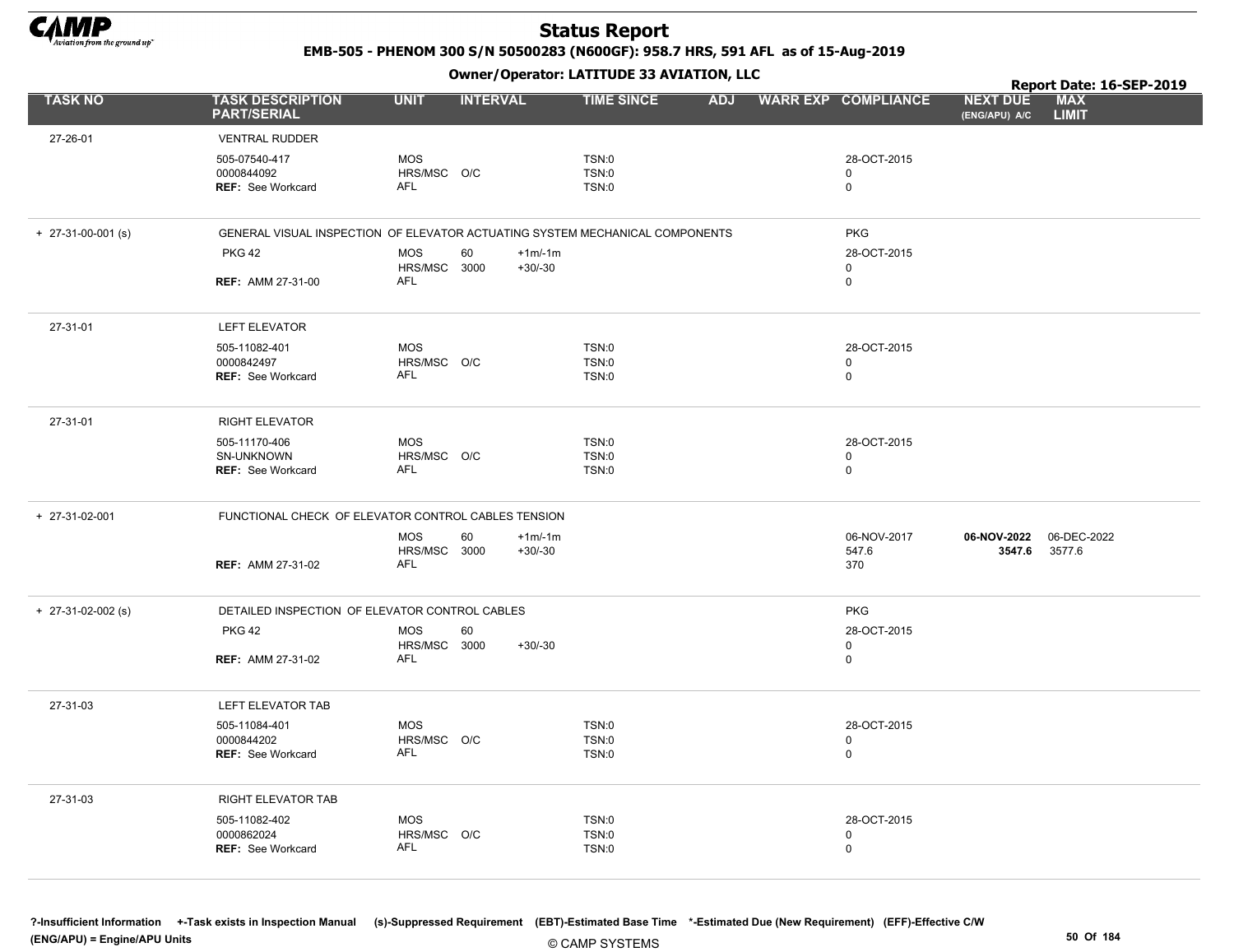# Status Report

**EMB-505 - PHENOM 300 S/N 50500283 (N600GF): 958.7 HRS, 591 AFL as of 15-Aug-2019**

**Owner/Operator: LATITUDE 33 AVIATION, LLC**

**Report Date: 16-SEP-2019**

| TASK NO | TASK DESCRIPTION PART/SERIAL | UNIT | INTERVAL | | TIME SINCE | ADJ | WARR EXP | COMPLIANCE | NEXT DUE (ENG/APU) A/C | MAX LIMIT |
|---|---|---|---|---|---|---|---|---|---|---|
| 27-26-01 | VENTRAL RUDDER | | | | | | | | | |
| | 505-07540-417 | MOS | | | TSN:0 | | | 28-OCT-2015 | | |
| | 0000844092 | HRS/MSC | O/C | | TSN:0 | | | 0 | | |
| | **REF:** See Workcard | AFL | | | TSN:0 | | | 0 | | |
| + 27-31-00-001 (s) | GENERAL VISUAL INSPECTION OF ELEVATOR ACTUATING SYSTEM MECHANICAL COMPONENTS | | | | | | | PKG | | |
| | PKG 42 | MOS | 60 | +1m/-1m | | | | 28-OCT-2015 | | |
| | | HRS/MSC | 3000 | +30/-30 | | | | 0 | | |
| | **REF:** AMM 27-31-00 | AFL | | | | | | 0 | | |
| 27-31-01 | LEFT ELEVATOR | | | | | | | | | |
| | 505-11082-401 | MOS | | | TSN:0 | | | 28-OCT-2015 | | |
| | 0000842497 | HRS/MSC | O/C | | TSN:0 | | | 0 | | |
| | **REF:** See Workcard | AFL | | | TSN:0 | | | 0 | | |
| 27-31-01 | RIGHT ELEVATOR | | | | | | | | | |
| | 505-11170-406 | MOS | | | TSN:0 | | | 28-OCT-2015 | | |
| | SN-UNKNOWN | HRS/MSC | O/C | | TSN:0 | | | 0 | | |
| | **REF:** See Workcard | AFL | | | TSN:0 | | | 0 | | |
| + 27-31-02-001 | FUNCTIONAL CHECK OF ELEVATOR CONTROL CABLES TENSION | | | | | | | | | |
| | | MOS | 60 | +1m/-1m | | | | 06-NOV-2017 | **06-NOV-2022** | 06-DEC-2022 |
| | | HRS/MSC | 3000 | +30/-30 | | | | 547.6 | **3547.6** | 3577.6 |
| | **REF:** AMM 27-31-02 | AFL | | | | | | 370 | | |
| + 27-31-02-002 (s) | DETAILED INSPECTION OF ELEVATOR CONTROL CABLES | | | | | | | PKG | | |
| | PKG 42 | MOS | 60 | | | | | 28-OCT-2015 | | |
| | | HRS/MSC | 3000 | +30/-30 | | | | 0 | | |
| | **REF:** AMM 27-31-02 | AFL | | | | | | 0 | | |
| 27-31-03 | LEFT ELEVATOR TAB | | | | | | | | | |
| | 505-11084-401 | MOS | | | TSN:0 | | | 28-OCT-2015 | | |
| | 0000844202 | HRS/MSC | O/C | | TSN:0 | | | 0 | | |
| | **REF:** See Workcard | AFL | | | TSN:0 | | | 0 | | |
| 27-31-03 | RIGHT ELEVATOR TAB | | | | | | | | | |
| | 505-11082-402 | MOS | | | TSN:0 | | | 28-OCT-2015 | | |
| | 0000862024 | HRS/MSC | O/C | | TSN:0 | | | 0 | | |
| | **REF:** See Workcard | AFL | | | TSN:0 | | | 0 | | |

**?-Insufficient Information +-Task exists in Inspection Manual (s)-Suppressed Requirement (EBT)-Estimated Base Time \*-Estimated Due (New Requirement) (EFF)-Effective C/W**
**(ENG/APU) = Engine/APU Units**

© CAMP SYSTEMS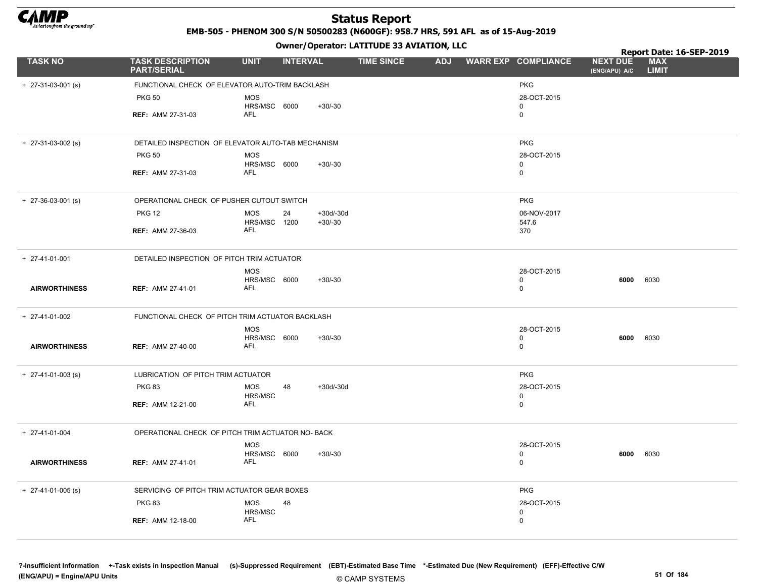# Status Report

**EMB-505 - PHENOM 300 S/N 50500283 (N600GF): 958.7 HRS, 591 AFL as of 15-Aug-2019**

**Owner/Operator: LATITUDE 33 AVIATION, LLC**

**Report Date: 16-SEP-2019**

| TASK NO | TASK DESCRIPTION PART/SERIAL | UNIT | INTERVAL | | TIME SINCE | ADJ | WARR EXP | COMPLIANCE | NEXT DUE (ENG/APU) A/C | MAX LIMIT |
|---|---|---|---|---|---|---|---|---|---|---|
| + 27-31-03-001 (s) | FUNCTIONAL CHECK OF ELEVATOR AUTO-TRIM BACKLASH | | | | | | | PKG | | |
| | PKG 50 | MOS | | | | | | 28-OCT-2015 | | |
| | | HRS/MSC | 6000 | +30/-30 | | | | 0 | | |
| | REF: AMM 27-31-03 | AFL | | | | | | 0 | | |
| + 27-31-03-002 (s) | DETAILED INSPECTION OF ELEVATOR AUTO-TAB MECHANISM | | | | | | | PKG | | |
| | PKG 50 | MOS | | | | | | 28-OCT-2015 | | |
| | | HRS/MSC | 6000 | +30/-30 | | | | 0 | | |
| | REF: AMM 27-31-03 | AFL | | | | | | 0 | | |
| + 27-36-03-001 (s) | OPERATIONAL CHECK OF PUSHER CUTOUT SWITCH | | | | | | | PKG | | |
| | PKG 12 | MOS | 24 | +30d/-30d | | | | 06-NOV-2017 | | |
| | | HRS/MSC | 1200 | +30/-30 | | | | 547.6 | | |
| | REF: AMM 27-36-03 | AFL | | | | | | 370 | | |
| + 27-41-01-001 | DETAILED INSPECTION OF PITCH TRIM ACTUATOR | | | | | | | | | |
| | | MOS | | | | | | 28-OCT-2015 | | |
| | | HRS/MSC | 6000 | +30/-30 | | | | 0 | **6000** | 6030 |
| AIRWORTHINESS | REF: AMM 27-41-01 | AFL | | | | | | 0 | | |
| + 27-41-01-002 | FUNCTIONAL CHECK OF PITCH TRIM ACTUATOR BACKLASH | | | | | | | | | |
| | | MOS | | | | | | 28-OCT-2015 | | |
| | | HRS/MSC | 6000 | +30/-30 | | | | 0 | **6000** | 6030 |
| AIRWORTHINESS | REF: AMM 27-40-00 | AFL | | | | | | 0 | | |
| + 27-41-01-003 (s) | LUBRICATION OF PITCH TRIM ACTUATOR | | | | | | | PKG | | |
| | PKG 83 | MOS | 48 | +30d/-30d | | | | 28-OCT-2015 | | |
| | | HRS/MSC | | | | | | 0 | | |
| | REF: AMM 12-21-00 | AFL | | | | | | 0 | | |
| + 27-41-01-004 | OPERATIONAL CHECK OF PITCH TRIM ACTUATOR NO- BACK | | | | | | | | | |
| | | MOS | | | | | | 28-OCT-2015 | | |
| | | HRS/MSC | 6000 | +30/-30 | | | | 0 | **6000** | 6030 |
| AIRWORTHINESS | REF: AMM 27-41-01 | AFL | | | | | | 0 | | |
| + 27-41-01-005 (s) | SERVICING OF PITCH TRIM ACTUATOR GEAR BOXES | | | | | | | PKG | | |
| | PKG 83 | MOS | 48 | | | | | 28-OCT-2015 | | |
| | | HRS/MSC | | | | | | 0 | | |
| | REF: AMM 12-18-00 | AFL | | | | | | 0 | | |

**?-Insufficient Information +-Task exists in Inspection Manual (s)-Suppressed Requirement (EBT)-Estimated Base Time \*-Estimated Due (New Requirement) (EFF)-Effective C/W (ENG/APU) = Engine/APU Units**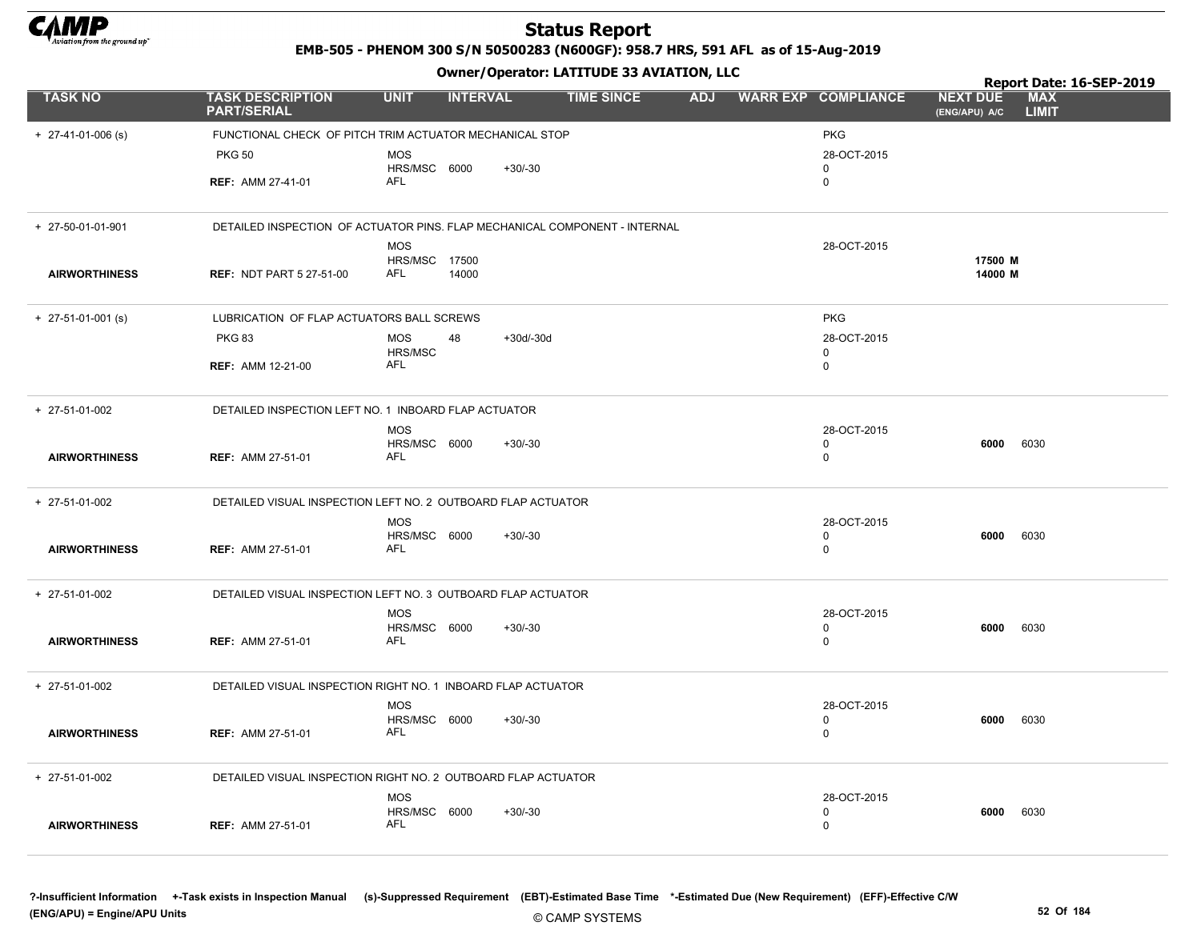# Status Report

**EMB-505 - PHENOM 300 S/N 50500283 (N600GF): 958.7 HRS, 591 AFL as of 15-Aug-2019**

**Owner/Operator: LATITUDE 33 AVIATION, LLC**

**Report Date: 16-SEP-2019**

| TASK NO | TASK DESCRIPTION PART/SERIAL | UNIT | INTERVAL | | TIME SINCE | ADJ | WARR EXP | COMPLIANCE | NEXT DUE (ENG/APU) A/C | MAX LIMIT |
|---|---|---|---|---|---|---|---|---|---|---|
| + 27-41-01-006 (s) | FUNCTIONAL CHECK OF PITCH TRIM ACTUATOR MECHANICAL STOP | | | | | | | PKG | | |
| | PKG 50 | MOS | | | | | | 28-OCT-2015 | | |
| | | HRS/MSC | 6000 | +30/-30 | | | | 0 | | |
| | **REF:** AMM 27-41-01 | AFL | | | | | | 0 | | |
| + 27-50-01-01-901 | DETAILED INSPECTION OF ACTUATOR PINS. FLAP MECHANICAL COMPONENT - INTERNAL | | | | | | | | | |
| | | MOS | | | | | | 28-OCT-2015 | | |
| | | HRS/MSC | 17500 | | | | | | **17500 M** | |
| **AIRWORTHINESS** | **REF:** NDT PART 5 27-51-00 | AFL | 14000 | | | | | | **14000 M** | |
| + 27-51-01-001 (s) | LUBRICATION OF FLAP ACTUATORS BALL SCREWS | | | | | | | PKG | | |
| | PKG 83 | MOS | 48 | +30d/-30d | | | | 28-OCT-2015 | | |
| | | HRS/MSC | | | | | | 0 | | |
| | **REF:** AMM 12-21-00 | AFL | | | | | | 0 | | |
| + 27-51-01-002 | DETAILED INSPECTION LEFT NO. 1 INBOARD FLAP ACTUATOR | | | | | | | | | |
| | | MOS | | | | | | 28-OCT-2015 | | |
| | | HRS/MSC | 6000 | +30/-30 | | | | 0 | **6000** | 6030 |
| **AIRWORTHINESS** | **REF:** AMM 27-51-01 | AFL | | | | | | 0 | | |
| + 27-51-01-002 | DETAILED VISUAL INSPECTION LEFT NO. 2 OUTBOARD FLAP ACTUATOR | | | | | | | | | |
| | | MOS | | | | | | 28-OCT-2015 | | |
| | | HRS/MSC | 6000 | +30/-30 | | | | 0 | **6000** | 6030 |
| **AIRWORTHINESS** | **REF:** AMM 27-51-01 | AFL | | | | | | 0 | | |
| + 27-51-01-002 | DETAILED VISUAL INSPECTION LEFT NO. 3 OUTBOARD FLAP ACTUATOR | | | | | | | | | |
| | | MOS | | | | | | 28-OCT-2015 | | |
| | | HRS/MSC | 6000 | +30/-30 | | | | 0 | **6000** | 6030 |
| **AIRWORTHINESS** | **REF:** AMM 27-51-01 | AFL | | | | | | 0 | | |
| + 27-51-01-002 | DETAILED VISUAL INSPECTION RIGHT NO. 1 INBOARD FLAP ACTUATOR | | | | | | | | | |
| | | MOS | | | | | | 28-OCT-2015 | | |
| | | HRS/MSC | 6000 | +30/-30 | | | | 0 | **6000** | 6030 |
| **AIRWORTHINESS** | **REF:** AMM 27-51-01 | AFL | | | | | | 0 | | |
| + 27-51-01-002 | DETAILED VISUAL INSPECTION RIGHT NO. 2 OUTBOARD FLAP ACTUATOR | | | | | | | | | |
| | | MOS | | | | | | 28-OCT-2015 | | |
| | | HRS/MSC | 6000 | +30/-30 | | | | 0 | **6000** | 6030 |
| **AIRWORTHINESS** | **REF:** AMM 27-51-01 | AFL | | | | | | 0 | | |

**?-Insufficient Information +-Task exists in Inspection Manual (s)-Suppressed Requirement (EBT)-Estimated Base Time \*-Estimated Due (New Requirement) (EFF)-Effective C/W (ENG/APU) = Engine/APU Units**

© CAMP SYSTEMS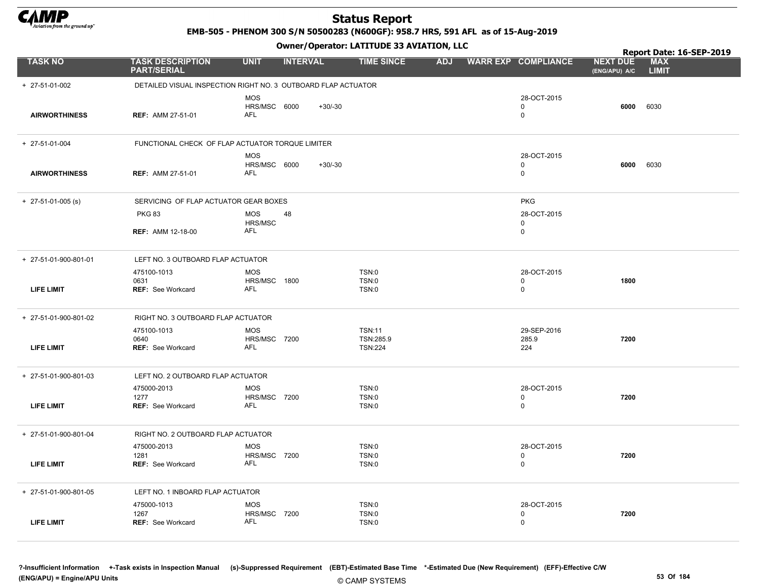# Status Report

**EMB-505 - PHENOM 300 S/N 50500283 (N600GF): 958.7 HRS, 591 AFL as of 15-Aug-2019**

**Owner/Operator: LATITUDE 33 AVIATION, LLC**

**Report Date: 16-SEP-2019**

| TASK NO | TASK DESCRIPTION PART/SERIAL | UNIT | INTERVAL | | TIME SINCE | ADJ | WARR EXP | COMPLIANCE | NEXT DUE (ENG/APU) A/C | MAX LIMIT |
|---|---|---|---|---|---|---|---|---|---|---|
| + 27-51-01-002 | DETAILED VISUAL INSPECTION RIGHT NO. 3 OUTBOARD FLAP ACTUATOR | | | | | | | | | |
| | | MOS | | | | | | 28-OCT-2015 | | |
| | | HRS/MSC | 6000 | +30/-30 | | | | 0 | 6000 | 6030 |
| AIRWORTHINESS | REF: AMM 27-51-01 | AFL | | | | | | 0 | | |
| + 27-51-01-004 | FUNCTIONAL CHECK OF FLAP ACTUATOR TORQUE LIMITER | | | | | | | | | |
| | | MOS | | | | | | 28-OCT-2015 | | |
| | | HRS/MSC | 6000 | +30/-30 | | | | 0 | 6000 | 6030 |
| AIRWORTHINESS | REF: AMM 27-51-01 | AFL | | | | | | 0 | | |
| + 27-51-01-005 (s) | SERVICING OF FLAP ACTUATOR GEAR BOXES | | | | | | | PKG | | |
| | PKG 83 | MOS | 48 | | | | | 28-OCT-2015 | | |
| | | HRS/MSC | | | | | | 0 | | |
| | REF: AMM 12-18-00 | AFL | | | | | | 0 | | |
| + 27-51-01-900-801-01 | LEFT NO. 3 OUTBOARD FLAP ACTUATOR | | | | | | | | | |
| | 475100-1013 | MOS | | | TSN:0 | | | 28-OCT-2015 | | |
| | 0631 | HRS/MSC | 1800 | | TSN:0 | | | 0 | 1800 | |
| LIFE LIMIT | REF: See Workcard | AFL | | | TSN:0 | | | 0 | | |
| + 27-51-01-900-801-02 | RIGHT NO. 3 OUTBOARD FLAP ACTUATOR | | | | | | | | | |
| | 475100-1013 | MOS | | | TSN:11 | | | 29-SEP-2016 | | |
| | 0640 | HRS/MSC | 7200 | | TSN:285.9 | | | 285.9 | 7200 | |
| LIFE LIMIT | REF: See Workcard | AFL | | | TSN:224 | | | 224 | | |
| + 27-51-01-900-801-03 | LEFT NO. 2 OUTBOARD FLAP ACTUATOR | | | | | | | | | |
| | 475000-2013 | MOS | | | TSN:0 | | | 28-OCT-2015 | | |
| | 1277 | HRS/MSC | 7200 | | TSN:0 | | | 0 | 7200 | |
| LIFE LIMIT | REF: See Workcard | AFL | | | TSN:0 | | | 0 | | |
| + 27-51-01-900-801-04 | RIGHT NO. 2 OUTBOARD FLAP ACTUATOR | | | | | | | | | |
| | 475000-2013 | MOS | | | TSN:0 | | | 28-OCT-2015 | | |
| | 1281 | HRS/MSC | 7200 | | TSN:0 | | | 0 | 7200 | |
| LIFE LIMIT | REF: See Workcard | AFL | | | TSN:0 | | | 0 | | |
| + 27-51-01-900-801-05 | LEFT NO. 1 INBOARD FLAP ACTUATOR | | | | | | | | | |
| | 475000-1013 | MOS | | | TSN:0 | | | 28-OCT-2015 | | |
| | 1267 | HRS/MSC | 7200 | | TSN:0 | | | 0 | 7200 | |
| LIFE LIMIT | REF: See Workcard | AFL | | | TSN:0 | | | 0 | | |

?-Insufficient Information +-Task exists in Inspection Manual (s)-Suppressed Requirement (EBT)-Estimated Base Time *-Estimated Due (New Requirement) (EFF)-Effective C/W
(ENG/APU) = Engine/APU Units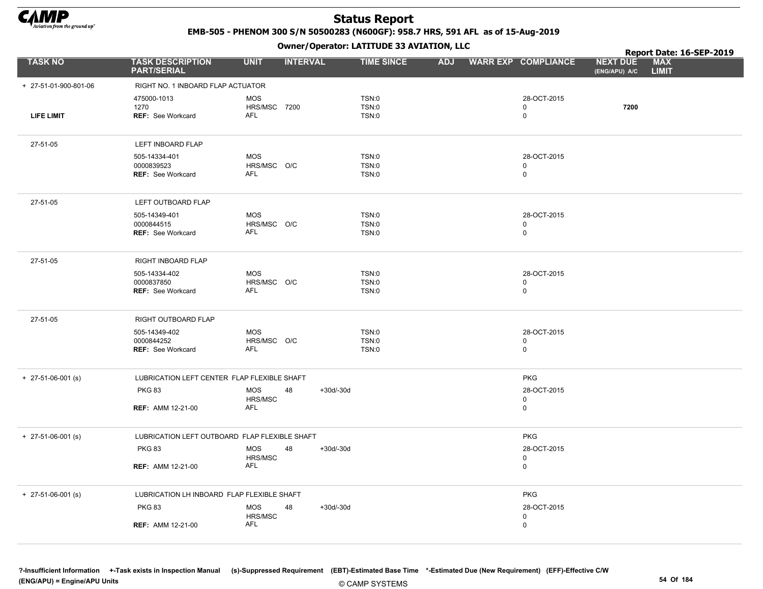# Status Report

**EMB-505 - PHENOM 300 S/N 50500283 (N600GF): 958.7 HRS, 591 AFL as of 15-Aug-2019**

**Owner/Operator: LATITUDE 33 AVIATION, LLC**

**Report Date: 16-SEP-2019**

| TASK NO | TASK DESCRIPTION PART/SERIAL | UNIT | INTERVAL | | TIME SINCE | ADJ | WARR EXP | COMPLIANCE | NEXT DUE (ENG/APU) A/C | MAX LIMIT |
|---|---|---|---|---|---|---|---|---|---|---|
| + 27-51-01-900-801-06 | RIGHT NO. 1 INBOARD FLAP ACTUATOR | | | | | | | | | |
| | 475000-1013 | MOS | | | TSN:0 | | | 28-OCT-2015 | | |
| | 1270 | HRS/MSC | 7200 | | TSN:0 | | | 0 | **7200** | |
| **LIFE LIMIT** | **REF:** See Workcard | AFL | | | TSN:0 | | | 0 | | |
| 27-51-05 | LEFT INBOARD FLAP | | | | | | | | | |
| | 505-14334-401 | MOS | | | TSN:0 | | | 28-OCT-2015 | | |
| | 0000839523 | HRS/MSC | O/C | | TSN:0 | | | 0 | | |
| | **REF:** See Workcard | AFL | | | TSN:0 | | | 0 | | |
| 27-51-05 | LEFT OUTBOARD FLAP | | | | | | | | | |
| | 505-14349-401 | MOS | | | TSN:0 | | | 28-OCT-2015 | | |
| | 0000844515 | HRS/MSC | O/C | | TSN:0 | | | 0 | | |
| | **REF:** See Workcard | AFL | | | TSN:0 | | | 0 | | |
| 27-51-05 | RIGHT INBOARD FLAP | | | | | | | | | |
| | 505-14334-402 | MOS | | | TSN:0 | | | 28-OCT-2015 | | |
| | 0000837850 | HRS/MSC | O/C | | TSN:0 | | | 0 | | |
| | **REF:** See Workcard | AFL | | | TSN:0 | | | 0 | | |
| 27-51-05 | RIGHT OUTBOARD FLAP | | | | | | | | | |
| | 505-14349-402 | MOS | | | TSN:0 | | | 28-OCT-2015 | | |
| | 0000844252 | HRS/MSC | O/C | | TSN:0 | | | 0 | | |
| | **REF:** See Workcard | AFL | | | TSN:0 | | | 0 | | |
| + 27-51-06-001 (s) | LUBRICATION LEFT CENTER FLAP FLEXIBLE SHAFT | | | | | | | PKG | | |
| | PKG 83 | MOS | 48 | +30d/-30d | | | | 28-OCT-2015 | | |
| | | HRS/MSC | | | | | | 0 | | |
| | **REF:** AMM 12-21-00 | AFL | | | | | | 0 | | |
| + 27-51-06-001 (s) | LUBRICATION LEFT OUTBOARD FLAP FLEXIBLE SHAFT | | | | | | | PKG | | |
| | PKG 83 | MOS | 48 | +30d/-30d | | | | 28-OCT-2015 | | |
| | | HRS/MSC | | | | | | 0 | | |
| | **REF:** AMM 12-21-00 | AFL | | | | | | 0 | | |
| + 27-51-06-001 (s) | LUBRICATION LH INBOARD FLAP FLEXIBLE SHAFT | | | | | | | PKG | | |
| | PKG 83 | MOS | 48 | +30d/-30d | | | | 28-OCT-2015 | | |
| | | HRS/MSC | | | | | | 0 | | |
| | **REF:** AMM 12-21-00 | AFL | | | | | | 0 | | |

**?-Insufficient Information +-Task exists in Inspection Manual (s)-Suppressed Requirement (EBT)-Estimated Base Time \*-Estimated Due (New Requirement) (EFF)-Effective C/W**
**(ENG/APU) = Engine/APU Units**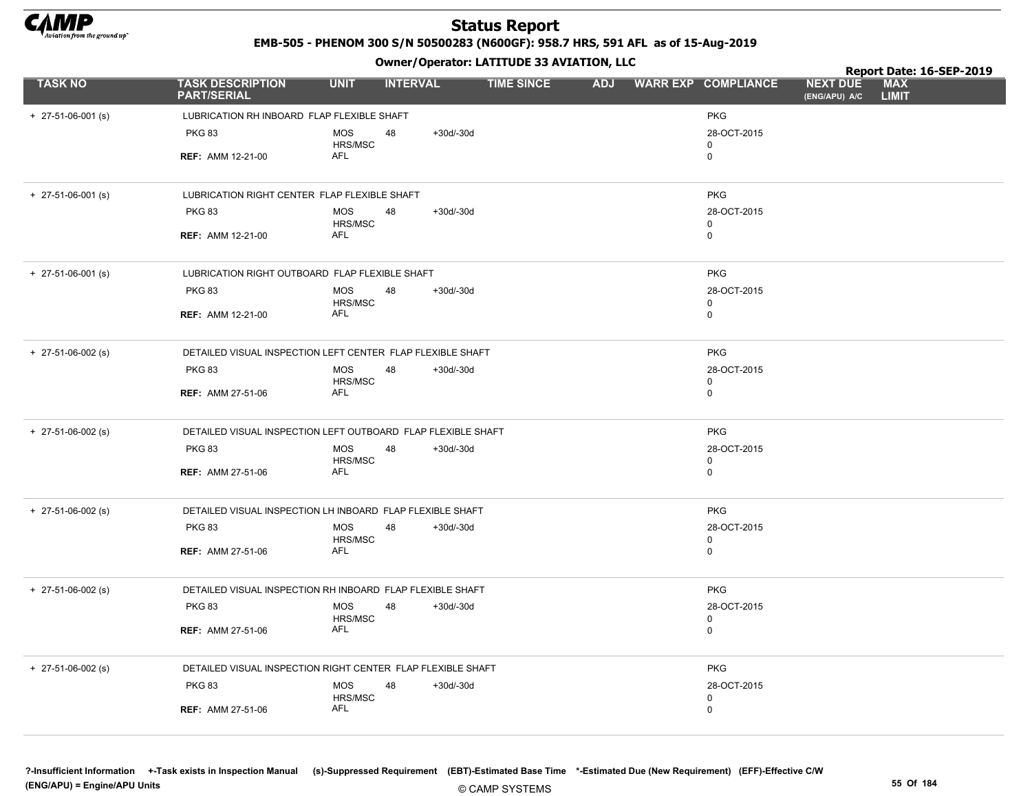# Status Report

**EMB-505 - PHENOM 300 S/N 50500283 (N600GF): 958.7 HRS, 591 AFL as of 15-Aug-2019**

**Owner/Operator: LATITUDE 33 AVIATION, LLC**

**Report Date: 16-SEP-2019**

| TASK NO | TASK DESCRIPTION PART/SERIAL | UNIT | INTERVAL | | TIME SINCE | ADJ | WARR EXP | COMPLIANCE | NEXT DUE (ENG/APU) A/C | MAX LIMIT |
|---|---|---|---|---|---|---|---|---|---|---|
| + 27-51-06-001 (s) | LUBRICATION RH INBOARD FLAP FLEXIBLE SHAFT | | | | | | | PKG | | |
| | PKG 83 | MOS | 48 | +30d/-30d | | | | 28-OCT-2015 | | |
| | | HRS/MSC | | | | | | 0 | | |
| | REF: AMM 12-21-00 | AFL | | | | | | 0 | | |
| + 27-51-06-001 (s) | LUBRICATION RIGHT CENTER FLAP FLEXIBLE SHAFT | | | | | | | PKG | | |
| | PKG 83 | MOS | 48 | +30d/-30d | | | | 28-OCT-2015 | | |
| | | HRS/MSC | | | | | | 0 | | |
| | REF: AMM 12-21-00 | AFL | | | | | | 0 | | |
| + 27-51-06-001 (s) | LUBRICATION RIGHT OUTBOARD FLAP FLEXIBLE SHAFT | | | | | | | PKG | | |
| | PKG 83 | MOS | 48 | +30d/-30d | | | | 28-OCT-2015 | | |
| | | HRS/MSC | | | | | | 0 | | |
| | REF: AMM 12-21-00 | AFL | | | | | | 0 | | |
| + 27-51-06-002 (s) | DETAILED VISUAL INSPECTION LEFT CENTER FLAP FLEXIBLE SHAFT | | | | | | | PKG | | |
| | PKG 83 | MOS | 48 | +30d/-30d | | | | 28-OCT-2015 | | |
| | | HRS/MSC | | | | | | 0 | | |
| | REF: AMM 27-51-06 | AFL | | | | | | 0 | | |
| + 27-51-06-002 (s) | DETAILED VISUAL INSPECTION LEFT OUTBOARD FLAP FLEXIBLE SHAFT | | | | | | | PKG | | |
| | PKG 83 | MOS | 48 | +30d/-30d | | | | 28-OCT-2015 | | |
| | | HRS/MSC | | | | | | 0 | | |
| | REF: AMM 27-51-06 | AFL | | | | | | 0 | | |
| + 27-51-06-002 (s) | DETAILED VISUAL INSPECTION LH INBOARD FLAP FLEXIBLE SHAFT | | | | | | | PKG | | |
| | PKG 83 | MOS | 48 | +30d/-30d | | | | 28-OCT-2015 | | |
| | | HRS/MSC | | | | | | 0 | | |
| | REF: AMM 27-51-06 | AFL | | | | | | 0 | | |
| + 27-51-06-002 (s) | DETAILED VISUAL INSPECTION RH INBOARD FLAP FLEXIBLE SHAFT | | | | | | | PKG | | |
| | PKG 83 | MOS | 48 | +30d/-30d | | | | 28-OCT-2015 | | |
| | | HRS/MSC | | | | | | 0 | | |
| | REF: AMM 27-51-06 | AFL | | | | | | 0 | | |
| + 27-51-06-002 (s) | DETAILED VISUAL INSPECTION RIGHT CENTER FLAP FLEXIBLE SHAFT | | | | | | | PKG | | |
| | PKG 83 | MOS | 48 | +30d/-30d | | | | 28-OCT-2015 | | |
| | | HRS/MSC | | | | | | 0 | | |
| | REF: AMM 27-51-06 | AFL | | | | | | 0 | | |

?-Insufficient Information +-Task exists in Inspection Manual (s)-Suppressed Requirement (EBT)-Estimated Base Time *-Estimated Due (New Requirement) (EFF)-Effective C/W
(ENG/APU) = Engine/APU Units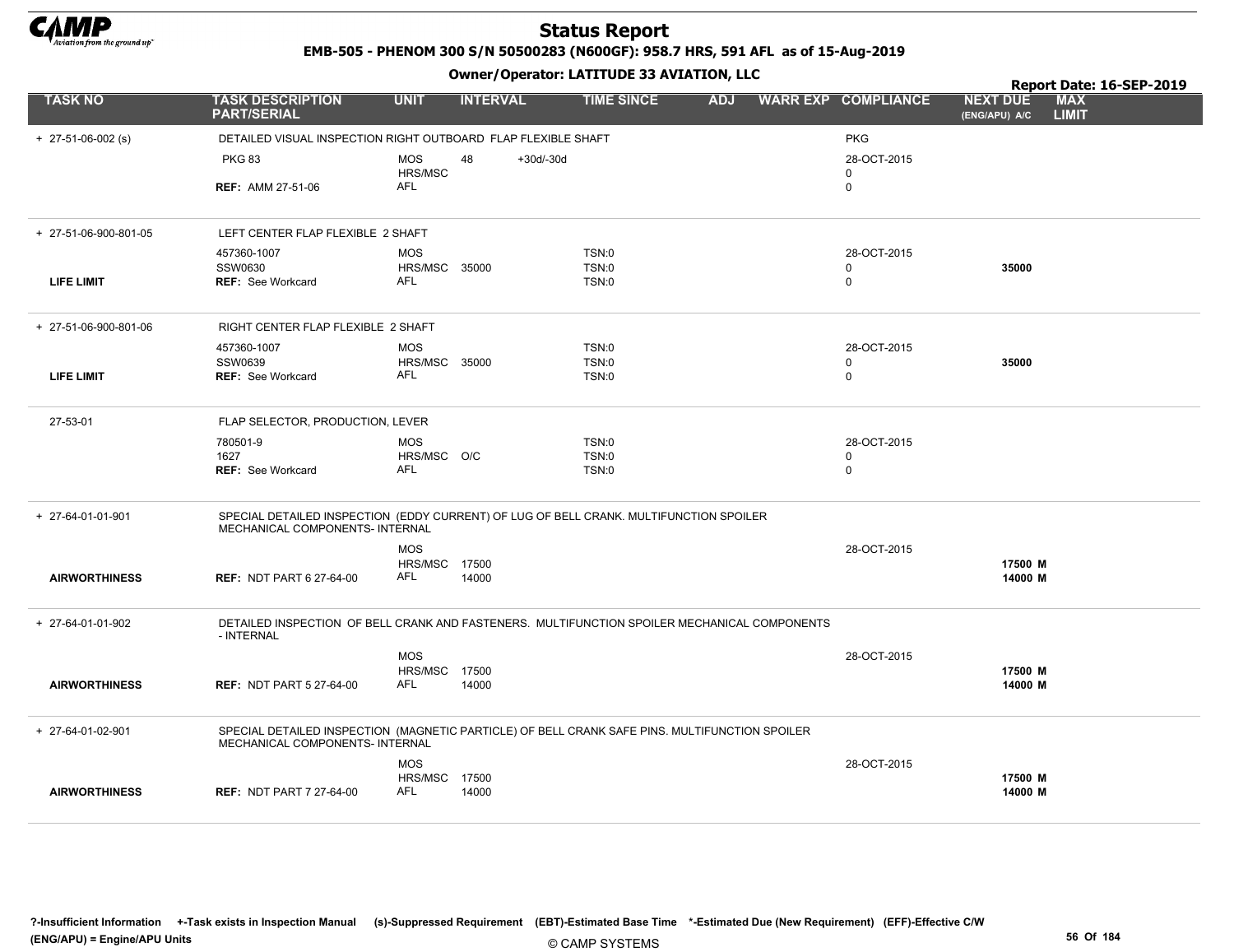# Status Report

**EMB-505 - PHENOM 300 S/N 50500283 (N600GF): 958.7 HRS, 591 AFL as of 15-Aug-2019**

**Owner/Operator: LATITUDE 33 AVIATION, LLC**

**Report Date: 16-SEP-2019**

| TASK NO | TASK DESCRIPTION PART/SERIAL | UNIT | INTERVAL | | TIME SINCE | ADJ | WARR EXP | COMPLIANCE | NEXT DUE (ENG/APU) A/C | MAX LIMIT |
|---|---|---|---|---|---|---|---|---|---|---|
| + 27-51-06-002 (s) | DETAILED VISUAL INSPECTION RIGHT OUTBOARD FLAP FLEXIBLE SHAFT | | | | | | | PKG | | |
| | PKG 83 | MOS | 48 | +30d/-30d | | | | 28-OCT-2015 | | |
| | | HRS/MSC | | | | | | 0 | | |
| | **REF:** AMM 27-51-06 | AFL | | | | | | 0 | | |
| + 27-51-06-900-801-05 | LEFT CENTER FLAP FLEXIBLE 2 SHAFT | | | | | | | | | |
| | 457360-1007 | MOS | | | TSN:0 | | | 28-OCT-2015 | | |
| | SSW0630 | HRS/MSC | 35000 | | TSN:0 | | | 0 | 35000 | |
| **LIFE LIMIT** | **REF:** See Workcard | AFL | | | TSN:0 | | | 0 | | |
| + 27-51-06-900-801-06 | RIGHT CENTER FLAP FLEXIBLE 2 SHAFT | | | | | | | | | |
| | 457360-1007 | MOS | | | TSN:0 | | | 28-OCT-2015 | | |
| | SSW0639 | HRS/MSC | 35000 | | TSN:0 | | | 0 | 35000 | |
| **LIFE LIMIT** | **REF:** See Workcard | AFL | | | TSN:0 | | | 0 | | |
| 27-53-01 | FLAP SELECTOR, PRODUCTION, LEVER | | | | | | | | | |
| | 780501-9 | MOS | | | TSN:0 | | | 28-OCT-2015 | | |
| | 1627 | HRS/MSC | O/C | | TSN:0 | | | 0 | | |
| | **REF:** See Workcard | AFL | | | TSN:0 | | | 0 | | |
| + 27-64-01-01-901 | SPECIAL DETAILED INSPECTION (EDDY CURRENT) OF LUG OF BELL CRANK. MULTIFUNCTION SPOILER MECHANICAL COMPONENTS- INTERNAL | | | | | | | | | |
| | | MOS | | | | | | 28-OCT-2015 | | |
| | | HRS/MSC | 17500 | | | | | | 17500 M | |
| **AIRWORTHINESS** | **REF:** NDT PART 6 27-64-00 | AFL | 14000 | | | | | | 14000 M | |
| + 27-64-01-01-902 | DETAILED INSPECTION OF BELL CRANK AND FASTENERS. MULTIFUNCTION SPOILER MECHANICAL COMPONENTS - INTERNAL | | | | | | | | | |
| | | MOS | | | | | | 28-OCT-2015 | | |
| | | HRS/MSC | 17500 | | | | | | 17500 M | |
| **AIRWORTHINESS** | **REF:** NDT PART 5 27-64-00 | AFL | 14000 | | | | | | 14000 M | |
| + 27-64-01-02-901 | SPECIAL DETAILED INSPECTION (MAGNETIC PARTICLE) OF BELL CRANK SAFE PINS. MULTIFUNCTION SPOILER MECHANICAL COMPONENTS- INTERNAL | | | | | | | | | |
| | | MOS | | | | | | 28-OCT-2015 | | |
| | | HRS/MSC | 17500 | | | | | | 17500 M | |
| **AIRWORTHINESS** | **REF:** NDT PART 7 27-64-00 | AFL | 14000 | | | | | | 14000 M | |

**?-Insufficient Information +-Task exists in Inspection Manual (s)-Suppressed Requirement (EBT)-Estimated Base Time \*-Estimated Due (New Requirement) (EFF)-Effective C/W (ENG/APU) = Engine/APU Units**

© CAMP SYSTEMS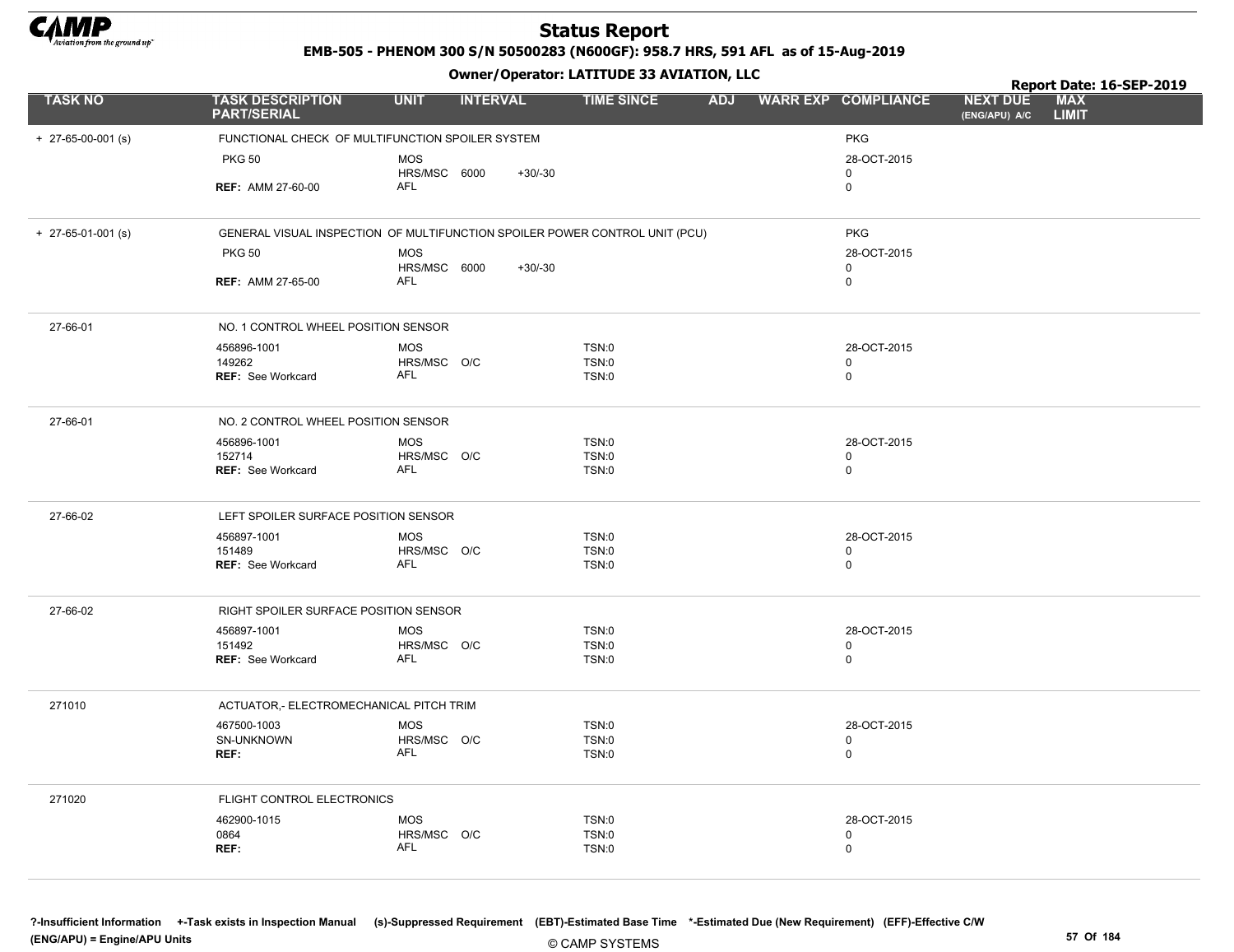# Status Report

**EMB-505 - PHENOM 300 S/N 50500283 (N600GF): 958.7 HRS, 591 AFL as of 15-Aug-2019**

**Owner/Operator: LATITUDE 33 AVIATION, LLC**

**Report Date: 16-SEP-2019**

| TASK NO | TASK DESCRIPTION PART/SERIAL | UNIT | INTERVAL | | TIME SINCE | ADJ | WARR EXP | COMPLIANCE | NEXT DUE (ENG/APU) A/C | MAX LIMIT |
|---|---|---|---|---|---|---|---|---|---|---|
| + 27-65-00-001 (s) | FUNCTIONAL CHECK OF MULTIFUNCTION SPOILER SYSTEM | | | | | | | PKG | | |
| | PKG 50 | MOS | | | | | | 28-OCT-2015 | | |
| | | HRS/MSC | 6000 | +30/-30 | | | | 0 | | |
| | REF: AMM 27-60-00 | AFL | | | | | | 0 | | |
| + 27-65-01-001 (s) | GENERAL VISUAL INSPECTION OF MULTIFUNCTION SPOILER POWER CONTROL UNIT (PCU) | | | | | | | PKG | | |
| | PKG 50 | MOS | | | | | | 28-OCT-2015 | | |
| | | HRS/MSC | 6000 | +30/-30 | | | | 0 | | |
| | REF: AMM 27-65-00 | AFL | | | | | | 0 | | |
| 27-66-01 | NO. 1 CONTROL WHEEL POSITION SENSOR | | | | | | | | | |
| | 456896-1001 | MOS | | | TSN:0 | | | 28-OCT-2015 | | |
| | 149262 | HRS/MSC | O/C | | TSN:0 | | | 0 | | |
| | REF: See Workcard | AFL | | | TSN:0 | | | 0 | | |
| 27-66-01 | NO. 2 CONTROL WHEEL POSITION SENSOR | | | | | | | | | |
| | 456896-1001 | MOS | | | TSN:0 | | | 28-OCT-2015 | | |
| | 152714 | HRS/MSC | O/C | | TSN:0 | | | 0 | | |
| | REF: See Workcard | AFL | | | TSN:0 | | | 0 | | |
| 27-66-02 | LEFT SPOILER SURFACE POSITION SENSOR | | | | | | | | | |
| | 456897-1001 | MOS | | | TSN:0 | | | 28-OCT-2015 | | |
| | 151489 | HRS/MSC | O/C | | TSN:0 | | | 0 | | |
| | REF: See Workcard | AFL | | | TSN:0 | | | 0 | | |
| 27-66-02 | RIGHT SPOILER SURFACE POSITION SENSOR | | | | | | | | | |
| | 456897-1001 | MOS | | | TSN:0 | | | 28-OCT-2015 | | |
| | 151492 | HRS/MSC | O/C | | TSN:0 | | | 0 | | |
| | REF: See Workcard | AFL | | | TSN:0 | | | 0 | | |
| 271010 | ACTUATOR,- ELECTROMECHANICAL PITCH TRIM | | | | | | | | | |
| | 467500-1003 | MOS | | | TSN:0 | | | 28-OCT-2015 | | |
| | SN-UNKNOWN | HRS/MSC | O/C | | TSN:0 | | | 0 | | |
| | REF: | AFL | | | TSN:0 | | | 0 | | |
| 271020 | FLIGHT CONTROL ELECTRONICS | | | | | | | | | |
| | 462900-1015 | MOS | | | TSN:0 | | | 28-OCT-2015 | | |
| | 0864 | HRS/MSC | O/C | | TSN:0 | | | 0 | | |
| | REF: | AFL | | | TSN:0 | | | 0 | | |

?-Insufficient Information +-Task exists in Inspection Manual (s)-Suppressed Requirement (EBT)-Estimated Base Time *-Estimated Due (New Requirement) (EFF)-Effective C/W
(ENG/APU) = Engine/APU Units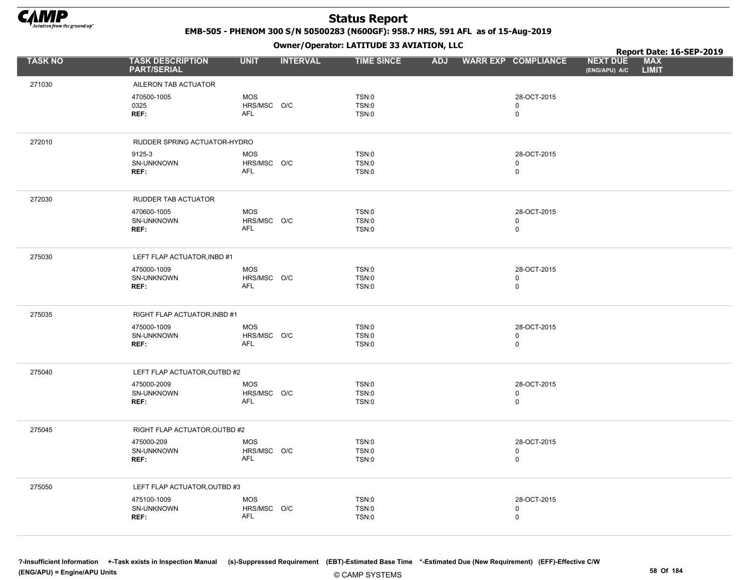# Status Report

**EMB-505 - PHENOM 300 S/N 50500283 (N600GF): 958.7 HRS, 591 AFL as of 15-Aug-2019**

**Owner/Operator: LATITUDE 33 AVIATION, LLC**

**Report Date: 16-SEP-2019**

| TASK NO | TASK DESCRIPTION PART/SERIAL | UNIT | INTERVAL | TIME SINCE | ADJ | WARR EXP | COMPLIANCE | NEXT DUE (ENG/APU) A/C | MAX LIMIT |
|---|---|---|---|---|---|---|---|---|---|
| 271030 | AILERON TAB ACTUATOR | | | | | | | | |
| | 470500-1005 | MOS | | TSN:0 | | | 28-OCT-2015 | | |
| | 0325 | HRS/MSC | O/C | TSN:0 | | | 0 | | |
| | REF: | AFL | | TSN:0 | | | 0 | | |
| 272010 | RUDDER SPRING ACTUATOR-HYDRO | | | | | | | | |
| | 9125-3 | MOS | | TSN:0 | | | 28-OCT-2015 | | |
| | SN-UNKNOWN | HRS/MSC | O/C | TSN:0 | | | 0 | | |
| | REF: | AFL | | TSN:0 | | | 0 | | |
| 272030 | RUDDER TAB ACTUATOR | | | | | | | | |
| | 470600-1005 | MOS | | TSN:0 | | | 28-OCT-2015 | | |
| | SN-UNKNOWN | HRS/MSC | O/C | TSN:0 | | | 0 | | |
| | REF: | AFL | | TSN:0 | | | 0 | | |
| 275030 | LEFT FLAP ACTUATOR,INBD #1 | | | | | | | | |
| | 475000-1009 | MOS | | TSN:0 | | | 28-OCT-2015 | | |
| | SN-UNKNOWN | HRS/MSC | O/C | TSN:0 | | | 0 | | |
| | REF: | AFL | | TSN:0 | | | 0 | | |
| 275035 | RIGHT FLAP ACTUATOR,INBD #1 | | | | | | | | |
| | 475000-1009 | MOS | | TSN:0 | | | 28-OCT-2015 | | |
| | SN-UNKNOWN | HRS/MSC | O/C | TSN:0 | | | 0 | | |
| | REF: | AFL | | TSN:0 | | | 0 | | |
| 275040 | LEFT FLAP ACTUATOR,OUTBD #2 | | | | | | | | |
| | 475000-2009 | MOS | | TSN:0 | | | 28-OCT-2015 | | |
| | SN-UNKNOWN | HRS/MSC | O/C | TSN:0 | | | 0 | | |
| | REF: | AFL | | TSN:0 | | | 0 | | |
| 275045 | RIGHT FLAP ACTUATOR,OUTBD #2 | | | | | | | | |
| | 475000-209 | MOS | | TSN:0 | | | 28-OCT-2015 | | |
| | SN-UNKNOWN | HRS/MSC | O/C | TSN:0 | | | 0 | | |
| | REF: | AFL | | TSN:0 | | | 0 | | |
| 275050 | LEFT FLAP ACTUATOR,OUTBD #3 | | | | | | | | |
| | 475100-1009 | MOS | | TSN:0 | | | 28-OCT-2015 | | |
| | SN-UNKNOWN | HRS/MSC | O/C | TSN:0 | | | 0 | | |
| | REF: | AFL | | TSN:0 | | | 0 | | |

?-Insufficient Information +-Task exists in Inspection Manual (s)-Suppressed Requirement (EBT)-Estimated Base Time *-Estimated Due (New Requirement) (EFF)-Effective C/W
(ENG/APU) = Engine/APU Units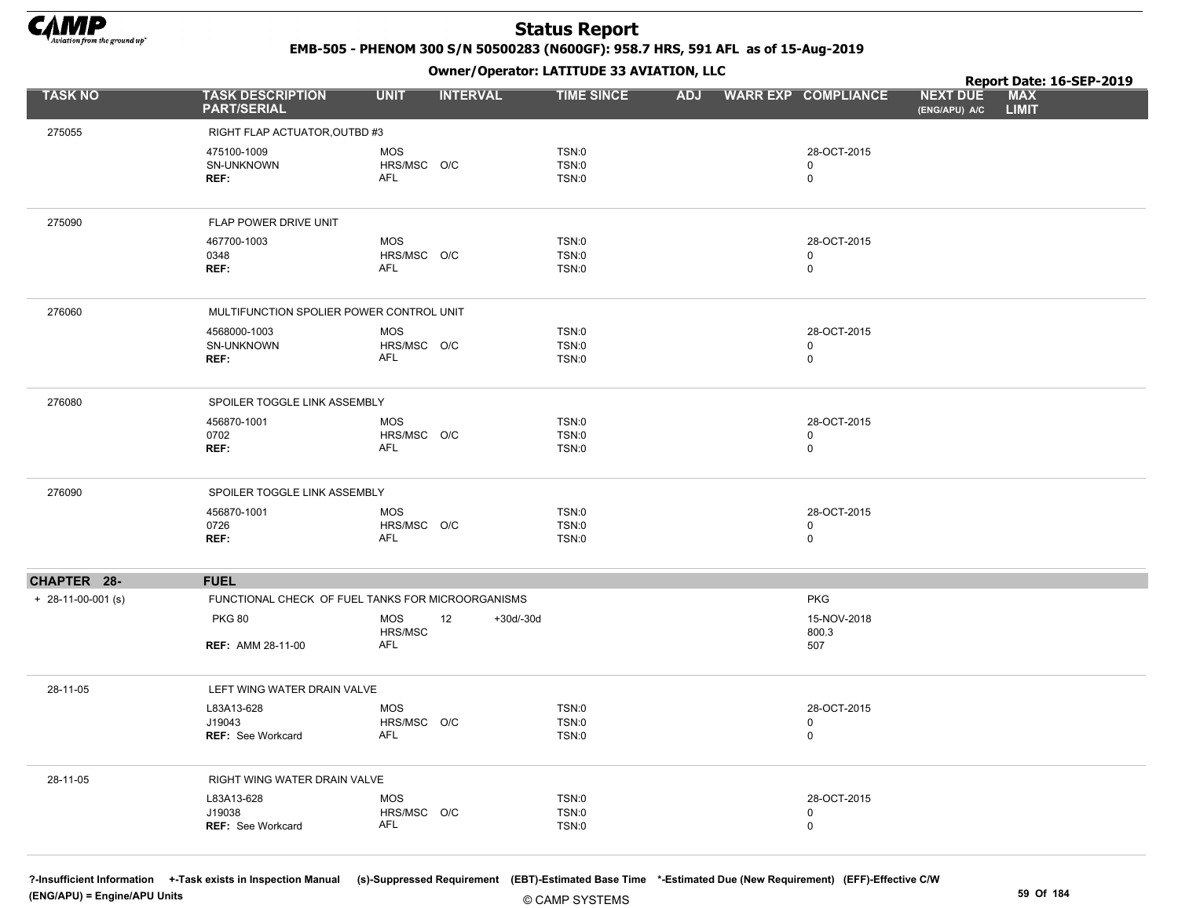# Status Report

**EMB-505 - PHENOM 300 S/N 50500283 (N600GF): 958.7 HRS, 591 AFL as of 15-Aug-2019**

**Owner/Operator: LATITUDE 33 AVIATION, LLC**

**Report Date: 16-SEP-2019**

| TASK NO | TASK DESCRIPTION PART/SERIAL | UNIT | INTERVAL | | TIME SINCE | ADJ | WARR EXP | COMPLIANCE | NEXT DUE (ENG/APU) A/C | MAX LIMIT |
|---|---|---|---|---|---|---|---|---|---|---|
| 275055 | RIGHT FLAP ACTUATOR,OUTBD #3 | | | | | | | | | |
| | 475100-1009 | MOS | | | TSN:0 | | | 28-OCT-2015 | | |
| | SN-UNKNOWN | HRS/MSC | O/C | | TSN:0 | | | 0 | | |
| | **REF:** | AFL | | | TSN:0 | | | 0 | | |
| 275090 | FLAP POWER DRIVE UNIT | | | | | | | | | |
| | 467700-1003 | MOS | | | TSN:0 | | | 28-OCT-2015 | | |
| | 0348 | HRS/MSC | O/C | | TSN:0 | | | 0 | | |
| | **REF:** | AFL | | | TSN:0 | | | 0 | | |
| 276060 | MULTIFUNCTION SPOLIER POWER CONTROL UNIT | | | | | | | | | |
| | 4568000-1003 | MOS | | | TSN:0 | | | 28-OCT-2015 | | |
| | SN-UNKNOWN | HRS/MSC | O/C | | TSN:0 | | | 0 | | |
| | **REF:** | AFL | | | TSN:0 | | | 0 | | |
| 276080 | SPOILER TOGGLE LINK ASSEMBLY | | | | | | | | | |
| | 456870-1001 | MOS | | | TSN:0 | | | 28-OCT-2015 | | |
| | 0702 | HRS/MSC | O/C | | TSN:0 | | | 0 | | |
| | **REF:** | AFL | | | TSN:0 | | | 0 | | |
| 276090 | SPOILER TOGGLE LINK ASSEMBLY | | | | | | | | | |
| | 456870-1001 | MOS | | | TSN:0 | | | 28-OCT-2015 | | |
| | 0726 | HRS/MSC | O/C | | TSN:0 | | | 0 | | |
| | **REF:** | AFL | | | TSN:0 | | | 0 | | |
| **CHAPTER 28-** | **FUEL** | | | | | | | | | |
| + 28-11-00-001 (s) | FUNCTIONAL CHECK OF FUEL TANKS FOR MICROORGANISMS | | | | | | | PKG | | |
| | PKG 80 | MOS | 12 | +30d/-30d | | | | 15-NOV-2018 | | |
| | | HRS/MSC | | | | | | 800.3 | | |
| | **REF:** AMM 28-11-00 | AFL | | | | | | 507 | | |
| 28-11-05 | LEFT WING WATER DRAIN VALVE | | | | | | | | | |
| | L83A13-628 | MOS | | | TSN:0 | | | 28-OCT-2015 | | |
| | J19043 | HRS/MSC | O/C | | TSN:0 | | | 0 | | |
| | **REF:** See Workcard | AFL | | | TSN:0 | | | 0 | | |
| 28-11-05 | RIGHT WING WATER DRAIN VALVE | | | | | | | | | |
| | L83A13-628 | MOS | | | TSN:0 | | | 28-OCT-2015 | | |
| | J19038 | HRS/MSC | O/C | | TSN:0 | | | 0 | | |
| | **REF:** See Workcard | AFL | | | TSN:0 | | | 0 | | |

?-Insufficient Information +-Task exists in Inspection Manual (s)-Suppressed Requirement (EBT)-Estimated Base Time *-Estimated Due (New Requirement) (EFF)-Effective C/W (ENG/APU) = Engine/APU Units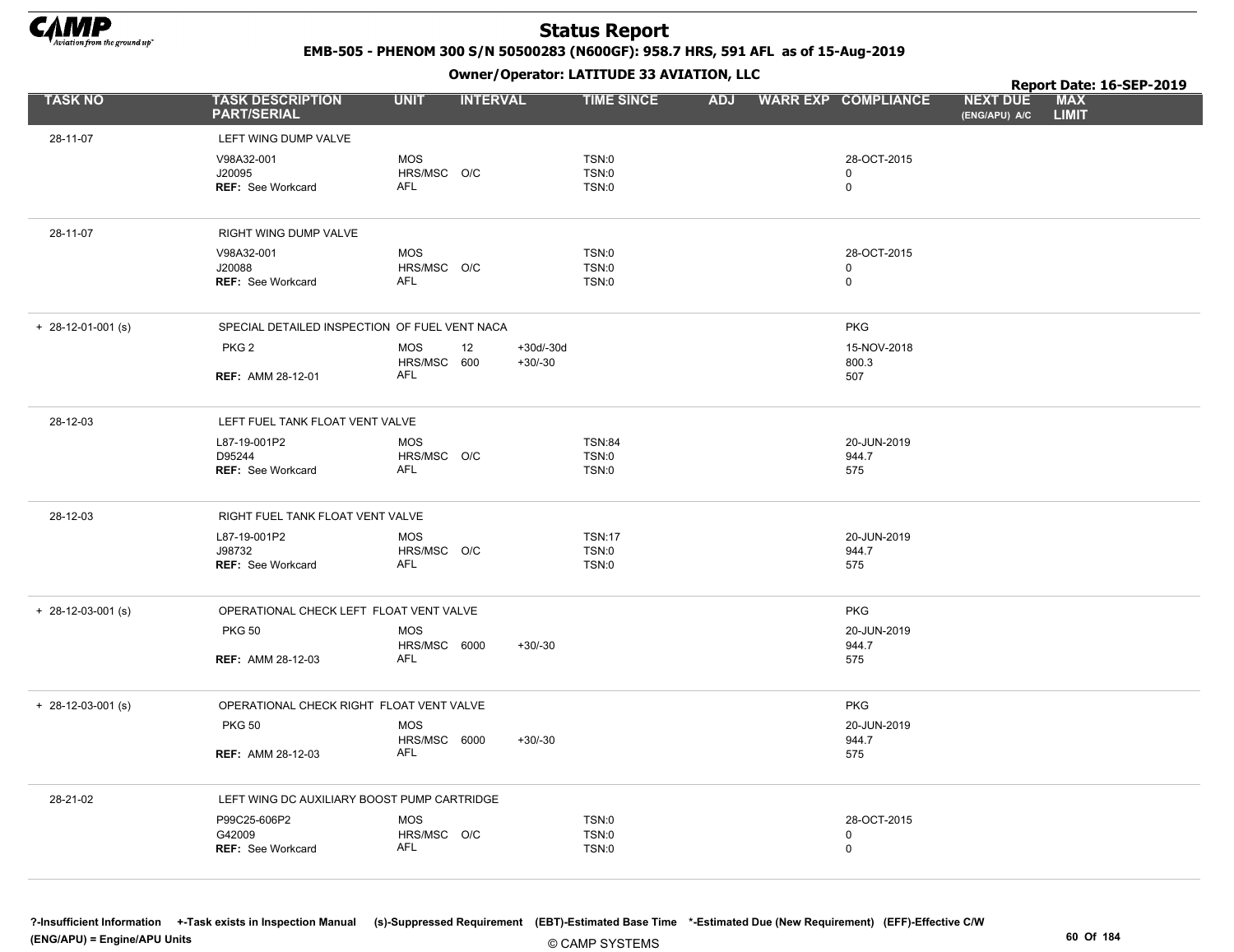# Status Report

**EMB-505 - PHENOM 300 S/N 50500283 (N600GF): 958.7 HRS, 591 AFL as of 15-Aug-2019**

**Owner/Operator: LATITUDE 33 AVIATION, LLC**

**Report Date: 16-SEP-2019**

| TASK NO | TASK DESCRIPTION PART/SERIAL | UNIT | INTERVAL | | TIME SINCE | ADJ | WARR EXP | COMPLIANCE | NEXT DUE (ENG/APU) A/C | MAX LIMIT |
|---|---|---|---|---|---|---|---|---|---|---|
| 28-11-07 | LEFT WING DUMP VALVE | | | | | | | | | |
| | V98A32-001 | MOS | | | TSN:0 | | | 28-OCT-2015 | | |
| | J20095 | HRS/MSC | O/C | | TSN:0 | | | 0 | | |
| | REF: See Workcard | AFL | | | TSN:0 | | | 0 | | |
| 28-11-07 | RIGHT WING DUMP VALVE | | | | | | | | | |
| | V98A32-001 | MOS | | | TSN:0 | | | 28-OCT-2015 | | |
| | J20088 | HRS/MSC | O/C | | TSN:0 | | | 0 | | |
| | REF: See Workcard | AFL | | | TSN:0 | | | 0 | | |
| + 28-12-01-001 (s) | SPECIAL DETAILED INSPECTION OF FUEL VENT NACA | | | | | | | PKG | | |
| | PKG 2 | MOS | 12 | +30d/-30d | | | | 15-NOV-2018 | | |
| | | HRS/MSC | 600 | +30/-30 | | | | 800.3 | | |
| | REF: AMM 28-12-01 | AFL | | | | | | 507 | | |
| 28-12-03 | LEFT FUEL TANK FLOAT VENT VALVE | | | | | | | | | |
| | L87-19-001P2 | MOS | | | TSN:84 | | | 20-JUN-2019 | | |
| | D95244 | HRS/MSC | O/C | | TSN:0 | | | 944.7 | | |
| | REF: See Workcard | AFL | | | TSN:0 | | | 575 | | |
| 28-12-03 | RIGHT FUEL TANK FLOAT VENT VALVE | | | | | | | | | |
| | L87-19-001P2 | MOS | | | TSN:17 | | | 20-JUN-2019 | | |
| | J98732 | HRS/MSC | O/C | | TSN:0 | | | 944.7 | | |
| | REF: See Workcard | AFL | | | TSN:0 | | | 575 | | |
| + 28-12-03-001 (s) | OPERATIONAL CHECK LEFT FLOAT VENT VALVE | | | | | | | PKG | | |
| | PKG 50 | MOS | | | | | | 20-JUN-2019 | | |
| | | HRS/MSC | 6000 | +30/-30 | | | | 944.7 | | |
| | REF: AMM 28-12-03 | AFL | | | | | | 575 | | |
| + 28-12-03-001 (s) | OPERATIONAL CHECK RIGHT FLOAT VENT VALVE | | | | | | | PKG | | |
| | PKG 50 | MOS | | | | | | 20-JUN-2019 | | |
| | | HRS/MSC | 6000 | +30/-30 | | | | 944.7 | | |
| | REF: AMM 28-12-03 | AFL | | | | | | 575 | | |
| 28-21-02 | LEFT WING DC AUXILIARY BOOST PUMP CARTRIDGE | | | | | | | | | |
| | P99C25-606P2 | MOS | | | TSN:0 | | | 28-OCT-2015 | | |
| | G42009 | HRS/MSC | O/C | | TSN:0 | | | 0 | | |
| | REF: See Workcard | AFL | | | TSN:0 | | | 0 | | |

?-Insufficient Information +-Task exists in Inspection Manual (s)-Suppressed Requirement (EBT)-Estimated Base Time *-Estimated Due (New Requirement) (EFF)-Effective C/W
(ENG/APU) = Engine/APU Units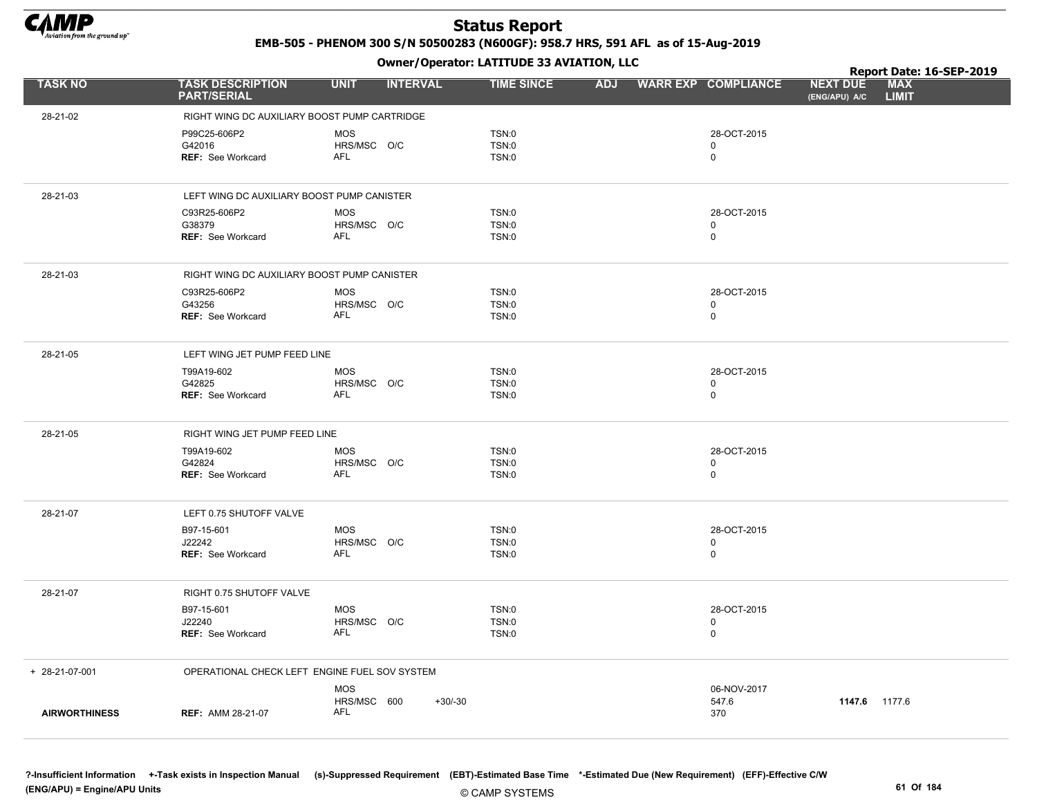# Status Report

**EMB-505 - PHENOM 300 S/N 50500283 (N600GF): 958.7 HRS, 591 AFL as of 15-Aug-2019**

**Owner/Operator: LATITUDE 33 AVIATION, LLC**

**Report Date: 16-SEP-2019**

| TASK NO | TASK DESCRIPTION PART/SERIAL | UNIT | INTERVAL | | TIME SINCE | ADJ | WARR EXP | COMPLIANCE | NEXT DUE (ENG/APU) A/C | MAX LIMIT |
|---|---|---|---|---|---|---|---|---|---|---|
| 28-21-02 | RIGHT WING DC AUXILIARY BOOST PUMP CARTRIDGE | | | | | | | | | |
| | P99C25-606P2 | MOS | | | TSN:0 | | | 28-OCT-2015 | | |
| | G42016 | HRS/MSC | O/C | | TSN:0 | | | 0 | | |
| | REF: See Workcard | AFL | | | TSN:0 | | | 0 | | |
| 28-21-03 | LEFT WING DC AUXILIARY BOOST PUMP CANISTER | | | | | | | | | |
| | C93R25-606P2 | MOS | | | TSN:0 | | | 28-OCT-2015 | | |
| | G38379 | HRS/MSC | O/C | | TSN:0 | | | 0 | | |
| | REF: See Workcard | AFL | | | TSN:0 | | | 0 | | |
| 28-21-03 | RIGHT WING DC AUXILIARY BOOST PUMP CANISTER | | | | | | | | | |
| | C93R25-606P2 | MOS | | | TSN:0 | | | 28-OCT-2015 | | |
| | G43256 | HRS/MSC | O/C | | TSN:0 | | | 0 | | |
| | REF: See Workcard | AFL | | | TSN:0 | | | 0 | | |
| 28-21-05 | LEFT WING JET PUMP FEED LINE | | | | | | | | | |
| | T99A19-602 | MOS | | | TSN:0 | | | 28-OCT-2015 | | |
| | G42825 | HRS/MSC | O/C | | TSN:0 | | | 0 | | |
| | REF: See Workcard | AFL | | | TSN:0 | | | 0 | | |
| 28-21-05 | RIGHT WING JET PUMP FEED LINE | | | | | | | | | |
| | T99A19-602 | MOS | | | TSN:0 | | | 28-OCT-2015 | | |
| | G42824 | HRS/MSC | O/C | | TSN:0 | | | 0 | | |
| | REF: See Workcard | AFL | | | TSN:0 | | | 0 | | |
| 28-21-07 | LEFT 0.75 SHUTOFF VALVE | | | | | | | | | |
| | B97-15-601 | MOS | | | TSN:0 | | | 28-OCT-2015 | | |
| | J22242 | HRS/MSC | O/C | | TSN:0 | | | 0 | | |
| | REF: See Workcard | AFL | | | TSN:0 | | | 0 | | |
| 28-21-07 | RIGHT 0.75 SHUTOFF VALVE | | | | | | | | | |
| | B97-15-601 | MOS | | | TSN:0 | | | 28-OCT-2015 | | |
| | J22240 | HRS/MSC | O/C | | TSN:0 | | | 0 | | |
| | REF: See Workcard | AFL | | | TSN:0 | | | 0 | | |
| + 28-21-07-001 | OPERATIONAL CHECK LEFT ENGINE FUEL SOV SYSTEM | | | | | | | | | |
| | | MOS | | | | | | 06-NOV-2017 | | |
| | | HRS/MSC | 600 | +30/-30 | | | | 547.6 | **1147.6** | 1177.6 |
| AIRWORTHINESS | REF: AMM 28-21-07 | AFL | | | | | | 370 | | |

?-Insufficient Information +-Task exists in Inspection Manual (s)-Suppressed Requirement (EBT)-Estimated Base Time *-Estimated Due (New Requirement) (EFF)-Effective C/W
(ENG/APU) = Engine/APU Units

© CAMP SYSTEMS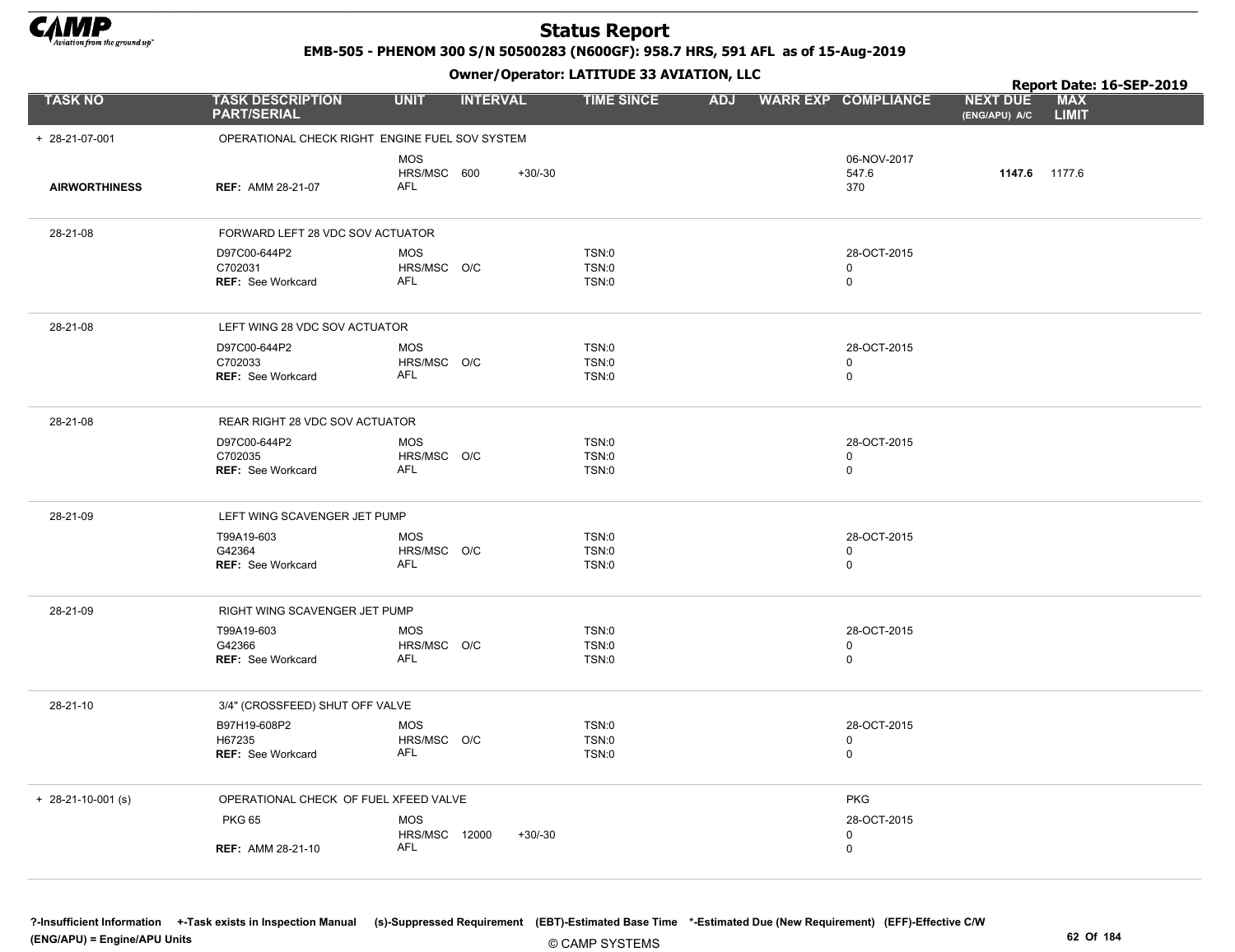# Status Report

**EMB-505 - PHENOM 300 S/N 50500283 (N600GF): 958.7 HRS, 591 AFL as of 15-Aug-2019**

**Owner/Operator: LATITUDE 33 AVIATION, LLC**

**Report Date: 16-SEP-2019**

| TASK NO | TASK DESCRIPTION PART/SERIAL | UNIT | INTERVAL | | TIME SINCE | ADJ | WARR EXP | COMPLIANCE | NEXT DUE (ENG/APU) A/C | MAX LIMIT |
|---|---|---|---|---|---|---|---|---|---|---|
| + 28-21-07-001 | OPERATIONAL CHECK RIGHT ENGINE FUEL SOV SYSTEM | | | | | | | | | |
| | | MOS | | | | | | 06-NOV-2017 | | |
| | | HRS/MSC | 600 | +30/-30 | | | | 547.6 | **1147.6** | 1177.6 |
| AIRWORTHINESS | REF: AMM 28-21-07 | AFL | | | | | | 370 | | |
| 28-21-08 | FORWARD LEFT 28 VDC SOV ACTUATOR | | | | | | | | | |
| | D97C00-644P2 | MOS | | | TSN:0 | | | 28-OCT-2015 | | |
| | C702031 | HRS/MSC | O/C | | TSN:0 | | | 0 | | |
| | REF: See Workcard | AFL | | | TSN:0 | | | 0 | | |
| 28-21-08 | LEFT WING 28 VDC SOV ACTUATOR | | | | | | | | | |
| | D97C00-644P2 | MOS | | | TSN:0 | | | 28-OCT-2015 | | |
| | C702033 | HRS/MSC | O/C | | TSN:0 | | | 0 | | |
| | REF: See Workcard | AFL | | | TSN:0 | | | 0 | | |
| 28-21-08 | REAR RIGHT 28 VDC SOV ACTUATOR | | | | | | | | | |
| | D97C00-644P2 | MOS | | | TSN:0 | | | 28-OCT-2015 | | |
| | C702035 | HRS/MSC | O/C | | TSN:0 | | | 0 | | |
| | REF: See Workcard | AFL | | | TSN:0 | | | 0 | | |
| 28-21-09 | LEFT WING SCAVENGER JET PUMP | | | | | | | | | |
| | T99A19-603 | MOS | | | TSN:0 | | | 28-OCT-2015 | | |
| | G42364 | HRS/MSC | O/C | | TSN:0 | | | 0 | | |
| | REF: See Workcard | AFL | | | TSN:0 | | | 0 | | |
| 28-21-09 | RIGHT WING SCAVENGER JET PUMP | | | | | | | | | |
| | T99A19-603 | MOS | | | TSN:0 | | | 28-OCT-2015 | | |
| | G42366 | HRS/MSC | O/C | | TSN:0 | | | 0 | | |
| | REF: See Workcard | AFL | | | TSN:0 | | | 0 | | |
| 28-21-10 | 3/4" (CROSSFEED) SHUT OFF VALVE | | | | | | | | | |
| | B97H19-608P2 | MOS | | | TSN:0 | | | 28-OCT-2015 | | |
| | H67235 | HRS/MSC | O/C | | TSN:0 | | | 0 | | |
| | REF: See Workcard | AFL | | | TSN:0 | | | 0 | | |
| + 28-21-10-001 (s) | OPERATIONAL CHECK OF FUEL XFEED VALVE | | | | | | | PKG | | |
| | PKG 65 | MOS | | | | | | 28-OCT-2015 | | |
| | | HRS/MSC | 12000 | +30/-30 | | | | 0 | | |
| | REF: AMM 28-21-10 | AFL | | | | | | 0 | | |

?-Insufficient Information +-Task exists in Inspection Manual (s)-Suppressed Requirement (EBT)-Estimated Base Time *-Estimated Due (New Requirement) (EFF)-Effective C/W
(ENG/APU) = Engine/APU Units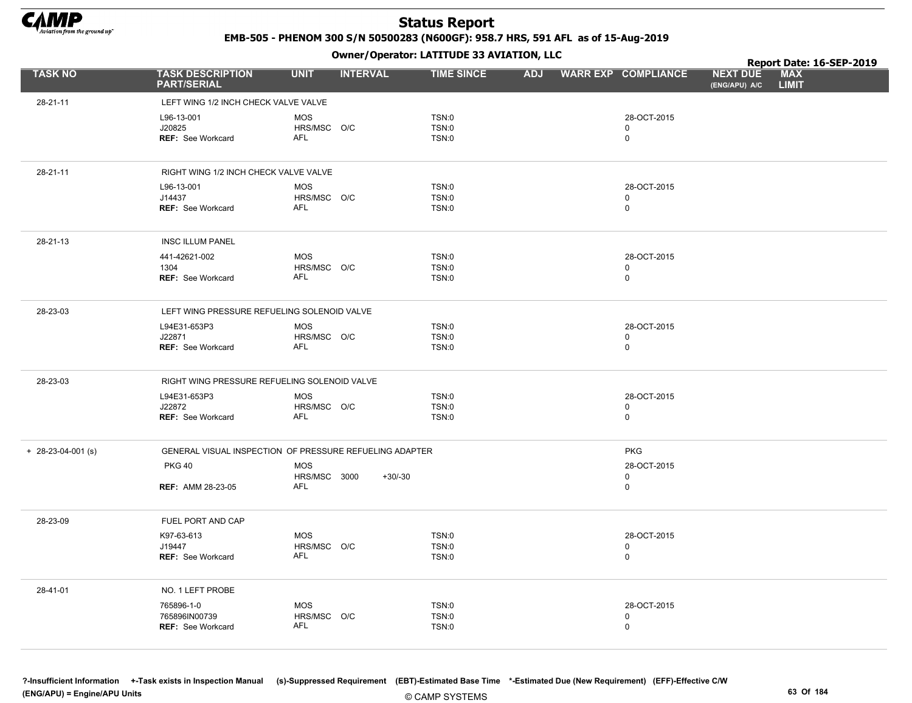# Status Report

**EMB-505 - PHENOM 300 S/N 50500283 (N600GF): 958.7 HRS, 591 AFL as of 15-Aug-2019**

**Owner/Operator: LATITUDE 33 AVIATION, LLC**

**Report Date: 16-SEP-2019**

| TASK NO | TASK DESCRIPTION PART/SERIAL | UNIT | INTERVAL | | TIME SINCE | ADJ | WARR EXP | COMPLIANCE | NEXT DUE (ENG/APU) A/C | MAX LIMIT |
|---|---|---|---|---|---|---|---|---|---|---|
| 28-21-11 | LEFT WING 1/2 INCH CHECK VALVE VALVE | | | | | | | | | |
| | L96-13-001 | MOS | | | TSN:0 | | | 28-OCT-2015 | | |
| | J20825 | HRS/MSC | O/C | | TSN:0 | | | 0 | | |
| | REF: See Workcard | AFL | | | TSN:0 | | | 0 | | |
| 28-21-11 | RIGHT WING 1/2 INCH CHECK VALVE VALVE | | | | | | | | | |
| | L96-13-001 | MOS | | | TSN:0 | | | 28-OCT-2015 | | |
| | J14437 | HRS/MSC | O/C | | TSN:0 | | | 0 | | |
| | REF: See Workcard | AFL | | | TSN:0 | | | 0 | | |
| 28-21-13 | INSC ILLUM PANEL | | | | | | | | | |
| | 441-42621-002 | MOS | | | TSN:0 | | | 28-OCT-2015 | | |
| | 1304 | HRS/MSC | O/C | | TSN:0 | | | 0 | | |
| | REF: See Workcard | AFL | | | TSN:0 | | | 0 | | |
| 28-23-03 | LEFT WING PRESSURE REFUELING SOLENOID VALVE | | | | | | | | | |
| | L94E31-653P3 | MOS | | | TSN:0 | | | 28-OCT-2015 | | |
| | J22871 | HRS/MSC | O/C | | TSN:0 | | | 0 | | |
| | REF: See Workcard | AFL | | | TSN:0 | | | 0 | | |
| 28-23-03 | RIGHT WING PRESSURE REFUELING SOLENOID VALVE | | | | | | | | | |
| | L94E31-653P3 | MOS | | | TSN:0 | | | 28-OCT-2015 | | |
| | J22872 | HRS/MSC | O/C | | TSN:0 | | | 0 | | |
| | REF: See Workcard | AFL | | | TSN:0 | | | 0 | | |
| + 28-23-04-001 (s) | GENERAL VISUAL INSPECTION OF PRESSURE REFUELING ADAPTER | | | | | | | PKG | | |
| | PKG 40 | MOS | | | | | | 28-OCT-2015 | | |
| | | HRS/MSC | 3000 | +30/-30 | | | | 0 | | |
| | REF: AMM 28-23-05 | AFL | | | | | | 0 | | |
| 28-23-09 | FUEL PORT AND CAP | | | | | | | | | |
| | K97-63-613 | MOS | | | TSN:0 | | | 28-OCT-2015 | | |
| | J19447 | HRS/MSC | O/C | | TSN:0 | | | 0 | | |
| | REF: See Workcard | AFL | | | TSN:0 | | | 0 | | |
| 28-41-01 | NO. 1 LEFT PROBE | | | | | | | | | |
| | 765896-1-0 | MOS | | | TSN:0 | | | 28-OCT-2015 | | |
| | 765896IN00739 | HRS/MSC | O/C | | TSN:0 | | | 0 | | |
| | REF: See Workcard | AFL | | | TSN:0 | | | 0 | | |

?-Insufficient Information +-Task exists in Inspection Manual (s)-Suppressed Requirement (EBT)-Estimated Base Time *-Estimated Due (New Requirement) (EFF)-Effective C/W
(ENG/APU) = Engine/APU Units

© CAMP SYSTEMS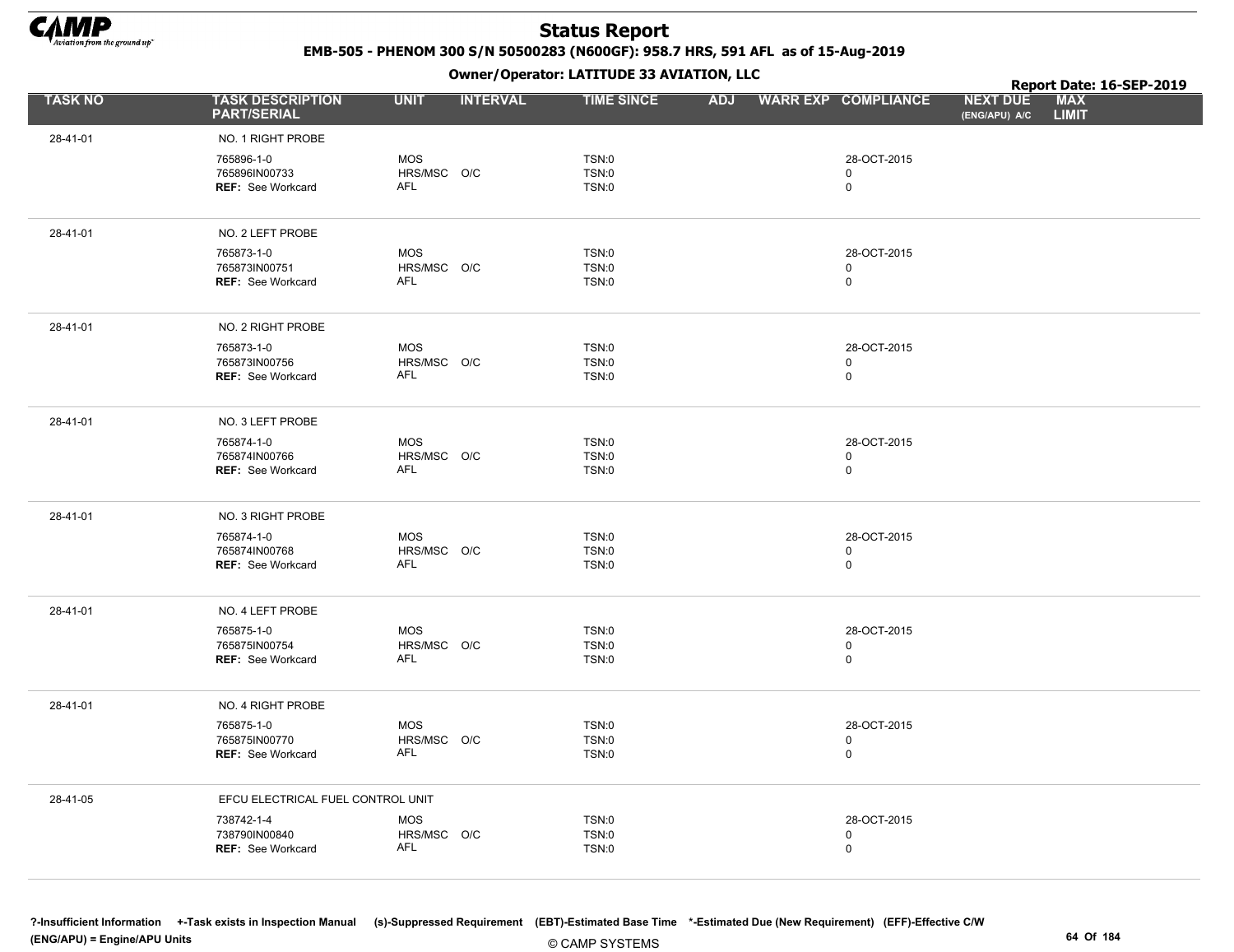# Status Report

**EMB-505 - PHENOM 300 S/N 50500283 (N600GF): 958.7 HRS, 591 AFL as of 15-Aug-2019**

**Owner/Operator: LATITUDE 33 AVIATION, LLC**

**Report Date: 16-SEP-2019**

| TASK NO | TASK DESCRIPTION PART/SERIAL | UNIT | INTERVAL | TIME SINCE | ADJ | WARR EXP | COMPLIANCE | NEXT DUE (ENG/APU) A/C | MAX LIMIT |
|---|---|---|---|---|---|---|---|---|---|
| 28-41-01 | NO. 1 RIGHT PROBE | | | | | | | | |
| | 765896-1-0 | MOS | | TSN:0 | | | 28-OCT-2015 | | |
| | 765896IN00733 | HRS/MSC | O/C | TSN:0 | | | 0 | | |
| | **REF:** See Workcard | AFL | | TSN:0 | | | 0 | | |
| 28-41-01 | NO. 2 LEFT PROBE | | | | | | | | |
| | 765873-1-0 | MOS | | TSN:0 | | | 28-OCT-2015 | | |
| | 765873IN00751 | HRS/MSC | O/C | TSN:0 | | | 0 | | |
| | **REF:** See Workcard | AFL | | TSN:0 | | | 0 | | |
| 28-41-01 | NO. 2 RIGHT PROBE | | | | | | | | |
| | 765873-1-0 | MOS | | TSN:0 | | | 28-OCT-2015 | | |
| | 765873IN00756 | HRS/MSC | O/C | TSN:0 | | | 0 | | |
| | **REF:** See Workcard | AFL | | TSN:0 | | | 0 | | |
| 28-41-01 | NO. 3 LEFT PROBE | | | | | | | | |
| | 765874-1-0 | MOS | | TSN:0 | | | 28-OCT-2015 | | |
| | 765874IN00766 | HRS/MSC | O/C | TSN:0 | | | 0 | | |
| | **REF:** See Workcard | AFL | | TSN:0 | | | 0 | | |
| 28-41-01 | NO. 3 RIGHT PROBE | | | | | | | | |
| | 765874-1-0 | MOS | | TSN:0 | | | 28-OCT-2015 | | |
| | 765874IN00768 | HRS/MSC | O/C | TSN:0 | | | 0 | | |
| | **REF:** See Workcard | AFL | | TSN:0 | | | 0 | | |
| 28-41-01 | NO. 4 LEFT PROBE | | | | | | | | |
| | 765875-1-0 | MOS | | TSN:0 | | | 28-OCT-2015 | | |
| | 765875IN00754 | HRS/MSC | O/C | TSN:0 | | | 0 | | |
| | **REF:** See Workcard | AFL | | TSN:0 | | | 0 | | |
| 28-41-01 | NO. 4 RIGHT PROBE | | | | | | | | |
| | 765875-1-0 | MOS | | TSN:0 | | | 28-OCT-2015 | | |
| | 765875IN00770 | HRS/MSC | O/C | TSN:0 | | | 0 | | |
| | **REF:** See Workcard | AFL | | TSN:0 | | | 0 | | |
| 28-41-05 | EFCU ELECTRICAL FUEL CONTROL UNIT | | | | | | | | |
| | 738742-1-4 | MOS | | TSN:0 | | | 28-OCT-2015 | | |
| | 738790IN00840 | HRS/MSC | O/C | TSN:0 | | | 0 | | |
| | **REF:** See Workcard | AFL | | TSN:0 | | | 0 | | |

**?-Insufficient Information +-Task exists in Inspection Manual (s)-Suppressed Requirement (EBT)-Estimated Base Time \*-Estimated Due (New Requirement) (EFF)-Effective C/W**
**(ENG/APU) = Engine/APU Units**

© CAMP SYSTEMS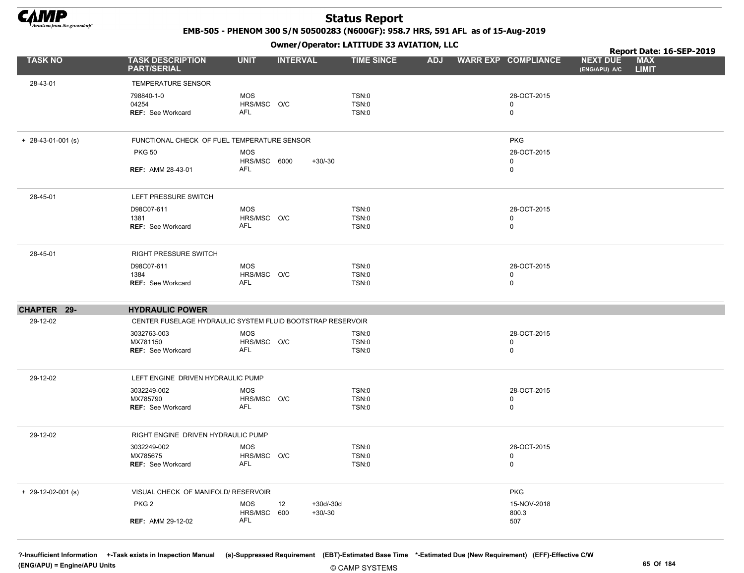# Status Report

**EMB-505 - PHENOM 300 S/N 50500283 (N600GF): 958.7 HRS, 591 AFL as of 15-Aug-2019**

**Owner/Operator: LATITUDE 33 AVIATION, LLC**

**Report Date: 16-SEP-2019**

| TASK NO | TASK DESCRIPTION PART/SERIAL | UNIT | INTERVAL | | TIME SINCE | ADJ | WARR EXP | COMPLIANCE | NEXT DUE (ENG/APU) A/C | MAX LIMIT |
|---|---|---|---|---|---|---|---|---|---|---|
| 28-43-01 | TEMPERATURE SENSOR | | | | | | | | | |
| | 798840-1-0 | MOS | | | TSN:0 | | | 28-OCT-2015 | | |
| | 04254 | HRS/MSC | O/C | | TSN:0 | | | 0 | | |
| | REF: See Workcard | AFL | | | TSN:0 | | | 0 | | |
| + 28-43-01-001 (s) | FUNCTIONAL CHECK OF FUEL TEMPERATURE SENSOR | | | | | | | PKG | | |
| | PKG 50 | MOS | | | | | | 28-OCT-2015 | | |
| | | HRS/MSC | 6000 | +30/-30 | | | | 0 | | |
| | REF: AMM 28-43-01 | AFL | | | | | | 0 | | |
| 28-45-01 | LEFT PRESSURE SWITCH | | | | | | | | | |
| | D98C07-611 | MOS | | | TSN:0 | | | 28-OCT-2015 | | |
| | 1381 | HRS/MSC | O/C | | TSN:0 | | | 0 | | |
| | REF: See Workcard | AFL | | | TSN:0 | | | 0 | | |
| 28-45-01 | RIGHT PRESSURE SWITCH | | | | | | | | | |
| | D98C07-611 | MOS | | | TSN:0 | | | 28-OCT-2015 | | |
| | 1384 | HRS/MSC | O/C | | TSN:0 | | | 0 | | |
| | REF: See Workcard | AFL | | | TSN:0 | | | 0 | | |
| **CHAPTER 29-** | **HYDRAULIC POWER** | | | | | | | | | |
| 29-12-02 | CENTER FUSELAGE HYDRAULIC SYSTEM FLUID BOOTSTRAP RESERVOIR | | | | | | | | | |
| | 3032763-003 | MOS | | | TSN:0 | | | 28-OCT-2015 | | |
| | MX781150 | HRS/MSC | O/C | | TSN:0 | | | 0 | | |
| | REF: See Workcard | AFL | | | TSN:0 | | | 0 | | |
| 29-12-02 | LEFT ENGINE DRIVEN HYDRAULIC PUMP | | | | | | | | | |
| | 3032249-002 | MOS | | | TSN:0 | | | 28-OCT-2015 | | |
| | MX785790 | HRS/MSC | O/C | | TSN:0 | | | 0 | | |
| | REF: See Workcard | AFL | | | TSN:0 | | | 0 | | |
| 29-12-02 | RIGHT ENGINE DRIVEN HYDRAULIC PUMP | | | | | | | | | |
| | 3032249-002 | MOS | | | TSN:0 | | | 28-OCT-2015 | | |
| | MX785675 | HRS/MSC | O/C | | TSN:0 | | | 0 | | |
| | REF: See Workcard | AFL | | | TSN:0 | | | 0 | | |
| + 29-12-02-001 (s) | VISUAL CHECK OF MANIFOLD/ RESERVOIR | | | | | | | PKG | | |
| | PKG 2 | MOS | 12 | +30d/-30d | | | | 15-NOV-2018 | | |
| | | HRS/MSC | 600 | +30/-30 | | | | 800.3 | | |
| | REF: AMM 29-12-02 | AFL | | | | | | 507 | | |

?-Insufficient Information +-Task exists in Inspection Manual (s)-Suppressed Requirement (EBT)-Estimated Base Time *-Estimated Due (New Requirement) (EFF)-Effective C/W
(ENG/APU) = Engine/APU Units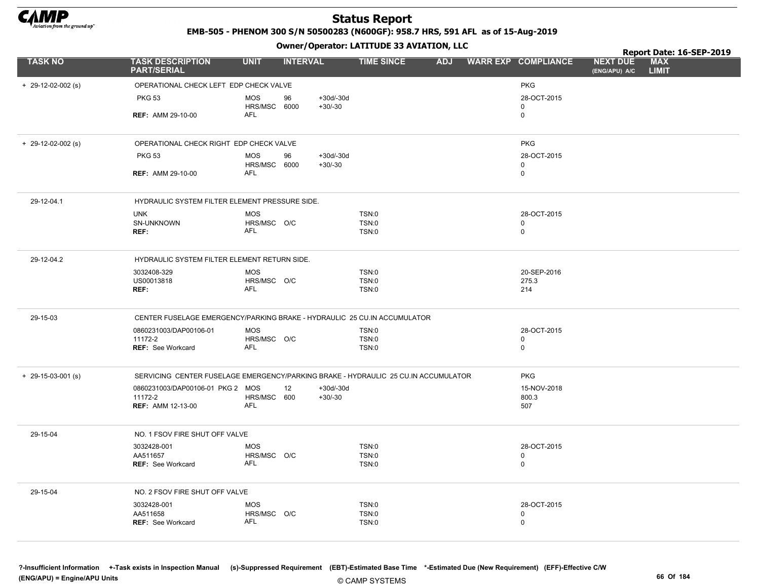# Status Report

**EMB-505 - PHENOM 300 S/N 50500283 (N600GF): 958.7 HRS, 591 AFL as of 15-Aug-2019**

**Owner/Operator: LATITUDE 33 AVIATION, LLC**

**Report Date: 16-SEP-2019**

| TASK NO | TASK DESCRIPTION PART/SERIAL | UNIT | INTERVAL | | TIME SINCE | ADJ | WARR EXP | COMPLIANCE | NEXT DUE (ENG/APU) A/C | MAX LIMIT |
|---|---|---|---|---|---|---|---|---|---|---|
| + 29-12-02-002 (s) | OPERATIONAL CHECK LEFT EDP CHECK VALVE | | | | | | | PKG | | |
| | PKG 53 | MOS | 96 | +30d/-30d | | | | 28-OCT-2015 | | |
| | | HRS/MSC | 6000 | +30/-30 | | | | 0 | | |
| | **REF:** AMM 29-10-00 | AFL | | | | | | 0 | | |
| + 29-12-02-002 (s) | OPERATIONAL CHECK RIGHT EDP CHECK VALVE | | | | | | | PKG | | |
| | PKG 53 | MOS | 96 | +30d/-30d | | | | 28-OCT-2015 | | |
| | | HRS/MSC | 6000 | +30/-30 | | | | 0 | | |
| | **REF:** AMM 29-10-00 | AFL | | | | | | 0 | | |
| 29-12-04.1 | HYDRAULIC SYSTEM FILTER ELEMENT PRESSURE SIDE. | | | | | | | | | |
| | UNK | MOS | | | TSN:0 | | | 28-OCT-2015 | | |
| | SN-UNKNOWN | HRS/MSC | O/C | | TSN:0 | | | 0 | | |
| | **REF:** | AFL | | | TSN:0 | | | 0 | | |
| 29-12-04.2 | HYDRAULIC SYSTEM FILTER ELEMENT RETURN SIDE. | | | | | | | | | |
| | 3032408-329 | MOS | | | TSN:0 | | | 20-SEP-2016 | | |
| | US00013818 | HRS/MSC | O/C | | TSN:0 | | | 275.3 | | |
| | **REF:** | AFL | | | TSN:0 | | | 214 | | |
| 29-15-03 | CENTER FUSELAGE EMERGENCY/PARKING BRAKE - HYDRAULIC 25 CU.IN ACCUMULATOR | | | | | | | | | |
| | 0860231003/DAP00106-01 | MOS | | | TSN:0 | | | 28-OCT-2015 | | |
| | 11172-2 | HRS/MSC | O/C | | TSN:0 | | | 0 | | |
| | **REF:** See Workcard | AFL | | | TSN:0 | | | 0 | | |
| + 29-15-03-001 (s) | SERVICING CENTER FUSELAGE EMERGENCY/PARKING BRAKE - HYDRAULIC 25 CU.IN ACCUMULATOR | | | | | | | PKG | | |
| | 0860231003/DAP00106-01 PKG 2 | MOS | 12 | +30d/-30d | | | | 15-NOV-2018 | | |
| | 11172-2 | HRS/MSC | 600 | +30/-30 | | | | 800.3 | | |
| | **REF:** AMM 12-13-00 | AFL | | | | | | 507 | | |
| 29-15-04 | NO. 1 FSOV FIRE SHUT OFF VALVE | | | | | | | | | |
| | 3032428-001 | MOS | | | TSN:0 | | | 28-OCT-2015 | | |
| | AA511657 | HRS/MSC | O/C | | TSN:0 | | | 0 | | |
| | **REF:** See Workcard | AFL | | | TSN:0 | | | 0 | | |
| 29-15-04 | NO. 2 FSOV FIRE SHUT OFF VALVE | | | | | | | | | |
| | 3032428-001 | MOS | | | TSN:0 | | | 28-OCT-2015 | | |
| | AA511658 | HRS/MSC | O/C | | TSN:0 | | | 0 | | |
| | **REF:** See Workcard | AFL | | | TSN:0 | | | 0 | | |

?-Insufficient Information +-Task exists in Inspection Manual (s)-Suppressed Requirement (EBT)-Estimated Base Time *-Estimated Due (New Requirement) (EFF)-Effective C/W (ENG/APU) = Engine/APU Units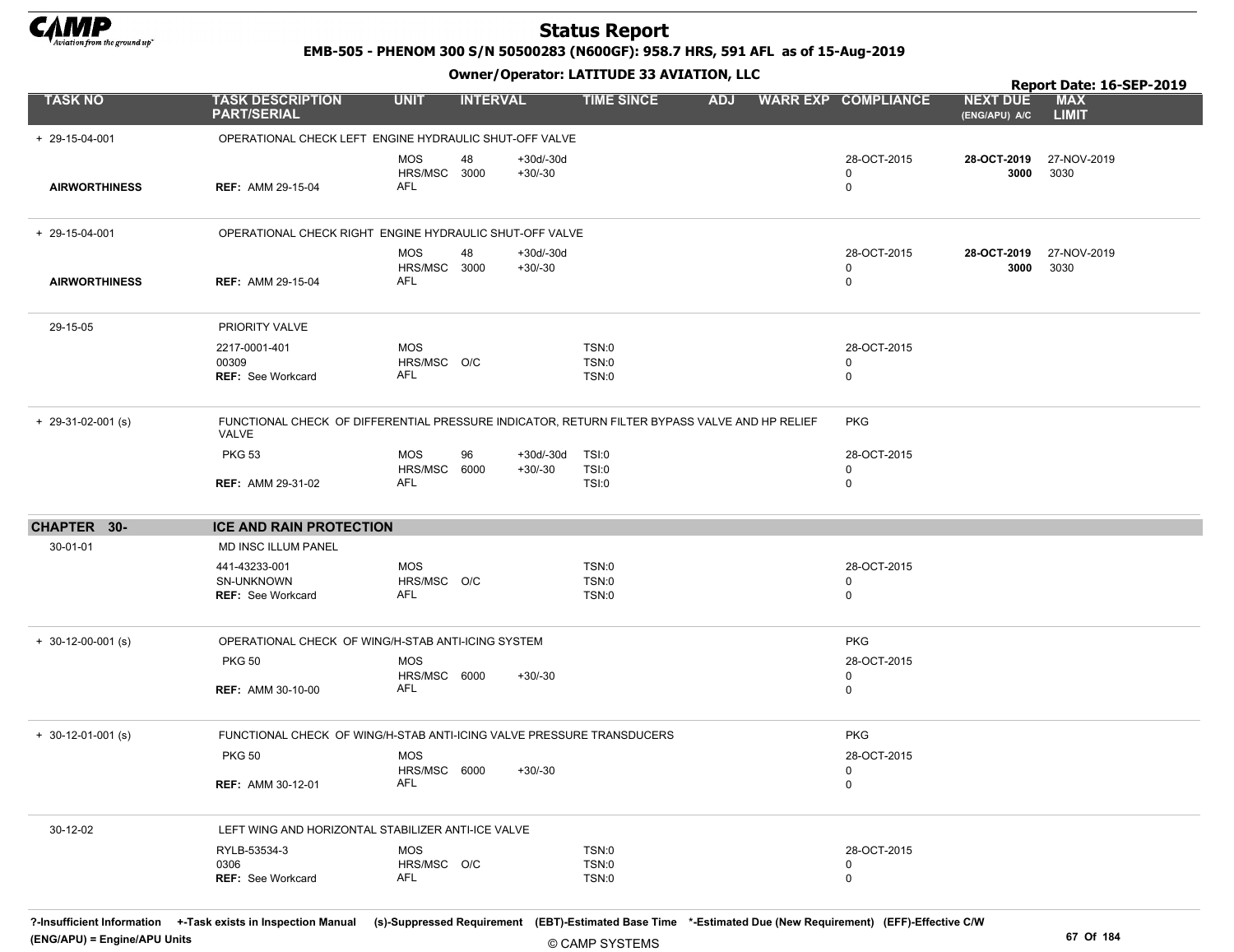# Status Report

**EMB-505 - PHENOM 300 S/N 50500283 (N600GF): 958.7 HRS, 591 AFL as of 15-Aug-2019**

**Owner/Operator: LATITUDE 33 AVIATION, LLC**

**Report Date: 16-SEP-2019**

| TASK NO | TASK DESCRIPTION PART/SERIAL | UNIT | INTERVAL | | TIME SINCE | ADJ | WARR EXP | COMPLIANCE | NEXT DUE (ENG/APU) A/C | MAX LIMIT |
|---|---|---|---|---|---|---|---|---|---|---|
| + 29-15-04-001 | OPERATIONAL CHECK LEFT ENGINE HYDRAULIC SHUT-OFF VALVE | | | | | | | | | |
| | | MOS | 48 | +30d/-30d | | | | 28-OCT-2015 | **28-OCT-2019** | 27-NOV-2019 |
| | | HRS/MSC | 3000 | +30/-30 | | | | 0 | **3000** | 3030 |
| AIRWORTHINESS | REF: AMM 29-15-04 | AFL | | | | | | 0 | | |
| + 29-15-04-001 | OPERATIONAL CHECK RIGHT ENGINE HYDRAULIC SHUT-OFF VALVE | | | | | | | | | |
| | | MOS | 48 | +30d/-30d | | | | 28-OCT-2015 | **28-OCT-2019** | 27-NOV-2019 |
| | | HRS/MSC | 3000 | +30/-30 | | | | 0 | **3000** | 3030 |
| AIRWORTHINESS | REF: AMM 29-15-04 | AFL | | | | | | 0 | | |
| 29-15-05 | PRIORITY VALVE | | | | | | | | | |
| | 2217-0001-401 | MOS | | | TSN:0 | | | 28-OCT-2015 | | |
| | 00309 | HRS/MSC | O/C | | TSN:0 | | | 0 | | |
| | REF: See Workcard | AFL | | | TSN:0 | | | 0 | | |
| + 29-31-02-001 (s) | FUNCTIONAL CHECK OF DIFFERENTIAL PRESSURE INDICATOR, RETURN FILTER BYPASS VALVE AND HP RELIEF VALVE | | | | | | | PKG | | |
| | PKG 53 | MOS | 96 | +30d/-30d | TSI:0 | | | 28-OCT-2015 | | |
| | | HRS/MSC | 6000 | +30/-30 | TSI:0 | | | 0 | | |
| | REF: AMM 29-31-02 | AFL | | | TSI:0 | | | 0 | | |
| **CHAPTER 30-** | **ICE AND RAIN PROTECTION** | | | | | | | | | |
| 30-01-01 | MD INSC ILLUM PANEL | | | | | | | | | |
| | 441-43233-001 | MOS | | | TSN:0 | | | 28-OCT-2015 | | |
| | SN-UNKNOWN | HRS/MSC | O/C | | TSN:0 | | | 0 | | |
| | REF: See Workcard | AFL | | | TSN:0 | | | 0 | | |
| + 30-12-00-001 (s) | OPERATIONAL CHECK OF WING/H-STAB ANTI-ICING SYSTEM | | | | | | | PKG | | |
| | PKG 50 | MOS | | | | | | 28-OCT-2015 | | |
| | | HRS/MSC | 6000 | +30/-30 | | | | 0 | | |
| | REF: AMM 30-10-00 | AFL | | | | | | 0 | | |
| + 30-12-01-001 (s) | FUNCTIONAL CHECK OF WING/H-STAB ANTI-ICING VALVE PRESSURE TRANSDUCERS | | | | | | | PKG | | |
| | PKG 50 | MOS | | | | | | 28-OCT-2015 | | |
| | | HRS/MSC | 6000 | +30/-30 | | | | 0 | | |
| | REF: AMM 30-12-01 | AFL | | | | | | 0 | | |
| 30-12-02 | LEFT WING AND HORIZONTAL STABILIZER ANTI-ICE VALVE | | | | | | | | | |
| | RYLB-53534-3 | MOS | | | TSN:0 | | | 28-OCT-2015 | | |
| | 0306 | HRS/MSC | O/C | | TSN:0 | | | 0 | | |
| | REF: See Workcard | AFL | | | TSN:0 | | | 0 | | |

?-Insufficient Information +-Task exists in Inspection Manual (s)-Suppressed Requirement (EBT)-Estimated Base Time *-Estimated Due (New Requirement) (EFF)-Effective C/W
(ENG/APU) = Engine/APU Units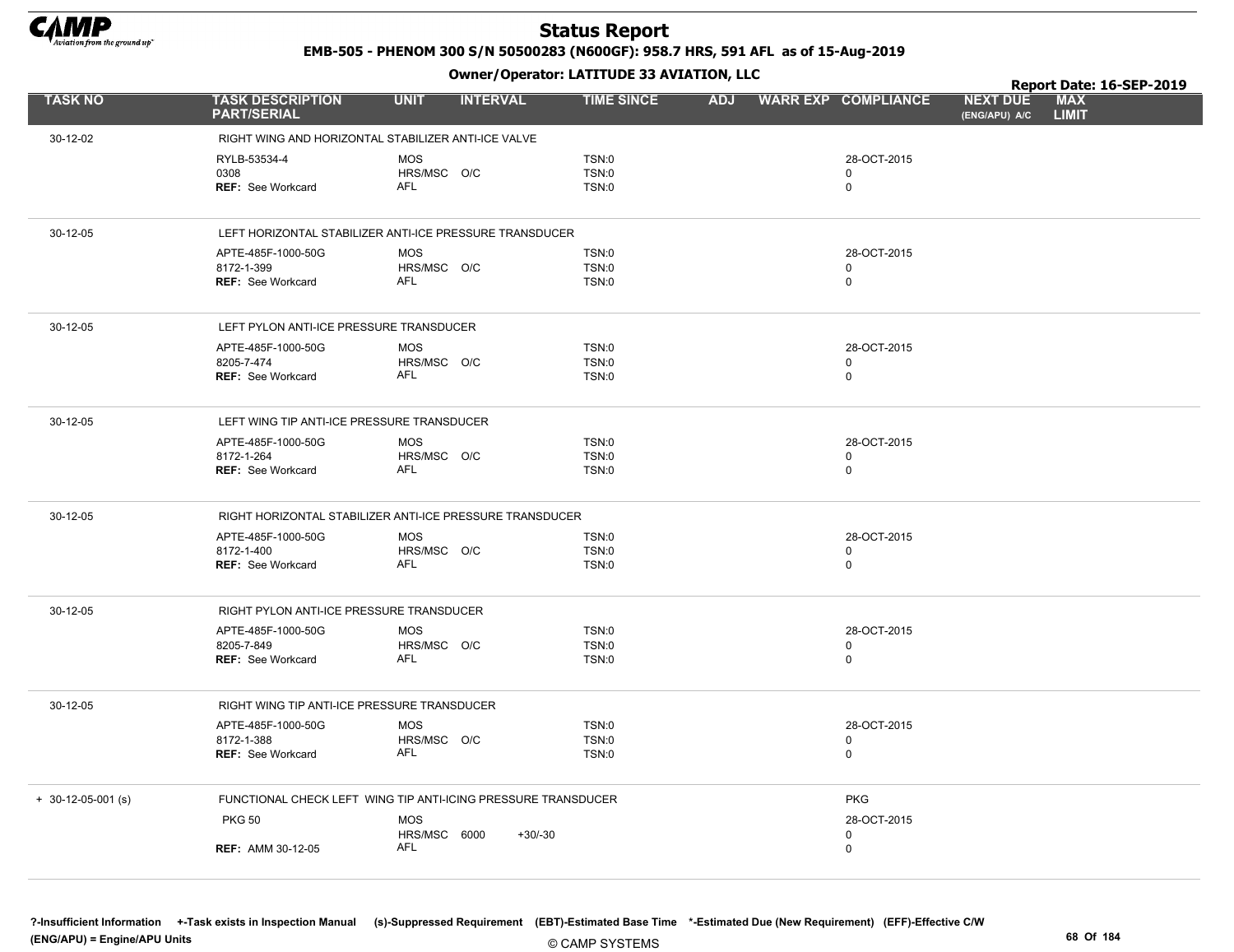# Status Report

**EMB-505 - PHENOM 300 S/N 50500283 (N600GF): 958.7 HRS, 591 AFL as of 15-Aug-2019**

**Owner/Operator: LATITUDE 33 AVIATION, LLC**

**Report Date: 16-SEP-2019**

| TASK NO | TASK DESCRIPTION PART/SERIAL | UNIT | INTERVAL | | TIME SINCE | ADJ | WARR EXP | COMPLIANCE | NEXT DUE (ENG/APU) A/C | MAX LIMIT |
|---|---|---|---|---|---|---|---|---|---|---|
| 30-12-02 | RIGHT WING AND HORIZONTAL STABILIZER ANTI-ICE VALVE | | | | | | | | | |
| | RYLB-53534-4 | MOS | | | TSN:0 | | | 28-OCT-2015 | | |
| | 0308 | HRS/MSC | O/C | | TSN:0 | | | 0 | | |
| | **REF:** See Workcard | AFL | | | TSN:0 | | | 0 | | |
| 30-12-05 | LEFT HORIZONTAL STABILIZER ANTI-ICE PRESSURE TRANSDUCER | | | | | | | | | |
| | APTE-485F-1000-50G | MOS | | | TSN:0 | | | 28-OCT-2015 | | |
| | 8172-1-399 | HRS/MSC | O/C | | TSN:0 | | | 0 | | |
| | **REF:** See Workcard | AFL | | | TSN:0 | | | 0 | | |
| 30-12-05 | LEFT PYLON ANTI-ICE PRESSURE TRANSDUCER | | | | | | | | | |
| | APTE-485F-1000-50G | MOS | | | TSN:0 | | | 28-OCT-2015 | | |
| | 8205-7-474 | HRS/MSC | O/C | | TSN:0 | | | 0 | | |
| | **REF:** See Workcard | AFL | | | TSN:0 | | | 0 | | |
| 30-12-05 | LEFT WING TIP ANTI-ICE PRESSURE TRANSDUCER | | | | | | | | | |
| | APTE-485F-1000-50G | MOS | | | TSN:0 | | | 28-OCT-2015 | | |
| | 8172-1-264 | HRS/MSC | O/C | | TSN:0 | | | 0 | | |
| | **REF:** See Workcard | AFL | | | TSN:0 | | | 0 | | |
| 30-12-05 | RIGHT HORIZONTAL STABILIZER ANTI-ICE PRESSURE TRANSDUCER | | | | | | | | | |
| | APTE-485F-1000-50G | MOS | | | TSN:0 | | | 28-OCT-2015 | | |
| | 8172-1-400 | HRS/MSC | O/C | | TSN:0 | | | 0 | | |
| | **REF:** See Workcard | AFL | | | TSN:0 | | | 0 | | |
| 30-12-05 | RIGHT PYLON ANTI-ICE PRESSURE TRANSDUCER | | | | | | | | | |
| | APTE-485F-1000-50G | MOS | | | TSN:0 | | | 28-OCT-2015 | | |
| | 8205-7-849 | HRS/MSC | O/C | | TSN:0 | | | 0 | | |
| | **REF:** See Workcard | AFL | | | TSN:0 | | | 0 | | |
| 30-12-05 | RIGHT WING TIP ANTI-ICE PRESSURE TRANSDUCER | | | | | | | | | |
| | APTE-485F-1000-50G | MOS | | | TSN:0 | | | 28-OCT-2015 | | |
| | 8172-1-388 | HRS/MSC | O/C | | TSN:0 | | | 0 | | |
| | **REF:** See Workcard | AFL | | | TSN:0 | | | 0 | | |
| + 30-12-05-001 (s) | FUNCTIONAL CHECK LEFT WING TIP ANTI-ICING PRESSURE TRANSDUCER | | | | | | | PKG | | |
| | PKG 50 | MOS | | | | | | 28-OCT-2015 | | |
| | | HRS/MSC | 6000 | +30/-30 | | | | 0 | | |
| | **REF:** AMM 30-12-05 | AFL | | | | | | 0 | | |

?-Insufficient Information +-Task exists in Inspection Manual (s)-Suppressed Requirement (EBT)-Estimated Base Time *-Estimated Due (New Requirement) (EFF)-Effective C/W (ENG/APU) = Engine/APU Units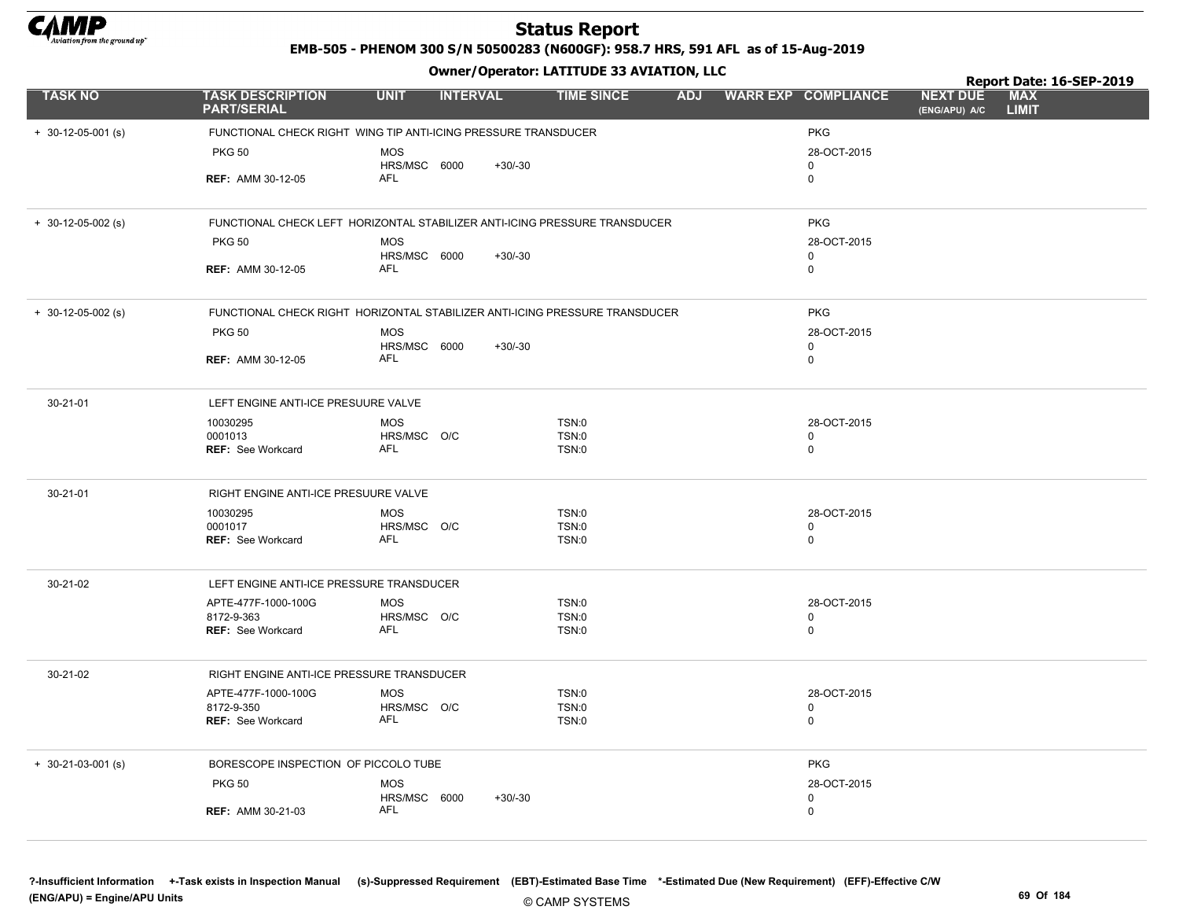# Status Report

**EMB-505 - PHENOM 300 S/N 50500283 (N600GF): 958.7 HRS, 591 AFL as of 15-Aug-2019**

**Owner/Operator: LATITUDE 33 AVIATION, LLC**

**Report Date: 16-SEP-2019**

| TASK NO | TASK DESCRIPTION PART/SERIAL | UNIT | INTERVAL | | TIME SINCE | ADJ | WARR EXP | COMPLIANCE | NEXT DUE (ENG/APU) A/C | MAX LIMIT |
|---|---|---|---|---|---|---|---|---|---|---|
| + 30-12-05-001 (s) | FUNCTIONAL CHECK RIGHT WING TIP ANTI-ICING PRESSURE TRANSDUCER | | | | | | | PKG | | |
| | PKG 50 | MOS | | | | | | 28-OCT-2015 | | |
| | | HRS/MSC | 6000 | +30/-30 | | | | 0 | | |
| | REF: AMM 30-12-05 | AFL | | | | | | 0 | | |
| + 30-12-05-002 (s) | FUNCTIONAL CHECK LEFT HORIZONTAL STABILIZER ANTI-ICING PRESSURE TRANSDUCER | | | | | | | PKG | | |
| | PKG 50 | MOS | | | | | | 28-OCT-2015 | | |
| | | HRS/MSC | 6000 | +30/-30 | | | | 0 | | |
| | REF: AMM 30-12-05 | AFL | | | | | | 0 | | |
| + 30-12-05-002 (s) | FUNCTIONAL CHECK RIGHT HORIZONTAL STABILIZER ANTI-ICING PRESSURE TRANSDUCER | | | | | | | PKG | | |
| | PKG 50 | MOS | | | | | | 28-OCT-2015 | | |
| | | HRS/MSC | 6000 | +30/-30 | | | | 0 | | |
| | REF: AMM 30-12-05 | AFL | | | | | | 0 | | |
| 30-21-01 | LEFT ENGINE ANTI-ICE PRESUURE VALVE | | | | | | | | | |
| | 10030295 | MOS | | | TSN:0 | | | 28-OCT-2015 | | |
| | 0001013 | HRS/MSC | O/C | | TSN:0 | | | 0 | | |
| | REF: See Workcard | AFL | | | TSN:0 | | | 0 | | |
| 30-21-01 | RIGHT ENGINE ANTI-ICE PRESUURE VALVE | | | | | | | | | |
| | 10030295 | MOS | | | TSN:0 | | | 28-OCT-2015 | | |
| | 0001017 | HRS/MSC | O/C | | TSN:0 | | | 0 | | |
| | REF: See Workcard | AFL | | | TSN:0 | | | 0 | | |
| 30-21-02 | LEFT ENGINE ANTI-ICE PRESSURE TRANSDUCER | | | | | | | | | |
| | APTE-477F-1000-100G | MOS | | | TSN:0 | | | 28-OCT-2015 | | |
| | 8172-9-363 | HRS/MSC | O/C | | TSN:0 | | | 0 | | |
| | REF: See Workcard | AFL | | | TSN:0 | | | 0 | | |
| 30-21-02 | RIGHT ENGINE ANTI-ICE PRESSURE TRANSDUCER | | | | | | | | | |
| | APTE-477F-1000-100G | MOS | | | TSN:0 | | | 28-OCT-2015 | | |
| | 8172-9-350 | HRS/MSC | O/C | | TSN:0 | | | 0 | | |
| | REF: See Workcard | AFL | | | TSN:0 | | | 0 | | |
| + 30-21-03-001 (s) | BORESCOPE INSPECTION OF PICCOLO TUBE | | | | | | | PKG | | |
| | PKG 50 | MOS | | | | | | 28-OCT-2015 | | |
| | | HRS/MSC | 6000 | +30/-30 | | | | 0 | | |
| | REF: AMM 30-21-03 | AFL | | | | | | 0 | | |

?-Insufficient Information +-Task exists in Inspection Manual (s)-Suppressed Requirement (EBT)-Estimated Base Time *-Estimated Due (New Requirement) (EFF)-Effective C/W
(ENG/APU) = Engine/APU Units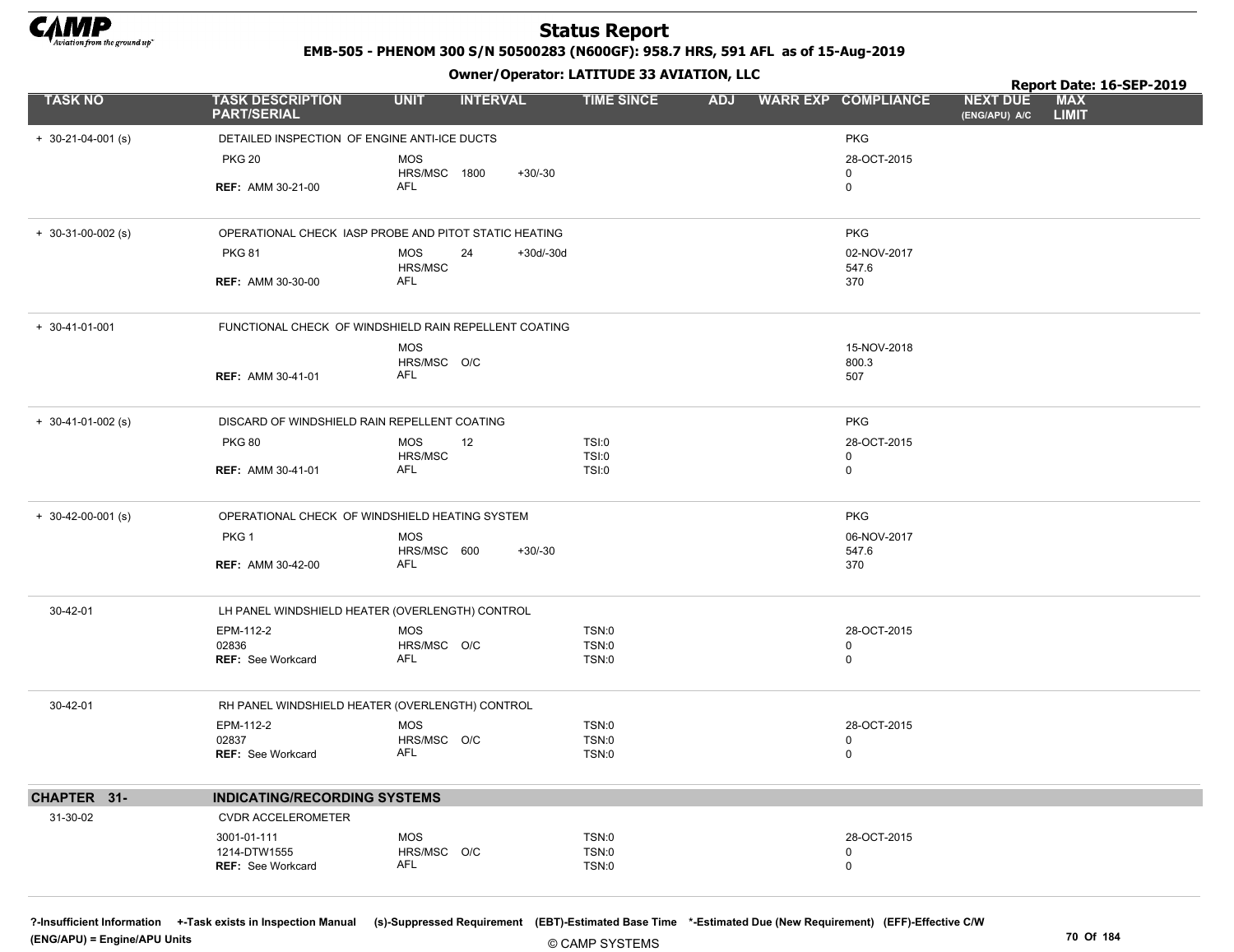# Status Report

**EMB-505 - PHENOM 300 S/N 50500283 (N600GF): 958.7 HRS, 591 AFL as of 15-Aug-2019**

**Owner/Operator: LATITUDE 33 AVIATION, LLC**

**Report Date: 16-SEP-2019**

| TASK NO | TASK DESCRIPTION PART/SERIAL | UNIT | INTERVAL | | TIME SINCE | ADJ | WARR EXP | COMPLIANCE | NEXT DUE (ENG/APU) A/C | MAX LIMIT |
|---|---|---|---|---|---|---|---|---|---|---|
| + 30-21-04-001 (s) | DETAILED INSPECTION OF ENGINE ANTI-ICE DUCTS | | | | | | | PKG | | |
| | PKG 20 | MOS | | | | | | 28-OCT-2015 | | |
| | | HRS/MSC | 1800 | +30/-30 | | | | 0 | | |
| | REF: AMM 30-21-00 | AFL | | | | | | 0 | | |
| + 30-31-00-002 (s) | OPERATIONAL CHECK IASP PROBE AND PITOT STATIC HEATING | | | | | | | PKG | | |
| | PKG 81 | MOS | 24 | +30d/-30d | | | | 02-NOV-2017 | | |
| | | HRS/MSC | | | | | | 547.6 | | |
| | REF: AMM 30-30-00 | AFL | | | | | | 370 | | |
| + 30-41-01-001 | FUNCTIONAL CHECK OF WINDSHIELD RAIN REPELLENT COATING | | | | | | | | | |
| | | MOS | | | | | | 15-NOV-2018 | | |
| | | HRS/MSC | O/C | | | | | 800.3 | | |
| | REF: AMM 30-41-01 | AFL | | | | | | 507 | | |
| + 30-41-01-002 (s) | DISCARD OF WINDSHIELD RAIN REPELLENT COATING | | | | | | | PKG | | |
| | PKG 80 | MOS | 12 | | TSI:0 | | | 28-OCT-2015 | | |
| | | HRS/MSC | | | TSI:0 | | | 0 | | |
| | REF: AMM 30-41-01 | AFL | | | TSI:0 | | | 0 | | |
| + 30-42-00-001 (s) | OPERATIONAL CHECK OF WINDSHIELD HEATING SYSTEM | | | | | | | PKG | | |
| | PKG 1 | MOS | | | | | | 06-NOV-2017 | | |
| | | HRS/MSC | 600 | +30/-30 | | | | 547.6 | | |
| | REF: AMM 30-42-00 | AFL | | | | | | 370 | | |
| 30-42-01 | LH PANEL WINDSHIELD HEATER (OVERLENGTH) CONTROL | | | | | | | | | |
| | EPM-112-2 | MOS | | | TSN:0 | | | 28-OCT-2015 | | |
| | 02836 | HRS/MSC | O/C | | TSN:0 | | | 0 | | |
| | REF: See Workcard | AFL | | | TSN:0 | | | 0 | | |
| 30-42-01 | RH PANEL WINDSHIELD HEATER (OVERLENGTH) CONTROL | | | | | | | | | |
| | EPM-112-2 | MOS | | | TSN:0 | | | 28-OCT-2015 | | |
| | 02837 | HRS/MSC | O/C | | TSN:0 | | | 0 | | |
| | REF: See Workcard | AFL | | | TSN:0 | | | 0 | | |
| **CHAPTER 31-** | **INDICATING/RECORDING SYSTEMS** | | | | | | | | | |
| 31-30-02 | CVDR ACCELEROMETER | | | | | | | | | |
| | 3001-01-111 | MOS | | | TSN:0 | | | 28-OCT-2015 | | |
| | 1214-DTW1555 | HRS/MSC | O/C | | TSN:0 | | | 0 | | |
| | REF: See Workcard | AFL | | | TSN:0 | | | 0 | | |

?-Insufficient Information +-Task exists in Inspection Manual (s)-Suppressed Requirement (EBT)-Estimated Base Time *-Estimated Due (New Requirement) (EFF)-Effective C/W
(ENG/APU) = Engine/APU Units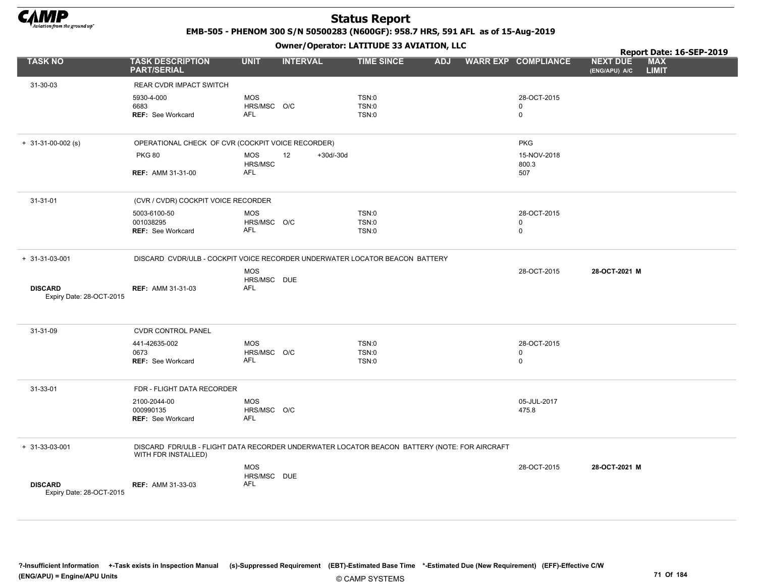# Status Report

**EMB-505 - PHENOM 300 S/N 50500283 (N600GF): 958.7 HRS, 591 AFL as of 15-Aug-2019**

**Owner/Operator: LATITUDE 33 AVIATION, LLC**

**Report Date: 16-SEP-2019**

| TASK NO | TASK DESCRIPTION PART/SERIAL | UNIT | INTERVAL | | TIME SINCE | ADJ | WARR EXP | COMPLIANCE | NEXT DUE (ENG/APU) A/C | MAX LIMIT |
|---|---|---|---|---|---|---|---|---|---|---|
| 31-30-03 | REAR CVDR IMPACT SWITCH | | | | | | | | | |
| | 5930-4-000 | MOS | | | TSN:0 | | | 28-OCT-2015 | | |
| | 6683 | HRS/MSC | O/C | | TSN:0 | | | 0 | | |
| | **REF:** See Workcard | AFL | | | TSN:0 | | | 0 | | |
| + 31-31-00-002 (s) | OPERATIONAL CHECK OF CVR (COCKPIT VOICE RECORDER) | | | | | | | PKG | | |
| | PKG 80 | MOS | 12 | +30d/-30d | | | | 15-NOV-2018 | | |
| | | HRS/MSC | | | | | | 800.3 | | |
| | **REF:** AMM 31-31-00 | AFL | | | | | | 507 | | |
| 31-31-01 | (CVR / CVDR) COCKPIT VOICE RECORDER | | | | | | | | | |
| | 5003-6100-50 | MOS | | | TSN:0 | | | 28-OCT-2015 | | |
| | 001038295 | HRS/MSC | O/C | | TSN:0 | | | 0 | | |
| | **REF:** See Workcard | AFL | | | TSN:0 | | | 0 | | |
| + 31-31-03-001 | DISCARD CVDR/ULB - COCKPIT VOICE RECORDER UNDERWATER LOCATOR BEACON BATTERY | | | | | | | | | |
| | | MOS | | | | | | 28-OCT-2015 | **28-OCT-2021 M** | |
| | | HRS/MSC | DUE | | | | | | | |
| **DISCARD** Expiry Date: 28-OCT-2015 | **REF:** AMM 31-31-03 | AFL | | | | | | | | |
| 31-31-09 | CVDR CONTROL PANEL | | | | | | | | | |
| | 441-42635-002 | MOS | | | TSN:0 | | | 28-OCT-2015 | | |
| | 0673 | HRS/MSC | O/C | | TSN:0 | | | 0 | | |
| | **REF:** See Workcard | AFL | | | TSN:0 | | | 0 | | |
| 31-33-01 | FDR - FLIGHT DATA RECORDER | | | | | | | | | |
| | 2100-2044-00 | MOS | | | | | | 05-JUL-2017 | | |
| | 000990135 | HRS/MSC | O/C | | | | | 475.8 | | |
| | **REF:** See Workcard | AFL | | | | | | | | |
| + 31-33-03-001 | DISCARD FDR/ULB - FLIGHT DATA RECORDER UNDERWATER LOCATOR BEACON BATTERY (NOTE: FOR AIRCRAFT WITH FDR INSTALLED) | | | | | | | | | |
| | | MOS | | | | | | 28-OCT-2015 | **28-OCT-2021 M** | |
| | | HRS/MSC | DUE | | | | | | | |
| **DISCARD** Expiry Date: 28-OCT-2015 | **REF:** AMM 31-33-03 | AFL | | | | | | | | |

**?-Insufficient Information +-Task exists in Inspection Manual (s)-Suppressed Requirement (EBT)-Estimated Base Time \*-Estimated Due (New Requirement) (EFF)-Effective C/W**
**(ENG/APU) = Engine/APU Units**

© CAMP SYSTEMS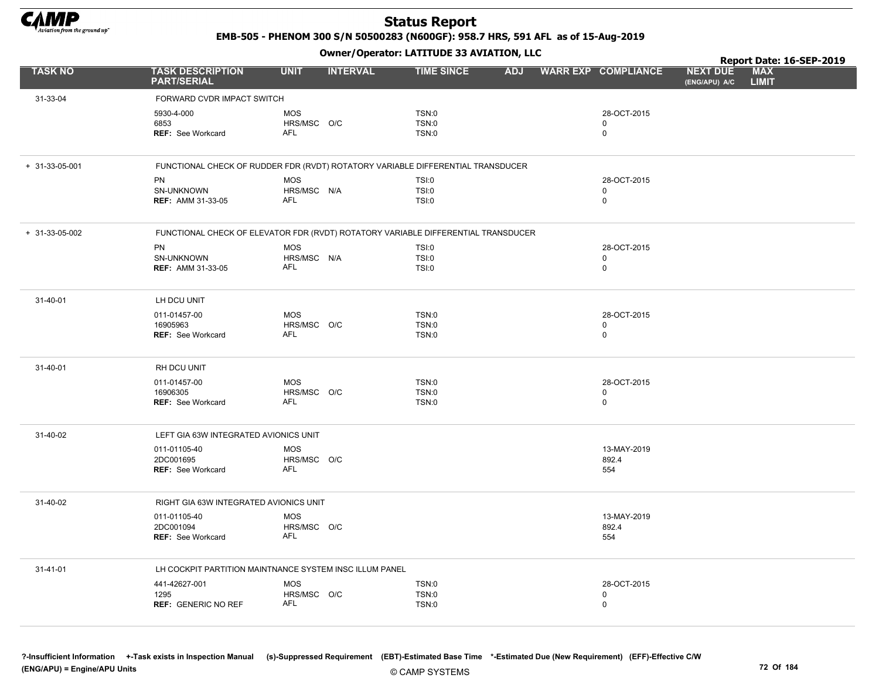# Status Report

**EMB-505 - PHENOM 300 S/N 50500283 (N600GF): 958.7 HRS, 591 AFL as of 15-Aug-2019**

**Owner/Operator: LATITUDE 33 AVIATION, LLC**

**Report Date: 16-SEP-2019**

| TASK NO | TASK DESCRIPTION PART/SERIAL | UNIT | INTERVAL | TIME SINCE | ADJ | WARR EXP | COMPLIANCE | NEXT DUE (ENG/APU) A/C | MAX LIMIT |
|---|---|---|---|---|---|---|---|---|---|
| 31-33-04 | FORWARD CVDR IMPACT SWITCH | | | | | | | | |
| | 5930-4-000 | MOS | | TSN:0 | | | 28-OCT-2015 | | |
| | 6853 | HRS/MSC | O/C | TSN:0 | | | 0 | | |
| | REF: See Workcard | AFL | | TSN:0 | | | 0 | | |
| + 31-33-05-001 | FUNCTIONAL CHECK OF RUDDER FDR (RVDT) ROTATORY VARIABLE DIFFERENTIAL TRANSDUCER | | | | | | | | |
| | PN | MOS | | TSI:0 | | | 28-OCT-2015 | | |
| | SN-UNKNOWN | HRS/MSC | N/A | TSI:0 | | | 0 | | |
| | REF: AMM 31-33-05 | AFL | | TSI:0 | | | 0 | | |
| + 31-33-05-002 | FUNCTIONAL CHECK OF ELEVATOR FDR (RVDT) ROTATORY VARIABLE DIFFERENTIAL TRANSDUCER | | | | | | | | |
| | PN | MOS | | TSI:0 | | | 28-OCT-2015 | | |
| | SN-UNKNOWN | HRS/MSC | N/A | TSI:0 | | | 0 | | |
| | REF: AMM 31-33-05 | AFL | | TSI:0 | | | 0 | | |
| 31-40-01 | LH DCU UNIT | | | | | | | | |
| | 011-01457-00 | MOS | | TSN:0 | | | 28-OCT-2015 | | |
| | 16905963 | HRS/MSC | O/C | TSN:0 | | | 0 | | |
| | REF: See Workcard | AFL | | TSN:0 | | | 0 | | |
| 31-40-01 | RH DCU UNIT | | | | | | | | |
| | 011-01457-00 | MOS | | TSN:0 | | | 28-OCT-2015 | | |
| | 16906305 | HRS/MSC | O/C | TSN:0 | | | 0 | | |
| | REF: See Workcard | AFL | | TSN:0 | | | 0 | | |
| 31-40-02 | LEFT GIA 63W INTEGRATED AVIONICS UNIT | | | | | | | | |
| | 011-01105-40 | MOS | | | | | 13-MAY-2019 | | |
| | 2DC001695 | HRS/MSC | O/C | | | | 892.4 | | |
| | REF: See Workcard | AFL | | | | | 554 | | |
| 31-40-02 | RIGHT GIA 63W INTEGRATED AVIONICS UNIT | | | | | | | | |
| | 011-01105-40 | MOS | | | | | 13-MAY-2019 | | |
| | 2DC001094 | HRS/MSC | O/C | | | | 892.4 | | |
| | REF: See Workcard | AFL | | | | | 554 | | |
| 31-41-01 | LH COCKPIT PARTITION MAINTNANCE SYSTEM INSC ILLUM PANEL | | | | | | | | |
| | 441-42627-001 | MOS | | TSN:0 | | | 28-OCT-2015 | | |
| | 1295 | HRS/MSC | O/C | TSN:0 | | | 0 | | |
| | REF: GENERIC NO REF | AFL | | TSN:0 | | | 0 | | |

?-Insufficient Information +-Task exists in Inspection Manual (s)-Suppressed Requirement (EBT)-Estimated Base Time *-Estimated Due (New Requirement) (EFF)-Effective C/W (ENG/APU) = Engine/APU Units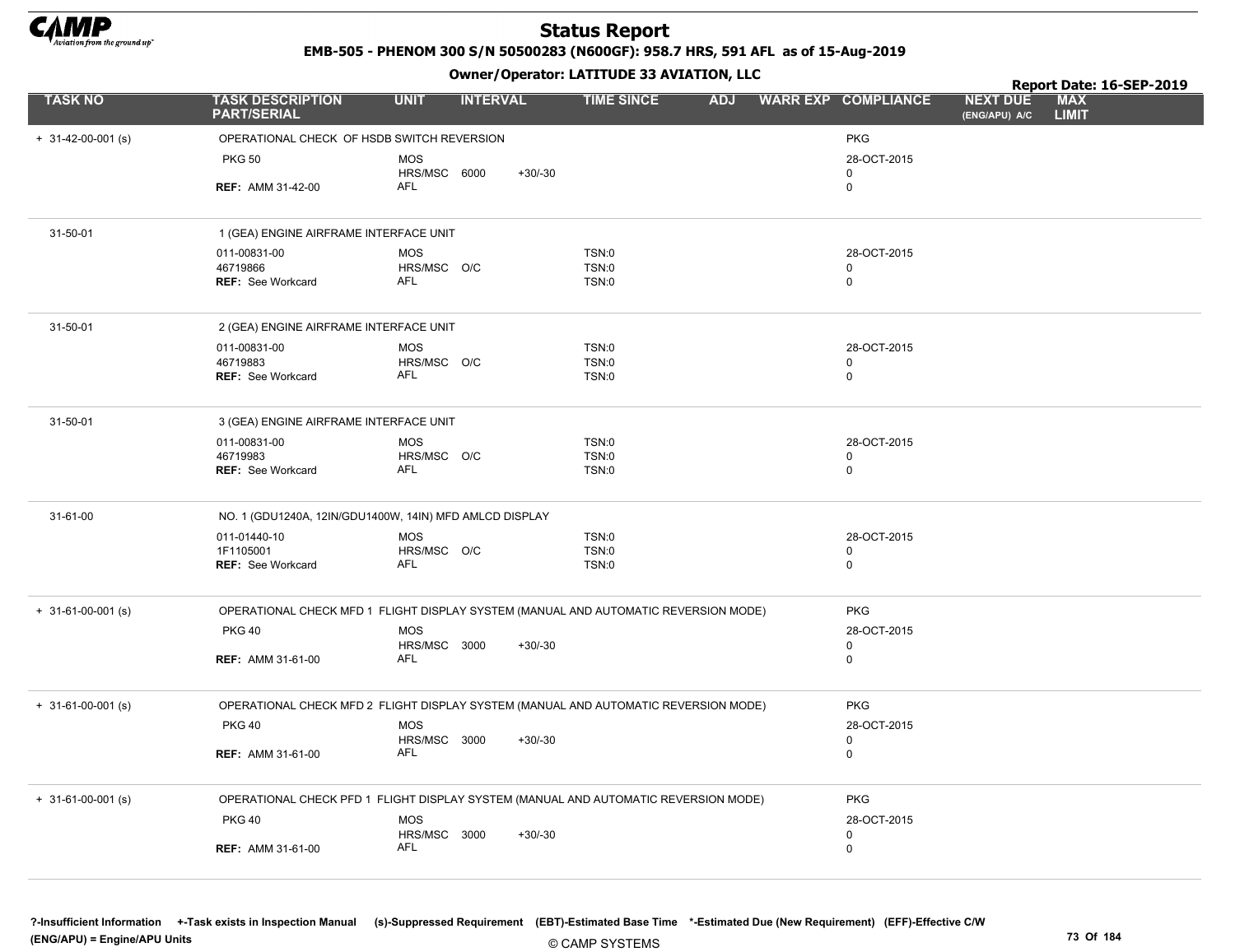# Status Report

**EMB-505 - PHENOM 300 S/N 50500283 (N600GF): 958.7 HRS, 591 AFL as of 15-Aug-2019**

**Owner/Operator: LATITUDE 33 AVIATION, LLC**

**Report Date: 16-SEP-2019**

| TASK NO | TASK DESCRIPTION PART/SERIAL | UNIT | INTERVAL | | TIME SINCE | ADJ | WARR EXP | COMPLIANCE | NEXT DUE (ENG/APU) A/C | MAX LIMIT |
|---|---|---|---|---|---|---|---|---|---|---|
| + 31-42-00-001 (s) | OPERATIONAL CHECK OF HSDB SWITCH REVERSION | | | | | | | PKG | | |
| | PKG 50 | MOS | | | | | | 28-OCT-2015 | | |
| | | HRS/MSC | 6000 | +30/-30 | | | | 0 | | |
| | REF: AMM 31-42-00 | AFL | | | | | | 0 | | |
| 31-50-01 | 1 (GEA) ENGINE AIRFRAME INTERFACE UNIT | | | | | | | | | |
| | 011-00831-00 | MOS | | | TSN:0 | | | 28-OCT-2015 | | |
| | 46719866 | HRS/MSC | O/C | | TSN:0 | | | 0 | | |
| | REF: See Workcard | AFL | | | TSN:0 | | | 0 | | |
| 31-50-01 | 2 (GEA) ENGINE AIRFRAME INTERFACE UNIT | | | | | | | | | |
| | 011-00831-00 | MOS | | | TSN:0 | | | 28-OCT-2015 | | |
| | 46719883 | HRS/MSC | O/C | | TSN:0 | | | 0 | | |
| | REF: See Workcard | AFL | | | TSN:0 | | | 0 | | |
| 31-50-01 | 3 (GEA) ENGINE AIRFRAME INTERFACE UNIT | | | | | | | | | |
| | 011-00831-00 | MOS | | | TSN:0 | | | 28-OCT-2015 | | |
| | 46719983 | HRS/MSC | O/C | | TSN:0 | | | 0 | | |
| | REF: See Workcard | AFL | | | TSN:0 | | | 0 | | |
| 31-61-00 | NO. 1 (GDU1240A, 12IN/GDU1400W, 14IN) MFD AMLCD DISPLAY | | | | | | | | | |
| | 011-01440-10 | MOS | | | TSN:0 | | | 28-OCT-2015 | | |
| | 1F1105001 | HRS/MSC | O/C | | TSN:0 | | | 0 | | |
| | REF: See Workcard | AFL | | | TSN:0 | | | 0 | | |
| + 31-61-00-001 (s) | OPERATIONAL CHECK MFD 1 FLIGHT DISPLAY SYSTEM (MANUAL AND AUTOMATIC REVERSION MODE) | | | | | | | PKG | | |
| | PKG 40 | MOS | | | | | | 28-OCT-2015 | | |
| | | HRS/MSC | 3000 | +30/-30 | | | | 0 | | |
| | REF: AMM 31-61-00 | AFL | | | | | | 0 | | |
| + 31-61-00-001 (s) | OPERATIONAL CHECK MFD 2 FLIGHT DISPLAY SYSTEM (MANUAL AND AUTOMATIC REVERSION MODE) | | | | | | | PKG | | |
| | PKG 40 | MOS | | | | | | 28-OCT-2015 | | |
| | | HRS/MSC | 3000 | +30/-30 | | | | 0 | | |
| | REF: AMM 31-61-00 | AFL | | | | | | 0 | | |
| + 31-61-00-001 (s) | OPERATIONAL CHECK PFD 1 FLIGHT DISPLAY SYSTEM (MANUAL AND AUTOMATIC REVERSION MODE) | | | | | | | PKG | | |
| | PKG 40 | MOS | | | | | | 28-OCT-2015 | | |
| | | HRS/MSC | 3000 | +30/-30 | | | | 0 | | |
| | REF: AMM 31-61-00 | AFL | | | | | | 0 | | |

?-Insufficient Information +-Task exists in Inspection Manual (s)-Suppressed Requirement (EBT)-Estimated Base Time *-Estimated Due (New Requirement) (EFF)-Effective C/W
(ENG/APU) = Engine/APU Units

© CAMP SYSTEMS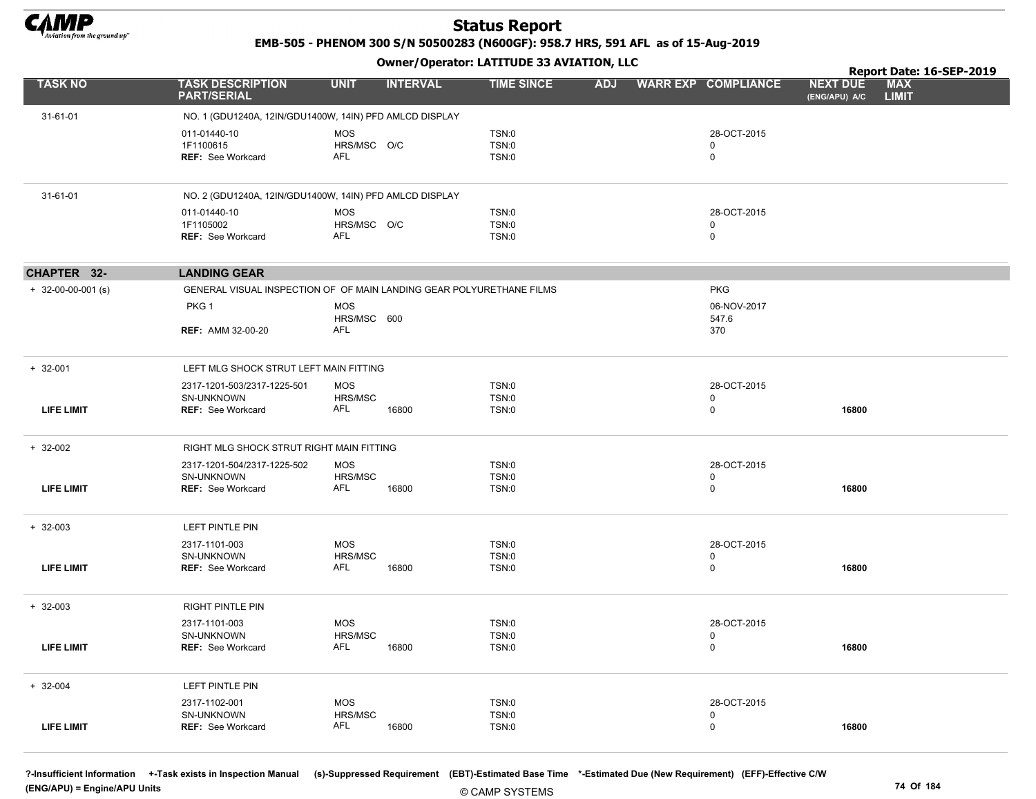# Status Report

**EMB-505 - PHENOM 300 S/N 50500283 (N600GF): 958.7 HRS, 591 AFL as of 15-Aug-2019**

**Owner/Operator: LATITUDE 33 AVIATION, LLC**

**Report Date: 16-SEP-2019**

| TASK NO | TASK DESCRIPTION PART/SERIAL | UNIT | INTERVAL | TIME SINCE | ADJ | WARR EXP | COMPLIANCE | NEXT DUE (ENG/APU) A/C | MAX LIMIT |
|---|---|---|---|---|---|---|---|---|---|
| 31-61-01 | NO. 1 (GDU1240A, 12IN/GDU1400W, 14IN) PFD AMLCD DISPLAY | | | | | | | | |
| | 011-01440-10 | MOS | | TSN:0 | | | 28-OCT-2015 | | |
| | 1F1100615 | HRS/MSC | O/C | TSN:0 | | | 0 | | |
| | **REF:** See Workcard | AFL | | TSN:0 | | | 0 | | |
| 31-61-01 | NO. 2 (GDU1240A, 12IN/GDU1400W, 14IN) PFD AMLCD DISPLAY | | | | | | | | |
| | 011-01440-10 | MOS | | TSN:0 | | | 28-OCT-2015 | | |
| | 1F1105002 | HRS/MSC | O/C | TSN:0 | | | 0 | | |
| | **REF:** See Workcard | AFL | | TSN:0 | | | 0 | | |
| **CHAPTER 32-** | **LANDING GEAR** | | | | | | | | |
| + 32-00-00-001 (s) | GENERAL VISUAL INSPECTION OF OF MAIN LANDING GEAR POLYURETHANE FILMS | | | | | | PKG | | |
| | PKG 1 | MOS | | | | | 06-NOV-2017 | | |
| | | HRS/MSC | 600 | | | | 547.6 | | |
| | **REF:** AMM 32-00-20 | AFL | | | | | 370 | | |
| + 32-001 | LEFT MLG SHOCK STRUT LEFT MAIN FITTING | | | | | | | | |
| | 2317-1201-503/2317-1225-501 | MOS | | TSN:0 | | | 28-OCT-2015 | | |
| | SN-UNKNOWN | HRS/MSC | | TSN:0 | | | 0 | | |
| LIFE LIMIT | **REF:** See Workcard | AFL | 16800 | TSN:0 | | | 0 | 16800 | |
| + 32-002 | RIGHT MLG SHOCK STRUT RIGHT MAIN FITTING | | | | | | | | |
| | 2317-1201-504/2317-1225-502 | MOS | | TSN:0 | | | 28-OCT-2015 | | |
| | SN-UNKNOWN | HRS/MSC | | TSN:0 | | | 0 | | |
| LIFE LIMIT | **REF:** See Workcard | AFL | 16800 | TSN:0 | | | 0 | 16800 | |
| + 32-003 | LEFT PINTLE PIN | | | | | | | | |
| | 2317-1101-003 | MOS | | TSN:0 | | | 28-OCT-2015 | | |
| | SN-UNKNOWN | HRS/MSC | | TSN:0 | | | 0 | | |
| LIFE LIMIT | **REF:** See Workcard | AFL | 16800 | TSN:0 | | | 0 | 16800 | |
| + 32-003 | RIGHT PINTLE PIN | | | | | | | | |
| | 2317-1101-003 | MOS | | TSN:0 | | | 28-OCT-2015 | | |
| | SN-UNKNOWN | HRS/MSC | | TSN:0 | | | 0 | | |
| LIFE LIMIT | **REF:** See Workcard | AFL | 16800 | TSN:0 | | | 0 | 16800 | |
| + 32-004 | LEFT PINTLE PIN | | | | | | | | |
| | 2317-1102-001 | MOS | | TSN:0 | | | 28-OCT-2015 | | |
| | SN-UNKNOWN | HRS/MSC | | TSN:0 | | | 0 | | |
| LIFE LIMIT | **REF:** See Workcard | AFL | 16800 | TSN:0 | | | 0 | 16800 | |

?-Insufficient Information +-Task exists in Inspection Manual (s)-Suppressed Requirement (EBT)-Estimated Base Time *-Estimated Due (New Requirement) (EFF)-Effective C/W
(ENG/APU) = Engine/APU Units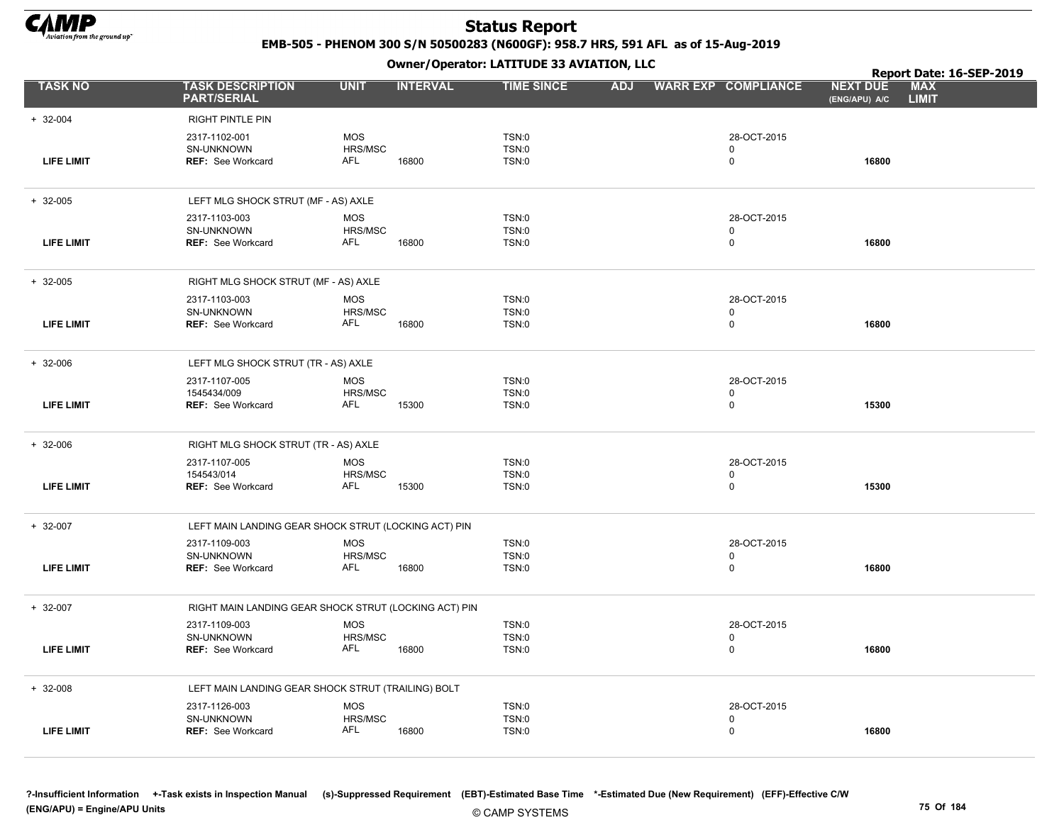# Status Report

**EMB-505 - PHENOM 300 S/N 50500283 (N600GF): 958.7 HRS, 591 AFL as of 15-Aug-2019**

**Owner/Operator: LATITUDE 33 AVIATION, LLC**

**Report Date: 16-SEP-2019**

| TASK NO | TASK DESCRIPTION PART/SERIAL | UNIT | INTERVAL | TIME SINCE | ADJ | WARR EXP | COMPLIANCE | NEXT DUE (ENG/APU) A/C | MAX LIMIT |
|---|---|---|---|---|---|---|---|---|---|
| + 32-004 | RIGHT PINTLE PIN | | | | | | | | |
| | 2317-1102-001 | MOS | | TSN:0 | | | 28-OCT-2015 | | |
| | SN-UNKNOWN | HRS/MSC | | TSN:0 | | | 0 | | |
| LIFE LIMIT | REF: See Workcard | AFL | 16800 | TSN:0 | | | 0 | 16800 | |
| + 32-005 | LEFT MLG SHOCK STRUT (MF - AS) AXLE | | | | | | | | |
| | 2317-1103-003 | MOS | | TSN:0 | | | 28-OCT-2015 | | |
| | SN-UNKNOWN | HRS/MSC | | TSN:0 | | | 0 | | |
| LIFE LIMIT | REF: See Workcard | AFL | 16800 | TSN:0 | | | 0 | 16800 | |
| + 32-005 | RIGHT MLG SHOCK STRUT (MF - AS) AXLE | | | | | | | | |
| | 2317-1103-003 | MOS | | TSN:0 | | | 28-OCT-2015 | | |
| | SN-UNKNOWN | HRS/MSC | | TSN:0 | | | 0 | | |
| LIFE LIMIT | REF: See Workcard | AFL | 16800 | TSN:0 | | | 0 | 16800 | |
| + 32-006 | LEFT MLG SHOCK STRUT (TR - AS) AXLE | | | | | | | | |
| | 2317-1107-005 | MOS | | TSN:0 | | | 28-OCT-2015 | | |
| | 1545434/009 | HRS/MSC | | TSN:0 | | | 0 | | |
| LIFE LIMIT | REF: See Workcard | AFL | 15300 | TSN:0 | | | 0 | 15300 | |
| + 32-006 | RIGHT MLG SHOCK STRUT (TR - AS) AXLE | | | | | | | | |
| | 2317-1107-005 | MOS | | TSN:0 | | | 28-OCT-2015 | | |
| | 154543/014 | HRS/MSC | | TSN:0 | | | 0 | | |
| LIFE LIMIT | REF: See Workcard | AFL | 15300 | TSN:0 | | | 0 | 15300 | |
| + 32-007 | LEFT MAIN LANDING GEAR SHOCK STRUT (LOCKING ACT) PIN | | | | | | | | |
| | 2317-1109-003 | MOS | | TSN:0 | | | 28-OCT-2015 | | |
| | SN-UNKNOWN | HRS/MSC | | TSN:0 | | | 0 | | |
| LIFE LIMIT | REF: See Workcard | AFL | 16800 | TSN:0 | | | 0 | 16800 | |
| + 32-007 | RIGHT MAIN LANDING GEAR SHOCK STRUT (LOCKING ACT) PIN | | | | | | | | |
| | 2317-1109-003 | MOS | | TSN:0 | | | 28-OCT-2015 | | |
| | SN-UNKNOWN | HRS/MSC | | TSN:0 | | | 0 | | |
| LIFE LIMIT | REF: See Workcard | AFL | 16800 | TSN:0 | | | 0 | 16800 | |
| + 32-008 | LEFT MAIN LANDING GEAR SHOCK STRUT (TRAILING) BOLT | | | | | | | | |
| | 2317-1126-003 | MOS | | TSN:0 | | | 28-OCT-2015 | | |
| | SN-UNKNOWN | HRS/MSC | | TSN:0 | | | 0 | | |
| LIFE LIMIT | REF: See Workcard | AFL | 16800 | TSN:0 | | | 0 | 16800 | |

?-Insufficient Information +-Task exists in Inspection Manual (s)-Suppressed Requirement (EBT)-Estimated Base Time *-Estimated Due (New Requirement) (EFF)-Effective C/W (ENG/APU) = Engine/APU Units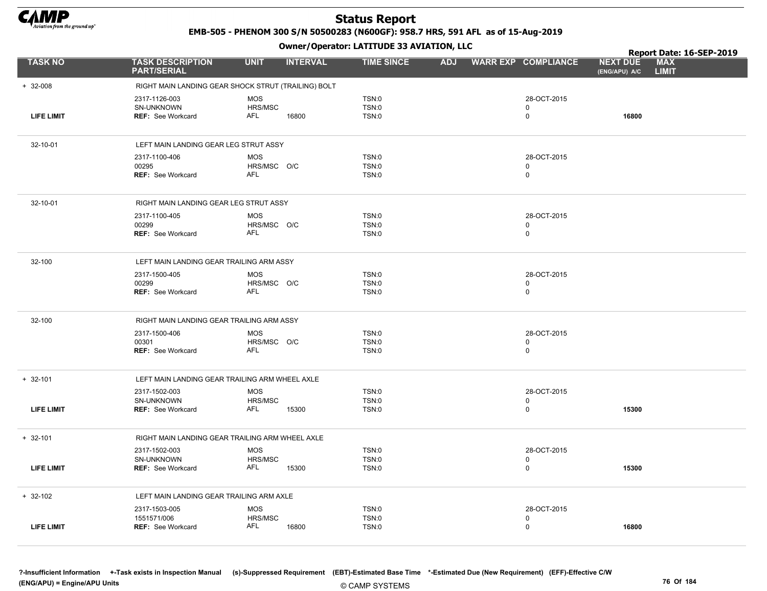# Status Report

**EMB-505 - PHENOM 300 S/N 50500283 (N600GF): 958.7 HRS, 591 AFL as of 15-Aug-2019**

**Owner/Operator: LATITUDE 33 AVIATION, LLC**

**Report Date: 16-SEP-2019**

| TASK NO | TASK DESCRIPTION PART/SERIAL | UNIT | INTERVAL | TIME SINCE | ADJ | WARR EXP | COMPLIANCE | NEXT DUE (ENG/APU) A/C | MAX LIMIT |
|---|---|---|---|---|---|---|---|---|---|
| + 32-008 | RIGHT MAIN LANDING GEAR SHOCK STRUT (TRAILING) BOLT | | | | | | | | |
| | 2317-1126-003 | MOS | | TSN:0 | | | 28-OCT-2015 | | |
| | SN-UNKNOWN | HRS/MSC | | TSN:0 | | | 0 | | |
| LIFE LIMIT | REF: See Workcard | AFL | 16800 | TSN:0 | | | 0 | 16800 | |
| 32-10-01 | LEFT MAIN LANDING GEAR LEG STRUT ASSY | | | | | | | | |
| | 2317-1100-406 | MOS | | TSN:0 | | | 28-OCT-2015 | | |
| | 00295 | HRS/MSC | O/C | TSN:0 | | | 0 | | |
| | REF: See Workcard | AFL | | TSN:0 | | | 0 | | |
| 32-10-01 | RIGHT MAIN LANDING GEAR LEG STRUT ASSY | | | | | | | | |
| | 2317-1100-405 | MOS | | TSN:0 | | | 28-OCT-2015 | | |
| | 00299 | HRS/MSC | O/C | TSN:0 | | | 0 | | |
| | REF: See Workcard | AFL | | TSN:0 | | | 0 | | |
| 32-100 | LEFT MAIN LANDING GEAR TRAILING ARM ASSY | | | | | | | | |
| | 2317-1500-405 | MOS | | TSN:0 | | | 28-OCT-2015 | | |
| | 00299 | HRS/MSC | O/C | TSN:0 | | | 0 | | |
| | REF: See Workcard | AFL | | TSN:0 | | | 0 | | |
| 32-100 | RIGHT MAIN LANDING GEAR TRAILING ARM ASSY | | | | | | | | |
| | 2317-1500-406 | MOS | | TSN:0 | | | 28-OCT-2015 | | |
| | 00301 | HRS/MSC | O/C | TSN:0 | | | 0 | | |
| | REF: See Workcard | AFL | | TSN:0 | | | 0 | | |
| + 32-101 | LEFT MAIN LANDING GEAR TRAILING ARM WHEEL AXLE | | | | | | | | |
| | 2317-1502-003 | MOS | | TSN:0 | | | 28-OCT-2015 | | |
| | SN-UNKNOWN | HRS/MSC | | TSN:0 | | | 0 | | |
| LIFE LIMIT | REF: See Workcard | AFL | 15300 | TSN:0 | | | 0 | 15300 | |
| + 32-101 | RIGHT MAIN LANDING GEAR TRAILING ARM WHEEL AXLE | | | | | | | | |
| | 2317-1502-003 | MOS | | TSN:0 | | | 28-OCT-2015 | | |
| | SN-UNKNOWN | HRS/MSC | | TSN:0 | | | 0 | | |
| LIFE LIMIT | REF: See Workcard | AFL | 15300 | TSN:0 | | | 0 | 15300 | |
| + 32-102 | LEFT MAIN LANDING GEAR TRAILING ARM AXLE | | | | | | | | |
| | 2317-1503-005 | MOS | | TSN:0 | | | 28-OCT-2015 | | |
| | 1551571/006 | HRS/MSC | | TSN:0 | | | 0 | | |
| LIFE LIMIT | REF: See Workcard | AFL | 16800 | TSN:0 | | | 0 | 16800 | |

?-Insufficient Information +-Task exists in Inspection Manual (s)-Suppressed Requirement (EBT)-Estimated Base Time *-Estimated Due (New Requirement) (EFF)-Effective C/W
(ENG/APU) = Engine/APU Units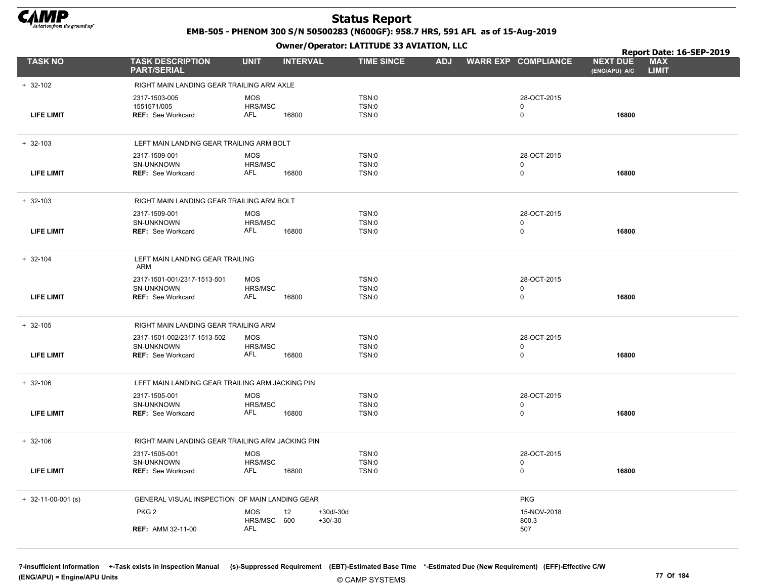# Status Report

**EMB-505 - PHENOM 300 S/N 50500283 (N600GF): 958.7 HRS, 591 AFL as of 15-Aug-2019**

**Owner/Operator: LATITUDE 33 AVIATION, LLC**

**Report Date: 16-SEP-2019**

| TASK NO | TASK DESCRIPTION PART/SERIAL | UNIT | INTERVAL | | TIME SINCE | ADJ | WARR EXP | COMPLIANCE | NEXT DUE (ENG/APU) A/C | MAX LIMIT |
|---|---|---|---|---|---|---|---|---|---|---|
| + 32-102 | RIGHT MAIN LANDING GEAR TRAILING ARM AXLE | | | | | | | | | |
| | 2317-1503-005 | MOS | | | TSN:0 | | | 28-OCT-2015 | | |
| | 1551571/005 | HRS/MSC | | | TSN:0 | | | 0 | | |
| LIFE LIMIT | **REF:** See Workcard | AFL | 16800 | | TSN:0 | | | 0 | **16800** | |
| + 32-103 | LEFT MAIN LANDING GEAR TRAILING ARM BOLT | | | | | | | | | |
| | 2317-1509-001 | MOS | | | TSN:0 | | | 28-OCT-2015 | | |
| | SN-UNKNOWN | HRS/MSC | | | TSN:0 | | | 0 | | |
| LIFE LIMIT | **REF:** See Workcard | AFL | 16800 | | TSN:0 | | | 0 | **16800** | |
| + 32-103 | RIGHT MAIN LANDING GEAR TRAILING ARM BOLT | | | | | | | | | |
| | 2317-1509-001 | MOS | | | TSN:0 | | | 28-OCT-2015 | | |
| | SN-UNKNOWN | HRS/MSC | | | TSN:0 | | | 0 | | |
| LIFE LIMIT | **REF:** See Workcard | AFL | 16800 | | TSN:0 | | | 0 | **16800** | |
| + 32-104 | LEFT MAIN LANDING GEAR TRAILING ARM | | | | | | | | | |
| | 2317-1501-001/2317-1513-501 | MOS | | | TSN:0 | | | 28-OCT-2015 | | |
| | SN-UNKNOWN | HRS/MSC | | | TSN:0 | | | 0 | | |
| LIFE LIMIT | **REF:** See Workcard | AFL | 16800 | | TSN:0 | | | 0 | **16800** | |
| + 32-105 | RIGHT MAIN LANDING GEAR TRAILING ARM | | | | | | | | | |
| | 2317-1501-002/2317-1513-502 | MOS | | | TSN:0 | | | 28-OCT-2015 | | |
| | SN-UNKNOWN | HRS/MSC | | | TSN:0 | | | 0 | | |
| LIFE LIMIT | **REF:** See Workcard | AFL | 16800 | | TSN:0 | | | 0 | **16800** | |
| + 32-106 | LEFT MAIN LANDING GEAR TRAILING ARM JACKING PIN | | | | | | | | | |
| | 2317-1505-001 | MOS | | | TSN:0 | | | 28-OCT-2015 | | |
| | SN-UNKNOWN | HRS/MSC | | | TSN:0 | | | 0 | | |
| LIFE LIMIT | **REF:** See Workcard | AFL | 16800 | | TSN:0 | | | 0 | **16800** | |
| + 32-106 | RIGHT MAIN LANDING GEAR TRAILING ARM JACKING PIN | | | | | | | | | |
| | 2317-1505-001 | MOS | | | TSN:0 | | | 28-OCT-2015 | | |
| | SN-UNKNOWN | HRS/MSC | | | TSN:0 | | | 0 | | |
| LIFE LIMIT | **REF:** See Workcard | AFL | 16800 | | TSN:0 | | | 0 | **16800** | |
| + 32-11-00-001 (s) | GENERAL VISUAL INSPECTION OF MAIN LANDING GEAR | | | | | | | PKG | | |
| | PKG 2 | MOS | 12 | +30d/-30d | | | | 15-NOV-2018 | | |
| | | HRS/MSC | 600 | +30/-30 | | | | 800.3 | | |
| | **REF:** AMM 32-11-00 | AFL | | | | | | 507 | | |

**?-Insufficient Information +-Task exists in Inspection Manual (s)-Suppressed Requirement (EBT)-Estimated Base Time \*-Estimated Due (New Requirement) (EFF)-Effective C/W (ENG/APU) = Engine/APU Units**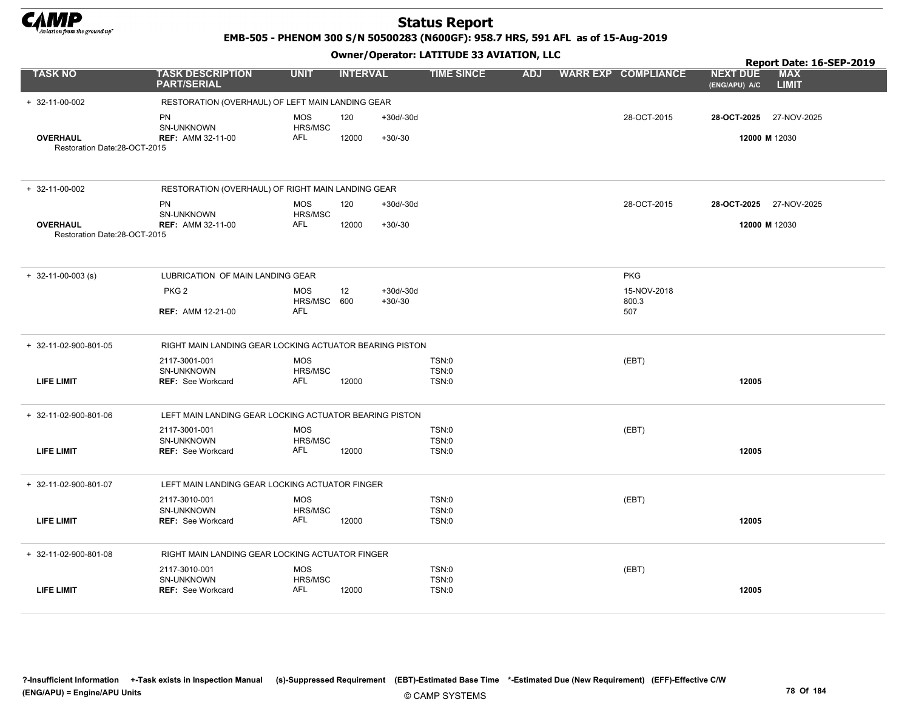# Status Report

**EMB-505 - PHENOM 300 S/N 50500283 (N600GF): 958.7 HRS, 591 AFL as of 15-Aug-2019**

**Owner/Operator: LATITUDE 33 AVIATION, LLC**

**Report Date: 16-SEP-2019**

| TASK NO | TASK DESCRIPTION PART/SERIAL | UNIT | INTERVAL | | TIME SINCE | ADJ | WARR EXP | COMPLIANCE | NEXT DUE (ENG/APU) A/C | MAX LIMIT |
|---|---|---|---|---|---|---|---|---|---|---|
| + 32-11-00-002 | RESTORATION (OVERHAUL) OF LEFT MAIN LANDING GEAR | | | | | | | | | |
| | PN | MOS | 120 | +30d/-30d | | | | 28-OCT-2015 | **28-OCT-2025** | 27-NOV-2025 |
| | SN-UNKNOWN | HRS/MSC | | | | | | | | |
| **OVERHAUL** | **REF:** AMM 32-11-00 | AFL | 12000 | +30/-30 | | | | | **12000 M** | 12030 |
| Restoration Date:28-OCT-2015 | | | | | | | | | | |
| + 32-11-00-002 | RESTORATION (OVERHAUL) OF RIGHT MAIN LANDING GEAR | | | | | | | | | |
| | PN | MOS | 120 | +30d/-30d | | | | 28-OCT-2015 | **28-OCT-2025** | 27-NOV-2025 |
| | SN-UNKNOWN | HRS/MSC | | | | | | | | |
| **OVERHAUL** | **REF:** AMM 32-11-00 | AFL | 12000 | +30/-30 | | | | | **12000 M** | 12030 |
| Restoration Date:28-OCT-2015 | | | | | | | | | | |
| + 32-11-00-003 (s) | LUBRICATION OF MAIN LANDING GEAR | | | | | | | PKG | | |
| | PKG 2 | MOS | 12 | +30d/-30d | | | | 15-NOV-2018 | | |
| | | HRS/MSC | 600 | +30/-30 | | | | 800.3 | | |
| | **REF:** AMM 12-21-00 | AFL | | | | | | 507 | | |
| + 32-11-02-900-801-05 | RIGHT MAIN LANDING GEAR LOCKING ACTUATOR BEARING PISTON | | | | | | | | | |
| | 2117-3001-001 | MOS | | | TSN:0 | | | (EBT) | | |
| | SN-UNKNOWN | HRS/MSC | | | TSN:0 | | | | | |
| **LIFE LIMIT** | **REF:** See Workcard | AFL | 12000 | | TSN:0 | | | | **12005** | |
| + 32-11-02-900-801-06 | LEFT MAIN LANDING GEAR LOCKING ACTUATOR BEARING PISTON | | | | | | | | | |
| | 2117-3001-001 | MOS | | | TSN:0 | | | (EBT) | | |
| | SN-UNKNOWN | HRS/MSC | | | TSN:0 | | | | | |
| **LIFE LIMIT** | **REF:** See Workcard | AFL | 12000 | | TSN:0 | | | | **12005** | |
| + 32-11-02-900-801-07 | LEFT MAIN LANDING GEAR LOCKING ACTUATOR FINGER | | | | | | | | | |
| | 2117-3010-001 | MOS | | | TSN:0 | | | (EBT) | | |
| | SN-UNKNOWN | HRS/MSC | | | TSN:0 | | | | | |
| **LIFE LIMIT** | **REF:** See Workcard | AFL | 12000 | | TSN:0 | | | | **12005** | |
| + 32-11-02-900-801-08 | RIGHT MAIN LANDING GEAR LOCKING ACTUATOR FINGER | | | | | | | | | |
| | 2117-3010-001 | MOS | | | TSN:0 | | | (EBT) | | |
| | SN-UNKNOWN | HRS/MSC | | | TSN:0 | | | | | |
| **LIFE LIMIT** | **REF:** See Workcard | AFL | 12000 | | TSN:0 | | | | **12005** | |

**?-Insufficient Information** **+-Task exists in Inspection Manual** **(s)-Suppressed Requirement** **(EBT)-Estimated Base Time** **\*-Estimated Due (New Requirement)** **(EFF)-Effective C/W**
**(ENG/APU) = Engine/APU Units**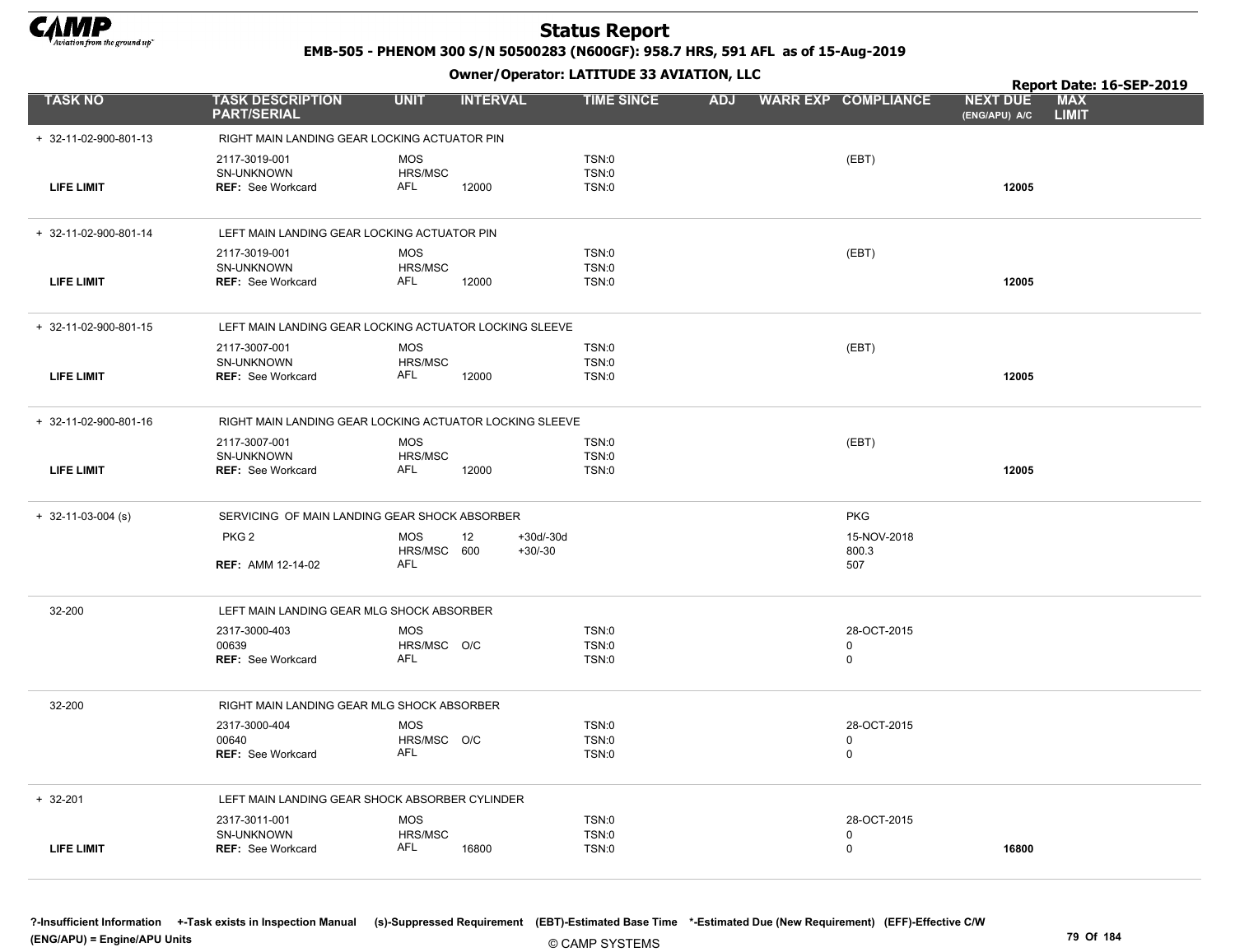# Status Report

**EMB-505 - PHENOM 300 S/N 50500283 (N600GF): 958.7 HRS, 591 AFL as of 15-Aug-2019**

**Owner/Operator: LATITUDE 33 AVIATION, LLC**

**Report Date: 16-SEP-2019**

| TASK NO | TASK DESCRIPTION PART/SERIAL | UNIT | INTERVAL | | TIME SINCE | ADJ | WARR EXP | COMPLIANCE | NEXT DUE (ENG/APU) A/C | MAX LIMIT |
|---|---|---|---|---|---|---|---|---|---|---|
| + 32-11-02-900-801-13 | RIGHT MAIN LANDING GEAR LOCKING ACTUATOR PIN | | | | | | | | | |
| | 2117-3019-001 | MOS | | | TSN:0 | | | (EBT) | | |
| | SN-UNKNOWN | HRS/MSC | | | TSN:0 | | | | | |
| LIFE LIMIT | REF: See Workcard | AFL | 12000 | | TSN:0 | | | | 12005 | |
| + 32-11-02-900-801-14 | LEFT MAIN LANDING GEAR LOCKING ACTUATOR PIN | | | | | | | | | |
| | 2117-3019-001 | MOS | | | TSN:0 | | | (EBT) | | |
| | SN-UNKNOWN | HRS/MSC | | | TSN:0 | | | | | |
| LIFE LIMIT | REF: See Workcard | AFL | 12000 | | TSN:0 | | | | 12005 | |
| + 32-11-02-900-801-15 | LEFT MAIN LANDING GEAR LOCKING ACTUATOR LOCKING SLEEVE | | | | | | | | | |
| | 2117-3007-001 | MOS | | | TSN:0 | | | (EBT) | | |
| | SN-UNKNOWN | HRS/MSC | | | TSN:0 | | | | | |
| LIFE LIMIT | REF: See Workcard | AFL | 12000 | | TSN:0 | | | | 12005 | |
| + 32-11-02-900-801-16 | RIGHT MAIN LANDING GEAR LOCKING ACTUATOR LOCKING SLEEVE | | | | | | | | | |
| | 2117-3007-001 | MOS | | | TSN:0 | | | (EBT) | | |
| | SN-UNKNOWN | HRS/MSC | | | TSN:0 | | | | | |
| LIFE LIMIT | REF: See Workcard | AFL | 12000 | | TSN:0 | | | | 12005 | |
| + 32-11-03-004 (s) | SERVICING OF MAIN LANDING GEAR SHOCK ABSORBER | | | | | | | PKG | | |
| | PKG 2 | MOS | 12 | +30d/-30d | | | | 15-NOV-2018 | | |
| | | HRS/MSC | 600 | +30/-30 | | | | 800.3 | | |
| | REF: AMM 12-14-02 | AFL | | | | | | 507 | | |
| 32-200 | LEFT MAIN LANDING GEAR MLG SHOCK ABSORBER | | | | | | | | | |
| | 2317-3000-403 | MOS | | | TSN:0 | | | 28-OCT-2015 | | |
| | 00639 | HRS/MSC | O/C | | TSN:0 | | | 0 | | |
| | REF: See Workcard | AFL | | | TSN:0 | | | 0 | | |
| 32-200 | RIGHT MAIN LANDING GEAR MLG SHOCK ABSORBER | | | | | | | | | |
| | 2317-3000-404 | MOS | | | TSN:0 | | | 28-OCT-2015 | | |
| | 00640 | HRS/MSC | O/C | | TSN:0 | | | 0 | | |
| | REF: See Workcard | AFL | | | TSN:0 | | | 0 | | |
| + 32-201 | LEFT MAIN LANDING GEAR SHOCK ABSORBER CYLINDER | | | | | | | | | |
| | 2317-3011-001 | MOS | | | TSN:0 | | | 28-OCT-2015 | | |
| | SN-UNKNOWN | HRS/MSC | | | TSN:0 | | | 0 | | |
| LIFE LIMIT | REF: See Workcard | AFL | 16800 | | TSN:0 | | | 0 | 16800 | |

?-Insufficient Information +-Task exists in Inspection Manual (s)-Suppressed Requirement (EBT)-Estimated Base Time *-Estimated Due (New Requirement) (EFF)-Effective C/W (ENG/APU) = Engine/APU Units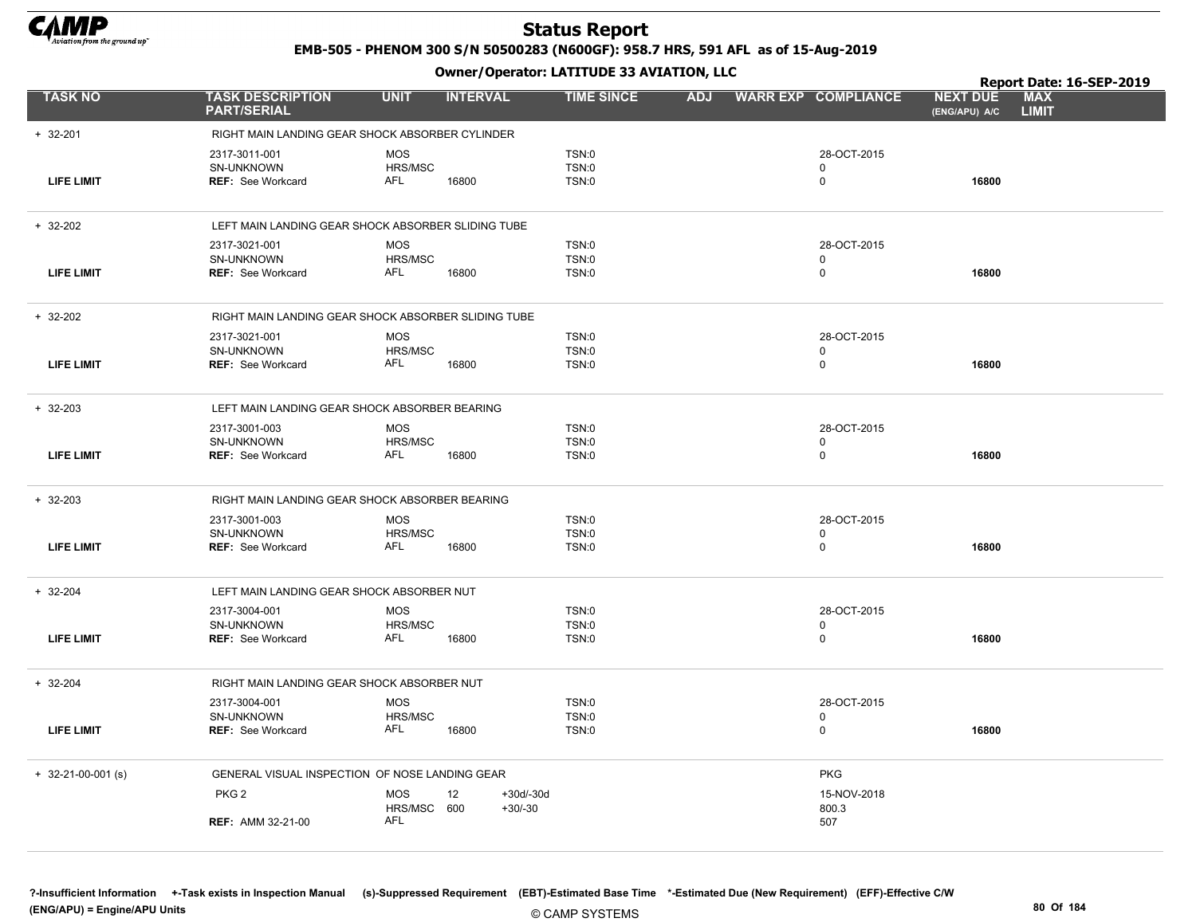# Status Report

**EMB-505 - PHENOM 300 S/N 50500283 (N600GF): 958.7 HRS, 591 AFL as of 15-Aug-2019**

**Owner/Operator: LATITUDE 33 AVIATION, LLC**

**Report Date: 16-SEP-2019**

| TASK NO | TASK DESCRIPTION PART/SERIAL | UNIT | INTERVAL | | TIME SINCE | ADJ | WARR EXP | COMPLIANCE | NEXT DUE (ENG/APU) A/C | MAX LIMIT |
|---|---|---|---|---|---|---|---|---|---|---|
| + 32-201 | RIGHT MAIN LANDING GEAR SHOCK ABSORBER CYLINDER | | | | | | | | | |
| | 2317-3011-001 | MOS | | | TSN:0 | | | 28-OCT-2015 | | |
| | SN-UNKNOWN | HRS/MSC | | | TSN:0 | | | 0 | | |
| LIFE LIMIT | REF: See Workcard | AFL | 16800 | | TSN:0 | | | 0 | 16800 | |
| + 32-202 | LEFT MAIN LANDING GEAR SHOCK ABSORBER SLIDING TUBE | | | | | | | | | |
| | 2317-3021-001 | MOS | | | TSN:0 | | | 28-OCT-2015 | | |
| | SN-UNKNOWN | HRS/MSC | | | TSN:0 | | | 0 | | |
| LIFE LIMIT | REF: See Workcard | AFL | 16800 | | TSN:0 | | | 0 | 16800 | |
| + 32-202 | RIGHT MAIN LANDING GEAR SHOCK ABSORBER SLIDING TUBE | | | | | | | | | |
| | 2317-3021-001 | MOS | | | TSN:0 | | | 28-OCT-2015 | | |
| | SN-UNKNOWN | HRS/MSC | | | TSN:0 | | | 0 | | |
| LIFE LIMIT | REF: See Workcard | AFL | 16800 | | TSN:0 | | | 0 | 16800 | |
| + 32-203 | LEFT MAIN LANDING GEAR SHOCK ABSORBER BEARING | | | | | | | | | |
| | 2317-3001-003 | MOS | | | TSN:0 | | | 28-OCT-2015 | | |
| | SN-UNKNOWN | HRS/MSC | | | TSN:0 | | | 0 | | |
| LIFE LIMIT | REF: See Workcard | AFL | 16800 | | TSN:0 | | | 0 | 16800 | |
| + 32-203 | RIGHT MAIN LANDING GEAR SHOCK ABSORBER BEARING | | | | | | | | | |
| | 2317-3001-003 | MOS | | | TSN:0 | | | 28-OCT-2015 | | |
| | SN-UNKNOWN | HRS/MSC | | | TSN:0 | | | 0 | | |
| LIFE LIMIT | REF: See Workcard | AFL | 16800 | | TSN:0 | | | 0 | 16800 | |
| + 32-204 | LEFT MAIN LANDING GEAR SHOCK ABSORBER NUT | | | | | | | | | |
| | 2317-3004-001 | MOS | | | TSN:0 | | | 28-OCT-2015 | | |
| | SN-UNKNOWN | HRS/MSC | | | TSN:0 | | | 0 | | |
| LIFE LIMIT | REF: See Workcard | AFL | 16800 | | TSN:0 | | | 0 | 16800 | |
| + 32-204 | RIGHT MAIN LANDING GEAR SHOCK ABSORBER NUT | | | | | | | | | |
| | 2317-3004-001 | MOS | | | TSN:0 | | | 28-OCT-2015 | | |
| | SN-UNKNOWN | HRS/MSC | | | TSN:0 | | | 0 | | |
| LIFE LIMIT | REF: See Workcard | AFL | 16800 | | TSN:0 | | | 0 | 16800 | |
| + 32-21-00-001 (s) | GENERAL VISUAL INSPECTION OF NOSE LANDING GEAR | | | | | | | PKG | | |
| | PKG 2 | MOS | 12 | +30d/-30d | | | | 15-NOV-2018 | | |
| | | HRS/MSC | 600 | +30/-30 | | | | 800.3 | | |
| | REF: AMM 32-21-00 | AFL | | | | | | 507 | | |

?-Insufficient Information +-Task exists in Inspection Manual (s)-Suppressed Requirement (EBT)-Estimated Base Time *-Estimated Due (New Requirement) (EFF)-Effective C/W
(ENG/APU) = Engine/APU Units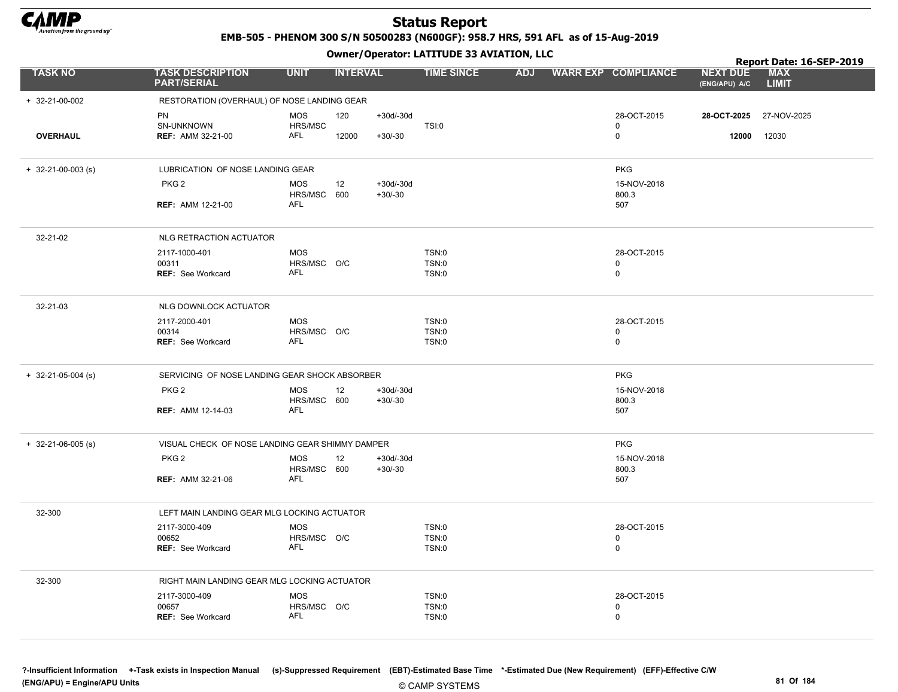# Status Report

**EMB-505 - PHENOM 300 S/N 50500283 (N600GF): 958.7 HRS, 591 AFL as of 15-Aug-2019**

**Owner/Operator: LATITUDE 33 AVIATION, LLC**

**Report Date: 16-SEP-2019**

| TASK NO | TASK DESCRIPTION PART/SERIAL | UNIT | INTERVAL | | TIME SINCE | ADJ | WARR EXP | COMPLIANCE | NEXT DUE (ENG/APU) A/C | MAX LIMIT |
|---|---|---|---|---|---|---|---|---|---|---|
| + 32-21-00-002 | RESTORATION (OVERHAUL) OF NOSE LANDING GEAR | | | | | | | | | |
| | PN | MOS | 120 | +30d/-30d | | | | 28-OCT-2015 | **28-OCT-2025** | 27-NOV-2025 |
| | SN-UNKNOWN | HRS/MSC | | | TSI:0 | | | 0 | | |
| **OVERHAUL** | **REF:** AMM 32-21-00 | AFL | 12000 | +30/-30 | | | | 0 | **12000** | 12030 |
| + 32-21-00-003 (s) | LUBRICATION OF NOSE LANDING GEAR | | | | | | | PKG | | |
| | PKG 2 | MOS | 12 | +30d/-30d | | | | 15-NOV-2018 | | |
| | | HRS/MSC | 600 | +30/-30 | | | | 800.3 | | |
| | **REF:** AMM 12-21-00 | AFL | | | | | | 507 | | |
| 32-21-02 | NLG RETRACTION ACTUATOR | | | | | | | | | |
| | 2117-1000-401 | MOS | | | TSN:0 | | | 28-OCT-2015 | | |
| | 00311 | HRS/MSC | O/C | | TSN:0 | | | 0 | | |
| | **REF:** See Workcard | AFL | | | TSN:0 | | | 0 | | |
| 32-21-03 | NLG DOWNLOCK ACTUATOR | | | | | | | | | |
| | 2117-2000-401 | MOS | | | TSN:0 | | | 28-OCT-2015 | | |
| | 00314 | HRS/MSC | O/C | | TSN:0 | | | 0 | | |
| | **REF:** See Workcard | AFL | | | TSN:0 | | | 0 | | |
| + 32-21-05-004 (s) | SERVICING OF NOSE LANDING GEAR SHOCK ABSORBER | | | | | | | PKG | | |
| | PKG 2 | MOS | 12 | +30d/-30d | | | | 15-NOV-2018 | | |
| | | HRS/MSC | 600 | +30/-30 | | | | 800.3 | | |
| | **REF:** AMM 12-14-03 | AFL | | | | | | 507 | | |
| + 32-21-06-005 (s) | VISUAL CHECK OF NOSE LANDING GEAR SHIMMY DAMPER | | | | | | | PKG | | |
| | PKG 2 | MOS | 12 | +30d/-30d | | | | 15-NOV-2018 | | |
| | | HRS/MSC | 600 | +30/-30 | | | | 800.3 | | |
| | **REF:** AMM 32-21-06 | AFL | | | | | | 507 | | |
| 32-300 | LEFT MAIN LANDING GEAR MLG LOCKING ACTUATOR | | | | | | | | | |
| | 2117-3000-409 | MOS | | | TSN:0 | | | 28-OCT-2015 | | |
| | 00652 | HRS/MSC | O/C | | TSN:0 | | | 0 | | |
| | **REF:** See Workcard | AFL | | | TSN:0 | | | 0 | | |
| 32-300 | RIGHT MAIN LANDING GEAR MLG LOCKING ACTUATOR | | | | | | | | | |
| | 2117-3000-409 | MOS | | | TSN:0 | | | 28-OCT-2015 | | |
| | 00657 | HRS/MSC | O/C | | TSN:0 | | | 0 | | |
| | **REF:** See Workcard | AFL | | | TSN:0 | | | 0 | | |

?-Insufficient Information +-Task exists in Inspection Manual (s)-Suppressed Requirement (EBT)-Estimated Base Time *-Estimated Due (New Requirement) (EFF)-Effective C/W
(ENG/APU) = Engine/APU Units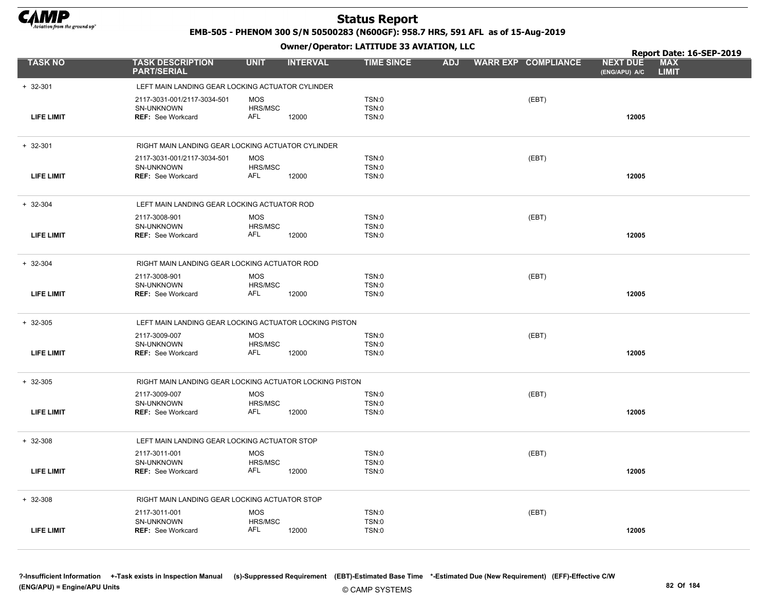# Status Report

**EMB-505 - PHENOM 300 S/N 50500283 (N600GF): 958.7 HRS, 591 AFL as of 15-Aug-2019**

**Owner/Operator: LATITUDE 33 AVIATION, LLC**

**Report Date: 16-SEP-2019**

| TASK NO | TASK DESCRIPTION PART/SERIAL | UNIT | INTERVAL | TIME SINCE | ADJ | WARR EXP | COMPLIANCE | NEXT DUE (ENG/APU) A/C | MAX LIMIT |
|---|---|---|---|---|---|---|---|---|---|
| + 32-301 | LEFT MAIN LANDING GEAR LOCKING ACTUATOR CYLINDER | | | | | | | | |
| | 2117-3031-001/2117-3034-501 | MOS | | TSN:0 | | | (EBT) | | |
| | SN-UNKNOWN | HRS/MSC | | TSN:0 | | | | | |
| LIFE LIMIT | REF: See Workcard | AFL | 12000 | TSN:0 | | | | 12005 | |
| + 32-301 | RIGHT MAIN LANDING GEAR LOCKING ACTUATOR CYLINDER | | | | | | | | |
| | 2117-3031-001/2117-3034-501 | MOS | | TSN:0 | | | (EBT) | | |
| | SN-UNKNOWN | HRS/MSC | | TSN:0 | | | | | |
| LIFE LIMIT | REF: See Workcard | AFL | 12000 | TSN:0 | | | | 12005 | |
| + 32-304 | LEFT MAIN LANDING GEAR LOCKING ACTUATOR ROD | | | | | | | | |
| | 2117-3008-901 | MOS | | TSN:0 | | | (EBT) | | |
| | SN-UNKNOWN | HRS/MSC | | TSN:0 | | | | | |
| LIFE LIMIT | REF: See Workcard | AFL | 12000 | TSN:0 | | | | 12005 | |
| + 32-304 | RIGHT MAIN LANDING GEAR LOCKING ACTUATOR ROD | | | | | | | | |
| | 2117-3008-901 | MOS | | TSN:0 | | | (EBT) | | |
| | SN-UNKNOWN | HRS/MSC | | TSN:0 | | | | | |
| LIFE LIMIT | REF: See Workcard | AFL | 12000 | TSN:0 | | | | 12005 | |
| + 32-305 | LEFT MAIN LANDING GEAR LOCKING ACTUATOR LOCKING PISTON | | | | | | | | |
| | 2117-3009-007 | MOS | | TSN:0 | | | (EBT) | | |
| | SN-UNKNOWN | HRS/MSC | | TSN:0 | | | | | |
| LIFE LIMIT | REF: See Workcard | AFL | 12000 | TSN:0 | | | | 12005 | |
| + 32-305 | RIGHT MAIN LANDING GEAR LOCKING ACTUATOR LOCKING PISTON | | | | | | | | |
| | 2117-3009-007 | MOS | | TSN:0 | | | (EBT) | | |
| | SN-UNKNOWN | HRS/MSC | | TSN:0 | | | | | |
| LIFE LIMIT | REF: See Workcard | AFL | 12000 | TSN:0 | | | | 12005 | |
| + 32-308 | LEFT MAIN LANDING GEAR LOCKING ACTUATOR STOP | | | | | | | | |
| | 2117-3011-001 | MOS | | TSN:0 | | | (EBT) | | |
| | SN-UNKNOWN | HRS/MSC | | TSN:0 | | | | | |
| LIFE LIMIT | REF: See Workcard | AFL | 12000 | TSN:0 | | | | 12005 | |
| + 32-308 | RIGHT MAIN LANDING GEAR LOCKING ACTUATOR STOP | | | | | | | | |
| | 2117-3011-001 | MOS | | TSN:0 | | | (EBT) | | |
| | SN-UNKNOWN | HRS/MSC | | TSN:0 | | | | | |
| LIFE LIMIT | REF: See Workcard | AFL | 12000 | TSN:0 | | | | 12005 | |

**?-Insufficient Information +-Task exists in Inspection Manual (s)-Suppressed Requirement (EBT)-Estimated Base Time \*-Estimated Due (New Requirement) (EFF)-Effective C/W (ENG/APU) = Engine/APU Units**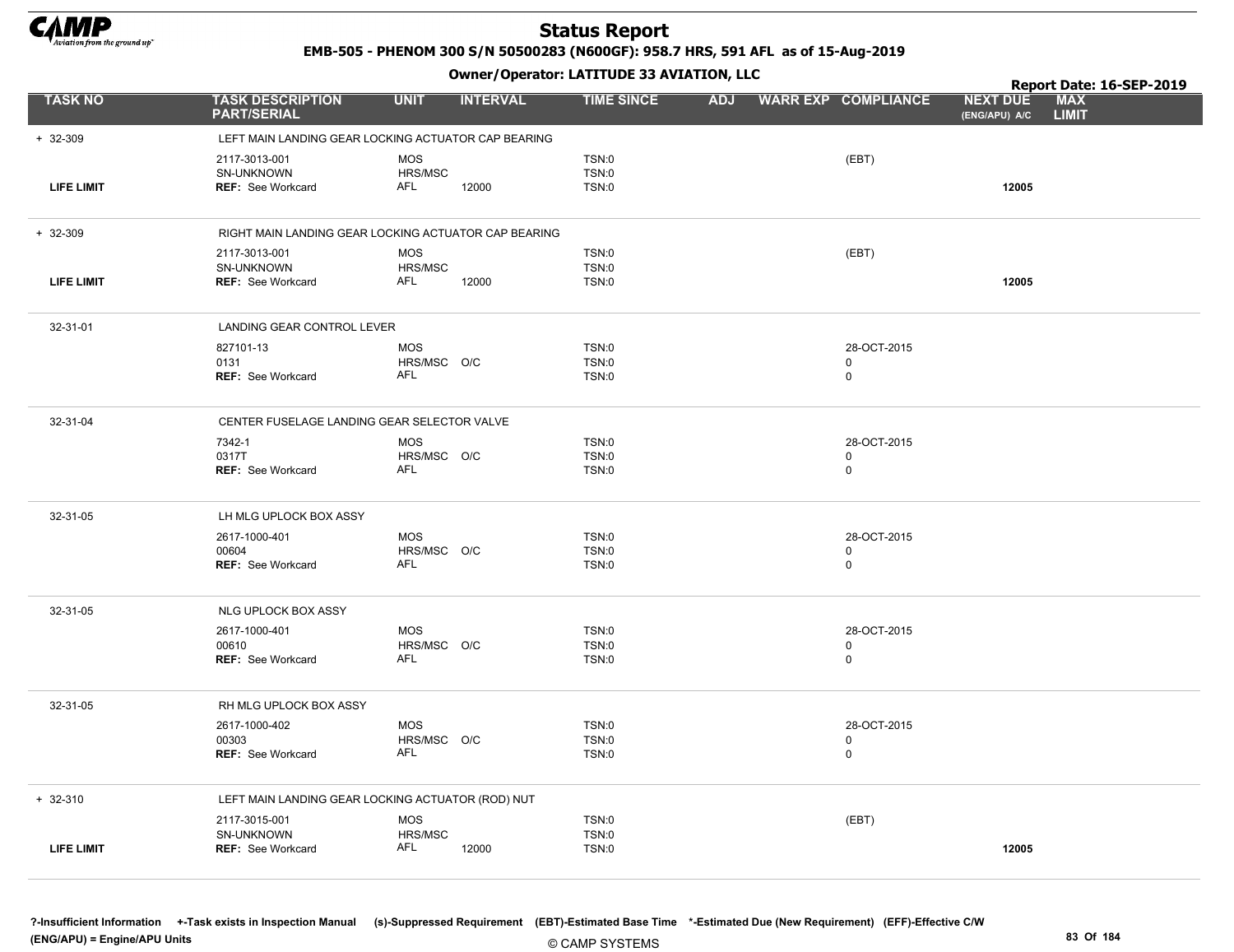# Status Report

**EMB-505 - PHENOM 300 S/N 50500283 (N600GF): 958.7 HRS, 591 AFL as of 15-Aug-2019**

**Owner/Operator: LATITUDE 33 AVIATION, LLC**

**Report Date: 16-SEP-2019**

| TASK NO | TASK DESCRIPTION PART/SERIAL | UNIT | INTERVAL | TIME SINCE | ADJ | WARR EXP | COMPLIANCE | NEXT DUE (ENG/APU) A/C | MAX LIMIT |
|---|---|---|---|---|---|---|---|---|---|
| + 32-309 | LEFT MAIN LANDING GEAR LOCKING ACTUATOR CAP BEARING | | | | | | | | |
| | 2117-3013-001 | MOS | | TSN:0 | | | (EBT) | | |
| | SN-UNKNOWN | HRS/MSC | | TSN:0 | | | | | |
| LIFE LIMIT | REF: See Workcard | AFL | 12000 | TSN:0 | | | | 12005 | |
| + 32-309 | RIGHT MAIN LANDING GEAR LOCKING ACTUATOR CAP BEARING | | | | | | | | |
| | 2117-3013-001 | MOS | | TSN:0 | | | (EBT) | | |
| | SN-UNKNOWN | HRS/MSC | | TSN:0 | | | | | |
| LIFE LIMIT | REF: See Workcard | AFL | 12000 | TSN:0 | | | | 12005 | |
| 32-31-01 | LANDING GEAR CONTROL LEVER | | | | | | | | |
| | 827101-13 | MOS | | TSN:0 | | | 28-OCT-2015 | | |
| | 0131 | HRS/MSC | O/C | TSN:0 | | | 0 | | |
| | REF: See Workcard | AFL | | TSN:0 | | | 0 | | |
| 32-31-04 | CENTER FUSELAGE LANDING GEAR SELECTOR VALVE | | | | | | | | |
| | 7342-1 | MOS | | TSN:0 | | | 28-OCT-2015 | | |
| | 0317T | HRS/MSC | O/C | TSN:0 | | | 0 | | |
| | REF: See Workcard | AFL | | TSN:0 | | | 0 | | |
| 32-31-05 | LH MLG UPLOCK BOX ASSY | | | | | | | | |
| | 2617-1000-401 | MOS | | TSN:0 | | | 28-OCT-2015 | | |
| | 00604 | HRS/MSC | O/C | TSN:0 | | | 0 | | |
| | REF: See Workcard | AFL | | TSN:0 | | | 0 | | |
| 32-31-05 | NLG UPLOCK BOX ASSY | | | | | | | | |
| | 2617-1000-401 | MOS | | TSN:0 | | | 28-OCT-2015 | | |
| | 00610 | HRS/MSC | O/C | TSN:0 | | | 0 | | |
| | REF: See Workcard | AFL | | TSN:0 | | | 0 | | |
| 32-31-05 | RH MLG UPLOCK BOX ASSY | | | | | | | | |
| | 2617-1000-402 | MOS | | TSN:0 | | | 28-OCT-2015 | | |
| | 00303 | HRS/MSC | O/C | TSN:0 | | | 0 | | |
| | REF: See Workcard | AFL | | TSN:0 | | | 0 | | |
| + 32-310 | LEFT MAIN LANDING GEAR LOCKING ACTUATOR (ROD) NUT | | | | | | | | |
| | 2117-3015-001 | MOS | | TSN:0 | | | (EBT) | | |
| | SN-UNKNOWN | HRS/MSC | | TSN:0 | | | | | |
| LIFE LIMIT | REF: See Workcard | AFL | 12000 | TSN:0 | | | | 12005 | |

?-Insufficient Information +-Task exists in Inspection Manual (s)-Suppressed Requirement (EBT)-Estimated Base Time *-Estimated Due (New Requirement) (EFF)-Effective C/W
(ENG/APU) = Engine/APU Units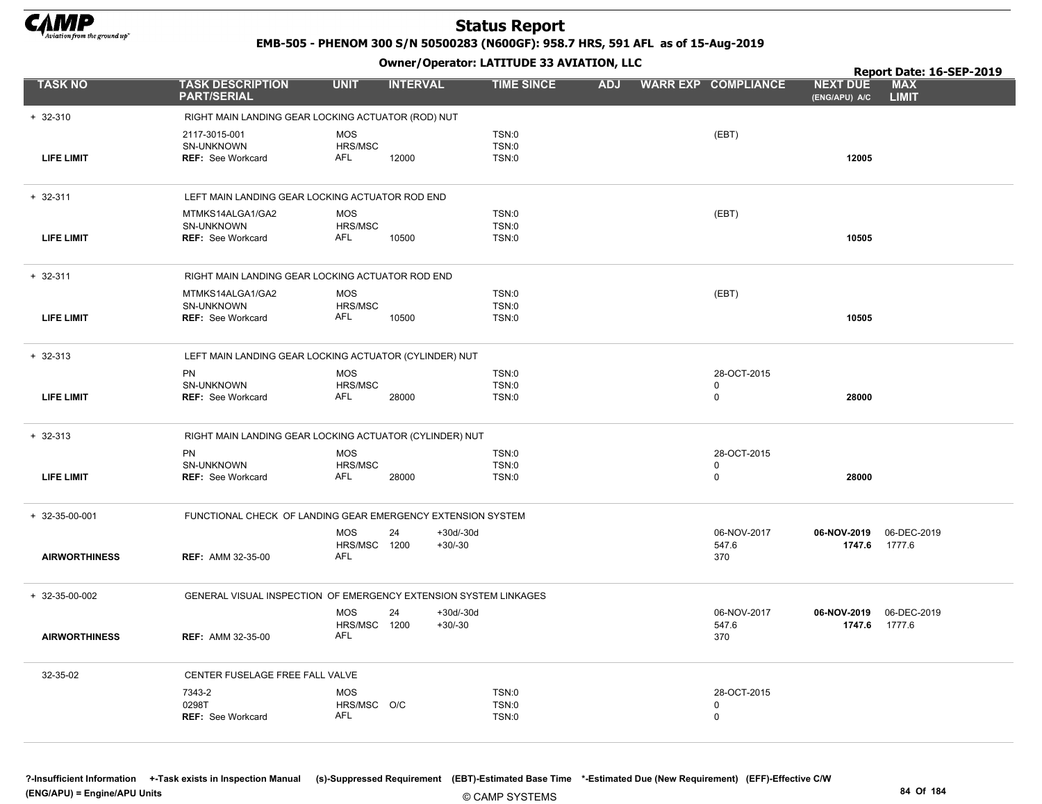# Status Report

**EMB-505 - PHENOM 300 S/N 50500283 (N600GF): 958.7 HRS, 591 AFL as of 15-Aug-2019**

**Owner/Operator: LATITUDE 33 AVIATION, LLC**

**Report Date: 16-SEP-2019**

| TASK NO | TASK DESCRIPTION PART/SERIAL | UNIT | INTERVAL | | TIME SINCE | ADJ | WARR EXP | COMPLIANCE | NEXT DUE (ENG/APU) A/C | MAX LIMIT |
|---|---|---|---|---|---|---|---|---|---|---|
| + 32-310 | RIGHT MAIN LANDING GEAR LOCKING ACTUATOR (ROD) NUT | | | | | | | | | |
| | 2117-3015-001 | MOS | | | TSN:0 | | | (EBT) | | |
| | SN-UNKNOWN | HRS/MSC | | | TSN:0 | | | | | |
| **LIFE LIMIT** | **REF:** See Workcard | AFL | 12000 | | TSN:0 | | | | **12005** | |
| + 32-311 | LEFT MAIN LANDING GEAR LOCKING ACTUATOR ROD END | | | | | | | | | |
| | MTMKS14ALGA1/GA2 | MOS | | | TSN:0 | | | (EBT) | | |
| | SN-UNKNOWN | HRS/MSC | | | TSN:0 | | | | | |
| **LIFE LIMIT** | **REF:** See Workcard | AFL | 10500 | | TSN:0 | | | | **10505** | |
| + 32-311 | RIGHT MAIN LANDING GEAR LOCKING ACTUATOR ROD END | | | | | | | | | |
| | MTMKS14ALGA1/GA2 | MOS | | | TSN:0 | | | (EBT) | | |
| | SN-UNKNOWN | HRS/MSC | | | TSN:0 | | | | | |
| **LIFE LIMIT** | **REF:** See Workcard | AFL | 10500 | | TSN:0 | | | | **10505** | |
| + 32-313 | LEFT MAIN LANDING GEAR LOCKING ACTUATOR (CYLINDER) NUT | | | | | | | | | |
| | PN | MOS | | | TSN:0 | | | 28-OCT-2015 | | |
| | SN-UNKNOWN | HRS/MSC | | | TSN:0 | | | 0 | | |
| **LIFE LIMIT** | **REF:** See Workcard | AFL | 28000 | | TSN:0 | | | 0 | **28000** | |
| + 32-313 | RIGHT MAIN LANDING GEAR LOCKING ACTUATOR (CYLINDER) NUT | | | | | | | | | |
| | PN | MOS | | | TSN:0 | | | 28-OCT-2015 | | |
| | SN-UNKNOWN | HRS/MSC | | | TSN:0 | | | 0 | | |
| **LIFE LIMIT** | **REF:** See Workcard | AFL | 28000 | | TSN:0 | | | 0 | **28000** | |
| + 32-35-00-001 | FUNCTIONAL CHECK OF LANDING GEAR EMERGENCY EXTENSION SYSTEM | | | | | | | | | |
| | | MOS | 24 | +30d/-30d | | | | 06-NOV-2017 | **06-NOV-2019** | 06-DEC-2019 |
| | | HRS/MSC | 1200 | +30/-30 | | | | 547.6 | **1747.6** | 1777.6 |
| **AIRWORTHINESS** | **REF:** AMM 32-35-00 | AFL | | | | | | 370 | | |
| + 32-35-00-002 | GENERAL VISUAL INSPECTION OF EMERGENCY EXTENSION SYSTEM LINKAGES | | | | | | | | | |
| | | MOS | 24 | +30d/-30d | | | | 06-NOV-2017 | **06-NOV-2019** | 06-DEC-2019 |
| | | HRS/MSC | 1200 | +30/-30 | | | | 547.6 | **1747.6** | 1777.6 |
| **AIRWORTHINESS** | **REF:** AMM 32-35-00 | AFL | | | | | | 370 | | |
| 32-35-02 | CENTER FUSELAGE FREE FALL VALVE | | | | | | | | | |
| | 7343-2 | MOS | | | TSN:0 | | | 28-OCT-2015 | | |
| | 0298T | HRS/MSC | O/C | | TSN:0 | | | 0 | | |
| | **REF:** See Workcard | AFL | | | TSN:0 | | | 0 | | |

**?-Insufficient Information +-Task exists in Inspection Manual (s)-Suppressed Requirement (EBT)-Estimated Base Time \*-Estimated Due (New Requirement) (EFF)-Effective C/W (ENG/APU) = Engine/APU Units**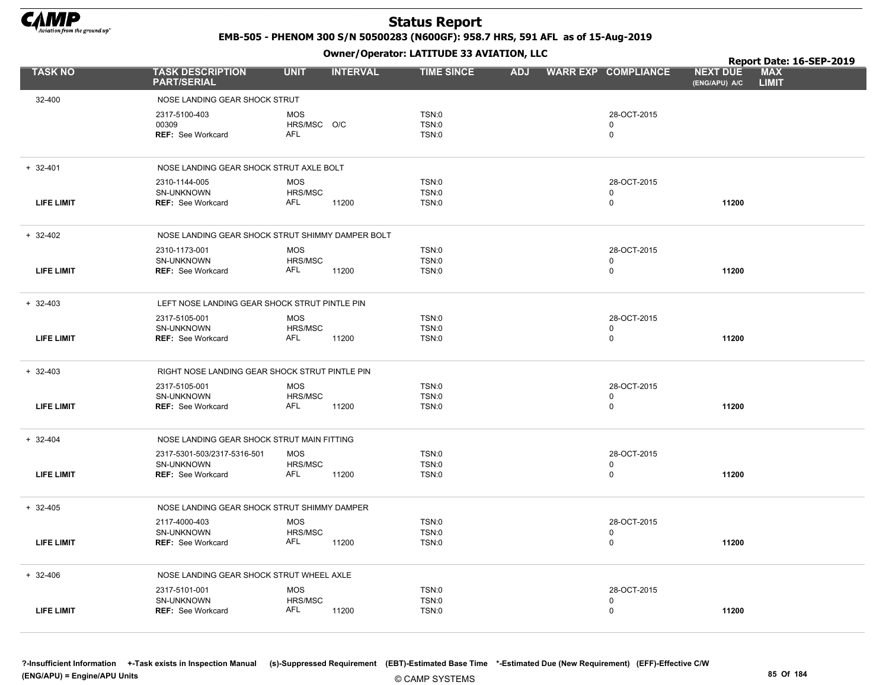# Status Report

**EMB-505 - PHENOM 300 S/N 50500283 (N600GF): 958.7 HRS, 591 AFL as of 15-Aug-2019**

**Owner/Operator: LATITUDE 33 AVIATION, LLC**

**Report Date: 16-SEP-2019**

| TASK NO | TASK DESCRIPTION PART/SERIAL | UNIT | INTERVAL | TIME SINCE | ADJ | WARR EXP | COMPLIANCE | NEXT DUE (ENG/APU) A/C | MAX LIMIT |
|---|---|---|---|---|---|---|---|---|---|
| 32-400 | NOSE LANDING GEAR SHOCK STRUT | | | | | | | | |
| | 2317-5100-403 | MOS | | TSN:0 | | | 28-OCT-2015 | | |
| | 00309 | HRS/MSC | O/C | TSN:0 | | | 0 | | |
| | **REF:** See Workcard | AFL | | TSN:0 | | | 0 | | |
| + 32-401 | NOSE LANDING GEAR SHOCK STRUT AXLE BOLT | | | | | | | | |
| | 2310-1144-005 | MOS | | TSN:0 | | | 28-OCT-2015 | | |
| | SN-UNKNOWN | HRS/MSC | | TSN:0 | | | 0 | | |
| **LIFE LIMIT** | **REF:** See Workcard | AFL | 11200 | TSN:0 | | | 0 | **11200** | |
| + 32-402 | NOSE LANDING GEAR SHOCK STRUT SHIMMY DAMPER BOLT | | | | | | | | |
| | 2310-1173-001 | MOS | | TSN:0 | | | 28-OCT-2015 | | |
| | SN-UNKNOWN | HRS/MSC | | TSN:0 | | | 0 | | |
| **LIFE LIMIT** | **REF:** See Workcard | AFL | 11200 | TSN:0 | | | 0 | **11200** | |
| + 32-403 | LEFT NOSE LANDING GEAR SHOCK STRUT PINTLE PIN | | | | | | | | |
| | 2317-5105-001 | MOS | | TSN:0 | | | 28-OCT-2015 | | |
| | SN-UNKNOWN | HRS/MSC | | TSN:0 | | | 0 | | |
| **LIFE LIMIT** | **REF:** See Workcard | AFL | 11200 | TSN:0 | | | 0 | **11200** | |
| + 32-403 | RIGHT NOSE LANDING GEAR SHOCK STRUT PINTLE PIN | | | | | | | | |
| | 2317-5105-001 | MOS | | TSN:0 | | | 28-OCT-2015 | | |
| | SN-UNKNOWN | HRS/MSC | | TSN:0 | | | 0 | | |
| **LIFE LIMIT** | **REF:** See Workcard | AFL | 11200 | TSN:0 | | | 0 | **11200** | |
| + 32-404 | NOSE LANDING GEAR SHOCK STRUT MAIN FITTING | | | | | | | | |
| | 2317-5301-503/2317-5316-501 | MOS | | TSN:0 | | | 28-OCT-2015 | | |
| | SN-UNKNOWN | HRS/MSC | | TSN:0 | | | 0 | | |
| **LIFE LIMIT** | **REF:** See Workcard | AFL | 11200 | TSN:0 | | | 0 | **11200** | |
| + 32-405 | NOSE LANDING GEAR SHOCK STRUT SHIMMY DAMPER | | | | | | | | |
| | 2117-4000-403 | MOS | | TSN:0 | | | 28-OCT-2015 | | |
| | SN-UNKNOWN | HRS/MSC | | TSN:0 | | | 0 | | |
| **LIFE LIMIT** | **REF:** See Workcard | AFL | 11200 | TSN:0 | | | 0 | **11200** | |
| + 32-406 | NOSE LANDING GEAR SHOCK STRUT WHEEL AXLE | | | | | | | | |
| | 2317-5101-001 | MOS | | TSN:0 | | | 28-OCT-2015 | | |
| | SN-UNKNOWN | HRS/MSC | | TSN:0 | | | 0 | | |
| **LIFE LIMIT** | **REF:** See Workcard | AFL | 11200 | TSN:0 | | | 0 | **11200** | |

**?-Insufficient Information** **+-Task exists in Inspection Manual** **(s)-Suppressed Requirement** **(EBT)-Estimated Base Time** **\*-Estimated Due (New Requirement)** **(EFF)-Effective C/W**
**(ENG/APU) = Engine/APU Units**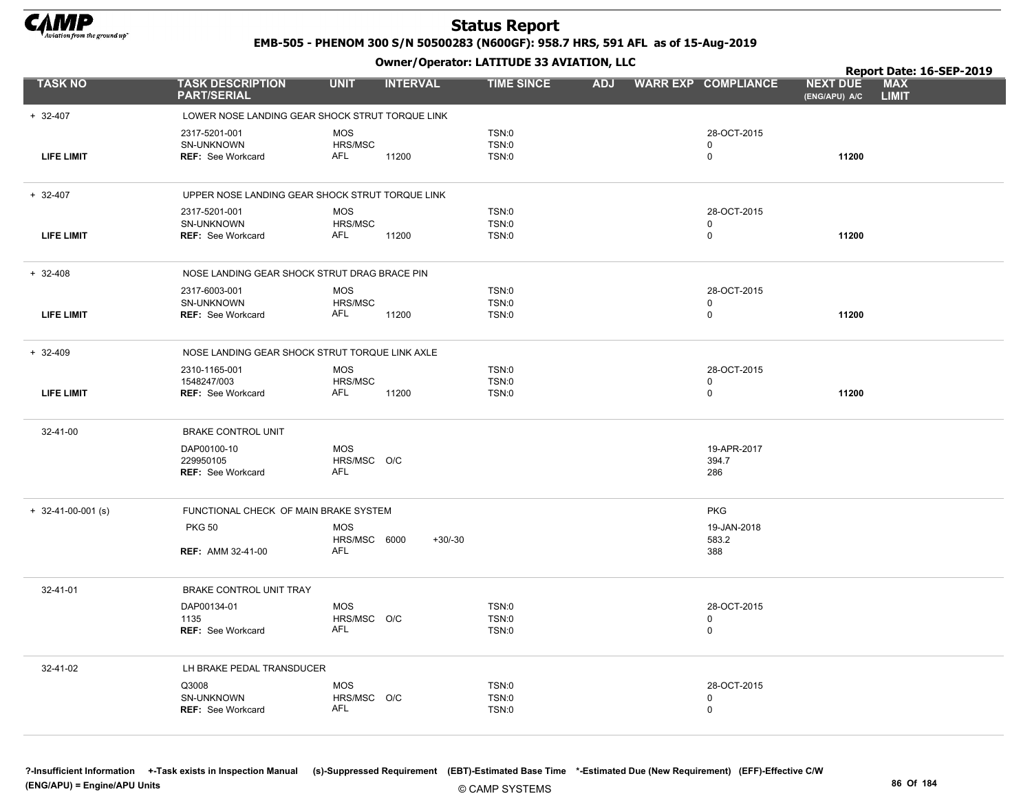# Status Report

**EMB-505 - PHENOM 300 S/N 50500283 (N600GF): 958.7 HRS, 591 AFL as of 15-Aug-2019**

**Owner/Operator: LATITUDE 33 AVIATION, LLC**

**Report Date: 16-SEP-2019**

| TASK NO | TASK DESCRIPTION PART/SERIAL | UNIT | INTERVAL | | TIME SINCE | ADJ | WARR EXP | COMPLIANCE | NEXT DUE (ENG/APU) A/C | MAX LIMIT |
|---|---|---|---|---|---|---|---|---|---|---|
| + 32-407 | LOWER NOSE LANDING GEAR SHOCK STRUT TORQUE LINK | | | | | | | | | |
| | 2317-5201-001 | MOS | | | TSN:0 | | | 28-OCT-2015 | | |
| | SN-UNKNOWN | HRS/MSC | | | TSN:0 | | | 0 | | |
| **LIFE LIMIT** | **REF:** See Workcard | AFL | 11200 | | TSN:0 | | | 0 | **11200** | |
| + 32-407 | UPPER NOSE LANDING GEAR SHOCK STRUT TORQUE LINK | | | | | | | | | |
| | 2317-5201-001 | MOS | | | TSN:0 | | | 28-OCT-2015 | | |
| | SN-UNKNOWN | HRS/MSC | | | TSN:0 | | | 0 | | |
| **LIFE LIMIT** | **REF:** See Workcard | AFL | 11200 | | TSN:0 | | | 0 | **11200** | |
| + 32-408 | NOSE LANDING GEAR SHOCK STRUT DRAG BRACE PIN | | | | | | | | | |
| | 2317-6003-001 | MOS | | | TSN:0 | | | 28-OCT-2015 | | |
| | SN-UNKNOWN | HRS/MSC | | | TSN:0 | | | 0 | | |
| **LIFE LIMIT** | **REF:** See Workcard | AFL | 11200 | | TSN:0 | | | 0 | **11200** | |
| + 32-409 | NOSE LANDING GEAR SHOCK STRUT TORQUE LINK AXLE | | | | | | | | | |
| | 2310-1165-001 | MOS | | | TSN:0 | | | 28-OCT-2015 | | |
| | 1548247/003 | HRS/MSC | | | TSN:0 | | | 0 | | |
| **LIFE LIMIT** | **REF:** See Workcard | AFL | 11200 | | TSN:0 | | | 0 | **11200** | |
| 32-41-00 | BRAKE CONTROL UNIT | | | | | | | | | |
| | DAP00100-10 | MOS | | | | | | 19-APR-2017 | | |
| | 229950105 | HRS/MSC | O/C | | | | | 394.7 | | |
| | **REF:** See Workcard | AFL | | | | | | 286 | | |
| + 32-41-00-001 (s) | FUNCTIONAL CHECK OF MAIN BRAKE SYSTEM | | | | | | | PKG | | |
| | PKG 50 | MOS | | | | | | 19-JAN-2018 | | |
| | | HRS/MSC | 6000 | +30/-30 | | | | 583.2 | | |
| | **REF:** AMM 32-41-00 | AFL | | | | | | 388 | | |
| 32-41-01 | BRAKE CONTROL UNIT TRAY | | | | | | | | | |
| | DAP00134-01 | MOS | | | TSN:0 | | | 28-OCT-2015 | | |
| | 1135 | HRS/MSC | O/C | | TSN:0 | | | 0 | | |
| | **REF:** See Workcard | AFL | | | TSN:0 | | | 0 | | |
| 32-41-02 | LH BRAKE PEDAL TRANSDUCER | | | | | | | | | |
| | Q3008 | MOS | | | TSN:0 | | | 28-OCT-2015 | | |
| | SN-UNKNOWN | HRS/MSC | O/C | | TSN:0 | | | 0 | | |
| | **REF:** See Workcard | AFL | | | TSN:0 | | | 0 | | |

?-Insufficient Information +-Task exists in Inspection Manual (s)-Suppressed Requirement (EBT)-Estimated Base Time *-Estimated Due (New Requirement) (EFF)-Effective C/W (ENG/APU) = Engine/APU Units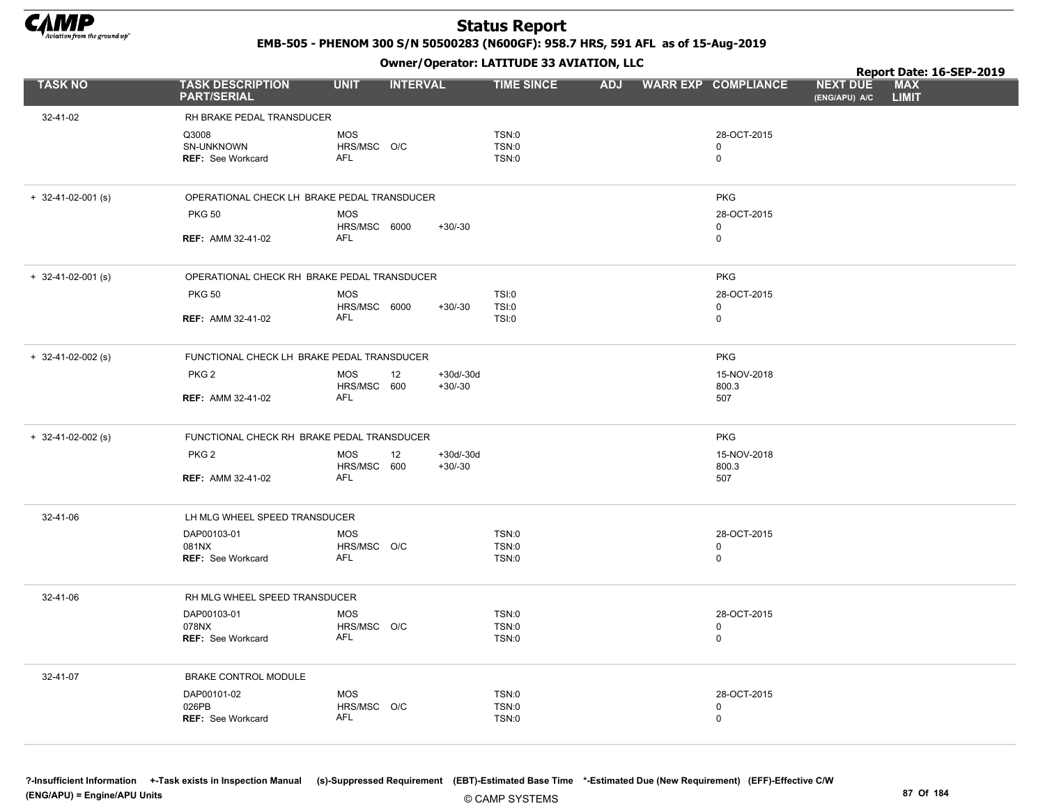# Status Report

**EMB-505 - PHENOM 300 S/N 50500283 (N600GF): 958.7 HRS, 591 AFL as of 15-Aug-2019**

**Owner/Operator: LATITUDE 33 AVIATION, LLC**

**Report Date: 16-SEP-2019**

| TASK NO | TASK DESCRIPTION PART/SERIAL | UNIT | INTERVAL | | TIME SINCE | ADJ | WARR EXP | COMPLIANCE | NEXT DUE (ENG/APU) A/C | MAX LIMIT |
|---|---|---|---|---|---|---|---|---|---|---|
| 32-41-02 | RH BRAKE PEDAL TRANSDUCER | | | | | | | | | |
| | Q3008 | MOS | | | TSN:0 | | | 28-OCT-2015 | | |
| | SN-UNKNOWN | HRS/MSC | O/C | | TSN:0 | | | 0 | | |
| | **REF:** See Workcard | AFL | | | TSN:0 | | | 0 | | |
| + 32-41-02-001 (s) | OPERATIONAL CHECK LH BRAKE PEDAL TRANSDUCER | | | | | | | PKG | | |
| | PKG 50 | MOS | | | | | | 28-OCT-2015 | | |
| | | HRS/MSC | 6000 | +30/-30 | | | | 0 | | |
| | **REF:** AMM 32-41-02 | AFL | | | | | | 0 | | |
| + 32-41-02-001 (s) | OPERATIONAL CHECK RH BRAKE PEDAL TRANSDUCER | | | | | | | PKG | | |
| | PKG 50 | MOS | | | TSI:0 | | | 28-OCT-2015 | | |
| | | HRS/MSC | 6000 | +30/-30 | TSI:0 | | | 0 | | |
| | **REF:** AMM 32-41-02 | AFL | | | TSI:0 | | | 0 | | |
| + 32-41-02-002 (s) | FUNCTIONAL CHECK LH BRAKE PEDAL TRANSDUCER | | | | | | | PKG | | |
| | PKG 2 | MOS | 12 | +30d/-30d | | | | 15-NOV-2018 | | |
| | | HRS/MSC | 600 | +30/-30 | | | | 800.3 | | |
| | **REF:** AMM 32-41-02 | AFL | | | | | | 507 | | |
| + 32-41-02-002 (s) | FUNCTIONAL CHECK RH BRAKE PEDAL TRANSDUCER | | | | | | | PKG | | |
| | PKG 2 | MOS | 12 | +30d/-30d | | | | 15-NOV-2018 | | |
| | | HRS/MSC | 600 | +30/-30 | | | | 800.3 | | |
| | **REF:** AMM 32-41-02 | AFL | | | | | | 507 | | |
| 32-41-06 | LH MLG WHEEL SPEED TRANSDUCER | | | | | | | | | |
| | DAP00103-01 | MOS | | | TSN:0 | | | 28-OCT-2015 | | |
| | 081NX | HRS/MSC | O/C | | TSN:0 | | | 0 | | |
| | **REF:** See Workcard | AFL | | | TSN:0 | | | 0 | | |
| 32-41-06 | RH MLG WHEEL SPEED TRANSDUCER | | | | | | | | | |
| | DAP00103-01 | MOS | | | TSN:0 | | | 28-OCT-2015 | | |
| | 078NX | HRS/MSC | O/C | | TSN:0 | | | 0 | | |
| | **REF:** See Workcard | AFL | | | TSN:0 | | | 0 | | |
| 32-41-07 | BRAKE CONTROL MODULE | | | | | | | | | |
| | DAP00101-02 | MOS | | | TSN:0 | | | 28-OCT-2015 | | |
| | 026PB | HRS/MSC | O/C | | TSN:0 | | | 0 | | |
| | **REF:** See Workcard | AFL | | | TSN:0 | | | 0 | | |

**?-Insufficient Information +-Task exists in Inspection Manual (s)-Suppressed Requirement (EBT)-Estimated Base Time \*-Estimated Due (New Requirement) (EFF)-Effective C/W**
**(ENG/APU) = Engine/APU Units**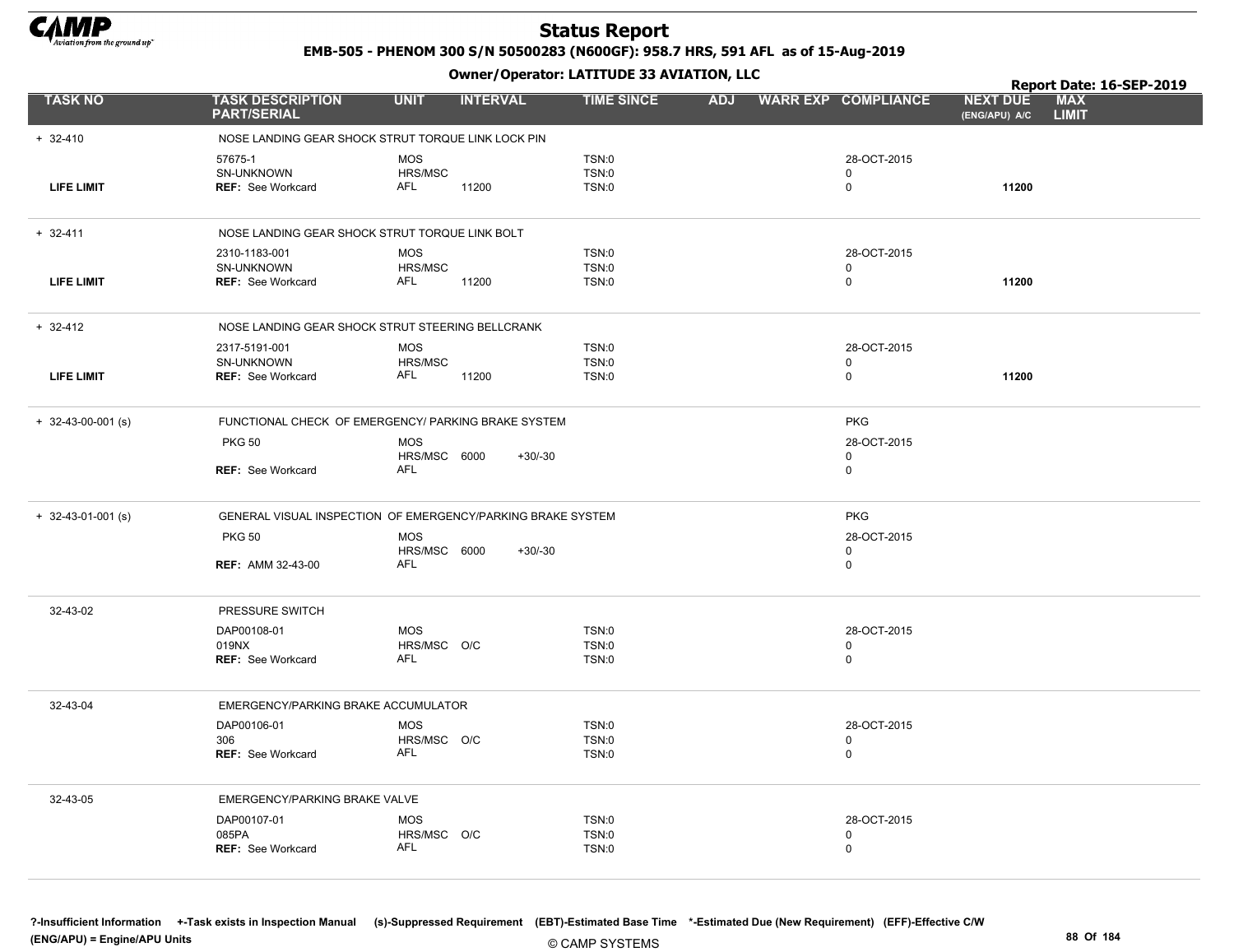# Status Report

**EMB-505 - PHENOM 300 S/N 50500283 (N600GF): 958.7 HRS, 591 AFL as of 15-Aug-2019**

**Owner/Operator: LATITUDE 33 AVIATION, LLC**

**Report Date: 16-SEP-2019**

| TASK NO | TASK DESCRIPTION PART/SERIAL | UNIT | INTERVAL | | TIME SINCE | ADJ | WARR EXP | COMPLIANCE | NEXT DUE (ENG/APU) A/C | MAX LIMIT |
|---|---|---|---|---|---|---|---|---|---|---|
| + 32-410 | NOSE LANDING GEAR SHOCK STRUT TORQUE LINK LOCK PIN | | | | | | | | | |
| | 57675-1 | MOS | | | TSN:0 | | | 28-OCT-2015 | | |
| | SN-UNKNOWN | HRS/MSC | | | TSN:0 | | | 0 | | |
| LIFE LIMIT | REF: See Workcard | AFL | 11200 | | TSN:0 | | | 0 | 11200 | |
| + 32-411 | NOSE LANDING GEAR SHOCK STRUT TORQUE LINK BOLT | | | | | | | | | |
| | 2310-1183-001 | MOS | | | TSN:0 | | | 28-OCT-2015 | | |
| | SN-UNKNOWN | HRS/MSC | | | TSN:0 | | | 0 | | |
| LIFE LIMIT | REF: See Workcard | AFL | 11200 | | TSN:0 | | | 0 | 11200 | |
| + 32-412 | NOSE LANDING GEAR SHOCK STRUT STEERING BELLCRANK | | | | | | | | | |
| | 2317-5191-001 | MOS | | | TSN:0 | | | 28-OCT-2015 | | |
| | SN-UNKNOWN | HRS/MSC | | | TSN:0 | | | 0 | | |
| LIFE LIMIT | REF: See Workcard | AFL | 11200 | | TSN:0 | | | 0 | 11200 | |
| + 32-43-00-001 (s) | FUNCTIONAL CHECK OF EMERGENCY/ PARKING BRAKE SYSTEM | | | | | | | PKG | | |
| | PKG 50 | MOS | | | | | | 28-OCT-2015 | | |
| | | HRS/MSC | 6000 | +30/-30 | | | | 0 | | |
| | REF: See Workcard | AFL | | | | | | 0 | | |
| + 32-43-01-001 (s) | GENERAL VISUAL INSPECTION OF EMERGENCY/PARKING BRAKE SYSTEM | | | | | | | PKG | | |
| | PKG 50 | MOS | | | | | | 28-OCT-2015 | | |
| | | HRS/MSC | 6000 | +30/-30 | | | | 0 | | |
| | REF: AMM 32-43-00 | AFL | | | | | | 0 | | |
| 32-43-02 | PRESSURE SWITCH | | | | | | | | | |
| | DAP00108-01 | MOS | | | TSN:0 | | | 28-OCT-2015 | | |
| | 019NX | HRS/MSC | O/C | | TSN:0 | | | 0 | | |
| | REF: See Workcard | AFL | | | TSN:0 | | | 0 | | |
| 32-43-04 | EMERGENCY/PARKING BRAKE ACCUMULATOR | | | | | | | | | |
| | DAP00106-01 | MOS | | | TSN:0 | | | 28-OCT-2015 | | |
| | 306 | HRS/MSC | O/C | | TSN:0 | | | 0 | | |
| | REF: See Workcard | AFL | | | TSN:0 | | | 0 | | |
| 32-43-05 | EMERGENCY/PARKING BRAKE VALVE | | | | | | | | | |
| | DAP00107-01 | MOS | | | TSN:0 | | | 28-OCT-2015 | | |
| | 085PA | HRS/MSC | O/C | | TSN:0 | | | 0 | | |
| | REF: See Workcard | AFL | | | TSN:0 | | | 0 | | |

?-Insufficient Information +-Task exists in Inspection Manual (s)-Suppressed Requirement (EBT)-Estimated Base Time *-Estimated Due (New Requirement) (EFF)-Effective C/W
(ENG/APU) = Engine/APU Units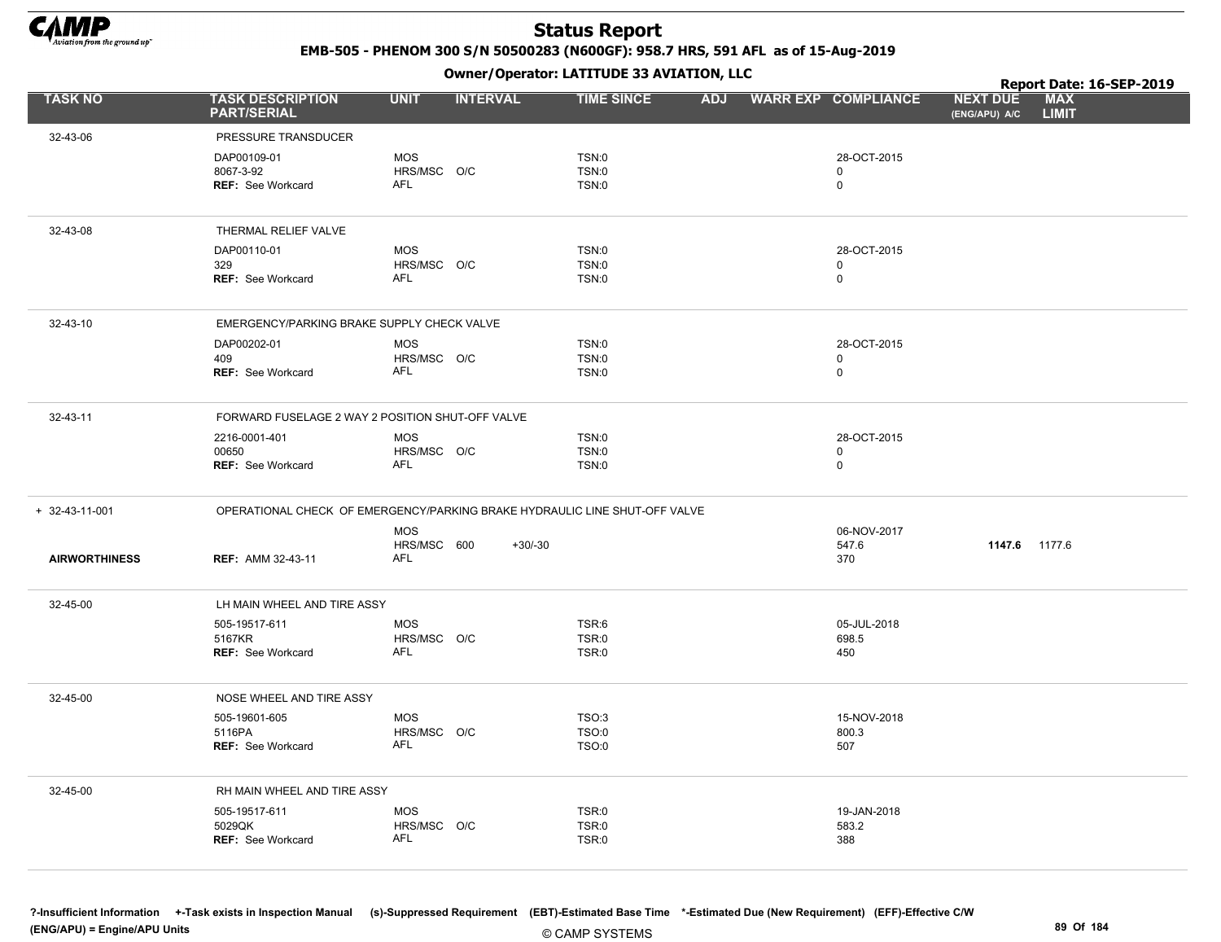# Status Report

**EMB-505 - PHENOM 300 S/N 50500283 (N600GF): 958.7 HRS, 591 AFL as of 15-Aug-2019**

**Owner/Operator: LATITUDE 33 AVIATION, LLC**

**Report Date: 16-SEP-2019**

| TASK NO | TASK DESCRIPTION PART/SERIAL | UNIT | INTERVAL | | TIME SINCE | ADJ | WARR EXP | COMPLIANCE | NEXT DUE (ENG/APU) A/C | MAX LIMIT |
|---|---|---|---|---|---|---|---|---|---|---|
| 32-43-06 | PRESSURE TRANSDUCER | | | | | | | | | |
| | DAP00109-01 | MOS | | | TSN:0 | | | 28-OCT-2015 | | |
| | 8067-3-92 | HRS/MSC | O/C | | TSN:0 | | | 0 | | |
| | **REF:** See Workcard | AFL | | | TSN:0 | | | 0 | | |
| 32-43-08 | THERMAL RELIEF VALVE | | | | | | | | | |
| | DAP00110-01 | MOS | | | TSN:0 | | | 28-OCT-2015 | | |
| | 329 | HRS/MSC | O/C | | TSN:0 | | | 0 | | |
| | **REF:** See Workcard | AFL | | | TSN:0 | | | 0 | | |
| 32-43-10 | EMERGENCY/PARKING BRAKE SUPPLY CHECK VALVE | | | | | | | | | |
| | DAP00202-01 | MOS | | | TSN:0 | | | 28-OCT-2015 | | |
| | 409 | HRS/MSC | O/C | | TSN:0 | | | 0 | | |
| | **REF:** See Workcard | AFL | | | TSN:0 | | | 0 | | |
| 32-43-11 | FORWARD FUSELAGE 2 WAY 2 POSITION SHUT-OFF VALVE | | | | | | | | | |
| | 2216-0001-401 | MOS | | | TSN:0 | | | 28-OCT-2015 | | |
| | 00650 | HRS/MSC | O/C | | TSN:0 | | | 0 | | |
| | **REF:** See Workcard | AFL | | | TSN:0 | | | 0 | | |
| + 32-43-11-001 | OPERATIONAL CHECK OF EMERGENCY/PARKING BRAKE HYDRAULIC LINE SHUT-OFF VALVE | | | | | | | | | |
| | | MOS | | | | | | 06-NOV-2017 | | |
| | | HRS/MSC | 600 | +30/-30 | | | | 547.6 | **1147.6** | 1177.6 |
| **AIRWORTHINESS** | **REF:** AMM 32-43-11 | AFL | | | | | | 370 | | |
| 32-45-00 | LH MAIN WHEEL AND TIRE ASSY | | | | | | | | | |
| | 505-19517-611 | MOS | | | TSR:6 | | | 05-JUL-2018 | | |
| | 5167KR | HRS/MSC | O/C | | TSR:0 | | | 698.5 | | |
| | **REF:** See Workcard | AFL | | | TSR:0 | | | 450 | | |
| 32-45-00 | NOSE WHEEL AND TIRE ASSY | | | | | | | | | |
| | 505-19601-605 | MOS | | | TSO:3 | | | 15-NOV-2018 | | |
| | 5116PA | HRS/MSC | O/C | | TSO:0 | | | 800.3 | | |
| | **REF:** See Workcard | AFL | | | TSO:0 | | | 507 | | |
| 32-45-00 | RH MAIN WHEEL AND TIRE ASSY | | | | | | | | | |
| | 505-19517-611 | MOS | | | TSR:0 | | | 19-JAN-2018 | | |
| | 5029QK | HRS/MSC | O/C | | TSR:0 | | | 583.2 | | |
| | **REF:** See Workcard | AFL | | | TSR:0 | | | 388 | | |

**?-Insufficient Information +-Task exists in Inspection Manual (s)-Suppressed Requirement (EBT)-Estimated Base Time \*-Estimated Due (New Requirement) (EFF)-Effective C/W**
**(ENG/APU) = Engine/APU Units**

© CAMP SYSTEMS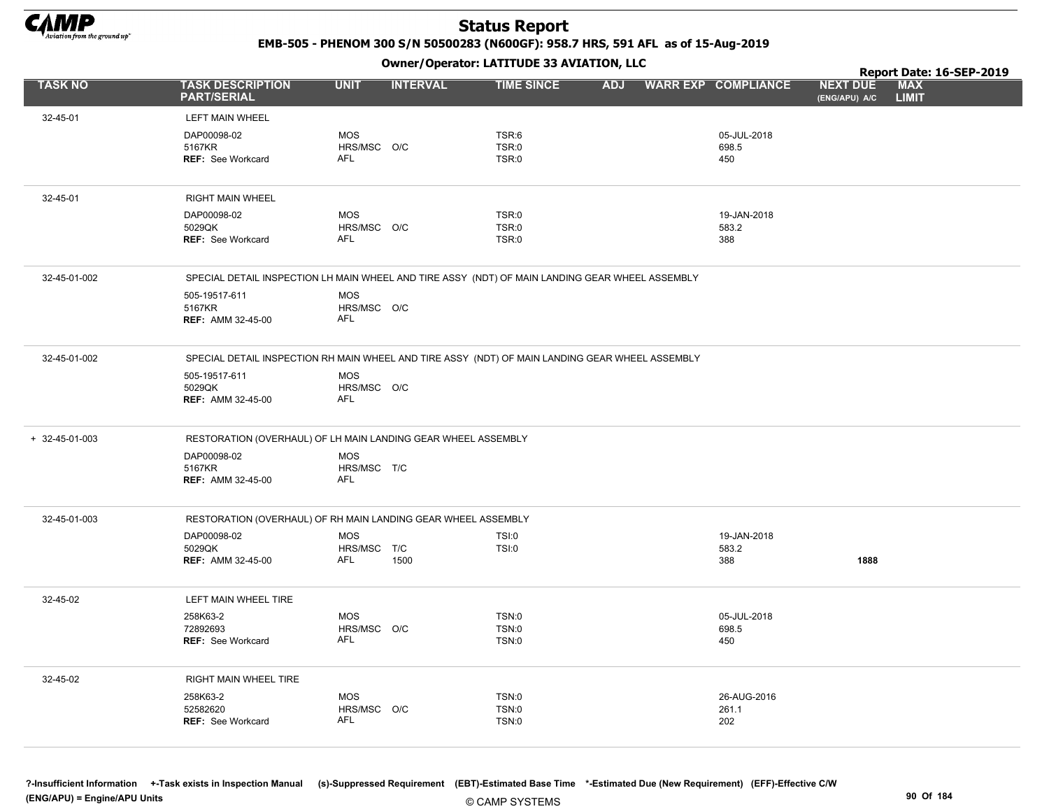# Status Report

**EMB-505 - PHENOM 300 S/N 50500283 (N600GF): 958.7 HRS, 591 AFL as of 15-Aug-2019**

**Owner/Operator: LATITUDE 33 AVIATION, LLC**

**Report Date: 16-SEP-2019**

| TASK NO | TASK DESCRIPTION PART/SERIAL | UNIT | INTERVAL | TIME SINCE | ADJ | WARR EXP | COMPLIANCE | NEXT DUE (ENG/APU) A/C | MAX LIMIT |
|---|---|---|---|---|---|---|---|---|---|
| 32-45-01 | LEFT MAIN WHEEL | | | | | | | | |
| | DAP00098-02 | MOS | | TSR:6 | | | 05-JUL-2018 | | |
| | 5167KR | HRS/MSC | O/C | TSR:0 | | | 698.5 | | |
| | **REF:** See Workcard | AFL | | TSR:0 | | | 450 | | |
| 32-45-01 | RIGHT MAIN WHEEL | | | | | | | | |
| | DAP00098-02 | MOS | | TSR:0 | | | 19-JAN-2018 | | |
| | 5029QK | HRS/MSC | O/C | TSR:0 | | | 583.2 | | |
| | **REF:** See Workcard | AFL | | TSR:0 | | | 388 | | |
| 32-45-01-002 | SPECIAL DETAIL INSPECTION LH MAIN WHEEL AND TIRE ASSY (NDT) OF MAIN LANDING GEAR WHEEL ASSEMBLY | | | | | | | | |
| | 505-19517-611 | MOS | | | | | | | |
| | 5167KR | HRS/MSC | O/C | | | | | | |
| | **REF:** AMM 32-45-00 | AFL | | | | | | | |
| 32-45-01-002 | SPECIAL DETAIL INSPECTION RH MAIN WHEEL AND TIRE ASSY (NDT) OF MAIN LANDING GEAR WHEEL ASSEMBLY | | | | | | | | |
| | 505-19517-611 | MOS | | | | | | | |
| | 5029QK | HRS/MSC | O/C | | | | | | |
| | **REF:** AMM 32-45-00 | AFL | | | | | | | |
| + 32-45-01-003 | RESTORATION (OVERHAUL) OF LH MAIN LANDING GEAR WHEEL ASSEMBLY | | | | | | | | |
| | DAP00098-02 | MOS | | | | | | | |
| | 5167KR | HRS/MSC | T/C | | | | | | |
| | **REF:** AMM 32-45-00 | AFL | | | | | | | |
| 32-45-01-003 | RESTORATION (OVERHAUL) OF RH MAIN LANDING GEAR WHEEL ASSEMBLY | | | | | | | | |
| | DAP00098-02 | MOS | | TSI:0 | | | 19-JAN-2018 | | |
| | 5029QK | HRS/MSC | T/C | TSI:0 | | | 583.2 | | |
| | **REF:** AMM 32-45-00 | AFL | 1500 | | | | 388 | **1888** | |
| 32-45-02 | LEFT MAIN WHEEL TIRE | | | | | | | | |
| | 258K63-2 | MOS | | TSN:0 | | | 05-JUL-2018 | | |
| | 72892693 | HRS/MSC | O/C | TSN:0 | | | 698.5 | | |
| | **REF:** See Workcard | AFL | | TSN:0 | | | 450 | | |
| 32-45-02 | RIGHT MAIN WHEEL TIRE | | | | | | | | |
| | 258K63-2 | MOS | | TSN:0 | | | 26-AUG-2016 | | |
| | 52582620 | HRS/MSC | O/C | TSN:0 | | | 261.1 | | |
| | **REF:** See Workcard | AFL | | TSN:0 | | | 202 | | |

**?-Insufficient Information +-Task exists in Inspection Manual (s)-Suppressed Requirement (EBT)-Estimated Base Time \*-Estimated Due (New Requirement) (EFF)-Effective C/W (ENG/APU) = Engine/APU Units**

© CAMP SYSTEMS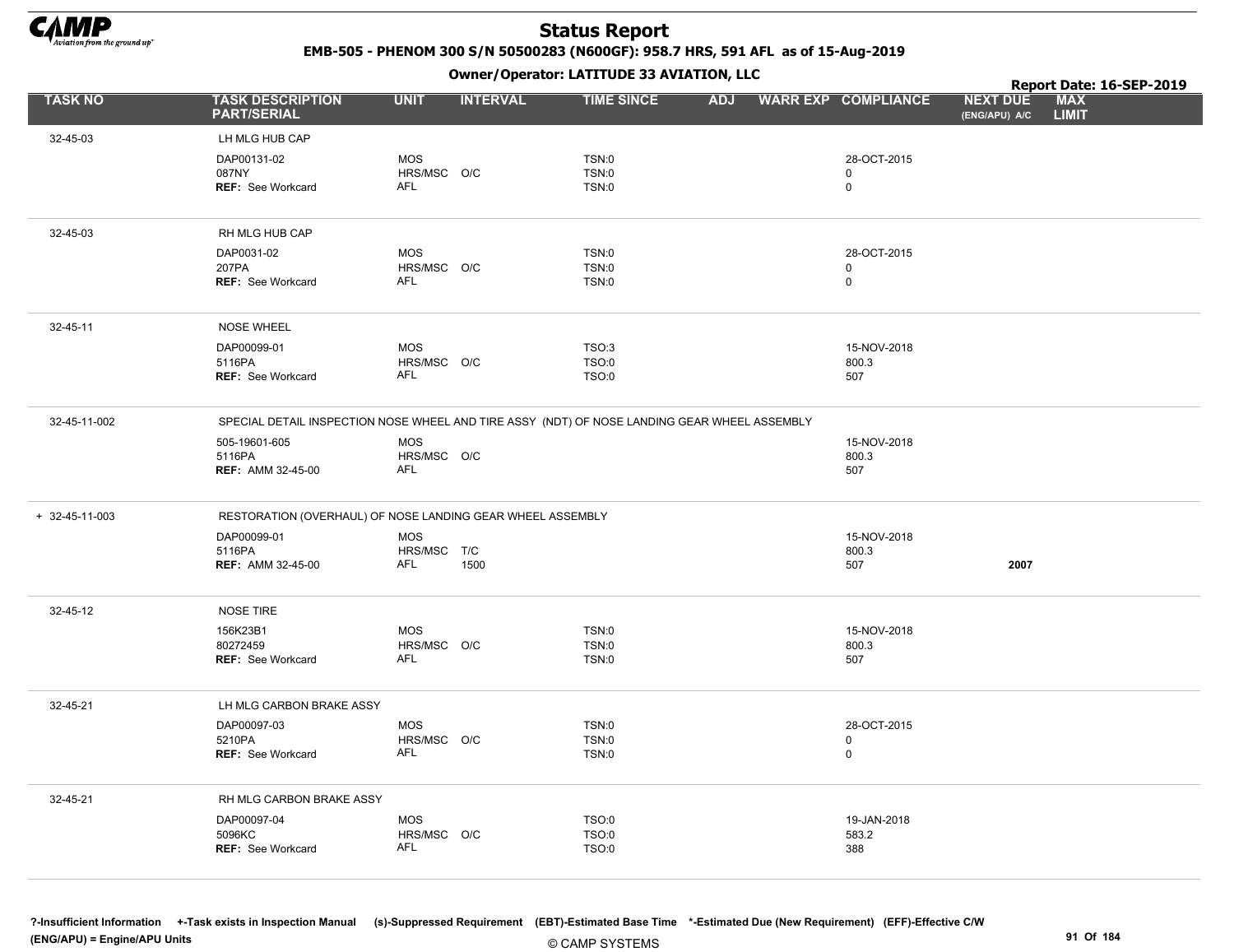# Status Report

**EMB-505 - PHENOM 300 S/N 50500283 (N600GF): 958.7 HRS, 591 AFL as of 15-Aug-2019**

**Owner/Operator: LATITUDE 33 AVIATION, LLC**

**Report Date: 16-SEP-2019**

| TASK NO | TASK DESCRIPTION PART/SERIAL | UNIT | INTERVAL | TIME SINCE | ADJ | WARR EXP | COMPLIANCE | NEXT DUE (ENG/APU) A/C | MAX LIMIT |
|---|---|---|---|---|---|---|---|---|---|
| 32-45-03 | LH MLG HUB CAP | | | | | | | | |
| | DAP00131-02 | MOS | | TSN:0 | | | 28-OCT-2015 | | |
| | 087NY | HRS/MSC | O/C | TSN:0 | | | 0 | | |
| | **REF:** See Workcard | AFL | | TSN:0 | | | 0 | | |
| 32-45-03 | RH MLG HUB CAP | | | | | | | | |
| | DAP0031-02 | MOS | | TSN:0 | | | 28-OCT-2015 | | |
| | 207PA | HRS/MSC | O/C | TSN:0 | | | 0 | | |
| | **REF:** See Workcard | AFL | | TSN:0 | | | 0 | | |
| 32-45-11 | NOSE WHEEL | | | | | | | | |
| | DAP00099-01 | MOS | | TSO:3 | | | 15-NOV-2018 | | |
| | 5116PA | HRS/MSC | O/C | TSO:0 | | | 800.3 | | |
| | **REF:** See Workcard | AFL | | TSO:0 | | | 507 | | |
| 32-45-11-002 | SPECIAL DETAIL INSPECTION NOSE WHEEL AND TIRE ASSY (NDT) OF NOSE LANDING GEAR WHEEL ASSEMBLY | | | | | | | | |
| | 505-19601-605 | MOS | | | | | 15-NOV-2018 | | |
| | 5116PA | HRS/MSC | O/C | | | | 800.3 | | |
| | **REF:** AMM 32-45-00 | AFL | | | | | 507 | | |
| + 32-45-11-003 | RESTORATION (OVERHAUL) OF NOSE LANDING GEAR WHEEL ASSEMBLY | | | | | | | | |
| | DAP00099-01 | MOS | | | | | 15-NOV-2018 | | |
| | 5116PA | HRS/MSC | T/C | | | | 800.3 | | |
| | **REF:** AMM 32-45-00 | AFL | 1500 | | | | 507 | **2007** | |
| 32-45-12 | NOSE TIRE | | | | | | | | |
| | 156K23B1 | MOS | | TSN:0 | | | 15-NOV-2018 | | |
| | 80272459 | HRS/MSC | O/C | TSN:0 | | | 800.3 | | |
| | **REF:** See Workcard | AFL | | TSN:0 | | | 507 | | |
| 32-45-21 | LH MLG CARBON BRAKE ASSY | | | | | | | | |
| | DAP00097-03 | MOS | | TSN:0 | | | 28-OCT-2015 | | |
| | 5210PA | HRS/MSC | O/C | TSN:0 | | | 0 | | |
| | **REF:** See Workcard | AFL | | TSN:0 | | | 0 | | |
| 32-45-21 | RH MLG CARBON BRAKE ASSY | | | | | | | | |
| | DAP00097-04 | MOS | | TSO:0 | | | 19-JAN-2018 | | |
| | 5096KC | HRS/MSC | O/C | TSO:0 | | | 583.2 | | |
| | **REF:** See Workcard | AFL | | TSO:0 | | | 388 | | |

?-Insufficient Information +-Task exists in Inspection Manual (s)-Suppressed Requirement (EBT)-Estimated Base Time *-Estimated Due (New Requirement) (EFF)-Effective C/W (ENG/APU) = Engine/APU Units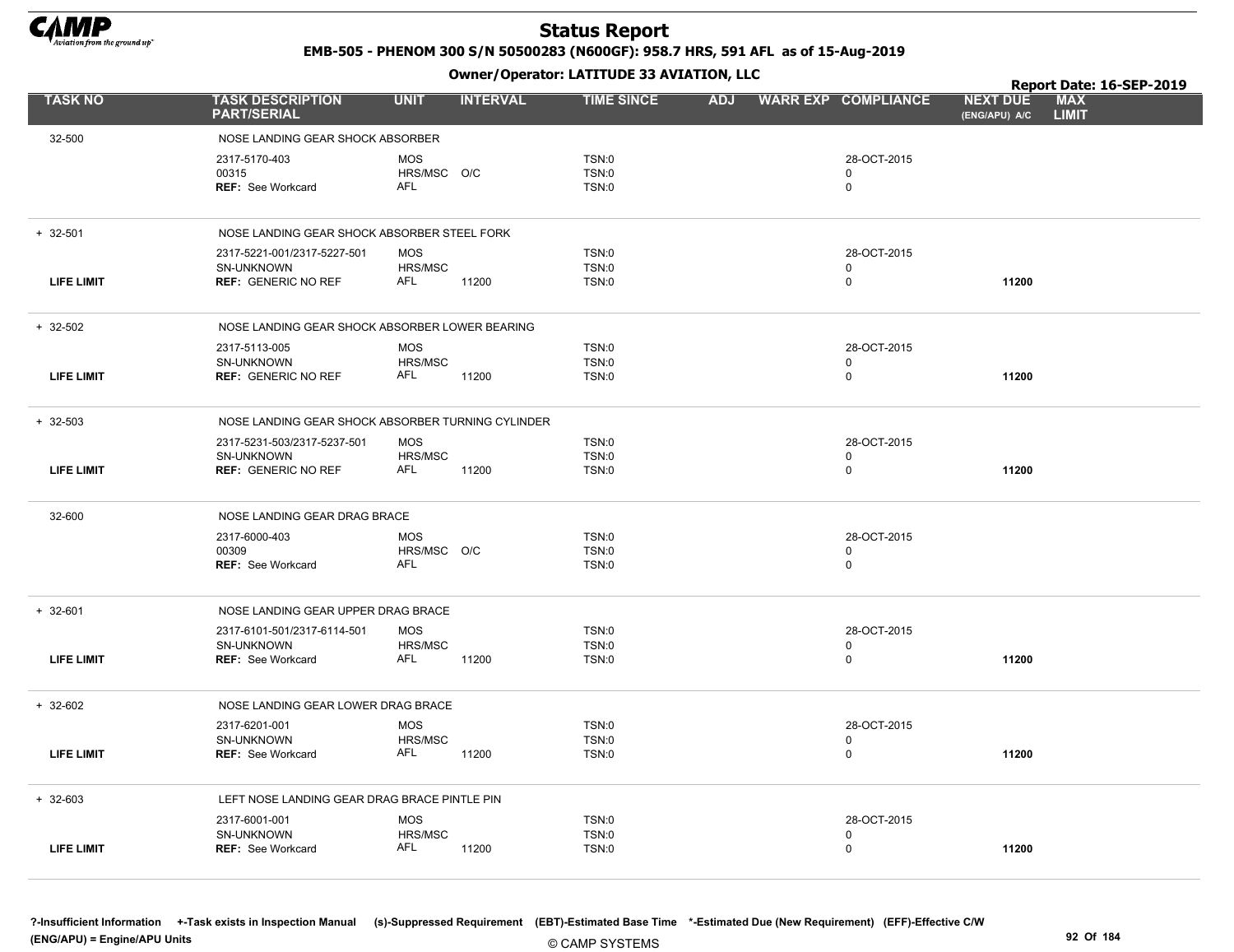# Status Report

**EMB-505 - PHENOM 300 S/N 50500283 (N600GF): 958.7 HRS, 591 AFL as of 15-Aug-2019**

**Owner/Operator: LATITUDE 33 AVIATION, LLC**

**Report Date: 16-SEP-2019**

| TASK NO | TASK DESCRIPTION PART/SERIAL | UNIT | INTERVAL | TIME SINCE | ADJ | WARR EXP | COMPLIANCE | NEXT DUE (ENG/APU) A/C | MAX LIMIT |
|---|---|---|---|---|---|---|---|---|---|
| 32-500 | NOSE LANDING GEAR SHOCK ABSORBER | | | | | | | | |
| | 2317-5170-403 | MOS | | TSN:0 | | | 28-OCT-2015 | | |
| | 00315 | HRS/MSC | O/C | TSN:0 | | | 0 | | |
| | **REF:** See Workcard | AFL | | TSN:0 | | | 0 | | |
| + 32-501 | NOSE LANDING GEAR SHOCK ABSORBER STEEL FORK | | | | | | | | |
| | 2317-5221-001/2317-5227-501 | MOS | | TSN:0 | | | 28-OCT-2015 | | |
| | SN-UNKNOWN | HRS/MSC | | TSN:0 | | | 0 | | |
| **LIFE LIMIT** | **REF:** GENERIC NO REF | AFL | 11200 | TSN:0 | | | 0 | **11200** | |
| + 32-502 | NOSE LANDING GEAR SHOCK ABSORBER LOWER BEARING | | | | | | | | |
| | 2317-5113-005 | MOS | | TSN:0 | | | 28-OCT-2015 | | |
| | SN-UNKNOWN | HRS/MSC | | TSN:0 | | | 0 | | |
| **LIFE LIMIT** | **REF:** GENERIC NO REF | AFL | 11200 | TSN:0 | | | 0 | **11200** | |
| + 32-503 | NOSE LANDING GEAR SHOCK ABSORBER TURNING CYLINDER | | | | | | | | |
| | 2317-5231-503/2317-5237-501 | MOS | | TSN:0 | | | 28-OCT-2015 | | |
| | SN-UNKNOWN | HRS/MSC | | TSN:0 | | | 0 | | |
| **LIFE LIMIT** | **REF:** GENERIC NO REF | AFL | 11200 | TSN:0 | | | 0 | **11200** | |
| 32-600 | NOSE LANDING GEAR DRAG BRACE | | | | | | | | |
| | 2317-6000-403 | MOS | | TSN:0 | | | 28-OCT-2015 | | |
| | 00309 | HRS/MSC | O/C | TSN:0 | | | 0 | | |
| | **REF:** See Workcard | AFL | | TSN:0 | | | 0 | | |
| + 32-601 | NOSE LANDING GEAR UPPER DRAG BRACE | | | | | | | | |
| | 2317-6101-501/2317-6114-501 | MOS | | TSN:0 | | | 28-OCT-2015 | | |
| | SN-UNKNOWN | HRS/MSC | | TSN:0 | | | 0 | | |
| **LIFE LIMIT** | **REF:** See Workcard | AFL | 11200 | TSN:0 | | | 0 | **11200** | |
| + 32-602 | NOSE LANDING GEAR LOWER DRAG BRACE | | | | | | | | |
| | 2317-6201-001 | MOS | | TSN:0 | | | 28-OCT-2015 | | |
| | SN-UNKNOWN | HRS/MSC | | TSN:0 | | | 0 | | |
| **LIFE LIMIT** | **REF:** See Workcard | AFL | 11200 | TSN:0 | | | 0 | **11200** | |
| + 32-603 | LEFT NOSE LANDING GEAR DRAG BRACE PINTLE PIN | | | | | | | | |
| | 2317-6001-001 | MOS | | TSN:0 | | | 28-OCT-2015 | | |
| | SN-UNKNOWN | HRS/MSC | | TSN:0 | | | 0 | | |
| **LIFE LIMIT** | **REF:** See Workcard | AFL | 11200 | TSN:0 | | | 0 | **11200** | |

**?-Insufficient Information** **+-Task exists in Inspection Manual** **(s)-Suppressed Requirement** **(EBT)-Estimated Base Time** **\*-Estimated Due (New Requirement)** **(EFF)-Effective C/W**
**(ENG/APU) = Engine/APU Units**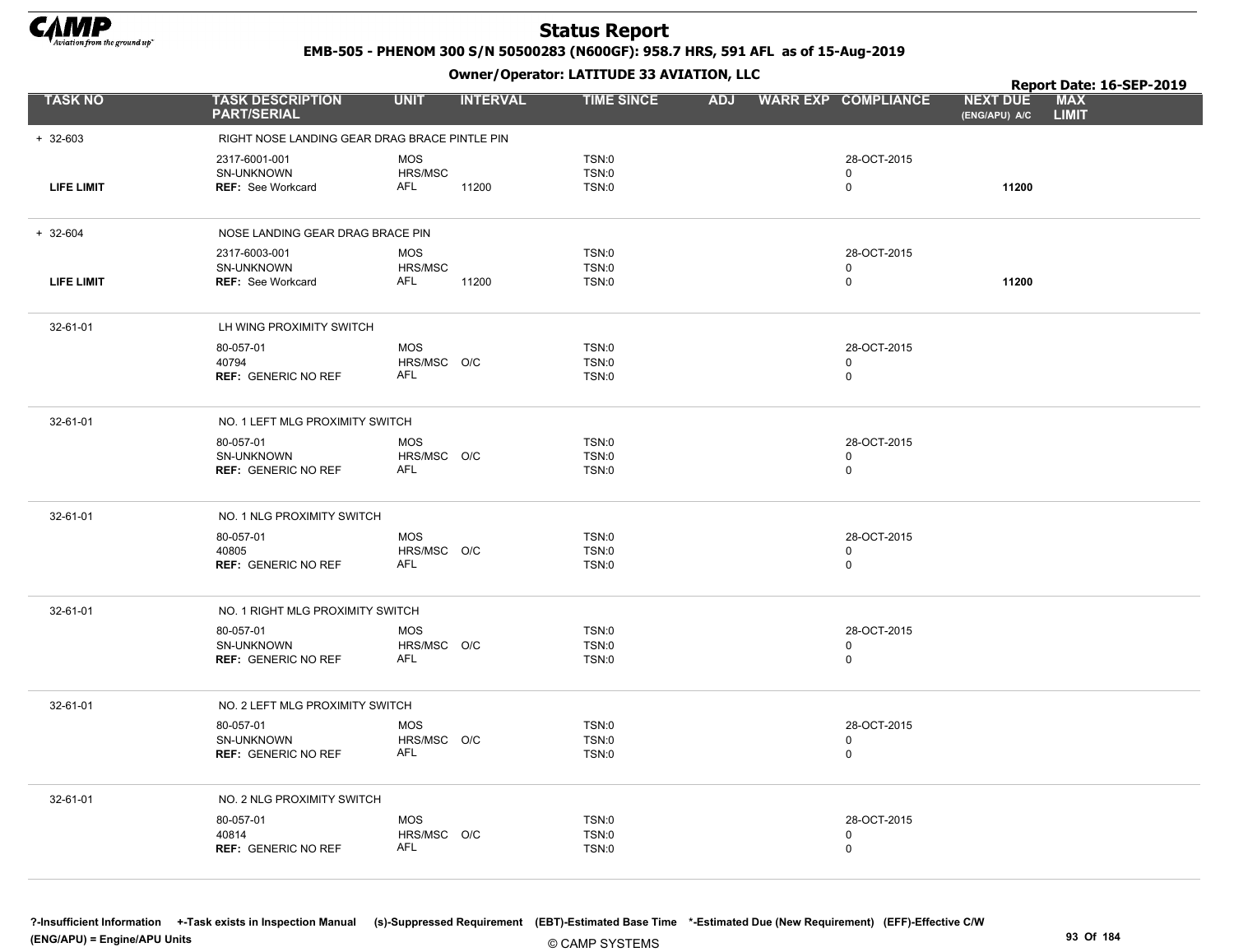# Status Report

**EMB-505 - PHENOM 300 S/N 50500283 (N600GF): 958.7 HRS, 591 AFL as of 15-Aug-2019**

**Owner/Operator: LATITUDE 33 AVIATION, LLC**

**Report Date: 16-SEP-2019**

| TASK NO | TASK DESCRIPTION PART/SERIAL | UNIT | INTERVAL | TIME SINCE | ADJ | WARR EXP | COMPLIANCE | NEXT DUE (ENG/APU) A/C | MAX LIMIT |
|---|---|---|---|---|---|---|---|---|---|
| + 32-603 | RIGHT NOSE LANDING GEAR DRAG BRACE PINTLE PIN | | | | | | | | |
| | 2317-6001-001 | MOS | | TSN:0 | | | 28-OCT-2015 | | |
| | SN-UNKNOWN | HRS/MSC | | TSN:0 | | | 0 | | |
| LIFE LIMIT | REF: See Workcard | AFL | 11200 | TSN:0 | | | 0 | 11200 | |
| + 32-604 | NOSE LANDING GEAR DRAG BRACE PIN | | | | | | | | |
| | 2317-6003-001 | MOS | | TSN:0 | | | 28-OCT-2015 | | |
| | SN-UNKNOWN | HRS/MSC | | TSN:0 | | | 0 | | |
| LIFE LIMIT | REF: See Workcard | AFL | 11200 | TSN:0 | | | 0 | 11200 | |
| 32-61-01 | LH WING PROXIMITY SWITCH | | | | | | | | |
| | 80-057-01 | MOS | | TSN:0 | | | 28-OCT-2015 | | |
| | 40794 | HRS/MSC | O/C | TSN:0 | | | 0 | | |
| | REF: GENERIC NO REF | AFL | | TSN:0 | | | 0 | | |
| 32-61-01 | NO. 1 LEFT MLG PROXIMITY SWITCH | | | | | | | | |
| | 80-057-01 | MOS | | TSN:0 | | | 28-OCT-2015 | | |
| | SN-UNKNOWN | HRS/MSC | O/C | TSN:0 | | | 0 | | |
| | REF: GENERIC NO REF | AFL | | TSN:0 | | | 0 | | |
| 32-61-01 | NO. 1 NLG PROXIMITY SWITCH | | | | | | | | |
| | 80-057-01 | MOS | | TSN:0 | | | 28-OCT-2015 | | |
| | 40805 | HRS/MSC | O/C | TSN:0 | | | 0 | | |
| | REF: GENERIC NO REF | AFL | | TSN:0 | | | 0 | | |
| 32-61-01 | NO. 1 RIGHT MLG PROXIMITY SWITCH | | | | | | | | |
| | 80-057-01 | MOS | | TSN:0 | | | 28-OCT-2015 | | |
| | SN-UNKNOWN | HRS/MSC | O/C | TSN:0 | | | 0 | | |
| | REF: GENERIC NO REF | AFL | | TSN:0 | | | 0 | | |
| 32-61-01 | NO. 2 LEFT MLG PROXIMITY SWITCH | | | | | | | | |
| | 80-057-01 | MOS | | TSN:0 | | | 28-OCT-2015 | | |
| | SN-UNKNOWN | HRS/MSC | O/C | TSN:0 | | | 0 | | |
| | REF: GENERIC NO REF | AFL | | TSN:0 | | | 0 | | |
| 32-61-01 | NO. 2 NLG PROXIMITY SWITCH | | | | | | | | |
| | 80-057-01 | MOS | | TSN:0 | | | 28-OCT-2015 | | |
| | 40814 | HRS/MSC | O/C | TSN:0 | | | 0 | | |
| | REF: GENERIC NO REF | AFL | | TSN:0 | | | 0 | | |

?-Insufficient Information +-Task exists in Inspection Manual (s)-Suppressed Requirement (EBT)-Estimated Base Time *-Estimated Due (New Requirement) (EFF)-Effective C/W
(ENG/APU) = Engine/APU Units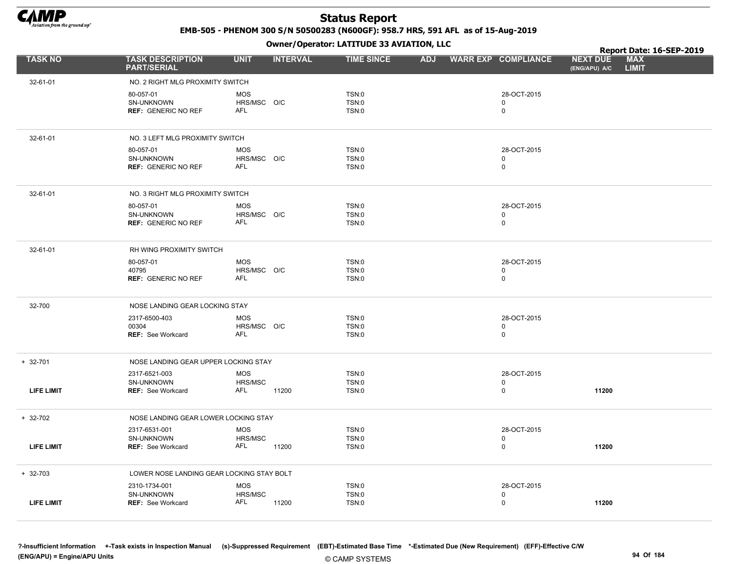# Status Report

**EMB-505 - PHENOM 300 S/N 50500283 (N600GF): 958.7 HRS, 591 AFL as of 15-Aug-2019**

**Owner/Operator: LATITUDE 33 AVIATION, LLC**

**Report Date: 16-SEP-2019**

| TASK NO | TASK DESCRIPTION PART/SERIAL | UNIT | INTERVAL | TIME SINCE | ADJ | WARR EXP | COMPLIANCE | NEXT DUE (ENG/APU) A/C | MAX LIMIT |
|---|---|---|---|---|---|---|---|---|---|
| 32-61-01 | NO. 2 RIGHT MLG PROXIMITY SWITCH | | | | | | | | |
| | 80-057-01 | MOS | | TSN:0 | | | 28-OCT-2015 | | |
| | SN-UNKNOWN | HRS/MSC | O/C | TSN:0 | | | 0 | | |
| | **REF:** GENERIC NO REF | AFL | | TSN:0 | | | 0 | | |
| 32-61-01 | NO. 3 LEFT MLG PROXIMITY SWITCH | | | | | | | | |
| | 80-057-01 | MOS | | TSN:0 | | | 28-OCT-2015 | | |
| | SN-UNKNOWN | HRS/MSC | O/C | TSN:0 | | | 0 | | |
| | **REF:** GENERIC NO REF | AFL | | TSN:0 | | | 0 | | |
| 32-61-01 | NO. 3 RIGHT MLG PROXIMITY SWITCH | | | | | | | | |
| | 80-057-01 | MOS | | TSN:0 | | | 28-OCT-2015 | | |
| | SN-UNKNOWN | HRS/MSC | O/C | TSN:0 | | | 0 | | |
| | **REF:** GENERIC NO REF | AFL | | TSN:0 | | | 0 | | |
| 32-61-01 | RH WING PROXIMITY SWITCH | | | | | | | | |
| | 80-057-01 | MOS | | TSN:0 | | | 28-OCT-2015 | | |
| | 40795 | HRS/MSC | O/C | TSN:0 | | | 0 | | |
| | **REF:** GENERIC NO REF | AFL | | TSN:0 | | | 0 | | |
| 32-700 | NOSE LANDING GEAR LOCKING STAY | | | | | | | | |
| | 2317-6500-403 | MOS | | TSN:0 | | | 28-OCT-2015 | | |
| | 00304 | HRS/MSC | O/C | TSN:0 | | | 0 | | |
| | **REF:** See Workcard | AFL | | TSN:0 | | | 0 | | |
| + 32-701 | NOSE LANDING GEAR UPPER LOCKING STAY | | | | | | | | |
| | 2317-6521-003 | MOS | | TSN:0 | | | 28-OCT-2015 | | |
| | SN-UNKNOWN | HRS/MSC | | TSN:0 | | | 0 | | |
| **LIFE LIMIT** | **REF:** See Workcard | AFL | 11200 | TSN:0 | | | 0 | **11200** | |
| + 32-702 | NOSE LANDING GEAR LOWER LOCKING STAY | | | | | | | | |
| | 2317-6531-001 | MOS | | TSN:0 | | | 28-OCT-2015 | | |
| | SN-UNKNOWN | HRS/MSC | | TSN:0 | | | 0 | | |
| **LIFE LIMIT** | **REF:** See Workcard | AFL | 11200 | TSN:0 | | | 0 | **11200** | |
| + 32-703 | LOWER NOSE LANDING GEAR LOCKING STAY BOLT | | | | | | | | |
| | 2310-1734-001 | MOS | | TSN:0 | | | 28-OCT-2015 | | |
| | SN-UNKNOWN | HRS/MSC | | TSN:0 | | | 0 | | |
| **LIFE LIMIT** | **REF:** See Workcard | AFL | 11200 | TSN:0 | | | 0 | **11200** | |

**?-Insufficient Information +-Task exists in Inspection Manual (s)-Suppressed Requirement (EBT)-Estimated Base Time \*-Estimated Due (New Requirement) (EFF)-Effective C/W (ENG/APU) = Engine/APU Units**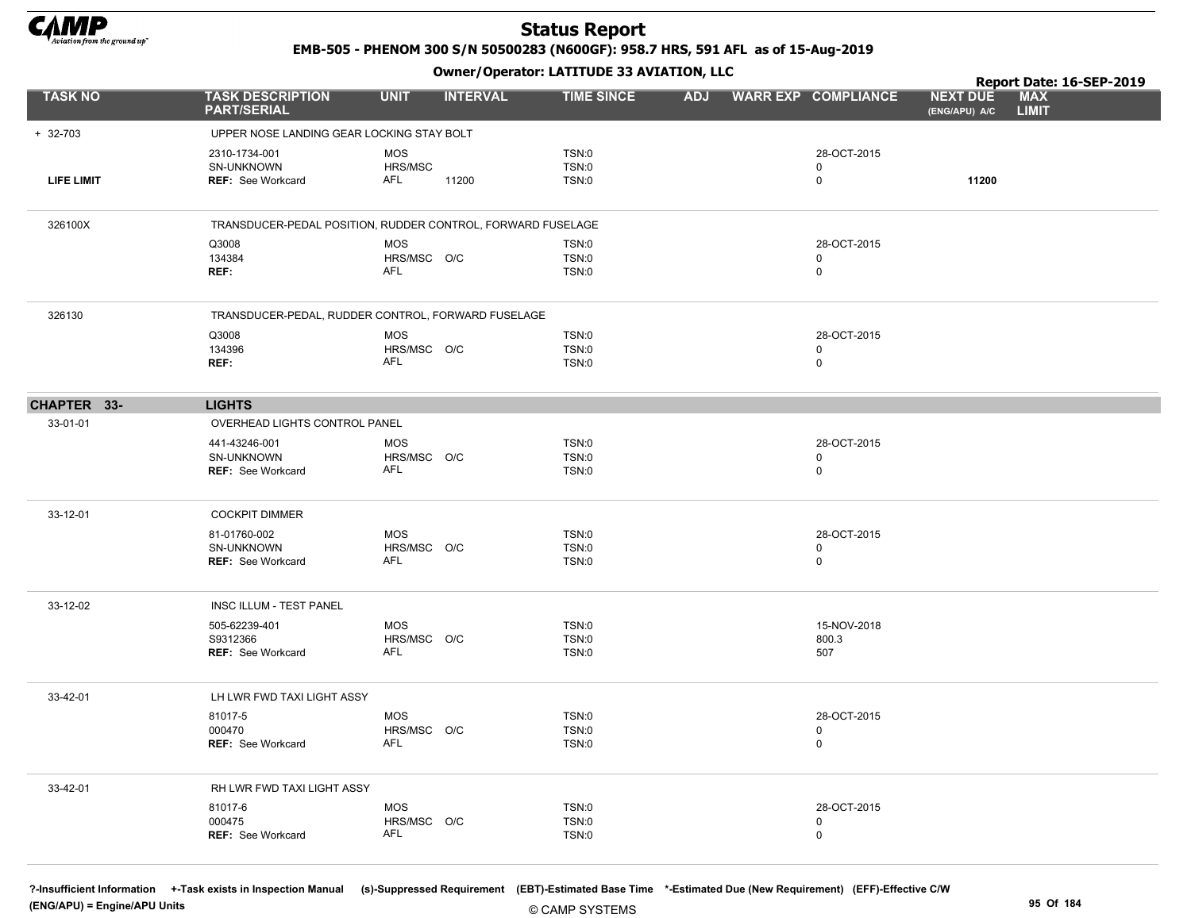# Status Report

**EMB-505 - PHENOM 300 S/N 50500283 (N600GF): 958.7 HRS, 591 AFL as of 15-Aug-2019**

**Owner/Operator: LATITUDE 33 AVIATION, LLC**

**Report Date: 16-SEP-2019**

| TASK NO | TASK DESCRIPTION PART/SERIAL | UNIT | INTERVAL | TIME SINCE | ADJ | WARR EXP | COMPLIANCE | NEXT DUE (ENG/APU) A/C | MAX LIMIT |
|---|---|---|---|---|---|---|---|---|---|
| + 32-703 | UPPER NOSE LANDING GEAR LOCKING STAY BOLT | | | | | | | | |
| | 2310-1734-001 | MOS | | TSN:0 | | | 28-OCT-2015 | | |
| | SN-UNKNOWN | HRS/MSC | | TSN:0 | | | 0 | | |
| LIFE LIMIT | REF: See Workcard | AFL | 11200 | TSN:0 | | | 0 | 11200 | |
| 326100X | TRANSDUCER-PEDAL POSITION, RUDDER CONTROL, FORWARD FUSELAGE | | | | | | | | |
| | Q3008 | MOS | | TSN:0 | | | 28-OCT-2015 | | |
| | 134384 | HRS/MSC | O/C | TSN:0 | | | 0 | | |
| | REF: | AFL | | TSN:0 | | | 0 | | |
| 326130 | TRANSDUCER-PEDAL, RUDDER CONTROL, FORWARD FUSELAGE | | | | | | | | |
| | Q3008 | MOS | | TSN:0 | | | 28-OCT-2015 | | |
| | 134396 | HRS/MSC | O/C | TSN:0 | | | 0 | | |
| | REF: | AFL | | TSN:0 | | | 0 | | |
| **CHAPTER 33-** | **LIGHTS** | | | | | | | | |
| 33-01-01 | OVERHEAD LIGHTS CONTROL PANEL | | | | | | | | |
| | 441-43246-001 | MOS | | TSN:0 | | | 28-OCT-2015 | | |
| | SN-UNKNOWN | HRS/MSC | O/C | TSN:0 | | | 0 | | |
| | REF: See Workcard | AFL | | TSN:0 | | | 0 | | |
| 33-12-01 | COCKPIT DIMMER | | | | | | | | |
| | 81-01760-002 | MOS | | TSN:0 | | | 28-OCT-2015 | | |
| | SN-UNKNOWN | HRS/MSC | O/C | TSN:0 | | | 0 | | |
| | REF: See Workcard | AFL | | TSN:0 | | | 0 | | |
| 33-12-02 | INSC ILLUM - TEST PANEL | | | | | | | | |
| | 505-62239-401 | MOS | | TSN:0 | | | 15-NOV-2018 | | |
| | S9312366 | HRS/MSC | O/C | TSN:0 | | | 800.3 | | |
| | REF: See Workcard | AFL | | TSN:0 | | | 507 | | |
| 33-42-01 | LH LWR FWD TAXI LIGHT ASSY | | | | | | | | |
| | 81017-5 | MOS | | TSN:0 | | | 28-OCT-2015 | | |
| | 000470 | HRS/MSC | O/C | TSN:0 | | | 0 | | |
| | REF: See Workcard | AFL | | TSN:0 | | | 0 | | |
| 33-42-01 | RH LWR FWD TAXI LIGHT ASSY | | | | | | | | |
| | 81017-6 | MOS | | TSN:0 | | | 28-OCT-2015 | | |
| | 000475 | HRS/MSC | O/C | TSN:0 | | | 0 | | |
| | REF: See Workcard | AFL | | TSN:0 | | | 0 | | |

?-Insufficient Information +-Task exists in Inspection Manual (s)-Suppressed Requirement (EBT)-Estimated Base Time *-Estimated Due (New Requirement) (EFF)-Effective C/W (ENG/APU) = Engine/APU Units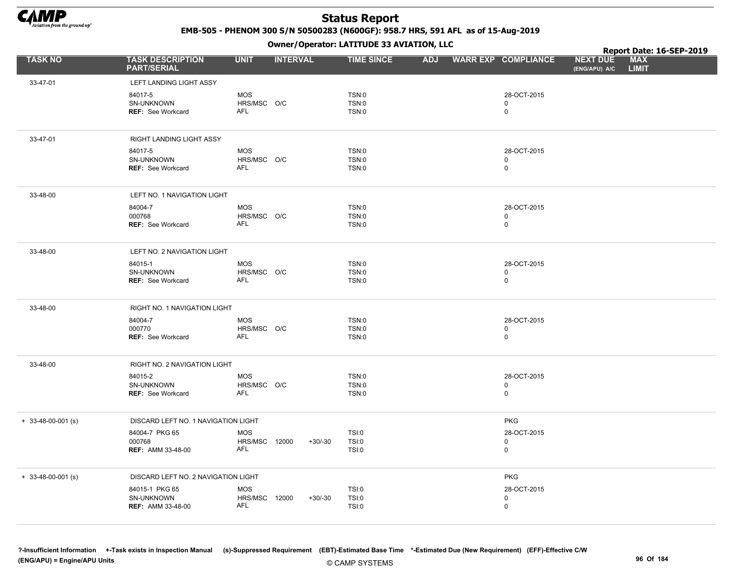# Status Report

**EMB-505 - PHENOM 300 S/N 50500283 (N600GF): 958.7 HRS, 591 AFL as of 15-Aug-2019**

**Owner/Operator: LATITUDE 33 AVIATION, LLC**

**Report Date: 16-SEP-2019**

| TASK NO | TASK DESCRIPTION PART/SERIAL | UNIT | INTERVAL | | TIME SINCE | ADJ | WARR EXP | COMPLIANCE | NEXT DUE (ENG/APU) A/C | MAX LIMIT |
|---|---|---|---|---|---|---|---|---|---|---|
| 33-47-01 | LEFT LANDING LIGHT ASSY | | | | | | | | | |
| | 84017-5 | MOS | | | TSN:0 | | | 28-OCT-2015 | | |
| | SN-UNKNOWN | HRS/MSC | O/C | | TSN:0 | | | 0 | | |
| | **REF:** See Workcard | AFL | | | TSN:0 | | | 0 | | |
| 33-47-01 | RIGHT LANDING LIGHT ASSY | | | | | | | | | |
| | 84017-5 | MOS | | | TSN:0 | | | 28-OCT-2015 | | |
| | SN-UNKNOWN | HRS/MSC | O/C | | TSN:0 | | | 0 | | |
| | **REF:** See Workcard | AFL | | | TSN:0 | | | 0 | | |
| 33-48-00 | LEFT NO. 1 NAVIGATION LIGHT | | | | | | | | | |
| | 84004-7 | MOS | | | TSN:0 | | | 28-OCT-2015 | | |
| | 000768 | HRS/MSC | O/C | | TSN:0 | | | 0 | | |
| | **REF:** See Workcard | AFL | | | TSN:0 | | | 0 | | |
| 33-48-00 | LEFT NO. 2 NAVIGATION LIGHT | | | | | | | | | |
| | 84015-1 | MOS | | | TSN:0 | | | 28-OCT-2015 | | |
| | SN-UNKNOWN | HRS/MSC | O/C | | TSN:0 | | | 0 | | |
| | **REF:** See Workcard | AFL | | | TSN:0 | | | 0 | | |
| 33-48-00 | RIGHT NO. 1 NAVIGATION LIGHT | | | | | | | | | |
| | 84004-7 | MOS | | | TSN:0 | | | 28-OCT-2015 | | |
| | 000770 | HRS/MSC | O/C | | TSN:0 | | | 0 | | |
| | **REF:** See Workcard | AFL | | | TSN:0 | | | 0 | | |
| 33-48-00 | RIGHT NO. 2 NAVIGATION LIGHT | | | | | | | | | |
| | 84015-2 | MOS | | | TSN:0 | | | 28-OCT-2015 | | |
| | SN-UNKNOWN | HRS/MSC | O/C | | TSN:0 | | | 0 | | |
| | **REF:** See Workcard | AFL | | | TSN:0 | | | 0 | | |
| + 33-48-00-001 (s) | DISCARD LEFT NO. 1 NAVIGATION LIGHT | | | | | | | PKG | | |
| | 84004-7 PKG 65 | MOS | | | TSI:0 | | | 28-OCT-2015 | | |
| | 000768 | HRS/MSC | 12000 | +30/-30 | TSI:0 | | | 0 | | |
| | **REF:** AMM 33-48-00 | AFL | | | TSI:0 | | | 0 | | |
| + 33-48-00-001 (s) | DISCARD LEFT NO. 2 NAVIGATION LIGHT | | | | | | | PKG | | |
| | 84015-1 PKG 65 | MOS | | | TSI:0 | | | 28-OCT-2015 | | |
| | SN-UNKNOWN | HRS/MSC | 12000 | +30/-30 | TSI:0 | | | 0 | | |
| | **REF:** AMM 33-48-00 | AFL | | | TSI:0 | | | 0 | | |

**?-Insufficient Information** **+-Task exists in Inspection Manual** **(s)-Suppressed Requirement** **(EBT)-Estimated Base Time** **\*-Estimated Due (New Requirement)** **(EFF)-Effective C/W**
**(ENG/APU) = Engine/APU Units**

© CAMP SYSTEMS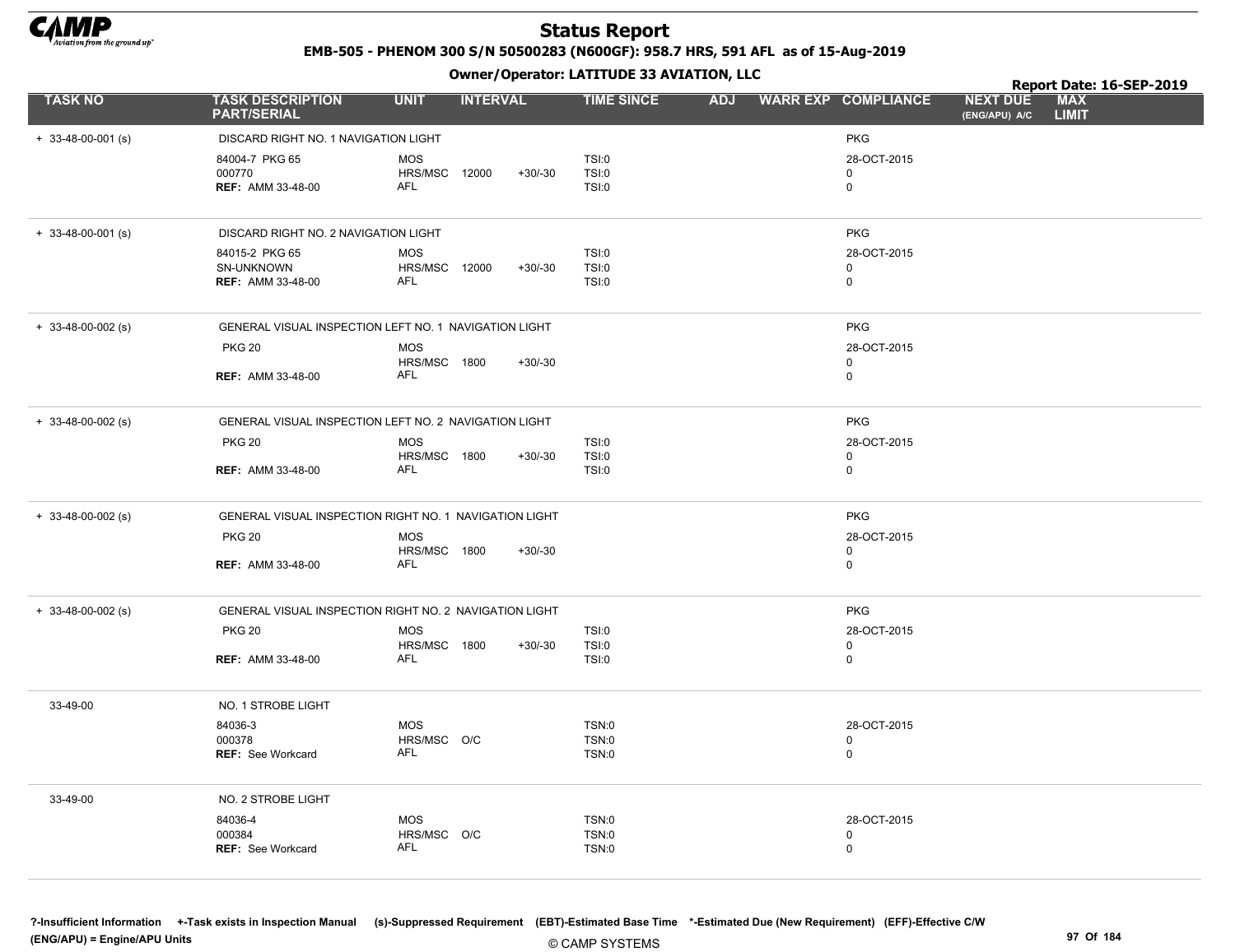# Status Report

**EMB-505 - PHENOM 300 S/N 50500283 (N600GF): 958.7 HRS, 591 AFL as of 15-Aug-2019**

**Owner/Operator: LATITUDE 33 AVIATION, LLC**

**Report Date: 16-SEP-2019**

| TASK NO | TASK DESCRIPTION PART/SERIAL | UNIT | INTERVAL | | TIME SINCE | ADJ | WARR EXP | COMPLIANCE | NEXT DUE (ENG/APU) A/C | MAX LIMIT |
|---|---|---|---|---|---|---|---|---|---|---|
| + 33-48-00-001 (s) | DISCARD RIGHT NO. 1 NAVIGATION LIGHT | | | | | | | PKG | | |
| | 84004-7 PKG 65 | MOS | | | TSI:0 | | | 28-OCT-2015 | | |
| | 000770 | HRS/MSC | 12000 | +30/-30 | TSI:0 | | | 0 | | |
| | REF: AMM 33-48-00 | AFL | | | TSI:0 | | | 0 | | |
| + 33-48-00-001 (s) | DISCARD RIGHT NO. 2 NAVIGATION LIGHT | | | | | | | PKG | | |
| | 84015-2 PKG 65 | MOS | | | TSI:0 | | | 28-OCT-2015 | | |
| | SN-UNKNOWN | HRS/MSC | 12000 | +30/-30 | TSI:0 | | | 0 | | |
| | REF: AMM 33-48-00 | AFL | | | TSI:0 | | | 0 | | |
| + 33-48-00-002 (s) | GENERAL VISUAL INSPECTION LEFT NO. 1 NAVIGATION LIGHT | | | | | | | PKG | | |
| | PKG 20 | MOS | | | | | | 28-OCT-2015 | | |
| | | HRS/MSC | 1800 | +30/-30 | | | | 0 | | |
| | REF: AMM 33-48-00 | AFL | | | | | | 0 | | |
| + 33-48-00-002 (s) | GENERAL VISUAL INSPECTION LEFT NO. 2 NAVIGATION LIGHT | | | | | | | PKG | | |
| | PKG 20 | MOS | | | TSI:0 | | | 28-OCT-2015 | | |
| | | HRS/MSC | 1800 | +30/-30 | TSI:0 | | | 0 | | |
| | REF: AMM 33-48-00 | AFL | | | TSI:0 | | | 0 | | |
| + 33-48-00-002 (s) | GENERAL VISUAL INSPECTION RIGHT NO. 1 NAVIGATION LIGHT | | | | | | | PKG | | |
| | PKG 20 | MOS | | | | | | 28-OCT-2015 | | |
| | | HRS/MSC | 1800 | +30/-30 | | | | 0 | | |
| | REF: AMM 33-48-00 | AFL | | | | | | 0 | | |
| + 33-48-00-002 (s) | GENERAL VISUAL INSPECTION RIGHT NO. 2 NAVIGATION LIGHT | | | | | | | PKG | | |
| | PKG 20 | MOS | | | TSI:0 | | | 28-OCT-2015 | | |
| | | HRS/MSC | 1800 | +30/-30 | TSI:0 | | | 0 | | |
| | REF: AMM 33-48-00 | AFL | | | TSI:0 | | | 0 | | |
| 33-49-00 | NO. 1 STROBE LIGHT | | | | | | | | | |
| | 84036-3 | MOS | | | TSN:0 | | | 28-OCT-2015 | | |
| | 000378 | HRS/MSC | O/C | | TSN:0 | | | 0 | | |
| | REF: See Workcard | AFL | | | TSN:0 | | | 0 | | |
| 33-49-00 | NO. 2 STROBE LIGHT | | | | | | | | | |
| | 84036-4 | MOS | | | TSN:0 | | | 28-OCT-2015 | | |
| | 000384 | HRS/MSC | O/C | | TSN:0 | | | 0 | | |
| | REF: See Workcard | AFL | | | TSN:0 | | | 0 | | |

?-Insufficient Information +-Task exists in Inspection Manual (s)-Suppressed Requirement (EBT)-Estimated Base Time *-Estimated Due (New Requirement) (EFF)-Effective C/W (ENG/APU) = Engine/APU Units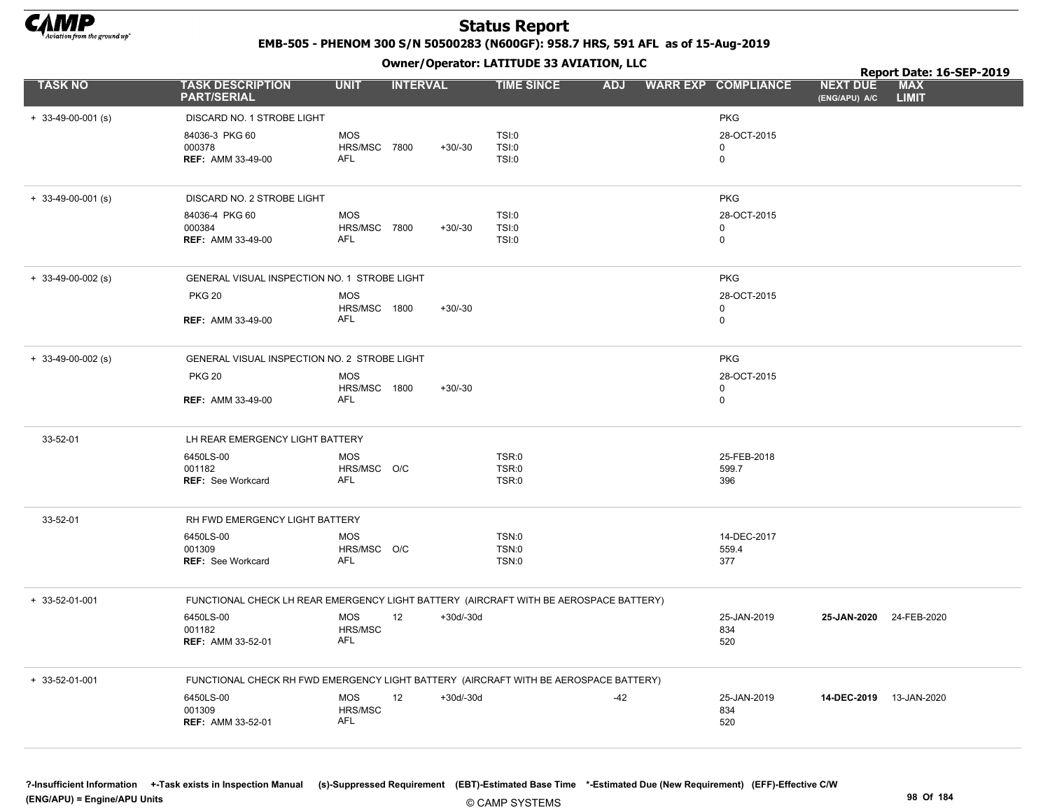# Status Report

**EMB-505 - PHENOM 300 S/N 50500283 (N600GF): 958.7 HRS, 591 AFL as of 15-Aug-2019**

**Owner/Operator: LATITUDE 33 AVIATION, LLC**

**Report Date: 16-SEP-2019**

| TASK NO | TASK DESCRIPTION PART/SERIAL | UNIT | INTERVAL | | TIME SINCE | ADJ | WARR EXP | COMPLIANCE | NEXT DUE (ENG/APU) A/C | MAX LIMIT |
|---|---|---|---|---|---|---|---|---|---|---|
| + 33-49-00-001 (s) | DISCARD NO. 1 STROBE LIGHT | | | | | | | PKG | | |
| | 84036-3 PKG 60 | MOS | | | TSI:0 | | | 28-OCT-2015 | | |
| | 000378 | HRS/MSC | 7800 | +30/-30 | TSI:0 | | | 0 | | |
| | REF: AMM 33-49-00 | AFL | | | TSI:0 | | | 0 | | |
| + 33-49-00-001 (s) | DISCARD NO. 2 STROBE LIGHT | | | | | | | PKG | | |
| | 84036-4 PKG 60 | MOS | | | TSI:0 | | | 28-OCT-2015 | | |
| | 000384 | HRS/MSC | 7800 | +30/-30 | TSI:0 | | | 0 | | |
| | REF: AMM 33-49-00 | AFL | | | TSI:0 | | | 0 | | |
| + 33-49-00-002 (s) | GENERAL VISUAL INSPECTION NO. 1 STROBE LIGHT | | | | | | | PKG | | |
| | PKG 20 | MOS | | | | | | 28-OCT-2015 | | |
| | | HRS/MSC | 1800 | +30/-30 | | | | 0 | | |
| | REF: AMM 33-49-00 | AFL | | | | | | 0 | | |
| + 33-49-00-002 (s) | GENERAL VISUAL INSPECTION NO. 2 STROBE LIGHT | | | | | | | PKG | | |
| | PKG 20 | MOS | | | | | | 28-OCT-2015 | | |
| | | HRS/MSC | 1800 | +30/-30 | | | | 0 | | |
| | REF: AMM 33-49-00 | AFL | | | | | | 0 | | |
| 33-52-01 | LH REAR EMERGENCY LIGHT BATTERY | | | | | | | | | |
| | 6450LS-00 | MOS | | | TSR:0 | | | 25-FEB-2018 | | |
| | 001182 | HRS/MSC | O/C | | TSR:0 | | | 599.7 | | |
| | REF: See Workcard | AFL | | | TSR:0 | | | 396 | | |
| 33-52-01 | RH FWD EMERGENCY LIGHT BATTERY | | | | | | | | | |
| | 6450LS-00 | MOS | | | TSN:0 | | | 14-DEC-2017 | | |
| | 001309 | HRS/MSC | O/C | | TSN:0 | | | 559.4 | | |
| | REF: See Workcard | AFL | | | TSN:0 | | | 377 | | |
| + 33-52-01-001 | FUNCTIONAL CHECK LH REAR EMERGENCY LIGHT BATTERY (AIRCRAFT WITH BE AEROSPACE BATTERY) | | | | | | | | | |
| | 6450LS-00 | MOS | 12 | +30d/-30d | | | | 25-JAN-2019 | **25-JAN-2020** | 24-FEB-2020 |
| | 001182 | HRS/MSC | | | | | | 834 | | |
| | REF: AMM 33-52-01 | AFL | | | | | | 520 | | |
| + 33-52-01-001 | FUNCTIONAL CHECK RH FWD EMERGENCY LIGHT BATTERY (AIRCRAFT WITH BE AEROSPACE BATTERY) | | | | | | | | | |
| | 6450LS-00 | MOS | 12 | +30d/-30d | | -42 | | 25-JAN-2019 | **14-DEC-2019** | 13-JAN-2020 |
| | 001309 | HRS/MSC | | | | | | 834 | | |
| | REF: AMM 33-52-01 | AFL | | | | | | 520 | | |

?-Insufficient Information +-Task exists in Inspection Manual (s)-Suppressed Requirement (EBT)-Estimated Base Time *-Estimated Due (New Requirement) (EFF)-Effective C/W
(ENG/APU) = Engine/APU Units

© CAMP SYSTEMS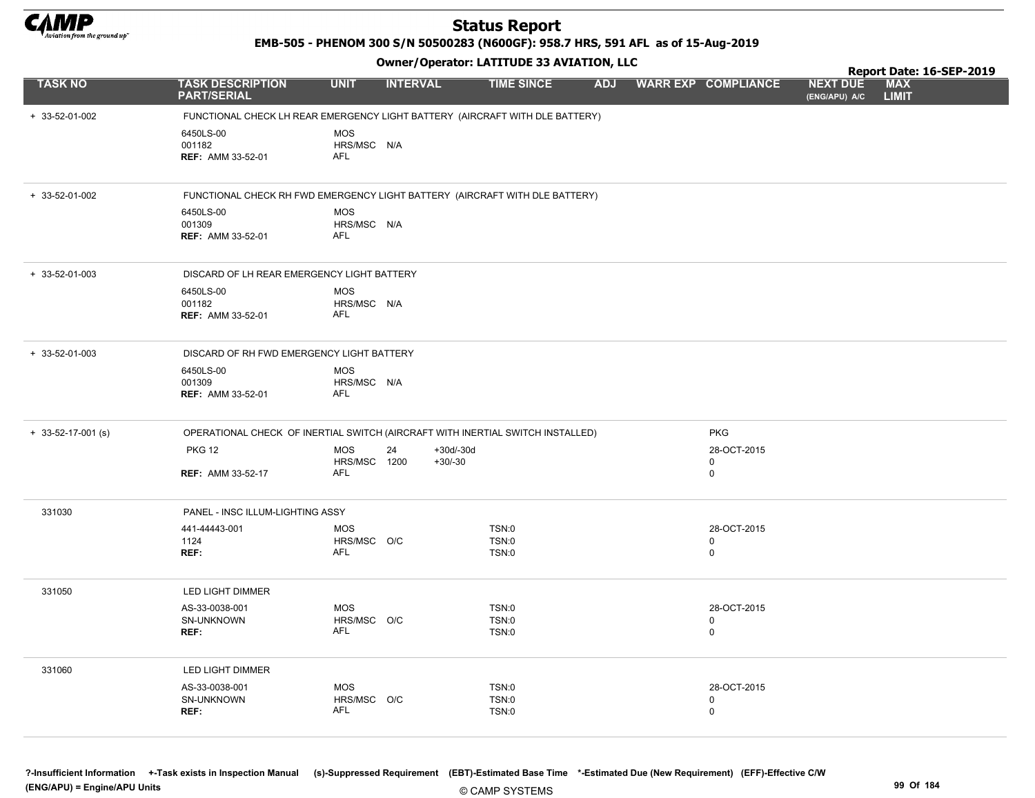# Status Report

**EMB-505 - PHENOM 300 S/N 50500283 (N600GF): 958.7 HRS, 591 AFL as of 15-Aug-2019**

**Owner/Operator: LATITUDE 33 AVIATION, LLC**

**Report Date: 16-SEP-2019**

| TASK NO | TASK DESCRIPTION PART/SERIAL | UNIT | INTERVAL | | TIME SINCE | ADJ | WARR EXP | COMPLIANCE | NEXT DUE (ENG/APU) A/C | MAX LIMIT |
|---|---|---|---|---|---|---|---|---|---|---|
| + 33-52-01-002 | FUNCTIONAL CHECK LH REAR EMERGENCY LIGHT BATTERY (AIRCRAFT WITH DLE BATTERY) | | | | | | | | | |
| | 6450LS-00 | MOS | | | | | | | | |
| | 001182 | HRS/MSC | N/A | | | | | | | |
| | REF: AMM 33-52-01 | AFL | | | | | | | | |
| + 33-52-01-002 | FUNCTIONAL CHECK RH FWD EMERGENCY LIGHT BATTERY (AIRCRAFT WITH DLE BATTERY) | | | | | | | | | |
| | 6450LS-00 | MOS | | | | | | | | |
| | 001309 | HRS/MSC | N/A | | | | | | | |
| | REF: AMM 33-52-01 | AFL | | | | | | | | |
| + 33-52-01-003 | DISCARD OF LH REAR EMERGENCY LIGHT BATTERY | | | | | | | | | |
| | 6450LS-00 | MOS | | | | | | | | |
| | 001182 | HRS/MSC | N/A | | | | | | | |
| | REF: AMM 33-52-01 | AFL | | | | | | | | |
| + 33-52-01-003 | DISCARD OF RH FWD EMERGENCY LIGHT BATTERY | | | | | | | | | |
| | 6450LS-00 | MOS | | | | | | | | |
| | 001309 | HRS/MSC | N/A | | | | | | | |
| | REF: AMM 33-52-01 | AFL | | | | | | | | |
| + 33-52-17-001 (s) | OPERATIONAL CHECK OF INERTIAL SWITCH (AIRCRAFT WITH INERTIAL SWITCH INSTALLED) | | | | | | | PKG | | |
| | PKG 12 | MOS | 24 | +30d/-30d | | | | 28-OCT-2015 | | |
| | | HRS/MSC | 1200 | +30/-30 | | | | 0 | | |
| | REF: AMM 33-52-17 | AFL | | | | | | 0 | | |
| 331030 | PANEL - INSC ILLUM-LIGHTING ASSY | | | | | | | | | |
| | 441-44443-001 | MOS | | | TSN:0 | | | 28-OCT-2015 | | |
| | 1124 | HRS/MSC | O/C | | TSN:0 | | | 0 | | |
| | REF: | AFL | | | TSN:0 | | | 0 | | |
| 331050 | LED LIGHT DIMMER | | | | | | | | | |
| | AS-33-0038-001 | MOS | | | TSN:0 | | | 28-OCT-2015 | | |
| | SN-UNKNOWN | HRS/MSC | O/C | | TSN:0 | | | 0 | | |
| | REF: | AFL | | | TSN:0 | | | 0 | | |
| 331060 | LED LIGHT DIMMER | | | | | | | | | |
| | AS-33-0038-001 | MOS | | | TSN:0 | | | 28-OCT-2015 | | |
| | SN-UNKNOWN | HRS/MSC | O/C | | TSN:0 | | | 0 | | |
| | REF: | AFL | | | TSN:0 | | | 0 | | |

?-Insufficient Information +-Task exists in Inspection Manual (s)-Suppressed Requirement (EBT)-Estimated Base Time *-Estimated Due (New Requirement) (EFF)-Effective C/W
(ENG/APU) = Engine/APU Units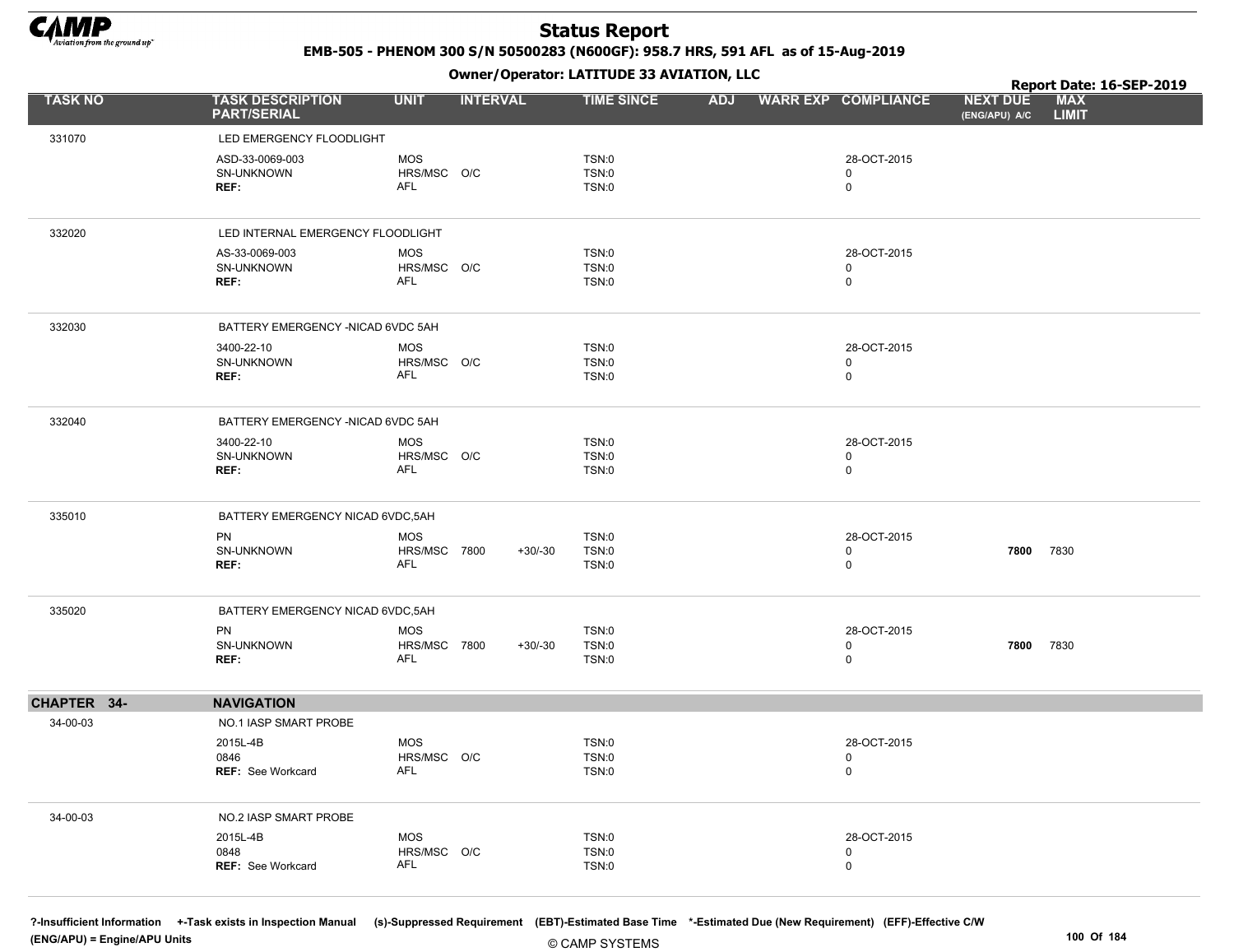# Status Report

**EMB-505 - PHENOM 300 S/N 50500283 (N600GF): 958.7 HRS, 591 AFL as of 15-Aug-2019**

**Owner/Operator: LATITUDE 33 AVIATION, LLC**

**Report Date: 16-SEP-2019**

| TASK NO | TASK DESCRIPTION PART/SERIAL | UNIT | INTERVAL | | TIME SINCE | ADJ | WARR EXP | COMPLIANCE | NEXT DUE (ENG/APU) A/C | MAX LIMIT |
|---|---|---|---|---|---|---|---|---|---|---|
| 331070 | LED EMERGENCY FLOODLIGHT | | | | | | | | | |
| | ASD-33-0069-003 | MOS | | | TSN:0 | | | 28-OCT-2015 | | |
| | SN-UNKNOWN | HRS/MSC | O/C | | TSN:0 | | | 0 | | |
| | REF: | AFL | | | TSN:0 | | | 0 | | |
| 332020 | LED INTERNAL EMERGENCY FLOODLIGHT | | | | | | | | | |
| | AS-33-0069-003 | MOS | | | TSN:0 | | | 28-OCT-2015 | | |
| | SN-UNKNOWN | HRS/MSC | O/C | | TSN:0 | | | 0 | | |
| | REF: | AFL | | | TSN:0 | | | 0 | | |
| 332030 | BATTERY EMERGENCY -NICAD 6VDC 5AH | | | | | | | | | |
| | 3400-22-10 | MOS | | | TSN:0 | | | 28-OCT-2015 | | |
| | SN-UNKNOWN | HRS/MSC | O/C | | TSN:0 | | | 0 | | |
| | REF: | AFL | | | TSN:0 | | | 0 | | |
| 332040 | BATTERY EMERGENCY -NICAD 6VDC 5AH | | | | | | | | | |
| | 3400-22-10 | MOS | | | TSN:0 | | | 28-OCT-2015 | | |
| | SN-UNKNOWN | HRS/MSC | O/C | | TSN:0 | | | 0 | | |
| | REF: | AFL | | | TSN:0 | | | 0 | | |
| 335010 | BATTERY EMERGENCY NICAD 6VDC,5AH | | | | | | | | | |
| | PN | MOS | | | TSN:0 | | | 28-OCT-2015 | | |
| | SN-UNKNOWN | HRS/MSC | 7800 | +30/-30 | TSN:0 | | | 0 | **7800** | 7830 |
| | REF: | AFL | | | TSN:0 | | | 0 | | |
| 335020 | BATTERY EMERGENCY NICAD 6VDC,5AH | | | | | | | | | |
| | PN | MOS | | | TSN:0 | | | 28-OCT-2015 | | |
| | SN-UNKNOWN | HRS/MSC | 7800 | +30/-30 | TSN:0 | | | 0 | **7800** | 7830 |
| | REF: | AFL | | | TSN:0 | | | 0 | | |
| **CHAPTER 34-** | **NAVIGATION** | | | | | | | | | |
| 34-00-03 | NO.1 IASP SMART PROBE | | | | | | | | | |
| | 2015L-4B | MOS | | | TSN:0 | | | 28-OCT-2015 | | |
| | 0846 | HRS/MSC | O/C | | TSN:0 | | | 0 | | |
| | REF: See Workcard | AFL | | | TSN:0 | | | 0 | | |
| 34-00-03 | NO.2 IASP SMART PROBE | | | | | | | | | |
| | 2015L-4B | MOS | | | TSN:0 | | | 28-OCT-2015 | | |
| | 0848 | HRS/MSC | O/C | | TSN:0 | | | 0 | | |
| | REF: See Workcard | AFL | | | TSN:0 | | | 0 | | |

?-Insufficient Information +-Task exists in Inspection Manual (s)-Suppressed Requirement (EBT)-Estimated Base Time *-Estimated Due (New Requirement) (EFF)-Effective C/W
(ENG/APU) = Engine/APU Units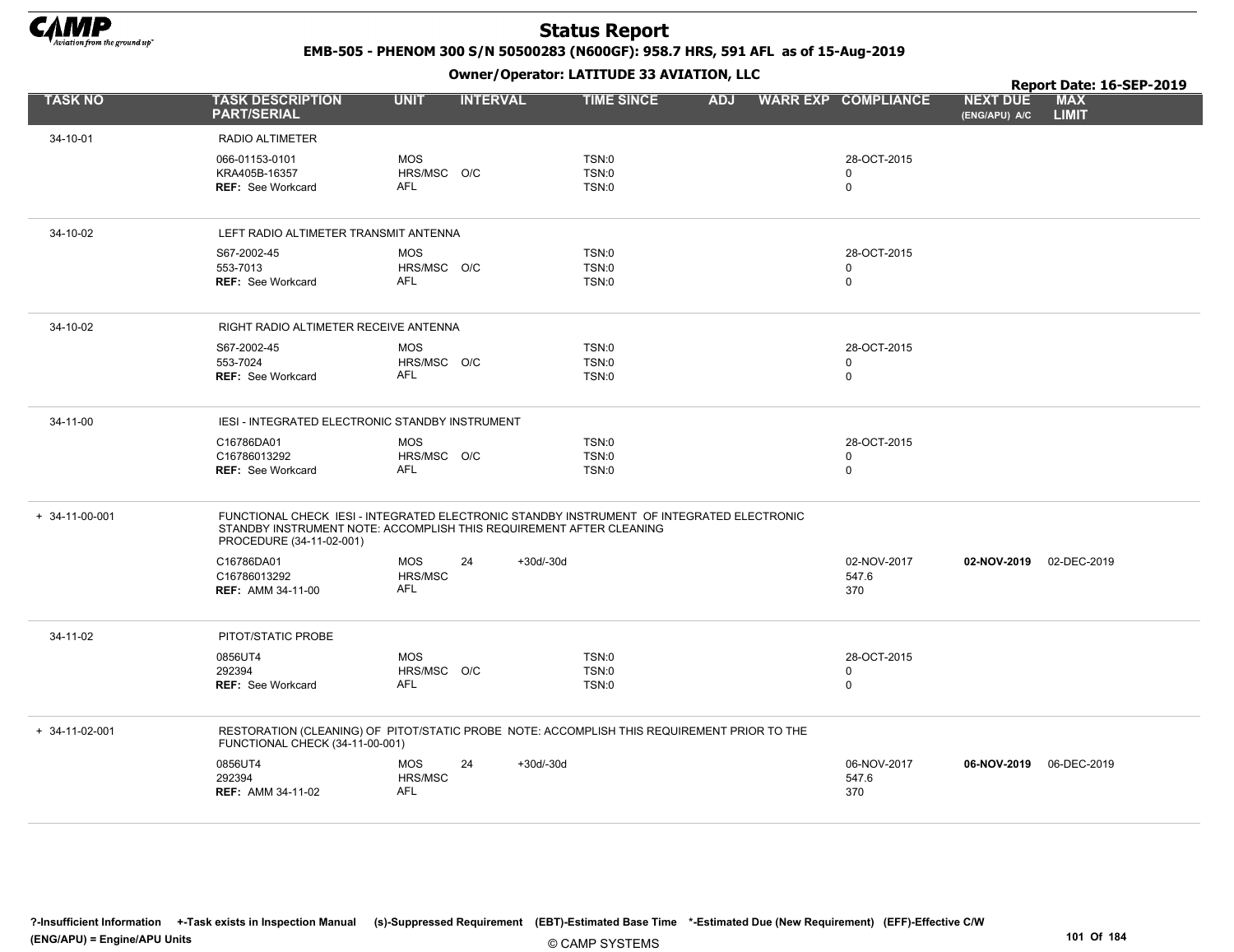# Status Report

**EMB-505 - PHENOM 300 S/N 50500283 (N600GF): 958.7 HRS, 591 AFL as of 15-Aug-2019**

**Owner/Operator: LATITUDE 33 AVIATION, LLC**

**Report Date: 16-SEP-2019**

| TASK NO | TASK DESCRIPTION PART/SERIAL | UNIT | INTERVAL | | TIME SINCE | ADJ | WARR EXP | COMPLIANCE | NEXT DUE (ENG/APU) A/C | MAX LIMIT |
|---|---|---|---|---|---|---|---|---|---|---|
| 34-10-01 | RADIO ALTIMETER | | | | | | | | | |
| | 066-01153-0101 | MOS | | | TSN:0 | | | 28-OCT-2015 | | |
| | KRA405B-16357 | HRS/MSC | O/C | | TSN:0 | | | 0 | | |
| | **REF:** See Workcard | AFL | | | TSN:0 | | | 0 | | |
| 34-10-02 | LEFT RADIO ALTIMETER TRANSMIT ANTENNA | | | | | | | | | |
| | S67-2002-45 | MOS | | | TSN:0 | | | 28-OCT-2015 | | |
| | 553-7013 | HRS/MSC | O/C | | TSN:0 | | | 0 | | |
| | **REF:** See Workcard | AFL | | | TSN:0 | | | 0 | | |
| 34-10-02 | RIGHT RADIO ALTIMETER RECEIVE ANTENNA | | | | | | | | | |
| | S67-2002-45 | MOS | | | TSN:0 | | | 28-OCT-2015 | | |
| | 553-7024 | HRS/MSC | O/C | | TSN:0 | | | 0 | | |
| | **REF:** See Workcard | AFL | | | TSN:0 | | | 0 | | |
| 34-11-00 | IESI - INTEGRATED ELECTRONIC STANDBY INSTRUMENT | | | | | | | | | |
| | C16786DA01 | MOS | | | TSN:0 | | | 28-OCT-2015 | | |
| | C16786013292 | HRS/MSC | O/C | | TSN:0 | | | 0 | | |
| | **REF:** See Workcard | AFL | | | TSN:0 | | | 0 | | |
| + 34-11-00-001 | FUNCTIONAL CHECK IESI - INTEGRATED ELECTRONIC STANDBY INSTRUMENT OF INTEGRATED ELECTRONIC STANDBY INSTRUMENT NOTE: ACCOMPLISH THIS REQUIREMENT AFTER CLEANING PROCEDURE (34-11-02-001) | | | | | | | | | |
| | C16786DA01 | MOS | 24 | +30d/-30d | | | | 02-NOV-2017 | **02-NOV-2019** | 02-DEC-2019 |
| | C16786013292 | HRS/MSC | | | | | | 547.6 | | |
| | **REF:** AMM 34-11-00 | AFL | | | | | | 370 | | |
| 34-11-02 | PITOT/STATIC PROBE | | | | | | | | | |
| | 0856UT4 | MOS | | | TSN:0 | | | 28-OCT-2015 | | |
| | 292394 | HRS/MSC | O/C | | TSN:0 | | | 0 | | |
| | **REF:** See Workcard | AFL | | | TSN:0 | | | 0 | | |
| + 34-11-02-001 | RESTORATION (CLEANING) OF PITOT/STATIC PROBE NOTE: ACCOMPLISH THIS REQUIREMENT PRIOR TO THE FUNCTIONAL CHECK (34-11-00-001) | | | | | | | | | |
| | 0856UT4 | MOS | 24 | +30d/-30d | | | | 06-NOV-2017 | **06-NOV-2019** | 06-DEC-2019 |
| | 292394 | HRS/MSC | | | | | | 547.6 | | |
| | **REF:** AMM 34-11-02 | AFL | | | | | | 370 | | |

?-Insufficient Information +-Task exists in Inspection Manual (s)-Suppressed Requirement (EBT)-Estimated Base Time *-Estimated Due (New Requirement) (EFF)-Effective C/W
(ENG/APU) = Engine/APU Units

© CAMP SYSTEMS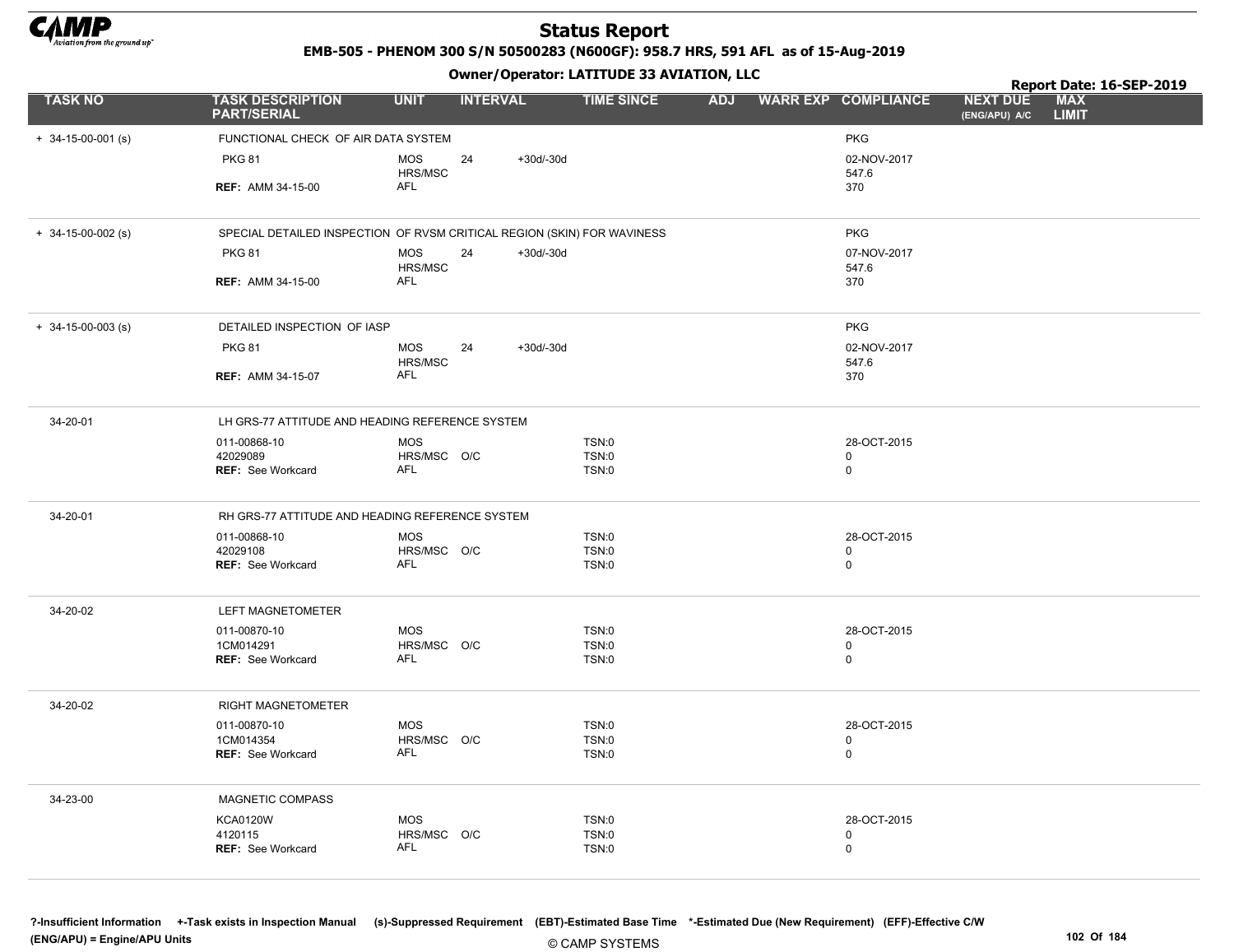# Status Report

**EMB-505 - PHENOM 300 S/N 50500283 (N600GF): 958.7 HRS, 591 AFL as of 15-Aug-2019**

**Owner/Operator: LATITUDE 33 AVIATION, LLC**

**Report Date: 16-SEP-2019**

| TASK NO | TASK DESCRIPTION PART/SERIAL | UNIT | INTERVAL | | TIME SINCE | ADJ | WARR EXP | COMPLIANCE | NEXT DUE (ENG/APU) A/C | MAX LIMIT |
|---|---|---|---|---|---|---|---|---|---|---|
| + 34-15-00-001 (s) | FUNCTIONAL CHECK OF AIR DATA SYSTEM | | | | | | | PKG | | |
| | PKG 81 | MOS | 24 | +30d/-30d | | | | 02-NOV-2017 | | |
| | | HRS/MSC | | | | | | 547.6 | | |
| | **REF:** AMM 34-15-00 | AFL | | | | | | 370 | | |
| + 34-15-00-002 (s) | SPECIAL DETAILED INSPECTION OF RVSM CRITICAL REGION (SKIN) FOR WAVINESS | | | | | | | PKG | | |
| | PKG 81 | MOS | 24 | +30d/-30d | | | | 07-NOV-2017 | | |
| | | HRS/MSC | | | | | | 547.6 | | |
| | **REF:** AMM 34-15-00 | AFL | | | | | | 370 | | |
| + 34-15-00-003 (s) | DETAILED INSPECTION OF IASP | | | | | | | PKG | | |
| | PKG 81 | MOS | 24 | +30d/-30d | | | | 02-NOV-2017 | | |
| | | HRS/MSC | | | | | | 547.6 | | |
| | **REF:** AMM 34-15-07 | AFL | | | | | | 370 | | |
| 34-20-01 | LH GRS-77 ATTITUDE AND HEADING REFERENCE SYSTEM | | | | | | | | | |
| | 011-00868-10 | MOS | | | TSN:0 | | | 28-OCT-2015 | | |
| | 42029089 | HRS/MSC | O/C | | TSN:0 | | | 0 | | |
| | **REF:** See Workcard | AFL | | | TSN:0 | | | 0 | | |
| 34-20-01 | RH GRS-77 ATTITUDE AND HEADING REFERENCE SYSTEM | | | | | | | | | |
| | 011-00868-10 | MOS | | | TSN:0 | | | 28-OCT-2015 | | |
| | 42029108 | HRS/MSC | O/C | | TSN:0 | | | 0 | | |
| | **REF:** See Workcard | AFL | | | TSN:0 | | | 0 | | |
| 34-20-02 | LEFT MAGNETOMETER | | | | | | | | | |
| | 011-00870-10 | MOS | | | TSN:0 | | | 28-OCT-2015 | | |
| | 1CM014291 | HRS/MSC | O/C | | TSN:0 | | | 0 | | |
| | **REF:** See Workcard | AFL | | | TSN:0 | | | 0 | | |
| 34-20-02 | RIGHT MAGNETOMETER | | | | | | | | | |
| | 011-00870-10 | MOS | | | TSN:0 | | | 28-OCT-2015 | | |
| | 1CM014354 | HRS/MSC | O/C | | TSN:0 | | | 0 | | |
| | **REF:** See Workcard | AFL | | | TSN:0 | | | 0 | | |
| 34-23-00 | MAGNETIC COMPASS | | | | | | | | | |
| | KCA0120W | MOS | | | TSN:0 | | | 28-OCT-2015 | | |
| | 4120115 | HRS/MSC | O/C | | TSN:0 | | | 0 | | |
| | **REF:** See Workcard | AFL | | | TSN:0 | | | 0 | | |

**?-Insufficient Information +-Task exists in Inspection Manual (s)-Suppressed Requirement (EBT)-Estimated Base Time \*-Estimated Due (New Requirement) (EFF)-Effective C/W**
**(ENG/APU) = Engine/APU Units**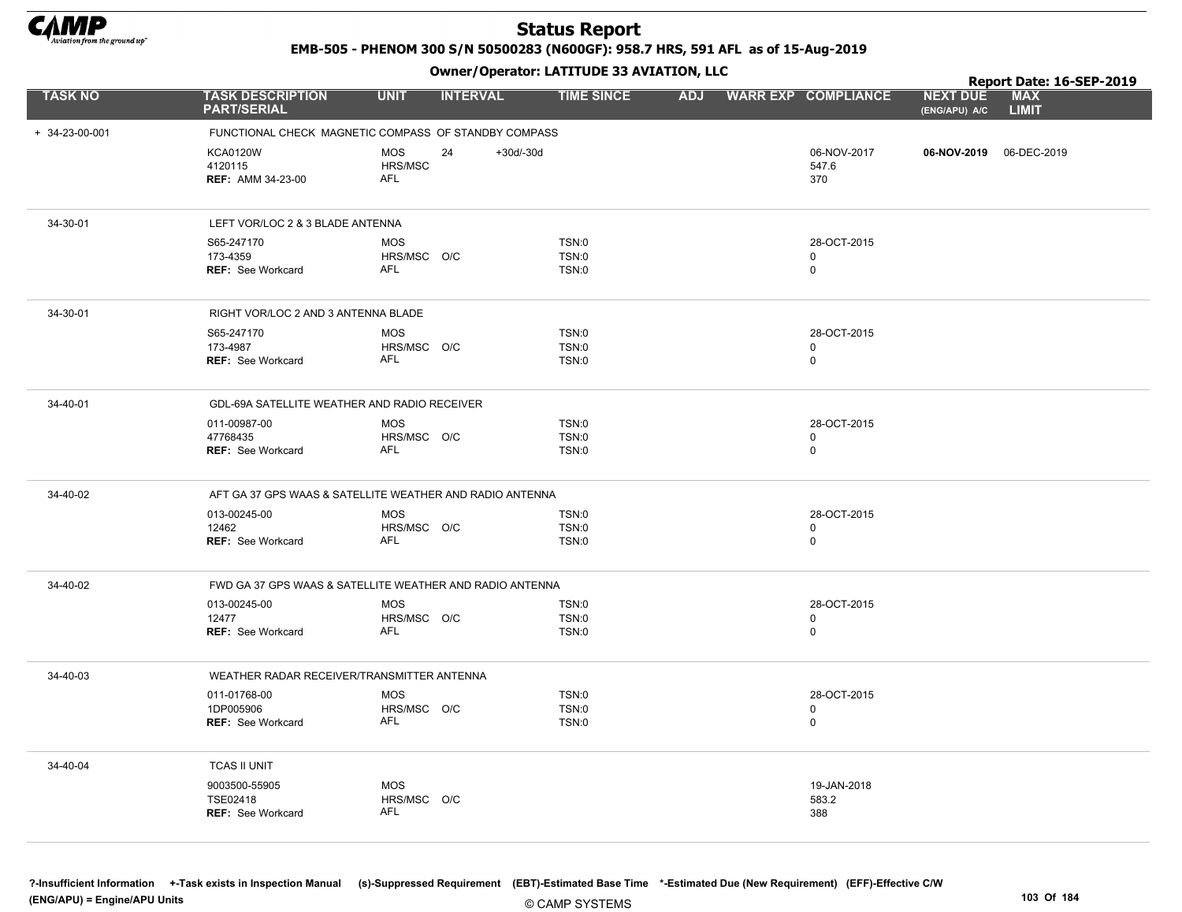# Status Report

**EMB-505 - PHENOM 300 S/N 50500283 (N600GF): 958.7 HRS, 591 AFL as of 15-Aug-2019**

**Owner/Operator: LATITUDE 33 AVIATION, LLC**

**Report Date: 16-SEP-2019**

| TASK NO | TASK DESCRIPTION PART/SERIAL | UNIT | INTERVAL | | TIME SINCE | ADJ | WARR EXP | COMPLIANCE | NEXT DUE (ENG/APU) A/C | MAX LIMIT |
|---|---|---|---|---|---|---|---|---|---|---|
| + 34-23-00-001 | FUNCTIONAL CHECK MAGNETIC COMPASS OF STANDBY COMPASS | | | | | | | | | |
| | KCA0120W<br>4120115<br>**REF:** AMM 34-23-00 | MOS<br>HRS/MSC<br>AFL | 24 | +30d/-30d | | | | 06-NOV-2017<br>547.6<br>370 | **06-NOV-2019** | 06-DEC-2019 |
| 34-30-01 | LEFT VOR/LOC 2 & 3 BLADE ANTENNA | | | | | | | | | |
| | S65-247170<br>173-4359<br>**REF:** See Workcard | MOS<br>HRS/MSC<br>AFL | O/C | | TSN:0<br>TSN:0<br>TSN:0 | | | 28-OCT-2015<br>0<br>0 | | |
| 34-30-01 | RIGHT VOR/LOC 2 AND 3 ANTENNA BLADE | | | | | | | | | |
| | S65-247170<br>173-4987<br>**REF:** See Workcard | MOS<br>HRS/MSC<br>AFL | O/C | | TSN:0<br>TSN:0<br>TSN:0 | | | 28-OCT-2015<br>0<br>0 | | |
| 34-40-01 | GDL-69A SATELLITE WEATHER AND RADIO RECEIVER | | | | | | | | | |
| | 011-00987-00<br>47768435<br>**REF:** See Workcard | MOS<br>HRS/MSC<br>AFL | O/C | | TSN:0<br>TSN:0<br>TSN:0 | | | 28-OCT-2015<br>0<br>0 | | |
| 34-40-02 | AFT GA 37 GPS WAAS & SATELLITE WEATHER AND RADIO ANTENNA | | | | | | | | | |
| | 013-00245-00<br>12462<br>**REF:** See Workcard | MOS<br>HRS/MSC<br>AFL | O/C | | TSN:0<br>TSN:0<br>TSN:0 | | | 28-OCT-2015<br>0<br>0 | | |
| 34-40-02 | FWD GA 37 GPS WAAS & SATELLITE WEATHER AND RADIO ANTENNA | | | | | | | | | |
| | 013-00245-00<br>12477<br>**REF:** See Workcard | MOS<br>HRS/MSC<br>AFL | O/C | | TSN:0<br>TSN:0<br>TSN:0 | | | 28-OCT-2015<br>0<br>0 | | |
| 34-40-03 | WEATHER RADAR RECEIVER/TRANSMITTER ANTENNA | | | | | | | | | |
| | 011-01768-00<br>1DP005906<br>**REF:** See Workcard | MOS<br>HRS/MSC<br>AFL | O/C | | TSN:0<br>TSN:0<br>TSN:0 | | | 28-OCT-2015<br>0<br>0 | | |
| 34-40-04 | TCAS II UNIT | | | | | | | | | |
| | 9003500-55905<br>TSE02418<br>**REF:** See Workcard | MOS<br>HRS/MSC<br>AFL | O/C | | | | | 19-JAN-2018<br>583.2<br>388 | | |

?-Insufficient Information +-Task exists in Inspection Manual (s)-Suppressed Requirement (EBT)-Estimated Base Time *-Estimated Due (New Requirement) (EFF)-Effective C/W
(ENG/APU) = Engine/APU Units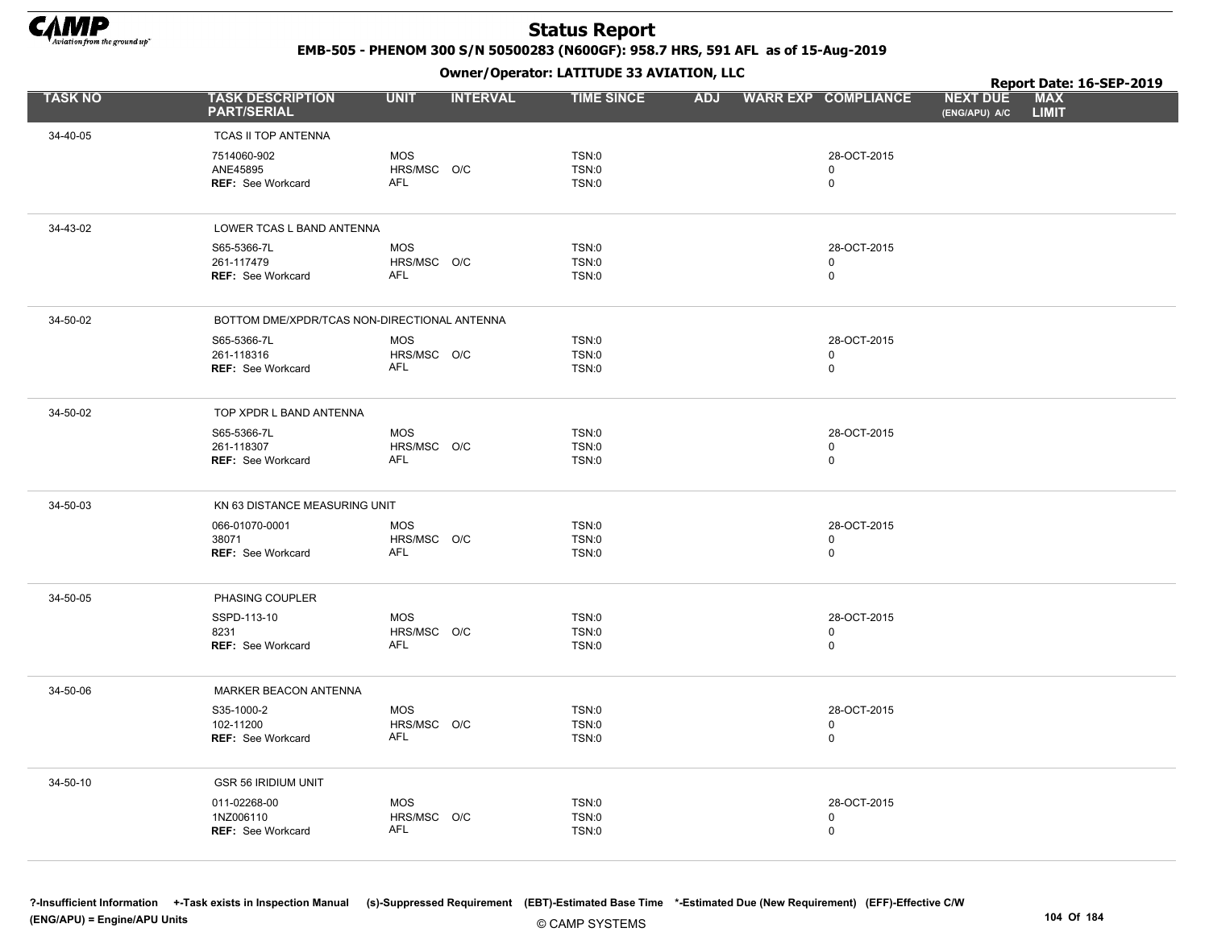# Status Report

**EMB-505 - PHENOM 300 S/N 50500283 (N600GF): 958.7 HRS, 591 AFL as of 15-Aug-2019**

**Owner/Operator: LATITUDE 33 AVIATION, LLC**

**Report Date: 16-SEP-2019**

| TASK NO | TASK DESCRIPTION PART/SERIAL | UNIT | INTERVAL | TIME SINCE | ADJ | WARR EXP | COMPLIANCE | NEXT DUE (ENG/APU) A/C | MAX LIMIT |
|---|---|---|---|---|---|---|---|---|---|
| 34-40-05 | TCAS II TOP ANTENNA | | | | | | | | |
| | 7514060-902 | MOS | | TSN:0 | | | 28-OCT-2015 | | |
| | ANE45895 | HRS/MSC | O/C | TSN:0 | | | 0 | | |
| | **REF:** See Workcard | AFL | | TSN:0 | | | 0 | | |
| 34-43-02 | LOWER TCAS L BAND ANTENNA | | | | | | | | |
| | S65-5366-7L | MOS | | TSN:0 | | | 28-OCT-2015 | | |
| | 261-117479 | HRS/MSC | O/C | TSN:0 | | | 0 | | |
| | **REF:** See Workcard | AFL | | TSN:0 | | | 0 | | |
| 34-50-02 | BOTTOM DME/XPDR/TCAS NON-DIRECTIONAL ANTENNA | | | | | | | | |
| | S65-5366-7L | MOS | | TSN:0 | | | 28-OCT-2015 | | |
| | 261-118316 | HRS/MSC | O/C | TSN:0 | | | 0 | | |
| | **REF:** See Workcard | AFL | | TSN:0 | | | 0 | | |
| 34-50-02 | TOP XPDR L BAND ANTENNA | | | | | | | | |
| | S65-5366-7L | MOS | | TSN:0 | | | 28-OCT-2015 | | |
| | 261-118307 | HRS/MSC | O/C | TSN:0 | | | 0 | | |
| | **REF:** See Workcard | AFL | | TSN:0 | | | 0 | | |
| 34-50-03 | KN 63 DISTANCE MEASURING UNIT | | | | | | | | |
| | 066-01070-0001 | MOS | | TSN:0 | | | 28-OCT-2015 | | |
| | 38071 | HRS/MSC | O/C | TSN:0 | | | 0 | | |
| | **REF:** See Workcard | AFL | | TSN:0 | | | 0 | | |
| 34-50-05 | PHASING COUPLER | | | | | | | | |
| | SSPD-113-10 | MOS | | TSN:0 | | | 28-OCT-2015 | | |
| | 8231 | HRS/MSC | O/C | TSN:0 | | | 0 | | |
| | **REF:** See Workcard | AFL | | TSN:0 | | | 0 | | |
| 34-50-06 | MARKER BEACON ANTENNA | | | | | | | | |
| | S35-1000-2 | MOS | | TSN:0 | | | 28-OCT-2015 | | |
| | 102-11200 | HRS/MSC | O/C | TSN:0 | | | 0 | | |
| | **REF:** See Workcard | AFL | | TSN:0 | | | 0 | | |
| 34-50-10 | GSR 56 IRIDIUM UNIT | | | | | | | | |
| | 011-02268-00 | MOS | | TSN:0 | | | 28-OCT-2015 | | |
| | 1NZ006110 | HRS/MSC | O/C | TSN:0 | | | 0 | | |
| | **REF:** See Workcard | AFL | | TSN:0 | | | 0 | | |

?-Insufficient Information +-Task exists in Inspection Manual (s)-Suppressed Requirement (EBT)-Estimated Base Time *-Estimated Due (New Requirement) (EFF)-Effective C/W
(ENG/APU) = Engine/APU Units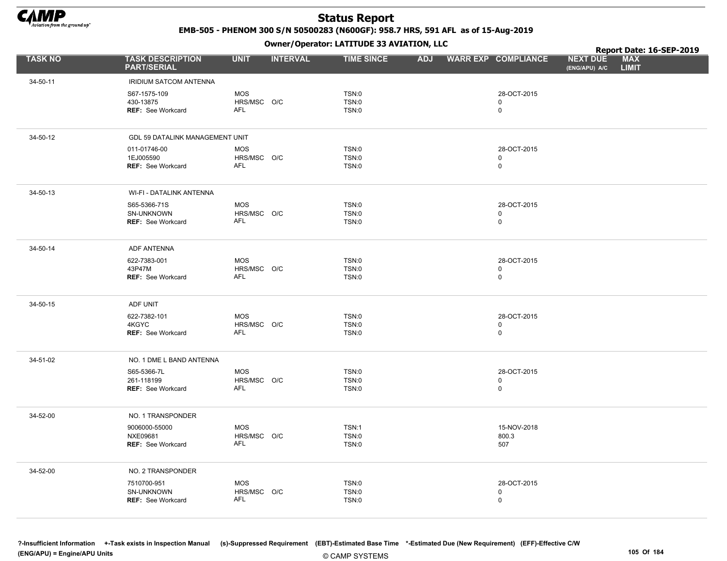# Status Report

**EMB-505 - PHENOM 300 S/N 50500283 (N600GF): 958.7 HRS, 591 AFL as of 15-Aug-2019**

**Owner/Operator: LATITUDE 33 AVIATION, LLC**

**Report Date: 16-SEP-2019**

| TASK NO | TASK DESCRIPTION PART/SERIAL | UNIT | INTERVAL | TIME SINCE | ADJ | WARR EXP | COMPLIANCE | NEXT DUE (ENG/APU) A/C | MAX LIMIT |
|---|---|---|---|---|---|---|---|---|---|
| 34-50-11 | IRIDIUM SATCOM ANTENNA | | | | | | | | |
| | S67-1575-109 | MOS | | TSN:0 | | | 28-OCT-2015 | | |
| | 430-13875 | HRS/MSC | O/C | TSN:0 | | | 0 | | |
| | REF: See Workcard | AFL | | TSN:0 | | | 0 | | |
| 34-50-12 | GDL 59 DATALINK MANAGEMENT UNIT | | | | | | | | |
| | 011-01746-00 | MOS | | TSN:0 | | | 28-OCT-2015 | | |
| | 1EJ005590 | HRS/MSC | O/C | TSN:0 | | | 0 | | |
| | REF: See Workcard | AFL | | TSN:0 | | | 0 | | |
| 34-50-13 | WI-FI - DATALINK ANTENNA | | | | | | | | |
| | S65-5366-71S | MOS | | TSN:0 | | | 28-OCT-2015 | | |
| | SN-UNKNOWN | HRS/MSC | O/C | TSN:0 | | | 0 | | |
| | REF: See Workcard | AFL | | TSN:0 | | | 0 | | |
| 34-50-14 | ADF ANTENNA | | | | | | | | |
| | 622-7383-001 | MOS | | TSN:0 | | | 28-OCT-2015 | | |
| | 43P47M | HRS/MSC | O/C | TSN:0 | | | 0 | | |
| | REF: See Workcard | AFL | | TSN:0 | | | 0 | | |
| 34-50-15 | ADF UNIT | | | | | | | | |
| | 622-7382-101 | MOS | | TSN:0 | | | 28-OCT-2015 | | |
| | 4KGYC | HRS/MSC | O/C | TSN:0 | | | 0 | | |
| | REF: See Workcard | AFL | | TSN:0 | | | 0 | | |
| 34-51-02 | NO. 1 DME L BAND ANTENNA | | | | | | | | |
| | S65-5366-7L | MOS | | TSN:0 | | | 28-OCT-2015 | | |
| | 261-118199 | HRS/MSC | O/C | TSN:0 | | | 0 | | |
| | REF: See Workcard | AFL | | TSN:0 | | | 0 | | |
| 34-52-00 | NO. 1 TRANSPONDER | | | | | | | | |
| | 9006000-55000 | MOS | | TSN:1 | | | 15-NOV-2018 | | |
| | NXE09681 | HRS/MSC | O/C | TSN:0 | | | 800.3 | | |
| | REF: See Workcard | AFL | | TSN:0 | | | 507 | | |
| 34-52-00 | NO. 2 TRANSPONDER | | | | | | | | |
| | 7510700-951 | MOS | | TSN:0 | | | 28-OCT-2015 | | |
| | SN-UNKNOWN | HRS/MSC | O/C | TSN:0 | | | 0 | | |
| | REF: See Workcard | AFL | | TSN:0 | | | 0 | | |

?-Insufficient Information +-Task exists in Inspection Manual (s)-Suppressed Requirement (EBT)-Estimated Base Time *-Estimated Due (New Requirement) (EFF)-Effective C/W
(ENG/APU) = Engine/APU Units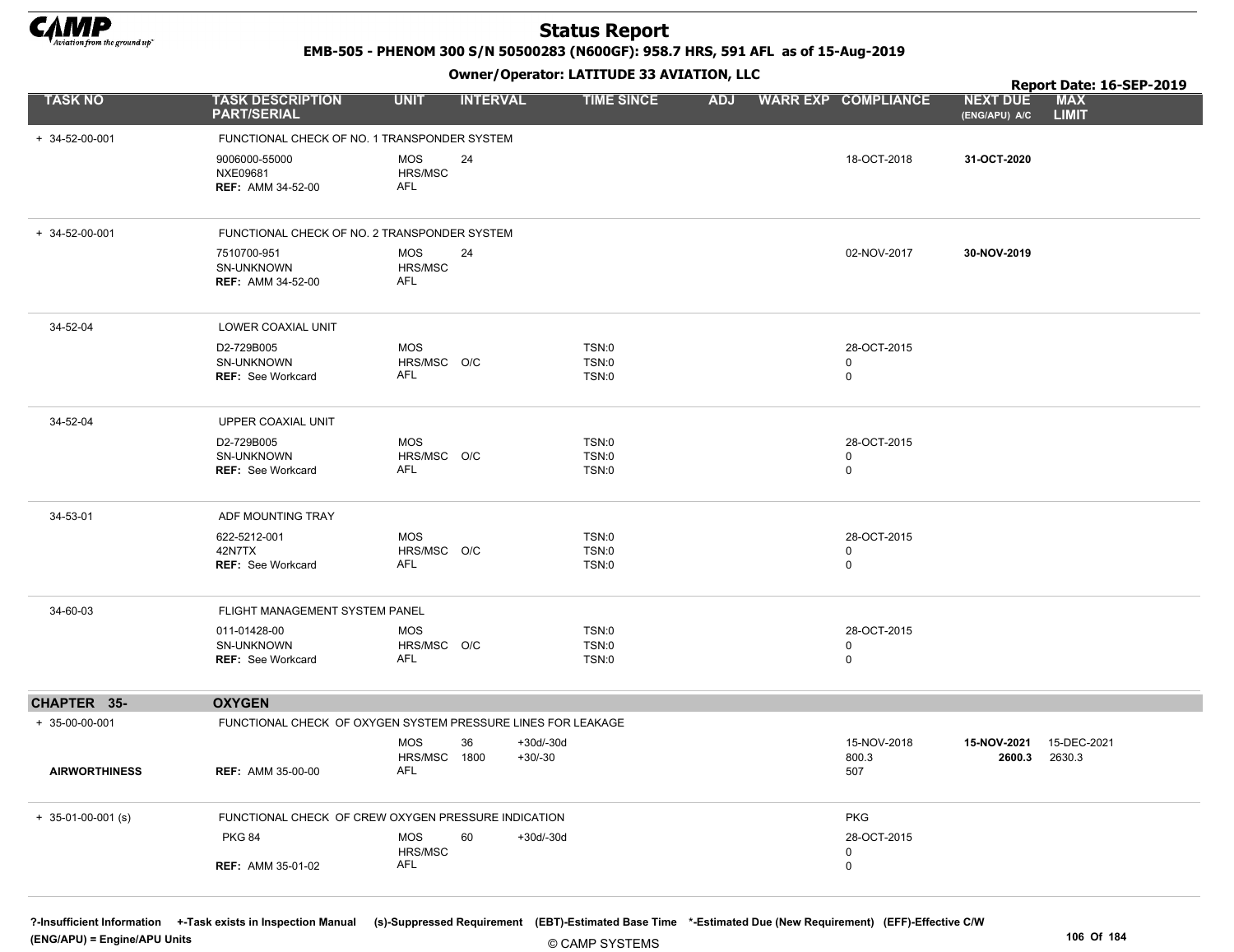# Status Report

**EMB-505 - PHENOM 300 S/N 50500283 (N600GF): 958.7 HRS, 591 AFL as of 15-Aug-2019**

**Owner/Operator: LATITUDE 33 AVIATION, LLC**

**Report Date: 16-SEP-2019**

| TASK NO | TASK DESCRIPTION PART/SERIAL | UNIT | INTERVAL | | TIME SINCE | ADJ | WARR EXP | COMPLIANCE | NEXT DUE (ENG/APU) A/C | MAX LIMIT |
|---|---|---|---|---|---|---|---|---|---|---|
| + 34-52-00-001 | FUNCTIONAL CHECK OF NO. 1 TRANSPONDER SYSTEM | | | | | | | | | |
| | 9006000-55000 | MOS | 24 | | | | | 18-OCT-2018 | **31-OCT-2020** | |
| | NXE09681 | HRS/MSC | | | | | | | | |
| | **REF:** AMM 34-52-00 | AFL | | | | | | | | |
| + 34-52-00-001 | FUNCTIONAL CHECK OF NO. 2 TRANSPONDER SYSTEM | | | | | | | | | |
| | 7510700-951 | MOS | 24 | | | | | 02-NOV-2017 | **30-NOV-2019** | |
| | SN-UNKNOWN | HRS/MSC | | | | | | | | |
| | **REF:** AMM 34-52-00 | AFL | | | | | | | | |
| 34-52-04 | LOWER COAXIAL UNIT | | | | | | | | | |
| | D2-729B005 | MOS | | | TSN:0 | | | 28-OCT-2015 | | |
| | SN-UNKNOWN | HRS/MSC | O/C | | TSN:0 | | | 0 | | |
| | **REF:** See Workcard | AFL | | | TSN:0 | | | 0 | | |
| 34-52-04 | UPPER COAXIAL UNIT | | | | | | | | | |
| | D2-729B005 | MOS | | | TSN:0 | | | 28-OCT-2015 | | |
| | SN-UNKNOWN | HRS/MSC | O/C | | TSN:0 | | | 0 | | |
| | **REF:** See Workcard | AFL | | | TSN:0 | | | 0 | | |
| 34-53-01 | ADF MOUNTING TRAY | | | | | | | | | |
| | 622-5212-001 | MOS | | | TSN:0 | | | 28-OCT-2015 | | |
| | 42N7TX | HRS/MSC | O/C | | TSN:0 | | | 0 | | |
| | **REF:** See Workcard | AFL | | | TSN:0 | | | 0 | | |
| 34-60-03 | FLIGHT MANAGEMENT SYSTEM PANEL | | | | | | | | | |
| | 011-01428-00 | MOS | | | TSN:0 | | | 28-OCT-2015 | | |
| | SN-UNKNOWN | HRS/MSC | O/C | | TSN:0 | | | 0 | | |
| | **REF:** See Workcard | AFL | | | TSN:0 | | | 0 | | |
| **CHAPTER 35-** | **OXYGEN** | | | | | | | | | |
| + 35-00-00-001 | FUNCTIONAL CHECK OF OXYGEN SYSTEM PRESSURE LINES FOR LEAKAGE | | | | | | | | | |
| | | MOS | 36 | +30d/-30d | | | | 15-NOV-2018 | **15-NOV-2021** | 15-DEC-2021 |
| | | HRS/MSC | 1800 | +30/-30 | | | | 800.3 | **2600.3** | 2630.3 |
| **AIRWORTHINESS** | **REF:** AMM 35-00-00 | AFL | | | | | | 507 | | |
| + 35-01-00-001 (s) | FUNCTIONAL CHECK OF CREW OXYGEN PRESSURE INDICATION | | | | | | | PKG | | |
| | PKG 84 | MOS | 60 | +30d/-30d | | | | 28-OCT-2015 | | |
| | | HRS/MSC | | | | | | 0 | | |
| | **REF:** AMM 35-01-02 | AFL | | | | | | 0 | | |

?-Insufficient Information +-Task exists in Inspection Manual (s)-Suppressed Requirement (EBT)-Estimated Base Time \*-Estimated Due (New Requirement) (EFF)-Effective C/W
(ENG/APU) = Engine/APU Units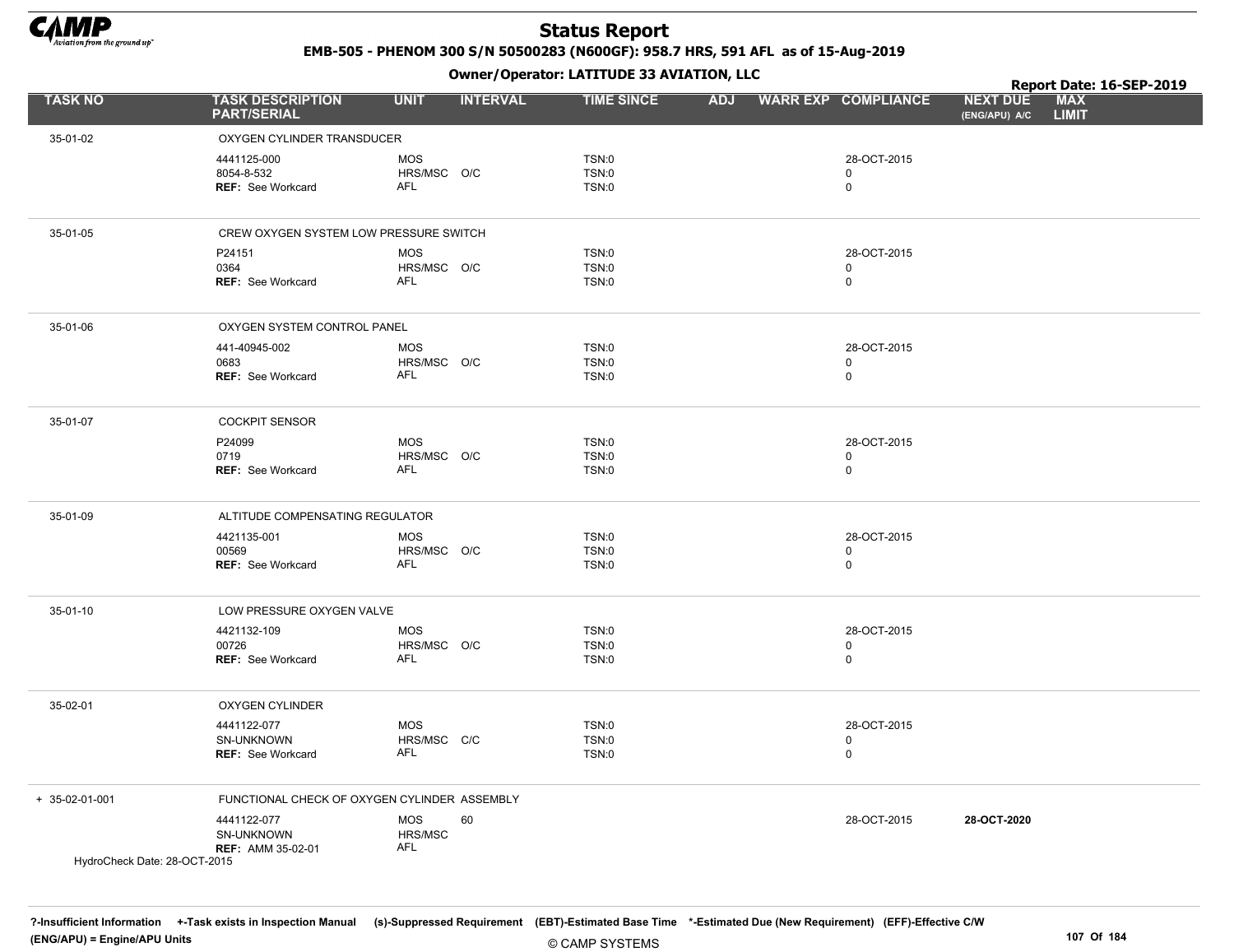# Status Report

**EMB-505 - PHENOM 300 S/N 50500283 (N600GF): 958.7 HRS, 591 AFL as of 15-Aug-2019**

**Owner/Operator: LATITUDE 33 AVIATION, LLC**

**Report Date: 16-SEP-2019**

| TASK NO | TASK DESCRIPTION PART/SERIAL | UNIT | INTERVAL | TIME SINCE | ADJ | WARR EXP | COMPLIANCE | NEXT DUE (ENG/APU) A/C | MAX LIMIT |
|---|---|---|---|---|---|---|---|---|---|
| 35-01-02 | OXYGEN CYLINDER TRANSDUCER | | | | | | | | |
| | 4441125-000 | MOS | | TSN:0 | | | 28-OCT-2015 | | |
| | 8054-8-532 | HRS/MSC | O/C | TSN:0 | | | 0 | | |
| | **REF:** See Workcard | AFL | | TSN:0 | | | 0 | | |
| 35-01-05 | CREW OXYGEN SYSTEM LOW PRESSURE SWITCH | | | | | | | | |
| | P24151 | MOS | | TSN:0 | | | 28-OCT-2015 | | |
| | 0364 | HRS/MSC | O/C | TSN:0 | | | 0 | | |
| | **REF:** See Workcard | AFL | | TSN:0 | | | 0 | | |
| 35-01-06 | OXYGEN SYSTEM CONTROL PANEL | | | | | | | | |
| | 441-40945-002 | MOS | | TSN:0 | | | 28-OCT-2015 | | |
| | 0683 | HRS/MSC | O/C | TSN:0 | | | 0 | | |
| | **REF:** See Workcard | AFL | | TSN:0 | | | 0 | | |
| 35-01-07 | COCKPIT SENSOR | | | | | | | | |
| | P24099 | MOS | | TSN:0 | | | 28-OCT-2015 | | |
| | 0719 | HRS/MSC | O/C | TSN:0 | | | 0 | | |
| | **REF:** See Workcard | AFL | | TSN:0 | | | 0 | | |
| 35-01-09 | ALTITUDE COMPENSATING REGULATOR | | | | | | | | |
| | 4421135-001 | MOS | | TSN:0 | | | 28-OCT-2015 | | |
| | 00569 | HRS/MSC | O/C | TSN:0 | | | 0 | | |
| | **REF:** See Workcard | AFL | | TSN:0 | | | 0 | | |
| 35-01-10 | LOW PRESSURE OXYGEN VALVE | | | | | | | | |
| | 4421132-109 | MOS | | TSN:0 | | | 28-OCT-2015 | | |
| | 00726 | HRS/MSC | O/C | TSN:0 | | | 0 | | |
| | **REF:** See Workcard | AFL | | TSN:0 | | | 0 | | |
| 35-02-01 | OXYGEN CYLINDER | | | | | | | | |
| | 4441122-077 | MOS | | TSN:0 | | | 28-OCT-2015 | | |
| | SN-UNKNOWN | HRS/MSC | C/C | TSN:0 | | | 0 | | |
| | **REF:** See Workcard | AFL | | TSN:0 | | | 0 | | |
| + 35-02-01-001 | FUNCTIONAL CHECK OF OXYGEN CYLINDER ASSEMBLY | | | | | | | | |
| | 4441122-077 | MOS | 60 | | | | 28-OCT-2015 | **28-OCT-2020** | |
| | SN-UNKNOWN | HRS/MSC | | | | | | | |
| | **REF:** AMM 35-02-01 | AFL | | | | | | | |
| HydroCheck Date: 28-OCT-2015 | | | | | | | | | |

**?-Insufficient Information** **+-Task exists in Inspection Manual** **(s)-Suppressed Requirement** **(EBT)-Estimated Base Time** **\*-Estimated Due (New Requirement)** **(EFF)-Effective C/W**
**(ENG/APU) = Engine/APU Units**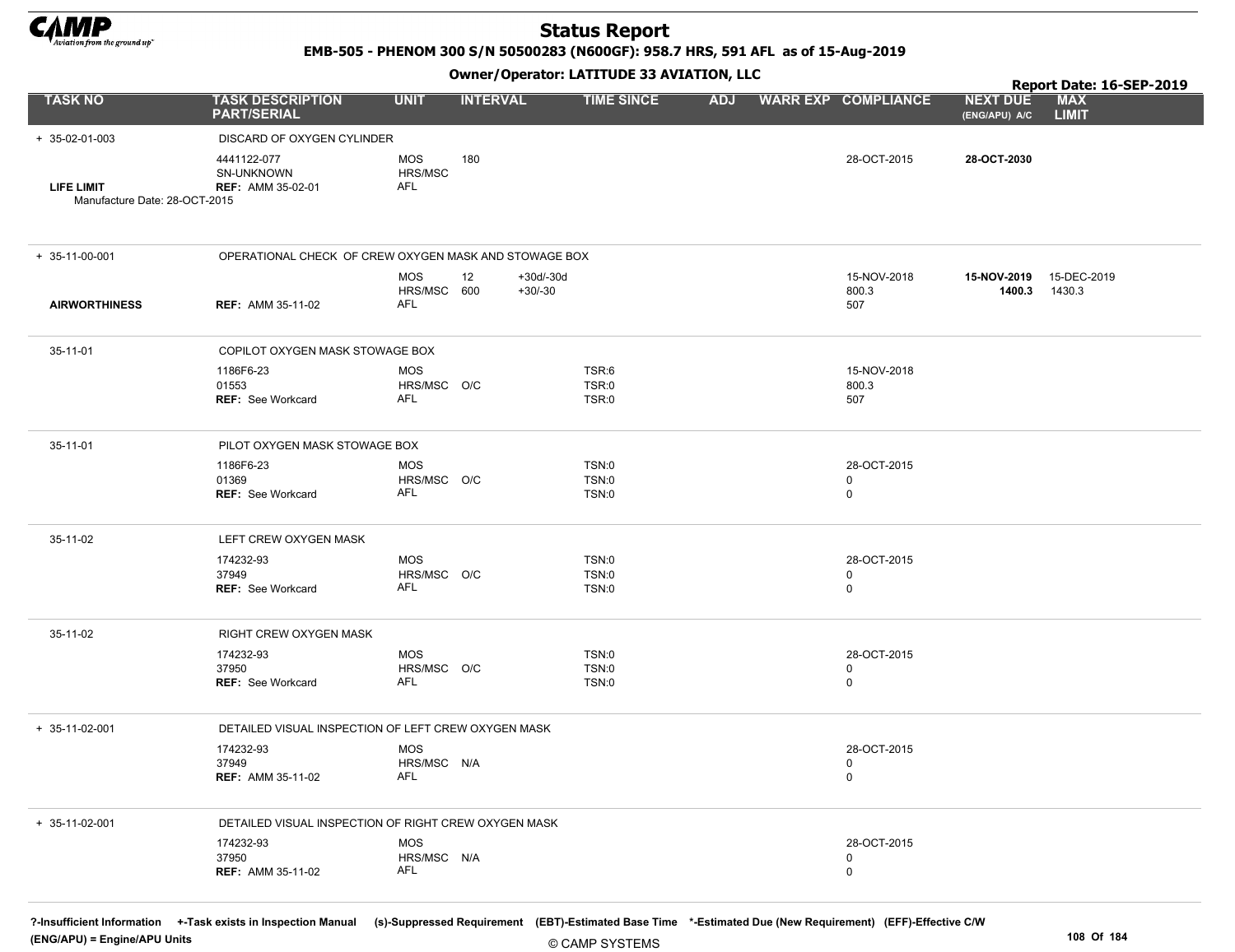# Status Report

**EMB-505 - PHENOM 300 S/N 50500283 (N600GF): 958.7 HRS, 591 AFL as of 15-Aug-2019**

**Owner/Operator: LATITUDE 33 AVIATION, LLC**

**Report Date: 16-SEP-2019**

| TASK NO | TASK DESCRIPTION PART/SERIAL | UNIT | INTERVAL | | TIME SINCE | ADJ | WARR EXP | COMPLIANCE | NEXT DUE (ENG/APU) A/C | MAX LIMIT |
|---|---|---|---|---|---|---|---|---|---|---|
| + 35-02-01-003 | DISCARD OF OXYGEN CYLINDER | | | | | | | | | |
| LIFE LIMIT<br>Manufacture Date: 28-OCT-2015 | 4441122-077<br>SN-UNKNOWN<br>**REF:** AMM 35-02-01 | MOS<br>HRS/MSC<br>AFL | 180 | | | | | 28-OCT-2015 | **28-OCT-2030** | |
| + 35-11-00-001 | OPERATIONAL CHECK OF CREW OXYGEN MASK AND STOWAGE BOX | | | | | | | | | |
| AIRWORTHINESS | **REF:** AMM 35-11-02 | MOS<br>HRS/MSC<br>AFL | 12<br>600 | +30d/-30d<br>+30/-30 | | | | 15-NOV-2018<br>800.3<br>507 | **15-NOV-2019**<br>**1400.3** | 15-DEC-2019<br>1430.3 |
| 35-11-01 | COPILOT OXYGEN MASK STOWAGE BOX | | | | | | | | | |
| | 1186F6-23<br>01553<br>**REF:** See Workcard | MOS<br>HRS/MSC<br>AFL | O/C | | TSR:6<br>TSR:0<br>TSR:0 | | | 15-NOV-2018<br>800.3<br>507 | | |
| 35-11-01 | PILOT OXYGEN MASK STOWAGE BOX | | | | | | | | | |
| | 1186F6-23<br>01369<br>**REF:** See Workcard | MOS<br>HRS/MSC<br>AFL | O/C | | TSN:0<br>TSN:0<br>TSN:0 | | | 28-OCT-2015<br>0<br>0 | | |
| 35-11-02 | LEFT CREW OXYGEN MASK | | | | | | | | | |
| | 174232-93<br>37949<br>**REF:** See Workcard | MOS<br>HRS/MSC<br>AFL | O/C | | TSN:0<br>TSN:0<br>TSN:0 | | | 28-OCT-2015<br>0<br>0 | | |
| 35-11-02 | RIGHT CREW OXYGEN MASK | | | | | | | | | |
| | 174232-93<br>37950<br>**REF:** See Workcard | MOS<br>HRS/MSC<br>AFL | O/C | | TSN:0<br>TSN:0<br>TSN:0 | | | 28-OCT-2015<br>0<br>0 | | |
| + 35-11-02-001 | DETAILED VISUAL INSPECTION OF LEFT CREW OXYGEN MASK | | | | | | | | | |
| | 174232-93<br>37949<br>**REF:** AMM 35-11-02 | MOS<br>HRS/MSC<br>AFL | N/A | | | | | 28-OCT-2015<br>0<br>0 | | |
| + 35-11-02-001 | DETAILED VISUAL INSPECTION OF RIGHT CREW OXYGEN MASK | | | | | | | | | |
| | 174232-93<br>37950<br>**REF:** AMM 35-11-02 | MOS<br>HRS/MSC<br>AFL | N/A | | | | | 28-OCT-2015<br>0<br>0 | | |

**?-Insufficient Information +-Task exists in Inspection Manual (s)-Suppressed Requirement (EBT)-Estimated Base Time \*-Estimated Due (New Requirement) (EFF)-Effective C/W**
**(ENG/APU) = Engine/APU Units**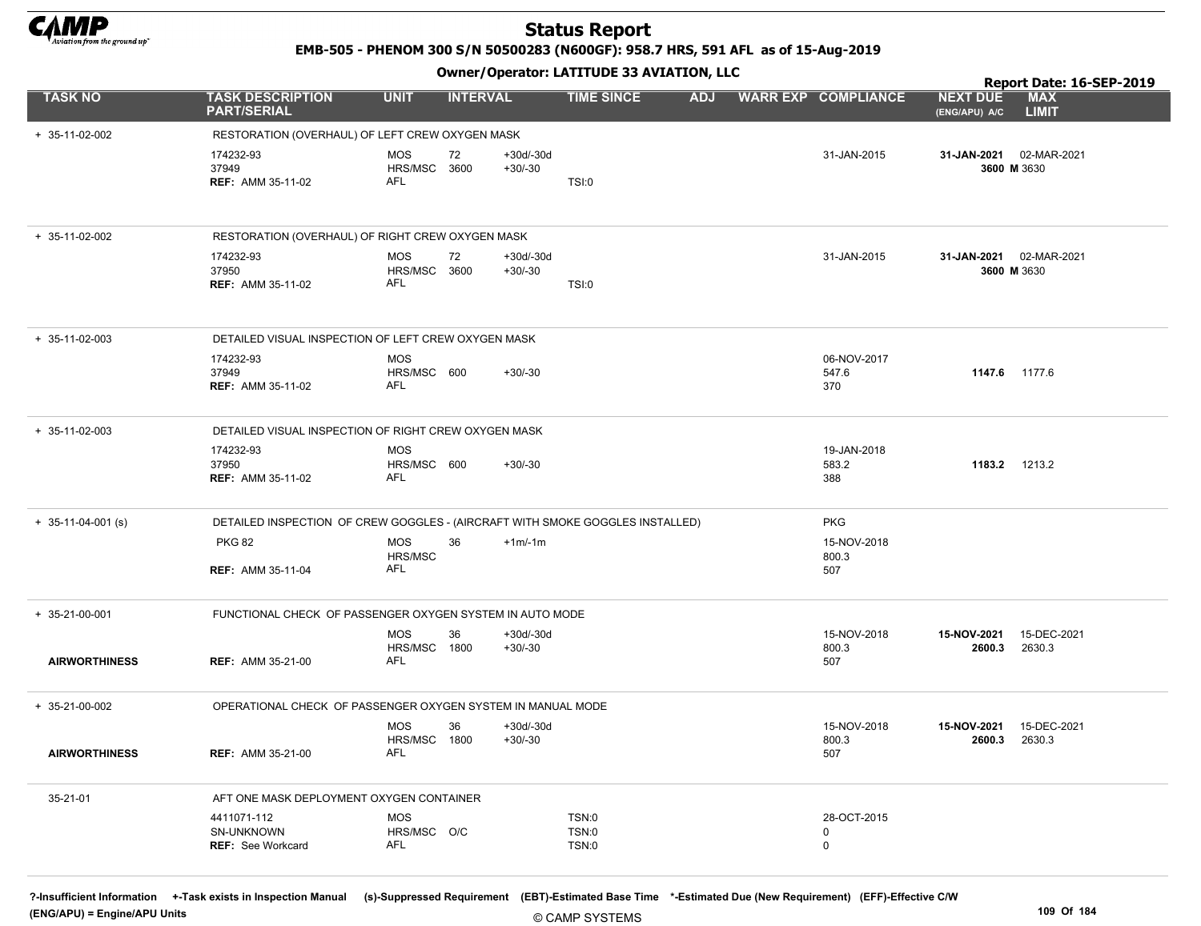# Status Report

**EMB-505 - PHENOM 300 S/N 50500283 (N600GF): 958.7 HRS, 591 AFL as of 15-Aug-2019**

**Owner/Operator: LATITUDE 33 AVIATION, LLC**

**Report Date: 16-SEP-2019**

| TASK NO | TASK DESCRIPTION PART/SERIAL | UNIT | INTERVAL | | TIME SINCE | ADJ | WARR EXP | COMPLIANCE | NEXT DUE (ENG/APU) A/C | MAX LIMIT |
|---|---|---|---|---|---|---|---|---|---|---|
| + 35-11-02-002 | RESTORATION (OVERHAUL) OF LEFT CREW OXYGEN MASK | | | | | | | | | |
| | 174232-93 | MOS | 72 | +30d/-30d | | | | 31-JAN-2015 | **31-JAN-2021** | 02-MAR-2021 |
| | 37949 | HRS/MSC | 3600 | +30/-30 | | | | | **3600 M** | 3630 |
| | **REF:** AMM 35-11-02 | AFL | | | TSI:0 | | | | | |
| + 35-11-02-002 | RESTORATION (OVERHAUL) OF RIGHT CREW OXYGEN MASK | | | | | | | | | |
| | 174232-93 | MOS | 72 | +30d/-30d | | | | 31-JAN-2015 | **31-JAN-2021** | 02-MAR-2021 |
| | 37950 | HRS/MSC | 3600 | +30/-30 | | | | | **3600 M** | 3630 |
| | **REF:** AMM 35-11-02 | AFL | | | TSI:0 | | | | | |
| + 35-11-02-003 | DETAILED VISUAL INSPECTION OF LEFT CREW OXYGEN MASK | | | | | | | | | |
| | 174232-93 | MOS | | | | | | 06-NOV-2017 | | |
| | 37949 | HRS/MSC | 600 | +30/-30 | | | | 547.6 | **1147.6** | 1177.6 |
| | **REF:** AMM 35-11-02 | AFL | | | | | | 370 | | |
| + 35-11-02-003 | DETAILED VISUAL INSPECTION OF RIGHT CREW OXYGEN MASK | | | | | | | | | |
| | 174232-93 | MOS | | | | | | 19-JAN-2018 | | |
| | 37950 | HRS/MSC | 600 | +30/-30 | | | | 583.2 | **1183.2** | 1213.2 |
| | **REF:** AMM 35-11-02 | AFL | | | | | | 388 | | |
| + 35-11-04-001 (s) | DETAILED INSPECTION OF CREW GOGGLES - (AIRCRAFT WITH SMOKE GOGGLES INSTALLED) | | | | | | | PKG | | |
| | PKG 82 | MOS | 36 | +1m/-1m | | | | 15-NOV-2018 | | |
| | | HRS/MSC | | | | | | 800.3 | | |
| | **REF:** AMM 35-11-04 | AFL | | | | | | 507 | | |
| + 35-21-00-001 | FUNCTIONAL CHECK OF PASSENGER OXYGEN SYSTEM IN AUTO MODE | | | | | | | | | |
| | | MOS | 36 | +30d/-30d | | | | 15-NOV-2018 | **15-NOV-2021** | 15-DEC-2021 |
| | | HRS/MSC | 1800 | +30/-30 | | | | 800.3 | **2600.3** | 2630.3 |
| **AIRWORTHINESS** | **REF:** AMM 35-21-00 | AFL | | | | | | 507 | | |
| + 35-21-00-002 | OPERATIONAL CHECK OF PASSENGER OXYGEN SYSTEM IN MANUAL MODE | | | | | | | | | |
| | | MOS | 36 | +30d/-30d | | | | 15-NOV-2018 | **15-NOV-2021** | 15-DEC-2021 |
| | | HRS/MSC | 1800 | +30/-30 | | | | 800.3 | **2600.3** | 2630.3 |
| **AIRWORTHINESS** | **REF:** AMM 35-21-00 | AFL | | | | | | 507 | | |
| 35-21-01 | AFT ONE MASK DEPLOYMENT OXYGEN CONTAINER | | | | | | | | | |
| | 4411071-112 | MOS | | | TSN:0 | | | 28-OCT-2015 | | |
| | SN-UNKNOWN | HRS/MSC | O/C | | TSN:0 | | | 0 | | |
| | **REF:** See Workcard | AFL | | | TSN:0 | | | 0 | | |

**?-Insufficient Information** **+-Task exists in Inspection Manual** **(s)-Suppressed Requirement** **(EBT)-Estimated Base Time** **\*-Estimated Due (New Requirement)** **(EFF)-Effective C/W**
**(ENG/APU) = Engine/APU Units**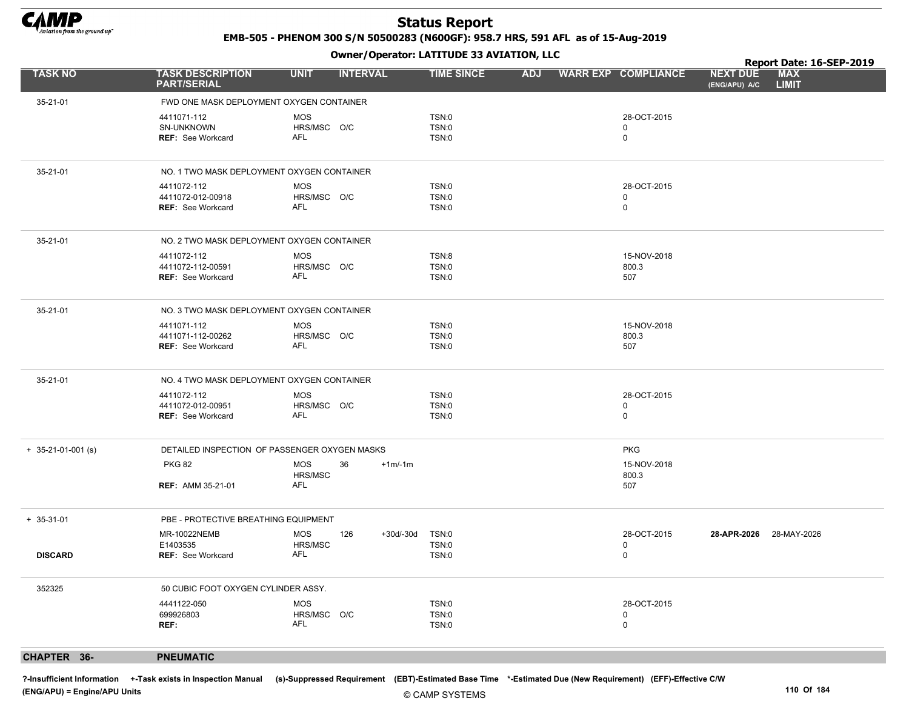# Status Report

EMB-505 - PHENOM 300 S/N 50500283 (N600GF): 958.7 HRS, 591 AFL as of 15-Aug-2019

Owner/Operator: LATITUDE 33 AVIATION, LLC

Report Date: 16-SEP-2019

| TASK NO | TASK DESCRIPTION PART/SERIAL | UNIT | INTERVAL | | TIME SINCE | ADJ | WARR EXP | COMPLIANCE | NEXT DUE (ENG/APU) A/C | MAX LIMIT |
|---|---|---|---|---|---|---|---|---|---|---|
| 35-21-01 | FWD ONE MASK DEPLOYMENT OXYGEN CONTAINER | | | | | | | | | |
| | 4411071-112 | MOS | | | TSN:0 | | | 28-OCT-2015 | | |
| | SN-UNKNOWN | HRS/MSC | O/C | | TSN:0 | | | 0 | | |
| | **REF:** See Workcard | AFL | | | TSN:0 | | | 0 | | |
| 35-21-01 | NO. 1 TWO MASK DEPLOYMENT OXYGEN CONTAINER | | | | | | | | | |
| | 4411072-112 | MOS | | | TSN:0 | | | 28-OCT-2015 | | |
| | 4411072-012-00918 | HRS/MSC | O/C | | TSN:0 | | | 0 | | |
| | **REF:** See Workcard | AFL | | | TSN:0 | | | 0 | | |
| 35-21-01 | NO. 2 TWO MASK DEPLOYMENT OXYGEN CONTAINER | | | | | | | | | |
| | 4411072-112 | MOS | | | TSN:8 | | | 15-NOV-2018 | | |
| | 4411072-112-00591 | HRS/MSC | O/C | | TSN:0 | | | 800.3 | | |
| | **REF:** See Workcard | AFL | | | TSN:0 | | | 507 | | |
| 35-21-01 | NO. 3 TWO MASK DEPLOYMENT OXYGEN CONTAINER | | | | | | | | | |
| | 4411071-112 | MOS | | | TSN:0 | | | 15-NOV-2018 | | |
| | 4411071-112-00262 | HRS/MSC | O/C | | TSN:0 | | | 800.3 | | |
| | **REF:** See Workcard | AFL | | | TSN:0 | | | 507 | | |
| 35-21-01 | NO. 4 TWO MASK DEPLOYMENT OXYGEN CONTAINER | | | | | | | | | |
| | 4411072-112 | MOS | | | TSN:0 | | | 28-OCT-2015 | | |
| | 4411072-012-00951 | HRS/MSC | O/C | | TSN:0 | | | 0 | | |
| | **REF:** See Workcard | AFL | | | TSN:0 | | | 0 | | |
| + 35-21-01-001 (s) | DETAILED INSPECTION OF PASSENGER OXYGEN MASKS | | | | | | | PKG | | |
| | PKG 82 | MOS | 36 | +1m/-1m | | | | 15-NOV-2018 | | |
| | | HRS/MSC | | | | | | 800.3 | | |
| | **REF:** AMM 35-21-01 | AFL | | | | | | 507 | | |
| + 35-31-01 | PBE - PROTECTIVE BREATHING EQUIPMENT | | | | | | | | | |
| | MR-10022NEMB | MOS | 126 | +30d/-30d | TSN:0 | | | 28-OCT-2015 | **28-APR-2026** | 28-MAY-2026 |
| | E1403535 | HRS/MSC | | | TSN:0 | | | 0 | | |
| **DISCARD** | **REF:** See Workcard | AFL | | | TSN:0 | | | 0 | | |
| 352325 | 50 CUBIC FOOT OXYGEN CYLINDER ASSY. | | | | | | | | | |
| | 4441122-050 | MOS | | | TSN:0 | | | 28-OCT-2015 | | |
| | 699926803 | HRS/MSC | O/C | | TSN:0 | | | 0 | | |
| | **REF:** | AFL | | | TSN:0 | | | 0 | | |

## CHAPTER 36- PNEUMATIC

?-Insufficient Information +-Task exists in Inspection Manual (s)-Suppressed Requirement (EBT)-Estimated Base Time *-Estimated Due (New Requirement) (EFF)-Effective C/W
(ENG/APU) = Engine/APU Units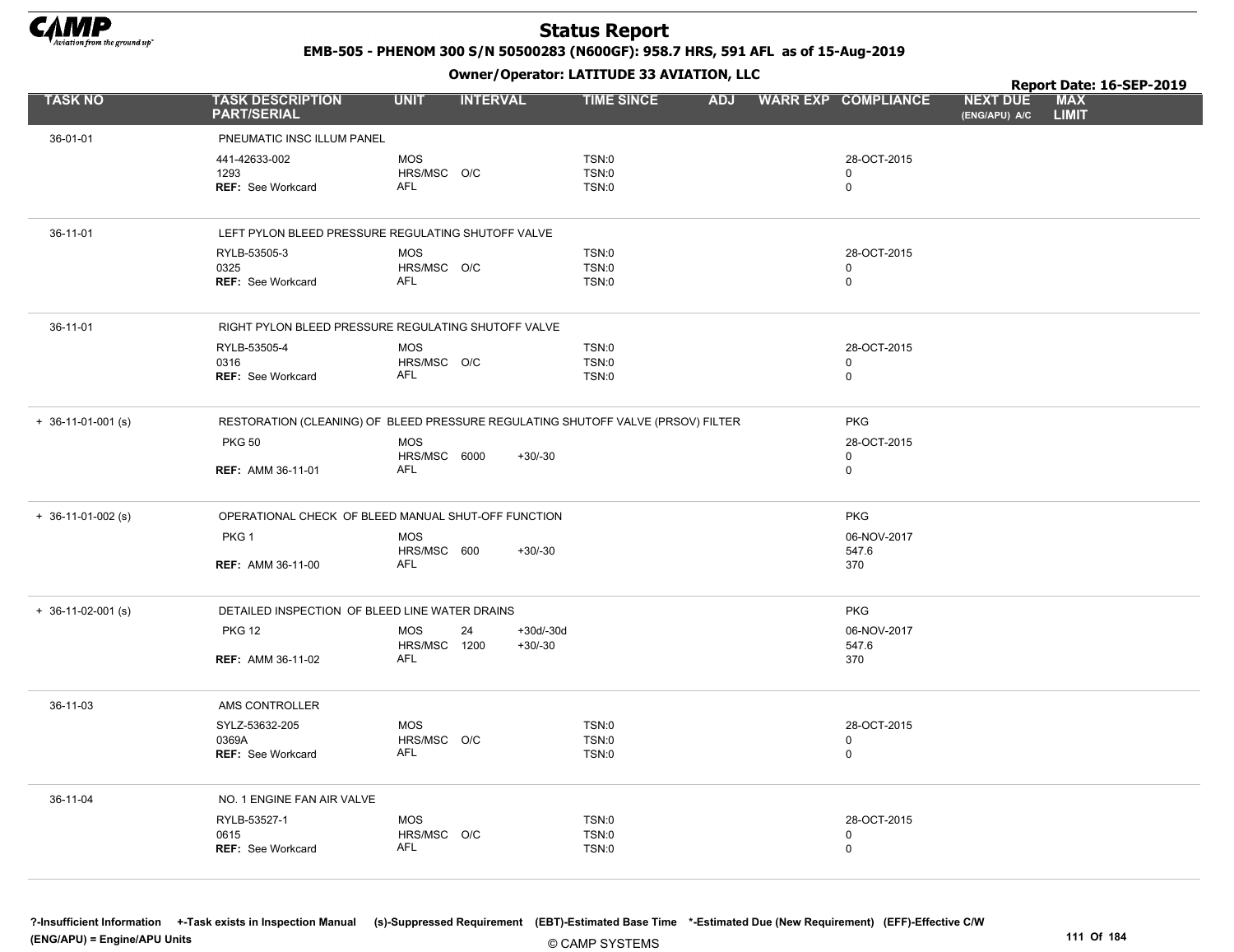# Status Report

**EMB-505 - PHENOM 300 S/N 50500283 (N600GF): 958.7 HRS, 591 AFL as of 15-Aug-2019**

**Owner/Operator: LATITUDE 33 AVIATION, LLC**

**Report Date: 16-SEP-2019**

| TASK NO | TASK DESCRIPTION PART/SERIAL | UNIT | INTERVAL | | TIME SINCE | ADJ | WARR EXP | COMPLIANCE | NEXT DUE (ENG/APU) A/C | MAX LIMIT |
|---|---|---|---|---|---|---|---|---|---|---|
| 36-01-01 | PNEUMATIC INSC ILLUM PANEL | | | | | | | | | |
| | 441-42633-002 | MOS | | | TSN:0 | | | 28-OCT-2015 | | |
| | 1293 | HRS/MSC | O/C | | TSN:0 | | | 0 | | |
| | **REF:** See Workcard | AFL | | | TSN:0 | | | 0 | | |
| 36-11-01 | LEFT PYLON BLEED PRESSURE REGULATING SHUTOFF VALVE | | | | | | | | | |
| | RYLB-53505-3 | MOS | | | TSN:0 | | | 28-OCT-2015 | | |
| | 0325 | HRS/MSC | O/C | | TSN:0 | | | 0 | | |
| | **REF:** See Workcard | AFL | | | TSN:0 | | | 0 | | |
| 36-11-01 | RIGHT PYLON BLEED PRESSURE REGULATING SHUTOFF VALVE | | | | | | | | | |
| | RYLB-53505-4 | MOS | | | TSN:0 | | | 28-OCT-2015 | | |
| | 0316 | HRS/MSC | O/C | | TSN:0 | | | 0 | | |
| | **REF:** See Workcard | AFL | | | TSN:0 | | | 0 | | |
| + 36-11-01-001 (s) | RESTORATION (CLEANING) OF BLEED PRESSURE REGULATING SHUTOFF VALVE (PRSOV) FILTER | | | | | | | PKG | | |
| | PKG 50 | MOS | | | | | | 28-OCT-2015 | | |
| | | HRS/MSC | 6000 | +30/-30 | | | | 0 | | |
| | **REF:** AMM 36-11-01 | AFL | | | | | | 0 | | |
| + 36-11-01-002 (s) | OPERATIONAL CHECK OF BLEED MANUAL SHUT-OFF FUNCTION | | | | | | | PKG | | |
| | PKG 1 | MOS | | | | | | 06-NOV-2017 | | |
| | | HRS/MSC | 600 | +30/-30 | | | | 547.6 | | |
| | **REF:** AMM 36-11-00 | AFL | | | | | | 370 | | |
| + 36-11-02-001 (s) | DETAILED INSPECTION OF BLEED LINE WATER DRAINS | | | | | | | PKG | | |
| | PKG 12 | MOS | 24 | +30d/-30d | | | | 06-NOV-2017 | | |
| | | HRS/MSC | 1200 | +30/-30 | | | | 547.6 | | |
| | **REF:** AMM 36-11-02 | AFL | | | | | | 370 | | |
| 36-11-03 | AMS CONTROLLER | | | | | | | | | |
| | SYLZ-53632-205 | MOS | | | TSN:0 | | | 28-OCT-2015 | | |
| | 0369A | HRS/MSC | O/C | | TSN:0 | | | 0 | | |
| | **REF:** See Workcard | AFL | | | TSN:0 | | | 0 | | |
| 36-11-04 | NO. 1 ENGINE FAN AIR VALVE | | | | | | | | | |
| | RYLB-53527-1 | MOS | | | TSN:0 | | | 28-OCT-2015 | | |
| | 0615 | HRS/MSC | O/C | | TSN:0 | | | 0 | | |
| | **REF:** See Workcard | AFL | | | TSN:0 | | | 0 | | |

**?-Insufficient Information** **+-Task exists in Inspection Manual** **(s)-Suppressed Requirement** **(EBT)-Estimated Base Time** **\*-Estimated Due (New Requirement)** **(EFF)-Effective C/W**
**(ENG/APU) = Engine/APU Units**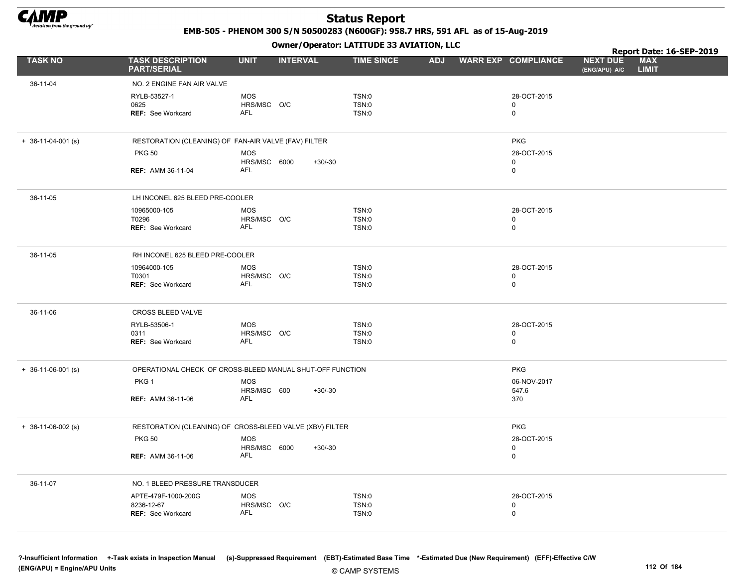# Status Report

**EMB-505 - PHENOM 300 S/N 50500283 (N600GF): 958.7 HRS, 591 AFL as of 15-Aug-2019**

**Owner/Operator: LATITUDE 33 AVIATION, LLC**

**Report Date: 16-SEP-2019**

| TASK NO | TASK DESCRIPTION PART/SERIAL | UNIT | INTERVAL | | TIME SINCE | ADJ | WARR EXP | COMPLIANCE | NEXT DUE (ENG/APU) A/C | MAX LIMIT |
|---|---|---|---|---|---|---|---|---|---|---|
| 36-11-04 | NO. 2 ENGINE FAN AIR VALVE | | | | | | | | | |
| | RYLB-53527-1 | MOS | | | TSN:0 | | | 28-OCT-2015 | | |
| | 0625 | HRS/MSC | O/C | | TSN:0 | | | 0 | | |
| | **REF:** See Workcard | AFL | | | TSN:0 | | | 0 | | |
| + 36-11-04-001 (s) | RESTORATION (CLEANING) OF FAN-AIR VALVE (FAV) FILTER | | | | | | | PKG | | |
| | PKG 50 | MOS | | | | | | 28-OCT-2015 | | |
| | | HRS/MSC | 6000 | +30/-30 | | | | 0 | | |
| | **REF:** AMM 36-11-04 | AFL | | | | | | 0 | | |
| 36-11-05 | LH INCONEL 625 BLEED PRE-COOLER | | | | | | | | | |
| | 10965000-105 | MOS | | | TSN:0 | | | 28-OCT-2015 | | |
| | T0296 | HRS/MSC | O/C | | TSN:0 | | | 0 | | |
| | **REF:** See Workcard | AFL | | | TSN:0 | | | 0 | | |
| 36-11-05 | RH INCONEL 625 BLEED PRE-COOLER | | | | | | | | | |
| | 10964000-105 | MOS | | | TSN:0 | | | 28-OCT-2015 | | |
| | T0301 | HRS/MSC | O/C | | TSN:0 | | | 0 | | |
| | **REF:** See Workcard | AFL | | | TSN:0 | | | 0 | | |
| 36-11-06 | CROSS BLEED VALVE | | | | | | | | | |
| | RYLB-53506-1 | MOS | | | TSN:0 | | | 28-OCT-2015 | | |
| | 0311 | HRS/MSC | O/C | | TSN:0 | | | 0 | | |
| | **REF:** See Workcard | AFL | | | TSN:0 | | | 0 | | |
| + 36-11-06-001 (s) | OPERATIONAL CHECK OF CROSS-BLEED MANUAL SHUT-OFF FUNCTION | | | | | | | PKG | | |
| | PKG 1 | MOS | | | | | | 06-NOV-2017 | | |
| | | HRS/MSC | 600 | +30/-30 | | | | 547.6 | | |
| | **REF:** AMM 36-11-06 | AFL | | | | | | 370 | | |
| + 36-11-06-002 (s) | RESTORATION (CLEANING) OF CROSS-BLEED VALVE (XBV) FILTER | | | | | | | PKG | | |
| | PKG 50 | MOS | | | | | | 28-OCT-2015 | | |
| | | HRS/MSC | 6000 | +30/-30 | | | | 0 | | |
| | **REF:** AMM 36-11-06 | AFL | | | | | | 0 | | |
| 36-11-07 | NO. 1 BLEED PRESSURE TRANSDUCER | | | | | | | | | |
| | APTE-479F-1000-200G | MOS | | | TSN:0 | | | 28-OCT-2015 | | |
| | 8236-12-67 | HRS/MSC | O/C | | TSN:0 | | | 0 | | |
| | **REF:** See Workcard | AFL | | | TSN:0 | | | 0 | | |

**?-Insufficient Information +-Task exists in Inspection Manual (s)-Suppressed Requirement (EBT)-Estimated Base Time \*-Estimated Due (New Requirement) (EFF)-Effective C/W**
**(ENG/APU) = Engine/APU Units**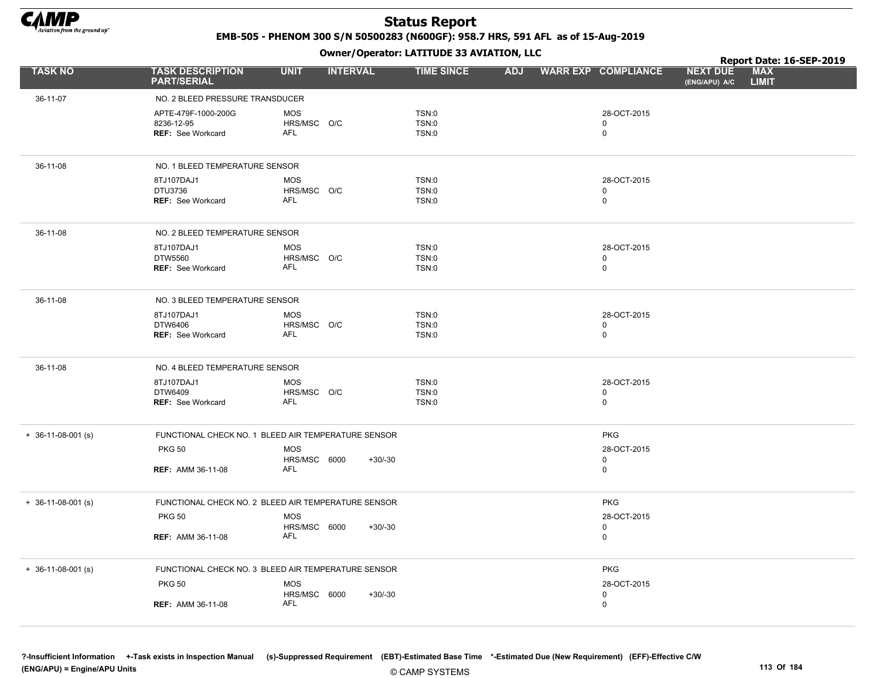# Status Report

**EMB-505 - PHENOM 300 S/N 50500283 (N600GF): 958.7 HRS, 591 AFL as of 15-Aug-2019**

**Owner/Operator: LATITUDE 33 AVIATION, LLC**

**Report Date: 16-SEP-2019**

| TASK NO | TASK DESCRIPTION PART/SERIAL | UNIT | INTERVAL | | TIME SINCE | ADJ | WARR EXP | COMPLIANCE | NEXT DUE (ENG/APU) A/C | MAX LIMIT |
|---|---|---|---|---|---|---|---|---|---|---|
| 36-11-07 | NO. 2 BLEED PRESSURE TRANSDUCER | | | | | | | | | |
| | APTE-479F-1000-200G | MOS | | | TSN:0 | | | 28-OCT-2015 | | |
| | 8236-12-95 | HRS/MSC | O/C | | TSN:0 | | | 0 | | |
| | **REF:** See Workcard | AFL | | | TSN:0 | | | 0 | | |
| 36-11-08 | NO. 1 BLEED TEMPERATURE SENSOR | | | | | | | | | |
| | 8TJ107DAJ1 | MOS | | | TSN:0 | | | 28-OCT-2015 | | |
| | DTU3736 | HRS/MSC | O/C | | TSN:0 | | | 0 | | |
| | **REF:** See Workcard | AFL | | | TSN:0 | | | 0 | | |
| 36-11-08 | NO. 2 BLEED TEMPERATURE SENSOR | | | | | | | | | |
| | 8TJ107DAJ1 | MOS | | | TSN:0 | | | 28-OCT-2015 | | |
| | DTW5560 | HRS/MSC | O/C | | TSN:0 | | | 0 | | |
| | **REF:** See Workcard | AFL | | | TSN:0 | | | 0 | | |
| 36-11-08 | NO. 3 BLEED TEMPERATURE SENSOR | | | | | | | | | |
| | 8TJ107DAJ1 | MOS | | | TSN:0 | | | 28-OCT-2015 | | |
| | DTW6406 | HRS/MSC | O/C | | TSN:0 | | | 0 | | |
| | **REF:** See Workcard | AFL | | | TSN:0 | | | 0 | | |
| 36-11-08 | NO. 4 BLEED TEMPERATURE SENSOR | | | | | | | | | |
| | 8TJ107DAJ1 | MOS | | | TSN:0 | | | 28-OCT-2015 | | |
| | DTW6409 | HRS/MSC | O/C | | TSN:0 | | | 0 | | |
| | **REF:** See Workcard | AFL | | | TSN:0 | | | 0 | | |
| + 36-11-08-001 (s) | FUNCTIONAL CHECK NO. 1 BLEED AIR TEMPERATURE SENSOR | | | | | | | PKG | | |
| | PKG 50 | MOS | | | | | | 28-OCT-2015 | | |
| | | HRS/MSC | 6000 | +30/-30 | | | | 0 | | |
| | **REF:** AMM 36-11-08 | AFL | | | | | | 0 | | |
| + 36-11-08-001 (s) | FUNCTIONAL CHECK NO. 2 BLEED AIR TEMPERATURE SENSOR | | | | | | | PKG | | |
| | PKG 50 | MOS | | | | | | 28-OCT-2015 | | |
| | | HRS/MSC | 6000 | +30/-30 | | | | 0 | | |
| | **REF:** AMM 36-11-08 | AFL | | | | | | 0 | | |
| + 36-11-08-001 (s) | FUNCTIONAL CHECK NO. 3 BLEED AIR TEMPERATURE SENSOR | | | | | | | PKG | | |
| | PKG 50 | MOS | | | | | | 28-OCT-2015 | | |
| | | HRS/MSC | 6000 | +30/-30 | | | | 0 | | |
| | **REF:** AMM 36-11-08 | AFL | | | | | | 0 | | |

?-Insufficient Information +-Task exists in Inspection Manual (s)-Suppressed Requirement (EBT)-Estimated Base Time *-Estimated Due (New Requirement) (EFF)-Effective C/W (ENG/APU) = Engine/APU Units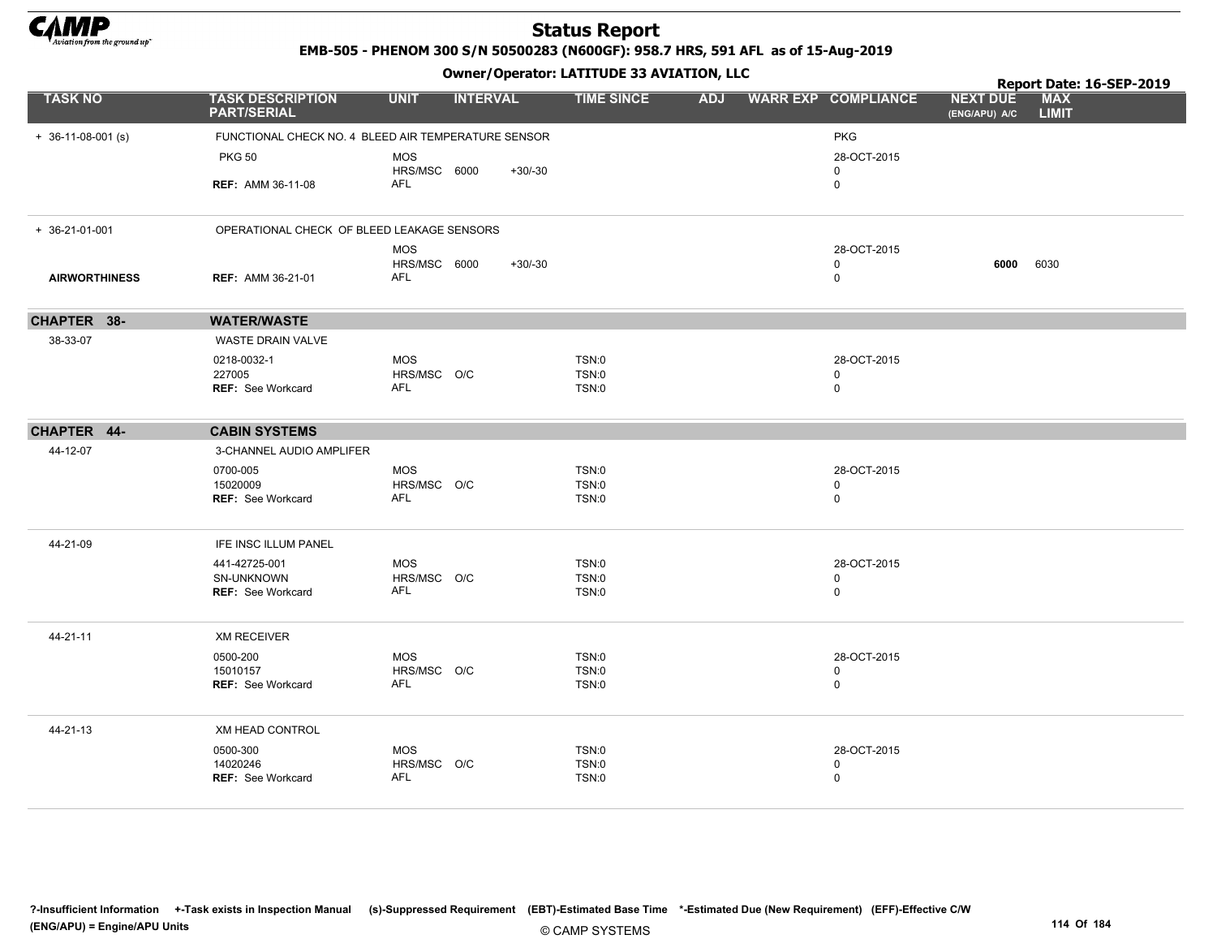# Status Report

**EMB-505 - PHENOM 300 S/N 50500283 (N600GF): 958.7 HRS, 591 AFL as of 15-Aug-2019**

**Owner/Operator: LATITUDE 33 AVIATION, LLC**

**Report Date: 16-SEP-2019**

| TASK NO | TASK DESCRIPTION PART/SERIAL | UNIT | INTERVAL | | TIME SINCE | ADJ | WARR EXP | COMPLIANCE | NEXT DUE (ENG/APU) A/C | MAX LIMIT |
|---|---|---|---|---|---|---|---|---|---|---|
| + 36-11-08-001 (s) | FUNCTIONAL CHECK NO. 4 BLEED AIR TEMPERATURE SENSOR | | | | | | | PKG | | |
| | PKG 50 | MOS | | | | | | 28-OCT-2015 | | |
| | | HRS/MSC | 6000 | +30/-30 | | | | 0 | | |
| | REF: AMM 36-11-08 | AFL | | | | | | 0 | | |
| + 36-21-01-001 | OPERATIONAL CHECK OF BLEED LEAKAGE SENSORS | | | | | | | | | |
| | | MOS | | | | | | 28-OCT-2015 | | |
| | | HRS/MSC | 6000 | +30/-30 | | | | 0 | **6000** | 6030 |
| **AIRWORTHINESS** | REF: AMM 36-21-01 | AFL | | | | | | 0 | | |
| **CHAPTER 38-** | **WATER/WASTE** | | | | | | | | | |
| 38-33-07 | WASTE DRAIN VALVE | | | | | | | | | |
| | 0218-0032-1 | MOS | | | TSN:0 | | | 28-OCT-2015 | | |
| | 227005 | HRS/MSC | O/C | | TSN:0 | | | 0 | | |
| | REF: See Workcard | AFL | | | TSN:0 | | | 0 | | |
| **CHAPTER 44-** | **CABIN SYSTEMS** | | | | | | | | | |
| 44-12-07 | 3-CHANNEL AUDIO AMPLIFER | | | | | | | | | |
| | 0700-005 | MOS | | | TSN:0 | | | 28-OCT-2015 | | |
| | 15020009 | HRS/MSC | O/C | | TSN:0 | | | 0 | | |
| | REF: See Workcard | AFL | | | TSN:0 | | | 0 | | |
| 44-21-09 | IFE INSC ILLUM PANEL | | | | | | | | | |
| | 441-42725-001 | MOS | | | TSN:0 | | | 28-OCT-2015 | | |
| | SN-UNKNOWN | HRS/MSC | O/C | | TSN:0 | | | 0 | | |
| | REF: See Workcard | AFL | | | TSN:0 | | | 0 | | |
| 44-21-11 | XM RECEIVER | | | | | | | | | |
| | 0500-200 | MOS | | | TSN:0 | | | 28-OCT-2015 | | |
| | 15010157 | HRS/MSC | O/C | | TSN:0 | | | 0 | | |
| | REF: See Workcard | AFL | | | TSN:0 | | | 0 | | |
| 44-21-13 | XM HEAD CONTROL | | | | | | | | | |
| | 0500-300 | MOS | | | TSN:0 | | | 28-OCT-2015 | | |
| | 14020246 | HRS/MSC | O/C | | TSN:0 | | | 0 | | |
| | REF: See Workcard | AFL | | | TSN:0 | | | 0 | | |

?-Insufficient Information +-Task exists in Inspection Manual (s)-Suppressed Requirement (EBT)-Estimated Base Time *-Estimated Due (New Requirement) (EFF)-Effective C/W (ENG/APU) = Engine/APU Units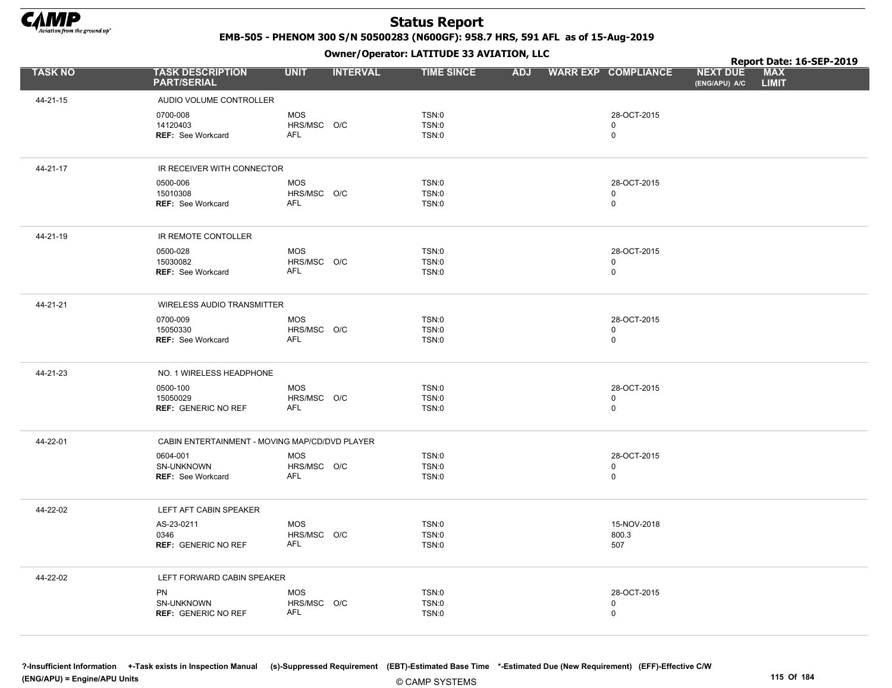# Status Report

**EMB-505 - PHENOM 300 S/N 50500283 (N600GF): 958.7 HRS, 591 AFL as of 15-Aug-2019**

**Owner/Operator: LATITUDE 33 AVIATION, LLC**

**Report Date: 16-SEP-2019**

| TASK NO | TASK DESCRIPTION PART/SERIAL | UNIT | INTERVAL | TIME SINCE | ADJ | WARR EXP | COMPLIANCE | NEXT DUE (ENG/APU) A/C | MAX LIMIT |
|---|---|---|---|---|---|---|---|---|---|
| 44-21-15 | AUDIO VOLUME CONTROLLER | | | | | | | | |
| | 0700-008 | MOS | | TSN:0 | | | 28-OCT-2015 | | |
| | 14120403 | HRS/MSC | O/C | TSN:0 | | | 0 | | |
| | **REF:** See Workcard | AFL | | TSN:0 | | | 0 | | |
| 44-21-17 | IR RECEIVER WITH CONNECTOR | | | | | | | | |
| | 0500-006 | MOS | | TSN:0 | | | 28-OCT-2015 | | |
| | 15010308 | HRS/MSC | O/C | TSN:0 | | | 0 | | |
| | **REF:** See Workcard | AFL | | TSN:0 | | | 0 | | |
| 44-21-19 | IR REMOTE CONTOLLER | | | | | | | | |
| | 0500-028 | MOS | | TSN:0 | | | 28-OCT-2015 | | |
| | 15030082 | HRS/MSC | O/C | TSN:0 | | | 0 | | |
| | **REF:** See Workcard | AFL | | TSN:0 | | | 0 | | |
| 44-21-21 | WIRELESS AUDIO TRANSMITTER | | | | | | | | |
| | 0700-009 | MOS | | TSN:0 | | | 28-OCT-2015 | | |
| | 15050330 | HRS/MSC | O/C | TSN:0 | | | 0 | | |
| | **REF:** See Workcard | AFL | | TSN:0 | | | 0 | | |
| 44-21-23 | NO. 1 WIRELESS HEADPHONE | | | | | | | | |
| | 0500-100 | MOS | | TSN:0 | | | 28-OCT-2015 | | |
| | 15050029 | HRS/MSC | O/C | TSN:0 | | | 0 | | |
| | **REF:** GENERIC NO REF | AFL | | TSN:0 | | | 0 | | |
| 44-22-01 | CABIN ENTERTAINMENT - MOVING MAP/CD/DVD PLAYER | | | | | | | | |
| | 0604-001 | MOS | | TSN:0 | | | 28-OCT-2015 | | |
| | SN-UNKNOWN | HRS/MSC | O/C | TSN:0 | | | 0 | | |
| | **REF:** See Workcard | AFL | | TSN:0 | | | 0 | | |
| 44-22-02 | LEFT AFT CABIN SPEAKER | | | | | | | | |
| | AS-23-0211 | MOS | | TSN:0 | | | 15-NOV-2018 | | |
| | 0346 | HRS/MSC | O/C | TSN:0 | | | 800.3 | | |
| | **REF:** GENERIC NO REF | AFL | | TSN:0 | | | 507 | | |
| 44-22-02 | LEFT FORWARD CABIN SPEAKER | | | | | | | | |
| | PN | MOS | | TSN:0 | | | 28-OCT-2015 | | |
| | SN-UNKNOWN | HRS/MSC | O/C | TSN:0 | | | 0 | | |
| | **REF:** GENERIC NO REF | AFL | | TSN:0 | | | 0 | | |

?-Insufficient Information +-Task exists in Inspection Manual (s)-Suppressed Requirement (EBT)-Estimated Base Time *-Estimated Due (New Requirement) (EFF)-Effective C/W
(ENG/APU) = Engine/APU Units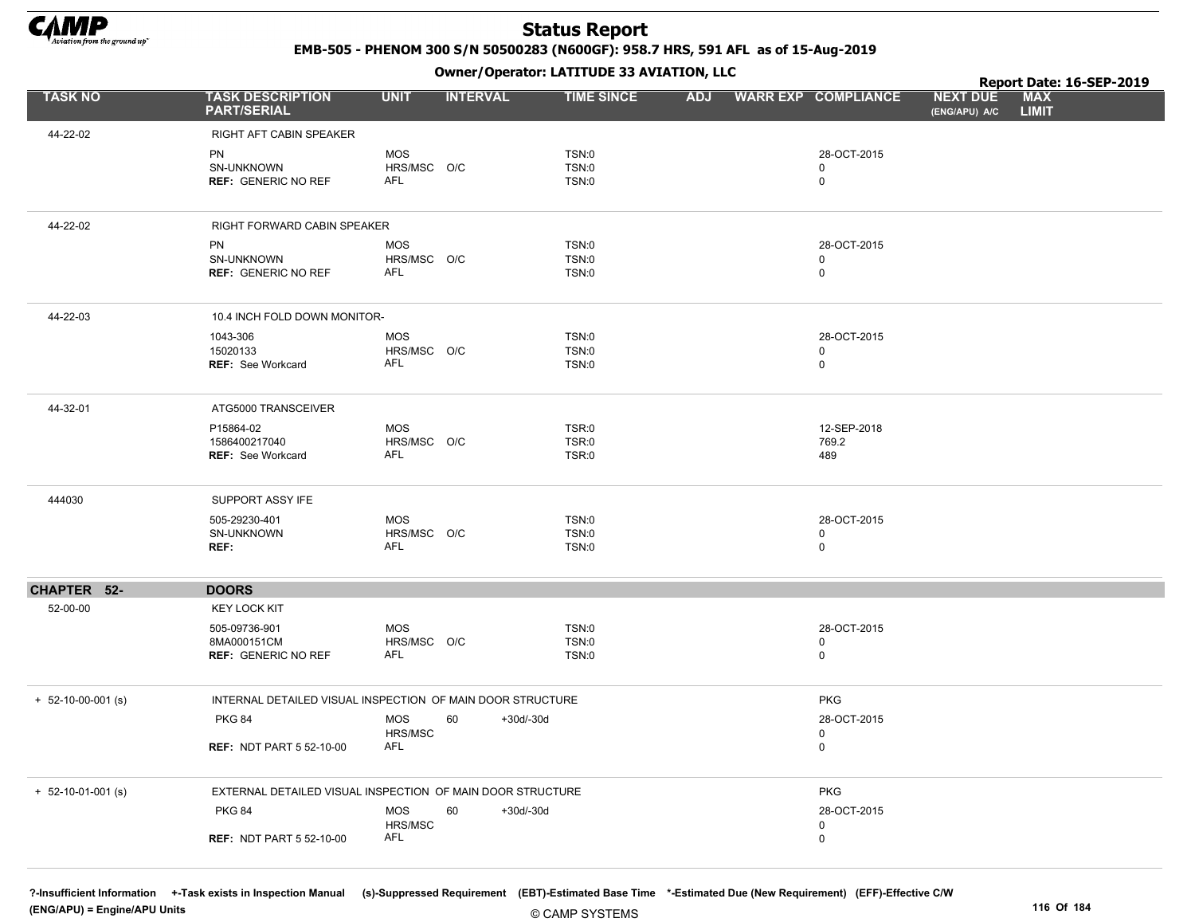# Status Report

**EMB-505 - PHENOM 300 S/N 50500283 (N600GF): 958.7 HRS, 591 AFL as of 15-Aug-2019**

**Owner/Operator: LATITUDE 33 AVIATION, LLC**

**Report Date: 16-SEP-2019**

| TASK NO | TASK DESCRIPTION PART/SERIAL | UNIT | INTERVAL | | TIME SINCE | ADJ | WARR EXP | COMPLIANCE | NEXT DUE (ENG/APU) A/C | MAX LIMIT |
|---|---|---|---|---|---|---|---|---|---|---|
| 44-22-02 | RIGHT AFT CABIN SPEAKER | | | | | | | | | |
| | PN | MOS | | | TSN:0 | | | 28-OCT-2015 | | |
| | SN-UNKNOWN | HRS/MSC | O/C | | TSN:0 | | | 0 | | |
| | **REF:** GENERIC NO REF | AFL | | | TSN:0 | | | 0 | | |
| 44-22-02 | RIGHT FORWARD CABIN SPEAKER | | | | | | | | | |
| | PN | MOS | | | TSN:0 | | | 28-OCT-2015 | | |
| | SN-UNKNOWN | HRS/MSC | O/C | | TSN:0 | | | 0 | | |
| | **REF:** GENERIC NO REF | AFL | | | TSN:0 | | | 0 | | |
| 44-22-03 | 10.4 INCH FOLD DOWN MONITOR- | | | | | | | | | |
| | 1043-306 | MOS | | | TSN:0 | | | 28-OCT-2015 | | |
| | 15020133 | HRS/MSC | O/C | | TSN:0 | | | 0 | | |
| | **REF:** See Workcard | AFL | | | TSN:0 | | | 0 | | |
| 44-32-01 | ATG5000 TRANSCEIVER | | | | | | | | | |
| | P15864-02 | MOS | | | TSR:0 | | | 12-SEP-2018 | | |
| | 1586400217040 | HRS/MSC | O/C | | TSR:0 | | | 769.2 | | |
| | **REF:** See Workcard | AFL | | | TSR:0 | | | 489 | | |
| 444030 | SUPPORT ASSY IFE | | | | | | | | | |
| | 505-29230-401 | MOS | | | TSN:0 | | | 28-OCT-2015 | | |
| | SN-UNKNOWN | HRS/MSC | O/C | | TSN:0 | | | 0 | | |
| | **REF:** | AFL | | | TSN:0 | | | 0 | | |
| **CHAPTER 52-** | **DOORS** | | | | | | | | | |
| 52-00-00 | KEY LOCK KIT | | | | | | | | | |
| | 505-09736-901 | MOS | | | TSN:0 | | | 28-OCT-2015 | | |
| | 8MA000151CM | HRS/MSC | O/C | | TSN:0 | | | 0 | | |
| | **REF:** GENERIC NO REF | AFL | | | TSN:0 | | | 0 | | |
| + 52-10-00-001 (s) | INTERNAL DETAILED VISUAL INSPECTION OF MAIN DOOR STRUCTURE | | | | | | | PKG | | |
| | PKG 84 | MOS | 60 | +30d/-30d | | | | 28-OCT-2015 | | |
| | | HRS/MSC | | | | | | 0 | | |
| | **REF:** NDT PART 5 52-10-00 | AFL | | | | | | 0 | | |
| + 52-10-01-001 (s) | EXTERNAL DETAILED VISUAL INSPECTION OF MAIN DOOR STRUCTURE | | | | | | | PKG | | |
| | PKG 84 | MOS | 60 | +30d/-30d | | | | 28-OCT-2015 | | |
| | | HRS/MSC | | | | | | 0 | | |
| | **REF:** NDT PART 5 52-10-00 | AFL | | | | | | 0 | | |

**?-Insufficient Information +-Task exists in Inspection Manual (s)-Suppressed Requirement (EBT)-Estimated Base Time \*-Estimated Due (New Requirement) (EFF)-Effective C/W (ENG/APU) = Engine/APU Units**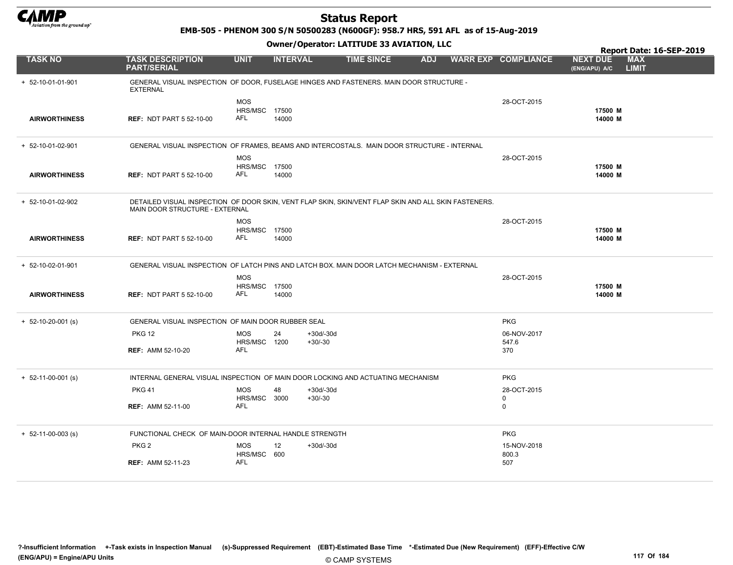# Status Report

**EMB-505 - PHENOM 300 S/N 50500283 (N600GF): 958.7 HRS, 591 AFL as of 15-Aug-2019**

**Owner/Operator: LATITUDE 33 AVIATION, LLC**

**Report Date: 16-SEP-2019**

| TASK NO | TASK DESCRIPTION PART/SERIAL | UNIT | INTERVAL | | TIME SINCE | ADJ | WARR EXP | COMPLIANCE | NEXT DUE (ENG/APU) A/C | MAX LIMIT |
|---|---|---|---|---|---|---|---|---|---|---|
| + 52-10-01-01-901 | GENERAL VISUAL INSPECTION OF DOOR, FUSELAGE HINGES AND FASTENERS. MAIN DOOR STRUCTURE - EXTERNAL | | | | | | | | | |
| | | MOS | | | | | | 28-OCT-2015 | | |
| | | HRS/MSC | 17500 | | | | | | 17500 M | |
| AIRWORTHINESS | REF: NDT PART 5 52-10-00 | AFL | 14000 | | | | | | 14000 M | |
| + 52-10-01-02-901 | GENERAL VISUAL INSPECTION OF FRAMES, BEAMS AND INTERCOSTALS. MAIN DOOR STRUCTURE - INTERNAL | | | | | | | | | |
| | | MOS | | | | | | 28-OCT-2015 | | |
| | | HRS/MSC | 17500 | | | | | | 17500 M | |
| AIRWORTHINESS | REF: NDT PART 5 52-10-00 | AFL | 14000 | | | | | | 14000 M | |
| + 52-10-01-02-902 | DETAILED VISUAL INSPECTION OF DOOR SKIN, VENT FLAP SKIN, SKIN/VENT FLAP SKIN AND ALL SKIN FASTENERS. MAIN DOOR STRUCTURE - EXTERNAL | | | | | | | | | |
| | | MOS | | | | | | 28-OCT-2015 | | |
| | | HRS/MSC | 17500 | | | | | | 17500 M | |
| AIRWORTHINESS | REF: NDT PART 5 52-10-00 | AFL | 14000 | | | | | | 14000 M | |
| + 52-10-02-01-901 | GENERAL VISUAL INSPECTION OF LATCH PINS AND LATCH BOX. MAIN DOOR LATCH MECHANISM - EXTERNAL | | | | | | | | | |
| | | MOS | | | | | | 28-OCT-2015 | | |
| | | HRS/MSC | 17500 | | | | | | 17500 M | |
| AIRWORTHINESS | REF: NDT PART 5 52-10-00 | AFL | 14000 | | | | | | 14000 M | |
| + 52-10-20-001 (s) | GENERAL VISUAL INSPECTION OF MAIN DOOR RUBBER SEAL | | | | | | | PKG | | |
| | PKG 12 | MOS | 24 | +30d/-30d | | | | 06-NOV-2017 | | |
| | | HRS/MSC | 1200 | +30/-30 | | | | 547.6 | | |
| | REF: AMM 52-10-20 | AFL | | | | | | 370 | | |
| + 52-11-00-001 (s) | INTERNAL GENERAL VISUAL INSPECTION OF MAIN DOOR LOCKING AND ACTUATING MECHANISM | | | | | | | PKG | | |
| | PKG 41 | MOS | 48 | +30d/-30d | | | | 28-OCT-2015 | | |
| | | HRS/MSC | 3000 | +30/-30 | | | | 0 | | |
| | REF: AMM 52-11-00 | AFL | | | | | | 0 | | |
| + 52-11-00-003 (s) | FUNCTIONAL CHECK OF MAIN-DOOR INTERNAL HANDLE STRENGTH | | | | | | | PKG | | |
| | PKG 2 | MOS | 12 | +30d/-30d | | | | 15-NOV-2018 | | |
| | | HRS/MSC | 600 | | | | | 800.3 | | |
| | REF: AMM 52-11-23 | AFL | | | | | | 507 | | |

**?-Insufficient Information +-Task exists in Inspection Manual (s)-Suppressed Requirement (EBT)-Estimated Base Time \*-Estimated Due (New Requirement) (EFF)-Effective C/W (ENG/APU) = Engine/APU Units**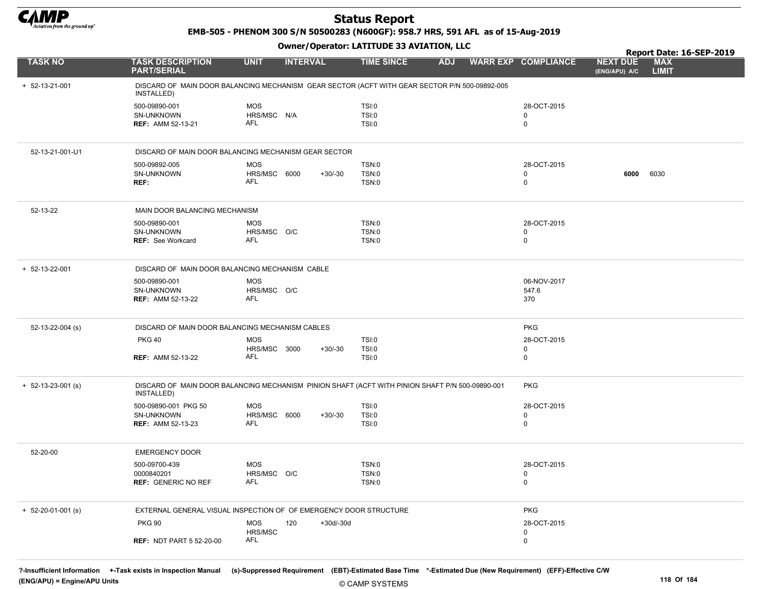# Status Report

**EMB-505 - PHENOM 300 S/N 50500283 (N600GF): 958.7 HRS, 591 AFL as of 15-Aug-2019**

**Owner/Operator: LATITUDE 33 AVIATION, LLC**

**Report Date: 16-SEP-2019**

| TASK NO | TASK DESCRIPTION PART/SERIAL | UNIT | INTERVAL | | TIME SINCE | ADJ | WARR EXP | COMPLIANCE | NEXT DUE (ENG/APU) A/C | MAX LIMIT |
|---|---|---|---|---|---|---|---|---|---|---|
| + 52-13-21-001 | DISCARD OF MAIN DOOR BALANCING MECHANISM GEAR SECTOR (ACFT WITH GEAR SECTOR P/N 500-09892-005 INSTALLED) | | | | | | | | | |
| | 500-09890-001 | MOS | | | TSI:0 | | | 28-OCT-2015 | | |
| | SN-UNKNOWN | HRS/MSC | N/A | | TSI:0 | | | 0 | | |
| | **REF:** AMM 52-13-21 | AFL | | | TSI:0 | | | 0 | | |
| 52-13-21-001-U1 | DISCARD OF MAIN DOOR BALANCING MECHANISM GEAR SECTOR | | | | | | | | | |
| | 500-09892-005 | MOS | | | TSN:0 | | | 28-OCT-2015 | | |
| | SN-UNKNOWN | HRS/MSC | 6000 | +30/-30 | TSN:0 | | | 0 | **6000** | 6030 |
| | **REF:** | AFL | | | TSN:0 | | | 0 | | |
| 52-13-22 | MAIN DOOR BALANCING MECHANISM | | | | | | | | | |
| | 500-09890-001 | MOS | | | TSN:0 | | | 28-OCT-2015 | | |
| | SN-UNKNOWN | HRS/MSC | O/C | | TSN:0 | | | 0 | | |
| | **REF:** See Workcard | AFL | | | TSN:0 | | | 0 | | |
| + 52-13-22-001 | DISCARD OF MAIN DOOR BALANCING MECHANISM CABLE | | | | | | | | | |
| | 500-09890-001 | MOS | | | | | | 06-NOV-2017 | | |
| | SN-UNKNOWN | HRS/MSC | O/C | | | | | 547.6 | | |
| | **REF:** AMM 52-13-22 | AFL | | | | | | 370 | | |
| 52-13-22-004 (s) | DISCARD OF MAIN DOOR BALANCING MECHANISM CABLES | | | | | | | PKG | | |
| | PKG 40 | MOS | | | TSI:0 | | | 28-OCT-2015 | | |
| | | HRS/MSC | 3000 | +30/-30 | TSI:0 | | | 0 | | |
| | **REF:** AMM 52-13-22 | AFL | | | TSI:0 | | | 0 | | |
| + 52-13-23-001 (s) | DISCARD OF MAIN DOOR BALANCING MECHANISM PINION SHAFT (ACFT WITH PINION SHAFT P/N 500-09890-001 INSTALLED) | | | | | | | PKG | | |
| | 500-09890-001 PKG 50 | MOS | | | TSI:0 | | | 28-OCT-2015 | | |
| | SN-UNKNOWN | HRS/MSC | 6000 | +30/-30 | TSI:0 | | | 0 | | |
| | **REF:** AMM 52-13-23 | AFL | | | TSI:0 | | | 0 | | |
| 52-20-00 | EMERGENCY DOOR | | | | | | | | | |
| | 500-09700-439 | MOS | | | TSN:0 | | | 28-OCT-2015 | | |
| | 0000840201 | HRS/MSC | O/C | | TSN:0 | | | 0 | | |
| | **REF:** GENERIC NO REF | AFL | | | TSN:0 | | | 0 | | |
| + 52-20-01-001 (s) | EXTERNAL GENERAL VISUAL INSPECTION OF OF EMERGENCY DOOR STRUCTURE | | | | | | | PKG | | |
| | PKG 90 | MOS | 120 | +30d/-30d | | | | 28-OCT-2015 | | |
| | | HRS/MSC | | | | | | 0 | | |
| | **REF:** NDT PART 5 52-20-00 | AFL | | | | | | 0 | | |

**?-Insufficient Information +-Task exists in Inspection Manual (s)-Suppressed Requirement (EBT)-Estimated Base Time \*-Estimated Due (New Requirement) (EFF)-Effective C/W (ENG/APU) = Engine/APU Units**

© CAMP SYSTEMS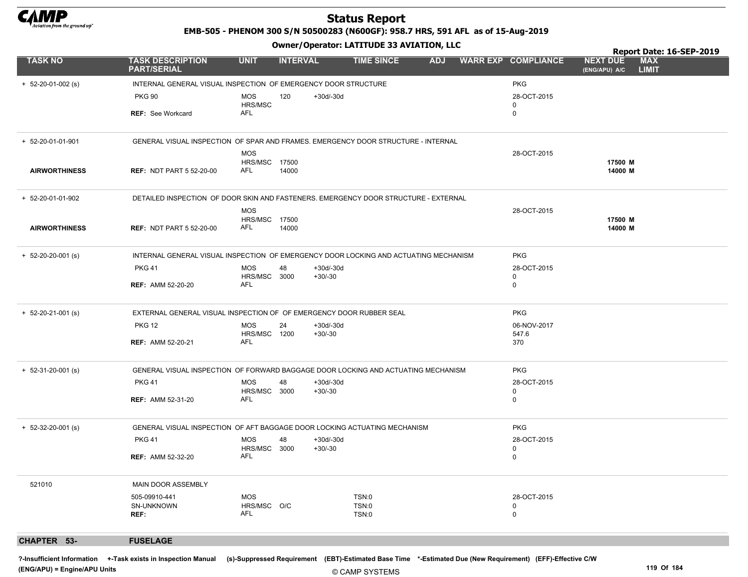# Status Report

**EMB-505 - PHENOM 300 S/N 50500283 (N600GF): 958.7 HRS, 591 AFL as of 15-Aug-2019**

**Owner/Operator: LATITUDE 33 AVIATION, LLC**

**Report Date: 16-SEP-2019**

| TASK NO | TASK DESCRIPTION PART/SERIAL | UNIT | INTERVAL | | TIME SINCE | ADJ | WARR EXP | COMPLIANCE | NEXT DUE (ENG/APU) A/C | MAX LIMIT |
|---|---|---|---|---|---|---|---|---|---|---|
| + 52-20-01-002 (s) | INTERNAL GENERAL VISUAL INSPECTION OF EMERGENCY DOOR STRUCTURE | | | | | | | PKG | | |
| | PKG 90 | MOS | 120 | +30d/-30d | | | | 28-OCT-2015 | | |
| | | HRS/MSC | | | | | | 0 | | |
| | REF: See Workcard | AFL | | | | | | 0 | | |
| + 52-20-01-01-901 | GENERAL VISUAL INSPECTION OF SPAR AND FRAMES. EMERGENCY DOOR STRUCTURE - INTERNAL | | | | | | | | | |
| | | MOS | | | | | | 28-OCT-2015 | | |
| | | HRS/MSC | 17500 | | | | | | 17500 M | |
| AIRWORTHINESS | REF: NDT PART 5 52-20-00 | AFL | 14000 | | | | | | 14000 M | |
| + 52-20-01-01-902 | DETAILED INSPECTION OF DOOR SKIN AND FASTENERS. EMERGENCY DOOR STRUCTURE - EXTERNAL | | | | | | | | | |
| | | MOS | | | | | | 28-OCT-2015 | | |
| | | HRS/MSC | 17500 | | | | | | 17500 M | |
| AIRWORTHINESS | REF: NDT PART 5 52-20-00 | AFL | 14000 | | | | | | 14000 M | |
| + 52-20-20-001 (s) | INTERNAL GENERAL VISUAL INSPECTION OF EMERGENCY DOOR LOCKING AND ACTUATING MECHANISM | | | | | | | PKG | | |
| | PKG 41 | MOS | 48 | +30d/-30d | | | | 28-OCT-2015 | | |
| | | HRS/MSC | 3000 | +30/-30 | | | | 0 | | |
| | REF: AMM 52-20-20 | AFL | | | | | | 0 | | |
| + 52-20-21-001 (s) | EXTERNAL GENERAL VISUAL INSPECTION OF OF EMERGENCY DOOR RUBBER SEAL | | | | | | | PKG | | |
| | PKG 12 | MOS | 24 | +30d/-30d | | | | 06-NOV-2017 | | |
| | | HRS/MSC | 1200 | +30/-30 | | | | 547.6 | | |
| | REF: AMM 52-20-21 | AFL | | | | | | 370 | | |
| + 52-31-20-001 (s) | GENERAL VISUAL INSPECTION OF FORWARD BAGGAGE DOOR LOCKING AND ACTUATING MECHANISM | | | | | | | PKG | | |
| | PKG 41 | MOS | 48 | +30d/-30d | | | | 28-OCT-2015 | | |
| | | HRS/MSC | 3000 | +30/-30 | | | | 0 | | |
| | REF: AMM 52-31-20 | AFL | | | | | | 0 | | |
| + 52-32-20-001 (s) | GENERAL VISUAL INSPECTION OF AFT BAGGAGE DOOR LOCKING ACTUATING MECHANISM | | | | | | | PKG | | |
| | PKG 41 | MOS | 48 | +30d/-30d | | | | 28-OCT-2015 | | |
| | | HRS/MSC | 3000 | +30/-30 | | | | 0 | | |
| | REF: AMM 52-32-20 | AFL | | | | | | 0 | | |
| 521010 | MAIN DOOR ASSEMBLY | | | | | | | | | |
| | 505-09910-441 | MOS | | | TSN:0 | | | 28-OCT-2015 | | |
| | SN-UNKNOWN | HRS/MSC | O/C | | TSN:0 | | | 0 | | |
| | REF: | AFL | | | TSN:0 | | | 0 | | |

**CHAPTER 53- FUSELAGE**

?-Insufficient Information +-Task exists in Inspection Manual (s)-Suppressed Requirement (EBT)-Estimated Base Time *-Estimated Due (New Requirement) (EFF)-Effective C/W
(ENG/APU) = Engine/APU Units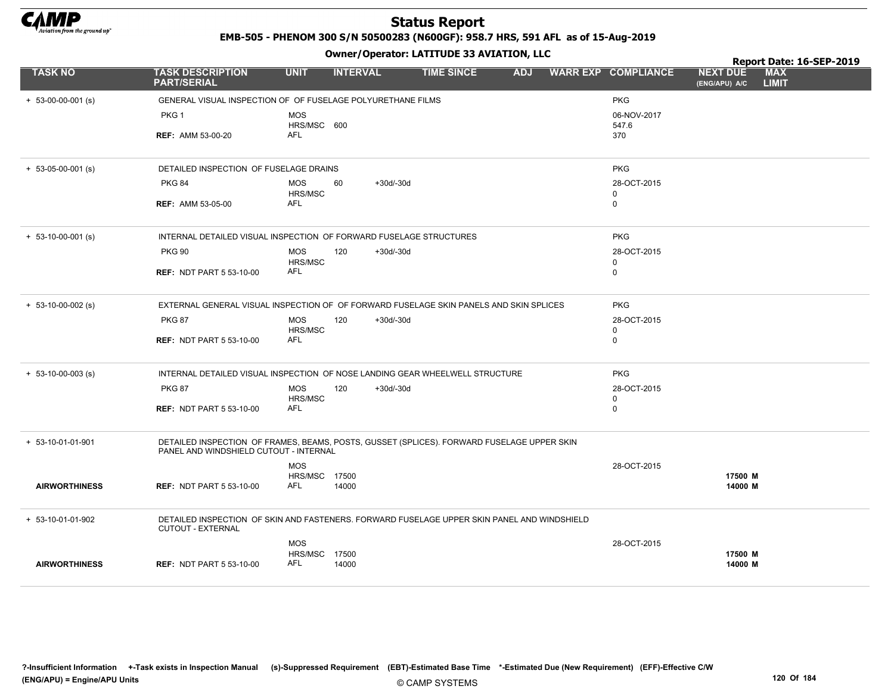# Status Report

**EMB-505 - PHENOM 300 S/N 50500283 (N600GF): 958.7 HRS, 591 AFL as of 15-Aug-2019**

**Owner/Operator: LATITUDE 33 AVIATION, LLC**

**Report Date: 16-SEP-2019**

| TASK NO | TASK DESCRIPTION PART/SERIAL | UNIT | INTERVAL | | TIME SINCE | ADJ | WARR EXP | COMPLIANCE | NEXT DUE (ENG/APU) A/C | MAX LIMIT |
|---|---|---|---|---|---|---|---|---|---|---|
| + 53-00-00-001 (s) | GENERAL VISUAL INSPECTION OF OF FUSELAGE POLYURETHANE FILMS | | | | | | | PKG | | |
| | PKG 1 | MOS | | | | | | 06-NOV-2017 | | |
| | | HRS/MSC | 600 | | | | | 547.6 | | |
| | REF: AMM 53-00-20 | AFL | | | | | | 370 | | |
| + 53-05-00-001 (s) | DETAILED INSPECTION OF FUSELAGE DRAINS | | | | | | | PKG | | |
| | PKG 84 | MOS | 60 | +30d/-30d | | | | 28-OCT-2015 | | |
| | | HRS/MSC | | | | | | 0 | | |
| | REF: AMM 53-05-00 | AFL | | | | | | 0 | | |
| + 53-10-00-001 (s) | INTERNAL DETAILED VISUAL INSPECTION OF FORWARD FUSELAGE STRUCTURES | | | | | | | PKG | | |
| | PKG 90 | MOS | 120 | +30d/-30d | | | | 28-OCT-2015 | | |
| | | HRS/MSC | | | | | | 0 | | |
| | REF: NDT PART 5 53-10-00 | AFL | | | | | | 0 | | |
| + 53-10-00-002 (s) | EXTERNAL GENERAL VISUAL INSPECTION OF OF FORWARD FUSELAGE SKIN PANELS AND SKIN SPLICES | | | | | | | PKG | | |
| | PKG 87 | MOS | 120 | +30d/-30d | | | | 28-OCT-2015 | | |
| | | HRS/MSC | | | | | | 0 | | |
| | REF: NDT PART 5 53-10-00 | AFL | | | | | | 0 | | |
| + 53-10-00-003 (s) | INTERNAL DETAILED VISUAL INSPECTION OF NOSE LANDING GEAR WHEELWELL STRUCTURE | | | | | | | PKG | | |
| | PKG 87 | MOS | 120 | +30d/-30d | | | | 28-OCT-2015 | | |
| | | HRS/MSC | | | | | | 0 | | |
| | REF: NDT PART 5 53-10-00 | AFL | | | | | | 0 | | |
| + 53-10-01-01-901 | DETAILED INSPECTION OF FRAMES, BEAMS, POSTS, GUSSET (SPLICES). FORWARD FUSELAGE UPPER SKIN PANEL AND WINDSHIELD CUTOUT - INTERNAL | | | | | | | | | |
| | | MOS | | | | | | 28-OCT-2015 | | |
| | | HRS/MSC | 17500 | | | | | | **17500 M** | |
| **AIRWORTHINESS** | REF: NDT PART 5 53-10-00 | AFL | 14000 | | | | | | **14000 M** | |
| + 53-10-01-01-902 | DETAILED INSPECTION OF SKIN AND FASTENERS. FORWARD FUSELAGE UPPER SKIN PANEL AND WINDSHIELD CUTOUT - EXTERNAL | | | | | | | | | |
| | | MOS | | | | | | 28-OCT-2015 | | |
| | | HRS/MSC | 17500 | | | | | | **17500 M** | |
| **AIRWORTHINESS** | REF: NDT PART 5 53-10-00 | AFL | 14000 | | | | | | **14000 M** | |

?-Insufficient Information +-Task exists in Inspection Manual (s)-Suppressed Requirement (EBT)-Estimated Base Time *-Estimated Due (New Requirement) (EFF)-Effective C/W
(ENG/APU) = Engine/APU Units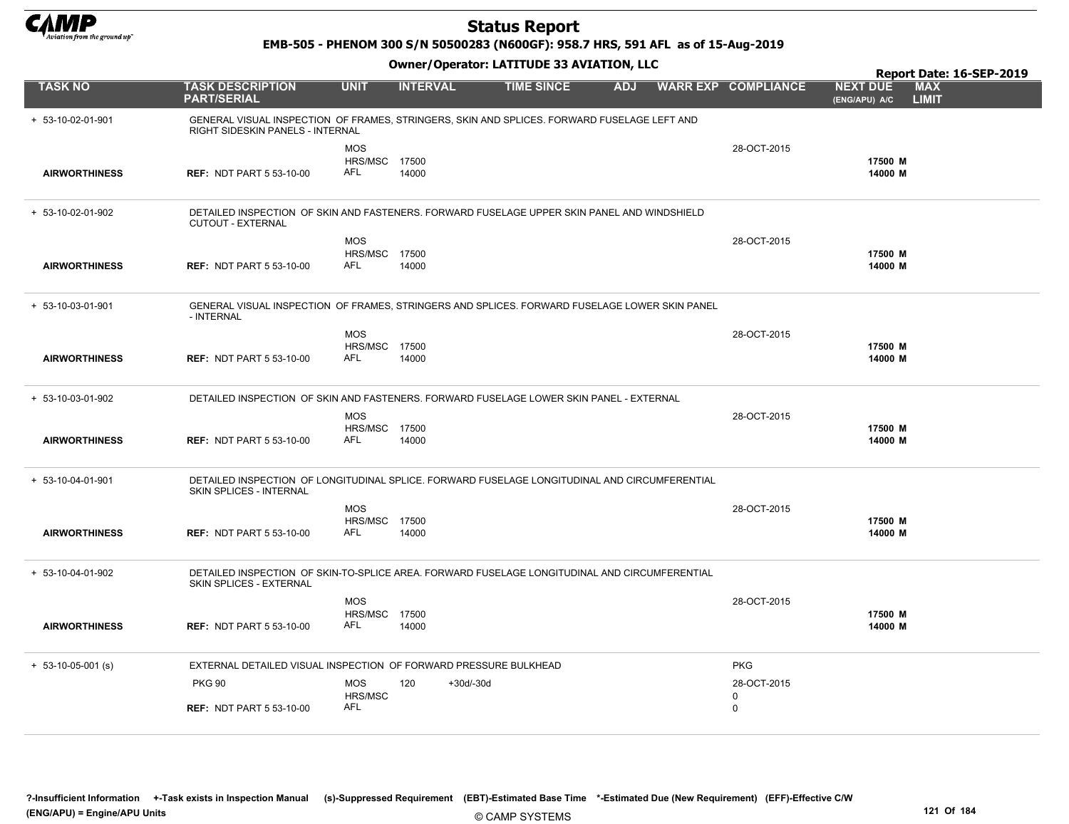# Status Report

**EMB-505 - PHENOM 300 S/N 50500283 (N600GF): 958.7 HRS, 591 AFL as of 15-Aug-2019**

**Owner/Operator: LATITUDE 33 AVIATION, LLC**

**Report Date: 16-SEP-2019**

| TASK NO | TASK DESCRIPTION PART/SERIAL | UNIT | INTERVAL | TIME SINCE | ADJ | WARR EXP | COMPLIANCE | NEXT DUE (ENG/APU) A/C | MAX LIMIT |
|---|---|---|---|---|---|---|---|---|---|
| + 53-10-02-01-901 | GENERAL VISUAL INSPECTION OF FRAMES, STRINGERS, SKIN AND SPLICES. FORWARD FUSELAGE LEFT AND RIGHT SIDESKIN PANELS - INTERNAL | | | | | | | | |
| | | MOS | | | | | 28-OCT-2015 | | |
| | | HRS/MSC | 17500 | | | | | 17500 M | |
| **AIRWORTHINESS** | **REF:** NDT PART 5 53-10-00 | AFL | 14000 | | | | | 14000 M | |
| + 53-10-02-01-902 | DETAILED INSPECTION OF SKIN AND FASTENERS. FORWARD FUSELAGE UPPER SKIN PANEL AND WINDSHIELD CUTOUT - EXTERNAL | | | | | | | | |
| | | MOS | | | | | 28-OCT-2015 | | |
| | | HRS/MSC | 17500 | | | | | 17500 M | |
| **AIRWORTHINESS** | **REF:** NDT PART 5 53-10-00 | AFL | 14000 | | | | | 14000 M | |
| + 53-10-03-01-901 | GENERAL VISUAL INSPECTION OF FRAMES, STRINGERS AND SPLICES. FORWARD FUSELAGE LOWER SKIN PANEL - INTERNAL | | | | | | | | |
| | | MOS | | | | | 28-OCT-2015 | | |
| | | HRS/MSC | 17500 | | | | | 17500 M | |
| **AIRWORTHINESS** | **REF:** NDT PART 5 53-10-00 | AFL | 14000 | | | | | 14000 M | |
| + 53-10-03-01-902 | DETAILED INSPECTION OF SKIN AND FASTENERS. FORWARD FUSELAGE LOWER SKIN PANEL - EXTERNAL | | | | | | | | |
| | | MOS | | | | | 28-OCT-2015 | | |
| | | HRS/MSC | 17500 | | | | | 17500 M | |
| **AIRWORTHINESS** | **REF:** NDT PART 5 53-10-00 | AFL | 14000 | | | | | 14000 M | |
| + 53-10-04-01-901 | DETAILED INSPECTION OF LONGITUDINAL SPLICE. FORWARD FUSELAGE LONGITUDINAL AND CIRCUMFERENTIAL SKIN SPLICES - INTERNAL | | | | | | | | |
| | | MOS | | | | | 28-OCT-2015 | | |
| | | HRS/MSC | 17500 | | | | | 17500 M | |
| **AIRWORTHINESS** | **REF:** NDT PART 5 53-10-00 | AFL | 14000 | | | | | 14000 M | |
| + 53-10-04-01-902 | DETAILED INSPECTION OF SKIN-TO-SPLICE AREA. FORWARD FUSELAGE LONGITUDINAL AND CIRCUMFERENTIAL SKIN SPLICES - EXTERNAL | | | | | | | | |
| | | MOS | | | | | 28-OCT-2015 | | |
| | | HRS/MSC | 17500 | | | | | 17500 M | |
| **AIRWORTHINESS** | **REF:** NDT PART 5 53-10-00 | AFL | 14000 | | | | | 14000 M | |
| + 53-10-05-001 (s) | EXTERNAL DETAILED VISUAL INSPECTION OF FORWARD PRESSURE BULKHEAD | | | | | | PKG | | |
| | PKG 90 | MOS | 120 | +30d/-30d | | | 28-OCT-2015 | | |
| | | HRS/MSC | | | | | 0 | | |
| | **REF:** NDT PART 5 53-10-00 | AFL | | | | | 0 | | |

?-Insufficient Information +-Task exists in Inspection Manual (s)-Suppressed Requirement (EBT)-Estimated Base Time *-Estimated Due (New Requirement) (EFF)-Effective C/W (ENG/APU) = Engine/APU Units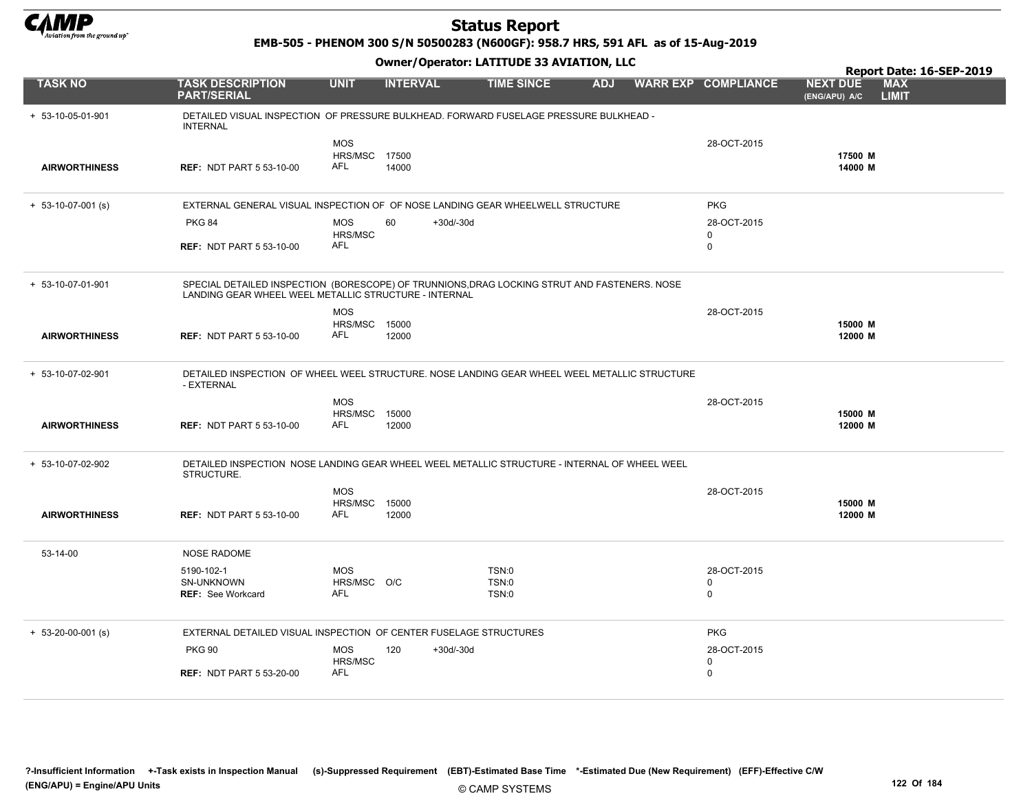# Status Report

**EMB-505 - PHENOM 300 S/N 50500283 (N600GF): 958.7 HRS, 591 AFL as of 15-Aug-2019**

**Owner/Operator: LATITUDE 33 AVIATION, LLC**

**Report Date: 16-SEP-2019**

| TASK NO | TASK DESCRIPTION PART/SERIAL | UNIT | INTERVAL | | TIME SINCE | ADJ | WARR EXP | COMPLIANCE | NEXT DUE (ENG/APU) A/C | MAX LIMIT |
|---|---|---|---|---|---|---|---|---|---|---|
| + 53-10-05-01-901 | DETAILED VISUAL INSPECTION OF PRESSURE BULKHEAD. FORWARD FUSELAGE PRESSURE BULKHEAD - INTERNAL | | | | | | | | | |
| | | MOS | | | | | | 28-OCT-2015 | | |
| | | HRS/MSC | 17500 | | | | | | 17500 M | |
| AIRWORTHINESS | REF: NDT PART 5 53-10-00 | AFL | 14000 | | | | | | 14000 M | |
| + 53-10-07-001 (s) | EXTERNAL GENERAL VISUAL INSPECTION OF OF NOSE LANDING GEAR WHEELWELL STRUCTURE | | | | | | | PKG | | |
| | PKG 84 | MOS | 60 | +30d/-30d | | | | 28-OCT-2015 | | |
| | | HRS/MSC | | | | | | 0 | | |
| | REF: NDT PART 5 53-10-00 | AFL | | | | | | 0 | | |
| + 53-10-07-01-901 | SPECIAL DETAILED INSPECTION (BORESCOPE) OF TRUNNIONS,DRAG LOCKING STRUT AND FASTENERS. NOSE LANDING GEAR WHEEL WEEL METALLIC STRUCTURE - INTERNAL | | | | | | | | | |
| | | MOS | | | | | | 28-OCT-2015 | | |
| | | HRS/MSC | 15000 | | | | | | 15000 M | |
| AIRWORTHINESS | REF: NDT PART 5 53-10-00 | AFL | 12000 | | | | | | 12000 M | |
| + 53-10-07-02-901 | DETAILED INSPECTION OF WHEEL WEEL STRUCTURE. NOSE LANDING GEAR WHEEL WEEL METALLIC STRUCTURE - EXTERNAL | | | | | | | | | |
| | | MOS | | | | | | 28-OCT-2015 | | |
| | | HRS/MSC | 15000 | | | | | | 15000 M | |
| AIRWORTHINESS | REF: NDT PART 5 53-10-00 | AFL | 12000 | | | | | | 12000 M | |
| + 53-10-07-02-902 | DETAILED INSPECTION NOSE LANDING GEAR WHEEL WEEL METALLIC STRUCTURE - INTERNAL OF WHEEL WEEL STRUCTURE. | | | | | | | | | |
| | | MOS | | | | | | 28-OCT-2015 | | |
| | | HRS/MSC | 15000 | | | | | | 15000 M | |
| AIRWORTHINESS | REF: NDT PART 5 53-10-00 | AFL | 12000 | | | | | | 12000 M | |
| 53-14-00 | NOSE RADOME | | | | | | | | | |
| | 5190-102-1 | MOS | | | TSN:0 | | | 28-OCT-2015 | | |
| | SN-UNKNOWN | HRS/MSC | O/C | | TSN:0 | | | 0 | | |
| | REF: See Workcard | AFL | | | TSN:0 | | | 0 | | |
| + 53-20-00-001 (s) | EXTERNAL DETAILED VISUAL INSPECTION OF CENTER FUSELAGE STRUCTURES | | | | | | | PKG | | |
| | PKG 90 | MOS | 120 | +30d/-30d | | | | 28-OCT-2015 | | |
| | | HRS/MSC | | | | | | 0 | | |
| | REF: NDT PART 5 53-20-00 | AFL | | | | | | 0 | | |

?-Insufficient Information +-Task exists in Inspection Manual (s)-Suppressed Requirement (EBT)-Estimated Base Time *-Estimated Due (New Requirement) (EFF)-Effective C/W
(ENG/APU) = Engine/APU Units

© CAMP SYSTEMS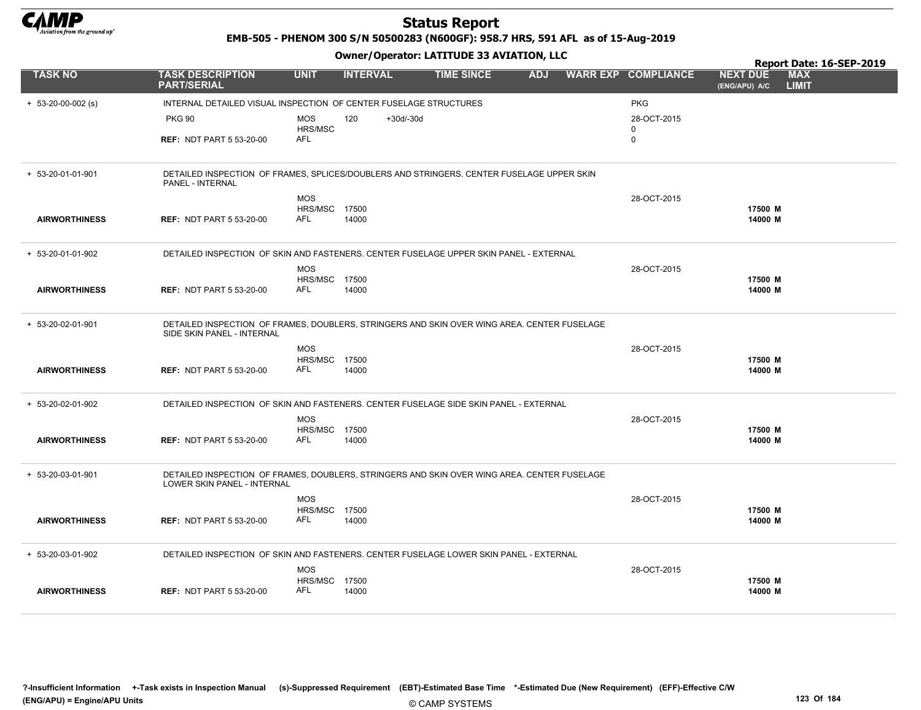# Status Report

**EMB-505 - PHENOM 300 S/N 50500283 (N600GF): 958.7 HRS, 591 AFL as of 15-Aug-2019**

**Owner/Operator: LATITUDE 33 AVIATION, LLC**

**Report Date: 16-SEP-2019**

| TASK NO | TASK DESCRIPTION PART/SERIAL | UNIT | INTERVAL | | TIME SINCE | ADJ | WARR EXP | COMPLIANCE | NEXT DUE (ENG/APU) A/C | MAX LIMIT |
|---|---|---|---|---|---|---|---|---|---|---|
| + 53-20-00-002 (s) | INTERNAL DETAILED VISUAL INSPECTION OF CENTER FUSELAGE STRUCTURES | | | | | | | PKG | | |
| | PKG 90 | MOS | 120 | +30d/-30d | | | | 28-OCT-2015 | | |
| | | HRS/MSC | | | | | | 0 | | |
| | REF: NDT PART 5 53-20-00 | AFL | | | | | | 0 | | |
| + 53-20-01-01-901 | DETAILED INSPECTION OF FRAMES, SPLICES/DOUBLERS AND STRINGERS. CENTER FUSELAGE UPPER SKIN PANEL - INTERNAL | | | | | | | | | |
| | | MOS | | | | | | 28-OCT-2015 | | |
| | | HRS/MSC | 17500 | | | | | | 17500 M | |
| AIRWORTHINESS | REF: NDT PART 5 53-20-00 | AFL | 14000 | | | | | | 14000 M | |
| + 53-20-01-01-902 | DETAILED INSPECTION OF SKIN AND FASTENERS. CENTER FUSELAGE UPPER SKIN PANEL - EXTERNAL | | | | | | | | | |
| | | MOS | | | | | | 28-OCT-2015 | | |
| | | HRS/MSC | 17500 | | | | | | 17500 M | |
| AIRWORTHINESS | REF: NDT PART 5 53-20-00 | AFL | 14000 | | | | | | 14000 M | |
| + 53-20-02-01-901 | DETAILED INSPECTION OF FRAMES, DOUBLERS, STRINGERS AND SKIN OVER WING AREA. CENTER FUSELAGE SIDE SKIN PANEL - INTERNAL | | | | | | | | | |
| | | MOS | | | | | | 28-OCT-2015 | | |
| | | HRS/MSC | 17500 | | | | | | 17500 M | |
| AIRWORTHINESS | REF: NDT PART 5 53-20-00 | AFL | 14000 | | | | | | 14000 M | |
| + 53-20-02-01-902 | DETAILED INSPECTION OF SKIN AND FASTENERS. CENTER FUSELAGE SIDE SKIN PANEL - EXTERNAL | | | | | | | | | |
| | | MOS | | | | | | 28-OCT-2015 | | |
| | | HRS/MSC | 17500 | | | | | | 17500 M | |
| AIRWORTHINESS | REF: NDT PART 5 53-20-00 | AFL | 14000 | | | | | | 14000 M | |
| + 53-20-03-01-901 | DETAILED INSPECTION OF FRAMES, DOUBLERS, STRINGERS AND SKIN OVER WING AREA. CENTER FUSELAGE LOWER SKIN PANEL - INTERNAL | | | | | | | | | |
| | | MOS | | | | | | 28-OCT-2015 | | |
| | | HRS/MSC | 17500 | | | | | | 17500 M | |
| AIRWORTHINESS | REF: NDT PART 5 53-20-00 | AFL | 14000 | | | | | | 14000 M | |
| + 53-20-03-01-902 | DETAILED INSPECTION OF SKIN AND FASTENERS. CENTER FUSELAGE LOWER SKIN PANEL - EXTERNAL | | | | | | | | | |
| | | MOS | | | | | | 28-OCT-2015 | | |
| | | HRS/MSC | 17500 | | | | | | 17500 M | |
| AIRWORTHINESS | REF: NDT PART 5 53-20-00 | AFL | 14000 | | | | | | 14000 M | |

?-Insufficient Information +-Task exists in Inspection Manual (s)-Suppressed Requirement (EBT)-Estimated Base Time *-Estimated Due (New Requirement) (EFF)-Effective C/W
(ENG/APU) = Engine/APU Units

© CAMP SYSTEMS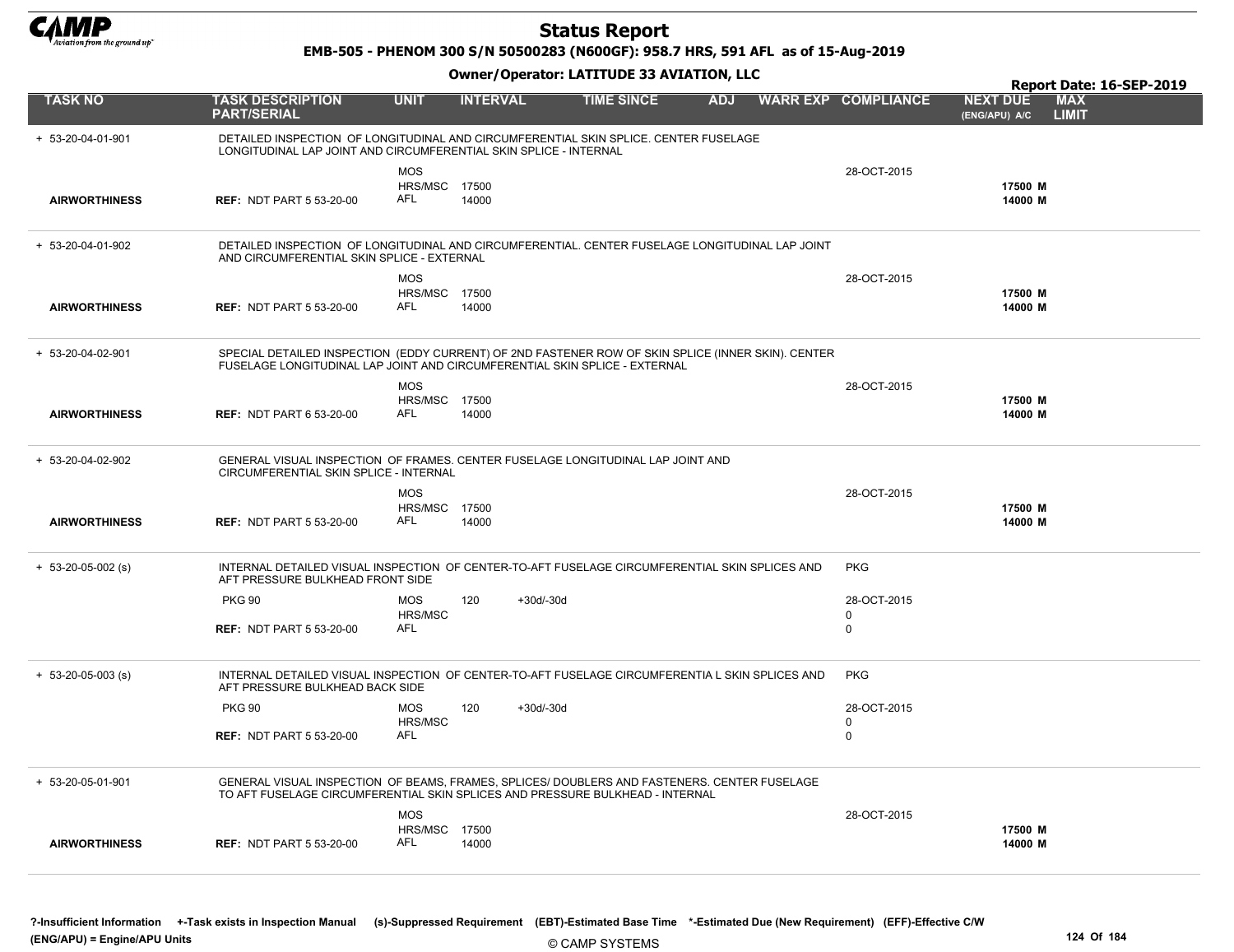# Status Report

**EMB-505 - PHENOM 300 S/N 50500283 (N600GF): 958.7 HRS, 591 AFL as of 15-Aug-2019**

**Owner/Operator: LATITUDE 33 AVIATION, LLC**

**Report Date: 16-SEP-2019**

| TASK NO | TASK DESCRIPTION PART/SERIAL | UNIT | INTERVAL | TIME SINCE | ADJ | WARR EXP | COMPLIANCE | NEXT DUE (ENG/APU) A/C | MAX LIMIT |
|---|---|---|---|---|---|---|---|---|---|
| + 53-20-04-01-901 | DETAILED INSPECTION OF LONGITUDINAL AND CIRCUMFERENTIAL SKIN SPLICE. CENTER FUSELAGE LONGITUDINAL LAP JOINT AND CIRCUMFERENTIAL SKIN SPLICE - INTERNAL | | | | | | | | |
| | | MOS | | | | | 28-OCT-2015 | | |
| | | HRS/MSC | 17500 | | | | | 17500 M | |
| AIRWORTHINESS | REF: NDT PART 5 53-20-00 | AFL | 14000 | | | | | 14000 M | |
| + 53-20-04-01-902 | DETAILED INSPECTION OF LONGITUDINAL AND CIRCUMFERENTIAL. CENTER FUSELAGE LONGITUDINAL LAP JOINT AND CIRCUMFERENTIAL SKIN SPLICE - EXTERNAL | | | | | | | | |
| | | MOS | | | | | 28-OCT-2015 | | |
| | | HRS/MSC | 17500 | | | | | 17500 M | |
| AIRWORTHINESS | REF: NDT PART 5 53-20-00 | AFL | 14000 | | | | | 14000 M | |
| + 53-20-04-02-901 | SPECIAL DETAILED INSPECTION (EDDY CURRENT) OF 2ND FASTENER ROW OF SKIN SPLICE (INNER SKIN). CENTER FUSELAGE LONGITUDINAL LAP JOINT AND CIRCUMFERENTIAL SKIN SPLICE - EXTERNAL | | | | | | | | |
| | | MOS | | | | | 28-OCT-2015 | | |
| | | HRS/MSC | 17500 | | | | | 17500 M | |
| AIRWORTHINESS | REF: NDT PART 6 53-20-00 | AFL | 14000 | | | | | 14000 M | |
| + 53-20-04-02-902 | GENERAL VISUAL INSPECTION OF FRAMES. CENTER FUSELAGE LONGITUDINAL LAP JOINT AND CIRCUMFERENTIAL SKIN SPLICE - INTERNAL | | | | | | | | |
| | | MOS | | | | | 28-OCT-2015 | | |
| | | HRS/MSC | 17500 | | | | | 17500 M | |
| AIRWORTHINESS | REF: NDT PART 5 53-20-00 | AFL | 14000 | | | | | 14000 M | |
| + 53-20-05-002 (s) | INTERNAL DETAILED VISUAL INSPECTION OF CENTER-TO-AFT FUSELAGE CIRCUMFERENTIAL SKIN SPLICES AND AFT PRESSURE BULKHEAD FRONT SIDE | | | | | | PKG | | |
| | PKG 90 | MOS | 120 | +30d/-30d | | | 28-OCT-2015 | | |
| | | HRS/MSC | | | | | 0 | | |
| | REF: NDT PART 5 53-20-00 | AFL | | | | | 0 | | |
| + 53-20-05-003 (s) | INTERNAL DETAILED VISUAL INSPECTION OF CENTER-TO-AFT FUSELAGE CIRCUMFERENTIA L SKIN SPLICES AND AFT PRESSURE BULKHEAD BACK SIDE | | | | | | PKG | | |
| | PKG 90 | MOS | 120 | +30d/-30d | | | 28-OCT-2015 | | |
| | | HRS/MSC | | | | | 0 | | |
| | REF: NDT PART 5 53-20-00 | AFL | | | | | 0 | | |
| + 53-20-05-01-901 | GENERAL VISUAL INSPECTION OF BEAMS, FRAMES, SPLICES/ DOUBLERS AND FASTENERS. CENTER FUSELAGE TO AFT FUSELAGE CIRCUMFERENTIAL SKIN SPLICES AND PRESSURE BULKHEAD - INTERNAL | | | | | | | | |
| | | MOS | | | | | 28-OCT-2015 | | |
| | | HRS/MSC | 17500 | | | | | 17500 M | |
| AIRWORTHINESS | REF: NDT PART 5 53-20-00 | AFL | 14000 | | | | | 14000 M | |

?-Insufficient Information +-Task exists in Inspection Manual (s)-Suppressed Requirement (EBT)-Estimated Base Time *-Estimated Due (New Requirement) (EFF)-Effective C/W
(ENG/APU) = Engine/APU Units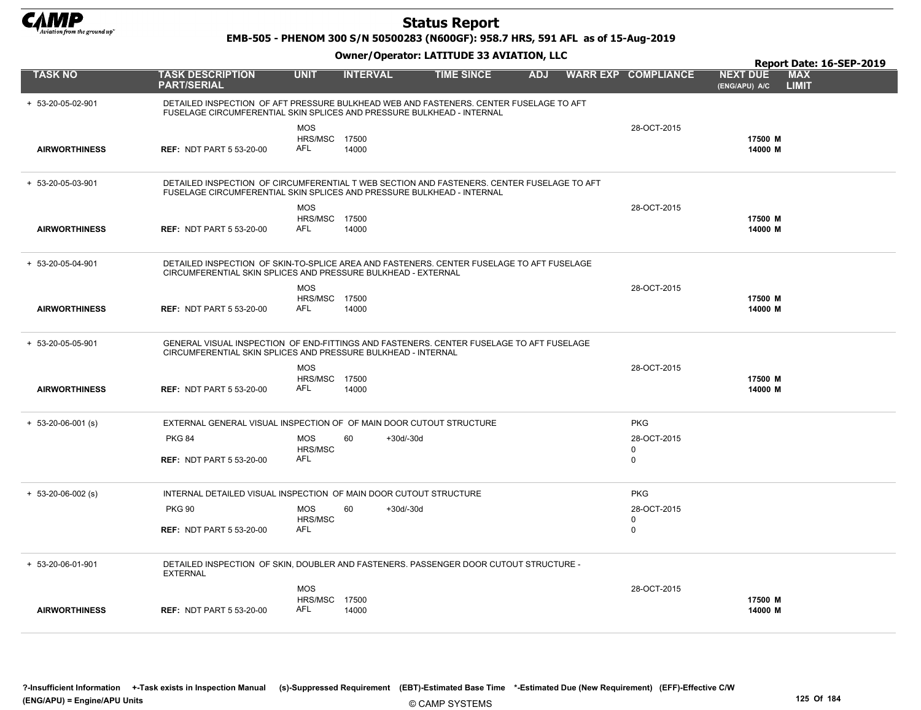# Status Report

**EMB-505 - PHENOM 300 S/N 50500283 (N600GF): 958.7 HRS, 591 AFL as of 15-Aug-2019**

**Owner/Operator: LATITUDE 33 AVIATION, LLC**

**Report Date: 16-SEP-2019**

| TASK NO | TASK DESCRIPTION PART/SERIAL | UNIT | INTERVAL | TIME SINCE | ADJ | WARR EXP | COMPLIANCE | NEXT DUE (ENG/APU) A/C | MAX LIMIT |
|---|---|---|---|---|---|---|---|---|---|
| + 53-20-05-02-901 | DETAILED INSPECTION OF AFT PRESSURE BULKHEAD WEB AND FASTENERS. CENTER FUSELAGE TO AFT FUSELAGE CIRCUMFERENTIAL SKIN SPLICES AND PRESSURE BULKHEAD - INTERNAL | | | | | | | | |
| | | MOS | | | | | 28-OCT-2015 | | |
| | | HRS/MSC | 17500 | | | | | 17500 M | |
| **AIRWORTHINESS** | **REF:** NDT PART 5 53-20-00 | AFL | 14000 | | | | | 14000 M | |
| + 53-20-05-03-901 | DETAILED INSPECTION OF CIRCUMFERENTIAL T WEB SECTION AND FASTENERS. CENTER FUSELAGE TO AFT FUSELAGE CIRCUMFERENTIAL SKIN SPLICES AND PRESSURE BULKHEAD - INTERNAL | | | | | | | | |
| | | MOS | | | | | 28-OCT-2015 | | |
| | | HRS/MSC | 17500 | | | | | 17500 M | |
| **AIRWORTHINESS** | **REF:** NDT PART 5 53-20-00 | AFL | 14000 | | | | | 14000 M | |
| + 53-20-05-04-901 | DETAILED INSPECTION OF SKIN-TO-SPLICE AREA AND FASTENERS. CENTER FUSELAGE TO AFT FUSELAGE CIRCUMFERENTIAL SKIN SPLICES AND PRESSURE BULKHEAD - EXTERNAL | | | | | | | | |
| | | MOS | | | | | 28-OCT-2015 | | |
| | | HRS/MSC | 17500 | | | | | 17500 M | |
| **AIRWORTHINESS** | **REF:** NDT PART 5 53-20-00 | AFL | 14000 | | | | | 14000 M | |
| + 53-20-05-05-901 | GENERAL VISUAL INSPECTION OF END-FITTINGS AND FASTENERS. CENTER FUSELAGE TO AFT FUSELAGE CIRCUMFERENTIAL SKIN SPLICES AND PRESSURE BULKHEAD - INTERNAL | | | | | | | | |
| | | MOS | | | | | 28-OCT-2015 | | |
| | | HRS/MSC | 17500 | | | | | 17500 M | |
| **AIRWORTHINESS** | **REF:** NDT PART 5 53-20-00 | AFL | 14000 | | | | | 14000 M | |
| + 53-20-06-001 (s) | EXTERNAL GENERAL VISUAL INSPECTION OF OF MAIN DOOR CUTOUT STRUCTURE | | | | | | PKG | | |
| | PKG 84 | MOS | 60 | +30d/-30d | | | 28-OCT-2015 | | |
| | | HRS/MSC | | | | | 0 | | |
| | **REF:** NDT PART 5 53-20-00 | AFL | | | | | 0 | | |
| + 53-20-06-002 (s) | INTERNAL DETAILED VISUAL INSPECTION OF MAIN DOOR CUTOUT STRUCTURE | | | | | | PKG | | |
| | PKG 90 | MOS | 60 | +30d/-30d | | | 28-OCT-2015 | | |
| | | HRS/MSC | | | | | 0 | | |
| | **REF:** NDT PART 5 53-20-00 | AFL | | | | | 0 | | |
| + 53-20-06-01-901 | DETAILED INSPECTION OF SKIN, DOUBLER AND FASTENERS. PASSENGER DOOR CUTOUT STRUCTURE - EXTERNAL | | | | | | | | |
| | | MOS | | | | | 28-OCT-2015 | | |
| | | HRS/MSC | 17500 | | | | | 17500 M | |
| **AIRWORTHINESS** | **REF:** NDT PART 5 53-20-00 | AFL | 14000 | | | | | 14000 M | |

?-Insufficient Information +-Task exists in Inspection Manual (s)-Suppressed Requirement (EBT)-Estimated Base Time *-Estimated Due (New Requirement) (EFF)-Effective C/W (ENG/APU) = Engine/APU Units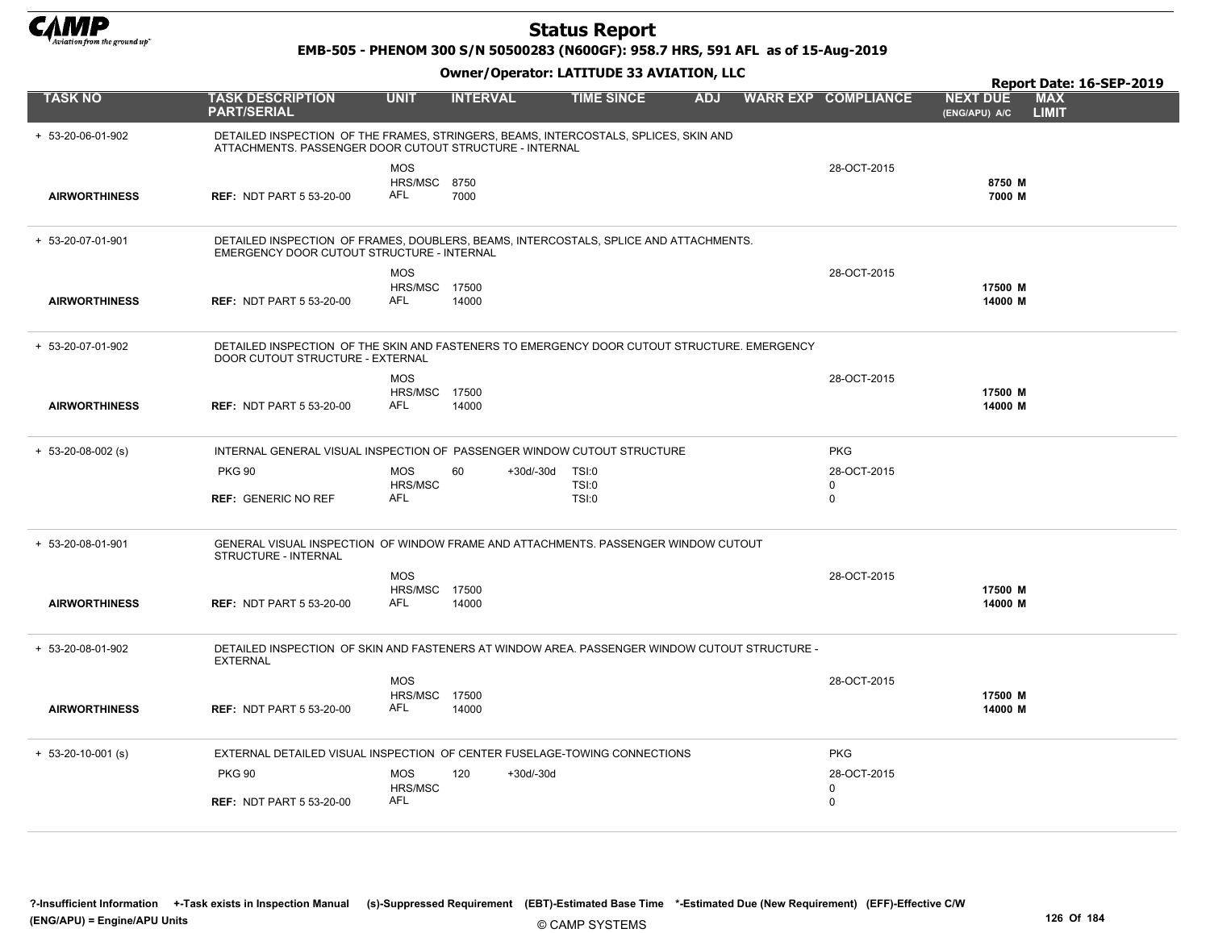# Status Report

**EMB-505 - PHENOM 300 S/N 50500283 (N600GF): 958.7 HRS, 591 AFL as of 15-Aug-2019**

**Owner/Operator: LATITUDE 33 AVIATION, LLC**

**Report Date: 16-SEP-2019**

| TASK NO | TASK DESCRIPTION PART/SERIAL | UNIT | INTERVAL | | TIME SINCE | ADJ | WARR EXP | COMPLIANCE | NEXT DUE (ENG/APU) A/C | MAX LIMIT |
|---|---|---|---|---|---|---|---|---|---|---|
| + 53-20-06-01-902 | DETAILED INSPECTION OF THE FRAMES, STRINGERS, BEAMS, INTERCOSTALS, SPLICES, SKIN AND ATTACHMENTS. PASSENGER DOOR CUTOUT STRUCTURE - INTERNAL | | | | | | | | | |
| | | MOS | | | | | | 28-OCT-2015 | | |
| | | HRS/MSC | 8750 | | | | | | 8750 M | |
| AIRWORTHINESS | REF: NDT PART 5 53-20-00 | AFL | 7000 | | | | | | 7000 M | |
| + 53-20-07-01-901 | DETAILED INSPECTION OF FRAMES, DOUBLERS, BEAMS, INTERCOSTALS, SPLICE AND ATTACHMENTS. EMERGENCY DOOR CUTOUT STRUCTURE - INTERNAL | | | | | | | | | |
| | | MOS | | | | | | 28-OCT-2015 | | |
| | | HRS/MSC | 17500 | | | | | | 17500 M | |
| AIRWORTHINESS | REF: NDT PART 5 53-20-00 | AFL | 14000 | | | | | | 14000 M | |
| + 53-20-07-01-902 | DETAILED INSPECTION OF THE SKIN AND FASTENERS TO EMERGENCY DOOR CUTOUT STRUCTURE. EMERGENCY DOOR CUTOUT STRUCTURE - EXTERNAL | | | | | | | | | |
| | | MOS | | | | | | 28-OCT-2015 | | |
| | | HRS/MSC | 17500 | | | | | | 17500 M | |
| AIRWORTHINESS | REF: NDT PART 5 53-20-00 | AFL | 14000 | | | | | | 14000 M | |
| + 53-20-08-002 (s) | INTERNAL GENERAL VISUAL INSPECTION OF PASSENGER WINDOW CUTOUT STRUCTURE | | | | | | | PKG | | |
| | PKG 90 | MOS | 60 | +30d/-30d | TSI:0 | | | 28-OCT-2015 | | |
| | | HRS/MSC | | | TSI:0 | | | 0 | | |
| | REF: GENERIC NO REF | AFL | | | TSI:0 | | | 0 | | |
| + 53-20-08-01-901 | GENERAL VISUAL INSPECTION OF WINDOW FRAME AND ATTACHMENTS. PASSENGER WINDOW CUTOUT STRUCTURE - INTERNAL | | | | | | | | | |
| | | MOS | | | | | | 28-OCT-2015 | | |
| | | HRS/MSC | 17500 | | | | | | 17500 M | |
| AIRWORTHINESS | REF: NDT PART 5 53-20-00 | AFL | 14000 | | | | | | 14000 M | |
| + 53-20-08-01-902 | DETAILED INSPECTION OF SKIN AND FASTENERS AT WINDOW AREA. PASSENGER WINDOW CUTOUT STRUCTURE - EXTERNAL | | | | | | | | | |
| | | MOS | | | | | | 28-OCT-2015 | | |
| | | HRS/MSC | 17500 | | | | | | 17500 M | |
| AIRWORTHINESS | REF: NDT PART 5 53-20-00 | AFL | 14000 | | | | | | 14000 M | |
| + 53-20-10-001 (s) | EXTERNAL DETAILED VISUAL INSPECTION OF CENTER FUSELAGE-TOWING CONNECTIONS | | | | | | | PKG | | |
| | PKG 90 | MOS | 120 | +30d/-30d | | | | 28-OCT-2015 | | |
| | | HRS/MSC | | | | | | 0 | | |
| | REF: NDT PART 5 53-20-00 | AFL | | | | | | 0 | | |

?-Insufficient Information +-Task exists in Inspection Manual (s)-Suppressed Requirement (EBT)-Estimated Base Time *-Estimated Due (New Requirement) (EFF)-Effective C/W (ENG/APU) = Engine/APU Units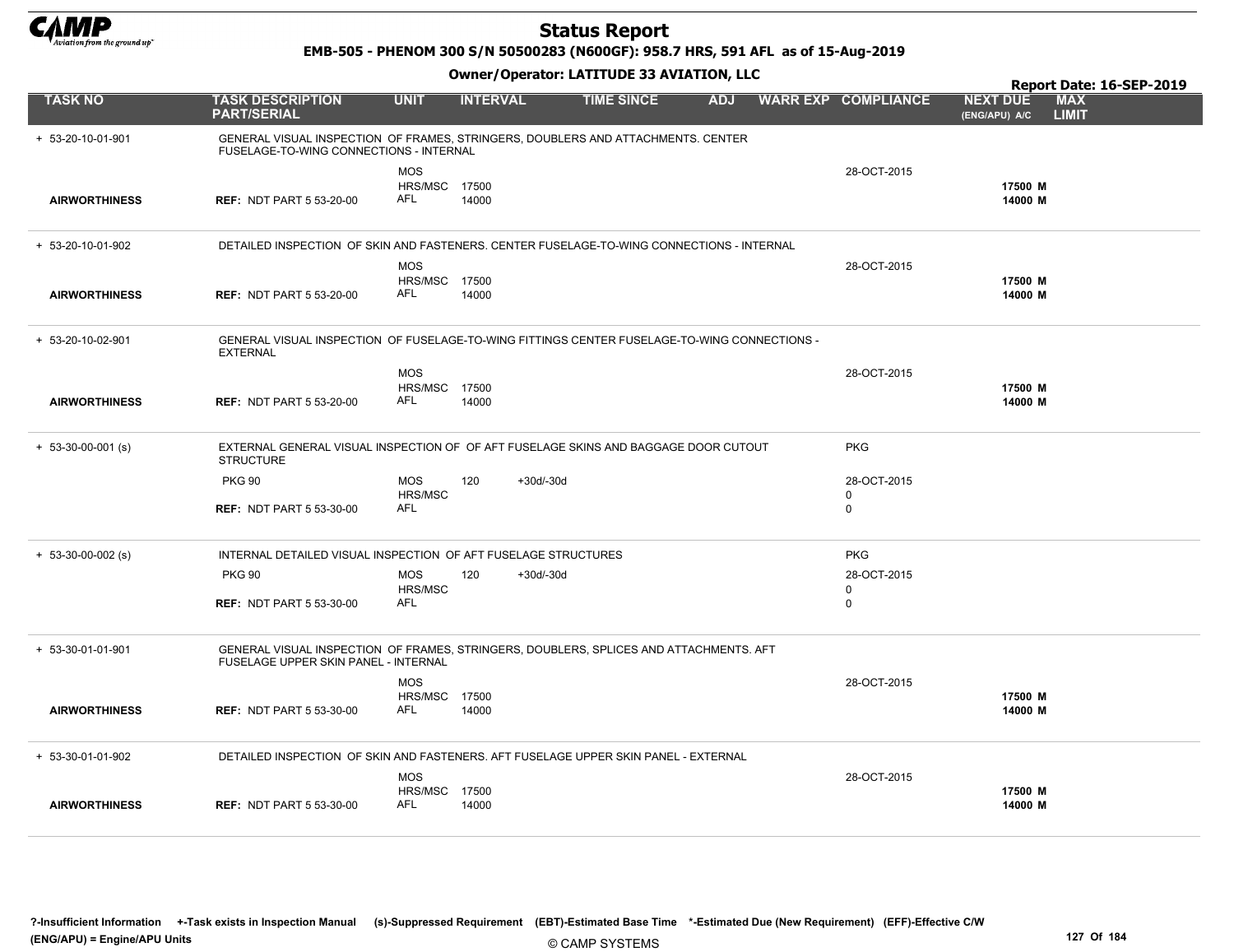# Status Report

**EMB-505 - PHENOM 300 S/N 50500283 (N600GF): 958.7 HRS, 591 AFL as of 15-Aug-2019**

**Owner/Operator: LATITUDE 33 AVIATION, LLC**

**Report Date: 16-SEP-2019**

| TASK NO | TASK DESCRIPTION PART/SERIAL | UNIT | INTERVAL | | TIME SINCE | ADJ | WARR EXP | COMPLIANCE | NEXT DUE (ENG/APU) A/C | MAX LIMIT |
|---|---|---|---|---|---|---|---|---|---|---|
| + 53-20-10-01-901 | GENERAL VISUAL INSPECTION OF FRAMES, STRINGERS, DOUBLERS AND ATTACHMENTS. CENTER FUSELAGE-TO-WING CONNECTIONS - INTERNAL | | | | | | | | | |
| | | MOS | | | | | | 28-OCT-2015 | | |
| | | HRS/MSC | 17500 | | | | | | 17500 M | |
| AIRWORTHINESS | REF: NDT PART 5 53-20-00 | AFL | 14000 | | | | | | 14000 M | |
| + 53-20-10-01-902 | DETAILED INSPECTION OF SKIN AND FASTENERS. CENTER FUSELAGE-TO-WING CONNECTIONS - INTERNAL | | | | | | | | | |
| | | MOS | | | | | | 28-OCT-2015 | | |
| | | HRS/MSC | 17500 | | | | | | 17500 M | |
| AIRWORTHINESS | REF: NDT PART 5 53-20-00 | AFL | 14000 | | | | | | 14000 M | |
| + 53-20-10-02-901 | GENERAL VISUAL INSPECTION OF FUSELAGE-TO-WING FITTINGS CENTER FUSELAGE-TO-WING CONNECTIONS - EXTERNAL | | | | | | | | | |
| | | MOS | | | | | | 28-OCT-2015 | | |
| | | HRS/MSC | 17500 | | | | | | 17500 M | |
| AIRWORTHINESS | REF: NDT PART 5 53-20-00 | AFL | 14000 | | | | | | 14000 M | |
| + 53-30-00-001 (s) | EXTERNAL GENERAL VISUAL INSPECTION OF OF AFT FUSELAGE SKINS AND BAGGAGE DOOR CUTOUT STRUCTURE | | | | | | | PKG | | |
| | PKG 90 | MOS | 120 | +30d/-30d | | | | 28-OCT-2015 | | |
| | | HRS/MSC | | | | | | 0 | | |
| | REF: NDT PART 5 53-30-00 | AFL | | | | | | 0 | | |
| + 53-30-00-002 (s) | INTERNAL DETAILED VISUAL INSPECTION OF AFT FUSELAGE STRUCTURES | | | | | | | PKG | | |
| | PKG 90 | MOS | 120 | +30d/-30d | | | | 28-OCT-2015 | | |
| | | HRS/MSC | | | | | | 0 | | |
| | REF: NDT PART 5 53-30-00 | AFL | | | | | | 0 | | |
| + 53-30-01-01-901 | GENERAL VISUAL INSPECTION OF FRAMES, STRINGERS, DOUBLERS, SPLICES AND ATTACHMENTS. AFT FUSELAGE UPPER SKIN PANEL - INTERNAL | | | | | | | | | |
| | | MOS | | | | | | 28-OCT-2015 | | |
| | | HRS/MSC | 17500 | | | | | | 17500 M | |
| AIRWORTHINESS | REF: NDT PART 5 53-30-00 | AFL | 14000 | | | | | | 14000 M | |
| + 53-30-01-01-902 | DETAILED INSPECTION OF SKIN AND FASTENERS. AFT FUSELAGE UPPER SKIN PANEL - EXTERNAL | | | | | | | | | |
| | | MOS | | | | | | 28-OCT-2015 | | |
| | | HRS/MSC | 17500 | | | | | | 17500 M | |
| AIRWORTHINESS | REF: NDT PART 5 53-30-00 | AFL | 14000 | | | | | | 14000 M | |

?-Insufficient Information +-Task exists in Inspection Manual (s)-Suppressed Requirement (EBT)-Estimated Base Time *-Estimated Due (New Requirement) (EFF)-Effective C/W
(ENG/APU) = Engine/APU Units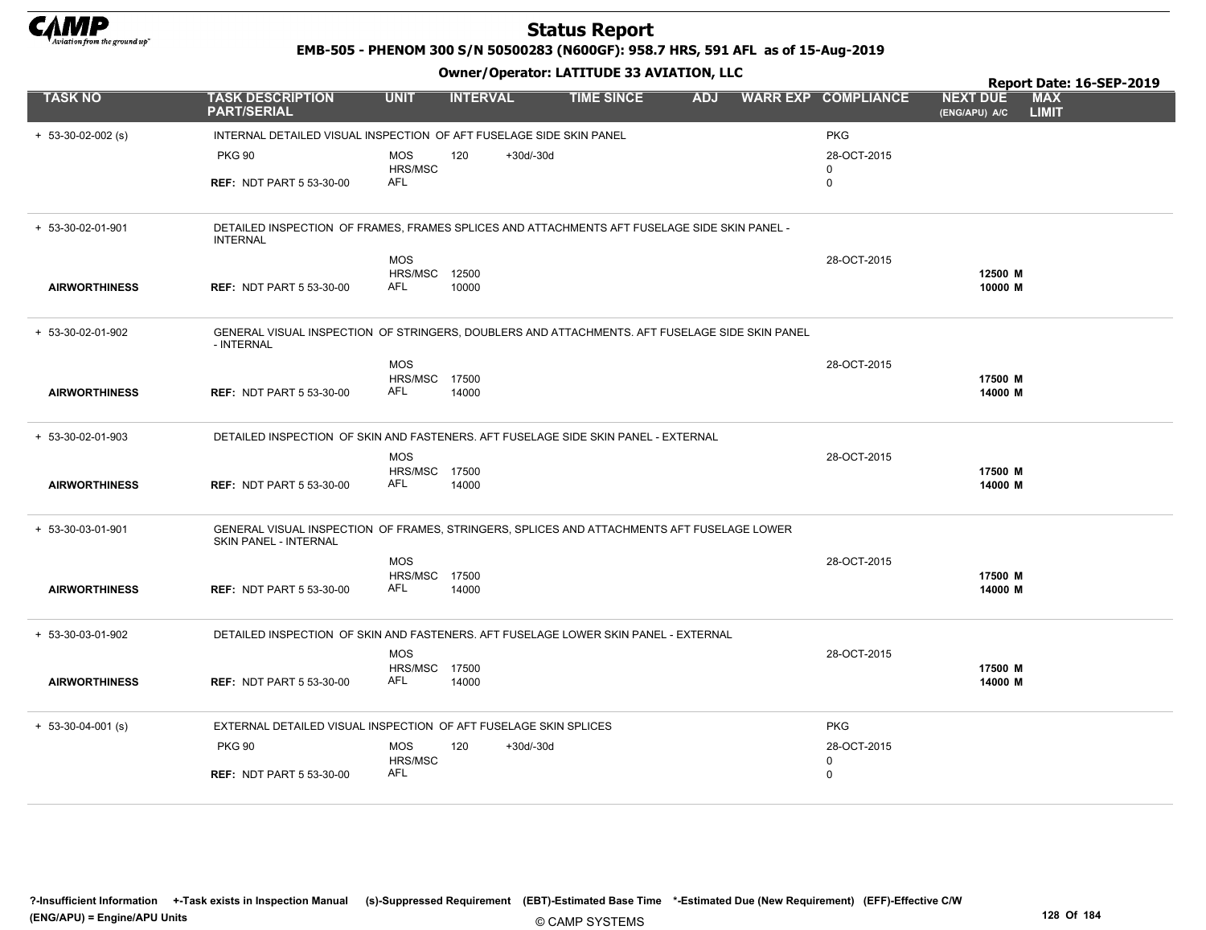# Status Report

**EMB-505 - PHENOM 300 S/N 50500283 (N600GF): 958.7 HRS, 591 AFL as of 15-Aug-2019**

**Owner/Operator: LATITUDE 33 AVIATION, LLC**

**Report Date: 16-SEP-2019**

| TASK NO | TASK DESCRIPTION PART/SERIAL | UNIT | INTERVAL | | TIME SINCE | ADJ | WARR EXP | COMPLIANCE | NEXT DUE (ENG/APU) A/C | MAX LIMIT |
|---|---|---|---|---|---|---|---|---|---|---|
| + 53-30-02-002 (s) | INTERNAL DETAILED VISUAL INSPECTION OF AFT FUSELAGE SIDE SKIN PANEL | | | | | | | PKG | | |
| | PKG 90 | MOS | 120 | +30d/-30d | | | | 28-OCT-2015 | | |
| | | HRS/MSC | | | | | | 0 | | |
| | **REF:** NDT PART 5 53-30-00 | AFL | | | | | | 0 | | |
| + 53-30-02-01-901 | DETAILED INSPECTION OF FRAMES, FRAMES SPLICES AND ATTACHMENTS AFT FUSELAGE SIDE SKIN PANEL - INTERNAL | | | | | | | | | |
| | | MOS | | | | | | 28-OCT-2015 | | |
| | | HRS/MSC | 12500 | | | | | | **12500 M** | |
| **AIRWORTHINESS** | **REF:** NDT PART 5 53-30-00 | AFL | 10000 | | | | | | **10000 M** | |
| + 53-30-02-01-902 | GENERAL VISUAL INSPECTION OF STRINGERS, DOUBLERS AND ATTACHMENTS. AFT FUSELAGE SIDE SKIN PANEL - INTERNAL | | | | | | | | | |
| | | MOS | | | | | | 28-OCT-2015 | | |
| | | HRS/MSC | 17500 | | | | | | **17500 M** | |
| **AIRWORTHINESS** | **REF:** NDT PART 5 53-30-00 | AFL | 14000 | | | | | | **14000 M** | |
| + 53-30-02-01-903 | DETAILED INSPECTION OF SKIN AND FASTENERS. AFT FUSELAGE SIDE SKIN PANEL - EXTERNAL | | | | | | | | | |
| | | MOS | | | | | | 28-OCT-2015 | | |
| | | HRS/MSC | 17500 | | | | | | **17500 M** | |
| **AIRWORTHINESS** | **REF:** NDT PART 5 53-30-00 | AFL | 14000 | | | | | | **14000 M** | |
| + 53-30-03-01-901 | GENERAL VISUAL INSPECTION OF FRAMES, STRINGERS, SPLICES AND ATTACHMENTS AFT FUSELAGE LOWER SKIN PANEL - INTERNAL | | | | | | | | | |
| | | MOS | | | | | | 28-OCT-2015 | | |
| | | HRS/MSC | 17500 | | | | | | **17500 M** | |
| **AIRWORTHINESS** | **REF:** NDT PART 5 53-30-00 | AFL | 14000 | | | | | | **14000 M** | |
| + 53-30-03-01-902 | DETAILED INSPECTION OF SKIN AND FASTENERS. AFT FUSELAGE LOWER SKIN PANEL - EXTERNAL | | | | | | | | | |
| | | MOS | | | | | | 28-OCT-2015 | | |
| | | HRS/MSC | 17500 | | | | | | **17500 M** | |
| **AIRWORTHINESS** | **REF:** NDT PART 5 53-30-00 | AFL | 14000 | | | | | | **14000 M** | |
| + 53-30-04-001 (s) | EXTERNAL DETAILED VISUAL INSPECTION OF AFT FUSELAGE SKIN SPLICES | | | | | | | PKG | | |
| | PKG 90 | MOS | 120 | +30d/-30d | | | | 28-OCT-2015 | | |
| | | HRS/MSC | | | | | | 0 | | |
| | **REF:** NDT PART 5 53-30-00 | AFL | | | | | | 0 | | |

**?-Insufficient Information +-Task exists in Inspection Manual (s)-Suppressed Requirement (EBT)-Estimated Base Time \*-Estimated Due (New Requirement) (EFF)-Effective C/W**
**(ENG/APU) = Engine/APU Units**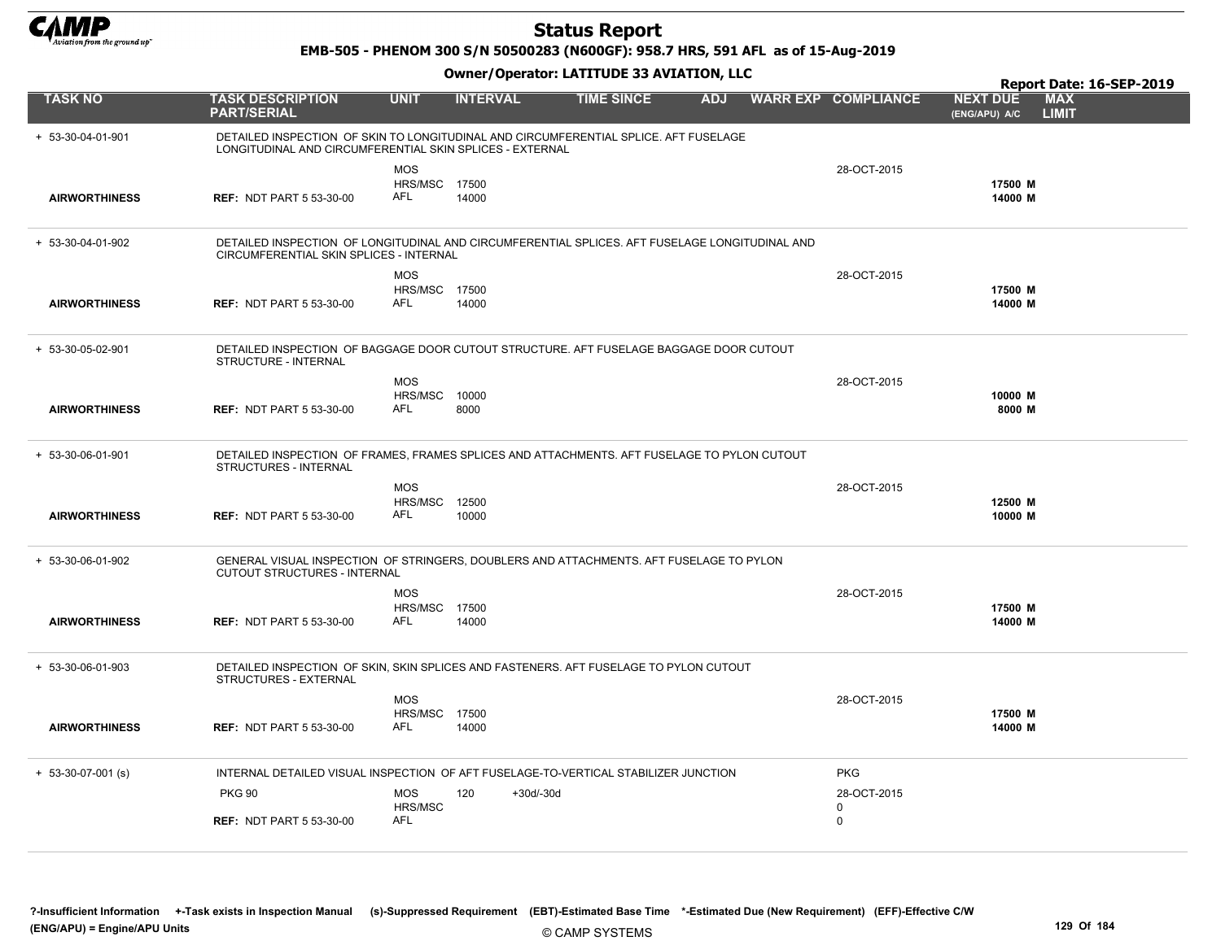# Status Report

**EMB-505 - PHENOM 300 S/N 50500283 (N600GF): 958.7 HRS, 591 AFL as of 15-Aug-2019**

**Owner/Operator: LATITUDE 33 AVIATION, LLC**

**Report Date: 16-SEP-2019**

| TASK NO | TASK DESCRIPTION PART/SERIAL | UNIT | INTERVAL | TIME SINCE | ADJ | WARR EXP | COMPLIANCE | NEXT DUE (ENG/APU) A/C | MAX LIMIT |
|---|---|---|---|---|---|---|---|---|---|
| + 53-30-04-01-901 | DETAILED INSPECTION OF SKIN TO LONGITUDINAL AND CIRCUMFERENTIAL SPLICE. AFT FUSELAGE LONGITUDINAL AND CIRCUMFERENTIAL SKIN SPLICES - EXTERNAL | | | | | | | | |
| | | MOS | | | | | 28-OCT-2015 | | |
| | | HRS/MSC | 17500 | | | | | 17500 M | |
| **AIRWORTHINESS** | **REF:** NDT PART 5 53-30-00 | AFL | 14000 | | | | | 14000 M | |
| + 53-30-04-01-902 | DETAILED INSPECTION OF LONGITUDINAL AND CIRCUMFERENTIAL SPLICES. AFT FUSELAGE LONGITUDINAL AND CIRCUMFERENTIAL SKIN SPLICES - INTERNAL | | | | | | | | |
| | | MOS | | | | | 28-OCT-2015 | | |
| | | HRS/MSC | 17500 | | | | | 17500 M | |
| **AIRWORTHINESS** | **REF:** NDT PART 5 53-30-00 | AFL | 14000 | | | | | 14000 M | |
| + 53-30-05-02-901 | DETAILED INSPECTION OF BAGGAGE DOOR CUTOUT STRUCTURE. AFT FUSELAGE BAGGAGE DOOR CUTOUT STRUCTURE - INTERNAL | | | | | | | | |
| | | MOS | | | | | 28-OCT-2015 | | |
| | | HRS/MSC | 10000 | | | | | 10000 M | |
| **AIRWORTHINESS** | **REF:** NDT PART 5 53-30-00 | AFL | 8000 | | | | | 8000 M | |
| + 53-30-06-01-901 | DETAILED INSPECTION OF FRAMES, FRAMES SPLICES AND ATTACHMENTS. AFT FUSELAGE TO PYLON CUTOUT STRUCTURES - INTERNAL | | | | | | | | |
| | | MOS | | | | | 28-OCT-2015 | | |
| | | HRS/MSC | 12500 | | | | | 12500 M | |
| **AIRWORTHINESS** | **REF:** NDT PART 5 53-30-00 | AFL | 10000 | | | | | 10000 M | |
| + 53-30-06-01-902 | GENERAL VISUAL INSPECTION OF STRINGERS, DOUBLERS AND ATTACHMENTS. AFT FUSELAGE TO PYLON CUTOUT STRUCTURES - INTERNAL | | | | | | | | |
| | | MOS | | | | | 28-OCT-2015 | | |
| | | HRS/MSC | 17500 | | | | | 17500 M | |
| **AIRWORTHINESS** | **REF:** NDT PART 5 53-30-00 | AFL | 14000 | | | | | 14000 M | |
| + 53-30-06-01-903 | DETAILED INSPECTION OF SKIN, SKIN SPLICES AND FASTENERS. AFT FUSELAGE TO PYLON CUTOUT STRUCTURES - EXTERNAL | | | | | | | | |
| | | MOS | | | | | 28-OCT-2015 | | |
| | | HRS/MSC | 17500 | | | | | 17500 M | |
| **AIRWORTHINESS** | **REF:** NDT PART 5 53-30-00 | AFL | 14000 | | | | | 14000 M | |
| + 53-30-07-001 (s) | INTERNAL DETAILED VISUAL INSPECTION OF AFT FUSELAGE-TO-VERTICAL STABILIZER JUNCTION | | | | | | PKG | | |
| | PKG 90 | MOS | 120 | +30d/-30d | | | 28-OCT-2015 | | |
| | | HRS/MSC | | | | | 0 | | |
| | **REF:** NDT PART 5 53-30-00 | AFL | | | | | 0 | | |

?-Insufficient Information +-Task exists in Inspection Manual (s)-Suppressed Requirement (EBT)-Estimated Base Time *-Estimated Due (New Requirement) (EFF)-Effective C/W (ENG/APU) = Engine/APU Units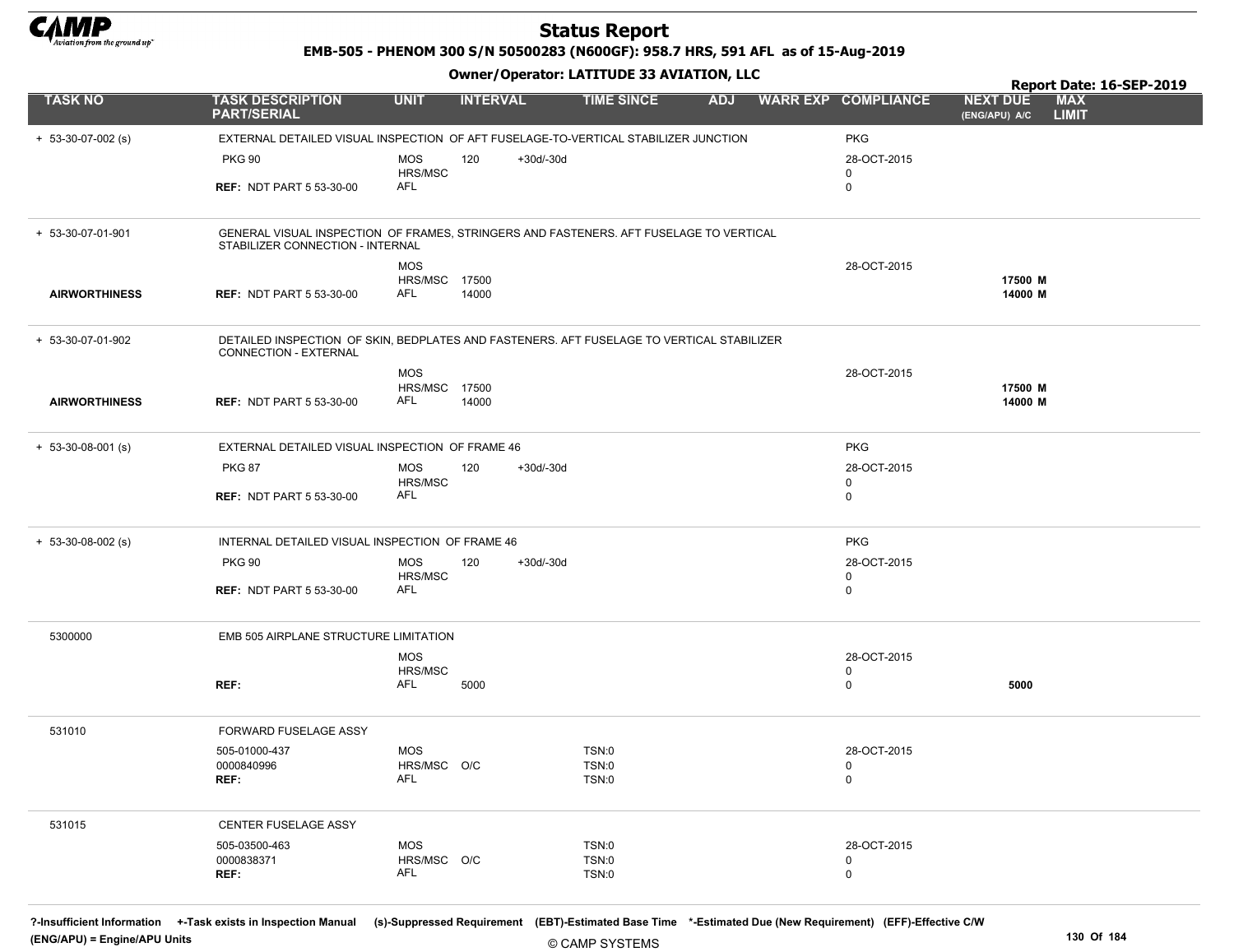# Status Report

**EMB-505 - PHENOM 300 S/N 50500283 (N600GF): 958.7 HRS, 591 AFL as of 15-Aug-2019**

**Owner/Operator: LATITUDE 33 AVIATION, LLC**

**Report Date: 16-SEP-2019**

| TASK NO | TASK DESCRIPTION PART/SERIAL | UNIT | INTERVAL | | TIME SINCE | ADJ | WARR EXP | COMPLIANCE | NEXT DUE (ENG/APU) A/C | MAX LIMIT |
|---|---|---|---|---|---|---|---|---|---|---|
| + 53-30-07-002 (s) | EXTERNAL DETAILED VISUAL INSPECTION OF AFT FUSELAGE-TO-VERTICAL STABILIZER JUNCTION | | | | | | | PKG | | |
| | PKG 90 | MOS | 120 | +30d/-30d | | | | 28-OCT-2015 | | |
| | | HRS/MSC | | | | | | 0 | | |
| | REF: NDT PART 5 53-30-00 | AFL | | | | | | 0 | | |
| + 53-30-07-01-901 | GENERAL VISUAL INSPECTION OF FRAMES, STRINGERS AND FASTENERS. AFT FUSELAGE TO VERTICAL STABILIZER CONNECTION - INTERNAL | | | | | | | | | |
| | | MOS | | | | | | 28-OCT-2015 | | |
| | | HRS/MSC | 17500 | | | | | | 17500 M | |
| AIRWORTHINESS | REF: NDT PART 5 53-30-00 | AFL | 14000 | | | | | | 14000 M | |
| + 53-30-07-01-902 | DETAILED INSPECTION OF SKIN, BEDPLATES AND FASTENERS. AFT FUSELAGE TO VERTICAL STABILIZER CONNECTION - EXTERNAL | | | | | | | | | |
| | | MOS | | | | | | 28-OCT-2015 | | |
| | | HRS/MSC | 17500 | | | | | | 17500 M | |
| AIRWORTHINESS | REF: NDT PART 5 53-30-00 | AFL | 14000 | | | | | | 14000 M | |
| + 53-30-08-001 (s) | EXTERNAL DETAILED VISUAL INSPECTION OF FRAME 46 | | | | | | | PKG | | |
| | PKG 87 | MOS | 120 | +30d/-30d | | | | 28-OCT-2015 | | |
| | | HRS/MSC | | | | | | 0 | | |
| | REF: NDT PART 5 53-30-00 | AFL | | | | | | 0 | | |
| + 53-30-08-002 (s) | INTERNAL DETAILED VISUAL INSPECTION OF FRAME 46 | | | | | | | PKG | | |
| | PKG 90 | MOS | 120 | +30d/-30d | | | | 28-OCT-2015 | | |
| | | HRS/MSC | | | | | | 0 | | |
| | REF: NDT PART 5 53-30-00 | AFL | | | | | | 0 | | |
| 5300000 | EMB 505 AIRPLANE STRUCTURE LIMITATION | | | | | | | | | |
| | | MOS | | | | | | 28-OCT-2015 | | |
| | | HRS/MSC | | | | | | 0 | | |
| | REF: | AFL | 5000 | | | | | 0 | 5000 | |
| 531010 | FORWARD FUSELAGE ASSY | | | | | | | | | |
| | 505-01000-437 | MOS | | | TSN:0 | | | 28-OCT-2015 | | |
| | 0000840996 | HRS/MSC | O/C | | TSN:0 | | | 0 | | |
| | REF: | AFL | | | TSN:0 | | | 0 | | |
| 531015 | CENTER FUSELAGE ASSY | | | | | | | | | |
| | 505-03500-463 | MOS | | | TSN:0 | | | 28-OCT-2015 | | |
| | 0000838371 | HRS/MSC | O/C | | TSN:0 | | | 0 | | |
| | REF: | AFL | | | TSN:0 | | | 0 | | |

?-Insufficient Information +-Task exists in Inspection Manual (s)-Suppressed Requirement (EBT)-Estimated Base Time *-Estimated Due (New Requirement) (EFF)-Effective C/W
(ENG/APU) = Engine/APU Units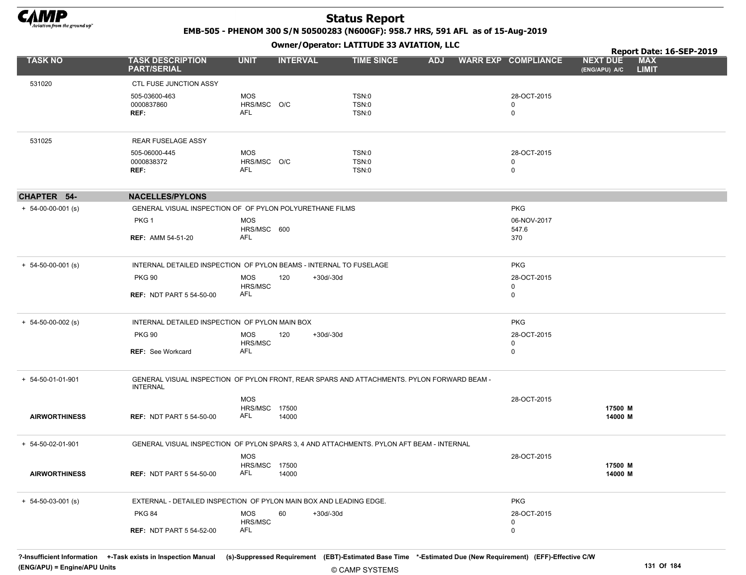# Status Report

**EMB-505 - PHENOM 300 S/N 50500283 (N600GF): 958.7 HRS, 591 AFL as of 15-Aug-2019**

**Owner/Operator: LATITUDE 33 AVIATION, LLC**

**Report Date: 16-SEP-2019**

| TASK NO | TASK DESCRIPTION PART/SERIAL | UNIT | INTERVAL | | TIME SINCE | ADJ | WARR EXP | COMPLIANCE | NEXT DUE (ENG/APU) A/C | MAX LIMIT |
|---|---|---|---|---|---|---|---|---|---|---|
| 531020 | CTL FUSE JUNCTION ASSY | | | | | | | | | |
| | 505-03600-463 | MOS | | | TSN:0 | | | 28-OCT-2015 | | |
| | 0000837860 | HRS/MSC | O/C | | TSN:0 | | | 0 | | |
| | REF: | AFL | | | TSN:0 | | | 0 | | |
| 531025 | REAR FUSELAGE ASSY | | | | | | | | | |
| | 505-06000-445 | MOS | | | TSN:0 | | | 28-OCT-2015 | | |
| | 0000838372 | HRS/MSC | O/C | | TSN:0 | | | 0 | | |
| | REF: | AFL | | | TSN:0 | | | 0 | | |
| **CHAPTER 54-** | **NACELLES/PYLONS** | | | | | | | | | |
| + 54-00-00-001 (s) | GENERAL VISUAL INSPECTION OF OF PYLON POLYURETHANE FILMS | | | | | | | PKG | | |
| | PKG 1 | MOS | | | | | | 06-NOV-2017 | | |
| | | HRS/MSC | 600 | | | | | 547.6 | | |
| | REF: AMM 54-51-20 | AFL | | | | | | 370 | | |
| + 54-50-00-001 (s) | INTERNAL DETAILED INSPECTION OF PYLON BEAMS - INTERNAL TO FUSELAGE | | | | | | | PKG | | |
| | PKG 90 | MOS | 120 | +30d/-30d | | | | 28-OCT-2015 | | |
| | | HRS/MSC | | | | | | 0 | | |
| | REF: NDT PART 5 54-50-00 | AFL | | | | | | 0 | | |
| + 54-50-00-002 (s) | INTERNAL DETAILED INSPECTION OF PYLON MAIN BOX | | | | | | | PKG | | |
| | PKG 90 | MOS | 120 | +30d/-30d | | | | 28-OCT-2015 | | |
| | | HRS/MSC | | | | | | 0 | | |
| | REF: See Workcard | AFL | | | | | | 0 | | |
| + 54-50-01-01-901 | GENERAL VISUAL INSPECTION OF PYLON FRONT, REAR SPARS AND ATTACHMENTS. PYLON FORWARD BEAM - INTERNAL | | | | | | | | | |
| | | MOS | | | | | | 28-OCT-2015 | | |
| | | HRS/MSC | 17500 | | | | | | 17500 M | |
| AIRWORTHINESS | REF: NDT PART 5 54-50-00 | AFL | 14000 | | | | | | 14000 M | |
| + 54-50-02-01-901 | GENERAL VISUAL INSPECTION OF PYLON SPARS 3, 4 AND ATTACHMENTS. PYLON AFT BEAM - INTERNAL | | | | | | | | | |
| | | MOS | | | | | | 28-OCT-2015 | | |
| | | HRS/MSC | 17500 | | | | | | 17500 M | |
| AIRWORTHINESS | REF: NDT PART 5 54-50-00 | AFL | 14000 | | | | | | 14000 M | |
| + 54-50-03-001 (s) | EXTERNAL - DETAILED INSPECTION OF PYLON MAIN BOX AND LEADING EDGE. | | | | | | | PKG | | |
| | PKG 84 | MOS | 60 | +30d/-30d | | | | 28-OCT-2015 | | |
| | | HRS/MSC | | | | | | 0 | | |
| | REF: NDT PART 5 54-52-00 | AFL | | | | | | 0 | | |

?-Insufficient Information +-Task exists in Inspection Manual (s)-Suppressed Requirement (EBT)-Estimated Base Time *-Estimated Due (New Requirement) (EFF)-Effective C/W (ENG/APU) = Engine/APU Units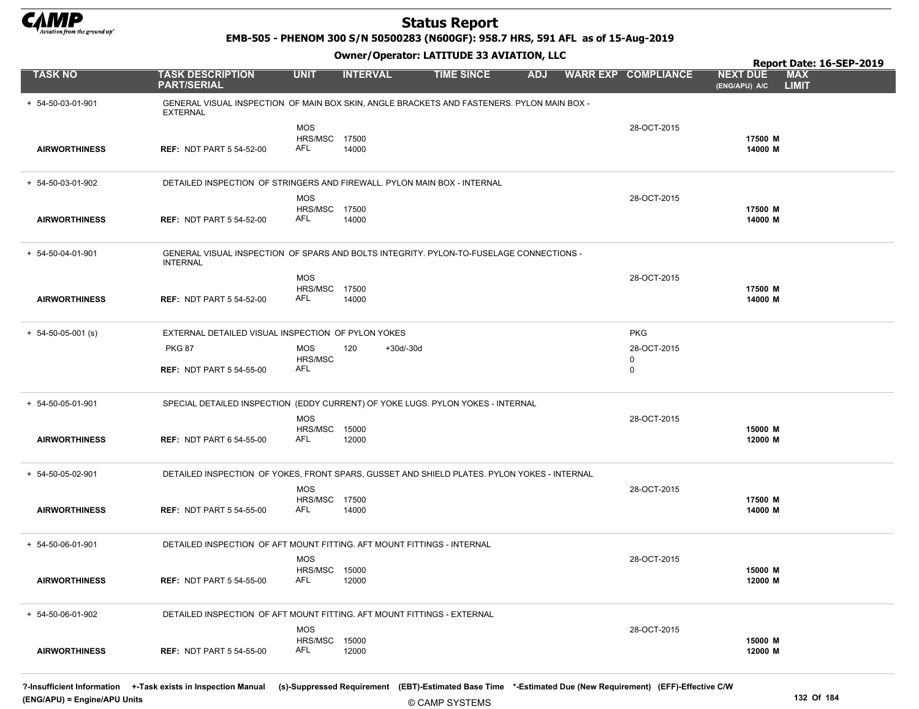# Status Report

**EMB-505 - PHENOM 300 S/N 50500283 (N600GF): 958.7 HRS, 591 AFL as of 15-Aug-2019**

**Owner/Operator: LATITUDE 33 AVIATION, LLC**

**Report Date: 16-SEP-2019**

| TASK NO | TASK DESCRIPTION PART/SERIAL | UNIT | INTERVAL | | TIME SINCE | ADJ | WARR EXP | COMPLIANCE | NEXT DUE (ENG/APU) A/C | MAX LIMIT |
|---|---|---|---|---|---|---|---|---|---|---|
| + 54-50-03-01-901 | GENERAL VISUAL INSPECTION OF MAIN BOX SKIN, ANGLE BRACKETS AND FASTENERS. PYLON MAIN BOX - EXTERNAL | | | | | | | | | |
| | | MOS | | | | | | 28-OCT-2015 | | |
| | | HRS/MSC | 17500 | | | | | | 17500 M | |
| **AIRWORTHINESS** | **REF:** NDT PART 5 54-52-00 | AFL | 14000 | | | | | | 14000 M | |
| + 54-50-03-01-902 | DETAILED INSPECTION OF STRINGERS AND FIREWALL. PYLON MAIN BOX - INTERNAL | | | | | | | | | |
| | | MOS | | | | | | 28-OCT-2015 | | |
| | | HRS/MSC | 17500 | | | | | | 17500 M | |
| **AIRWORTHINESS** | **REF:** NDT PART 5 54-52-00 | AFL | 14000 | | | | | | 14000 M | |
| + 54-50-04-01-901 | GENERAL VISUAL INSPECTION OF SPARS AND BOLTS INTEGRITY. PYLON-TO-FUSELAGE CONNECTIONS - INTERNAL | | | | | | | | | |
| | | MOS | | | | | | 28-OCT-2015 | | |
| | | HRS/MSC | 17500 | | | | | | 17500 M | |
| **AIRWORTHINESS** | **REF:** NDT PART 5 54-52-00 | AFL | 14000 | | | | | | 14000 M | |
| + 54-50-05-001 (s) | EXTERNAL DETAILED VISUAL INSPECTION OF PYLON YOKES | | | | | | | PKG | | |
| | PKG 87 | MOS | 120 | +30d/-30d | | | | 28-OCT-2015 | | |
| | | HRS/MSC | | | | | | 0 | | |
| | **REF:** NDT PART 5 54-55-00 | AFL | | | | | | 0 | | |
| + 54-50-05-01-901 | SPECIAL DETAILED INSPECTION (EDDY CURRENT) OF YOKE LUGS. PYLON YOKES - INTERNAL | | | | | | | | | |
| | | MOS | | | | | | 28-OCT-2015 | | |
| | | HRS/MSC | 15000 | | | | | | 15000 M | |
| **AIRWORTHINESS** | **REF:** NDT PART 6 54-55-00 | AFL | 12000 | | | | | | 12000 M | |
| + 54-50-05-02-901 | DETAILED INSPECTION OF YOKES, FRONT SPARS, GUSSET AND SHIELD PLATES. PYLON YOKES - INTERNAL | | | | | | | | | |
| | | MOS | | | | | | 28-OCT-2015 | | |
| | | HRS/MSC | 17500 | | | | | | 17500 M | |
| **AIRWORTHINESS** | **REF:** NDT PART 5 54-55-00 | AFL | 14000 | | | | | | 14000 M | |
| + 54-50-06-01-901 | DETAILED INSPECTION OF AFT MOUNT FITTING. AFT MOUNT FITTINGS - INTERNAL | | | | | | | | | |
| | | MOS | | | | | | 28-OCT-2015 | | |
| | | HRS/MSC | 15000 | | | | | | 15000 M | |
| **AIRWORTHINESS** | **REF:** NDT PART 5 54-55-00 | AFL | 12000 | | | | | | 12000 M | |
| + 54-50-06-01-902 | DETAILED INSPECTION OF AFT MOUNT FITTING. AFT MOUNT FITTINGS - EXTERNAL | | | | | | | | | |
| | | MOS | | | | | | 28-OCT-2015 | | |
| | | HRS/MSC | 15000 | | | | | | 15000 M | |
| **AIRWORTHINESS** | **REF:** NDT PART 5 54-55-00 | AFL | 12000 | | | | | | 12000 M | |

**?-Insufficient Information +-Task exists in Inspection Manual (s)-Suppressed Requirement (EBT)-Estimated Base Time \*-Estimated Due (New Requirement) (EFF)-Effective C/W (ENG/APU) = Engine/APU Units**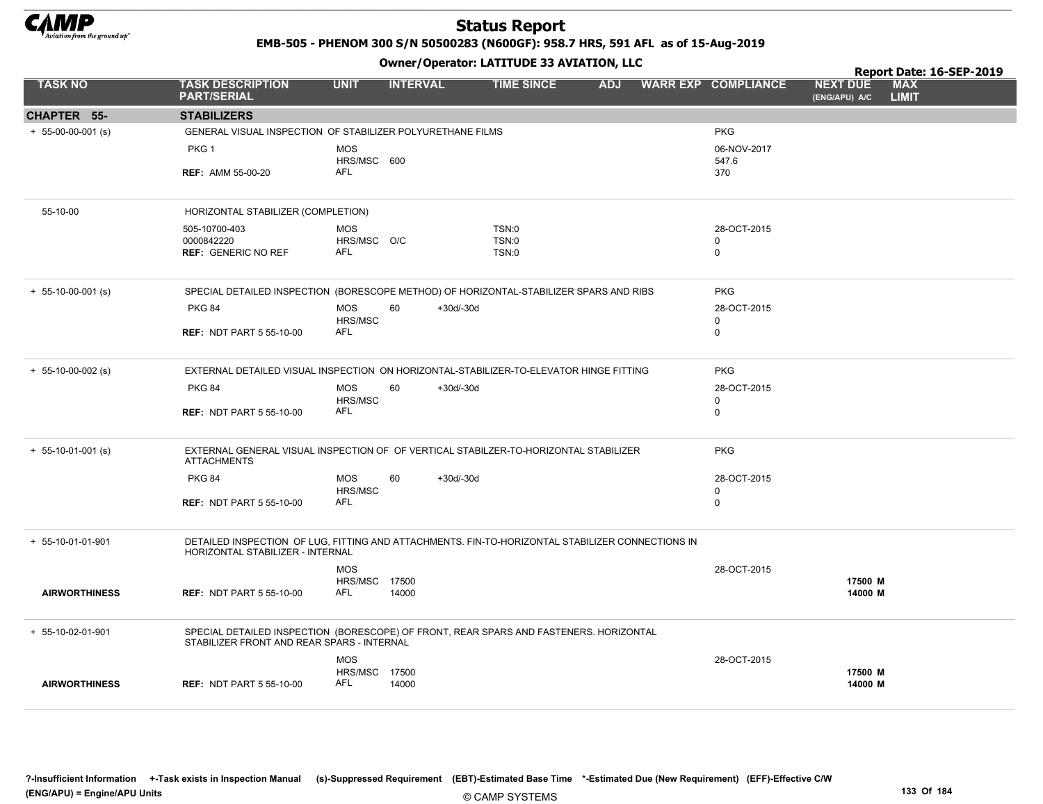# Status Report

**EMB-505 - PHENOM 300 S/N 50500283 (N600GF): 958.7 HRS, 591 AFL as of 15-Aug-2019**

**Owner/Operator: LATITUDE 33 AVIATION, LLC**

**Report Date: 16-SEP-2019**

| TASK NO | TASK DESCRIPTION PART/SERIAL | UNIT | INTERVAL | | TIME SINCE | ADJ | WARR EXP | COMPLIANCE | NEXT DUE (ENG/APU) A/C | MAX LIMIT |
|---|---|---|---|---|---|---|---|---|---|---|
| **CHAPTER 55-** | **STABILIZERS** | | | | | | | | | |
| + 55-00-00-001 (s) | GENERAL VISUAL INSPECTION OF STABILIZER POLYURETHANE FILMS | | | | | | | PKG | | |
| | PKG 1 | MOS | | | | | | 06-NOV-2017 | | |
| | | HRS/MSC | 600 | | | | | 547.6 | | |
| | **REF:** AMM 55-00-20 | AFL | | | | | | 370 | | |
| 55-10-00 | HORIZONTAL STABILIZER (COMPLETION) | | | | | | | | | |
| | 505-10700-403 | MOS | | | TSN:0 | | | 28-OCT-2015 | | |
| | 0000842220 | HRS/MSC | O/C | | TSN:0 | | | 0 | | |
| | **REF:** GENERIC NO REF | AFL | | | TSN:0 | | | 0 | | |
| + 55-10-00-001 (s) | SPECIAL DETAILED INSPECTION (BORESCOPE METHOD) OF HORIZONTAL-STABILIZER SPARS AND RIBS | | | | | | | PKG | | |
| | PKG 84 | MOS | 60 | +30d/-30d | | | | 28-OCT-2015 | | |
| | | HRS/MSC | | | | | | 0 | | |
| | **REF:** NDT PART 5 55-10-00 | AFL | | | | | | 0 | | |
| + 55-10-00-002 (s) | EXTERNAL DETAILED VISUAL INSPECTION ON HORIZONTAL-STABILIZER-TO-ELEVATOR HINGE FITTING | | | | | | | PKG | | |
| | PKG 84 | MOS | 60 | +30d/-30d | | | | 28-OCT-2015 | | |
| | | HRS/MSC | | | | | | 0 | | |
| | **REF:** NDT PART 5 55-10-00 | AFL | | | | | | 0 | | |
| + 55-10-01-001 (s) | EXTERNAL GENERAL VISUAL INSPECTION OF OF VERTICAL STABILZER-TO-HORIZONTAL STABILIZER ATTACHMENTS | | | | | | | PKG | | |
| | PKG 84 | MOS | 60 | +30d/-30d | | | | 28-OCT-2015 | | |
| | | HRS/MSC | | | | | | 0 | | |
| | **REF:** NDT PART 5 55-10-00 | AFL | | | | | | 0 | | |
| + 55-10-01-01-901 | DETAILED INSPECTION OF LUG, FITTING AND ATTACHMENTS. FIN-TO-HORIZONTAL STABILIZER CONNECTIONS IN HORIZONTAL STABILIZER - INTERNAL | | | | | | | | | |
| | | MOS | | | | | | 28-OCT-2015 | | |
| | | HRS/MSC | 17500 | | | | | | **17500 M** | |
| **AIRWORTHINESS** | **REF:** NDT PART 5 55-10-00 | AFL | 14000 | | | | | | **14000 M** | |
| + 55-10-02-01-901 | SPECIAL DETAILED INSPECTION (BORESCOPE) OF FRONT, REAR SPARS AND FASTENERS. HORIZONTAL STABILIZER FRONT AND REAR SPARS - INTERNAL | | | | | | | | | |
| | | MOS | | | | | | 28-OCT-2015 | | |
| | | HRS/MSC | 17500 | | | | | | **17500 M** | |
| **AIRWORTHINESS** | **REF:** NDT PART 5 55-10-00 | AFL | 14000 | | | | | | **14000 M** | |

?-Insufficient Information +-Task exists in Inspection Manual (s)-Suppressed Requirement (EBT)-Estimated Base Time *-Estimated Due (New Requirement) (EFF)-Effective C/W
(ENG/APU) = Engine/APU Units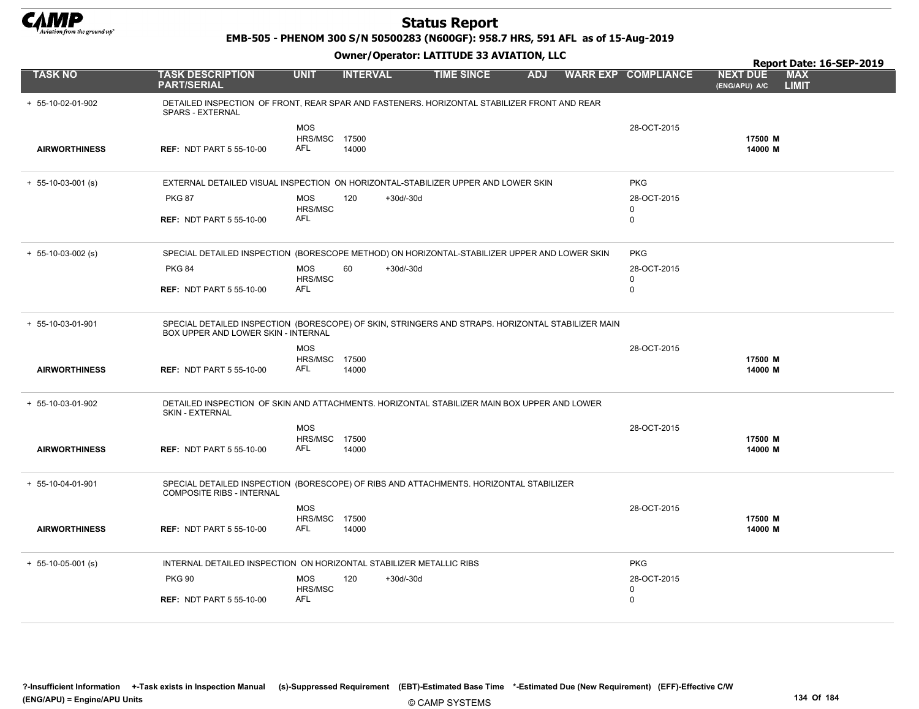# Status Report

**EMB-505 - PHENOM 300 S/N 50500283 (N600GF): 958.7 HRS, 591 AFL as of 15-Aug-2019**

**Owner/Operator: LATITUDE 33 AVIATION, LLC**

**Report Date: 16-SEP-2019**

| TASK NO | TASK DESCRIPTION PART/SERIAL | UNIT | INTERVAL | | TIME SINCE | ADJ | WARR EXP | COMPLIANCE | NEXT DUE (ENG/APU) A/C | MAX LIMIT |
|---|---|---|---|---|---|---|---|---|---|---|
| + 55-10-02-01-902 | DETAILED INSPECTION OF FRONT, REAR SPAR AND FASTENERS. HORIZONTAL STABILIZER FRONT AND REAR SPARS - EXTERNAL | | | | | | | | | |
| | | MOS | | | | | | 28-OCT-2015 | | |
| | | HRS/MSC | 17500 | | | | | | 17500 M | |
| AIRWORTHINESS | REF: NDT PART 5 55-10-00 | AFL | 14000 | | | | | | 14000 M | |
| + 55-10-03-001 (s) | EXTERNAL DETAILED VISUAL INSPECTION ON HORIZONTAL-STABILIZER UPPER AND LOWER SKIN | | | | | | | PKG | | |
| | PKG 87 | MOS | 120 | +30d/-30d | | | | 28-OCT-2015 | | |
| | | HRS/MSC | | | | | | 0 | | |
| | REF: NDT PART 5 55-10-00 | AFL | | | | | | 0 | | |
| + 55-10-03-002 (s) | SPECIAL DETAILED INSPECTION (BORESCOPE METHOD) ON HORIZONTAL-STABILIZER UPPER AND LOWER SKIN | | | | | | | PKG | | |
| | PKG 84 | MOS | 60 | +30d/-30d | | | | 28-OCT-2015 | | |
| | | HRS/MSC | | | | | | 0 | | |
| | REF: NDT PART 5 55-10-00 | AFL | | | | | | 0 | | |
| + 55-10-03-01-901 | SPECIAL DETAILED INSPECTION (BORESCOPE) OF SKIN, STRINGERS AND STRAPS. HORIZONTAL STABILIZER MAIN BOX UPPER AND LOWER SKIN - INTERNAL | | | | | | | | | |
| | | MOS | | | | | | 28-OCT-2015 | | |
| | | HRS/MSC | 17500 | | | | | | 17500 M | |
| AIRWORTHINESS | REF: NDT PART 5 55-10-00 | AFL | 14000 | | | | | | 14000 M | |
| + 55-10-03-01-902 | DETAILED INSPECTION OF SKIN AND ATTACHMENTS. HORIZONTAL STABILIZER MAIN BOX UPPER AND LOWER SKIN - EXTERNAL | | | | | | | | | |
| | | MOS | | | | | | 28-OCT-2015 | | |
| | | HRS/MSC | 17500 | | | | | | 17500 M | |
| AIRWORTHINESS | REF: NDT PART 5 55-10-00 | AFL | 14000 | | | | | | 14000 M | |
| + 55-10-04-01-901 | SPECIAL DETAILED INSPECTION (BORESCOPE) OF RIBS AND ATTACHMENTS. HORIZONTAL STABILIZER COMPOSITE RIBS - INTERNAL | | | | | | | | | |
| | | MOS | | | | | | 28-OCT-2015 | | |
| | | HRS/MSC | 17500 | | | | | | 17500 M | |
| AIRWORTHINESS | REF: NDT PART 5 55-10-00 | AFL | 14000 | | | | | | 14000 M | |
| + 55-10-05-001 (s) | INTERNAL DETAILED INSPECTION ON HORIZONTAL STABILIZER METALLIC RIBS | | | | | | | PKG | | |
| | PKG 90 | MOS | 120 | +30d/-30d | | | | 28-OCT-2015 | | |
| | | HRS/MSC | | | | | | 0 | | |
| | REF: NDT PART 5 55-10-00 | AFL | | | | | | 0 | | |

?-Insufficient Information +-Task exists in Inspection Manual (s)-Suppressed Requirement (EBT)-Estimated Base Time *-Estimated Due (New Requirement) (EFF)-Effective C/W
(ENG/APU) = Engine/APU Units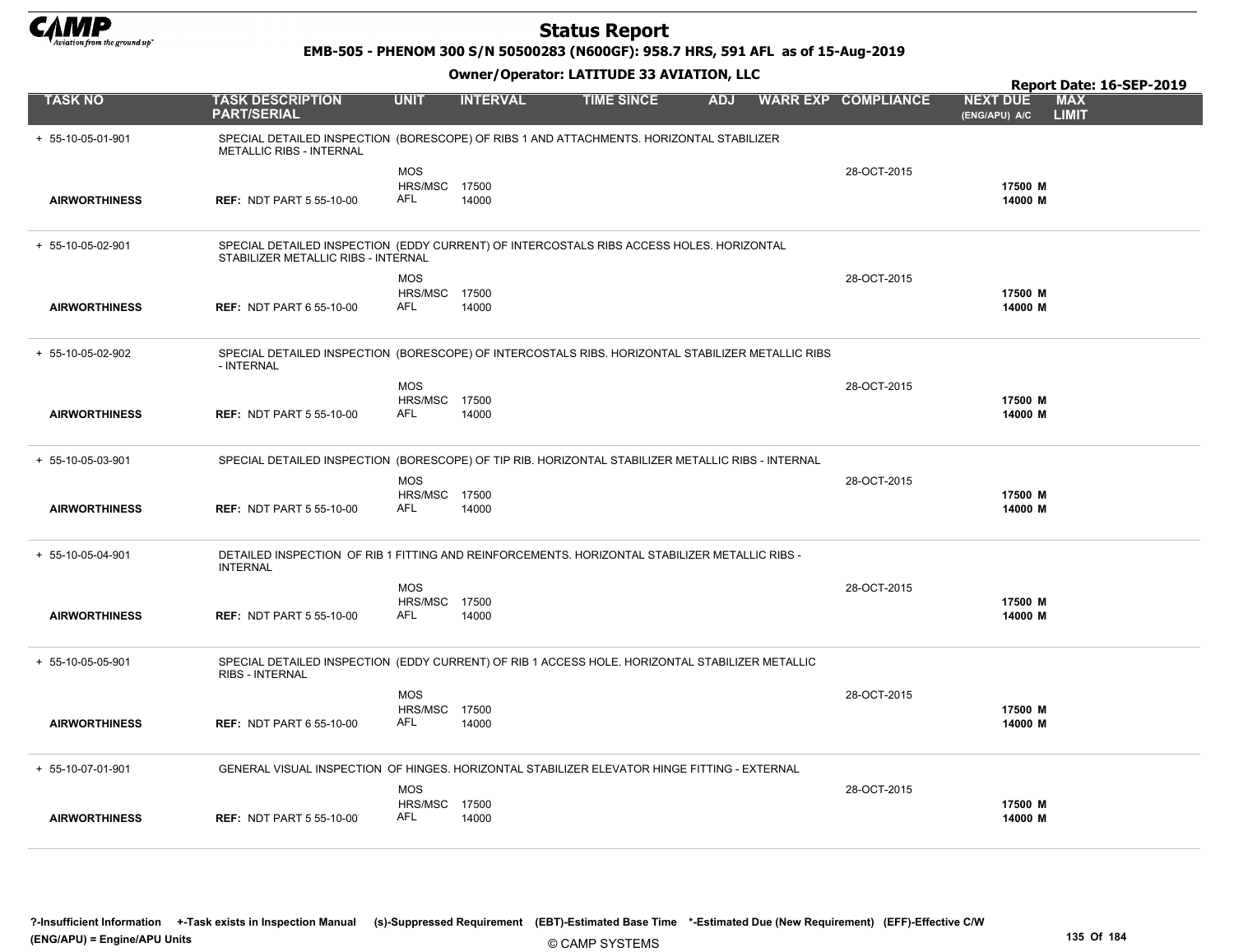# Status Report

**EMB-505 - PHENOM 300 S/N 50500283 (N600GF): 958.7 HRS, 591 AFL as of 15-Aug-2019**

**Owner/Operator: LATITUDE 33 AVIATION, LLC**

**Report Date: 16-SEP-2019**

| TASK NO | TASK DESCRIPTION PART/SERIAL | UNIT | INTERVAL | TIME SINCE | ADJ | WARR EXP | COMPLIANCE | NEXT DUE (ENG/APU) A/C | MAX LIMIT |
|---|---|---|---|---|---|---|---|---|---|
| + 55-10-05-01-901 | SPECIAL DETAILED INSPECTION (BORESCOPE) OF RIBS 1 AND ATTACHMENTS. HORIZONTAL STABILIZER METALLIC RIBS - INTERNAL | | | | | | | | |
| | | MOS | | | | | 28-OCT-2015 | | |
| | | HRS/MSC | 17500 | | | | | **17500 M** | |
| **AIRWORTHINESS** | **REF:** NDT PART 5 55-10-00 | AFL | 14000 | | | | | **14000 M** | |
| + 55-10-05-02-901 | SPECIAL DETAILED INSPECTION (EDDY CURRENT) OF INTERCOSTALS RIBS ACCESS HOLES. HORIZONTAL STABILIZER METALLIC RIBS - INTERNAL | | | | | | | | |
| | | MOS | | | | | 28-OCT-2015 | | |
| | | HRS/MSC | 17500 | | | | | **17500 M** | |
| **AIRWORTHINESS** | **REF:** NDT PART 6 55-10-00 | AFL | 14000 | | | | | **14000 M** | |
| + 55-10-05-02-902 | SPECIAL DETAILED INSPECTION (BORESCOPE) OF INTERCOSTALS RIBS. HORIZONTAL STABILIZER METALLIC RIBS - INTERNAL | | | | | | | | |
| | | MOS | | | | | 28-OCT-2015 | | |
| | | HRS/MSC | 17500 | | | | | **17500 M** | |
| **AIRWORTHINESS** | **REF:** NDT PART 5 55-10-00 | AFL | 14000 | | | | | **14000 M** | |
| + 55-10-05-03-901 | SPECIAL DETAILED INSPECTION (BORESCOPE) OF TIP RIB. HORIZONTAL STABILIZER METALLIC RIBS - INTERNAL | | | | | | | | |
| | | MOS | | | | | 28-OCT-2015 | | |
| | | HRS/MSC | 17500 | | | | | **17500 M** | |
| **AIRWORTHINESS** | **REF:** NDT PART 5 55-10-00 | AFL | 14000 | | | | | **14000 M** | |
| + 55-10-05-04-901 | DETAILED INSPECTION OF RIB 1 FITTING AND REINFORCEMENTS. HORIZONTAL STABILIZER METALLIC RIBS - INTERNAL | | | | | | | | |
| | | MOS | | | | | 28-OCT-2015 | | |
| | | HRS/MSC | 17500 | | | | | **17500 M** | |
| **AIRWORTHINESS** | **REF:** NDT PART 5 55-10-00 | AFL | 14000 | | | | | **14000 M** | |
| + 55-10-05-05-901 | SPECIAL DETAILED INSPECTION (EDDY CURRENT) OF RIB 1 ACCESS HOLE. HORIZONTAL STABILIZER METALLIC RIBS - INTERNAL | | | | | | | | |
| | | MOS | | | | | 28-OCT-2015 | | |
| | | HRS/MSC | 17500 | | | | | **17500 M** | |
| **AIRWORTHINESS** | **REF:** NDT PART 6 55-10-00 | AFL | 14000 | | | | | **14000 M** | |
| + 55-10-07-01-901 | GENERAL VISUAL INSPECTION OF HINGES. HORIZONTAL STABILIZER ELEVATOR HINGE FITTING - EXTERNAL | | | | | | | | |
| | | MOS | | | | | 28-OCT-2015 | | |
| | | HRS/MSC | 17500 | | | | | **17500 M** | |
| **AIRWORTHINESS** | **REF:** NDT PART 5 55-10-00 | AFL | 14000 | | | | | **14000 M** | |

?-Insufficient Information +-Task exists in Inspection Manual (s)-Suppressed Requirement (EBT)-Estimated Base Time *-Estimated Due (New Requirement) (EFF)-Effective C/W
(ENG/APU) = Engine/APU Units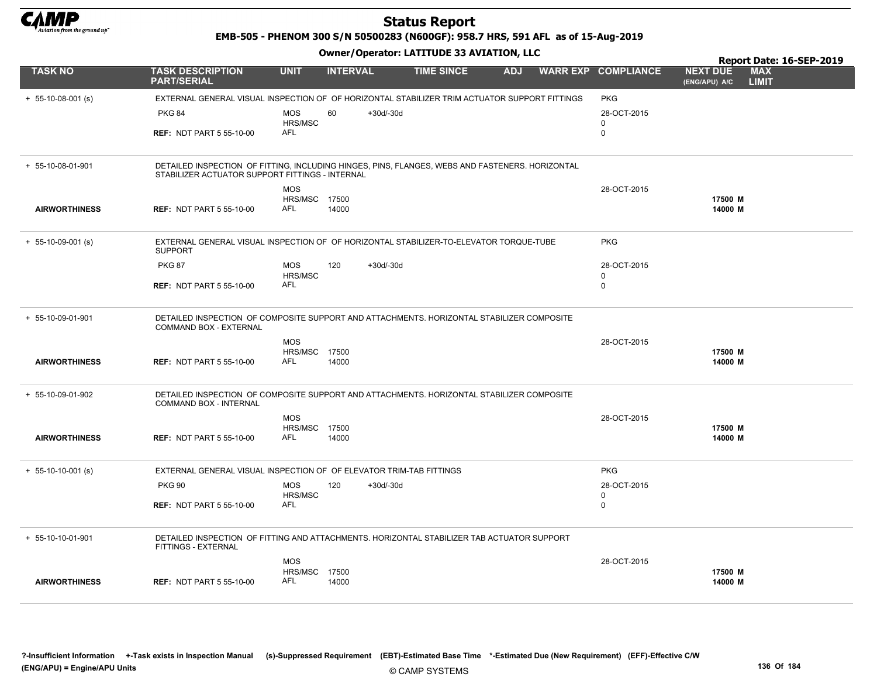# Status Report

**EMB-505 - PHENOM 300 S/N 50500283 (N600GF): 958.7 HRS, 591 AFL as of 15-Aug-2019**

**Owner/Operator: LATITUDE 33 AVIATION, LLC**

**Report Date: 16-SEP-2019**

| TASK NO | TASK DESCRIPTION PART/SERIAL | UNIT | INTERVAL | | TIME SINCE | ADJ | WARR EXP | COMPLIANCE | NEXT DUE (ENG/APU) A/C | MAX LIMIT |
|---|---|---|---|---|---|---|---|---|---|---|
| + 55-10-08-001 (s) | EXTERNAL GENERAL VISUAL INSPECTION OF OF HORIZONTAL STABILIZER TRIM ACTUATOR SUPPORT FITTINGS | | | | | | | PKG | | |
| | PKG 84 | MOS | 60 | +30d/-30d | | | | 28-OCT-2015 | | |
| | | HRS/MSC | | | | | | 0 | | |
| | REF: NDT PART 5 55-10-00 | AFL | | | | | | 0 | | |
| + 55-10-08-01-901 | DETAILED INSPECTION OF FITTING, INCLUDING HINGES, PINS, FLANGES, WEBS AND FASTENERS. HORIZONTAL STABILIZER ACTUATOR SUPPORT FITTINGS - INTERNAL | | | | | | | | | |
| | | MOS | | | | | | 28-OCT-2015 | | |
| | | HRS/MSC | 17500 | | | | | | 17500 M | |
| **AIRWORTHINESS** | REF: NDT PART 5 55-10-00 | AFL | 14000 | | | | | | 14000 M | |
| + 55-10-09-001 (s) | EXTERNAL GENERAL VISUAL INSPECTION OF OF HORIZONTAL STABILIZER-TO-ELEVATOR TORQUE-TUBE SUPPORT | | | | | | | PKG | | |
| | PKG 87 | MOS | 120 | +30d/-30d | | | | 28-OCT-2015 | | |
| | | HRS/MSC | | | | | | 0 | | |
| | REF: NDT PART 5 55-10-00 | AFL | | | | | | 0 | | |
| + 55-10-09-01-901 | DETAILED INSPECTION OF COMPOSITE SUPPORT AND ATTACHMENTS. HORIZONTAL STABILIZER COMPOSITE COMMAND BOX - EXTERNAL | | | | | | | | | |
| | | MOS | | | | | | 28-OCT-2015 | | |
| | | HRS/MSC | 17500 | | | | | | 17500 M | |
| **AIRWORTHINESS** | REF: NDT PART 5 55-10-00 | AFL | 14000 | | | | | | 14000 M | |
| + 55-10-09-01-902 | DETAILED INSPECTION OF COMPOSITE SUPPORT AND ATTACHMENTS. HORIZONTAL STABILIZER COMPOSITE COMMAND BOX - INTERNAL | | | | | | | | | |
| | | MOS | | | | | | 28-OCT-2015 | | |
| | | HRS/MSC | 17500 | | | | | | 17500 M | |
| **AIRWORTHINESS** | REF: NDT PART 5 55-10-00 | AFL | 14000 | | | | | | 14000 M | |
| + 55-10-10-001 (s) | EXTERNAL GENERAL VISUAL INSPECTION OF OF ELEVATOR TRIM-TAB FITTINGS | | | | | | | PKG | | |
| | PKG 90 | MOS | 120 | +30d/-30d | | | | 28-OCT-2015 | | |
| | | HRS/MSC | | | | | | 0 | | |
| | REF: NDT PART 5 55-10-00 | AFL | | | | | | 0 | | |
| + 55-10-10-01-901 | DETAILED INSPECTION OF FITTING AND ATTACHMENTS. HORIZONTAL STABILIZER TAB ACTUATOR SUPPORT FITTINGS - EXTERNAL | | | | | | | | | |
| | | MOS | | | | | | 28-OCT-2015 | | |
| | | HRS/MSC | 17500 | | | | | | 17500 M | |
| **AIRWORTHINESS** | REF: NDT PART 5 55-10-00 | AFL | 14000 | | | | | | 14000 M | |

?-Insufficient Information +-Task exists in Inspection Manual (s)-Suppressed Requirement (EBT)-Estimated Base Time *-Estimated Due (New Requirement) (EFF)-Effective C/W
(ENG/APU) = Engine/APU Units

© CAMP SYSTEMS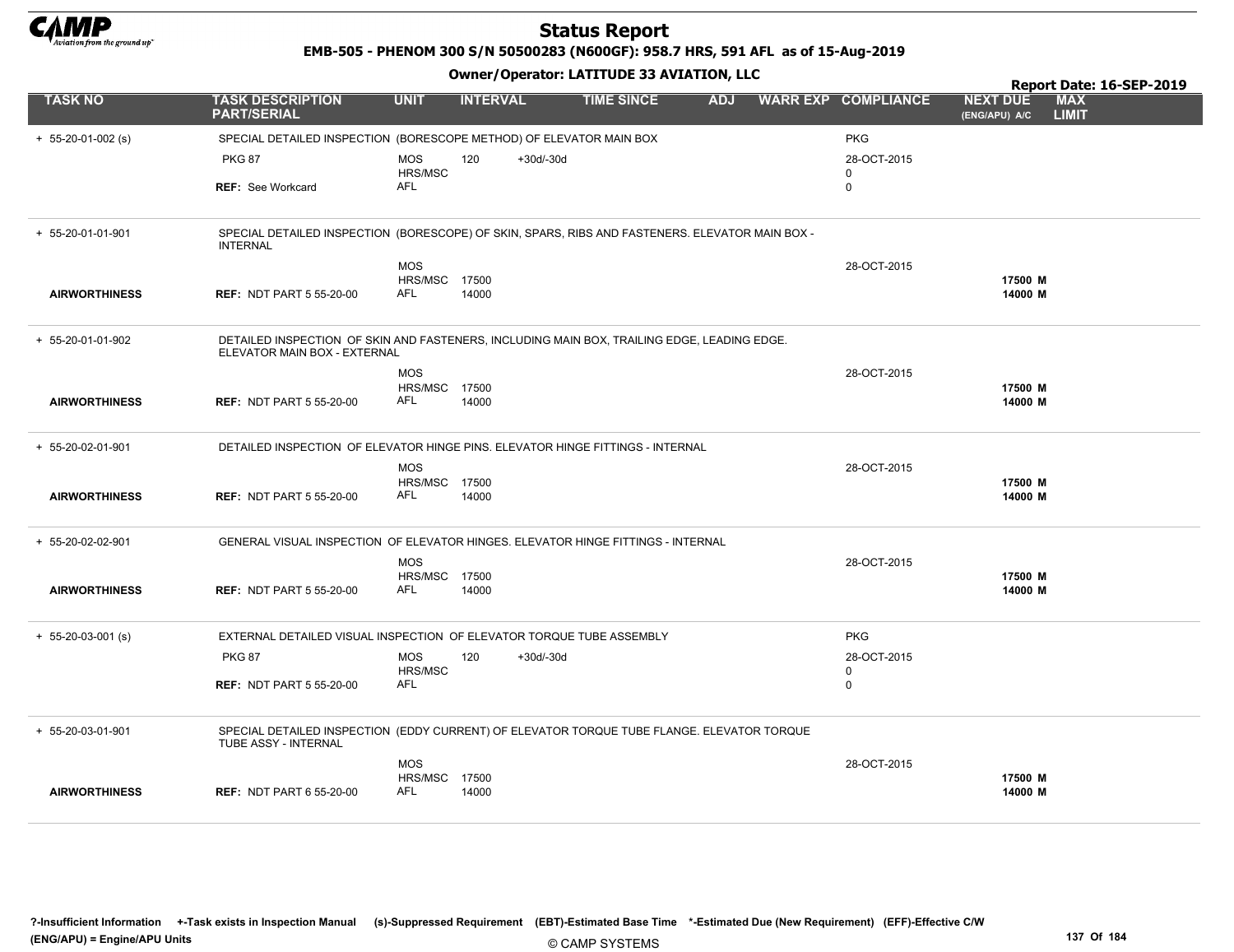# Status Report

**EMB-505 - PHENOM 300 S/N 50500283 (N600GF): 958.7 HRS, 591 AFL as of 15-Aug-2019**

**Owner/Operator: LATITUDE 33 AVIATION, LLC**

**Report Date: 16-SEP-2019**

| TASK NO | TASK DESCRIPTION PART/SERIAL | UNIT | INTERVAL | | TIME SINCE | ADJ | WARR EXP | COMPLIANCE | NEXT DUE (ENG/APU) A/C | MAX LIMIT |
|---|---|---|---|---|---|---|---|---|---|---|
| + 55-20-01-002 (s) | SPECIAL DETAILED INSPECTION (BORESCOPE METHOD) OF ELEVATOR MAIN BOX | | | | | | | PKG | | |
| | PKG 87 | MOS | 120 | +30d/-30d | | | | 28-OCT-2015 | | |
| | | HRS/MSC | | | | | | 0 | | |
| | REF: See Workcard | AFL | | | | | | 0 | | |
| + 55-20-01-01-901 | SPECIAL DETAILED INSPECTION (BORESCOPE) OF SKIN, SPARS, RIBS AND FASTENERS. ELEVATOR MAIN BOX - INTERNAL | | | | | | | | | |
| | | MOS | | | | | | 28-OCT-2015 | | |
| | | HRS/MSC | 17500 | | | | | | 17500 M | |
| AIRWORTHINESS | REF: NDT PART 5 55-20-00 | AFL | 14000 | | | | | | 14000 M | |
| + 55-20-01-01-902 | DETAILED INSPECTION OF SKIN AND FASTENERS, INCLUDING MAIN BOX, TRAILING EDGE, LEADING EDGE. ELEVATOR MAIN BOX - EXTERNAL | | | | | | | | | |
| | | MOS | | | | | | 28-OCT-2015 | | |
| | | HRS/MSC | 17500 | | | | | | 17500 M | |
| AIRWORTHINESS | REF: NDT PART 5 55-20-00 | AFL | 14000 | | | | | | 14000 M | |
| + 55-20-02-01-901 | DETAILED INSPECTION OF ELEVATOR HINGE PINS. ELEVATOR HINGE FITTINGS - INTERNAL | | | | | | | | | |
| | | MOS | | | | | | 28-OCT-2015 | | |
| | | HRS/MSC | 17500 | | | | | | 17500 M | |
| AIRWORTHINESS | REF: NDT PART 5 55-20-00 | AFL | 14000 | | | | | | 14000 M | |
| + 55-20-02-02-901 | GENERAL VISUAL INSPECTION OF ELEVATOR HINGES. ELEVATOR HINGE FITTINGS - INTERNAL | | | | | | | | | |
| | | MOS | | | | | | 28-OCT-2015 | | |
| | | HRS/MSC | 17500 | | | | | | 17500 M | |
| AIRWORTHINESS | REF: NDT PART 5 55-20-00 | AFL | 14000 | | | | | | 14000 M | |
| + 55-20-03-001 (s) | EXTERNAL DETAILED VISUAL INSPECTION OF ELEVATOR TORQUE TUBE ASSEMBLY | | | | | | | PKG | | |
| | PKG 87 | MOS | 120 | +30d/-30d | | | | 28-OCT-2015 | | |
| | | HRS/MSC | | | | | | 0 | | |
| | REF: NDT PART 5 55-20-00 | AFL | | | | | | 0 | | |
| + 55-20-03-01-901 | SPECIAL DETAILED INSPECTION (EDDY CURRENT) OF ELEVATOR TORQUE TUBE FLANGE. ELEVATOR TORQUE TUBE ASSY - INTERNAL | | | | | | | | | |
| | | MOS | | | | | | 28-OCT-2015 | | |
| | | HRS/MSC | 17500 | | | | | | 17500 M | |
| AIRWORTHINESS | REF: NDT PART 6 55-20-00 | AFL | 14000 | | | | | | 14000 M | |

?-Insufficient Information +-Task exists in Inspection Manual (s)-Suppressed Requirement (EBT)-Estimated Base Time *-Estimated Due (New Requirement) (EFF)-Effective C/W (ENG/APU) = Engine/APU Units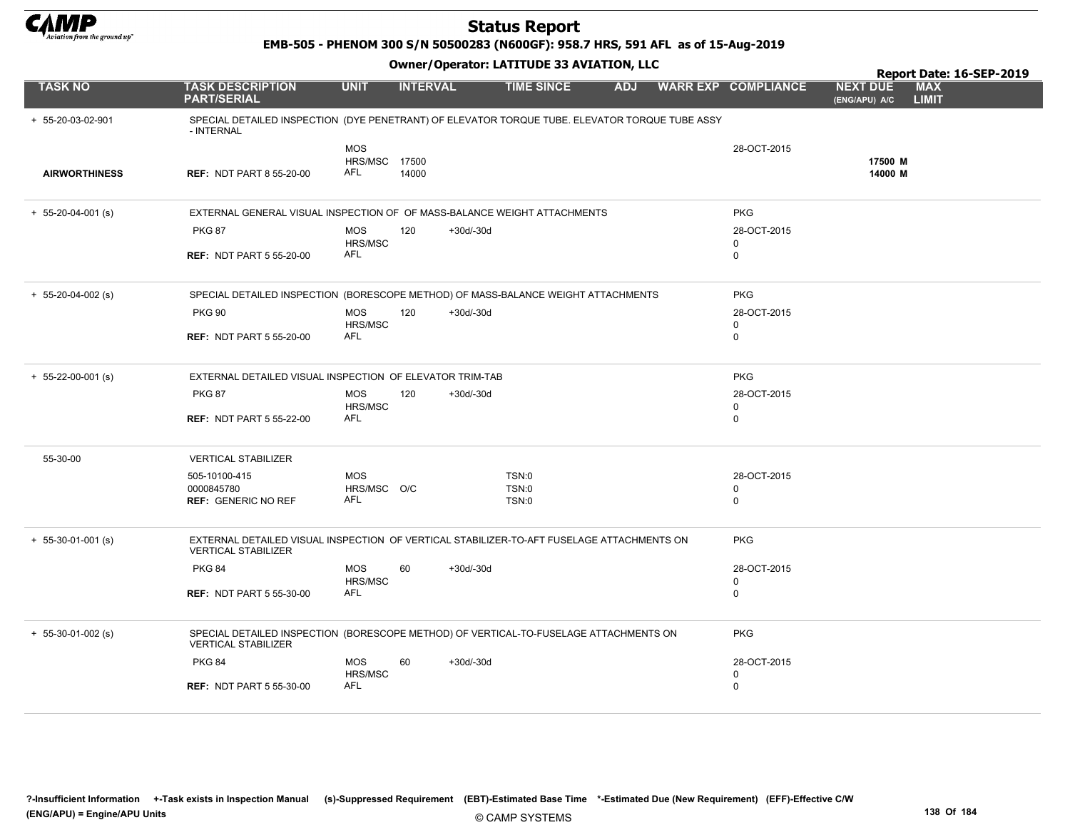# Status Report

**EMB-505 - PHENOM 300 S/N 50500283 (N600GF): 958.7 HRS, 591 AFL as of 15-Aug-2019**

**Owner/Operator: LATITUDE 33 AVIATION, LLC**

**Report Date: 16-SEP-2019**

| TASK NO | TASK DESCRIPTION PART/SERIAL | UNIT | INTERVAL | | TIME SINCE | ADJ | WARR EXP | COMPLIANCE | NEXT DUE (ENG/APU) A/C | MAX LIMIT |
|---|---|---|---|---|---|---|---|---|---|---|
| + 55-20-03-02-901 | SPECIAL DETAILED INSPECTION (DYE PENETRANT) OF ELEVATOR TORQUE TUBE. ELEVATOR TORQUE TUBE ASSY - INTERNAL | | | | | | | | | |
| | | MOS | | | | | | 28-OCT-2015 | | |
| | | HRS/MSC | 17500 | | | | | | 17500 M | |
| AIRWORTHINESS | REF: NDT PART 8 55-20-00 | AFL | 14000 | | | | | | 14000 M | |
| + 55-20-04-001 (s) | EXTERNAL GENERAL VISUAL INSPECTION OF OF MASS-BALANCE WEIGHT ATTACHMENTS | | | | | | | PKG | | |
| | PKG 87 | MOS | 120 | +30d/-30d | | | | 28-OCT-2015 | | |
| | | HRS/MSC | | | | | | 0 | | |
| | REF: NDT PART 5 55-20-00 | AFL | | | | | | 0 | | |
| + 55-20-04-002 (s) | SPECIAL DETAILED INSPECTION (BORESCOPE METHOD) OF MASS-BALANCE WEIGHT ATTACHMENTS | | | | | | | PKG | | |
| | PKG 90 | MOS | 120 | +30d/-30d | | | | 28-OCT-2015 | | |
| | | HRS/MSC | | | | | | 0 | | |
| | REF: NDT PART 5 55-20-00 | AFL | | | | | | 0 | | |
| + 55-22-00-001 (s) | EXTERNAL DETAILED VISUAL INSPECTION OF ELEVATOR TRIM-TAB | | | | | | | PKG | | |
| | PKG 87 | MOS | 120 | +30d/-30d | | | | 28-OCT-2015 | | |
| | | HRS/MSC | | | | | | 0 | | |
| | REF: NDT PART 5 55-22-00 | AFL | | | | | | 0 | | |
| 55-30-00 | VERTICAL STABILIZER | | | | | | | | | |
| | 505-10100-415 | MOS | | | TSN:0 | | | 28-OCT-2015 | | |
| | 0000845780 | HRS/MSC | O/C | | TSN:0 | | | 0 | | |
| | REF: GENERIC NO REF | AFL | | | TSN:0 | | | 0 | | |
| + 55-30-01-001 (s) | EXTERNAL DETAILED VISUAL INSPECTION OF VERTICAL STABILIZER-TO-AFT FUSELAGE ATTACHMENTS ON VERTICAL STABILIZER | | | | | | | PKG | | |
| | PKG 84 | MOS | 60 | +30d/-30d | | | | 28-OCT-2015 | | |
| | | HRS/MSC | | | | | | 0 | | |
| | REF: NDT PART 5 55-30-00 | AFL | | | | | | 0 | | |
| + 55-30-01-002 (s) | SPECIAL DETAILED INSPECTION (BORESCOPE METHOD) OF VERTICAL-TO-FUSELAGE ATTACHMENTS ON VERTICAL STABILIZER | | | | | | | PKG | | |
| | PKG 84 | MOS | 60 | +30d/-30d | | | | 28-OCT-2015 | | |
| | | HRS/MSC | | | | | | 0 | | |
| | REF: NDT PART 5 55-30-00 | AFL | | | | | | 0 | | |

?-Insufficient Information +-Task exists in Inspection Manual (s)-Suppressed Requirement (EBT)-Estimated Base Time *-Estimated Due (New Requirement) (EFF)-Effective C/W
(ENG/APU) = Engine/APU Units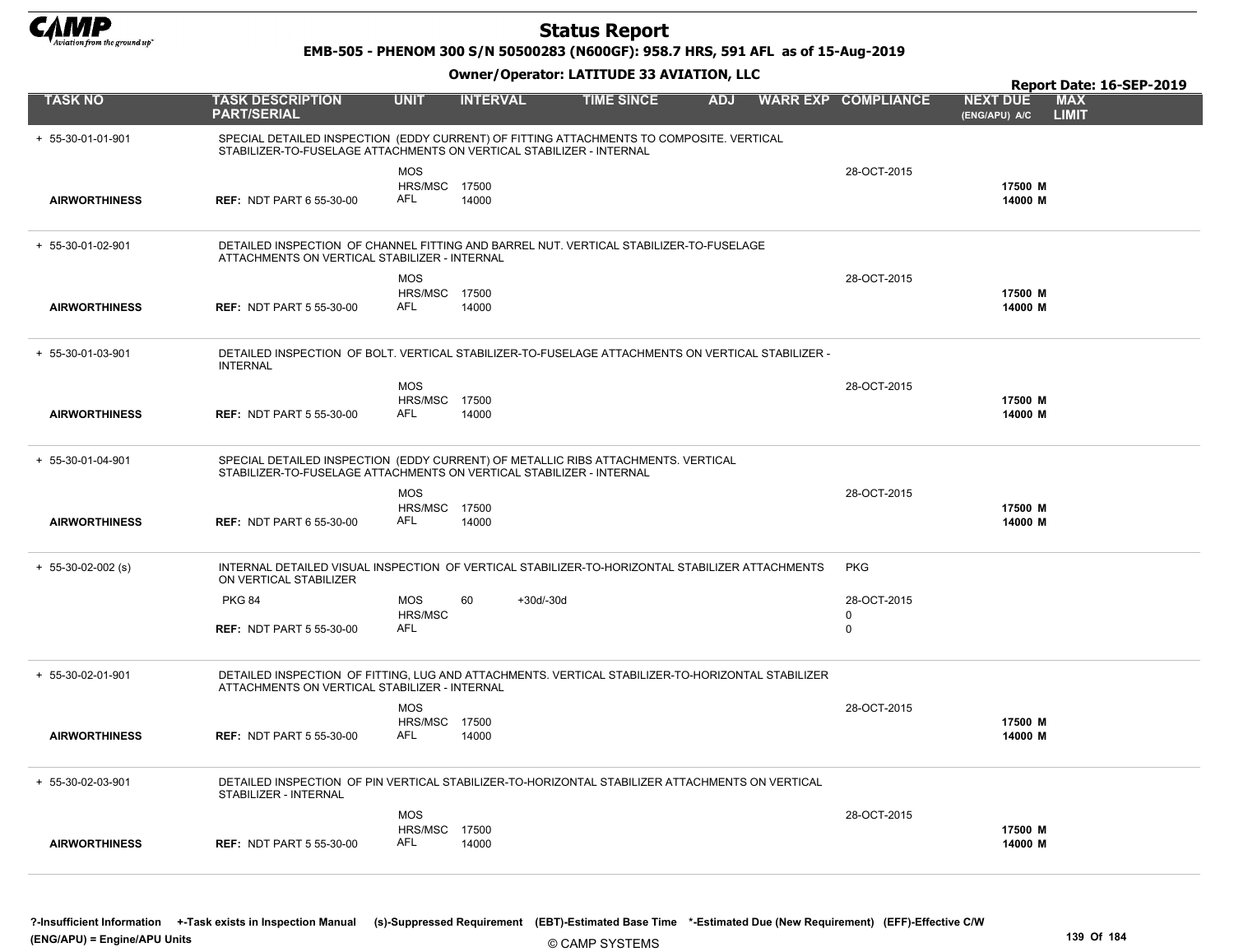# Status Report

**EMB-505 - PHENOM 300 S/N 50500283 (N600GF): 958.7 HRS, 591 AFL as of 15-Aug-2019**

**Owner/Operator: LATITUDE 33 AVIATION, LLC**

**Report Date: 16-SEP-2019**

| TASK NO | TASK DESCRIPTION PART/SERIAL | UNIT | INTERVAL | TIME SINCE | ADJ | WARR EXP | COMPLIANCE | NEXT DUE (ENG/APU) A/C | MAX LIMIT |
|---|---|---|---|---|---|---|---|---|---|
| + 55-30-01-01-901 | SPECIAL DETAILED INSPECTION (EDDY CURRENT) OF FITTING ATTACHMENTS TO COMPOSITE. VERTICAL STABILIZER-TO-FUSELAGE ATTACHMENTS ON VERTICAL STABILIZER - INTERNAL | | | | | | | | |
| | | MOS | | | | | 28-OCT-2015 | | |
| | | HRS/MSC | 17500 | | | | | 17500 M | |
| AIRWORTHINESS | REF: NDT PART 6 55-30-00 | AFL | 14000 | | | | | 14000 M | |
| + 55-30-01-02-901 | DETAILED INSPECTION OF CHANNEL FITTING AND BARREL NUT. VERTICAL STABILIZER-TO-FUSELAGE ATTACHMENTS ON VERTICAL STABILIZER - INTERNAL | | | | | | | | |
| | | MOS | | | | | 28-OCT-2015 | | |
| | | HRS/MSC | 17500 | | | | | 17500 M | |
| AIRWORTHINESS | REF: NDT PART 5 55-30-00 | AFL | 14000 | | | | | 14000 M | |
| + 55-30-01-03-901 | DETAILED INSPECTION OF BOLT. VERTICAL STABILIZER-TO-FUSELAGE ATTACHMENTS ON VERTICAL STABILIZER - INTERNAL | | | | | | | | |
| | | MOS | | | | | 28-OCT-2015 | | |
| | | HRS/MSC | 17500 | | | | | 17500 M | |
| AIRWORTHINESS | REF: NDT PART 5 55-30-00 | AFL | 14000 | | | | | 14000 M | |
| + 55-30-01-04-901 | SPECIAL DETAILED INSPECTION (EDDY CURRENT) OF METALLIC RIBS ATTACHMENTS. VERTICAL STABILIZER-TO-FUSELAGE ATTACHMENTS ON VERTICAL STABILIZER - INTERNAL | | | | | | | | |
| | | MOS | | | | | 28-OCT-2015 | | |
| | | HRS/MSC | 17500 | | | | | 17500 M | |
| AIRWORTHINESS | REF: NDT PART 6 55-30-00 | AFL | 14000 | | | | | 14000 M | |
| + 55-30-02-002 (s) | INTERNAL DETAILED VISUAL INSPECTION OF VERTICAL STABILIZER-TO-HORIZONTAL STABILIZER ATTACHMENTS ON VERTICAL STABILIZER | | | | | | PKG | | |
| | PKG 84 | MOS | 60 | +30d/-30d | | | 28-OCT-2015 | | |
| | | HRS/MSC | | | | | 0 | | |
| | REF: NDT PART 5 55-30-00 | AFL | | | | | 0 | | |
| + 55-30-02-01-901 | DETAILED INSPECTION OF FITTING, LUG AND ATTACHMENTS. VERTICAL STABILIZER-TO-HORIZONTAL STABILIZER ATTACHMENTS ON VERTICAL STABILIZER - INTERNAL | | | | | | | | |
| | | MOS | | | | | 28-OCT-2015 | | |
| | | HRS/MSC | 17500 | | | | | 17500 M | |
| AIRWORTHINESS | REF: NDT PART 5 55-30-00 | AFL | 14000 | | | | | 14000 M | |
| + 55-30-02-03-901 | DETAILED INSPECTION OF PIN VERTICAL STABILIZER-TO-HORIZONTAL STABILIZER ATTACHMENTS ON VERTICAL STABILIZER - INTERNAL | | | | | | | | |
| | | MOS | | | | | 28-OCT-2015 | | |
| | | HRS/MSC | 17500 | | | | | 17500 M | |
| AIRWORTHINESS | REF: NDT PART 5 55-30-00 | AFL | 14000 | | | | | 14000 M | |

?-Insufficient Information +-Task exists in Inspection Manual (s)-Suppressed Requirement (EBT)-Estimated Base Time *-Estimated Due (New Requirement) (EFF)-Effective C/W
(ENG/APU) = Engine/APU Units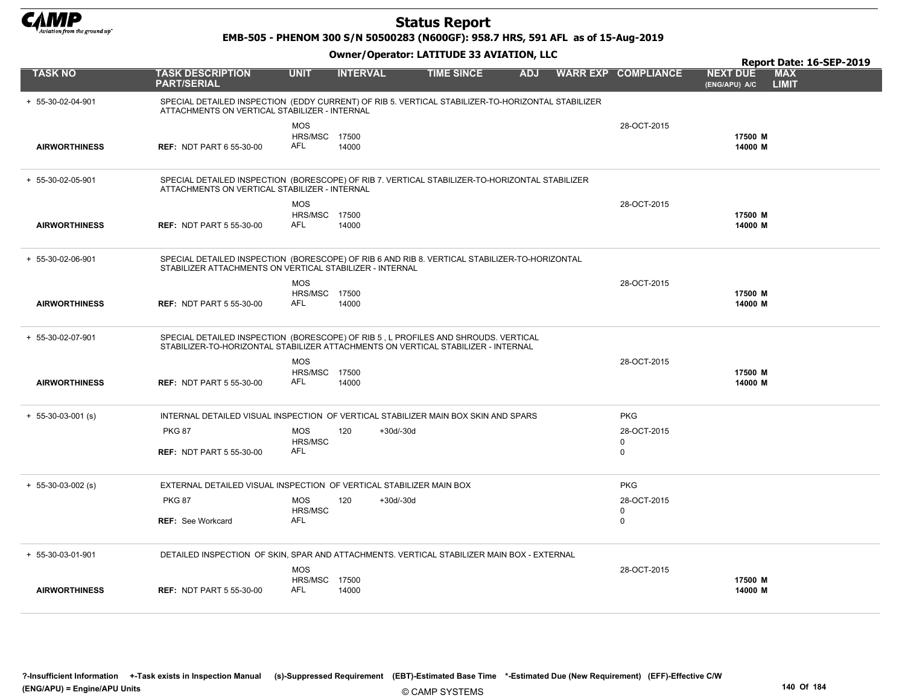# Status Report

**EMB-505 - PHENOM 300 S/N 50500283 (N600GF): 958.7 HRS, 591 AFL as of 15-Aug-2019**

**Owner/Operator: LATITUDE 33 AVIATION, LLC**

**Report Date: 16-SEP-2019**

| TASK NO | TASK DESCRIPTION PART/SERIAL | UNIT | INTERVAL | | TIME SINCE | ADJ | WARR EXP | COMPLIANCE | NEXT DUE (ENG/APU) A/C | MAX LIMIT |
|---|---|---|---|---|---|---|---|---|---|---|
| + 55-30-02-04-901 | SPECIAL DETAILED INSPECTION (EDDY CURRENT) OF RIB 5. VERTICAL STABILIZER-TO-HORIZONTAL STABILIZER ATTACHMENTS ON VERTICAL STABILIZER - INTERNAL | | | | | | | | | |
| | | MOS | | | | | | 28-OCT-2015 | | |
| | | HRS/MSC | 17500 | | | | | | 17500 M | |
| AIRWORTHINESS | REF: NDT PART 6 55-30-00 | AFL | 14000 | | | | | | 14000 M | |
| + 55-30-02-05-901 | SPECIAL DETAILED INSPECTION (BORESCOPE) OF RIB 7. VERTICAL STABILIZER-TO-HORIZONTAL STABILIZER ATTACHMENTS ON VERTICAL STABILIZER - INTERNAL | | | | | | | | | |
| | | MOS | | | | | | 28-OCT-2015 | | |
| | | HRS/MSC | 17500 | | | | | | 17500 M | |
| AIRWORTHINESS | REF: NDT PART 5 55-30-00 | AFL | 14000 | | | | | | 14000 M | |
| + 55-30-02-06-901 | SPECIAL DETAILED INSPECTION (BORESCOPE) OF RIB 6 AND RIB 8. VERTICAL STABILIZER-TO-HORIZONTAL STABILIZER ATTACHMENTS ON VERTICAL STABILIZER - INTERNAL | | | | | | | | | |
| | | MOS | | | | | | 28-OCT-2015 | | |
| | | HRS/MSC | 17500 | | | | | | 17500 M | |
| AIRWORTHINESS | REF: NDT PART 5 55-30-00 | AFL | 14000 | | | | | | 14000 M | |
| + 55-30-02-07-901 | SPECIAL DETAILED INSPECTION (BORESCOPE) OF RIB 5 , L PROFILES AND SHROUDS. VERTICAL STABILIZER-TO-HORIZONTAL STABILIZER ATTACHMENTS ON VERTICAL STABILIZER - INTERNAL | | | | | | | | | |
| | | MOS | | | | | | 28-OCT-2015 | | |
| | | HRS/MSC | 17500 | | | | | | 17500 M | |
| AIRWORTHINESS | REF: NDT PART 5 55-30-00 | AFL | 14000 | | | | | | 14000 M | |
| + 55-30-03-001 (s) | INTERNAL DETAILED VISUAL INSPECTION OF VERTICAL STABILIZER MAIN BOX SKIN AND SPARS | | | | | | | PKG | | |
| | PKG 87 | MOS | 120 | +30d/-30d | | | | 28-OCT-2015 | | |
| | | HRS/MSC | | | | | | 0 | | |
| | REF: NDT PART 5 55-30-00 | AFL | | | | | | 0 | | |
| + 55-30-03-002 (s) | EXTERNAL DETAILED VISUAL INSPECTION OF VERTICAL STABILIZER MAIN BOX | | | | | | | PKG | | |
| | PKG 87 | MOS | 120 | +30d/-30d | | | | 28-OCT-2015 | | |
| | | HRS/MSC | | | | | | 0 | | |
| | REF: See Workcard | AFL | | | | | | 0 | | |
| + 55-30-03-01-901 | DETAILED INSPECTION OF SKIN, SPAR AND ATTACHMENTS. VERTICAL STABILIZER MAIN BOX - EXTERNAL | | | | | | | | | |
| | | MOS | | | | | | 28-OCT-2015 | | |
| | | HRS/MSC | 17500 | | | | | | 17500 M | |
| AIRWORTHINESS | REF: NDT PART 5 55-30-00 | AFL | 14000 | | | | | | 14000 M | |

?-Insufficient Information +-Task exists in Inspection Manual (s)-Suppressed Requirement (EBT)-Estimated Base Time *-Estimated Due (New Requirement) (EFF)-Effective C/W (ENG/APU) = Engine/APU Units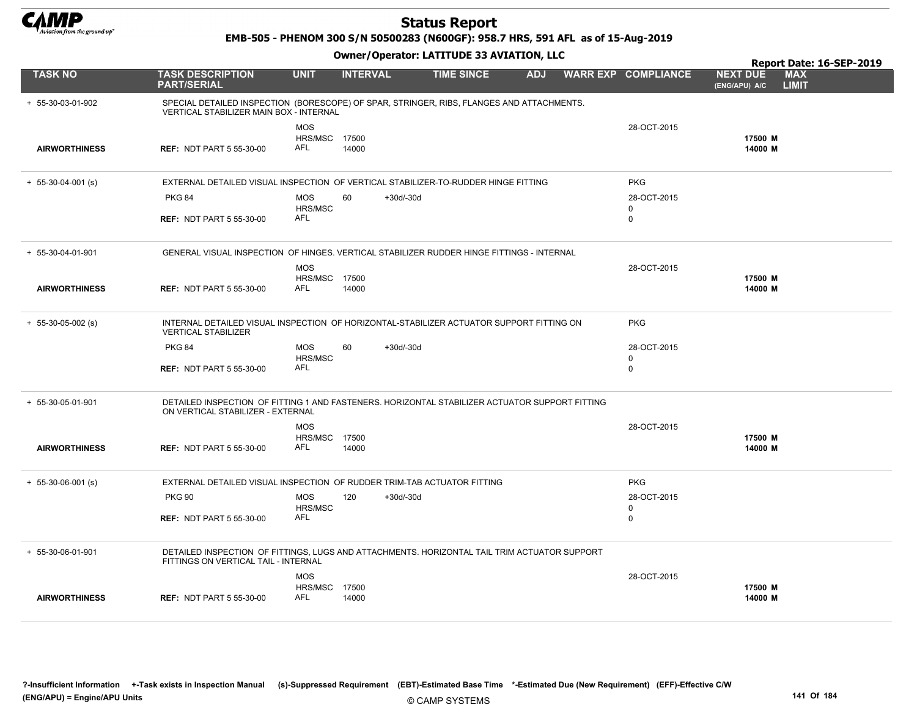# Status Report

**EMB-505 - PHENOM 300 S/N 50500283 (N600GF): 958.7 HRS, 591 AFL as of 15-Aug-2019**

**Owner/Operator: LATITUDE 33 AVIATION, LLC**

**Report Date: 16-SEP-2019**

| TASK NO | TASK DESCRIPTION PART/SERIAL | UNIT | INTERVAL | | TIME SINCE | ADJ | WARR EXP | COMPLIANCE | NEXT DUE (ENG/APU) A/C | MAX LIMIT |
|---|---|---|---|---|---|---|---|---|---|---|
| + 55-30-03-01-902 | SPECIAL DETAILED INSPECTION (BORESCOPE) OF SPAR, STRINGER, RIBS, FLANGES AND ATTACHMENTS. VERTICAL STABILIZER MAIN BOX - INTERNAL | | | | | | | | | |
| | | MOS | | | | | | 28-OCT-2015 | | |
| | | HRS/MSC | 17500 | | | | | | 17500 M | |
| AIRWORTHINESS | REF: NDT PART 5 55-30-00 | AFL | 14000 | | | | | | 14000 M | |
| + 55-30-04-001 (s) | EXTERNAL DETAILED VISUAL INSPECTION OF VERTICAL STABILIZER-TO-RUDDER HINGE FITTING | | | | | | | PKG | | |
| | PKG 84 | MOS | 60 | +30d/-30d | | | | 28-OCT-2015 | | |
| | | HRS/MSC | | | | | | 0 | | |
| | REF: NDT PART 5 55-30-00 | AFL | | | | | | 0 | | |
| + 55-30-04-01-901 | GENERAL VISUAL INSPECTION OF HINGES. VERTICAL STABILIZER RUDDER HINGE FITTINGS - INTERNAL | | | | | | | | | |
| | | MOS | | | | | | 28-OCT-2015 | | |
| | | HRS/MSC | 17500 | | | | | | 17500 M | |
| AIRWORTHINESS | REF: NDT PART 5 55-30-00 | AFL | 14000 | | | | | | 14000 M | |
| + 55-30-05-002 (s) | INTERNAL DETAILED VISUAL INSPECTION OF HORIZONTAL-STABILIZER ACTUATOR SUPPORT FITTING ON VERTICAL STABILIZER | | | | | | | PKG | | |
| | PKG 84 | MOS | 60 | +30d/-30d | | | | 28-OCT-2015 | | |
| | | HRS/MSC | | | | | | 0 | | |
| | REF: NDT PART 5 55-30-00 | AFL | | | | | | 0 | | |
| + 55-30-05-01-901 | DETAILED INSPECTION OF FITTING 1 AND FASTENERS. HORIZONTAL STABILIZER ACTUATOR SUPPORT FITTING ON VERTICAL STABILIZER - EXTERNAL | | | | | | | | | |
| | | MOS | | | | | | 28-OCT-2015 | | |
| | | HRS/MSC | 17500 | | | | | | 17500 M | |
| AIRWORTHINESS | REF: NDT PART 5 55-30-00 | AFL | 14000 | | | | | | 14000 M | |
| + 55-30-06-001 (s) | EXTERNAL DETAILED VISUAL INSPECTION OF RUDDER TRIM-TAB ACTUATOR FITTING | | | | | | | PKG | | |
| | PKG 90 | MOS | 120 | +30d/-30d | | | | 28-OCT-2015 | | |
| | | HRS/MSC | | | | | | 0 | | |
| | REF: NDT PART 5 55-30-00 | AFL | | | | | | 0 | | |
| + 55-30-06-01-901 | DETAILED INSPECTION OF FITTINGS, LUGS AND ATTACHMENTS. HORIZONTAL TAIL TRIM ACTUATOR SUPPORT FITTINGS ON VERTICAL TAIL - INTERNAL | | | | | | | | | |
| | | MOS | | | | | | 28-OCT-2015 | | |
| | | HRS/MSC | 17500 | | | | | | 17500 M | |
| AIRWORTHINESS | REF: NDT PART 5 55-30-00 | AFL | 14000 | | | | | | 14000 M | |

?-Insufficient Information +-Task exists in Inspection Manual (s)-Suppressed Requirement (EBT)-Estimated Base Time *-Estimated Due (New Requirement) (EFF)-Effective C/W (ENG/APU) = Engine/APU Units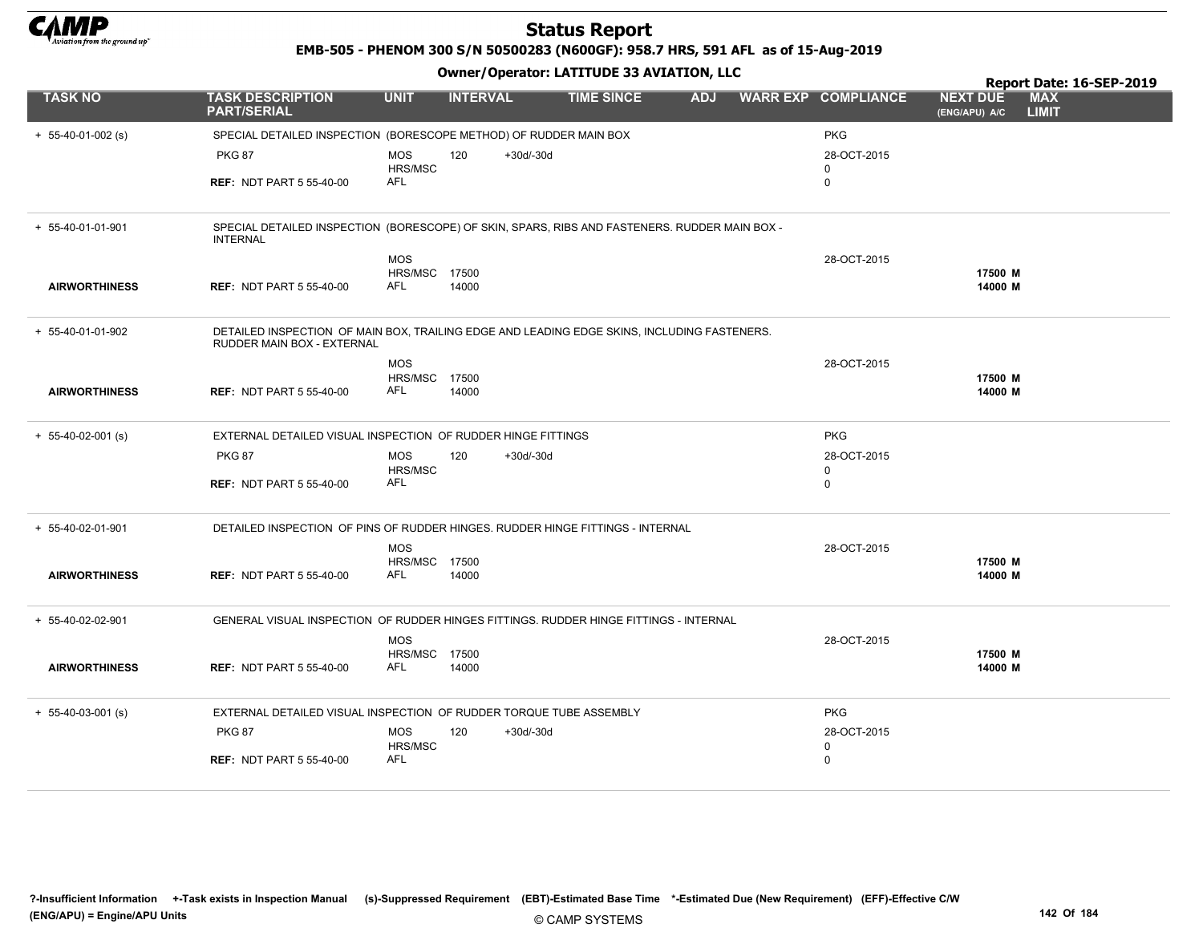# Status Report

**EMB-505 - PHENOM 300 S/N 50500283 (N600GF): 958.7 HRS, 591 AFL as of 15-Aug-2019**

**Owner/Operator: LATITUDE 33 AVIATION, LLC**

**Report Date: 16-SEP-2019**

| TASK NO | TASK DESCRIPTION PART/SERIAL | UNIT | INTERVAL | | TIME SINCE | ADJ | WARR EXP | COMPLIANCE | NEXT DUE (ENG/APU) A/C | MAX LIMIT |
|---|---|---|---|---|---|---|---|---|---|---|
| + 55-40-01-002 (s) | SPECIAL DETAILED INSPECTION (BORESCOPE METHOD) OF RUDDER MAIN BOX | | | | | | | PKG | | |
| | PKG 87 | MOS | 120 | +30d/-30d | | | | 28-OCT-2015 | | |
| | | HRS/MSC | | | | | | 0 | | |
| | REF: NDT PART 5 55-40-00 | AFL | | | | | | 0 | | |
| + 55-40-01-01-901 | SPECIAL DETAILED INSPECTION (BORESCOPE) OF SKIN, SPARS, RIBS AND FASTENERS. RUDDER MAIN BOX - INTERNAL | | | | | | | | | |
| | | MOS | | | | | | 28-OCT-2015 | | |
| | | HRS/MSC | 17500 | | | | | | 17500 M | |
| AIRWORTHINESS | REF: NDT PART 5 55-40-00 | AFL | 14000 | | | | | | 14000 M | |
| + 55-40-01-01-902 | DETAILED INSPECTION OF MAIN BOX, TRAILING EDGE AND LEADING EDGE SKINS, INCLUDING FASTENERS. RUDDER MAIN BOX - EXTERNAL | | | | | | | | | |
| | | MOS | | | | | | 28-OCT-2015 | | |
| | | HRS/MSC | 17500 | | | | | | 17500 M | |
| AIRWORTHINESS | REF: NDT PART 5 55-40-00 | AFL | 14000 | | | | | | 14000 M | |
| + 55-40-02-001 (s) | EXTERNAL DETAILED VISUAL INSPECTION OF RUDDER HINGE FITTINGS | | | | | | | PKG | | |
| | PKG 87 | MOS | 120 | +30d/-30d | | | | 28-OCT-2015 | | |
| | | HRS/MSC | | | | | | 0 | | |
| | REF: NDT PART 5 55-40-00 | AFL | | | | | | 0 | | |
| + 55-40-02-01-901 | DETAILED INSPECTION OF PINS OF RUDDER HINGES. RUDDER HINGE FITTINGS - INTERNAL | | | | | | | | | |
| | | MOS | | | | | | 28-OCT-2015 | | |
| | | HRS/MSC | 17500 | | | | | | 17500 M | |
| AIRWORTHINESS | REF: NDT PART 5 55-40-00 | AFL | 14000 | | | | | | 14000 M | |
| + 55-40-02-02-901 | GENERAL VISUAL INSPECTION OF RUDDER HINGES FITTINGS. RUDDER HINGE FITTINGS - INTERNAL | | | | | | | | | |
| | | MOS | | | | | | 28-OCT-2015 | | |
| | | HRS/MSC | 17500 | | | | | | 17500 M | |
| AIRWORTHINESS | REF: NDT PART 5 55-40-00 | AFL | 14000 | | | | | | 14000 M | |
| + 55-40-03-001 (s) | EXTERNAL DETAILED VISUAL INSPECTION OF RUDDER TORQUE TUBE ASSEMBLY | | | | | | | PKG | | |
| | PKG 87 | MOS | 120 | +30d/-30d | | | | 28-OCT-2015 | | |
| | | HRS/MSC | | | | | | 0 | | |
| | REF: NDT PART 5 55-40-00 | AFL | | | | | | 0 | | |

?-Insufficient Information +-Task exists in Inspection Manual (s)-Suppressed Requirement (EBT)-Estimated Base Time *-Estimated Due (New Requirement) (EFF)-Effective C/W
(ENG/APU) = Engine/APU Units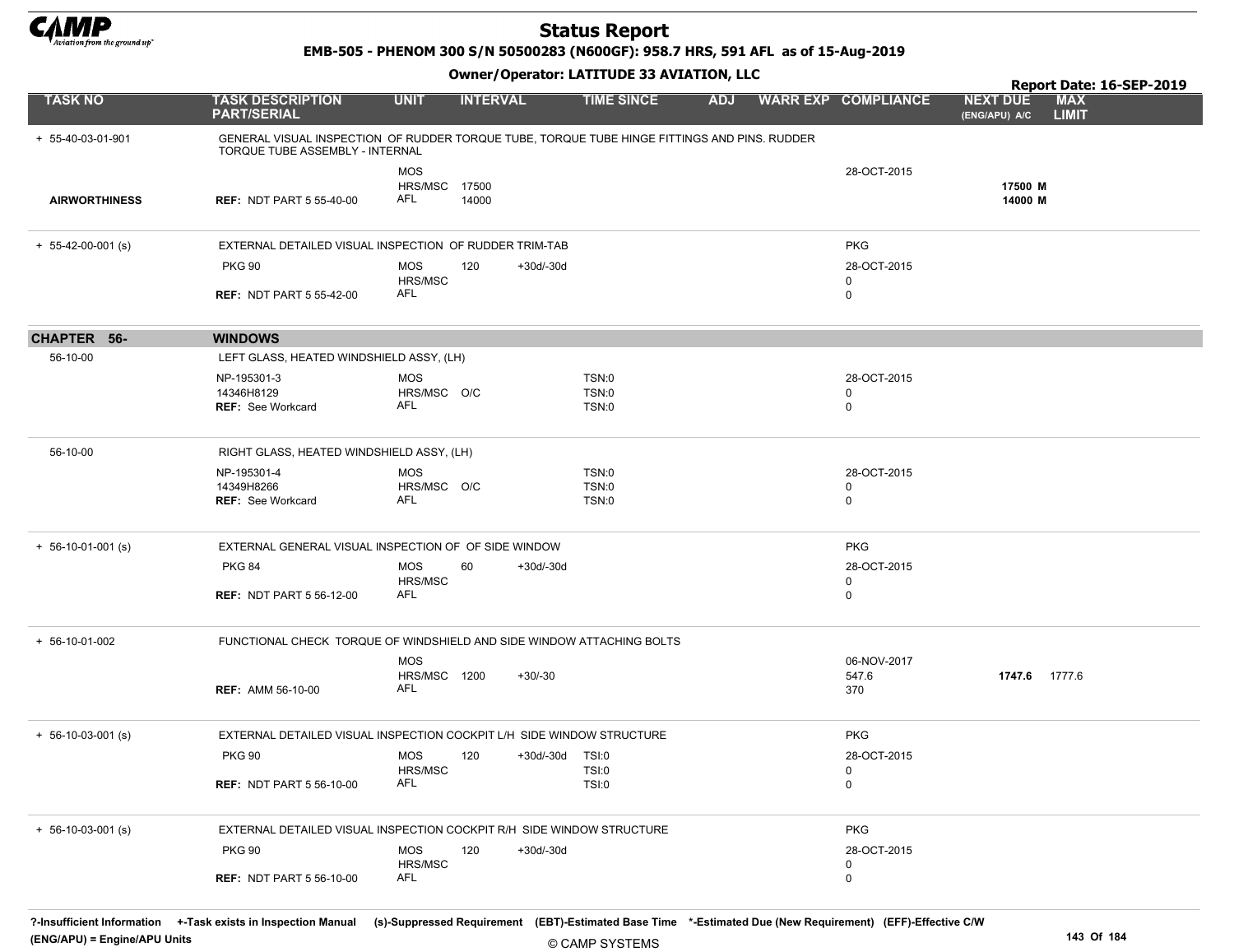# Status Report

**EMB-505 - PHENOM 300 S/N 50500283 (N600GF): 958.7 HRS, 591 AFL as of 15-Aug-2019**

**Owner/Operator: LATITUDE 33 AVIATION, LLC**

**Report Date: 16-SEP-2019**

| TASK NO | TASK DESCRIPTION PART/SERIAL | UNIT | INTERVAL | | TIME SINCE | ADJ | WARR EXP | COMPLIANCE | NEXT DUE (ENG/APU) A/C | MAX LIMIT |
|---|---|---|---|---|---|---|---|---|---|---|
| + 55-40-03-01-901 | GENERAL VISUAL INSPECTION OF RUDDER TORQUE TUBE, TORQUE TUBE HINGE FITTINGS AND PINS. RUDDER TORQUE TUBE ASSEMBLY - INTERNAL | | | | | | | | | |
| | | MOS | | | | | | 28-OCT-2015 | | |
| | | HRS/MSC | 17500 | | | | | | 17500 M | |
| AIRWORTHINESS | REF: NDT PART 5 55-40-00 | AFL | 14000 | | | | | | 14000 M | |
| + 55-42-00-001 (s) | EXTERNAL DETAILED VISUAL INSPECTION OF RUDDER TRIM-TAB | | | | | | | PKG | | |
| | PKG 90 | MOS | 120 | +30d/-30d | | | | 28-OCT-2015 | | |
| | | HRS/MSC | | | | | | 0 | | |
| | REF: NDT PART 5 55-42-00 | AFL | | | | | | 0 | | |
| **CHAPTER 56-** | **WINDOWS** | | | | | | | | | |
| 56-10-00 | LEFT GLASS, HEATED WINDSHIELD ASSY, (LH) | | | | | | | | | |
| | NP-195301-3 | MOS | | | TSN:0 | | | 28-OCT-2015 | | |
| | 14346H8129 | HRS/MSC | O/C | | TSN:0 | | | 0 | | |
| | REF: See Workcard | AFL | | | TSN:0 | | | 0 | | |
| 56-10-00 | RIGHT GLASS, HEATED WINDSHIELD ASSY, (LH) | | | | | | | | | |
| | NP-195301-4 | MOS | | | TSN:0 | | | 28-OCT-2015 | | |
| | 14349H8266 | HRS/MSC | O/C | | TSN:0 | | | 0 | | |
| | REF: See Workcard | AFL | | | TSN:0 | | | 0 | | |
| + 56-10-01-001 (s) | EXTERNAL GENERAL VISUAL INSPECTION OF OF SIDE WINDOW | | | | | | | PKG | | |
| | PKG 84 | MOS | 60 | +30d/-30d | | | | 28-OCT-2015 | | |
| | | HRS/MSC | | | | | | 0 | | |
| | REF: NDT PART 5 56-12-00 | AFL | | | | | | 0 | | |
| + 56-10-01-002 | FUNCTIONAL CHECK TORQUE OF WINDSHIELD AND SIDE WINDOW ATTACHING BOLTS | | | | | | | | | |
| | | MOS | | | | | | 06-NOV-2017 | | |
| | | HRS/MSC | 1200 | +30/-30 | | | | 547.6 | 1747.6 | 1777.6 |
| | REF: AMM 56-10-00 | AFL | | | | | | 370 | | |
| + 56-10-03-001 (s) | EXTERNAL DETAILED VISUAL INSPECTION COCKPIT L/H SIDE WINDOW STRUCTURE | | | | | | | PKG | | |
| | PKG 90 | MOS | 120 | +30d/-30d | TSI:0 | | | 28-OCT-2015 | | |
| | | HRS/MSC | | | TSI:0 | | | 0 | | |
| | REF: NDT PART 5 56-10-00 | AFL | | | TSI:0 | | | 0 | | |
| + 56-10-03-001 (s) | EXTERNAL DETAILED VISUAL INSPECTION COCKPIT R/H SIDE WINDOW STRUCTURE | | | | | | | PKG | | |
| | PKG 90 | MOS | 120 | +30d/-30d | | | | 28-OCT-2015 | | |
| | | HRS/MSC | | | | | | 0 | | |
| | REF: NDT PART 5 56-10-00 | AFL | | | | | | 0 | | |

?-Insufficient Information +-Task exists in Inspection Manual (s)-Suppressed Requirement (EBT)-Estimated Base Time *-Estimated Due (New Requirement) (EFF)-Effective C/W
(ENG/APU) = Engine/APU Units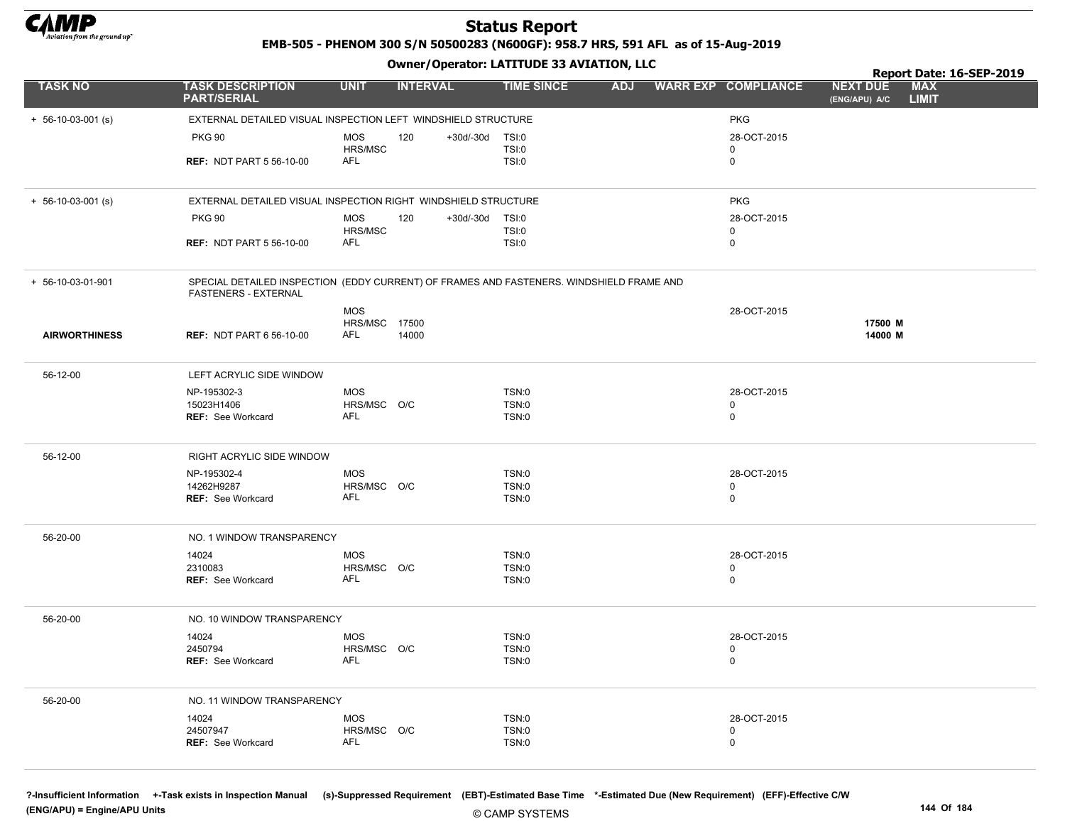# Status Report

**EMB-505 - PHENOM 300 S/N 50500283 (N600GF): 958.7 HRS, 591 AFL as of 15-Aug-2019**

**Owner/Operator: LATITUDE 33 AVIATION, LLC**

**Report Date: 16-SEP-2019**

| TASK NO | TASK DESCRIPTION PART/SERIAL | UNIT | INTERVAL | | TIME SINCE | ADJ | WARR EXP | COMPLIANCE | NEXT DUE (ENG/APU) A/C | MAX LIMIT |
|---|---|---|---|---|---|---|---|---|---|---|
| + 56-10-03-001 (s) | EXTERNAL DETAILED VISUAL INSPECTION LEFT WINDSHIELD STRUCTURE | | | | | | | PKG | | |
| | PKG 90 | MOS | 120 | +30d/-30d | TSI:0 | | | 28-OCT-2015 | | |
| | | HRS/MSC | | | TSI:0 | | | 0 | | |
| | REF: NDT PART 5 56-10-00 | AFL | | | TSI:0 | | | 0 | | |
| + 56-10-03-001 (s) | EXTERNAL DETAILED VISUAL INSPECTION RIGHT WINDSHIELD STRUCTURE | | | | | | | PKG | | |
| | PKG 90 | MOS | 120 | +30d/-30d | TSI:0 | | | 28-OCT-2015 | | |
| | | HRS/MSC | | | TSI:0 | | | 0 | | |
| | REF: NDT PART 5 56-10-00 | AFL | | | TSI:0 | | | 0 | | |
| + 56-10-03-01-901 | SPECIAL DETAILED INSPECTION (EDDY CURRENT) OF FRAMES AND FASTENERS. WINDSHIELD FRAME AND FASTENERS - EXTERNAL | | | | | | | | | |
| | | MOS | | | | | | 28-OCT-2015 | | |
| | | HRS/MSC | 17500 | | | | | | 17500 M | |
| AIRWORTHINESS | REF: NDT PART 6 56-10-00 | AFL | 14000 | | | | | | 14000 M | |
| 56-12-00 | LEFT ACRYLIC SIDE WINDOW | | | | | | | | | |
| | NP-195302-3 | MOS | | | TSN:0 | | | 28-OCT-2015 | | |
| | 15023H1406 | HRS/MSC | O/C | | TSN:0 | | | 0 | | |
| | REF: See Workcard | AFL | | | TSN:0 | | | 0 | | |
| 56-12-00 | RIGHT ACRYLIC SIDE WINDOW | | | | | | | | | |
| | NP-195302-4 | MOS | | | TSN:0 | | | 28-OCT-2015 | | |
| | 14262H9287 | HRS/MSC | O/C | | TSN:0 | | | 0 | | |
| | REF: See Workcard | AFL | | | TSN:0 | | | 0 | | |
| 56-20-00 | NO. 1 WINDOW TRANSPARENCY | | | | | | | | | |
| | 14024 | MOS | | | TSN:0 | | | 28-OCT-2015 | | |
| | 2310083 | HRS/MSC | O/C | | TSN:0 | | | 0 | | |
| | REF: See Workcard | AFL | | | TSN:0 | | | 0 | | |
| 56-20-00 | NO. 10 WINDOW TRANSPARENCY | | | | | | | | | |
| | 14024 | MOS | | | TSN:0 | | | 28-OCT-2015 | | |
| | 2450794 | HRS/MSC | O/C | | TSN:0 | | | 0 | | |
| | REF: See Workcard | AFL | | | TSN:0 | | | 0 | | |
| 56-20-00 | NO. 11 WINDOW TRANSPARENCY | | | | | | | | | |
| | 14024 | MOS | | | TSN:0 | | | 28-OCT-2015 | | |
| | 24507947 | HRS/MSC | O/C | | TSN:0 | | | 0 | | |
| | REF: See Workcard | AFL | | | TSN:0 | | | 0 | | |

?-Insufficient Information +-Task exists in Inspection Manual (s)-Suppressed Requirement (EBT)-Estimated Base Time *-Estimated Due (New Requirement) (EFF)-Effective C/W (ENG/APU) = Engine/APU Units

© CAMP SYSTEMS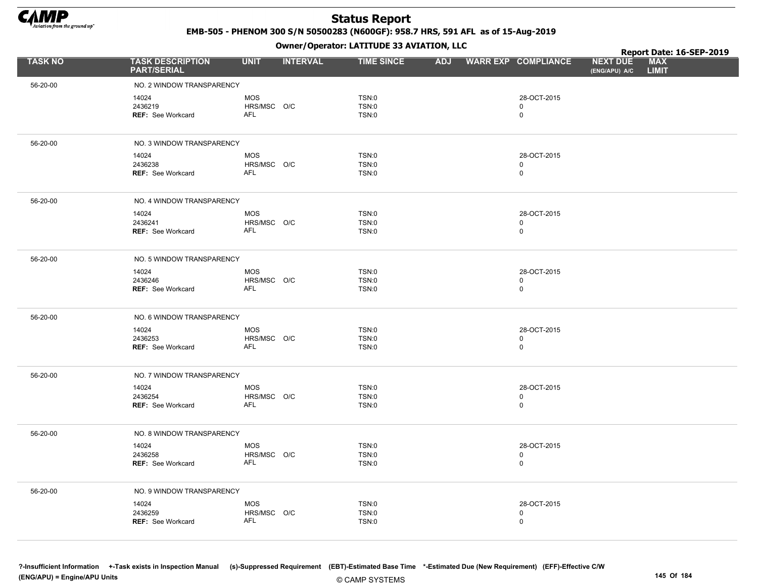# Status Report

**EMB-505 - PHENOM 300 S/N 50500283 (N600GF): 958.7 HRS, 591 AFL as of 15-Aug-2019**

**Owner/Operator: LATITUDE 33 AVIATION, LLC**

**Report Date: 16-SEP-2019**

| TASK NO | TASK DESCRIPTION PART/SERIAL | UNIT | INTERVAL | TIME SINCE | ADJ | WARR EXP | COMPLIANCE | NEXT DUE (ENG/APU) A/C | MAX LIMIT |
|---|---|---|---|---|---|---|---|---|---|
| 56-20-00 | NO. 2 WINDOW TRANSPARENCY | | | | | | | | |
| | 14024 | MOS | | TSN:0 | | | 28-OCT-2015 | | |
| | 2436219 | HRS/MSC | O/C | TSN:0 | | | 0 | | |
| | **REF:** See Workcard | AFL | | TSN:0 | | | 0 | | |
| 56-20-00 | NO. 3 WINDOW TRANSPARENCY | | | | | | | | |
| | 14024 | MOS | | TSN:0 | | | 28-OCT-2015 | | |
| | 2436238 | HRS/MSC | O/C | TSN:0 | | | 0 | | |
| | **REF:** See Workcard | AFL | | TSN:0 | | | 0 | | |
| 56-20-00 | NO. 4 WINDOW TRANSPARENCY | | | | | | | | |
| | 14024 | MOS | | TSN:0 | | | 28-OCT-2015 | | |
| | 2436241 | HRS/MSC | O/C | TSN:0 | | | 0 | | |
| | **REF:** See Workcard | AFL | | TSN:0 | | | 0 | | |
| 56-20-00 | NO. 5 WINDOW TRANSPARENCY | | | | | | | | |
| | 14024 | MOS | | TSN:0 | | | 28-OCT-2015 | | |
| | 2436246 | HRS/MSC | O/C | TSN:0 | | | 0 | | |
| | **REF:** See Workcard | AFL | | TSN:0 | | | 0 | | |
| 56-20-00 | NO. 6 WINDOW TRANSPARENCY | | | | | | | | |
| | 14024 | MOS | | TSN:0 | | | 28-OCT-2015 | | |
| | 2436253 | HRS/MSC | O/C | TSN:0 | | | 0 | | |
| | **REF:** See Workcard | AFL | | TSN:0 | | | 0 | | |
| 56-20-00 | NO. 7 WINDOW TRANSPARENCY | | | | | | | | |
| | 14024 | MOS | | TSN:0 | | | 28-OCT-2015 | | |
| | 2436254 | HRS/MSC | O/C | TSN:0 | | | 0 | | |
| | **REF:** See Workcard | AFL | | TSN:0 | | | 0 | | |
| 56-20-00 | NO. 8 WINDOW TRANSPARENCY | | | | | | | | |
| | 14024 | MOS | | TSN:0 | | | 28-OCT-2015 | | |
| | 2436258 | HRS/MSC | O/C | TSN:0 | | | 0 | | |
| | **REF:** See Workcard | AFL | | TSN:0 | | | 0 | | |
| 56-20-00 | NO. 9 WINDOW TRANSPARENCY | | | | | | | | |
| | 14024 | MOS | | TSN:0 | | | 28-OCT-2015 | | |
| | 2436259 | HRS/MSC | O/C | TSN:0 | | | 0 | | |
| | **REF:** See Workcard | AFL | | TSN:0 | | | 0 | | |

**?-Insufficient Information +-Task exists in Inspection Manual (s)-Suppressed Requirement (EBT)-Estimated Base Time \*-Estimated Due (New Requirement) (EFF)-Effective C/W**
**(ENG/APU) = Engine/APU Units**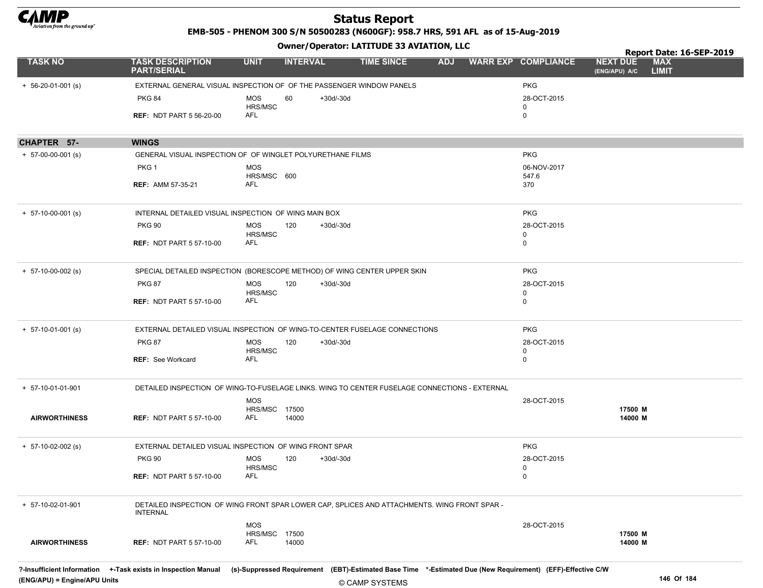# Status Report

**EMB-505 - PHENOM 300 S/N 50500283 (N600GF): 958.7 HRS, 591 AFL as of 15-Aug-2019**

**Owner/Operator: LATITUDE 33 AVIATION, LLC**

**Report Date: 16-SEP-2019**

| TASK NO | TASK DESCRIPTION PART/SERIAL | UNIT | INTERVAL | | TIME SINCE | ADJ | WARR EXP | COMPLIANCE | NEXT DUE (ENG/APU) A/C | MAX LIMIT |
|---|---|---|---|---|---|---|---|---|---|---|
| + 56-20-01-001 (s) | EXTERNAL GENERAL VISUAL INSPECTION OF OF THE PASSENGER WINDOW PANELS | | | | | | | PKG | | |
| | PKG 84 | MOS | 60 | +30d/-30d | | | | 28-OCT-2015 | | |
| | | HRS/MSC | | | | | | 0 | | |
| | REF: NDT PART 5 56-20-00 | AFL | | | | | | 0 | | |
| **CHAPTER 57-** | **WINGS** | | | | | | | | | |
| + 57-00-00-001 (s) | GENERAL VISUAL INSPECTION OF OF WINGLET POLYURETHANE FILMS | | | | | | | PKG | | |
| | PKG 1 | MOS | | | | | | 06-NOV-2017 | | |
| | | HRS/MSC | 600 | | | | | 547.6 | | |
| | REF: AMM 57-35-21 | AFL | | | | | | 370 | | |
| + 57-10-00-001 (s) | INTERNAL DETAILED VISUAL INSPECTION OF WING MAIN BOX | | | | | | | PKG | | |
| | PKG 90 | MOS | 120 | +30d/-30d | | | | 28-OCT-2015 | | |
| | | HRS/MSC | | | | | | 0 | | |
| | REF: NDT PART 5 57-10-00 | AFL | | | | | | 0 | | |
| + 57-10-00-002 (s) | SPECIAL DETAILED INSPECTION (BORESCOPE METHOD) OF WING CENTER UPPER SKIN | | | | | | | PKG | | |
| | PKG 87 | MOS | 120 | +30d/-30d | | | | 28-OCT-2015 | | |
| | | HRS/MSC | | | | | | 0 | | |
| | REF: NDT PART 5 57-10-00 | AFL | | | | | | 0 | | |
| + 57-10-01-001 (s) | EXTERNAL DETAILED VISUAL INSPECTION OF WING-TO-CENTER FUSELAGE CONNECTIONS | | | | | | | PKG | | |
| | PKG 87 | MOS | 120 | +30d/-30d | | | | 28-OCT-2015 | | |
| | | HRS/MSC | | | | | | 0 | | |
| | REF: See Workcard | AFL | | | | | | 0 | | |
| + 57-10-01-01-901 | DETAILED INSPECTION OF WING-TO-FUSELAGE LINKS. WING TO CENTER FUSELAGE CONNECTIONS - EXTERNAL | | | | | | | | | |
| | | MOS | | | | | | 28-OCT-2015 | | |
| | | HRS/MSC | 17500 | | | | | | 17500 M | |
| AIRWORTHINESS | REF: NDT PART 5 57-10-00 | AFL | 14000 | | | | | | 14000 M | |
| + 57-10-02-002 (s) | EXTERNAL DETAILED VISUAL INSPECTION OF WING FRONT SPAR | | | | | | | PKG | | |
| | PKG 90 | MOS | 120 | +30d/-30d | | | | 28-OCT-2015 | | |
| | | HRS/MSC | | | | | | 0 | | |
| | REF: NDT PART 5 57-10-00 | AFL | | | | | | 0 | | |
| + 57-10-02-01-901 | DETAILED INSPECTION OF WING FRONT SPAR LOWER CAP, SPLICES AND ATTACHMENTS. WING FRONT SPAR - INTERNAL | | | | | | | | | |
| | | MOS | | | | | | 28-OCT-2015 | | |
| | | HRS/MSC | 17500 | | | | | | 17500 M | |
| AIRWORTHINESS | REF: NDT PART 5 57-10-00 | AFL | 14000 | | | | | | 14000 M | |

?-Insufficient Information +-Task exists in Inspection Manual (s)-Suppressed Requirement (EBT)-Estimated Base Time *-Estimated Due (New Requirement) (EFF)-Effective C/W (ENG/APU) = Engine/APU Units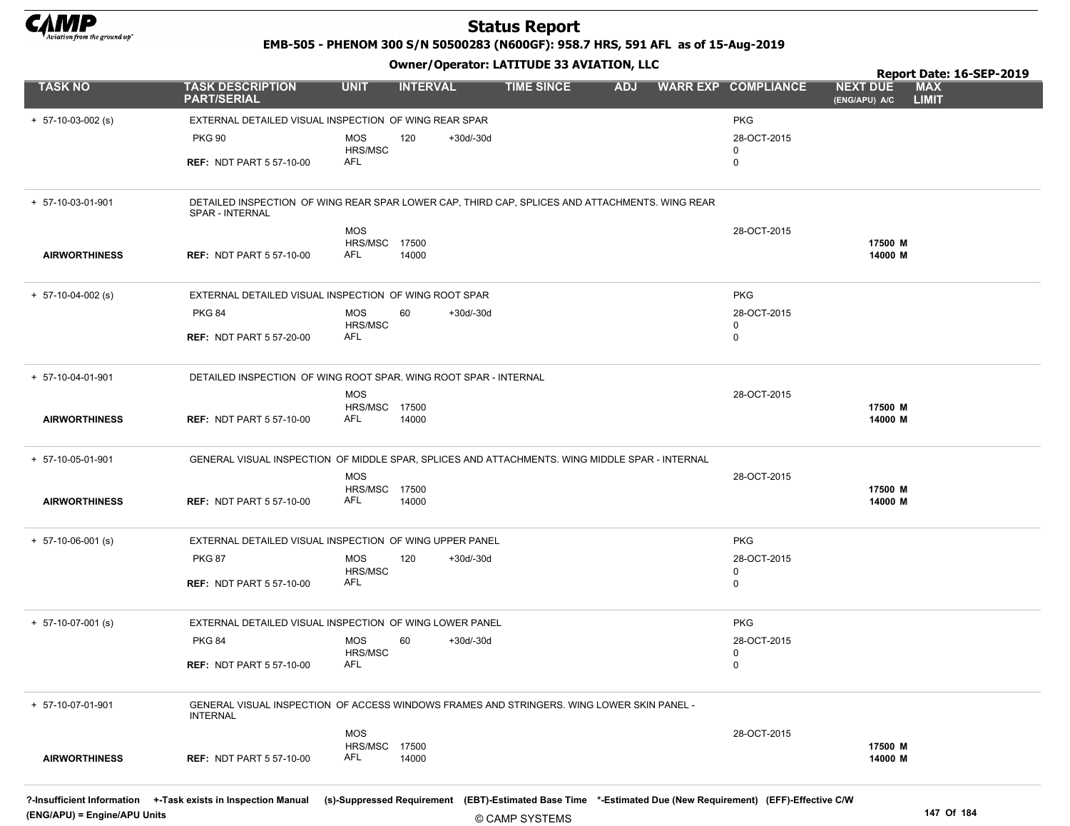# Status Report

**EMB-505 - PHENOM 300 S/N 50500283 (N600GF): 958.7 HRS, 591 AFL as of 15-Aug-2019**

**Owner/Operator: LATITUDE 33 AVIATION, LLC**

**Report Date: 16-SEP-2019**

| TASK NO | TASK DESCRIPTION PART/SERIAL | UNIT | INTERVAL | | TIME SINCE | ADJ | WARR EXP | COMPLIANCE | NEXT DUE (ENG/APU) A/C | MAX LIMIT |
|---|---|---|---|---|---|---|---|---|---|---|
| + 57-10-03-002 (s) | EXTERNAL DETAILED VISUAL INSPECTION OF WING REAR SPAR | | | | | | | PKG | | |
| | PKG 90 | MOS | 120 | +30d/-30d | | | | 28-OCT-2015 | | |
| | | HRS/MSC | | | | | | 0 | | |
| | REF: NDT PART 5 57-10-00 | AFL | | | | | | 0 | | |
| + 57-10-03-01-901 | DETAILED INSPECTION OF WING REAR SPAR LOWER CAP, THIRD CAP, SPLICES AND ATTACHMENTS. WING REAR SPAR - INTERNAL | | | | | | | | | |
| | | MOS | | | | | | 28-OCT-2015 | | |
| | | HRS/MSC | 17500 | | | | | | 17500 M | |
| **AIRWORTHINESS** | REF: NDT PART 5 57-10-00 | AFL | 14000 | | | | | | 14000 M | |
| + 57-10-04-002 (s) | EXTERNAL DETAILED VISUAL INSPECTION OF WING ROOT SPAR | | | | | | | PKG | | |
| | PKG 84 | MOS | 60 | +30d/-30d | | | | 28-OCT-2015 | | |
| | | HRS/MSC | | | | | | 0 | | |
| | REF: NDT PART 5 57-20-00 | AFL | | | | | | 0 | | |
| + 57-10-04-01-901 | DETAILED INSPECTION OF WING ROOT SPAR. WING ROOT SPAR - INTERNAL | | | | | | | | | |
| | | MOS | | | | | | 28-OCT-2015 | | |
| | | HRS/MSC | 17500 | | | | | | 17500 M | |
| **AIRWORTHINESS** | REF: NDT PART 5 57-10-00 | AFL | 14000 | | | | | | 14000 M | |
| + 57-10-05-01-901 | GENERAL VISUAL INSPECTION OF MIDDLE SPAR, SPLICES AND ATTACHMENTS. WING MIDDLE SPAR - INTERNAL | | | | | | | | | |
| | | MOS | | | | | | 28-OCT-2015 | | |
| | | HRS/MSC | 17500 | | | | | | 17500 M | |
| **AIRWORTHINESS** | REF: NDT PART 5 57-10-00 | AFL | 14000 | | | | | | 14000 M | |
| + 57-10-06-001 (s) | EXTERNAL DETAILED VISUAL INSPECTION OF WING UPPER PANEL | | | | | | | PKG | | |
| | PKG 87 | MOS | 120 | +30d/-30d | | | | 28-OCT-2015 | | |
| | | HRS/MSC | | | | | | 0 | | |
| | REF: NDT PART 5 57-10-00 | AFL | | | | | | 0 | | |
| + 57-10-07-001 (s) | EXTERNAL DETAILED VISUAL INSPECTION OF WING LOWER PANEL | | | | | | | PKG | | |
| | PKG 84 | MOS | 60 | +30d/-30d | | | | 28-OCT-2015 | | |
| | | HRS/MSC | | | | | | 0 | | |
| | REF: NDT PART 5 57-10-00 | AFL | | | | | | 0 | | |
| + 57-10-07-01-901 | GENERAL VISUAL INSPECTION OF ACCESS WINDOWS FRAMES AND STRINGERS. WING LOWER SKIN PANEL - INTERNAL | | | | | | | | | |
| | | MOS | | | | | | 28-OCT-2015 | | |
| | | HRS/MSC | 17500 | | | | | | 17500 M | |
| **AIRWORTHINESS** | REF: NDT PART 5 57-10-00 | AFL | 14000 | | | | | | 14000 M | |

?-Insufficient Information +-Task exists in Inspection Manual (s)-Suppressed Requirement (EBT)-Estimated Base Time *-Estimated Due (New Requirement) (EFF)-Effective C/W (ENG/APU) = Engine/APU Units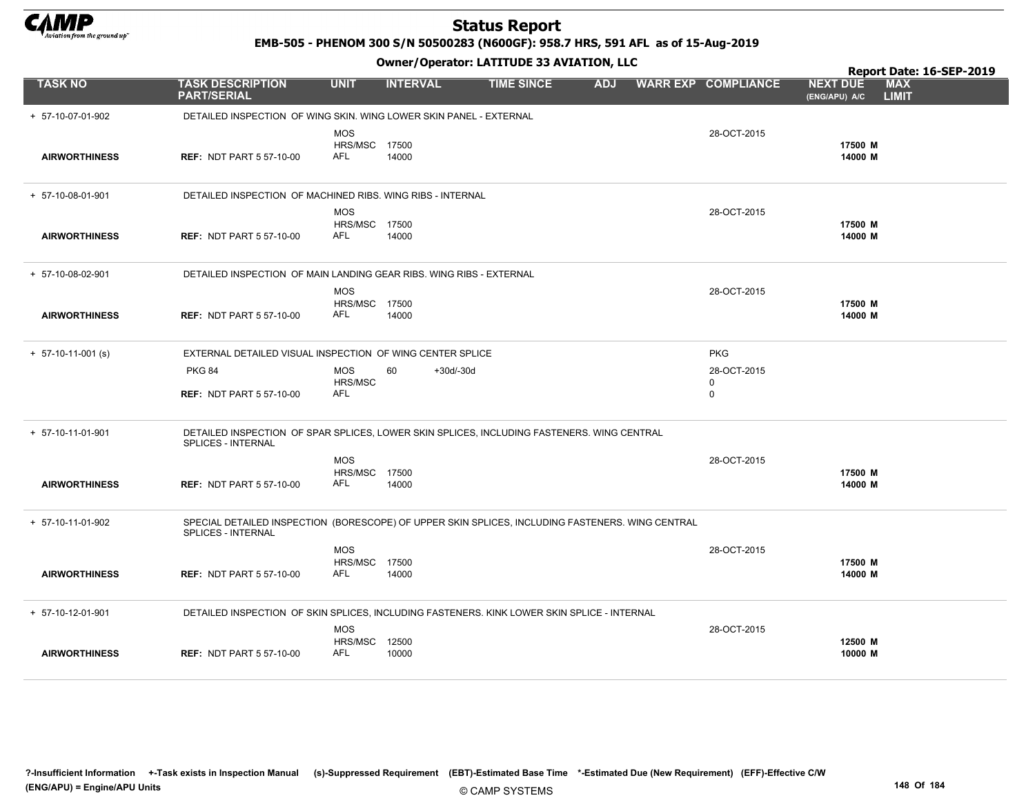# Status Report

EMB-505 - PHENOM 300 S/N 50500283 (N600GF): 958.7 HRS, 591 AFL as of 15-Aug-2019

Owner/Operator: LATITUDE 33 AVIATION, LLC

Report Date: 16-SEP-2019

| TASK NO | TASK DESCRIPTION PART/SERIAL | UNIT | INTERVAL | | TIME SINCE | ADJ | WARR EXP | COMPLIANCE | NEXT DUE (ENG/APU) A/C | MAX LIMIT |
|---|---|---|---|---|---|---|---|---|---|---|
| + 57-10-07-01-902 | DETAILED INSPECTION OF WING SKIN. WING LOWER SKIN PANEL - EXTERNAL | | | | | | | | | |
| | | MOS | | | | | | 28-OCT-2015 | | |
| | | HRS/MSC | 17500 | | | | | | 17500 M | |
| AIRWORTHINESS | REF: NDT PART 5 57-10-00 | AFL | 14000 | | | | | | 14000 M | |
| + 57-10-08-01-901 | DETAILED INSPECTION OF MACHINED RIBS. WING RIBS - INTERNAL | | | | | | | | | |
| | | MOS | | | | | | 28-OCT-2015 | | |
| | | HRS/MSC | 17500 | | | | | | 17500 M | |
| AIRWORTHINESS | REF: NDT PART 5 57-10-00 | AFL | 14000 | | | | | | 14000 M | |
| + 57-10-08-02-901 | DETAILED INSPECTION OF MAIN LANDING GEAR RIBS. WING RIBS - EXTERNAL | | | | | | | | | |
| | | MOS | | | | | | 28-OCT-2015 | | |
| | | HRS/MSC | 17500 | | | | | | 17500 M | |
| AIRWORTHINESS | REF: NDT PART 5 57-10-00 | AFL | 14000 | | | | | | 14000 M | |
| + 57-10-11-001 (s) | EXTERNAL DETAILED VISUAL INSPECTION OF WING CENTER SPLICE | | | | | | | PKG | | |
| | PKG 84 | MOS | 60 | +30d/-30d | | | | 28-OCT-2015 | | |
| | | HRS/MSC | | | | | | 0 | | |
| | REF: NDT PART 5 57-10-00 | AFL | | | | | | 0 | | |
| + 57-10-11-01-901 | DETAILED INSPECTION OF SPAR SPLICES, LOWER SKIN SPLICES, INCLUDING FASTENERS. WING CENTRAL SPLICES - INTERNAL | | | | | | | | | |
| | | MOS | | | | | | 28-OCT-2015 | | |
| | | HRS/MSC | 17500 | | | | | | 17500 M | |
| AIRWORTHINESS | REF: NDT PART 5 57-10-00 | AFL | 14000 | | | | | | 14000 M | |
| + 57-10-11-01-902 | SPECIAL DETAILED INSPECTION (BORESCOPE) OF UPPER SKIN SPLICES, INCLUDING FASTENERS. WING CENTRAL SPLICES - INTERNAL | | | | | | | | | |
| | | MOS | | | | | | 28-OCT-2015 | | |
| | | HRS/MSC | 17500 | | | | | | 17500 M | |
| AIRWORTHINESS | REF: NDT PART 5 57-10-00 | AFL | 14000 | | | | | | 14000 M | |
| + 57-10-12-01-901 | DETAILED INSPECTION OF SKIN SPLICES, INCLUDING FASTENERS. KINK LOWER SKIN SPLICE - INTERNAL | | | | | | | | | |
| | | MOS | | | | | | 28-OCT-2015 | | |
| | | HRS/MSC | 12500 | | | | | | 12500 M | |
| AIRWORTHINESS | REF: NDT PART 5 57-10-00 | AFL | 10000 | | | | | | 10000 M | |

?-Insufficient Information +-Task exists in Inspection Manual (s)-Suppressed Requirement (EBT)-Estimated Base Time *-Estimated Due (New Requirement) (EFF)-Effective C/W
(ENG/APU) = Engine/APU Units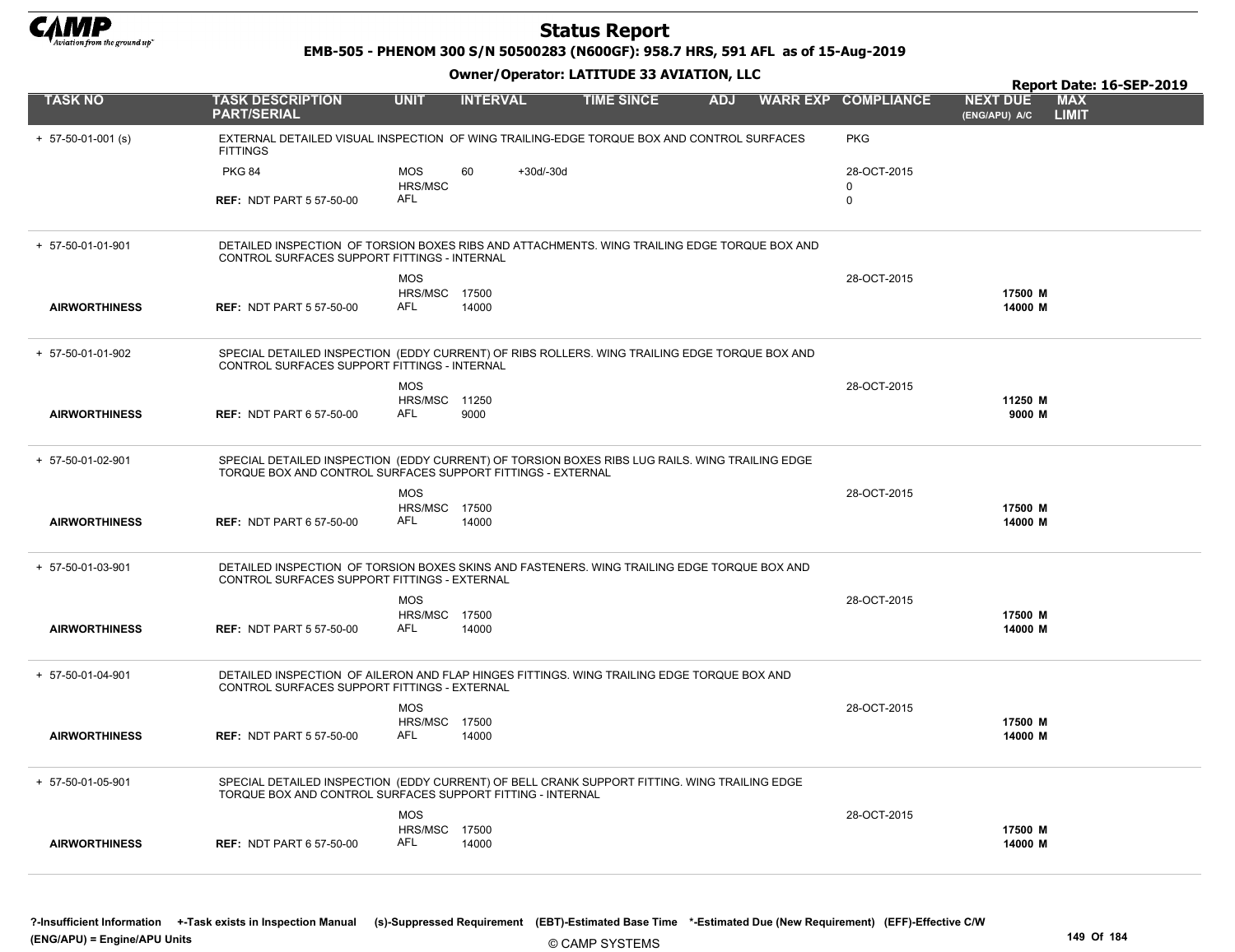# Status Report

**EMB-505 - PHENOM 300 S/N 50500283 (N600GF): 958.7 HRS, 591 AFL as of 15-Aug-2019**

**Owner/Operator: LATITUDE 33 AVIATION, LLC**

**Report Date: 16-SEP-2019**

| TASK NO | TASK DESCRIPTION PART/SERIAL | UNIT | INTERVAL | | TIME SINCE | ADJ | WARR EXP | COMPLIANCE | NEXT DUE (ENG/APU) A/C | MAX LIMIT |
|---|---|---|---|---|---|---|---|---|---|---|
| + 57-50-01-001 (s) | EXTERNAL DETAILED VISUAL INSPECTION OF WING TRAILING-EDGE TORQUE BOX AND CONTROL SURFACES FITTINGS | | | | | | | PKG | | |
| | PKG 84 | MOS | 60 | +30d/-30d | | | | 28-OCT-2015 | | |
| | | HRS/MSC | | | | | | 0 | | |
| | REF: NDT PART 5 57-50-00 | AFL | | | | | | 0 | | |
| + 57-50-01-01-901 | DETAILED INSPECTION OF TORSION BOXES RIBS AND ATTACHMENTS. WING TRAILING EDGE TORQUE BOX AND CONTROL SURFACES SUPPORT FITTINGS - INTERNAL | | | | | | | | | |
| | | MOS | | | | | | 28-OCT-2015 | | |
| | | HRS/MSC | 17500 | | | | | | 17500 M | |
| **AIRWORTHINESS** | REF: NDT PART 5 57-50-00 | AFL | 14000 | | | | | | 14000 M | |
| + 57-50-01-01-902 | SPECIAL DETAILED INSPECTION (EDDY CURRENT) OF RIBS ROLLERS. WING TRAILING EDGE TORQUE BOX AND CONTROL SURFACES SUPPORT FITTINGS - INTERNAL | | | | | | | | | |
| | | MOS | | | | | | 28-OCT-2015 | | |
| | | HRS/MSC | 11250 | | | | | | 11250 M | |
| **AIRWORTHINESS** | REF: NDT PART 6 57-50-00 | AFL | 9000 | | | | | | 9000 M | |
| + 57-50-01-02-901 | SPECIAL DETAILED INSPECTION (EDDY CURRENT) OF TORSION BOXES RIBS LUG RAILS. WING TRAILING EDGE TORQUE BOX AND CONTROL SURFACES SUPPORT FITTINGS - EXTERNAL | | | | | | | | | |
| | | MOS | | | | | | 28-OCT-2015 | | |
| | | HRS/MSC | 17500 | | | | | | 17500 M | |
| **AIRWORTHINESS** | REF: NDT PART 6 57-50-00 | AFL | 14000 | | | | | | 14000 M | |
| + 57-50-01-03-901 | DETAILED INSPECTION OF TORSION BOXES SKINS AND FASTENERS. WING TRAILING EDGE TORQUE BOX AND CONTROL SURFACES SUPPORT FITTINGS - EXTERNAL | | | | | | | | | |
| | | MOS | | | | | | 28-OCT-2015 | | |
| | | HRS/MSC | 17500 | | | | | | 17500 M | |
| **AIRWORTHINESS** | REF: NDT PART 5 57-50-00 | AFL | 14000 | | | | | | 14000 M | |
| + 57-50-01-04-901 | DETAILED INSPECTION OF AILERON AND FLAP HINGES FITTINGS. WING TRAILING EDGE TORQUE BOX AND CONTROL SURFACES SUPPORT FITTINGS - EXTERNAL | | | | | | | | | |
| | | MOS | | | | | | 28-OCT-2015 | | |
| | | HRS/MSC | 17500 | | | | | | 17500 M | |
| **AIRWORTHINESS** | REF: NDT PART 5 57-50-00 | AFL | 14000 | | | | | | 14000 M | |
| + 57-50-01-05-901 | SPECIAL DETAILED INSPECTION (EDDY CURRENT) OF BELL CRANK SUPPORT FITTING. WING TRAILING EDGE TORQUE BOX AND CONTROL SURFACES SUPPORT FITTING - INTERNAL | | | | | | | | | |
| | | MOS | | | | | | 28-OCT-2015 | | |
| | | HRS/MSC | 17500 | | | | | | 17500 M | |
| **AIRWORTHINESS** | REF: NDT PART 6 57-50-00 | AFL | 14000 | | | | | | 14000 M | |

**?-Insufficient Information +-Task exists in Inspection Manual (s)-Suppressed Requirement (EBT)-Estimated Base Time \*-Estimated Due (New Requirement) (EFF)-Effective C/W (ENG/APU) = Engine/APU Units**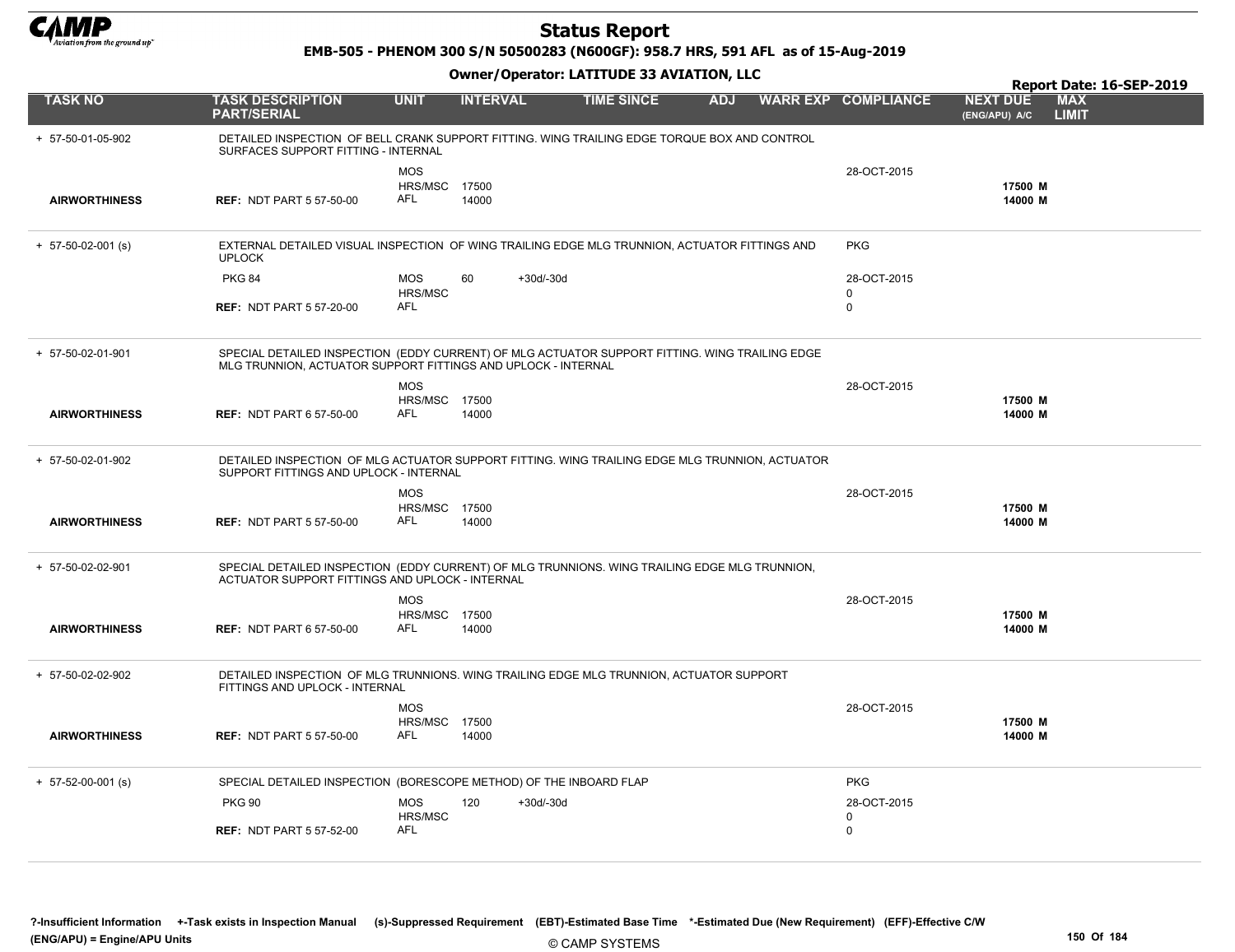# Status Report

**EMB-505 - PHENOM 300 S/N 50500283 (N600GF): 958.7 HRS, 591 AFL as of 15-Aug-2019**

**Owner/Operator: LATITUDE 33 AVIATION, LLC**

**Report Date: 16-SEP-2019**

| TASK NO | TASK DESCRIPTION PART/SERIAL | UNIT | INTERVAL | | TIME SINCE | ADJ | WARR EXP | COMPLIANCE | NEXT DUE (ENG/APU) A/C | MAX LIMIT |
|---|---|---|---|---|---|---|---|---|---|---|
| + 57-50-01-05-902 | DETAILED INSPECTION OF BELL CRANK SUPPORT FITTING. WING TRAILING EDGE TORQUE BOX AND CONTROL SURFACES SUPPORT FITTING - INTERNAL | | | | | | | | | |
| | | MOS | | | | | | 28-OCT-2015 | | |
| | | HRS/MSC | 17500 | | | | | | 17500 M | |
| **AIRWORTHINESS** | **REF:** NDT PART 5 57-50-00 | AFL | 14000 | | | | | | 14000 M | |
| + 57-50-02-001 (s) | EXTERNAL DETAILED VISUAL INSPECTION OF WING TRAILING EDGE MLG TRUNNION, ACTUATOR FITTINGS AND UPLOCK | | | | | | | PKG | | |
| | PKG 84 | MOS | 60 | +30d/-30d | | | | 28-OCT-2015 | | |
| | | HRS/MSC | | | | | | 0 | | |
| | **REF:** NDT PART 5 57-20-00 | AFL | | | | | | 0 | | |
| + 57-50-02-01-901 | SPECIAL DETAILED INSPECTION (EDDY CURRENT) OF MLG ACTUATOR SUPPORT FITTING. WING TRAILING EDGE MLG TRUNNION, ACTUATOR SUPPORT FITTINGS AND UPLOCK - INTERNAL | | | | | | | | | |
| | | MOS | | | | | | 28-OCT-2015 | | |
| | | HRS/MSC | 17500 | | | | | | 17500 M | |
| **AIRWORTHINESS** | **REF:** NDT PART 6 57-50-00 | AFL | 14000 | | | | | | 14000 M | |
| + 57-50-02-01-902 | DETAILED INSPECTION OF MLG ACTUATOR SUPPORT FITTING. WING TRAILING EDGE MLG TRUNNION, ACTUATOR SUPPORT FITTINGS AND UPLOCK - INTERNAL | | | | | | | | | |
| | | MOS | | | | | | 28-OCT-2015 | | |
| | | HRS/MSC | 17500 | | | | | | 17500 M | |
| **AIRWORTHINESS** | **REF:** NDT PART 5 57-50-00 | AFL | 14000 | | | | | | 14000 M | |
| + 57-50-02-02-901 | SPECIAL DETAILED INSPECTION (EDDY CURRENT) OF MLG TRUNNIONS. WING TRAILING EDGE MLG TRUNNION, ACTUATOR SUPPORT FITTINGS AND UPLOCK - INTERNAL | | | | | | | | | |
| | | MOS | | | | | | 28-OCT-2015 | | |
| | | HRS/MSC | 17500 | | | | | | 17500 M | |
| **AIRWORTHINESS** | **REF:** NDT PART 6 57-50-00 | AFL | 14000 | | | | | | 14000 M | |
| + 57-50-02-02-902 | DETAILED INSPECTION OF MLG TRUNNIONS. WING TRAILING EDGE MLG TRUNNION, ACTUATOR SUPPORT FITTINGS AND UPLOCK - INTERNAL | | | | | | | | | |
| | | MOS | | | | | | 28-OCT-2015 | | |
| | | HRS/MSC | 17500 | | | | | | 17500 M | |
| **AIRWORTHINESS** | **REF:** NDT PART 5 57-50-00 | AFL | 14000 | | | | | | 14000 M | |
| + 57-52-00-001 (s) | SPECIAL DETAILED INSPECTION (BORESCOPE METHOD) OF THE INBOARD FLAP | | | | | | | PKG | | |
| | PKG 90 | MOS | 120 | +30d/-30d | | | | 28-OCT-2015 | | |
| | | HRS/MSC | | | | | | 0 | | |
| | **REF:** NDT PART 5 57-52-00 | AFL | | | | | | 0 | | |

?-Insufficient Information +-Task exists in Inspection Manual (s)-Suppressed Requirement (EBT)-Estimated Base Time *-Estimated Due (New Requirement) (EFF)-Effective C/W
(ENG/APU) = Engine/APU Units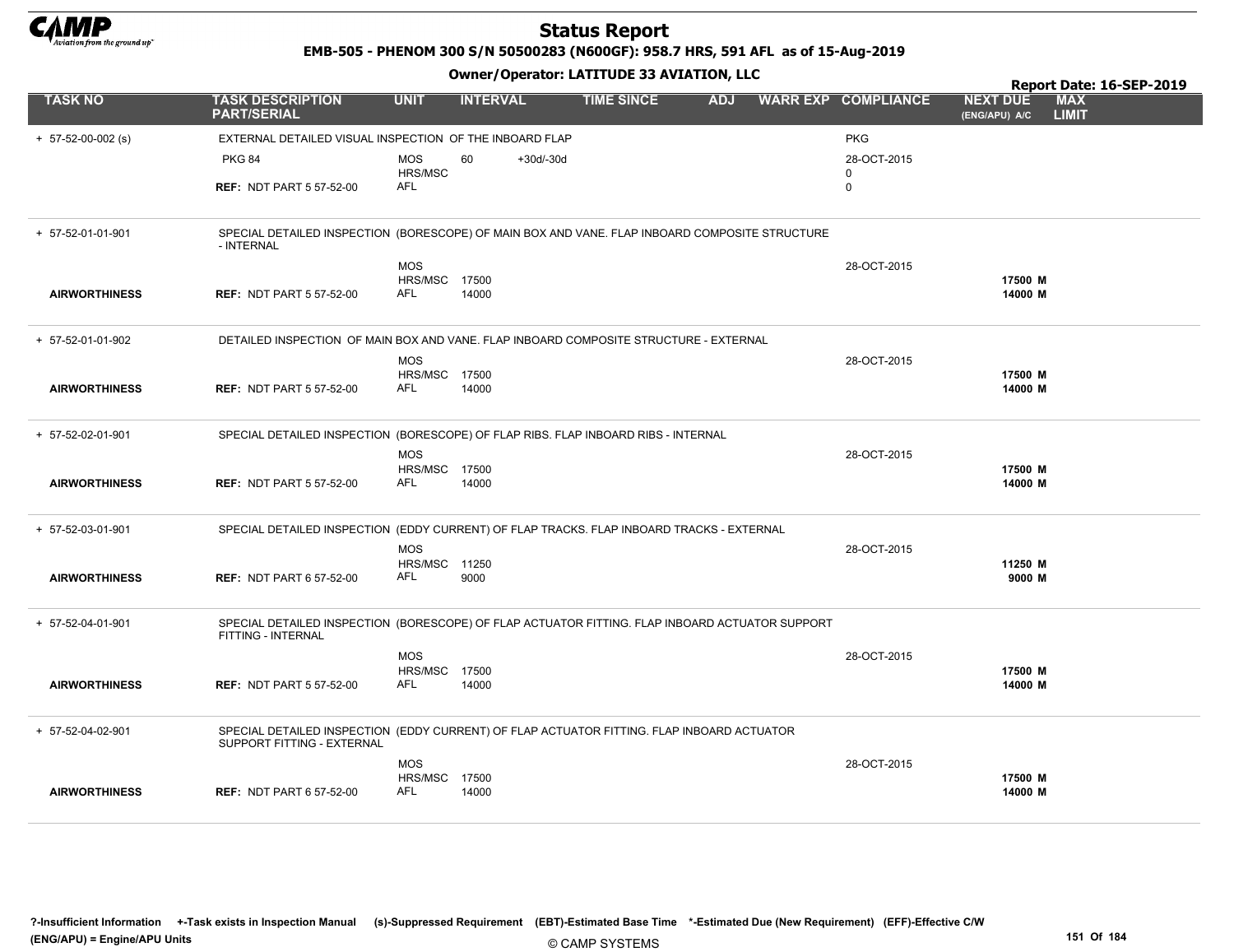# Status Report

**EMB-505 - PHENOM 300 S/N 50500283 (N600GF): 958.7 HRS, 591 AFL as of 15-Aug-2019**

**Owner/Operator: LATITUDE 33 AVIATION, LLC**

**Report Date: 16-SEP-2019**

| TASK NO | TASK DESCRIPTION PART/SERIAL | UNIT | INTERVAL | | TIME SINCE | ADJ | WARR EXP | COMPLIANCE | NEXT DUE (ENG/APU) A/C | MAX LIMIT |
|---|---|---|---|---|---|---|---|---|---|---|
| + 57-52-00-002 (s) | EXTERNAL DETAILED VISUAL INSPECTION OF THE INBOARD FLAP | | | | | | | PKG | | |
| | PKG 84 | MOS | 60 | +30d/-30d | | | | 28-OCT-2015 | | |
| | | HRS/MSC | | | | | | 0 | | |
| | **REF:** NDT PART 5 57-52-00 | AFL | | | | | | 0 | | |
| + 57-52-01-01-901 | SPECIAL DETAILED INSPECTION (BORESCOPE) OF MAIN BOX AND VANE. FLAP INBOARD COMPOSITE STRUCTURE - INTERNAL | | | | | | | | | |
| | | MOS | | | | | | 28-OCT-2015 | | |
| | | HRS/MSC | 17500 | | | | | | **17500 M** | |
| **AIRWORTHINESS** | **REF:** NDT PART 5 57-52-00 | AFL | 14000 | | | | | | **14000 M** | |
| + 57-52-01-01-902 | DETAILED INSPECTION OF MAIN BOX AND VANE. FLAP INBOARD COMPOSITE STRUCTURE - EXTERNAL | | | | | | | | | |
| | | MOS | | | | | | 28-OCT-2015 | | |
| | | HRS/MSC | 17500 | | | | | | **17500 M** | |
| **AIRWORTHINESS** | **REF:** NDT PART 5 57-52-00 | AFL | 14000 | | | | | | **14000 M** | |
| + 57-52-02-01-901 | SPECIAL DETAILED INSPECTION (BORESCOPE) OF FLAP RIBS. FLAP INBOARD RIBS - INTERNAL | | | | | | | | | |
| | | MOS | | | | | | 28-OCT-2015 | | |
| | | HRS/MSC | 17500 | | | | | | **17500 M** | |
| **AIRWORTHINESS** | **REF:** NDT PART 5 57-52-00 | AFL | 14000 | | | | | | **14000 M** | |
| + 57-52-03-01-901 | SPECIAL DETAILED INSPECTION (EDDY CURRENT) OF FLAP TRACKS. FLAP INBOARD TRACKS - EXTERNAL | | | | | | | | | |
| | | MOS | | | | | | 28-OCT-2015 | | |
| | | HRS/MSC | 11250 | | | | | | **11250 M** | |
| **AIRWORTHINESS** | **REF:** NDT PART 6 57-52-00 | AFL | 9000 | | | | | | **9000 M** | |
| + 57-52-04-01-901 | SPECIAL DETAILED INSPECTION (BORESCOPE) OF FLAP ACTUATOR FITTING. FLAP INBOARD ACTUATOR SUPPORT FITTING - INTERNAL | | | | | | | | | |
| | | MOS | | | | | | 28-OCT-2015 | | |
| | | HRS/MSC | 17500 | | | | | | **17500 M** | |
| **AIRWORTHINESS** | **REF:** NDT PART 5 57-52-00 | AFL | 14000 | | | | | | **14000 M** | |
| + 57-52-04-02-901 | SPECIAL DETAILED INSPECTION (EDDY CURRENT) OF FLAP ACTUATOR FITTING. FLAP INBOARD ACTUATOR SUPPORT FITTING - EXTERNAL | | | | | | | | | |
| | | MOS | | | | | | 28-OCT-2015 | | |
| | | HRS/MSC | 17500 | | | | | | **17500 M** | |
| **AIRWORTHINESS** | **REF:** NDT PART 6 57-52-00 | AFL | 14000 | | | | | | **14000 M** | |

**?-Insufficient Information +-Task exists in Inspection Manual (s)-Suppressed Requirement (EBT)-Estimated Base Time \*-Estimated Due (New Requirement) (EFF)-Effective C/W (ENG/APU) = Engine/APU Units**

© CAMP SYSTEMS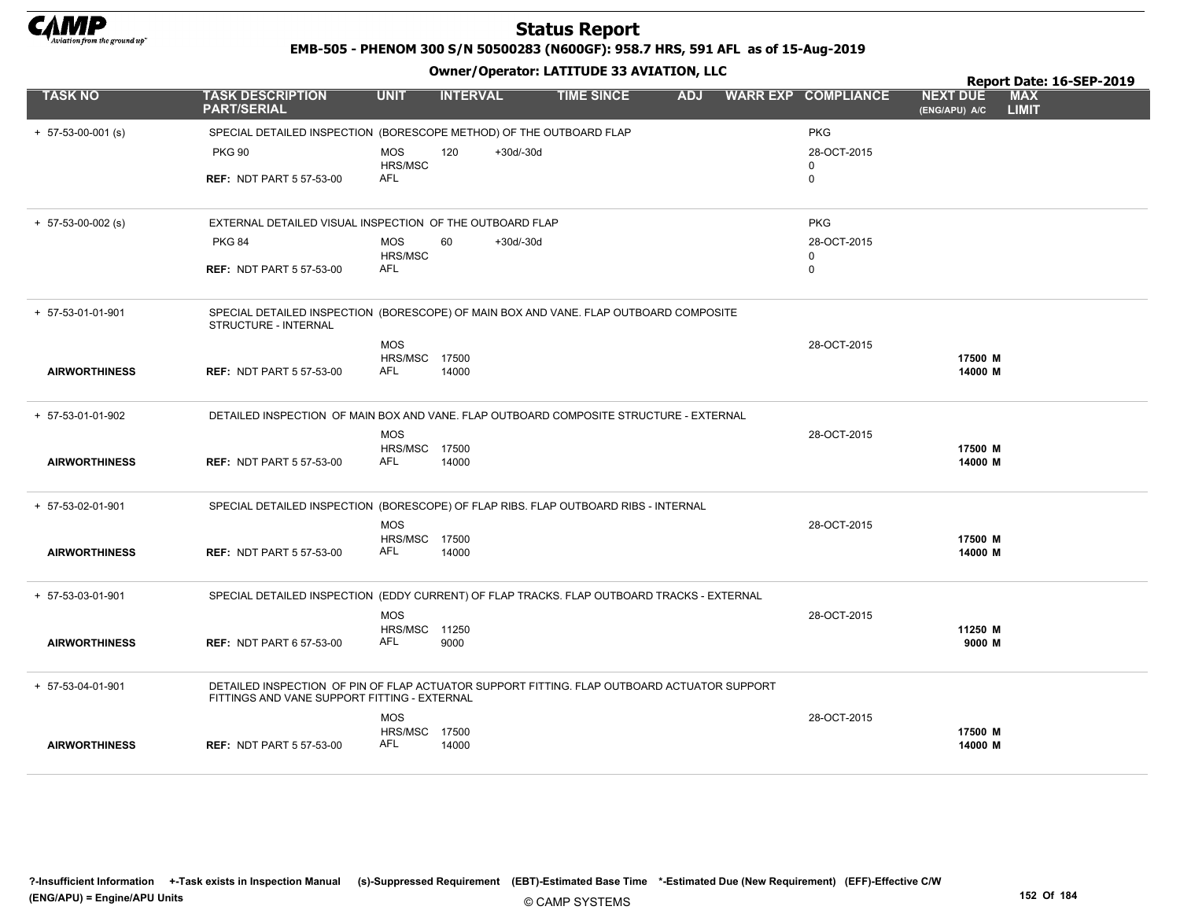# Status Report

**EMB-505 - PHENOM 300 S/N 50500283 (N600GF): 958.7 HRS, 591 AFL as of 15-Aug-2019**

**Owner/Operator: LATITUDE 33 AVIATION, LLC**

**Report Date: 16-SEP-2019**

| TASK NO | TASK DESCRIPTION PART/SERIAL | UNIT | INTERVAL | | TIME SINCE | ADJ | WARR EXP | COMPLIANCE | NEXT DUE (ENG/APU) A/C | MAX LIMIT |
|---|---|---|---|---|---|---|---|---|---|---|
| + 57-53-00-001 (s) | SPECIAL DETAILED INSPECTION (BORESCOPE METHOD) OF THE OUTBOARD FLAP | | | | | | | PKG | | |
| | PKG 90 | MOS | 120 | +30d/-30d | | | | 28-OCT-2015 | | |
| | | HRS/MSC | | | | | | 0 | | |
| | REF: NDT PART 5 57-53-00 | AFL | | | | | | 0 | | |
| + 57-53-00-002 (s) | EXTERNAL DETAILED VISUAL INSPECTION OF THE OUTBOARD FLAP | | | | | | | PKG | | |
| | PKG 84 | MOS | 60 | +30d/-30d | | | | 28-OCT-2015 | | |
| | | HRS/MSC | | | | | | 0 | | |
| | REF: NDT PART 5 57-53-00 | AFL | | | | | | 0 | | |
| + 57-53-01-01-901 | SPECIAL DETAILED INSPECTION (BORESCOPE) OF MAIN BOX AND VANE. FLAP OUTBOARD COMPOSITE STRUCTURE - INTERNAL | | | | | | | | | |
| | | MOS | | | | | | 28-OCT-2015 | | |
| | | HRS/MSC | 17500 | | | | | | 17500 M | |
| AIRWORTHINESS | REF: NDT PART 5 57-53-00 | AFL | 14000 | | | | | | 14000 M | |
| + 57-53-01-01-902 | DETAILED INSPECTION OF MAIN BOX AND VANE. FLAP OUTBOARD COMPOSITE STRUCTURE - EXTERNAL | | | | | | | | | |
| | | MOS | | | | | | 28-OCT-2015 | | |
| | | HRS/MSC | 17500 | | | | | | 17500 M | |
| AIRWORTHINESS | REF: NDT PART 5 57-53-00 | AFL | 14000 | | | | | | 14000 M | |
| + 57-53-02-01-901 | SPECIAL DETAILED INSPECTION (BORESCOPE) OF FLAP RIBS. FLAP OUTBOARD RIBS - INTERNAL | | | | | | | | | |
| | | MOS | | | | | | 28-OCT-2015 | | |
| | | HRS/MSC | 17500 | | | | | | 17500 M | |
| AIRWORTHINESS | REF: NDT PART 5 57-53-00 | AFL | 14000 | | | | | | 14000 M | |
| + 57-53-03-01-901 | SPECIAL DETAILED INSPECTION (EDDY CURRENT) OF FLAP TRACKS. FLAP OUTBOARD TRACKS - EXTERNAL | | | | | | | | | |
| | | MOS | | | | | | 28-OCT-2015 | | |
| | | HRS/MSC | 11250 | | | | | | 11250 M | |
| AIRWORTHINESS | REF: NDT PART 6 57-53-00 | AFL | 9000 | | | | | | 9000 M | |
| + 57-53-04-01-901 | DETAILED INSPECTION OF PIN OF FLAP ACTUATOR SUPPORT FITTING. FLAP OUTBOARD ACTUATOR SUPPORT FITTINGS AND VANE SUPPORT FITTING - EXTERNAL | | | | | | | | | |
| | | MOS | | | | | | 28-OCT-2015 | | |
| | | HRS/MSC | 17500 | | | | | | 17500 M | |
| AIRWORTHINESS | REF: NDT PART 5 57-53-00 | AFL | 14000 | | | | | | 14000 M | |

?-Insufficient Information +-Task exists in Inspection Manual (s)-Suppressed Requirement (EBT)-Estimated Base Time *-Estimated Due (New Requirement) (EFF)-Effective C/W
(ENG/APU) = Engine/APU Units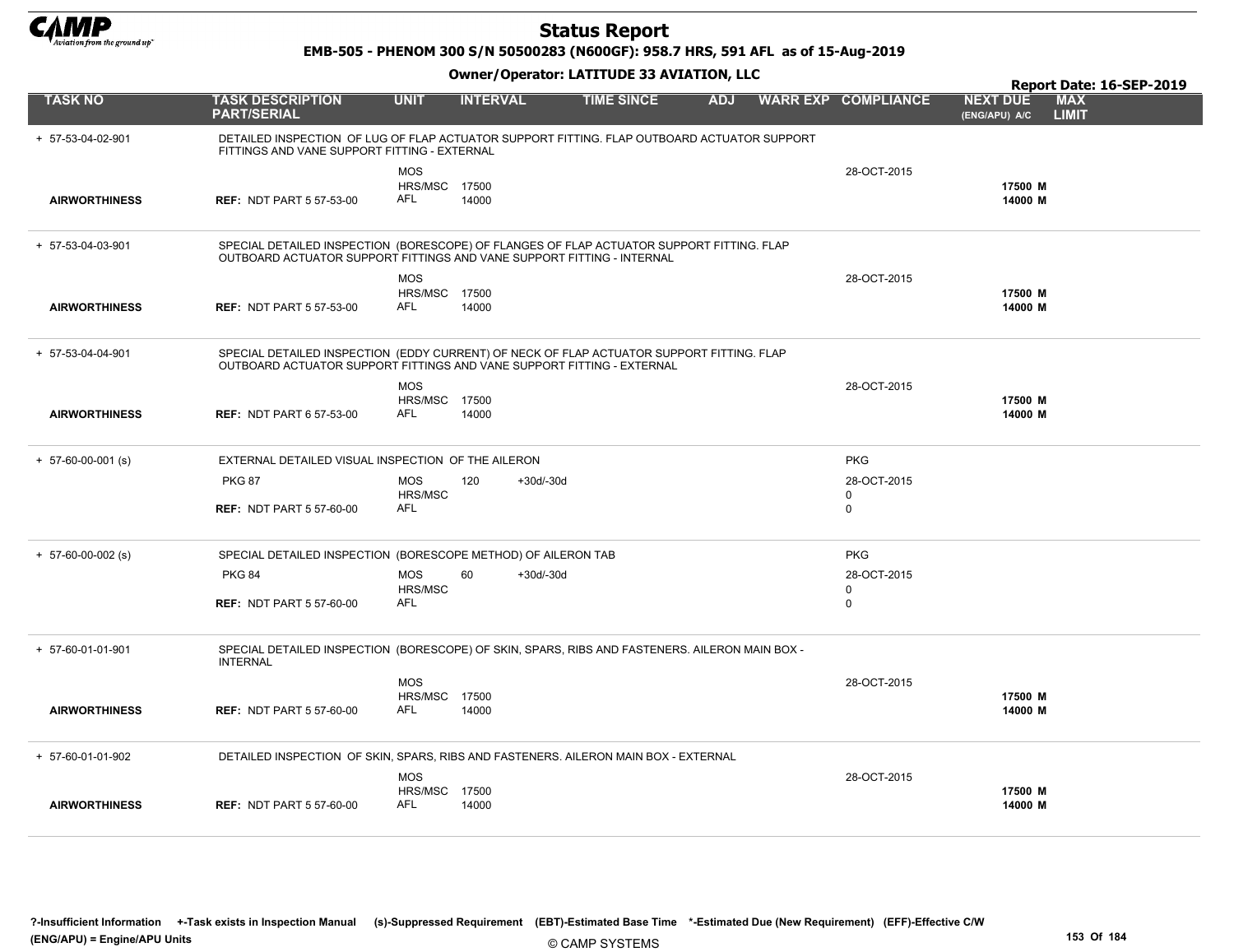# Status Report

**EMB-505 - PHENOM 300 S/N 50500283 (N600GF): 958.7 HRS, 591 AFL as of 15-Aug-2019**

**Owner/Operator: LATITUDE 33 AVIATION, LLC**

**Report Date: 16-SEP-2019**

| TASK NO | TASK DESCRIPTION PART/SERIAL | UNIT | INTERVAL | | TIME SINCE | ADJ | WARR EXP | COMPLIANCE | NEXT DUE (ENG/APU) A/C | MAX LIMIT |
|---|---|---|---|---|---|---|---|---|---|---|
| + 57-53-04-02-901 | DETAILED INSPECTION OF LUG OF FLAP ACTUATOR SUPPORT FITTING. FLAP OUTBOARD ACTUATOR SUPPORT FITTINGS AND VANE SUPPORT FITTING - EXTERNAL | | | | | | | | | |
| | | MOS | | | | | | 28-OCT-2015 | | |
| | | HRS/MSC | 17500 | | | | | | 17500 M | |
| AIRWORTHINESS | REF: NDT PART 5 57-53-00 | AFL | 14000 | | | | | | 14000 M | |
| + 57-53-04-03-901 | SPECIAL DETAILED INSPECTION (BORESCOPE) OF FLANGES OF FLAP ACTUATOR SUPPORT FITTING. FLAP OUTBOARD ACTUATOR SUPPORT FITTINGS AND VANE SUPPORT FITTING - INTERNAL | | | | | | | | | |
| | | MOS | | | | | | 28-OCT-2015 | | |
| | | HRS/MSC | 17500 | | | | | | 17500 M | |
| AIRWORTHINESS | REF: NDT PART 5 57-53-00 | AFL | 14000 | | | | | | 14000 M | |
| + 57-53-04-04-901 | SPECIAL DETAILED INSPECTION (EDDY CURRENT) OF NECK OF FLAP ACTUATOR SUPPORT FITTING. FLAP OUTBOARD ACTUATOR SUPPORT FITTINGS AND VANE SUPPORT FITTING - EXTERNAL | | | | | | | | | |
| | | MOS | | | | | | 28-OCT-2015 | | |
| | | HRS/MSC | 17500 | | | | | | 17500 M | |
| AIRWORTHINESS | REF: NDT PART 6 57-53-00 | AFL | 14000 | | | | | | 14000 M | |
| + 57-60-00-001 (s) | EXTERNAL DETAILED VISUAL INSPECTION OF THE AILERON | | | | | | | PKG | | |
| | PKG 87 | MOS | 120 | +30d/-30d | | | | 28-OCT-2015 | | |
| | | HRS/MSC | | | | | | 0 | | |
| | REF: NDT PART 5 57-60-00 | AFL | | | | | | 0 | | |
| + 57-60-00-002 (s) | SPECIAL DETAILED INSPECTION (BORESCOPE METHOD) OF AILERON TAB | | | | | | | PKG | | |
| | PKG 84 | MOS | 60 | +30d/-30d | | | | 28-OCT-2015 | | |
| | | HRS/MSC | | | | | | 0 | | |
| | REF: NDT PART 5 57-60-00 | AFL | | | | | | 0 | | |
| + 57-60-01-01-901 | SPECIAL DETAILED INSPECTION (BORESCOPE) OF SKIN, SPARS, RIBS AND FASTENERS. AILERON MAIN BOX - INTERNAL | | | | | | | | | |
| | | MOS | | | | | | 28-OCT-2015 | | |
| | | HRS/MSC | 17500 | | | | | | 17500 M | |
| AIRWORTHINESS | REF: NDT PART 5 57-60-00 | AFL | 14000 | | | | | | 14000 M | |
| + 57-60-01-01-902 | DETAILED INSPECTION OF SKIN, SPARS, RIBS AND FASTENERS. AILERON MAIN BOX - EXTERNAL | | | | | | | | | |
| | | MOS | | | | | | 28-OCT-2015 | | |
| | | HRS/MSC | 17500 | | | | | | 17500 M | |
| AIRWORTHINESS | REF: NDT PART 5 57-60-00 | AFL | 14000 | | | | | | 14000 M | |

?-Insufficient Information +-Task exists in Inspection Manual (s)-Suppressed Requirement (EBT)-Estimated Base Time *-Estimated Due (New Requirement) (EFF)-Effective C/W (ENG/APU) = Engine/APU Units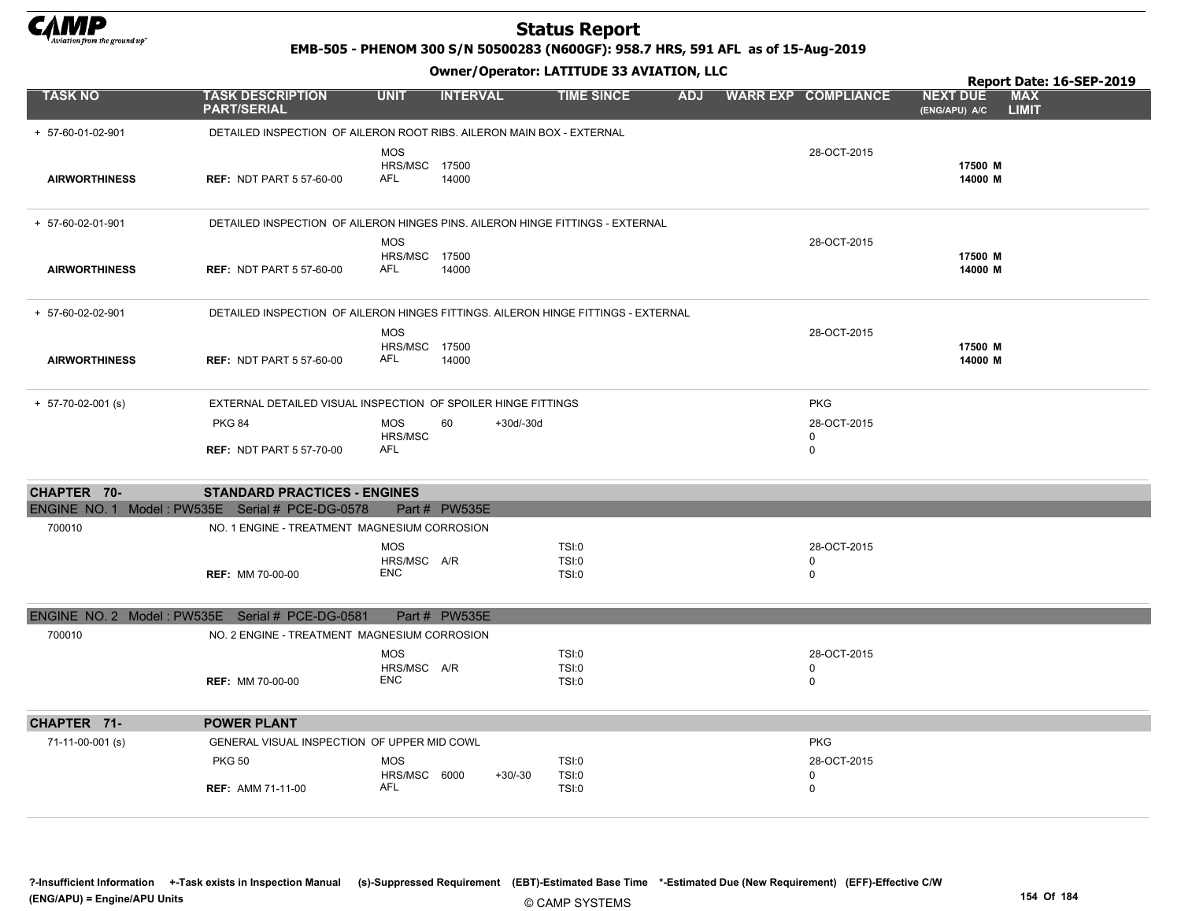# Status Report

**EMB-505 - PHENOM 300 S/N 50500283 (N600GF): 958.7 HRS, 591 AFL as of 15-Aug-2019**

**Owner/Operator: LATITUDE 33 AVIATION, LLC**

**Report Date: 16-SEP-2019**

| TASK NO | TASK DESCRIPTION PART/SERIAL | UNIT | INTERVAL | | TIME SINCE | ADJ | WARR EXP | COMPLIANCE | NEXT DUE (ENG/APU) A/C | MAX LIMIT |
|---|---|---|---|---|---|---|---|---|---|---|
| + 57-60-01-02-901 | DETAILED INSPECTION OF AILERON ROOT RIBS. AILERON MAIN BOX - EXTERNAL | | | | | | | | | |
| | | MOS | | | | | | 28-OCT-2015 | | |
| | | HRS/MSC | 17500 | | | | | | 17500 M | |
| AIRWORTHINESS | REF: NDT PART 5 57-60-00 | AFL | 14000 | | | | | | 14000 M | |
| + 57-60-02-01-901 | DETAILED INSPECTION OF AILERON HINGES PINS. AILERON HINGE FITTINGS - EXTERNAL | | | | | | | | | |
| | | MOS | | | | | | 28-OCT-2015 | | |
| | | HRS/MSC | 17500 | | | | | | 17500 M | |
| AIRWORTHINESS | REF: NDT PART 5 57-60-00 | AFL | 14000 | | | | | | 14000 M | |
| + 57-60-02-02-901 | DETAILED INSPECTION OF AILERON HINGES FITTINGS. AILERON HINGE FITTINGS - EXTERNAL | | | | | | | | | |
| | | MOS | | | | | | 28-OCT-2015 | | |
| | | HRS/MSC | 17500 | | | | | | 17500 M | |
| AIRWORTHINESS | REF: NDT PART 5 57-60-00 | AFL | 14000 | | | | | | 14000 M | |
| + 57-70-02-001 (s) | EXTERNAL DETAILED VISUAL INSPECTION OF SPOILER HINGE FITTINGS | | | | | | | PKG | | |
| | PKG 84 | MOS | 60 | +30d/-30d | | | | 28-OCT-2015 | | |
| | | HRS/MSC | | | | | | 0 | | |
| | REF: NDT PART 5 57-70-00 | AFL | | | | | | 0 | | |
| **CHAPTER 70-** | **STANDARD PRACTICES - ENGINES** | | | | | | | | | |
| ENGINE NO. 1 Model : PW535E Serial # PCE-DG-0578 | Part # PW535E | | | | | | | | | |
| 700010 | NO. 1 ENGINE - TREATMENT MAGNESIUM CORROSION | | | | | | | | | |
| | | MOS | | | TSI:0 | | | 28-OCT-2015 | | |
| | | HRS/MSC | A/R | | TSI:0 | | | 0 | | |
| | REF: MM 70-00-00 | ENC | | | TSI:0 | | | 0 | | |
| ENGINE NO. 2 Model : PW535E Serial # PCE-DG-0581 | Part # PW535E | | | | | | | | | |
| 700010 | NO. 2 ENGINE - TREATMENT MAGNESIUM CORROSION | | | | | | | | | |
| | | MOS | | | TSI:0 | | | 28-OCT-2015 | | |
| | | HRS/MSC | A/R | | TSI:0 | | | 0 | | |
| | REF: MM 70-00-00 | ENC | | | TSI:0 | | | 0 | | |
| **CHAPTER 71-** | **POWER PLANT** | | | | | | | | | |
| 71-11-00-001 (s) | GENERAL VISUAL INSPECTION OF UPPER MID COWL | | | | | | | PKG | | |
| | PKG 50 | MOS | | | TSI:0 | | | 28-OCT-2015 | | |
| | | HRS/MSC | 6000 | +30/-30 | TSI:0 | | | 0 | | |
| | REF: AMM 71-11-00 | AFL | | | TSI:0 | | | 0 | | |

?-Insufficient Information +-Task exists in Inspection Manual (s)-Suppressed Requirement (EBT)-Estimated Base Time *-Estimated Due (New Requirement) (EFF)-Effective C/W
(ENG/APU) = Engine/APU Units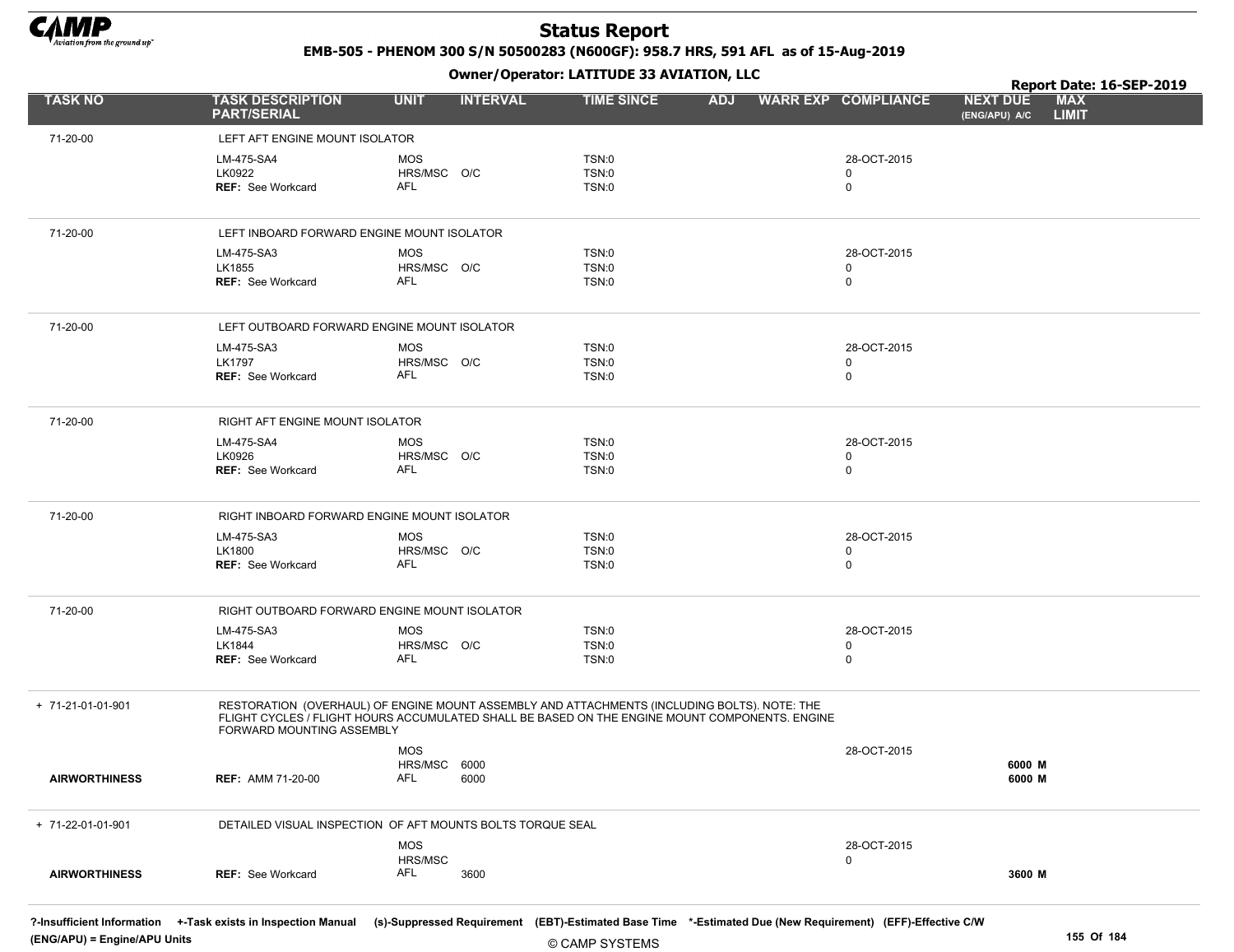# Status Report

**EMB-505 - PHENOM 300 S/N 50500283 (N600GF): 958.7 HRS, 591 AFL as of 15-Aug-2019**

**Owner/Operator: LATITUDE 33 AVIATION, LLC**

**Report Date: 16-SEP-2019**

| TASK NO | TASK DESCRIPTION PART/SERIAL | UNIT | INTERVAL | TIME SINCE | ADJ | WARR EXP | COMPLIANCE | NEXT DUE (ENG/APU) A/C | MAX LIMIT |
|---|---|---|---|---|---|---|---|---|---|
| 71-20-00 | LEFT AFT ENGINE MOUNT ISOLATOR | | | | | | | | |
| | LM-475-SA4 | MOS | | TSN:0 | | | 28-OCT-2015 | | |
| | LK0922 | HRS/MSC | O/C | TSN:0 | | | 0 | | |
| | REF: See Workcard | AFL | | TSN:0 | | | 0 | | |
| 71-20-00 | LEFT INBOARD FORWARD ENGINE MOUNT ISOLATOR | | | | | | | | |
| | LM-475-SA3 | MOS | | TSN:0 | | | 28-OCT-2015 | | |
| | LK1855 | HRS/MSC | O/C | TSN:0 | | | 0 | | |
| | REF: See Workcard | AFL | | TSN:0 | | | 0 | | |
| 71-20-00 | LEFT OUTBOARD FORWARD ENGINE MOUNT ISOLATOR | | | | | | | | |
| | LM-475-SA3 | MOS | | TSN:0 | | | 28-OCT-2015 | | |
| | LK1797 | HRS/MSC | O/C | TSN:0 | | | 0 | | |
| | REF: See Workcard | AFL | | TSN:0 | | | 0 | | |
| 71-20-00 | RIGHT AFT ENGINE MOUNT ISOLATOR | | | | | | | | |
| | LM-475-SA4 | MOS | | TSN:0 | | | 28-OCT-2015 | | |
| | LK0926 | HRS/MSC | O/C | TSN:0 | | | 0 | | |
| | REF: See Workcard | AFL | | TSN:0 | | | 0 | | |
| 71-20-00 | RIGHT INBOARD FORWARD ENGINE MOUNT ISOLATOR | | | | | | | | |
| | LM-475-SA3 | MOS | | TSN:0 | | | 28-OCT-2015 | | |
| | LK1800 | HRS/MSC | O/C | TSN:0 | | | 0 | | |
| | REF: See Workcard | AFL | | TSN:0 | | | 0 | | |
| 71-20-00 | RIGHT OUTBOARD FORWARD ENGINE MOUNT ISOLATOR | | | | | | | | |
| | LM-475-SA3 | MOS | | TSN:0 | | | 28-OCT-2015 | | |
| | LK1844 | HRS/MSC | O/C | TSN:0 | | | 0 | | |
| | REF: See Workcard | AFL | | TSN:0 | | | 0 | | |
| + 71-21-01-01-901 | RESTORATION (OVERHAUL) OF ENGINE MOUNT ASSEMBLY AND ATTACHMENTS (INCLUDING BOLTS). NOTE: THE FLIGHT CYCLES / FLIGHT HOURS ACCUMULATED SHALL BE BASED ON THE ENGINE MOUNT COMPONENTS. ENGINE FORWARD MOUNTING ASSEMBLY | | | | | | | | |
| | | MOS | | | | | 28-OCT-2015 | | |
| | | HRS/MSC | 6000 | | | | | 6000 M | |
| AIRWORTHINESS | REF: AMM 71-20-00 | AFL | 6000 | | | | | 6000 M | |
| + 71-22-01-01-901 | DETAILED VISUAL INSPECTION OF AFT MOUNTS BOLTS TORQUE SEAL | | | | | | | | |
| | | MOS | | | | | 28-OCT-2015 | | |
| | | HRS/MSC | | | | | 0 | | |
| AIRWORTHINESS | REF: See Workcard | AFL | 3600 | | | | | 3600 M | |

?-Insufficient Information +-Task exists in Inspection Manual (s)-Suppressed Requirement (EBT)-Estimated Base Time *-Estimated Due (New Requirement) (EFF)-Effective C/W
(ENG/APU) = Engine/APU Units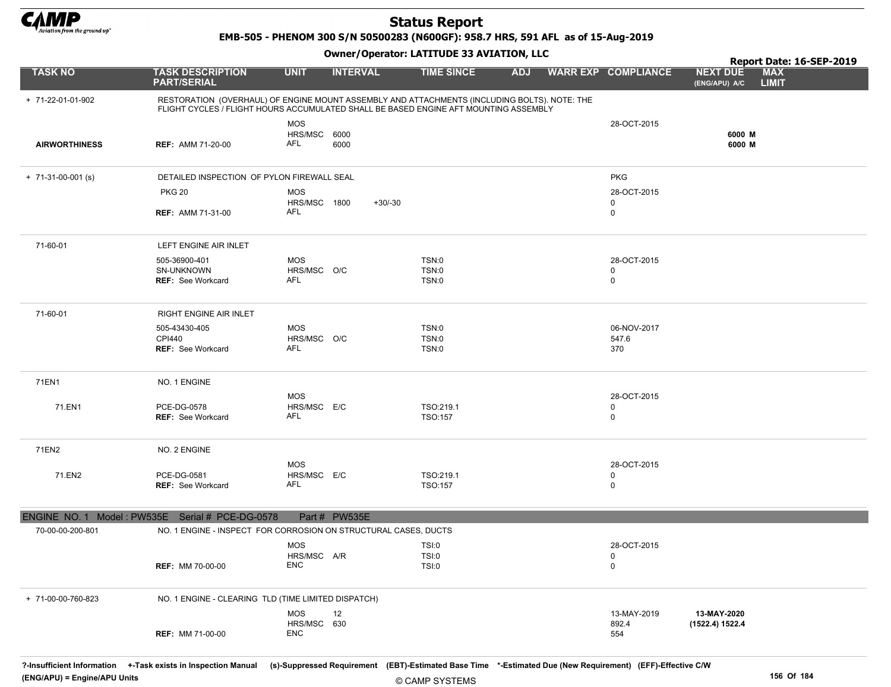# Status Report

**EMB-505 - PHENOM 300 S/N 50500283 (N600GF): 958.7 HRS, 591 AFL as of 15-Aug-2019**

**Owner/Operator: LATITUDE 33 AVIATION, LLC**

**Report Date: 16-SEP-2019**

| TASK NO | TASK DESCRIPTION PART/SERIAL | UNIT | INTERVAL | | TIME SINCE | ADJ | WARR EXP | COMPLIANCE | NEXT DUE (ENG/APU) A/C | MAX LIMIT |
|---|---|---|---|---|---|---|---|---|---|---|
| + 71-22-01-01-902 | RESTORATION (OVERHAUL) OF ENGINE MOUNT ASSEMBLY AND ATTACHMENTS (INCLUDING BOLTS). NOTE: THE FLIGHT CYCLES / FLIGHT HOURS ACCUMULATED SHALL BE BASED ENGINE AFT MOUNTING ASSEMBLY | | | | | | | | | |
| | | MOS | | | | | | 28-OCT-2015 | | |
| | | HRS/MSC | 6000 | | | | | | **6000 M** | |
| **AIRWORTHINESS** | **REF:** AMM 71-20-00 | AFL | 6000 | | | | | | **6000 M** | |
| + 71-31-00-001 (s) | DETAILED INSPECTION OF PYLON FIREWALL SEAL | | | | | | | PKG | | |
| | PKG 20 | MOS | | | | | | 28-OCT-2015 | | |
| | | HRS/MSC | 1800 | +30/-30 | | | | 0 | | |
| | **REF:** AMM 71-31-00 | AFL | | | | | | 0 | | |
| 71-60-01 | LEFT ENGINE AIR INLET | | | | | | | | | |
| | 505-36900-401 | MOS | | | TSN:0 | | | 28-OCT-2015 | | |
| | SN-UNKNOWN | HRS/MSC | O/C | | TSN:0 | | | 0 | | |
| | **REF:** See Workcard | AFL | | | TSN:0 | | | 0 | | |
| 71-60-01 | RIGHT ENGINE AIR INLET | | | | | | | | | |
| | 505-43430-405 | MOS | | | TSN:0 | | | 06-NOV-2017 | | |
| | CPI440 | HRS/MSC | O/C | | TSN:0 | | | 547.6 | | |
| | **REF:** See Workcard | AFL | | | TSN:0 | | | 370 | | |
| 71EN1 | NO. 1 ENGINE | | | | | | | | | |
| | | MOS | | | | | | 28-OCT-2015 | | |
| 71.EN1 | PCE-DG-0578 | HRS/MSC | E/C | | TSO:219.1 | | | 0 | | |
| | **REF:** See Workcard | AFL | | | TSO:157 | | | 0 | | |
| 71EN2 | NO. 2 ENGINE | | | | | | | | | |
| | | MOS | | | | | | 28-OCT-2015 | | |
| 71.EN2 | PCE-DG-0581 | HRS/MSC | E/C | | TSO:219.1 | | | 0 | | |
| | **REF:** See Workcard | AFL | | | TSO:157 | | | 0 | | |

## ENGINE NO. 1 Model : PW535E Serial # PCE-DG-0578 Part # PW535E

| TASK NO | TASK DESCRIPTION PART/SERIAL | UNIT | INTERVAL | | TIME SINCE | ADJ | WARR EXP | COMPLIANCE | NEXT DUE (ENG/APU) A/C | MAX LIMIT |
|---|---|---|---|---|---|---|---|---|---|---|
| 70-00-00-200-801 | NO. 1 ENGINE - INSPECT FOR CORROSION ON STRUCTURAL CASES, DUCTS | | | | | | | | | |
| | | MOS | | | TSI:0 | | | 28-OCT-2015 | | |
| | | HRS/MSC | A/R | | TSI:0 | | | 0 | | |
| | **REF:** MM 70-00-00 | ENC | | | TSI:0 | | | 0 | | |
| + 71-00-00-760-823 | NO. 1 ENGINE - CLEARING TLD (TIME LIMITED DISPATCH) | | | | | | | | | |
| | | MOS | 12 | | | | | 13-MAY-2019 | **13-MAY-2020** | |
| | | HRS/MSC | 630 | | | | | 892.4 | **(1522.4) 1522.4** | |
| | **REF:** MM 71-00-00 | ENC | | | | | | 554 | | |

**?-Insufficient Information** **+-Task exists in Inspection Manual** **(s)-Suppressed Requirement** **(EBT)-Estimated Base Time** **\*-Estimated Due (New Requirement)** **(EFF)-Effective C/W**
**(ENG/APU) = Engine/APU Units**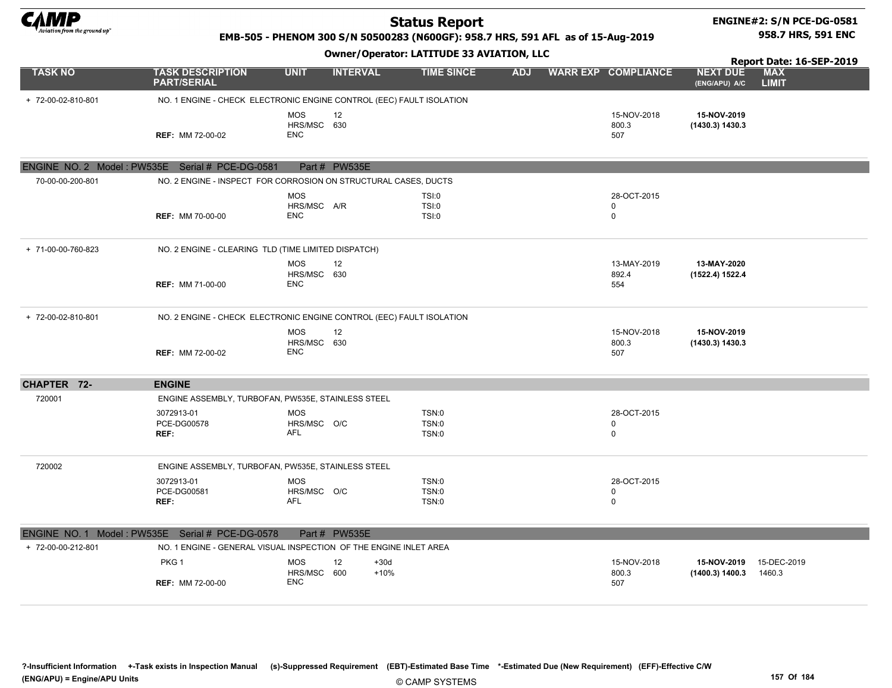# Status Report

**EMB-505 - PHENOM 300 S/N 50500283 (N600GF): 958.7 HRS, 591 AFL as of 15-Aug-2019**

**Owner/Operator: LATITUDE 33 AVIATION, LLC**

**ENGINE#2: S/N PCE-DG-0581**
**958.7 HRS, 591 ENC**

**Report Date: 16-SEP-2019**

| TASK NO | TASK DESCRIPTION PART/SERIAL | UNIT | INTERVAL | | TIME SINCE | ADJ | WARR EXP | COMPLIANCE | NEXT DUE (ENG/APU) A/C | MAX LIMIT |
|---|---|---|---|---|---|---|---|---|---|---|
| + 72-00-02-810-801 | NO. 1 ENGINE - CHECK ELECTRONIC ENGINE CONTROL (EEC) FAULT ISOLATION | | | | | | | | | |
| | | MOS | 12 | | | | | 15-NOV-2018 | **15-NOV-2019** | |
| | | HRS/MSC | 630 | | | | | 800.3 | **(1430.3) 1430.3** | |
| | **REF:** MM 72-00-02 | ENC | | | | | | 507 | | |
| **ENGINE NO. 2 Model : PW535E Serial # PCE-DG-0581 Part # PW535E** | | | | | | | | | | |
| 70-00-00-200-801 | NO. 2 ENGINE - INSPECT FOR CORROSION ON STRUCTURAL CASES, DUCTS | | | | | | | | | |
| | | MOS | | | TSI:0 | | | 28-OCT-2015 | | |
| | | HRS/MSC | A/R | | TSI:0 | | | 0 | | |
| | **REF:** MM 70-00-00 | ENC | | | TSI:0 | | | 0 | | |
| + 71-00-00-760-823 | NO. 2 ENGINE - CLEARING TLD (TIME LIMITED DISPATCH) | | | | | | | | | |
| | | MOS | 12 | | | | | 13-MAY-2019 | **13-MAY-2020** | |
| | | HRS/MSC | 630 | | | | | 892.4 | **(1522.4) 1522.4** | |
| | **REF:** MM 71-00-00 | ENC | | | | | | 554 | | |
| + 72-00-02-810-801 | NO. 2 ENGINE - CHECK ELECTRONIC ENGINE CONTROL (EEC) FAULT ISOLATION | | | | | | | | | |
| | | MOS | 12 | | | | | 15-NOV-2018 | **15-NOV-2019** | |
| | | HRS/MSC | 630 | | | | | 800.3 | **(1430.3) 1430.3** | |
| | **REF:** MM 72-00-02 | ENC | | | | | | 507 | | |
| **CHAPTER 72-** | **ENGINE** | | | | | | | | | |
| 720001 | ENGINE ASSEMBLY, TURBOFAN, PW535E, STAINLESS STEEL | | | | | | | | | |
| | 3072913-01 | MOS | | | TSN:0 | | | 28-OCT-2015 | | |
| | PCE-DG00578 | HRS/MSC | O/C | | TSN:0 | | | 0 | | |
| | **REF:** | AFL | | | TSN:0 | | | 0 | | |
| 720002 | ENGINE ASSEMBLY, TURBOFAN, PW535E, STAINLESS STEEL | | | | | | | | | |
| | 3072913-01 | MOS | | | TSN:0 | | | 28-OCT-2015 | | |
| | PCE-DG00581 | HRS/MSC | O/C | | TSN:0 | | | 0 | | |
| | **REF:** | AFL | | | TSN:0 | | | 0 | | |
| **ENGINE NO. 1 Model : PW535E Serial # PCE-DG-0578 Part # PW535E** | | | | | | | | | | |
| + 72-00-00-212-801 | NO. 1 ENGINE - GENERAL VISUAL INSPECTION OF THE ENGINE INLET AREA | | | | | | | | | |
| | PKG 1 | MOS | 12 | +30d | | | | 15-NOV-2018 | **15-NOV-2019** | 15-DEC-2019 |
| | | HRS/MSC | 600 | +10% | | | | 800.3 | **(1400.3) 1400.3** | 1460.3 |
| | **REF:** MM 72-00-00 | ENC | | | | | | 507 | | |

?-Insufficient Information +-Task exists in Inspection Manual (s)-Suppressed Requirement (EBT)-Estimated Base Time *-Estimated Due (New Requirement) (EFF)-Effective C/W
(ENG/APU) = Engine/APU Units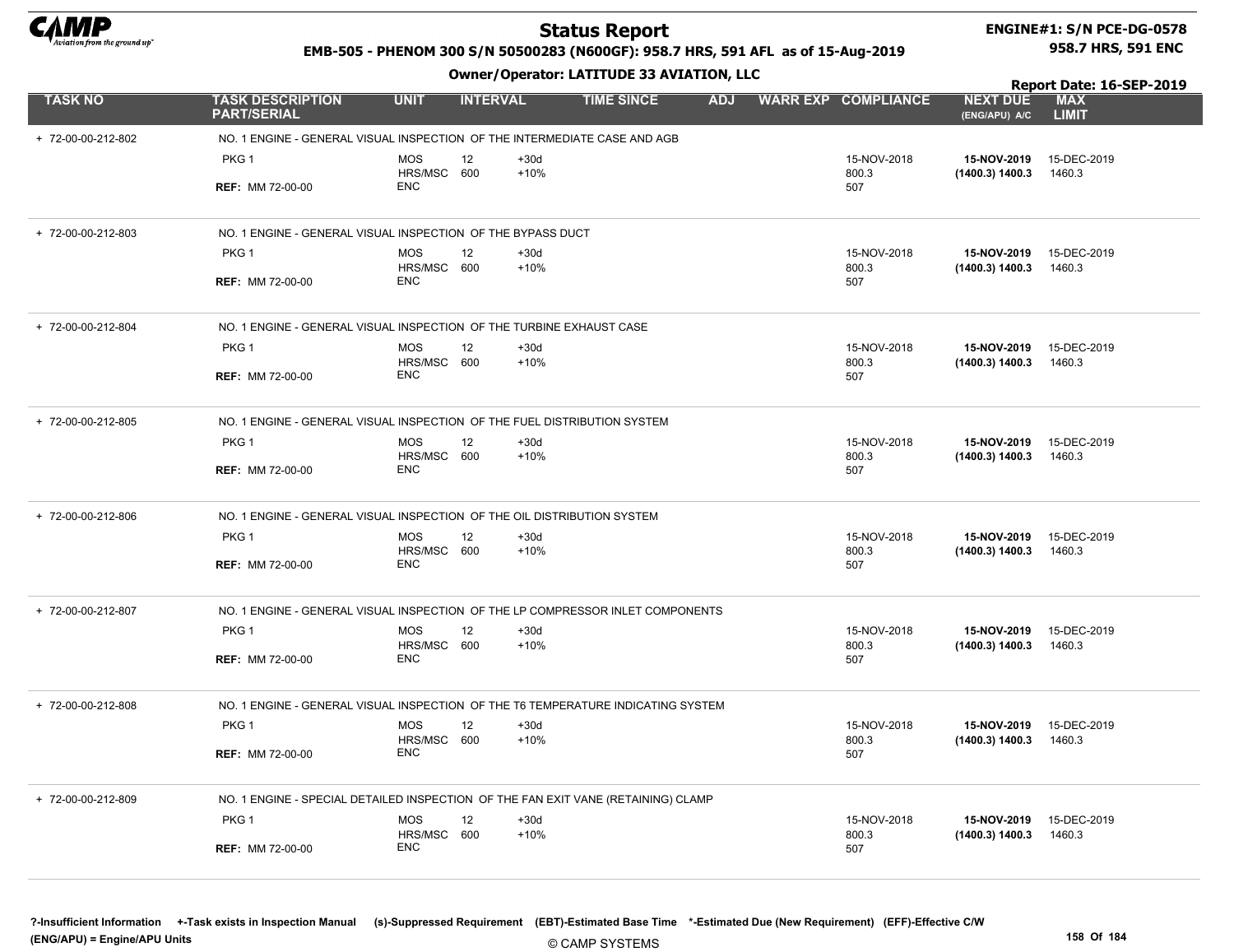# Status Report

**EMB-505 - PHENOM 300 S/N 50500283 (N600GF): 958.7 HRS, 591 AFL as of 15-Aug-2019**

**Owner/Operator: LATITUDE 33 AVIATION, LLC**

**ENGINE#1: S/N PCE-DG-0578**
**958.7 HRS, 591 ENC**

**Report Date: 16-SEP-2019**

| TASK NO | TASK DESCRIPTION PART/SERIAL | UNIT | INTERVAL | | TIME SINCE | ADJ | WARR EXP | COMPLIANCE | NEXT DUE (ENG/APU) A/C | MAX LIMIT |
|---|---|---|---|---|---|---|---|---|---|---|
| + 72-00-00-212-802 | NO. 1 ENGINE - GENERAL VISUAL INSPECTION OF THE INTERMEDIATE CASE AND AGB | | | | | | | | | |
| | PKG 1 | MOS | 12 | +30d | | | | 15-NOV-2018 | **15-NOV-2019** | 15-DEC-2019 |
| | | HRS/MSC | 600 | +10% | | | | 800.3 | **(1400.3) 1400.3** | 1460.3 |
| | **REF:** MM 72-00-00 | ENC | | | | | | 507 | | |
| + 72-00-00-212-803 | NO. 1 ENGINE - GENERAL VISUAL INSPECTION OF THE BYPASS DUCT | | | | | | | | | |
| | PKG 1 | MOS | 12 | +30d | | | | 15-NOV-2018 | **15-NOV-2019** | 15-DEC-2019 |
| | | HRS/MSC | 600 | +10% | | | | 800.3 | **(1400.3) 1400.3** | 1460.3 |
| | **REF:** MM 72-00-00 | ENC | | | | | | 507 | | |
| + 72-00-00-212-804 | NO. 1 ENGINE - GENERAL VISUAL INSPECTION OF THE TURBINE EXHAUST CASE | | | | | | | | | |
| | PKG 1 | MOS | 12 | +30d | | | | 15-NOV-2018 | **15-NOV-2019** | 15-DEC-2019 |
| | | HRS/MSC | 600 | +10% | | | | 800.3 | **(1400.3) 1400.3** | 1460.3 |
| | **REF:** MM 72-00-00 | ENC | | | | | | 507 | | |
| + 72-00-00-212-805 | NO. 1 ENGINE - GENERAL VISUAL INSPECTION OF THE FUEL DISTRIBUTION SYSTEM | | | | | | | | | |
| | PKG 1 | MOS | 12 | +30d | | | | 15-NOV-2018 | **15-NOV-2019** | 15-DEC-2019 |
| | | HRS/MSC | 600 | +10% | | | | 800.3 | **(1400.3) 1400.3** | 1460.3 |
| | **REF:** MM 72-00-00 | ENC | | | | | | 507 | | |
| + 72-00-00-212-806 | NO. 1 ENGINE - GENERAL VISUAL INSPECTION OF THE OIL DISTRIBUTION SYSTEM | | | | | | | | | |
| | PKG 1 | MOS | 12 | +30d | | | | 15-NOV-2018 | **15-NOV-2019** | 15-DEC-2019 |
| | | HRS/MSC | 600 | +10% | | | | 800.3 | **(1400.3) 1400.3** | 1460.3 |
| | **REF:** MM 72-00-00 | ENC | | | | | | 507 | | |
| + 72-00-00-212-807 | NO. 1 ENGINE - GENERAL VISUAL INSPECTION OF THE LP COMPRESSOR INLET COMPONENTS | | | | | | | | | |
| | PKG 1 | MOS | 12 | +30d | | | | 15-NOV-2018 | **15-NOV-2019** | 15-DEC-2019 |
| | | HRS/MSC | 600 | +10% | | | | 800.3 | **(1400.3) 1400.3** | 1460.3 |
| | **REF:** MM 72-00-00 | ENC | | | | | | 507 | | |
| + 72-00-00-212-808 | NO. 1 ENGINE - GENERAL VISUAL INSPECTION OF THE T6 TEMPERATURE INDICATING SYSTEM | | | | | | | | | |
| | PKG 1 | MOS | 12 | +30d | | | | 15-NOV-2018 | **15-NOV-2019** | 15-DEC-2019 |
| | | HRS/MSC | 600 | +10% | | | | 800.3 | **(1400.3) 1400.3** | 1460.3 |
| | **REF:** MM 72-00-00 | ENC | | | | | | 507 | | |
| + 72-00-00-212-809 | NO. 1 ENGINE - SPECIAL DETAILED INSPECTION OF THE FAN EXIT VANE (RETAINING) CLAMP | | | | | | | | | |
| | PKG 1 | MOS | 12 | +30d | | | | 15-NOV-2018 | **15-NOV-2019** | 15-DEC-2019 |
| | | HRS/MSC | 600 | +10% | | | | 800.3 | **(1400.3) 1400.3** | 1460.3 |
| | **REF:** MM 72-00-00 | ENC | | | | | | 507 | | |

**?-Insufficient Information** **+-Task exists in Inspection Manual** **(s)-Suppressed Requirement** **(EBT)-Estimated Base Time** **\*-Estimated Due (New Requirement)** **(EFF)-Effective C/W**
**(ENG/APU) = Engine/APU Units**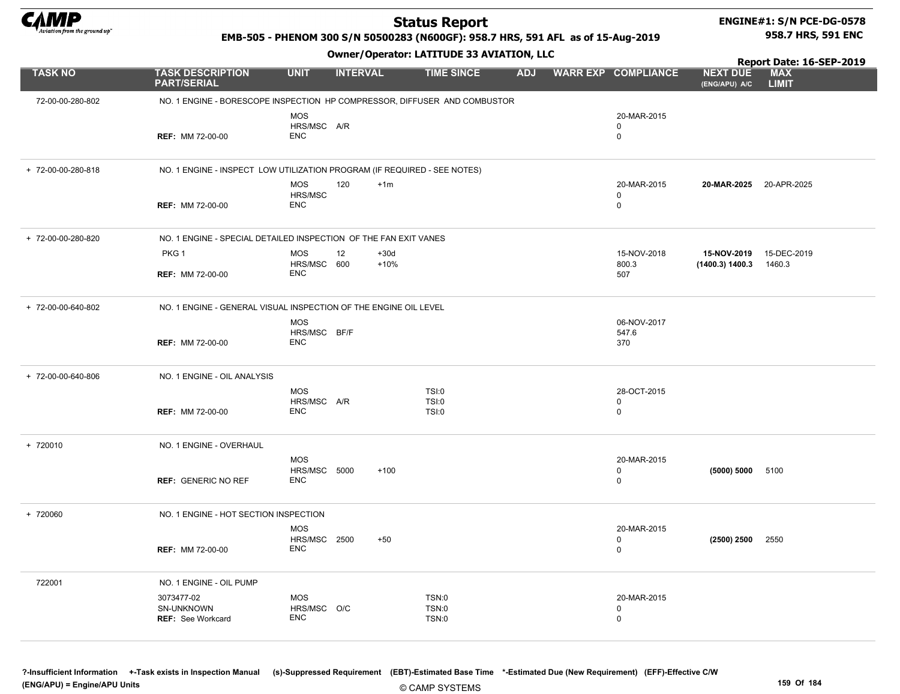# Status Report

**EMB-505 - PHENOM 300 S/N 50500283 (N600GF): 958.7 HRS, 591 AFL as of 15-Aug-2019**

**Owner/Operator: LATITUDE 33 AVIATION, LLC**

**ENGINE#1: S/N PCE-DG-0578**
**958.7 HRS, 591 ENC**

**Report Date: 16-SEP-2019**

| TASK NO | TASK DESCRIPTION PART/SERIAL | UNIT | INTERVAL | | TIME SINCE | ADJ | WARR EXP | COMPLIANCE | NEXT DUE (ENG/APU) A/C | MAX LIMIT |
|---|---|---|---|---|---|---|---|---|---|---|
| 72-00-00-280-802 | NO. 1 ENGINE - BORESCOPE INSPECTION HP COMPRESSOR, DIFFUSER AND COMBUSTOR | | | | | | | | | |
| | | MOS | | | | | | 20-MAR-2015 | | |
| | | HRS/MSC | A/R | | | | | 0 | | |
| | REF: MM 72-00-00 | ENC | | | | | | 0 | | |
| + 72-00-00-280-818 | NO. 1 ENGINE - INSPECT LOW UTILIZATION PROGRAM (IF REQUIRED - SEE NOTES) | | | | | | | | | |
| | | MOS | 120 | +1m | | | | 20-MAR-2015 | **20-MAR-2025** | 20-APR-2025 |
| | | HRS/MSC | | | | | | 0 | | |
| | REF: MM 72-00-00 | ENC | | | | | | 0 | | |
| + 72-00-00-280-820 | NO. 1 ENGINE - SPECIAL DETAILED INSPECTION OF THE FAN EXIT VANES | | | | | | | | | |
| | PKG 1 | MOS | 12 | +30d | | | | 15-NOV-2018 | **15-NOV-2019** | 15-DEC-2019 |
| | | HRS/MSC | 600 | +10% | | | | 800.3 | **(1400.3) 1400.3** | 1460.3 |
| | REF: MM 72-00-00 | ENC | | | | | | 507 | | |
| + 72-00-00-640-802 | NO. 1 ENGINE - GENERAL VISUAL INSPECTION OF THE ENGINE OIL LEVEL | | | | | | | | | |
| | | MOS | | | | | | 06-NOV-2017 | | |
| | | HRS/MSC | BF/F | | | | | 547.6 | | |
| | REF: MM 72-00-00 | ENC | | | | | | 370 | | |
| + 72-00-00-640-806 | NO. 1 ENGINE - OIL ANALYSIS | | | | | | | | | |
| | | MOS | | | TSI:0 | | | 28-OCT-2015 | | |
| | | HRS/MSC | A/R | | TSI:0 | | | 0 | | |
| | REF: MM 72-00-00 | ENC | | | TSI:0 | | | 0 | | |
| + 720010 | NO. 1 ENGINE - OVERHAUL | | | | | | | | | |
| | | MOS | | | | | | 20-MAR-2015 | | |
| | | HRS/MSC | 5000 | +100 | | | | 0 | **(5000) 5000** | 5100 |
| | REF: GENERIC NO REF | ENC | | | | | | 0 | | |
| + 720060 | NO. 1 ENGINE - HOT SECTION INSPECTION | | | | | | | | | |
| | | MOS | | | | | | 20-MAR-2015 | | |
| | | HRS/MSC | 2500 | +50 | | | | 0 | **(2500) 2500** | 2550 |
| | REF: MM 72-00-00 | ENC | | | | | | 0 | | |
| 722001 | NO. 1 ENGINE - OIL PUMP | | | | | | | | | |
| | 3073477-02 | MOS | | | TSN:0 | | | 20-MAR-2015 | | |
| | SN-UNKNOWN | HRS/MSC | O/C | | TSN:0 | | | 0 | | |
| | REF: See Workcard | ENC | | | TSN:0 | | | 0 | | |

**?-Insufficient Information +-Task exists in Inspection Manual (s)-Suppressed Requirement (EBT)-Estimated Base Time \*-Estimated Due (New Requirement) (EFF)-Effective C/W**
**(ENG/APU) = Engine/APU Units**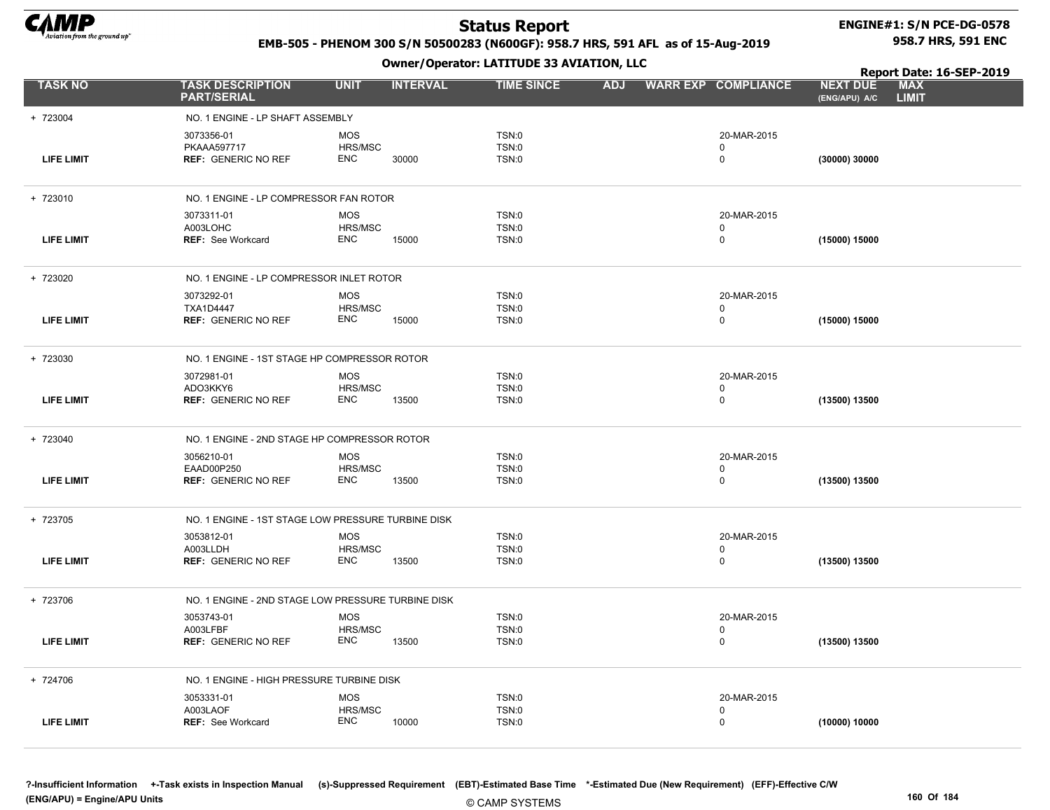# Status Report

**EMB-505 - PHENOM 300 S/N 50500283 (N600GF): 958.7 HRS, 591 AFL as of 15-Aug-2019**

**Owner/Operator: LATITUDE 33 AVIATION, LLC**

**ENGINE#1: S/N PCE-DG-0578**
**958.7 HRS, 591 ENC**

**Report Date: 16-SEP-2019**

| TASK NO | TASK DESCRIPTION PART/SERIAL | UNIT | INTERVAL | TIME SINCE | ADJ | WARR EXP | COMPLIANCE | NEXT DUE (ENG/APU) A/C | MAX LIMIT |
|---|---|---|---|---|---|---|---|---|---|
| + 723004 | NO. 1 ENGINE - LP SHAFT ASSEMBLY | | | | | | | | |
| | 3073356-01 | MOS | | TSN:0 | | | 20-MAR-2015 | | |
| | PKAAA597717 | HRS/MSC | | TSN:0 | | | 0 | | |
| LIFE LIMIT | **REF:** GENERIC NO REF | ENC | 30000 | TSN:0 | | | 0 | **(30000) 30000** | |
| + 723010 | NO. 1 ENGINE - LP COMPRESSOR FAN ROTOR | | | | | | | | |
| | 3073311-01 | MOS | | TSN:0 | | | 20-MAR-2015 | | |
| | A003LOHC | HRS/MSC | | TSN:0 | | | 0 | | |
| LIFE LIMIT | **REF:** See Workcard | ENC | 15000 | TSN:0 | | | 0 | **(15000) 15000** | |
| + 723020 | NO. 1 ENGINE - LP COMPRESSOR INLET ROTOR | | | | | | | | |
| | 3073292-01 | MOS | | TSN:0 | | | 20-MAR-2015 | | |
| | TXA1D4447 | HRS/MSC | | TSN:0 | | | 0 | | |
| LIFE LIMIT | **REF:** GENERIC NO REF | ENC | 15000 | TSN:0 | | | 0 | **(15000) 15000** | |
| + 723030 | NO. 1 ENGINE - 1ST STAGE HP COMPRESSOR ROTOR | | | | | | | | |
| | 3072981-01 | MOS | | TSN:0 | | | 20-MAR-2015 | | |
| | ADO3KKY6 | HRS/MSC | | TSN:0 | | | 0 | | |
| LIFE LIMIT | **REF:** GENERIC NO REF | ENC | 13500 | TSN:0 | | | 0 | **(13500) 13500** | |
| + 723040 | NO. 1 ENGINE - 2ND STAGE HP COMPRESSOR ROTOR | | | | | | | | |
| | 3056210-01 | MOS | | TSN:0 | | | 20-MAR-2015 | | |
| | EAAD00P250 | HRS/MSC | | TSN:0 | | | 0 | | |
| LIFE LIMIT | **REF:** GENERIC NO REF | ENC | 13500 | TSN:0 | | | 0 | **(13500) 13500** | |
| + 723705 | NO. 1 ENGINE - 1ST STAGE LOW PRESSURE TURBINE DISK | | | | | | | | |
| | 3053812-01 | MOS | | TSN:0 | | | 20-MAR-2015 | | |
| | A003LLDH | HRS/MSC | | TSN:0 | | | 0 | | |
| LIFE LIMIT | **REF:** GENERIC NO REF | ENC | 13500 | TSN:0 | | | 0 | **(13500) 13500** | |
| + 723706 | NO. 1 ENGINE - 2ND STAGE LOW PRESSURE TURBINE DISK | | | | | | | | |
| | 3053743-01 | MOS | | TSN:0 | | | 20-MAR-2015 | | |
| | A003LFBF | HRS/MSC | | TSN:0 | | | 0 | | |
| LIFE LIMIT | **REF:** GENERIC NO REF | ENC | 13500 | TSN:0 | | | 0 | **(13500) 13500** | |
| + 724706 | NO. 1 ENGINE - HIGH PRESSURE TURBINE DISK | | | | | | | | |
| | 3053331-01 | MOS | | TSN:0 | | | 20-MAR-2015 | | |
| | A003LAOF | HRS/MSC | | TSN:0 | | | 0 | | |
| LIFE LIMIT | **REF:** See Workcard | ENC | 10000 | TSN:0 | | | 0 | **(10000) 10000** | |

**?-Insufficient Information** **+-Task exists in Inspection Manual** **(s)-Suppressed Requirement** **(EBT)-Estimated Base Time** **\*-Estimated Due (New Requirement)** **(EFF)-Effective C/W**
**(ENG/APU) = Engine/APU Units**

© CAMP SYSTEMS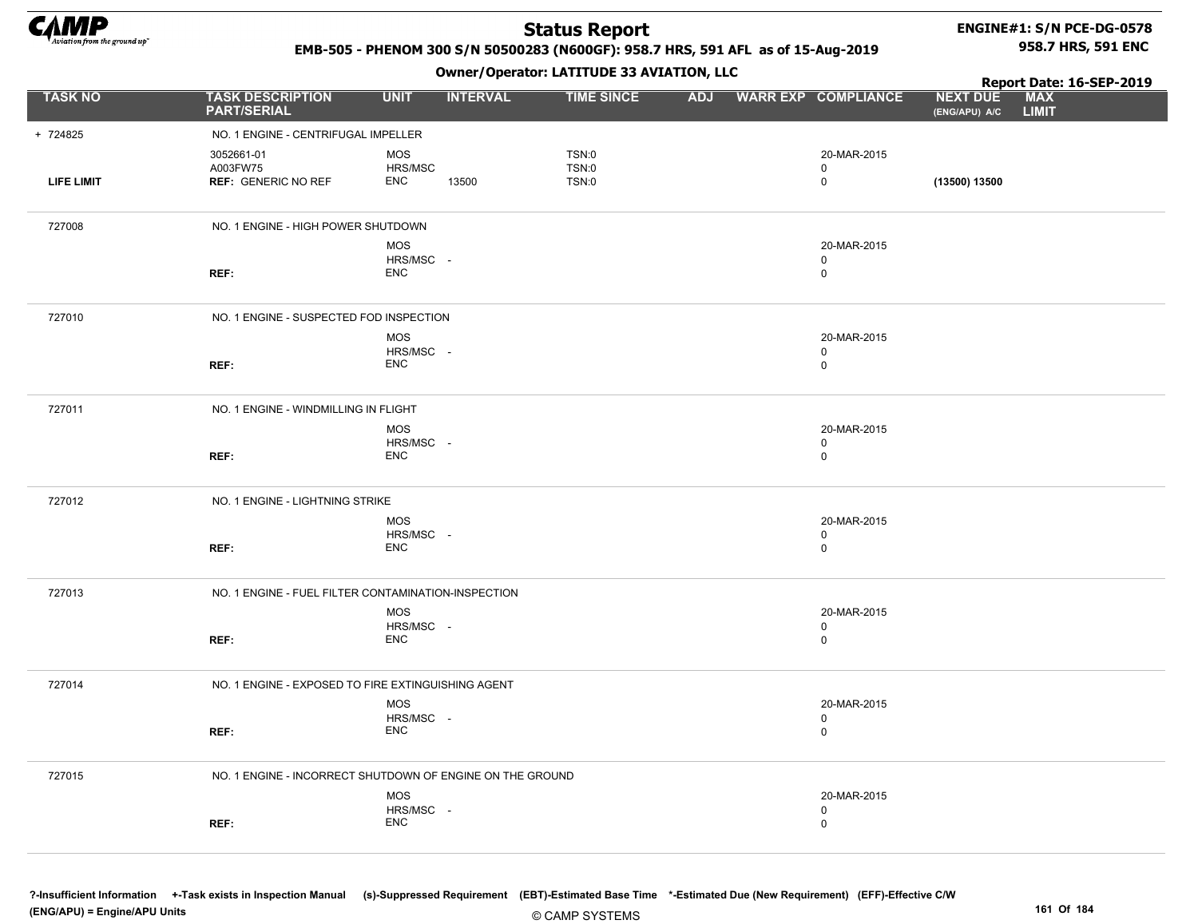# Status Report

EMB-505 - PHENOM 300 S/N 50500283 (N600GF): 958.7 HRS, 591 AFL as of 15-Aug-2019

Owner/Operator: LATITUDE 33 AVIATION, LLC

ENGINE#1: S/N PCE-DG-0578
958.7 HRS, 591 ENC

Report Date: 16-SEP-2019

| TASK NO | TASK DESCRIPTION PART/SERIAL | UNIT | INTERVAL | TIME SINCE | ADJ | WARR EXP | COMPLIANCE | NEXT DUE (ENG/APU) A/C | MAX LIMIT |
|---|---|---|---|---|---|---|---|---|---|
| + 724825 | NO. 1 ENGINE - CENTRIFUGAL IMPELLER | | | | | | | | |
| | 3052661-01 | MOS | | TSN:0 | | | 20-MAR-2015 | | |
| | A003FW75 | HRS/MSC | | TSN:0 | | | 0 | | |
| LIFE LIMIT | REF: GENERIC NO REF | ENC | 13500 | TSN:0 | | | 0 | (13500) 13500 | |
| 727008 | NO. 1 ENGINE - HIGH POWER SHUTDOWN | | | | | | | | |
| | | MOS | | | | | 20-MAR-2015 | | |
| | | HRS/MSC | - | | | | 0 | | |
| | REF: | ENC | | | | | 0 | | |
| 727010 | NO. 1 ENGINE - SUSPECTED FOD INSPECTION | | | | | | | | |
| | | MOS | | | | | 20-MAR-2015 | | |
| | | HRS/MSC | - | | | | 0 | | |
| | REF: | ENC | | | | | 0 | | |
| 727011 | NO. 1 ENGINE - WINDMILLING IN FLIGHT | | | | | | | | |
| | | MOS | | | | | 20-MAR-2015 | | |
| | | HRS/MSC | - | | | | 0 | | |
| | REF: | ENC | | | | | 0 | | |
| 727012 | NO. 1 ENGINE - LIGHTNING STRIKE | | | | | | | | |
| | | MOS | | | | | 20-MAR-2015 | | |
| | | HRS/MSC | - | | | | 0 | | |
| | REF: | ENC | | | | | 0 | | |
| 727013 | NO. 1 ENGINE - FUEL FILTER CONTAMINATION-INSPECTION | | | | | | | | |
| | | MOS | | | | | 20-MAR-2015 | | |
| | | HRS/MSC | - | | | | 0 | | |
| | REF: | ENC | | | | | 0 | | |
| 727014 | NO. 1 ENGINE - EXPOSED TO FIRE EXTINGUISHING AGENT | | | | | | | | |
| | | MOS | | | | | 20-MAR-2015 | | |
| | | HRS/MSC | - | | | | 0 | | |
| | REF: | ENC | | | | | 0 | | |
| 727015 | NO. 1 ENGINE - INCORRECT SHUTDOWN OF ENGINE ON THE GROUND | | | | | | | | |
| | | MOS | | | | | 20-MAR-2015 | | |
| | | HRS/MSC | - | | | | 0 | | |
| | REF: | ENC | | | | | 0 | | |

?-Insufficient Information +-Task exists in Inspection Manual (s)-Suppressed Requirement (EBT)-Estimated Base Time *-Estimated Due (New Requirement) (EFF)-Effective C/W
(ENG/APU) = Engine/APU Units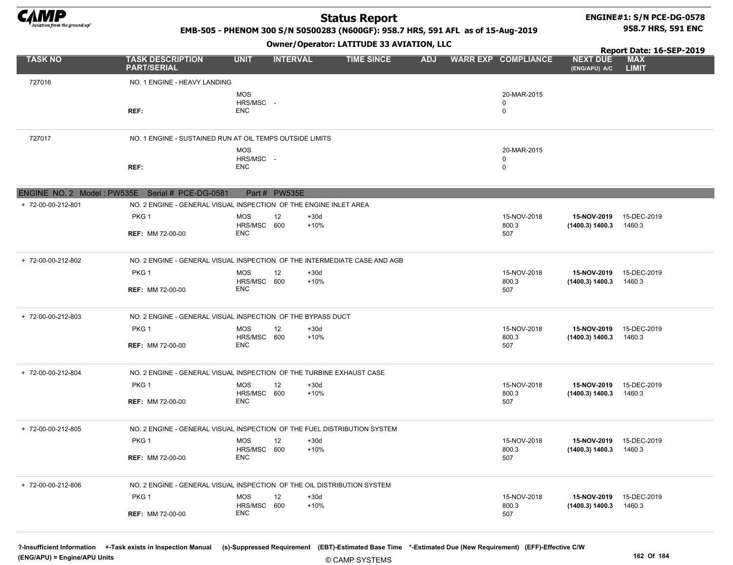| TASK NO | TASK DESCRIPTION PART/SERIAL | UNIT | INTERVAL | | TIME SINCE | ADJ | WARR EXP | COMPLIANCE | NEXT DUE (ENG/APU) A/C | MAX LIMIT |
|---|---|---|---|---|---|---|---|---|---|---|
| 727016 | NO. 1 ENGINE - HEAVY LANDING | | | | | | | | | |
| | | MOS | | | | | | 20-MAR-2015 | | |
| | | HRS/MSC | - | | | | | 0 | | |
| | REF: | ENC | | | | | | 0 | | |
| 727017 | NO. 1 ENGINE - SUSTAINED RUN AT OIL TEMPS OUTSIDE LIMITS | | | | | | | | | |
| | | MOS | | | | | | 20-MAR-2015 | | |
| | | HRS/MSC | - | | | | | 0 | | |
| | REF: | ENC | | | | | | 0 | | |
| **ENGINE NO. 2 Model : PW535E Serial # PCE-DG-0581 Part # PW535E** | | | | | | | | | | |
| + 72-00-00-212-801 | NO. 2 ENGINE - GENERAL VISUAL INSPECTION OF THE ENGINE INLET AREA | | | | | | | | | |
| | PKG 1 | MOS | 12 | +30d | | | | 15-NOV-2018 | **15-NOV-2019** | 15-DEC-2019 |
| | | HRS/MSC | 600 | +10% | | | | 800.3 | **(1400.3) 1400.3** | 1460.3 |
| | REF: MM 72-00-00 | ENC | | | | | | 507 | | |
| + 72-00-00-212-802 | NO. 2 ENGINE - GENERAL VISUAL INSPECTION OF THE INTERMEDIATE CASE AND AGB | | | | | | | | | |
| | PKG 1 | MOS | 12 | +30d | | | | 15-NOV-2018 | **15-NOV-2019** | 15-DEC-2019 |
| | | HRS/MSC | 600 | +10% | | | | 800.3 | **(1400.3) 1400.3** | 1460.3 |
| | REF: MM 72-00-00 | ENC | | | | | | 507 | | |
| + 72-00-00-212-803 | NO. 2 ENGINE - GENERAL VISUAL INSPECTION OF THE BYPASS DUCT | | | | | | | | | |
| | PKG 1 | MOS | 12 | +30d | | | | 15-NOV-2018 | **15-NOV-2019** | 15-DEC-2019 |
| | | HRS/MSC | 600 | +10% | | | | 800.3 | **(1400.3) 1400.3** | 1460.3 |
| | REF: MM 72-00-00 | ENC | | | | | | 507 | | |
| + 72-00-00-212-804 | NO. 2 ENGINE - GENERAL VISUAL INSPECTION OF THE TURBINE EXHAUST CASE | | | | | | | | | |
| | PKG 1 | MOS | 12 | +30d | | | | 15-NOV-2018 | **15-NOV-2019** | 15-DEC-2019 |
| | | HRS/MSC | 600 | +10% | | | | 800.3 | **(1400.3) 1400.3** | 1460.3 |
| | REF: MM 72-00-00 | ENC | | | | | | 507 | | |
| + 72-00-00-212-805 | NO. 2 ENGINE - GENERAL VISUAL INSPECTION OF THE FUEL DISTRIBUTION SYSTEM | | | | | | | | | |
| | PKG 1 | MOS | 12 | +30d | | | | 15-NOV-2018 | **15-NOV-2019** | 15-DEC-2019 |
| | | HRS/MSC | 600 | +10% | | | | 800.3 | **(1400.3) 1400.3** | 1460.3 |
| | REF: MM 72-00-00 | ENC | | | | | | 507 | | |
| + 72-00-00-212-806 | NO. 2 ENGINE - GENERAL VISUAL INSPECTION OF THE OIL DISTRIBUTION SYSTEM | | | | | | | | | |
| | PKG 1 | MOS | 12 | +30d | | | | 15-NOV-2018 | **15-NOV-2019** | 15-DEC-2019 |
| | | HRS/MSC | 600 | +10% | | | | 800.3 | **(1400.3) 1400.3** | 1460.3 |
| | REF: MM 72-00-00 | ENC | | | | | | 507 | | |

**?-Insufficient Information +-Task exists in Inspection Manual (s)-Suppressed Requirement (EBT)-Estimated Base Time \*-Estimated Due (New Requirement) (EFF)-Effective C/W**
**(ENG/APU) = Engine/APU Units**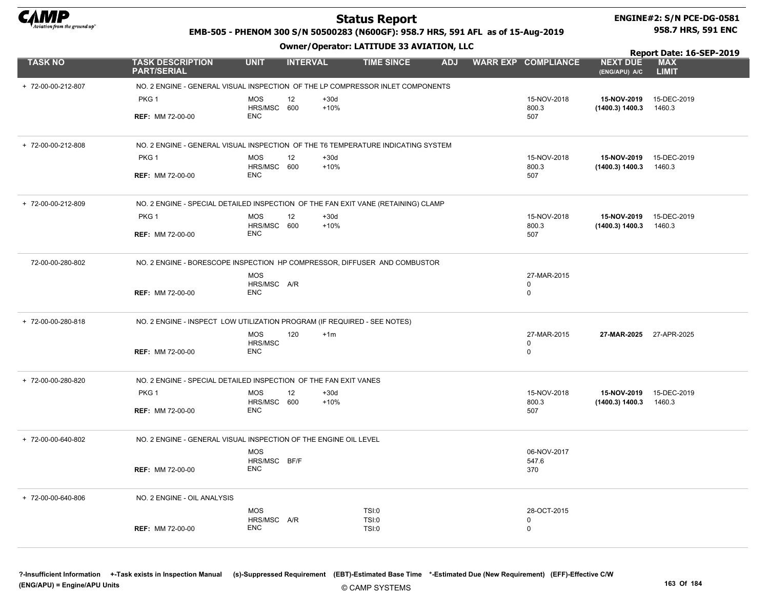# Status Report

**EMB-505 - PHENOM 300 S/N 50500283 (N600GF): 958.7 HRS, 591 AFL as of 15-Aug-2019**

**ENGINE#2: S/N PCE-DG-0581**
**958.7 HRS, 591 ENC**

**Owner/Operator: LATITUDE 33 AVIATION, LLC**

**Report Date: 16-SEP-2019**

| TASK NO | TASK DESCRIPTION PART/SERIAL | UNIT | INTERVAL | | TIME SINCE | ADJ | WARR EXP | COMPLIANCE | NEXT DUE (ENG/APU) A/C | MAX LIMIT |
|---|---|---|---|---|---|---|---|---|---|---|
| + 72-00-00-212-807 | NO. 2 ENGINE - GENERAL VISUAL INSPECTION OF THE LP COMPRESSOR INLET COMPONENTS | | | | | | | | | |
| | PKG 1 | MOS | 12 | +30d | | | | 15-NOV-2018 | **15-NOV-2019** | 15-DEC-2019 |
| | | HRS/MSC | 600 | +10% | | | | 800.3 | **(1400.3) 1400.3** | 1460.3 |
| | **REF:** MM 72-00-00 | ENC | | | | | | 507 | | |
| + 72-00-00-212-808 | NO. 2 ENGINE - GENERAL VISUAL INSPECTION OF THE T6 TEMPERATURE INDICATING SYSTEM | | | | | | | | | |
| | PKG 1 | MOS | 12 | +30d | | | | 15-NOV-2018 | **15-NOV-2019** | 15-DEC-2019 |
| | | HRS/MSC | 600 | +10% | | | | 800.3 | **(1400.3) 1400.3** | 1460.3 |
| | **REF:** MM 72-00-00 | ENC | | | | | | 507 | | |
| + 72-00-00-212-809 | NO. 2 ENGINE - SPECIAL DETAILED INSPECTION OF THE FAN EXIT VANE (RETAINING) CLAMP | | | | | | | | | |
| | PKG 1 | MOS | 12 | +30d | | | | 15-NOV-2018 | **15-NOV-2019** | 15-DEC-2019 |
| | | HRS/MSC | 600 | +10% | | | | 800.3 | **(1400.3) 1400.3** | 1460.3 |
| | **REF:** MM 72-00-00 | ENC | | | | | | 507 | | |
| 72-00-00-280-802 | NO. 2 ENGINE - BORESCOPE INSPECTION HP COMPRESSOR, DIFFUSER AND COMBUSTOR | | | | | | | | | |
| | | MOS | | | | | | 27-MAR-2015 | | |
| | | HRS/MSC | A/R | | | | | 0 | | |
| | **REF:** MM 72-00-00 | ENC | | | | | | 0 | | |
| + 72-00-00-280-818 | NO. 2 ENGINE - INSPECT LOW UTILIZATION PROGRAM (IF REQUIRED - SEE NOTES) | | | | | | | | | |
| | | MOS | 120 | +1m | | | | 27-MAR-2015 | **27-MAR-2025** | 27-APR-2025 |
| | | HRS/MSC | | | | | | 0 | | |
| | **REF:** MM 72-00-00 | ENC | | | | | | 0 | | |
| + 72-00-00-280-820 | NO. 2 ENGINE - SPECIAL DETAILED INSPECTION OF THE FAN EXIT VANES | | | | | | | | | |
| | PKG 1 | MOS | 12 | +30d | | | | 15-NOV-2018 | **15-NOV-2019** | 15-DEC-2019 |
| | | HRS/MSC | 600 | +10% | | | | 800.3 | **(1400.3) 1400.3** | 1460.3 |
| | **REF:** MM 72-00-00 | ENC | | | | | | 507 | | |
| + 72-00-00-640-802 | NO. 2 ENGINE - GENERAL VISUAL INSPECTION OF THE ENGINE OIL LEVEL | | | | | | | | | |
| | | MOS | | | | | | 06-NOV-2017 | | |
| | | HRS/MSC | BF/F | | | | | 547.6 | | |
| | **REF:** MM 72-00-00 | ENC | | | | | | 370 | | |
| + 72-00-00-640-806 | NO. 2 ENGINE - OIL ANALYSIS | | | | | | | | | |
| | | MOS | | | TSI:0 | | | 28-OCT-2015 | | |
| | | HRS/MSC | A/R | | TSI:0 | | | 0 | | |
| | **REF:** MM 72-00-00 | ENC | | | TSI:0 | | | 0 | | |

**?-Insufficient Information** **+-Task exists in Inspection Manual** **(s)-Suppressed Requirement** **(EBT)-Estimated Base Time** **\*-Estimated Due (New Requirement)** **(EFF)-Effective C/W**
**(ENG/APU) = Engine/APU Units**

© CAMP SYSTEMS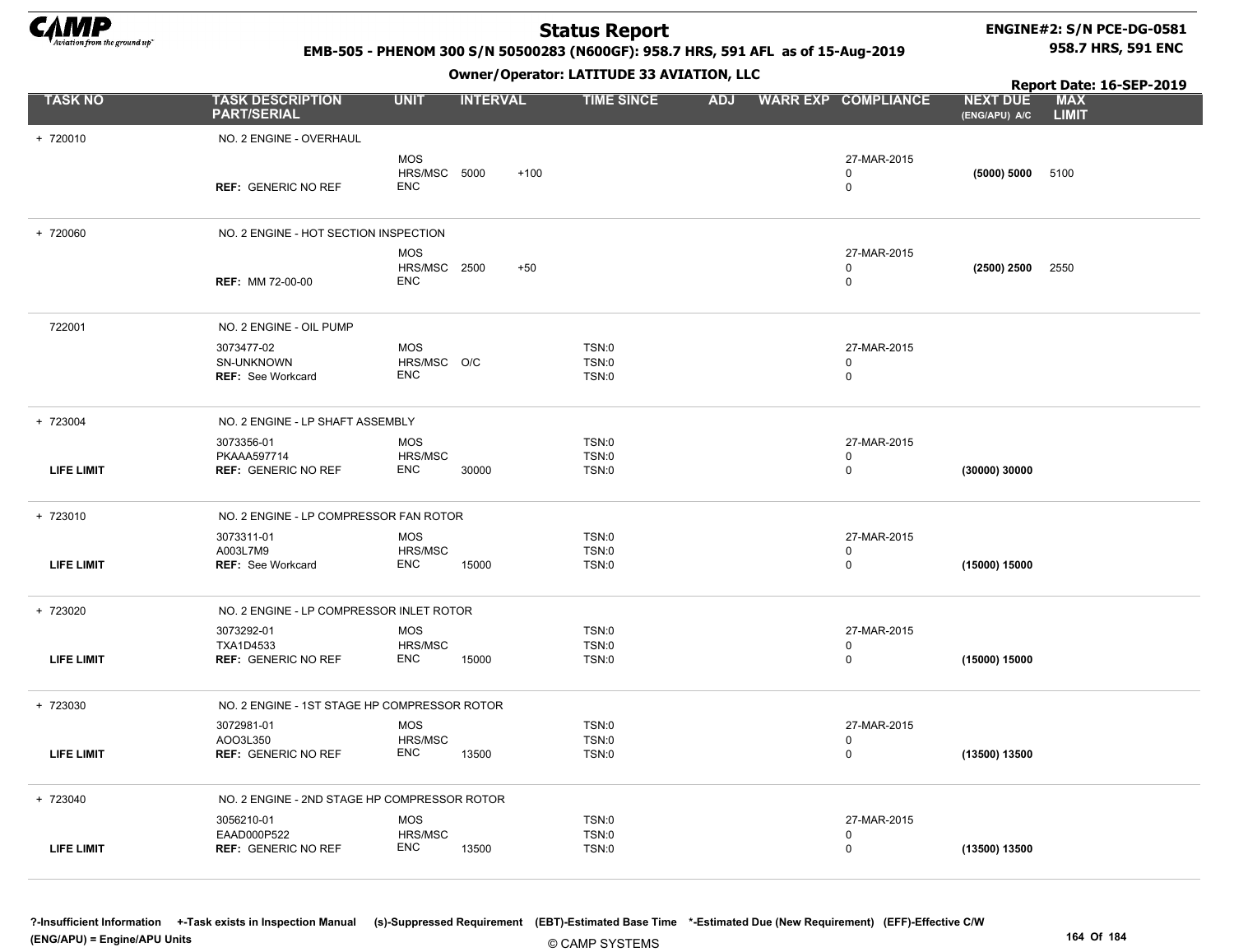# Status Report

**EMB-505 - PHENOM 300 S/N 50500283 (N600GF): 958.7 HRS, 591 AFL as of 15-Aug-2019**

**Owner/Operator: LATITUDE 33 AVIATION, LLC**

**ENGINE#2: S/N PCE-DG-0581**
**958.7 HRS, 591 ENC**

**Report Date: 16-SEP-2019**

| TASK NO | TASK DESCRIPTION PART/SERIAL | UNIT | INTERVAL | | TIME SINCE | ADJ | WARR EXP | COMPLIANCE | NEXT DUE (ENG/APU) A/C | MAX LIMIT |
|---|---|---|---|---|---|---|---|---|---|---|
| + 720010 | NO. 2 ENGINE - OVERHAUL | | | | | | | | | |
| | | MOS | | | | | | 27-MAR-2015 | | |
| | | HRS/MSC | 5000 | +100 | | | | 0 | **(5000) 5000** | 5100 |
| | **REF:** GENERIC NO REF | ENC | | | | | | 0 | | |
| + 720060 | NO. 2 ENGINE - HOT SECTION INSPECTION | | | | | | | | | |
| | | MOS | | | | | | 27-MAR-2015 | | |
| | | HRS/MSC | 2500 | +50 | | | | 0 | **(2500) 2500** | 2550 |
| | **REF:** MM 72-00-00 | ENC | | | | | | 0 | | |
| 722001 | NO. 2 ENGINE - OIL PUMP | | | | | | | | | |
| | 3073477-02 | MOS | | | TSN:0 | | | 27-MAR-2015 | | |
| | SN-UNKNOWN | HRS/MSC | O/C | | TSN:0 | | | 0 | | |
| | **REF:** See Workcard | ENC | | | TSN:0 | | | 0 | | |
| + 723004 | NO. 2 ENGINE - LP SHAFT ASSEMBLY | | | | | | | | | |
| | 3073356-01 | MOS | | | TSN:0 | | | 27-MAR-2015 | | |
| | PKAAA597714 | HRS/MSC | | | TSN:0 | | | 0 | | |
| **LIFE LIMIT** | **REF:** GENERIC NO REF | ENC | 30000 | | TSN:0 | | | 0 | **(30000) 30000** | |
| + 723010 | NO. 2 ENGINE - LP COMPRESSOR FAN ROTOR | | | | | | | | | |
| | 3073311-01 | MOS | | | TSN:0 | | | 27-MAR-2015 | | |
| | A003L7M9 | HRS/MSC | | | TSN:0 | | | 0 | | |
| **LIFE LIMIT** | **REF:** See Workcard | ENC | 15000 | | TSN:0 | | | 0 | **(15000) 15000** | |
| + 723020 | NO. 2 ENGINE - LP COMPRESSOR INLET ROTOR | | | | | | | | | |
| | 3073292-01 | MOS | | | TSN:0 | | | 27-MAR-2015 | | |
| | TXA1D4533 | HRS/MSC | | | TSN:0 | | | 0 | | |
| **LIFE LIMIT** | **REF:** GENERIC NO REF | ENC | 15000 | | TSN:0 | | | 0 | **(15000) 15000** | |
| + 723030 | NO. 2 ENGINE - 1ST STAGE HP COMPRESSOR ROTOR | | | | | | | | | |
| | 3072981-01 | MOS | | | TSN:0 | | | 27-MAR-2015 | | |
| | AOO3L350 | HRS/MSC | | | TSN:0 | | | 0 | | |
| **LIFE LIMIT** | **REF:** GENERIC NO REF | ENC | 13500 | | TSN:0 | | | 0 | **(13500) 13500** | |
| + 723040 | NO. 2 ENGINE - 2ND STAGE HP COMPRESSOR ROTOR | | | | | | | | | |
| | 3056210-01 | MOS | | | TSN:0 | | | 27-MAR-2015 | | |
| | EAAD000P522 | HRS/MSC | | | TSN:0 | | | 0 | | |
| **LIFE LIMIT** | **REF:** GENERIC NO REF | ENC | 13500 | | TSN:0 | | | 0 | **(13500) 13500** | |

**?-Insufficient Information** **+-Task exists in Inspection Manual** **(s)-Suppressed Requirement** **(EBT)-Estimated Base Time** **\*-Estimated Due (New Requirement)** **(EFF)-Effective C/W**
**(ENG/APU) = Engine/APU Units**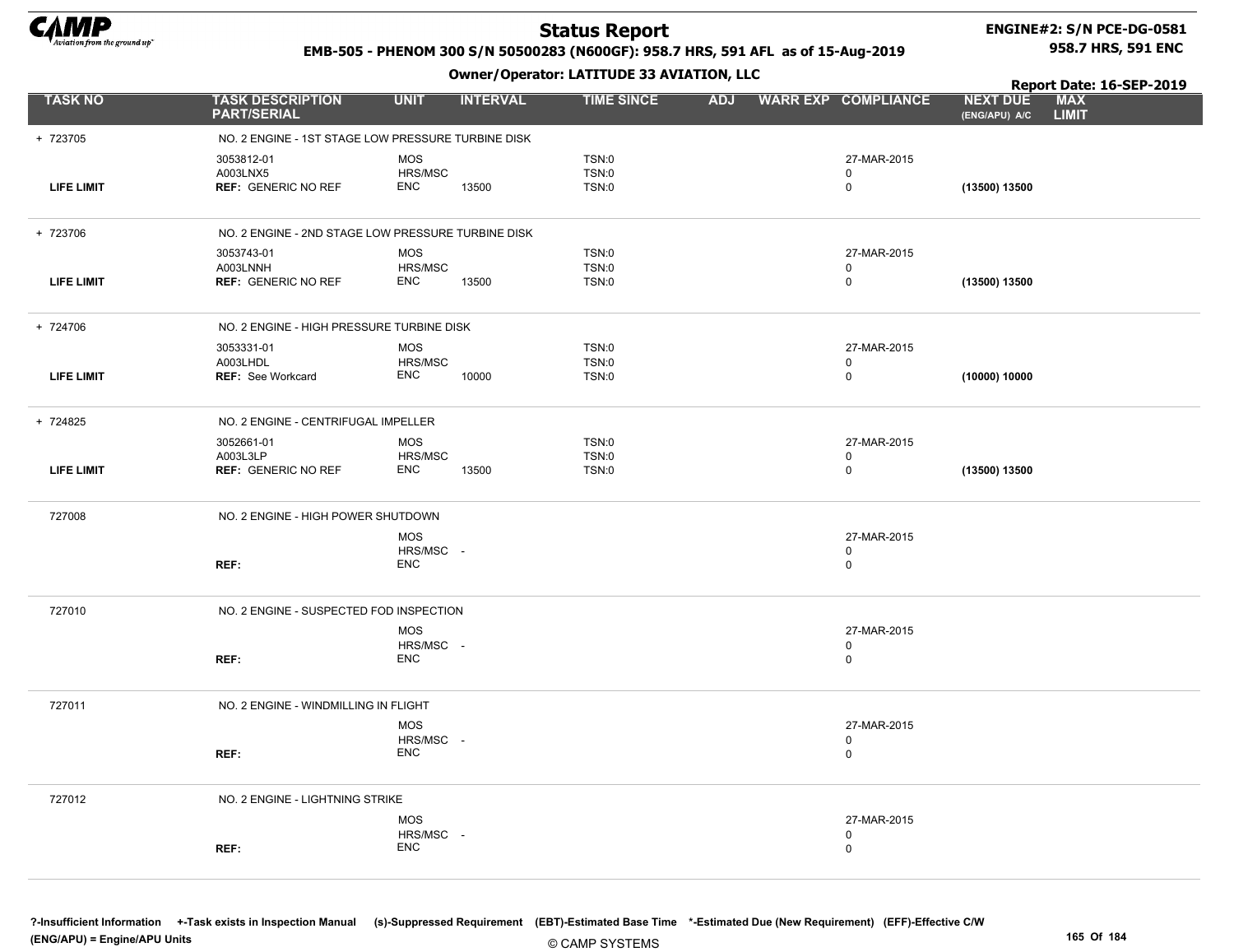# Status Report

**EMB-505 - PHENOM 300 S/N 50500283 (N600GF): 958.7 HRS, 591 AFL as of 15-Aug-2019**

**ENGINE#2: S/N PCE-DG-0581**
**958.7 HRS, 591 ENC**

**Owner/Operator: LATITUDE 33 AVIATION, LLC**

**Report Date: 16-SEP-2019**

| TASK NO | TASK DESCRIPTION PART/SERIAL | UNIT | INTERVAL | TIME SINCE | ADJ | WARR EXP | COMPLIANCE | NEXT DUE (ENG/APU) A/C | MAX LIMIT |
|---|---|---|---|---|---|---|---|---|---|
| + 723705 | NO. 2 ENGINE - 1ST STAGE LOW PRESSURE TURBINE DISK | | | | | | | | |
| | 3053812-01 | MOS | | TSN:0 | | | 27-MAR-2015 | | |
| | A003LNX5 | HRS/MSC | | TSN:0 | | | 0 | | |
| LIFE LIMIT | REF: GENERIC NO REF | ENC | 13500 | TSN:0 | | | 0 | (13500) 13500 | |
| + 723706 | NO. 2 ENGINE - 2ND STAGE LOW PRESSURE TURBINE DISK | | | | | | | | |
| | 3053743-01 | MOS | | TSN:0 | | | 27-MAR-2015 | | |
| | A003LNNH | HRS/MSC | | TSN:0 | | | 0 | | |
| LIFE LIMIT | REF: GENERIC NO REF | ENC | 13500 | TSN:0 | | | 0 | (13500) 13500 | |
| + 724706 | NO. 2 ENGINE - HIGH PRESSURE TURBINE DISK | | | | | | | | |
| | 3053331-01 | MOS | | TSN:0 | | | 27-MAR-2015 | | |
| | A003LHDL | HRS/MSC | | TSN:0 | | | 0 | | |
| LIFE LIMIT | REF: See Workcard | ENC | 10000 | TSN:0 | | | 0 | (10000) 10000 | |
| + 724825 | NO. 2 ENGINE - CENTRIFUGAL IMPELLER | | | | | | | | |
| | 3052661-01 | MOS | | TSN:0 | | | 27-MAR-2015 | | |
| | A003L3LP | HRS/MSC | | TSN:0 | | | 0 | | |
| LIFE LIMIT | REF: GENERIC NO REF | ENC | 13500 | TSN:0 | | | 0 | (13500) 13500 | |
| 727008 | NO. 2 ENGINE - HIGH POWER SHUTDOWN | | | | | | | | |
| | | MOS | | | | | 27-MAR-2015 | | |
| | | HRS/MSC | - | | | | 0 | | |
| | REF: | ENC | | | | | 0 | | |
| 727010 | NO. 2 ENGINE - SUSPECTED FOD INSPECTION | | | | | | | | |
| | | MOS | | | | | 27-MAR-2015 | | |
| | | HRS/MSC | - | | | | 0 | | |
| | REF: | ENC | | | | | 0 | | |
| 727011 | NO. 2 ENGINE - WINDMILLING IN FLIGHT | | | | | | | | |
| | | MOS | | | | | 27-MAR-2015 | | |
| | | HRS/MSC | - | | | | 0 | | |
| | REF: | ENC | | | | | 0 | | |
| 727012 | NO. 2 ENGINE - LIGHTNING STRIKE | | | | | | | | |
| | | MOS | | | | | 27-MAR-2015 | | |
| | | HRS/MSC | - | | | | 0 | | |
| | REF: | ENC | | | | | 0 | | |

?-Insufficient Information +-Task exists in Inspection Manual (s)-Suppressed Requirement (EBT)-Estimated Base Time *-Estimated Due (New Requirement) (EFF)-Effective C/W (ENG/APU) = Engine/APU Units

© CAMP SYSTEMS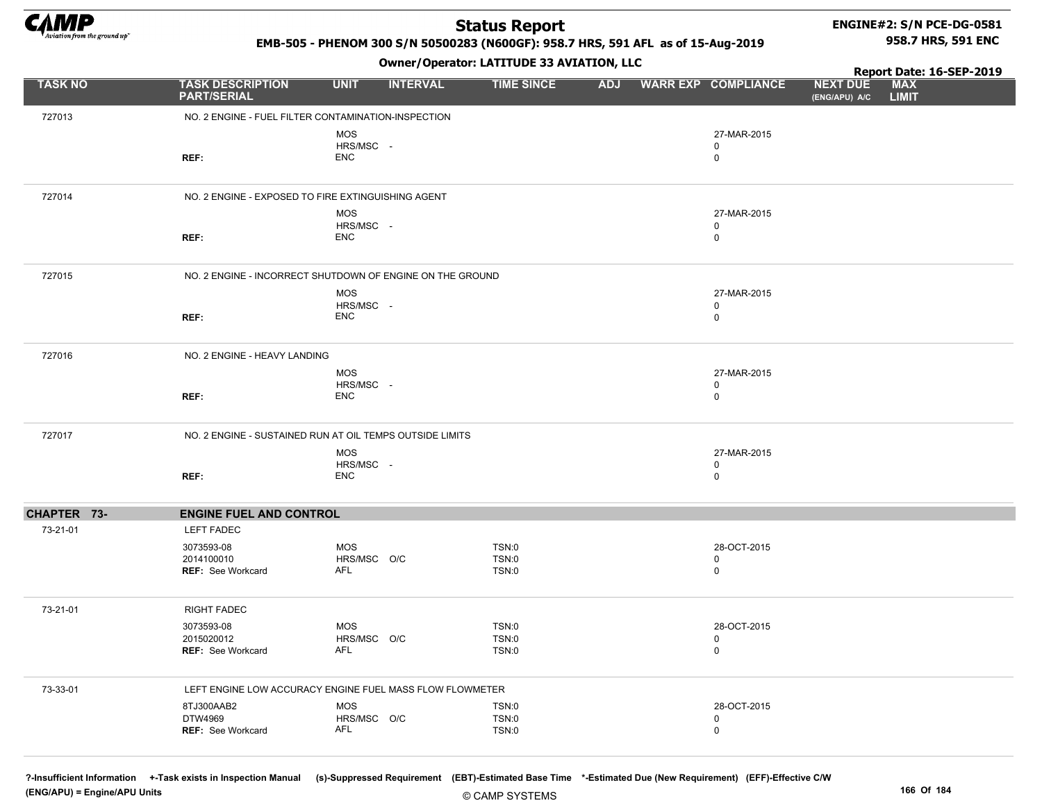| TASK NO | TASK DESCRIPTION PART/SERIAL | UNIT | INTERVAL | TIME SINCE | ADJ | WARR EXP | COMPLIANCE | NEXT DUE (ENG/APU) A/C | MAX LIMIT |
|---|---|---|---|---|---|---|---|---|---|
| 727013 | NO. 2 ENGINE - FUEL FILTER CONTAMINATION-INSPECTION | | | | | | | | |
| | | MOS | | | | | 27-MAR-2015 | | |
| | | HRS/MSC | - | | | | 0 | | |
| | REF: | ENC | | | | | 0 | | |
| 727014 | NO. 2 ENGINE - EXPOSED TO FIRE EXTINGUISHING AGENT | | | | | | | | |
| | | MOS | | | | | 27-MAR-2015 | | |
| | | HRS/MSC | - | | | | 0 | | |
| | REF: | ENC | | | | | 0 | | |
| 727015 | NO. 2 ENGINE - INCORRECT SHUTDOWN OF ENGINE ON THE GROUND | | | | | | | | |
| | | MOS | | | | | 27-MAR-2015 | | |
| | | HRS/MSC | - | | | | 0 | | |
| | REF: | ENC | | | | | 0 | | |
| 727016 | NO. 2 ENGINE - HEAVY LANDING | | | | | | | | |
| | | MOS | | | | | 27-MAR-2015 | | |
| | | HRS/MSC | - | | | | 0 | | |
| | REF: | ENC | | | | | 0 | | |
| 727017 | NO. 2 ENGINE - SUSTAINED RUN AT OIL TEMPS OUTSIDE LIMITS | | | | | | | | |
| | | MOS | | | | | 27-MAR-2015 | | |
| | | HRS/MSC | - | | | | 0 | | |
| | REF: | ENC | | | | | 0 | | |
| **CHAPTER 73-** | **ENGINE FUEL AND CONTROL** | | | | | | | | |
| 73-21-01 | LEFT FADEC | | | | | | | | |
| | 3073593-08 | MOS | | TSN:0 | | | 28-OCT-2015 | | |
| | 2014100010 | HRS/MSC | O/C | TSN:0 | | | 0 | | |
| | REF: See Workcard | AFL | | TSN:0 | | | 0 | | |
| 73-21-01 | RIGHT FADEC | | | | | | | | |
| | 3073593-08 | MOS | | TSN:0 | | | 28-OCT-2015 | | |
| | 2015020012 | HRS/MSC | O/C | TSN:0 | | | 0 | | |
| | REF: See Workcard | AFL | | TSN:0 | | | 0 | | |
| 73-33-01 | LEFT ENGINE LOW ACCURACY ENGINE FUEL MASS FLOW FLOWMETER | | | | | | | | |
| | 8TJ300AAB2 | MOS | | TSN:0 | | | 28-OCT-2015 | | |
| | DTW4969 | HRS/MSC | O/C | TSN:0 | | | 0 | | |
| | REF: See Workcard | AFL | | TSN:0 | | | 0 | | |

?-Insufficient Information +-Task exists in Inspection Manual (s)-Suppressed Requirement (EBT)-Estimated Base Time *-Estimated Due (New Requirement) (EFF)-Effective C/W (ENG/APU) = Engine/APU Units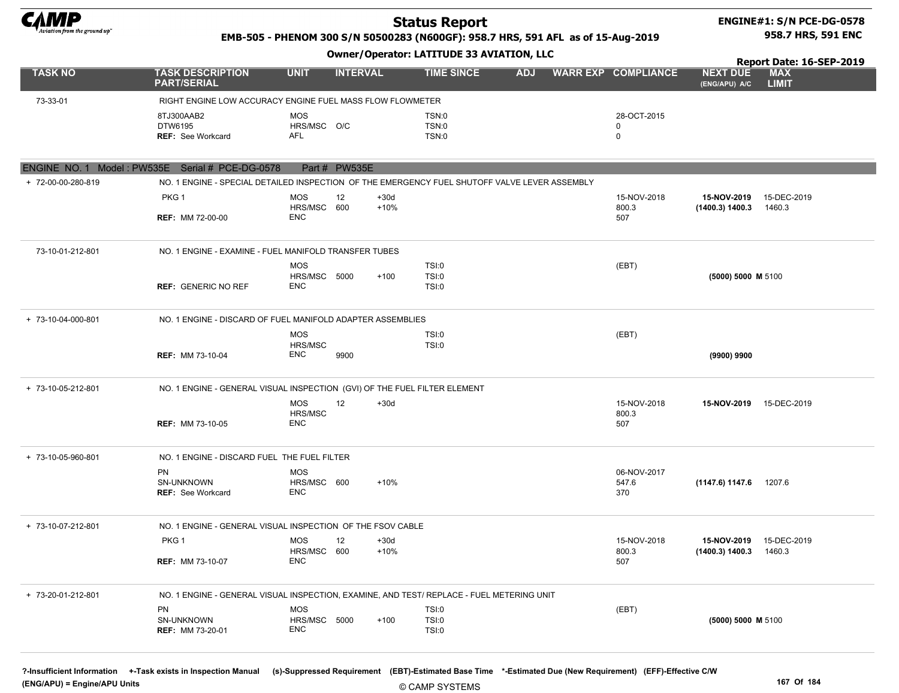# Status Report

**EMB-505 - PHENOM 300 S/N 50500283 (N600GF): 958.7 HRS, 591 AFL as of 15-Aug-2019**

**Owner/Operator: LATITUDE 33 AVIATION, LLC**

**ENGINE#1: S/N PCE-DG-0578**
**958.7 HRS, 591 ENC**

**Report Date: 16-SEP-2019**

| TASK NO | TASK DESCRIPTION PART/SERIAL | UNIT | INTERVAL | | TIME SINCE | ADJ | WARR EXP | COMPLIANCE | NEXT DUE (ENG/APU) A/C | MAX LIMIT |
|---|---|---|---|---|---|---|---|---|---|---|
| 73-33-01 | RIGHT ENGINE LOW ACCURACY ENGINE FUEL MASS FLOW FLOWMETER | | | | | | | | | |
| | 8TJ300AAB2 | MOS | | | TSN:0 | | | 28-OCT-2015 | | |
| | DTW6195 | HRS/MSC | O/C | | TSN:0 | | | 0 | | |
| | REF: See Workcard | AFL | | | TSN:0 | | | 0 | | |
| **ENGINE NO. 1 Model : PW535E Serial # PCE-DG-0578 Part # PW535E** | | | | | | | | | | |
| + 72-00-00-280-819 | NO. 1 ENGINE - SPECIAL DETAILED INSPECTION OF THE EMERGENCY FUEL SHUTOFF VALVE LEVER ASSEMBLY | | | | | | | | | |
| | PKG 1 | MOS | 12 | +30d | | | | 15-NOV-2018 | **15-NOV-2019** | 15-DEC-2019 |
| | | HRS/MSC | 600 | +10% | | | | 800.3 | **(1400.3) 1400.3** | 1460.3 |
| | REF: MM 72-00-00 | ENC | | | | | | 507 | | |
| 73-10-01-212-801 | NO. 1 ENGINE - EXAMINE - FUEL MANIFOLD TRANSFER TUBES | | | | | | | | | |
| | | MOS | | | TSI:0 | | | (EBT) | | |
| | | HRS/MSC | 5000 | +100 | TSI:0 | | | | **(5000) 5000 M** | 5100 |
| | REF: GENERIC NO REF | ENC | | | TSI:0 | | | | | |
| + 73-10-04-000-801 | NO. 1 ENGINE - DISCARD OF FUEL MANIFOLD ADAPTER ASSEMBLIES | | | | | | | | | |
| | | MOS | | | TSI:0 | | | (EBT) | | |
| | | HRS/MSC | | | TSI:0 | | | | | |
| | REF: MM 73-10-04 | ENC | 9900 | | | | | | **(9900) 9900** | |
| + 73-10-05-212-801 | NO. 1 ENGINE - GENERAL VISUAL INSPECTION (GVI) OF THE FUEL FILTER ELEMENT | | | | | | | | | |
| | | MOS | 12 | +30d | | | | 15-NOV-2018 | **15-NOV-2019** | 15-DEC-2019 |
| | | HRS/MSC | | | | | | 800.3 | | |
| | REF: MM 73-10-05 | ENC | | | | | | 507 | | |
| + 73-10-05-960-801 | NO. 1 ENGINE - DISCARD FUEL THE FUEL FILTER | | | | | | | | | |
| | PN | MOS | | | | | | 06-NOV-2017 | | |
| | SN-UNKNOWN | HRS/MSC | 600 | +10% | | | | 547.6 | **(1147.6) 1147.6** | 1207.6 |
| | REF: See Workcard | ENC | | | | | | 370 | | |
| + 73-10-07-212-801 | NO. 1 ENGINE - GENERAL VISUAL INSPECTION OF THE FSOV CABLE | | | | | | | | | |
| | PKG 1 | MOS | 12 | +30d | | | | 15-NOV-2018 | **15-NOV-2019** | 15-DEC-2019 |
| | | HRS/MSC | 600 | +10% | | | | 800.3 | **(1400.3) 1400.3** | 1460.3 |
| | REF: MM 73-10-07 | ENC | | | | | | 507 | | |
| + 73-20-01-212-801 | NO. 1 ENGINE - GENERAL VISUAL INSPECTION, EXAMINE, AND TEST/ REPLACE - FUEL METERING UNIT | | | | | | | | | |
| | PN | MOS | | | TSI:0 | | | (EBT) | | |
| | SN-UNKNOWN | HRS/MSC | 5000 | +100 | TSI:0 | | | | **(5000) 5000 M** | 5100 |
| | REF: MM 73-20-01 | ENC | | | TSI:0 | | | | | |

**?-Insufficient Information +-Task exists in Inspection Manual (s)-Suppressed Requirement (EBT)-Estimated Base Time \*-Estimated Due (New Requirement) (EFF)-Effective C/W**
**(ENG/APU) = Engine/APU Units**

© CAMP SYSTEMS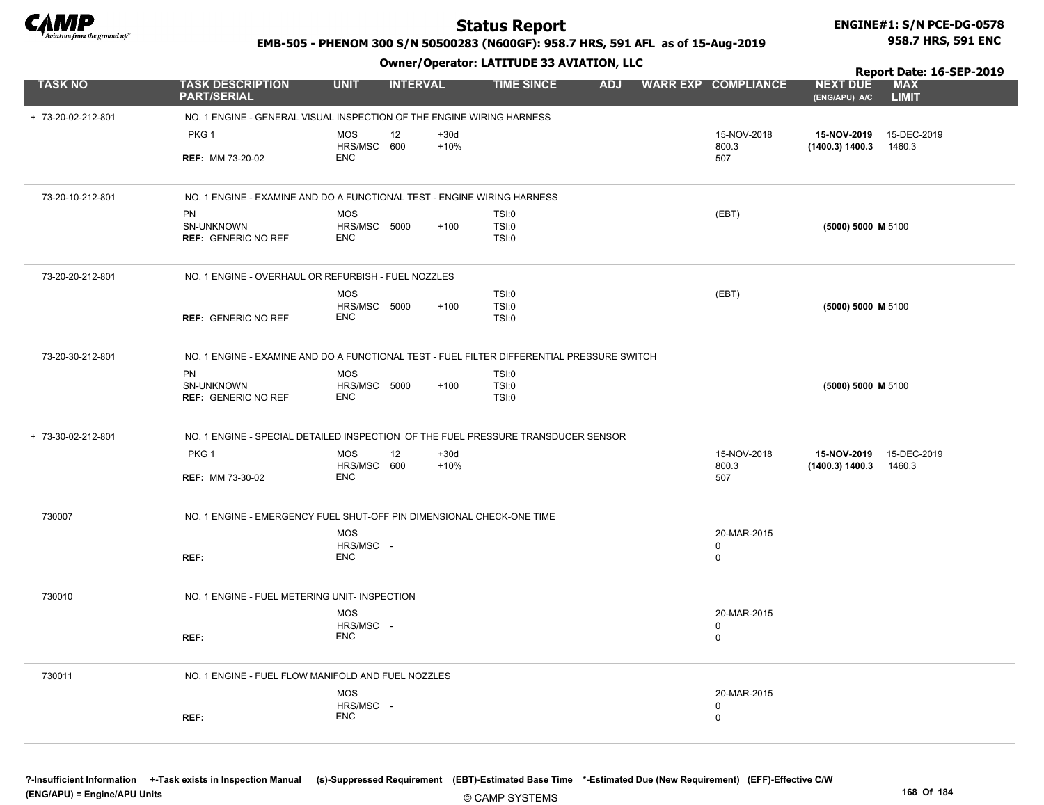# Status Report

**EMB-505 - PHENOM 300 S/N 50500283 (N600GF): 958.7 HRS, 591 AFL as of 15-Aug-2019**

**ENGINE#1: S/N PCE-DG-0578**
**958.7 HRS, 591 ENC**

**Owner/Operator: LATITUDE 33 AVIATION, LLC**

**Report Date: 16-SEP-2019**

| TASK NO | TASK DESCRIPTION PART/SERIAL | UNIT | INTERVAL | | TIME SINCE | ADJ | WARR EXP | COMPLIANCE | NEXT DUE (ENG/APU) A/C | MAX LIMIT |
|---|---|---|---|---|---|---|---|---|---|---|
| + 73-20-02-212-801 | NO. 1 ENGINE - GENERAL VISUAL INSPECTION OF THE ENGINE WIRING HARNESS | | | | | | | | | |
| | PKG 1 | MOS | 12 | +30d | | | | 15-NOV-2018 | **15-NOV-2019** | 15-DEC-2019 |
| | | HRS/MSC | 600 | +10% | | | | 800.3 | **(1400.3) 1400.3** | 1460.3 |
| | **REF:** MM 73-20-02 | ENC | | | | | | 507 | | |
| 73-20-10-212-801 | NO. 1 ENGINE - EXAMINE AND DO A FUNCTIONAL TEST - ENGINE WIRING HARNESS | | | | | | | | | |
| | PN | MOS | | | TSI:0 | | | (EBT) | | |
| | SN-UNKNOWN | HRS/MSC | 5000 | +100 | TSI:0 | | | | **(5000) 5000 M** | 5100 |
| | **REF:** GENERIC NO REF | ENC | | | TSI:0 | | | | | |
| 73-20-20-212-801 | NO. 1 ENGINE - OVERHAUL OR REFURBISH - FUEL NOZZLES | | | | | | | | | |
| | | MOS | | | TSI:0 | | | (EBT) | | |
| | | HRS/MSC | 5000 | +100 | TSI:0 | | | | **(5000) 5000 M** | 5100 |
| | **REF:** GENERIC NO REF | ENC | | | TSI:0 | | | | | |
| 73-20-30-212-801 | NO. 1 ENGINE - EXAMINE AND DO A FUNCTIONAL TEST - FUEL FILTER DIFFERENTIAL PRESSURE SWITCH | | | | | | | | | |
| | PN | MOS | | | TSI:0 | | | | | |
| | SN-UNKNOWN | HRS/MSC | 5000 | +100 | TSI:0 | | | | **(5000) 5000 M** | 5100 |
| | **REF:** GENERIC NO REF | ENC | | | TSI:0 | | | | | |
| + 73-30-02-212-801 | NO. 1 ENGINE - SPECIAL DETAILED INSPECTION OF THE FUEL PRESSURE TRANSDUCER SENSOR | | | | | | | | | |
| | PKG 1 | MOS | 12 | +30d | | | | 15-NOV-2018 | **15-NOV-2019** | 15-DEC-2019 |
| | | HRS/MSC | 600 | +10% | | | | 800.3 | **(1400.3) 1400.3** | 1460.3 |
| | **REF:** MM 73-30-02 | ENC | | | | | | 507 | | |
| 730007 | NO. 1 ENGINE - EMERGENCY FUEL SHUT-OFF PIN DIMENSIONAL CHECK-ONE TIME | | | | | | | | | |
| | | MOS | | | | | | 20-MAR-2015 | | |
| | | HRS/MSC | - | | | | | 0 | | |
| | **REF:** | ENC | | | | | | 0 | | |
| 730010 | NO. 1 ENGINE - FUEL METERING UNIT- INSPECTION | | | | | | | | | |
| | | MOS | | | | | | 20-MAR-2015 | | |
| | | HRS/MSC | - | | | | | 0 | | |
| | **REF:** | ENC | | | | | | 0 | | |
| 730011 | NO. 1 ENGINE - FUEL FLOW MANIFOLD AND FUEL NOZZLES | | | | | | | | | |
| | | MOS | | | | | | 20-MAR-2015 | | |
| | | HRS/MSC | - | | | | | 0 | | |
| | **REF:** | ENC | | | | | | 0 | | |

**?-Insufficient Information +-Task exists in Inspection Manual (s)-Suppressed Requirement (EBT)-Estimated Base Time \*-Estimated Due (New Requirement) (EFF)-Effective C/W**
**(ENG/APU) = Engine/APU Units**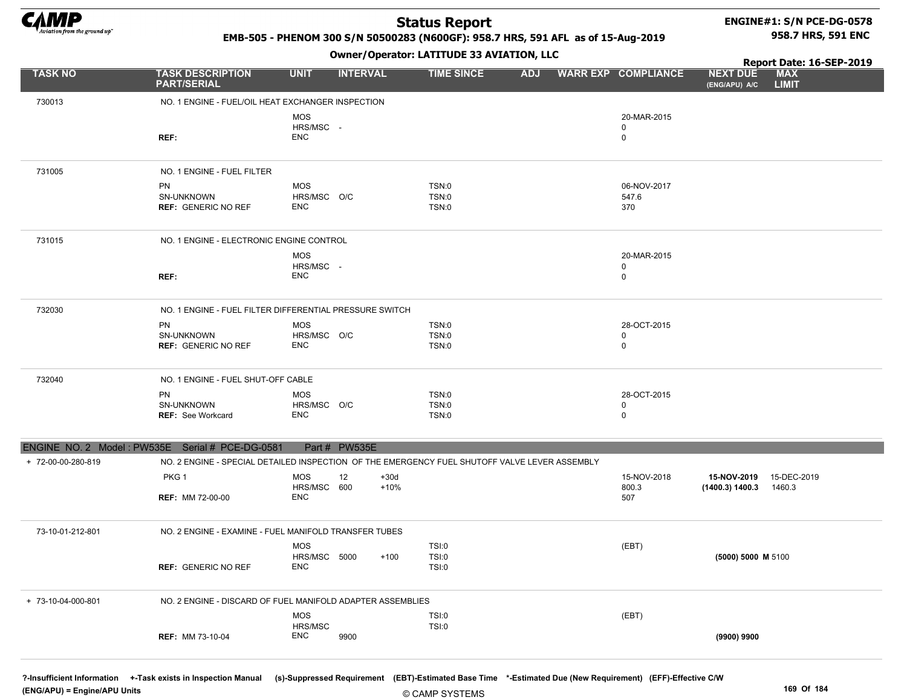# Status Report

**EMB-505 - PHENOM 300 S/N 50500283 (N600GF): 958.7 HRS, 591 AFL as of 15-Aug-2019**

**Owner/Operator: LATITUDE 33 AVIATION, LLC**

**ENGINE#1: S/N PCE-DG-0578**
**958.7 HRS, 591 ENC**

**Report Date: 16-SEP-2019**

| TASK NO | TASK DESCRIPTION PART/SERIAL | UNIT | INTERVAL | | TIME SINCE | ADJ | WARR EXP | COMPLIANCE | NEXT DUE (ENG/APU) A/C | MAX LIMIT |
|---|---|---|---|---|---|---|---|---|---|---|
| 730013 | NO. 1 ENGINE - FUEL/OIL HEAT EXCHANGER INSPECTION | | | | | | | | | |
| | | MOS | | | | | | 20-MAR-2015 | | |
| | | HRS/MSC | - | | | | | 0 | | |
| | REF: | ENC | | | | | | 0 | | |
| 731005 | NO. 1 ENGINE - FUEL FILTER | | | | | | | | | |
| | PN | MOS | | | TSN:0 | | | 06-NOV-2017 | | |
| | SN-UNKNOWN | HRS/MSC | O/C | | TSN:0 | | | 547.6 | | |
| | REF: GENERIC NO REF | ENC | | | TSN:0 | | | 370 | | |
| 731015 | NO. 1 ENGINE - ELECTRONIC ENGINE CONTROL | | | | | | | | | |
| | | MOS | | | | | | 20-MAR-2015 | | |
| | | HRS/MSC | - | | | | | 0 | | |
| | REF: | ENC | | | | | | 0 | | |
| 732030 | NO. 1 ENGINE - FUEL FILTER DIFFERENTIAL PRESSURE SWITCH | | | | | | | | | |
| | PN | MOS | | | TSN:0 | | | 28-OCT-2015 | | |
| | SN-UNKNOWN | HRS/MSC | O/C | | TSN:0 | | | 0 | | |
| | REF: GENERIC NO REF | ENC | | | TSN:0 | | | 0 | | |
| 732040 | NO. 1 ENGINE - FUEL SHUT-OFF CABLE | | | | | | | | | |
| | PN | MOS | | | TSN:0 | | | 28-OCT-2015 | | |
| | SN-UNKNOWN | HRS/MSC | O/C | | TSN:0 | | | 0 | | |
| | REF: See Workcard | ENC | | | TSN:0 | | | 0 | | |
| **ENGINE NO. 2 Model : PW535E Serial # PCE-DG-0581 Part # PW535E** | | | | | | | | | | |
| + 72-00-00-280-819 | NO. 2 ENGINE - SPECIAL DETAILED INSPECTION OF THE EMERGENCY FUEL SHUTOFF VALVE LEVER ASSEMBLY | | | | | | | | | |
| | PKG 1 | MOS | 12 | +30d | | | | 15-NOV-2018 | **15-NOV-2019** | 15-DEC-2019 |
| | | HRS/MSC | 600 | +10% | | | | 800.3 | **(1400.3) 1400.3** | 1460.3 |
| | REF: MM 72-00-00 | ENC | | | | | | 507 | | |
| 73-10-01-212-801 | NO. 2 ENGINE - EXAMINE - FUEL MANIFOLD TRANSFER TUBES | | | | | | | | | |
| | | MOS | | | TSI:0 | | | (EBT) | | |
| | | HRS/MSC | 5000 | +100 | TSI:0 | | | | **(5000) 5000 M** | 5100 |
| | REF: GENERIC NO REF | ENC | | | TSI:0 | | | | | |
| + 73-10-04-000-801 | NO. 2 ENGINE - DISCARD OF FUEL MANIFOLD ADAPTER ASSEMBLIES | | | | | | | | | |
| | | MOS | | | TSI:0 | | | (EBT) | | |
| | | HRS/MSC | | | TSI:0 | | | | | |
| | REF: MM 73-10-04 | ENC | 9900 | | | | | | **(9900) 9900** | |

**?-Insufficient Information +-Task exists in Inspection Manual (s)-Suppressed Requirement (EBT)-Estimated Base Time \*-Estimated Due (New Requirement) (EFF)-Effective C/W**
**(ENG/APU) = Engine/APU Units**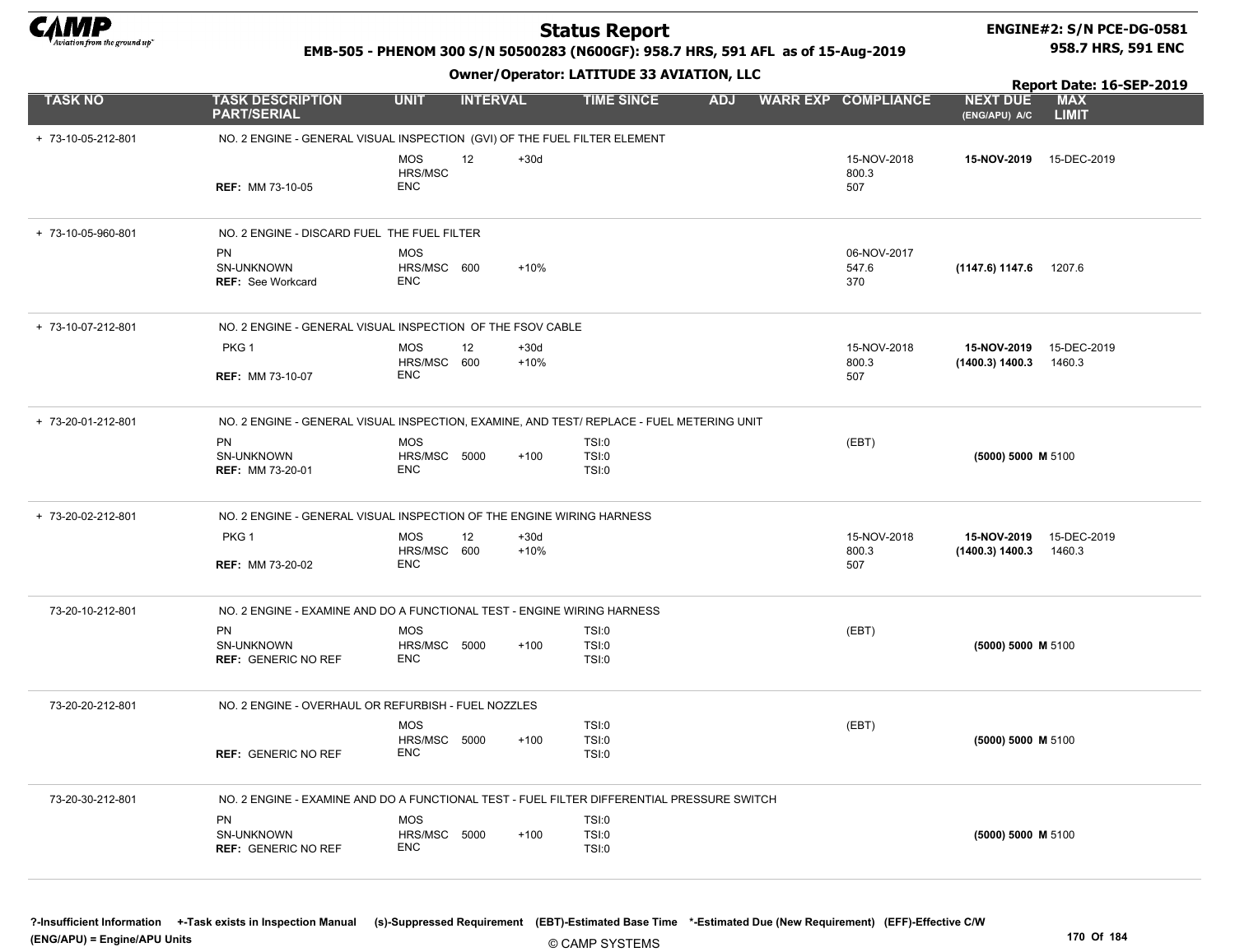# Status Report

**EMB-505 - PHENOM 300 S/N 50500283 (N600GF): 958.7 HRS, 591 AFL as of 15-Aug-2019**

**Owner/Operator: LATITUDE 33 AVIATION, LLC**

**ENGINE#2: S/N PCE-DG-0581**
**958.7 HRS, 591 ENC**

**Report Date: 16-SEP-2019**

| TASK NO | TASK DESCRIPTION PART/SERIAL | UNIT | INTERVAL | | TIME SINCE | ADJ | WARR EXP | COMPLIANCE | NEXT DUE (ENG/APU) A/C | MAX LIMIT |
|---|---|---|---|---|---|---|---|---|---|---|
| + 73-10-05-212-801 | NO. 2 ENGINE - GENERAL VISUAL INSPECTION (GVI) OF THE FUEL FILTER ELEMENT | | | | | | | | | |
| | | MOS | 12 | +30d | | | | 15-NOV-2018 | **15-NOV-2019** | 15-DEC-2019 |
| | | HRS/MSC | | | | | | 800.3 | | |
| | **REF:** MM 73-10-05 | ENC | | | | | | 507 | | |
| + 73-10-05-960-801 | NO. 2 ENGINE - DISCARD FUEL THE FUEL FILTER | | | | | | | | | |
| | PN | MOS | | | | | | 06-NOV-2017 | | |
| | SN-UNKNOWN | HRS/MSC | 600 | +10% | | | | 547.6 | **(1147.6) 1147.6** | 1207.6 |
| | **REF:** See Workcard | ENC | | | | | | 370 | | |
| + 73-10-07-212-801 | NO. 2 ENGINE - GENERAL VISUAL INSPECTION OF THE FSOV CABLE | | | | | | | | | |
| | PKG 1 | MOS | 12 | +30d | | | | 15-NOV-2018 | **15-NOV-2019** | 15-DEC-2019 |
| | | HRS/MSC | 600 | +10% | | | | 800.3 | **(1400.3) 1400.3** | 1460.3 |
| | **REF:** MM 73-10-07 | ENC | | | | | | 507 | | |
| + 73-20-01-212-801 | NO. 2 ENGINE - GENERAL VISUAL INSPECTION, EXAMINE, AND TEST/ REPLACE - FUEL METERING UNIT | | | | | | | | | |
| | PN | MOS | | | TSI:0 | | | (EBT) | | |
| | SN-UNKNOWN | HRS/MSC | 5000 | +100 | TSI:0 | | | | **(5000) 5000 M** | 5100 |
| | **REF:** MM 73-20-01 | ENC | | | TSI:0 | | | | | |
| + 73-20-02-212-801 | NO. 2 ENGINE - GENERAL VISUAL INSPECTION OF THE ENGINE WIRING HARNESS | | | | | | | | | |
| | PKG 1 | MOS | 12 | +30d | | | | 15-NOV-2018 | **15-NOV-2019** | 15-DEC-2019 |
| | | HRS/MSC | 600 | +10% | | | | 800.3 | **(1400.3) 1400.3** | 1460.3 |
| | **REF:** MM 73-20-02 | ENC | | | | | | 507 | | |
| 73-20-10-212-801 | NO. 2 ENGINE - EXAMINE AND DO A FUNCTIONAL TEST - ENGINE WIRING HARNESS | | | | | | | | | |
| | PN | MOS | | | TSI:0 | | | (EBT) | | |
| | SN-UNKNOWN | HRS/MSC | 5000 | +100 | TSI:0 | | | | **(5000) 5000 M** | 5100 |
| | **REF:** GENERIC NO REF | ENC | | | TSI:0 | | | | | |
| 73-20-20-212-801 | NO. 2 ENGINE - OVERHAUL OR REFURBISH - FUEL NOZZLES | | | | | | | | | |
| | | MOS | | | TSI:0 | | | (EBT) | | |
| | | HRS/MSC | 5000 | +100 | TSI:0 | | | | **(5000) 5000 M** | 5100 |
| | **REF:** GENERIC NO REF | ENC | | | TSI:0 | | | | | |
| 73-20-30-212-801 | NO. 2 ENGINE - EXAMINE AND DO A FUNCTIONAL TEST - FUEL FILTER DIFFERENTIAL PRESSURE SWITCH | | | | | | | | | |
| | PN | MOS | | | TSI:0 | | | | | |
| | SN-UNKNOWN | HRS/MSC | 5000 | +100 | TSI:0 | | | | **(5000) 5000 M** | 5100 |
| | **REF:** GENERIC NO REF | ENC | | | TSI:0 | | | | | |

**?-Insufficient Information** **+-Task exists in Inspection Manual** **(s)-Suppressed Requirement** **(EBT)-Estimated Base Time** **\*-Estimated Due (New Requirement)** **(EFF)-Effective C/W**
**(ENG/APU) = Engine/APU Units**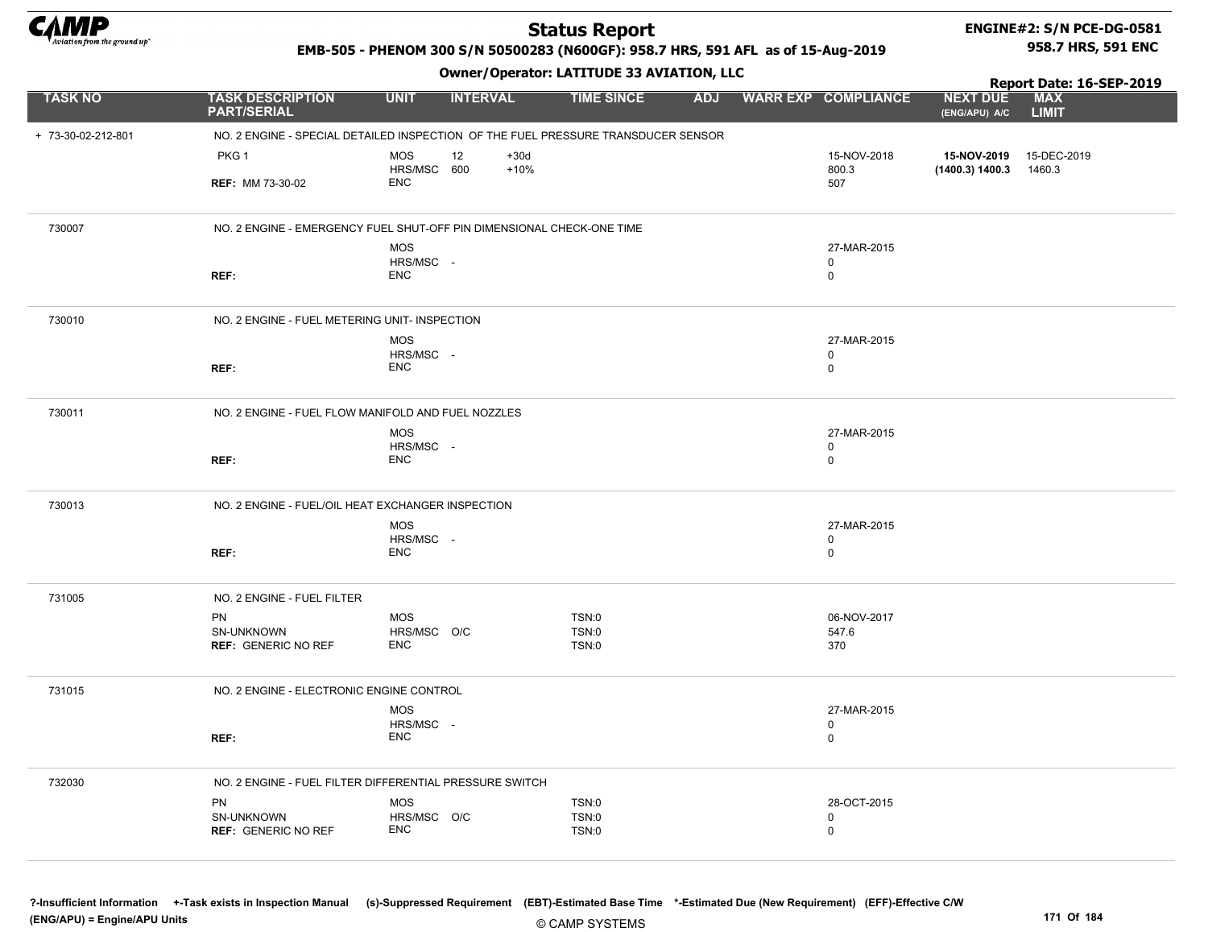# Status Report

EMB-505 - PHENOM 300 S/N 50500283 (N600GF): 958.7 HRS, 591 AFL as of 15-Aug-2019

ENGINE#2: S/N PCE-DG-0581
958.7 HRS, 591 ENC

Owner/Operator: LATITUDE 33 AVIATION, LLC

Report Date: 16-SEP-2019

| TASK NO | TASK DESCRIPTION PART/SERIAL | UNIT | INTERVAL | | TIME SINCE | ADJ | WARR EXP | COMPLIANCE | NEXT DUE (ENG/APU) A/C | MAX LIMIT |
|---|---|---|---|---|---|---|---|---|---|---|
| + 73-30-02-212-801 | NO. 2 ENGINE - SPECIAL DETAILED INSPECTION OF THE FUEL PRESSURE TRANSDUCER SENSOR | | | | | | | | | |
| | PKG 1 | MOS | 12 | +30d | | | | 15-NOV-2018 | **15-NOV-2019** | 15-DEC-2019 |
| | | HRS/MSC | 600 | +10% | | | | 800.3 | **(1400.3) 1400.3** | 1460.3 |
| | **REF:** MM 73-30-02 | ENC | | | | | | 507 | | |
| 730007 | NO. 2 ENGINE - EMERGENCY FUEL SHUT-OFF PIN DIMENSIONAL CHECK-ONE TIME | | | | | | | | | |
| | | MOS | | | | | | 27-MAR-2015 | | |
| | | HRS/MSC | - | | | | | 0 | | |
| | **REF:** | ENC | | | | | | 0 | | |
| 730010 | NO. 2 ENGINE - FUEL METERING UNIT- INSPECTION | | | | | | | | | |
| | | MOS | | | | | | 27-MAR-2015 | | |
| | | HRS/MSC | - | | | | | 0 | | |
| | **REF:** | ENC | | | | | | 0 | | |
| 730011 | NO. 2 ENGINE - FUEL FLOW MANIFOLD AND FUEL NOZZLES | | | | | | | | | |
| | | MOS | | | | | | 27-MAR-2015 | | |
| | | HRS/MSC | - | | | | | 0 | | |
| | **REF:** | ENC | | | | | | 0 | | |
| 730013 | NO. 2 ENGINE - FUEL/OIL HEAT EXCHANGER INSPECTION | | | | | | | | | |
| | | MOS | | | | | | 27-MAR-2015 | | |
| | | HRS/MSC | - | | | | | 0 | | |
| | **REF:** | ENC | | | | | | 0 | | |
| 731005 | NO. 2 ENGINE - FUEL FILTER | | | | | | | | | |
| | PN | MOS | | | TSN:0 | | | 06-NOV-2017 | | |
| | SN-UNKNOWN | HRS/MSC | O/C | | TSN:0 | | | 547.6 | | |
| | **REF:** GENERIC NO REF | ENC | | | TSN:0 | | | 370 | | |
| 731015 | NO. 2 ENGINE - ELECTRONIC ENGINE CONTROL | | | | | | | | | |
| | | MOS | | | | | | 27-MAR-2015 | | |
| | | HRS/MSC | - | | | | | 0 | | |
| | **REF:** | ENC | | | | | | 0 | | |
| 732030 | NO. 2 ENGINE - FUEL FILTER DIFFERENTIAL PRESSURE SWITCH | | | | | | | | | |
| | PN | MOS | | | TSN:0 | | | 28-OCT-2015 | | |
| | SN-UNKNOWN | HRS/MSC | O/C | | TSN:0 | | | 0 | | |
| | **REF:** GENERIC NO REF | ENC | | | TSN:0 | | | 0 | | |

?-Insufficient Information +-Task exists in Inspection Manual (s)-Suppressed Requirement (EBT)-Estimated Base Time *-Estimated Due (New Requirement) (EFF)-Effective C/W
(ENG/APU) = Engine/APU Units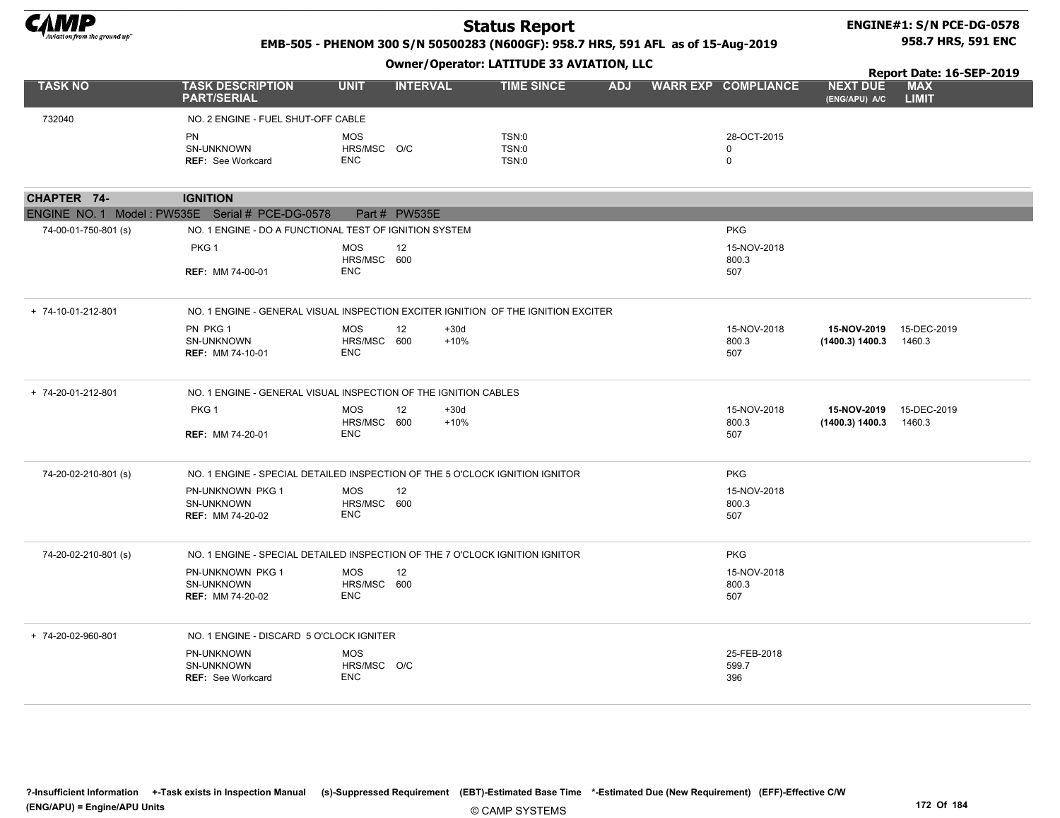**Status Report**

**EMB-505 - PHENOM 300 S/N 50500283 (N600GF): 958.7 HRS, 591 AFL as of 15-Aug-2019**

**Owner/Operator: LATITUDE 33 AVIATION, LLC**

**ENGINE#1: S/N PCE-DG-0578**
**958.7 HRS, 591 ENC**

**Report Date: 16-SEP-2019**

| TASK NO | TASK DESCRIPTION PART/SERIAL | UNIT | INTERVAL | | TIME SINCE | ADJ | WARR EXP | COMPLIANCE | NEXT DUE (ENG/APU) A/C | MAX LIMIT |
|---|---|---|---|---|---|---|---|---|---|---|
| 732040 | NO. 2 ENGINE - FUEL SHUT-OFF CABLE | | | | | | | | | |
| | PN | MOS | | | TSN:0 | | | 28-OCT-2015 | | |
| | SN-UNKNOWN | HRS/MSC | O/C | | TSN:0 | | | 0 | | |
| | **REF:** See Workcard | ENC | | | TSN:0 | | | 0 | | |
| **CHAPTER 74-** | **IGNITION** | | | | | | | | | |
| ENGINE NO. 1 Model : PW535E Serial # PCE-DG-0578 | Part # PW535E | | | | | | | | | |
| 74-00-01-750-801 (s) | NO. 1 ENGINE - DO A FUNCTIONAL TEST OF IGNITION SYSTEM | | | | | | | PKG | | |
| | PKG 1 | MOS | 12 | | | | | 15-NOV-2018 | | |
| | | HRS/MSC | 600 | | | | | 800.3 | | |
| | **REF:** MM 74-00-01 | ENC | | | | | | 507 | | |
| + 74-10-01-212-801 | NO. 1 ENGINE - GENERAL VISUAL INSPECTION EXCITER IGNITION OF THE IGNITION EXCITER | | | | | | | | | |
| | PN PKG 1 | MOS | 12 | +30d | | | | 15-NOV-2018 | **15-NOV-2019** | 15-DEC-2019 |
| | SN-UNKNOWN | HRS/MSC | 600 | +10% | | | | 800.3 | **(1400.3) 1400.3** | 1460.3 |
| | **REF:** MM 74-10-01 | ENC | | | | | | 507 | | |
| + 74-20-01-212-801 | NO. 1 ENGINE - GENERAL VISUAL INSPECTION OF THE IGNITION CABLES | | | | | | | | | |
| | PKG 1 | MOS | 12 | +30d | | | | 15-NOV-2018 | **15-NOV-2019** | 15-DEC-2019 |
| | | HRS/MSC | 600 | +10% | | | | 800.3 | **(1400.3) 1400.3** | 1460.3 |
| | **REF:** MM 74-20-01 | ENC | | | | | | 507 | | |
| 74-20-02-210-801 (s) | NO. 1 ENGINE - SPECIAL DETAILED INSPECTION OF THE 5 O'CLOCK IGNITION IGNITOR | | | | | | | PKG | | |
| | PN-UNKNOWN PKG 1 | MOS | 12 | | | | | 15-NOV-2018 | | |
| | SN-UNKNOWN | HRS/MSC | 600 | | | | | 800.3 | | |
| | **REF:** MM 74-20-02 | ENC | | | | | | 507 | | |
| 74-20-02-210-801 (s) | NO. 1 ENGINE - SPECIAL DETAILED INSPECTION OF THE 7 O'CLOCK IGNITION IGNITOR | | | | | | | PKG | | |
| | PN-UNKNOWN PKG 1 | MOS | 12 | | | | | 15-NOV-2018 | | |
| | SN-UNKNOWN | HRS/MSC | 600 | | | | | 800.3 | | |
| | **REF:** MM 74-20-02 | ENC | | | | | | 507 | | |
| + 74-20-02-960-801 | NO. 1 ENGINE - DISCARD 5 O'CLOCK IGNITER | | | | | | | | | |
| | PN-UNKNOWN | MOS | | | | | | 25-FEB-2018 | | |
| | SN-UNKNOWN | HRS/MSC | O/C | | | | | 599.7 | | |
| | **REF:** See Workcard | ENC | | | | | | 396 | | |

?-Insufficient Information +-Task exists in Inspection Manual (s)-Suppressed Requirement (EBT)-Estimated Base Time *-Estimated Due (New Requirement) (EFF)-Effective C/W
(ENG/APU) = Engine/APU Units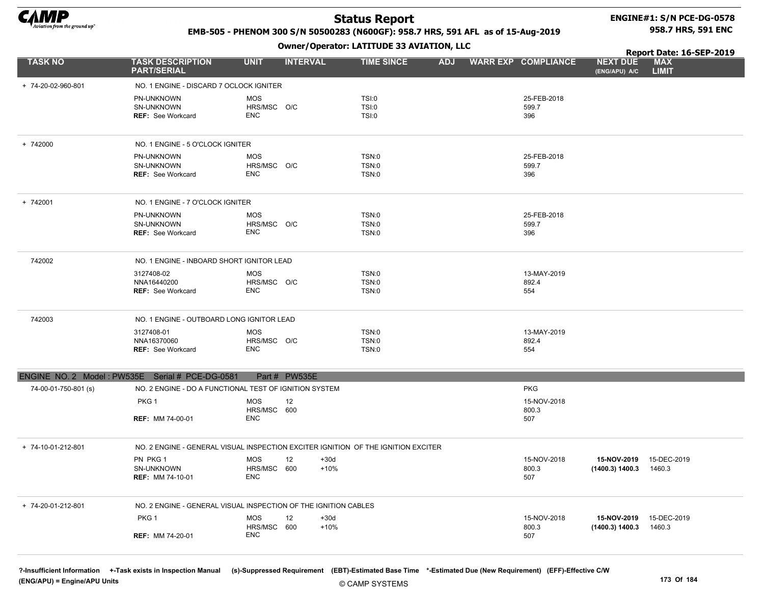# Status Report

**EMB-505 - PHENOM 300 S/N 50500283 (N600GF): 958.7 HRS, 591 AFL as of 15-Aug-2019**

**Owner/Operator: LATITUDE 33 AVIATION, LLC**

**ENGINE#1: S/N PCE-DG-0578**
**958.7 HRS, 591 ENC**

**Report Date: 16-SEP-2019**

| TASK NO | TASK DESCRIPTION PART/SERIAL | UNIT | INTERVAL | | TIME SINCE | ADJ | WARR EXP | COMPLIANCE | NEXT DUE (ENG/APU) A/C | MAX LIMIT |
|---|---|---|---|---|---|---|---|---|---|---|
| + 74-20-02-960-801 | NO. 1 ENGINE - DISCARD 7 OCLOCK IGNITER | | | | | | | | | |
| | PN-UNKNOWN | MOS | | | TSI:0 | | | 25-FEB-2018 | | |
| | SN-UNKNOWN | HRS/MSC | O/C | | TSI:0 | | | 599.7 | | |
| | REF: See Workcard | ENC | | | TSI:0 | | | 396 | | |
| + 742000 | NO. 1 ENGINE - 5 O'CLOCK IGNITER | | | | | | | | | |
| | PN-UNKNOWN | MOS | | | TSN:0 | | | 25-FEB-2018 | | |
| | SN-UNKNOWN | HRS/MSC | O/C | | TSN:0 | | | 599.7 | | |
| | REF: See Workcard | ENC | | | TSN:0 | | | 396 | | |
| + 742001 | NO. 1 ENGINE - 7 O'CLOCK IGNITER | | | | | | | | | |
| | PN-UNKNOWN | MOS | | | TSN:0 | | | 25-FEB-2018 | | |
| | SN-UNKNOWN | HRS/MSC | O/C | | TSN:0 | | | 599.7 | | |
| | REF: See Workcard | ENC | | | TSN:0 | | | 396 | | |
| 742002 | NO. 1 ENGINE - INBOARD SHORT IGNITOR LEAD | | | | | | | | | |
| | 3127408-02 | MOS | | | TSN:0 | | | 13-MAY-2019 | | |
| | NNA16440200 | HRS/MSC | O/C | | TSN:0 | | | 892.4 | | |
| | REF: See Workcard | ENC | | | TSN:0 | | | 554 | | |
| 742003 | NO. 1 ENGINE - OUTBOARD LONG IGNITOR LEAD | | | | | | | | | |
| | 3127408-01 | MOS | | | TSN:0 | | | 13-MAY-2019 | | |
| | NNA16370060 | HRS/MSC | O/C | | TSN:0 | | | 892.4 | | |
| | REF: See Workcard | ENC | | | TSN:0 | | | 554 | | |
| **ENGINE NO. 2 Model : PW535E Serial # PCE-DG-0581 Part # PW535E** | | | | | | | | | | |
| 74-00-01-750-801 (s) | NO. 2 ENGINE - DO A FUNCTIONAL TEST OF IGNITION SYSTEM | | | | | | | PKG | | |
| | PKG 1 | MOS | 12 | | | | | 15-NOV-2018 | | |
| | | HRS/MSC | 600 | | | | | 800.3 | | |
| | REF: MM 74-00-01 | ENC | | | | | | 507 | | |
| + 74-10-01-212-801 | NO. 2 ENGINE - GENERAL VISUAL INSPECTION EXCITER IGNITION OF THE IGNITION EXCITER | | | | | | | | | |
| | PN PKG 1 | MOS | 12 | +30d | | | | 15-NOV-2018 | **15-NOV-2019** | 15-DEC-2019 |
| | SN-UNKNOWN | HRS/MSC | 600 | +10% | | | | 800.3 | **(1400.3) 1400.3** | 1460.3 |
| | REF: MM 74-10-01 | ENC | | | | | | 507 | | |
| + 74-20-01-212-801 | NO. 2 ENGINE - GENERAL VISUAL INSPECTION OF THE IGNITION CABLES | | | | | | | | | |
| | PKG 1 | MOS | 12 | +30d | | | | 15-NOV-2018 | **15-NOV-2019** | 15-DEC-2019 |
| | | HRS/MSC | 600 | +10% | | | | 800.3 | **(1400.3) 1400.3** | 1460.3 |
| | REF: MM 74-20-01 | ENC | | | | | | 507 | | |

**?-Insufficient Information +-Task exists in Inspection Manual (s)-Suppressed Requirement (EBT)-Estimated Base Time \*-Estimated Due (New Requirement) (EFF)-Effective C/W**
**(ENG/APU) = Engine/APU Units**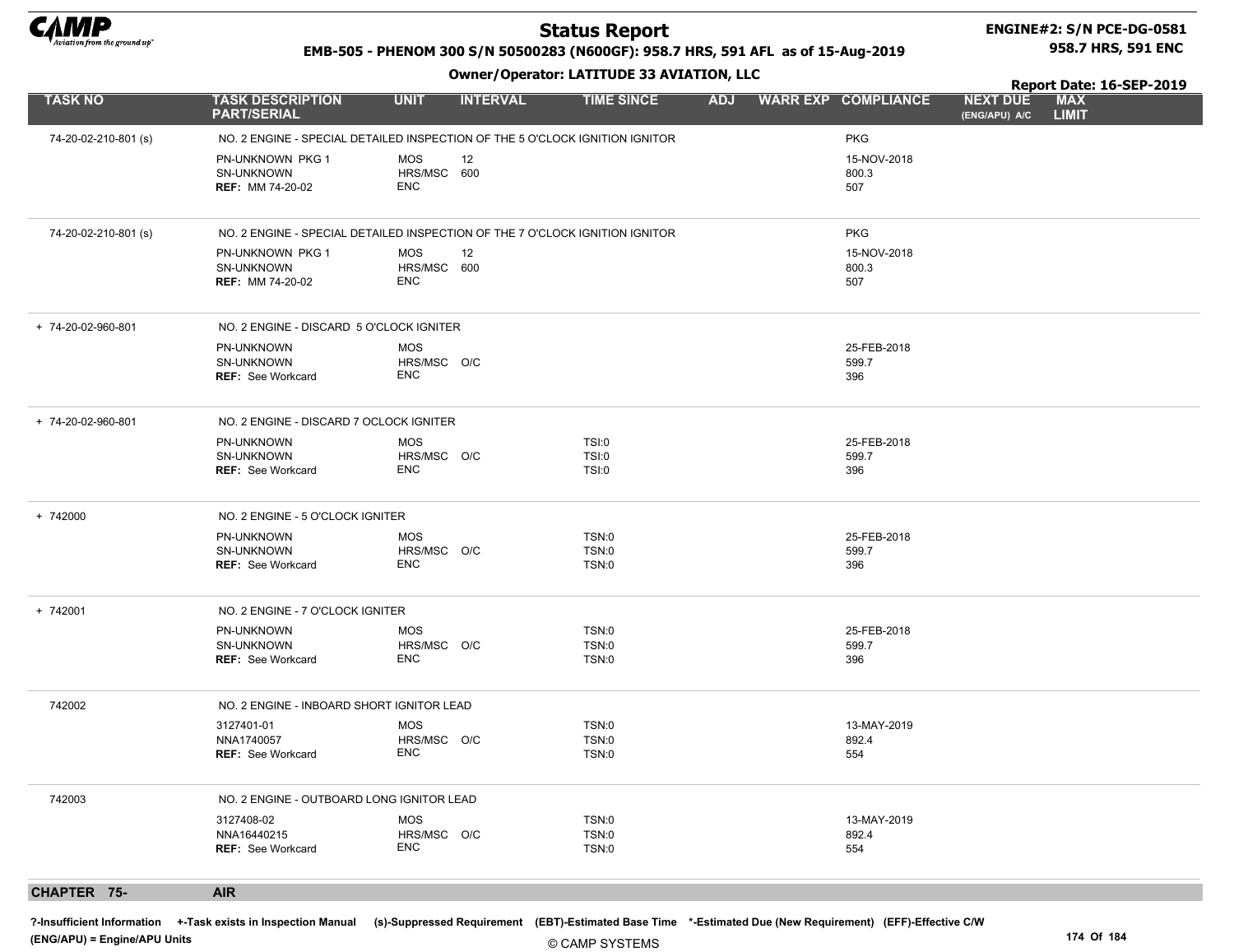# Status Report

EMB-505 - PHENOM 300 S/N 50500283 (N600GF): 958.7 HRS, 591 AFL as of 15-Aug-2019

Owner/Operator: LATITUDE 33 AVIATION, LLC

ENGINE#2: S/N PCE-DG-0581
958.7 HRS, 591 ENC

Report Date: 16-SEP-2019

| TASK NO | TASK DESCRIPTION PART/SERIAL | UNIT | INTERVAL | TIME SINCE | ADJ | WARR EXP | COMPLIANCE | NEXT DUE (ENG/APU) A/C | MAX LIMIT |
|---|---|---|---|---|---|---|---|---|---|
| 74-20-02-210-801 (s) | NO. 2 ENGINE - SPECIAL DETAILED INSPECTION OF THE 5 O'CLOCK IGNITION IGNITOR | | | | | | PKG | | |
| | PN-UNKNOWN PKG 1 | MOS | 12 | | | | 15-NOV-2018 | | |
| | SN-UNKNOWN | HRS/MSC | 600 | | | | 800.3 | | |
| | **REF:** MM 74-20-02 | ENC | | | | | 507 | | |
| 74-20-02-210-801 (s) | NO. 2 ENGINE - SPECIAL DETAILED INSPECTION OF THE 7 O'CLOCK IGNITION IGNITOR | | | | | | PKG | | |
| | PN-UNKNOWN PKG 1 | MOS | 12 | | | | 15-NOV-2018 | | |
| | SN-UNKNOWN | HRS/MSC | 600 | | | | 800.3 | | |
| | **REF:** MM 74-20-02 | ENC | | | | | 507 | | |
| + 74-20-02-960-801 | NO. 2 ENGINE - DISCARD 5 O'CLOCK IGNITER | | | | | | | | |
| | PN-UNKNOWN | MOS | | | | | 25-FEB-2018 | | |
| | SN-UNKNOWN | HRS/MSC | O/C | | | | 599.7 | | |
| | **REF:** See Workcard | ENC | | | | | 396 | | |
| + 74-20-02-960-801 | NO. 2 ENGINE - DISCARD 7 OCLOCK IGNITER | | | | | | | | |
| | PN-UNKNOWN | MOS | | TSI:0 | | | 25-FEB-2018 | | |
| | SN-UNKNOWN | HRS/MSC | O/C | TSI:0 | | | 599.7 | | |
| | **REF:** See Workcard | ENC | | TSI:0 | | | 396 | | |
| + 742000 | NO. 2 ENGINE - 5 O'CLOCK IGNITER | | | | | | | | |
| | PN-UNKNOWN | MOS | | TSN:0 | | | 25-FEB-2018 | | |
| | SN-UNKNOWN | HRS/MSC | O/C | TSN:0 | | | 599.7 | | |
| | **REF:** See Workcard | ENC | | TSN:0 | | | 396 | | |
| + 742001 | NO. 2 ENGINE - 7 O'CLOCK IGNITER | | | | | | | | |
| | PN-UNKNOWN | MOS | | TSN:0 | | | 25-FEB-2018 | | |
| | SN-UNKNOWN | HRS/MSC | O/C | TSN:0 | | | 599.7 | | |
| | **REF:** See Workcard | ENC | | TSN:0 | | | 396 | | |
| 742002 | NO. 2 ENGINE - INBOARD SHORT IGNITOR LEAD | | | | | | | | |
| | 3127401-01 | MOS | | TSN:0 | | | 13-MAY-2019 | | |
| | NNA1740057 | HRS/MSC | O/C | TSN:0 | | | 892.4 | | |
| | **REF:** See Workcard | ENC | | TSN:0 | | | 554 | | |
| 742003 | NO. 2 ENGINE - OUTBOARD LONG IGNITOR LEAD | | | | | | | | |
| | 3127408-02 | MOS | | TSN:0 | | | 13-MAY-2019 | | |
| | NNA16440215 | HRS/MSC | O/C | TSN:0 | | | 892.4 | | |
| | **REF:** See Workcard | ENC | | TSN:0 | | | 554 | | |

## CHAPTER 75- AIR

?-Insufficient Information +-Task exists in Inspection Manual (s)-Suppressed Requirement (EBT)-Estimated Base Time *-Estimated Due (New Requirement) (EFF)-Effective C/W
(ENG/APU) = Engine/APU Units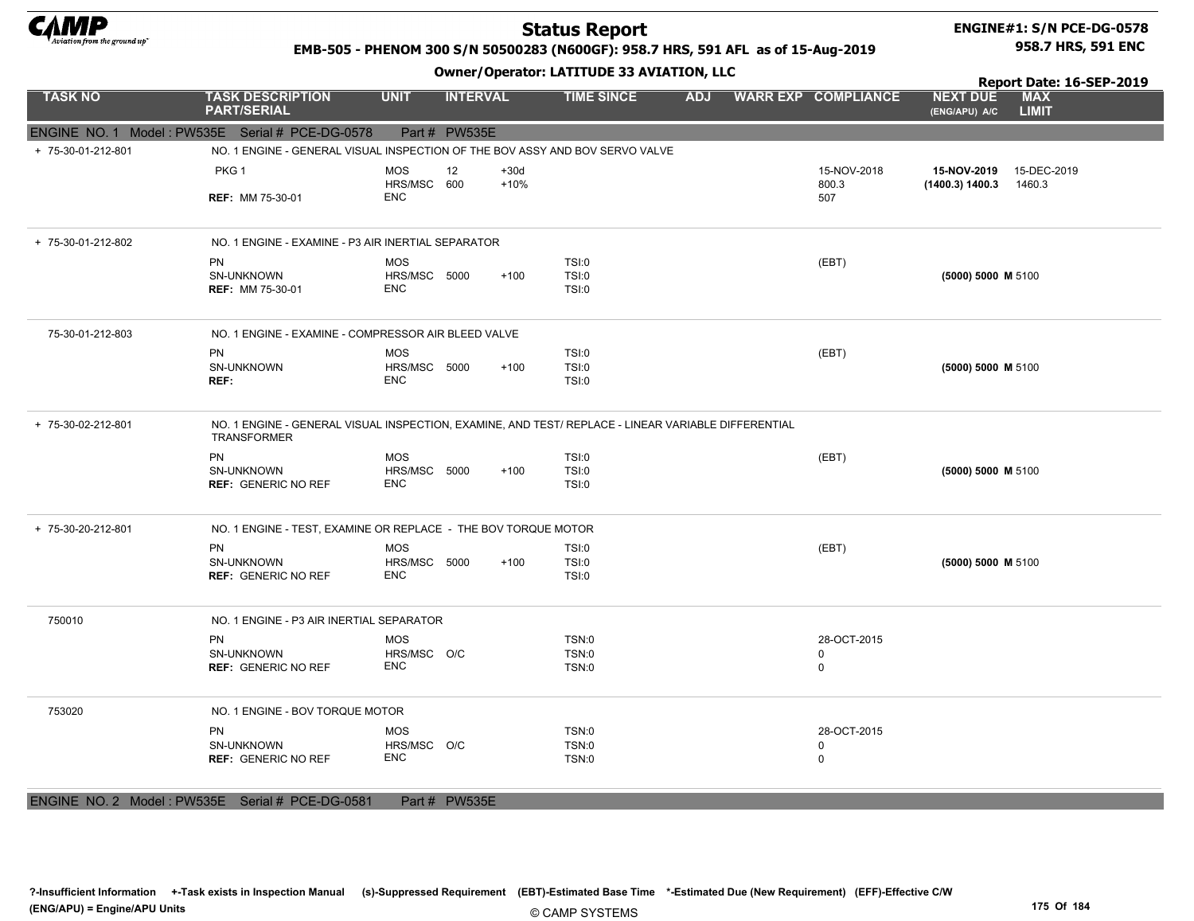# Status Report

EMB-505 - PHENOM 300 S/N 50500283 (N600GF): 958.7 HRS, 591 AFL as of 15-Aug-2019

Owner/Operator: LATITUDE 33 AVIATION, LLC

ENGINE#1: S/N PCE-DG-0578
958.7 HRS, 591 ENC

Report Date: 16-SEP-2019

| TASK NO | TASK DESCRIPTION PART/SERIAL | UNIT | INTERVAL | | TIME SINCE | ADJ | WARR EXP | COMPLIANCE | NEXT DUE (ENG/APU) A/C | MAX LIMIT |
|---|---|---|---|---|---|---|---|---|---|---|
| **ENGINE NO. 1 Model : PW535E Serial # PCE-DG-0578 Part # PW535E** | | | | | | | | | | |
| + 75-30-01-212-801 | NO. 1 ENGINE - GENERAL VISUAL INSPECTION OF THE BOV ASSY AND BOV SERVO VALVE | | | | | | | | | |
| | PKG 1 | MOS | 12 | +30d | | | | 15-NOV-2018 | **15-NOV-2019** | 15-DEC-2019 |
| | | HRS/MSC | 600 | +10% | | | | 800.3 | **(1400.3) 1400.3** | 1460.3 |
| | **REF:** MM 75-30-01 | ENC | | | | | | 507 | | |
| + 75-30-01-212-802 | NO. 1 ENGINE - EXAMINE - P3 AIR INERTIAL SEPARATOR | | | | | | | | | |
| | PN | MOS | | | TSI:0 | | | (EBT) | | |
| | SN-UNKNOWN | HRS/MSC | 5000 | +100 | TSI:0 | | | | **(5000) 5000 M** | 5100 |
| | **REF:** MM 75-30-01 | ENC | | | TSI:0 | | | | | |
| 75-30-01-212-803 | NO. 1 ENGINE - EXAMINE - COMPRESSOR AIR BLEED VALVE | | | | | | | | | |
| | PN | MOS | | | TSI:0 | | | (EBT) | | |
| | SN-UNKNOWN | HRS/MSC | 5000 | +100 | TSI:0 | | | | **(5000) 5000 M** | 5100 |
| | **REF:** | ENC | | | TSI:0 | | | | | |
| + 75-30-02-212-801 | NO. 1 ENGINE - GENERAL VISUAL INSPECTION, EXAMINE, AND TEST/ REPLACE - LINEAR VARIABLE DIFFERENTIAL TRANSFORMER | | | | | | | | | |
| | PN | MOS | | | TSI:0 | | | (EBT) | | |
| | SN-UNKNOWN | HRS/MSC | 5000 | +100 | TSI:0 | | | | **(5000) 5000 M** | 5100 |
| | **REF:** GENERIC NO REF | ENC | | | TSI:0 | | | | | |
| + 75-30-20-212-801 | NO. 1 ENGINE - TEST, EXAMINE OR REPLACE - THE BOV TORQUE MOTOR | | | | | | | | | |
| | PN | MOS | | | TSI:0 | | | (EBT) | | |
| | SN-UNKNOWN | HRS/MSC | 5000 | +100 | TSI:0 | | | | **(5000) 5000 M** | 5100 |
| | **REF:** GENERIC NO REF | ENC | | | TSI:0 | | | | | |
| 750010 | NO. 1 ENGINE - P3 AIR INERTIAL SEPARATOR | | | | | | | | | |
| | PN | MOS | | | TSN:0 | | | 28-OCT-2015 | | |
| | SN-UNKNOWN | HRS/MSC | O/C | | TSN:0 | | | 0 | | |
| | **REF:** GENERIC NO REF | ENC | | | TSN:0 | | | 0 | | |
| 753020 | NO. 1 ENGINE - BOV TORQUE MOTOR | | | | | | | | | |
| | PN | MOS | | | TSN:0 | | | 28-OCT-2015 | | |
| | SN-UNKNOWN | HRS/MSC | O/C | | TSN:0 | | | 0 | | |
| | **REF:** GENERIC NO REF | ENC | | | TSN:0 | | | 0 | | |
| **ENGINE NO. 2 Model : PW535E Serial # PCE-DG-0581 Part # PW535E** | | | | | | | | | | |

**?-Insufficient Information +-Task exists in Inspection Manual (s)-Suppressed Requirement (EBT)-Estimated Base Time \*-Estimated Due (New Requirement) (EFF)-Effective C/W**
**(ENG/APU) = Engine/APU Units**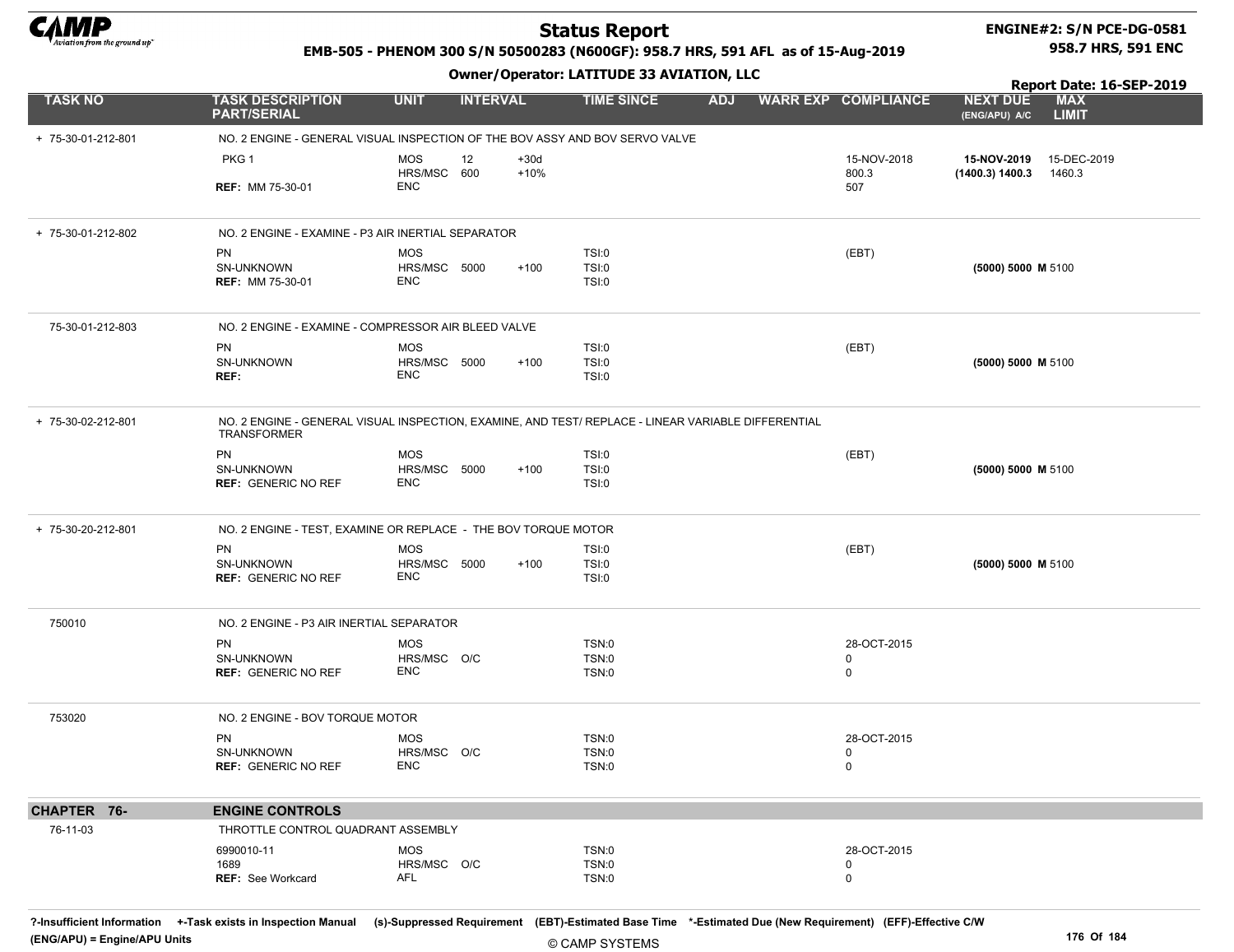# Status Report

**EMB-505 - PHENOM 300 S/N 50500283 (N600GF): 958.7 HRS, 591 AFL as of 15-Aug-2019**

**Owner/Operator: LATITUDE 33 AVIATION, LLC**

**ENGINE#2: S/N PCE-DG-0581**
**958.7 HRS, 591 ENC**

**Report Date: 16-SEP-2019**

| TASK NO | TASK DESCRIPTION PART/SERIAL | UNIT | INTERVAL | | TIME SINCE | ADJ | WARR EXP | COMPLIANCE | NEXT DUE (ENG/APU) A/C | MAX LIMIT |
|---|---|---|---|---|---|---|---|---|---|---|
| + 75-30-01-212-801 | NO. 2 ENGINE - GENERAL VISUAL INSPECTION OF THE BOV ASSY AND BOV SERVO VALVE | | | | | | | | | |
| | PKG 1 | MOS | 12 | +30d | | | | 15-NOV-2018 | **15-NOV-2019** | 15-DEC-2019 |
| | | HRS/MSC | 600 | +10% | | | | 800.3 | **(1400.3) 1400.3** | 1460.3 |
| | **REF:** MM 75-30-01 | ENC | | | | | | 507 | | |
| + 75-30-01-212-802 | NO. 2 ENGINE - EXAMINE - P3 AIR INERTIAL SEPARATOR | | | | | | | | | |
| | PN | MOS | | | TSI:0 | | | (EBT) | | |
| | SN-UNKNOWN | HRS/MSC | 5000 | +100 | TSI:0 | | | | **(5000) 5000 M** | 5100 |
| | **REF:** MM 75-30-01 | ENC | | | TSI:0 | | | | | |
| 75-30-01-212-803 | NO. 2 ENGINE - EXAMINE - COMPRESSOR AIR BLEED VALVE | | | | | | | | | |
| | PN | MOS | | | TSI:0 | | | (EBT) | | |
| | SN-UNKNOWN | HRS/MSC | 5000 | +100 | TSI:0 | | | | **(5000) 5000 M** | 5100 |
| | **REF:** | ENC | | | TSI:0 | | | | | |
| + 75-30-02-212-801 | NO. 2 ENGINE - GENERAL VISUAL INSPECTION, EXAMINE, AND TEST/ REPLACE - LINEAR VARIABLE DIFFERENTIAL TRANSFORMER | | | | | | | | | |
| | PN | MOS | | | TSI:0 | | | (EBT) | | |
| | SN-UNKNOWN | HRS/MSC | 5000 | +100 | TSI:0 | | | | **(5000) 5000 M** | 5100 |
| | **REF:** GENERIC NO REF | ENC | | | TSI:0 | | | | | |
| + 75-30-20-212-801 | NO. 2 ENGINE - TEST, EXAMINE OR REPLACE - THE BOV TORQUE MOTOR | | | | | | | | | |
| | PN | MOS | | | TSI:0 | | | (EBT) | | |
| | SN-UNKNOWN | HRS/MSC | 5000 | +100 | TSI:0 | | | | **(5000) 5000 M** | 5100 |
| | **REF:** GENERIC NO REF | ENC | | | TSI:0 | | | | | |
| 750010 | NO. 2 ENGINE - P3 AIR INERTIAL SEPARATOR | | | | | | | | | |
| | PN | MOS | | | TSN:0 | | | 28-OCT-2015 | | |
| | SN-UNKNOWN | HRS/MSC | O/C | | TSN:0 | | | 0 | | |
| | **REF:** GENERIC NO REF | ENC | | | TSN:0 | | | 0 | | |
| 753020 | NO. 2 ENGINE - BOV TORQUE MOTOR | | | | | | | | | |
| | PN | MOS | | | TSN:0 | | | 28-OCT-2015 | | |
| | SN-UNKNOWN | HRS/MSC | O/C | | TSN:0 | | | 0 | | |
| | **REF:** GENERIC NO REF | ENC | | | TSN:0 | | | 0 | | |
| **CHAPTER 76-** | **ENGINE CONTROLS** | | | | | | | | | |
| 76-11-03 | THROTTLE CONTROL QUADRANT ASSEMBLY | | | | | | | | | |
| | 6990010-11 | MOS | | | TSN:0 | | | 28-OCT-2015 | | |
| | 1689 | HRS/MSC | O/C | | TSN:0 | | | 0 | | |
| | **REF:** See Workcard | AFL | | | TSN:0 | | | 0 | | |

**?-Insufficient Information** **+-Task exists in Inspection Manual** **(s)-Suppressed Requirement** **(EBT)-Estimated Base Time** **\*-Estimated Due (New Requirement)** **(EFF)-Effective C/W**
**(ENG/APU) = Engine/APU Units**

© CAMP SYSTEMS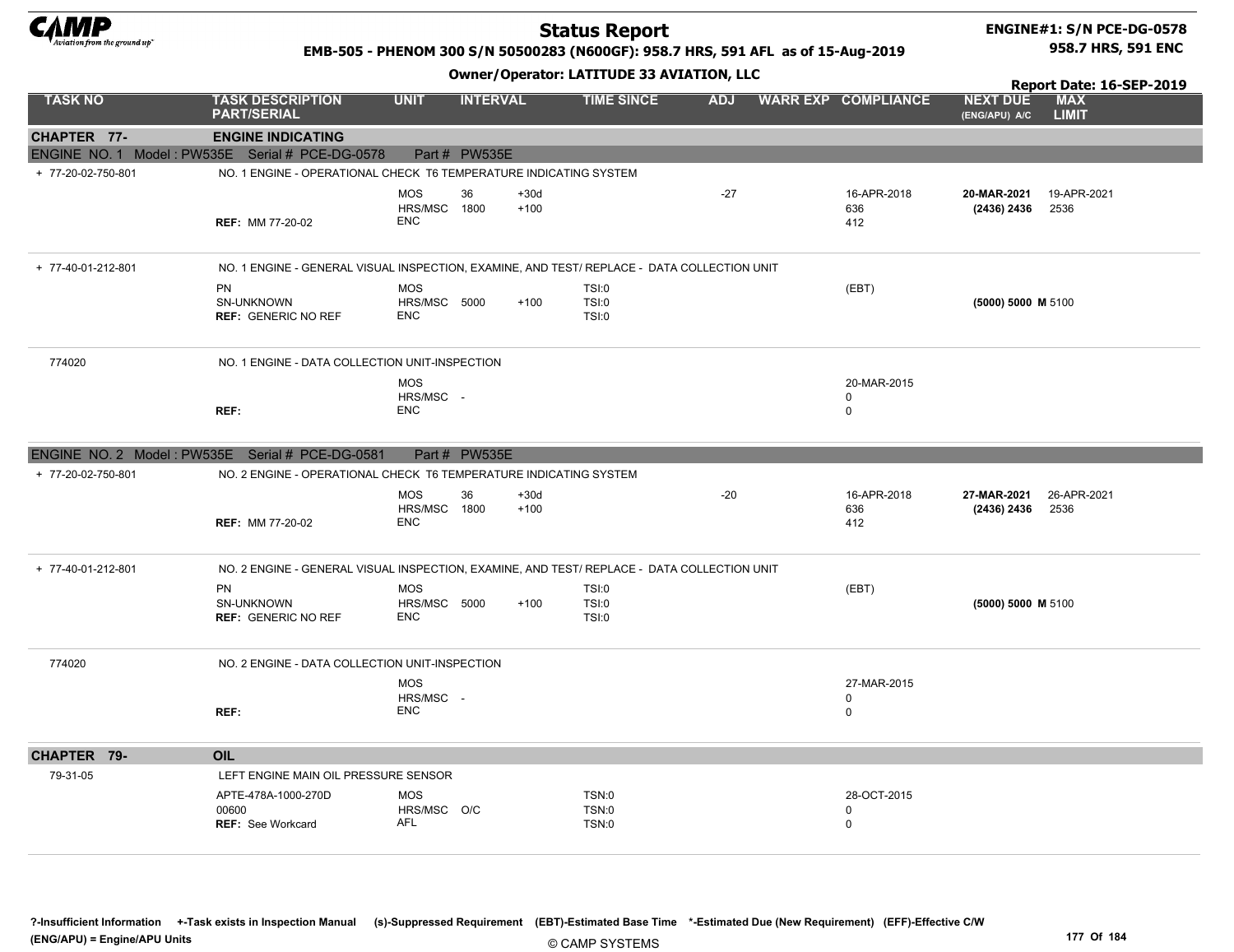# Status Report

**EMB-505 - PHENOM 300 S/N 50500283 (N600GF): 958.7 HRS, 591 AFL as of 15-Aug-2019**

**ENGINE#1: S/N PCE-DG-0578**
**958.7 HRS, 591 ENC**

**Owner/Operator: LATITUDE 33 AVIATION, LLC**

**Report Date: 16-SEP-2019**

| TASK NO | TASK DESCRIPTION PART/SERIAL | UNIT | INTERVAL | | TIME SINCE | ADJ | WARR EXP | COMPLIANCE | NEXT DUE (ENG/APU) A/C | MAX LIMIT |
|---|---|---|---|---|---|---|---|---|---|---|
| **CHAPTER 77-** | **ENGINE INDICATING** | | | | | | | | | |
| ENGINE NO. 1 Model : PW535E Serial # PCE-DG-0578 | Part # PW535E | | | | | | | | | |
| + 77-20-02-750-801 | NO. 1 ENGINE - OPERATIONAL CHECK T6 TEMPERATURE INDICATING SYSTEM | | | | | | | | | |
| | | MOS | 36 | +30d | | -27 | | 16-APR-2018 | **20-MAR-2021** | 19-APR-2021 |
| | | HRS/MSC | 1800 | +100 | | | | 636 | **(2436) 2436** | 2536 |
| | **REF:** MM 77-20-02 | ENC | | | | | | 412 | | |
| + 77-40-01-212-801 | NO. 1 ENGINE - GENERAL VISUAL INSPECTION, EXAMINE, AND TEST/ REPLACE - DATA COLLECTION UNIT | | | | | | | | | |
| | PN | MOS | | | TSI:0 | | | (EBT) | | |
| | SN-UNKNOWN | HRS/MSC | 5000 | +100 | TSI:0 | | | | **(5000) 5000 M** | 5100 |
| | **REF:** GENERIC NO REF | ENC | | | TSI:0 | | | | | |
| 774020 | NO. 1 ENGINE - DATA COLLECTION UNIT-INSPECTION | | | | | | | | | |
| | | MOS | | | | | | 20-MAR-2015 | | |
| | | HRS/MSC | - | | | | | 0 | | |
| | **REF:** | ENC | | | | | | 0 | | |
| ENGINE NO. 2 Model : PW535E Serial # PCE-DG-0581 | Part # PW535E | | | | | | | | | |
| + 77-20-02-750-801 | NO. 2 ENGINE - OPERATIONAL CHECK T6 TEMPERATURE INDICATING SYSTEM | | | | | | | | | |
| | | MOS | 36 | +30d | | -20 | | 16-APR-2018 | **27-MAR-2021** | 26-APR-2021 |
| | | HRS/MSC | 1800 | +100 | | | | 636 | **(2436) 2436** | 2536 |
| | **REF:** MM 77-20-02 | ENC | | | | | | 412 | | |
| + 77-40-01-212-801 | NO. 2 ENGINE - GENERAL VISUAL INSPECTION, EXAMINE, AND TEST/ REPLACE - DATA COLLECTION UNIT | | | | | | | | | |
| | PN | MOS | | | TSI:0 | | | (EBT) | | |
| | SN-UNKNOWN | HRS/MSC | 5000 | +100 | TSI:0 | | | | **(5000) 5000 M** | 5100 |
| | **REF:** GENERIC NO REF | ENC | | | TSI:0 | | | | | |
| 774020 | NO. 2 ENGINE - DATA COLLECTION UNIT-INSPECTION | | | | | | | | | |
| | | MOS | | | | | | 27-MAR-2015 | | |
| | | HRS/MSC | - | | | | | 0 | | |
| | **REF:** | ENC | | | | | | 0 | | |
| **CHAPTER 79-** | **OIL** | | | | | | | | | |
| 79-31-05 | LEFT ENGINE MAIN OIL PRESSURE SENSOR | | | | | | | | | |
| | APTE-478A-1000-270D | MOS | | | TSN:0 | | | 28-OCT-2015 | | |
| | 00600 | HRS/MSC | O/C | | TSN:0 | | | 0 | | |
| | **REF:** See Workcard | AFL | | | TSN:0 | | | 0 | | |

**?-Insufficient Information** **+-Task exists in Inspection Manual** **(s)-Suppressed Requirement** **(EBT)-Estimated Base Time** **\*-Estimated Due (New Requirement)** **(EFF)-Effective C/W**
**(ENG/APU) = Engine/APU Units**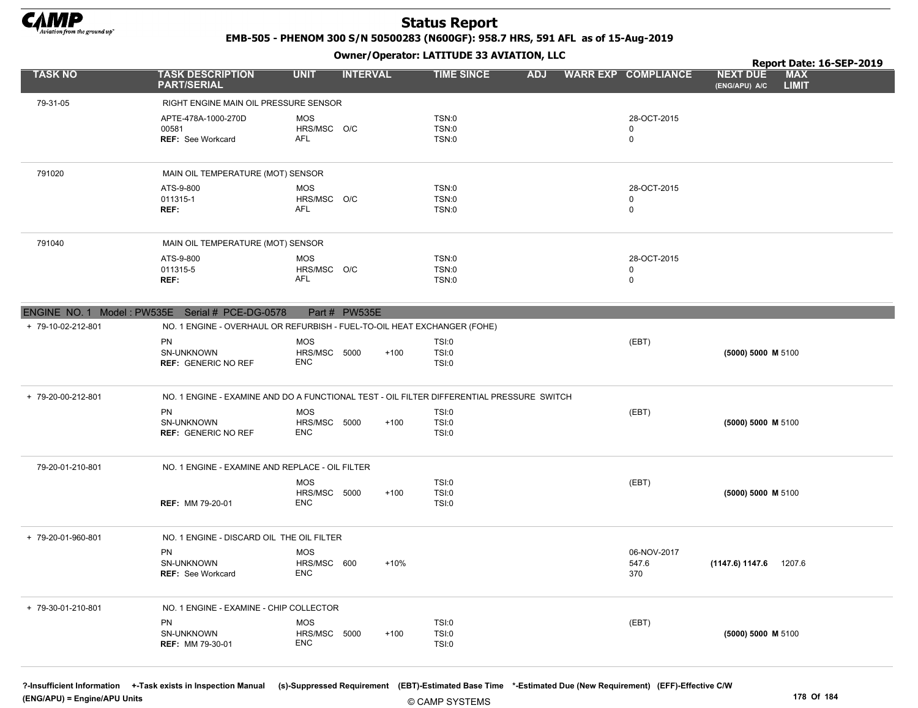# Status Report

**EMB-505 - PHENOM 300 S/N 50500283 (N600GF): 958.7 HRS, 591 AFL as of 15-Aug-2019**

**Owner/Operator: LATITUDE 33 AVIATION, LLC**

**Report Date: 16-SEP-2019**

| TASK NO | TASK DESCRIPTION PART/SERIAL | UNIT | INTERVAL | | TIME SINCE | ADJ | WARR EXP | COMPLIANCE | NEXT DUE (ENG/APU) A/C | MAX LIMIT |
|---|---|---|---|---|---|---|---|---|---|---|
| 79-31-05 | RIGHT ENGINE MAIN OIL PRESSURE SENSOR | | | | | | | | | |
| | APTE-478A-1000-270D | MOS | | | TSN:0 | | | 28-OCT-2015 | | |
| | 00581 | HRS/MSC | O/C | | TSN:0 | | | 0 | | |
| | **REF:** See Workcard | AFL | | | TSN:0 | | | 0 | | |
| 791020 | MAIN OIL TEMPERATURE (MOT) SENSOR | | | | | | | | | |
| | ATS-9-800 | MOS | | | TSN:0 | | | 28-OCT-2015 | | |
| | 011315-1 | HRS/MSC | O/C | | TSN:0 | | | 0 | | |
| | **REF:** | AFL | | | TSN:0 | | | 0 | | |
| 791040 | MAIN OIL TEMPERATURE (MOT) SENSOR | | | | | | | | | |
| | ATS-9-800 | MOS | | | TSN:0 | | | 28-OCT-2015 | | |
| | 011315-5 | HRS/MSC | O/C | | TSN:0 | | | 0 | | |
| | **REF:** | AFL | | | TSN:0 | | | 0 | | |

**ENGINE NO. 1 Model : PW535E Serial # PCE-DG-0578 Part # PW535E**

| TASK NO | TASK DESCRIPTION PART/SERIAL | UNIT | INTERVAL | | TIME SINCE | ADJ | WARR EXP | COMPLIANCE | NEXT DUE (ENG/APU) A/C | MAX LIMIT |
|---|---|---|---|---|---|---|---|---|---|---|
| + 79-10-02-212-801 | NO. 1 ENGINE - OVERHAUL OR REFURBISH - FUEL-TO-OIL HEAT EXCHANGER (FOHE) | | | | | | | | | |
| | PN | MOS | | | TSI:0 | | | (EBT) | | |
| | SN-UNKNOWN | HRS/MSC | 5000 | +100 | TSI:0 | | | | **(5000) 5000 M** | 5100 |
| | **REF:** GENERIC NO REF | ENC | | | TSI:0 | | | | | |
| + 79-20-00-212-801 | NO. 1 ENGINE - EXAMINE AND DO A FUNCTIONAL TEST - OIL FILTER DIFFERENTIAL PRESSURE SWITCH | | | | | | | | | |
| | PN | MOS | | | TSI:0 | | | (EBT) | | |
| | SN-UNKNOWN | HRS/MSC | 5000 | +100 | TSI:0 | | | | **(5000) 5000 M** | 5100 |
| | **REF:** GENERIC NO REF | ENC | | | TSI:0 | | | | | |
| 79-20-01-210-801 | NO. 1 ENGINE - EXAMINE AND REPLACE - OIL FILTER | | | | | | | | | |
| | | MOS | | | TSI:0 | | | (EBT) | | |
| | | HRS/MSC | 5000 | +100 | TSI:0 | | | | **(5000) 5000 M** | 5100 |
| | **REF:** MM 79-20-01 | ENC | | | TSI:0 | | | | | |
| + 79-20-01-960-801 | NO. 1 ENGINE - DISCARD OIL THE OIL FILTER | | | | | | | | | |
| | PN | MOS | | | | | | 06-NOV-2017 | | |
| | SN-UNKNOWN | HRS/MSC | 600 | +10% | | | | 547.6 | **(1147.6) 1147.6** | 1207.6 |
| | **REF:** See Workcard | ENC | | | | | | 370 | | |
| + 79-30-01-210-801 | NO. 1 ENGINE - EXAMINE - CHIP COLLECTOR | | | | | | | | | |
| | PN | MOS | | | TSI:0 | | | (EBT) | | |
| | SN-UNKNOWN | HRS/MSC | 5000 | +100 | TSI:0 | | | | **(5000) 5000 M** | 5100 |
| | **REF:** MM 79-30-01 | ENC | | | TSI:0 | | | | | |

**?-Insufficient Information +-Task exists in Inspection Manual (s)-Suppressed Requirement (EBT)-Estimated Base Time \*-Estimated Due (New Requirement) (EFF)-Effective C/W**
**(ENG/APU) = Engine/APU Units**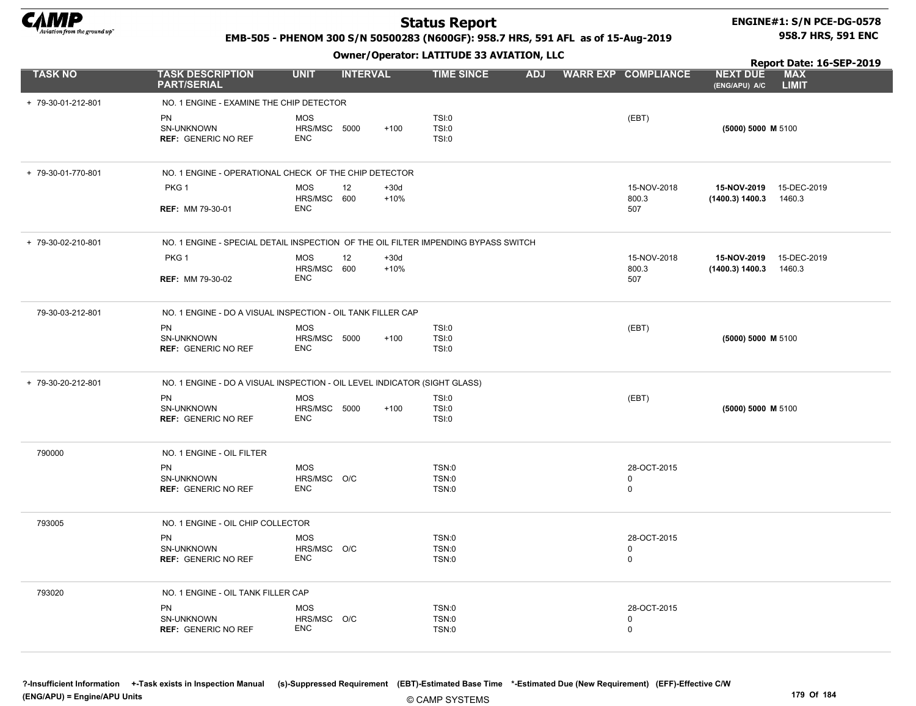# Status Report

**EMB-505 - PHENOM 300 S/N 50500283 (N600GF): 958.7 HRS, 591 AFL as of 15-Aug-2019**

**Owner/Operator: LATITUDE 33 AVIATION, LLC**

**ENGINE#1: S/N PCE-DG-0578**
**958.7 HRS, 591 ENC**

**Report Date: 16-SEP-2019**

| TASK NO | TASK DESCRIPTION PART/SERIAL | UNIT | INTERVAL | | TIME SINCE | ADJ | WARR EXP | COMPLIANCE | NEXT DUE (ENG/APU) A/C | MAX LIMIT |
|---|---|---|---|---|---|---|---|---|---|---|
| + 79-30-01-212-801 | NO. 1 ENGINE - EXAMINE THE CHIP DETECTOR | | | | | | | | | |
| | PN | MOS | | | TSI:0 | | | (EBT) | | |
| | SN-UNKNOWN | HRS/MSC | 5000 | +100 | TSI:0 | | | | **(5000) 5000 M** | 5100 |
| | **REF:** GENERIC NO REF | ENC | | | TSI:0 | | | | | |
| + 79-30-01-770-801 | NO. 1 ENGINE - OPERATIONAL CHECK OF THE CHIP DETECTOR | | | | | | | | | |
| | PKG 1 | MOS | 12 | +30d | | | | 15-NOV-2018 | **15-NOV-2019** | 15-DEC-2019 |
| | | HRS/MSC | 600 | +10% | | | | 800.3 | **(1400.3) 1400.3** | 1460.3 |
| | **REF:** MM 79-30-01 | ENC | | | | | | 507 | | |
| + 79-30-02-210-801 | NO. 1 ENGINE - SPECIAL DETAIL INSPECTION OF THE OIL FILTER IMPENDING BYPASS SWITCH | | | | | | | | | |
| | PKG 1 | MOS | 12 | +30d | | | | 15-NOV-2018 | **15-NOV-2019** | 15-DEC-2019 |
| | | HRS/MSC | 600 | +10% | | | | 800.3 | **(1400.3) 1400.3** | 1460.3 |
| | **REF:** MM 79-30-02 | ENC | | | | | | 507 | | |
| 79-30-03-212-801 | NO. 1 ENGINE - DO A VISUAL INSPECTION - OIL TANK FILLER CAP | | | | | | | | | |
| | PN | MOS | | | TSI:0 | | | (EBT) | | |
| | SN-UNKNOWN | HRS/MSC | 5000 | +100 | TSI:0 | | | | **(5000) 5000 M** | 5100 |
| | **REF:** GENERIC NO REF | ENC | | | TSI:0 | | | | | |
| + 79-30-20-212-801 | NO. 1 ENGINE - DO A VISUAL INSPECTION - OIL LEVEL INDICATOR (SIGHT GLASS) | | | | | | | | | |
| | PN | MOS | | | TSI:0 | | | (EBT) | | |
| | SN-UNKNOWN | HRS/MSC | 5000 | +100 | TSI:0 | | | | **(5000) 5000 M** | 5100 |
| | **REF:** GENERIC NO REF | ENC | | | TSI:0 | | | | | |
| 790000 | NO. 1 ENGINE - OIL FILTER | | | | | | | | | |
| | PN | MOS | | | TSN:0 | | | 28-OCT-2015 | | |
| | SN-UNKNOWN | HRS/MSC | O/C | | TSN:0 | | | 0 | | |
| | **REF:** GENERIC NO REF | ENC | | | TSN:0 | | | 0 | | |
| 793005 | NO. 1 ENGINE - OIL CHIP COLLECTOR | | | | | | | | | |
| | PN | MOS | | | TSN:0 | | | 28-OCT-2015 | | |
| | SN-UNKNOWN | HRS/MSC | O/C | | TSN:0 | | | 0 | | |
| | **REF:** GENERIC NO REF | ENC | | | TSN:0 | | | 0 | | |
| 793020 | NO. 1 ENGINE - OIL TANK FILLER CAP | | | | | | | | | |
| | PN | MOS | | | TSN:0 | | | 28-OCT-2015 | | |
| | SN-UNKNOWN | HRS/MSC | O/C | | TSN:0 | | | 0 | | |
| | **REF:** GENERIC NO REF | ENC | | | TSN:0 | | | 0 | | |

**?-Insufficient Information** **+-Task exists in Inspection Manual** **(s)-Suppressed Requirement** **(EBT)-Estimated Base Time** **\*-Estimated Due (New Requirement)** **(EFF)-Effective C/W**
**(ENG/APU) = Engine/APU Units**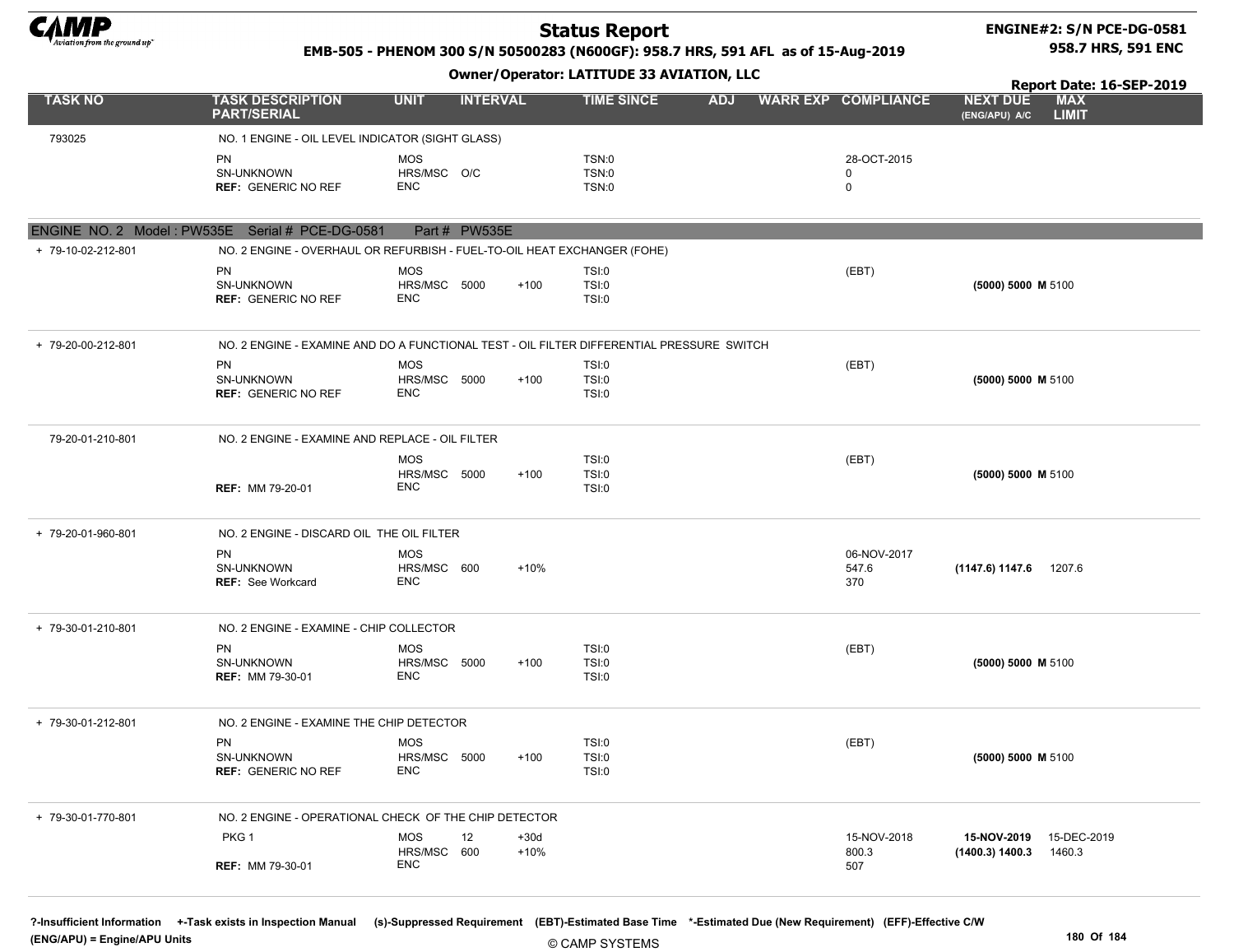# Status Report

**EMB-505 - PHENOM 300 S/N 50500283 (N600GF): 958.7 HRS, 591 AFL as of 15-Aug-2019**

**Owner/Operator: LATITUDE 33 AVIATION, LLC**

**ENGINE#2: S/N PCE-DG-0581**
**958.7 HRS, 591 ENC**

**Report Date: 16-SEP-2019**

| TASK NO | TASK DESCRIPTION PART/SERIAL | UNIT | INTERVAL | | TIME SINCE | ADJ | WARR EXP | COMPLIANCE | NEXT DUE (ENG/APU) A/C | MAX LIMIT |
|---|---|---|---|---|---|---|---|---|---|---|
| 793025 | NO. 1 ENGINE - OIL LEVEL INDICATOR (SIGHT GLASS) | | | | | | | | | |
| | PN | MOS | | | TSN:0 | | | 28-OCT-2015 | | |
| | SN-UNKNOWN | HRS/MSC | O/C | | TSN:0 | | | 0 | | |
| | **REF:** GENERIC NO REF | ENC | | | TSN:0 | | | 0 | | |
| **ENGINE NO. 2 Model : PW535E Serial # PCE-DG-0581 Part # PW535E** | | | | | | | | | | |
| + 79-10-02-212-801 | NO. 2 ENGINE - OVERHAUL OR REFURBISH - FUEL-TO-OIL HEAT EXCHANGER (FOHE) | | | | | | | | | |
| | PN | MOS | | | TSI:0 | | | (EBT) | | |
| | SN-UNKNOWN | HRS/MSC | 5000 | +100 | TSI:0 | | | | **(5000) 5000 M** | 5100 |
| | **REF:** GENERIC NO REF | ENC | | | TSI:0 | | | | | |
| + 79-20-00-212-801 | NO. 2 ENGINE - EXAMINE AND DO A FUNCTIONAL TEST - OIL FILTER DIFFERENTIAL PRESSURE SWITCH | | | | | | | | | |
| | PN | MOS | | | TSI:0 | | | (EBT) | | |
| | SN-UNKNOWN | HRS/MSC | 5000 | +100 | TSI:0 | | | | **(5000) 5000 M** | 5100 |
| | **REF:** GENERIC NO REF | ENC | | | TSI:0 | | | | | |
| 79-20-01-210-801 | NO. 2 ENGINE - EXAMINE AND REPLACE - OIL FILTER | | | | | | | | | |
| | | MOS | | | TSI:0 | | | (EBT) | | |
| | | HRS/MSC | 5000 | +100 | TSI:0 | | | | **(5000) 5000 M** | 5100 |
| | **REF:** MM 79-20-01 | ENC | | | TSI:0 | | | | | |
| + 79-20-01-960-801 | NO. 2 ENGINE - DISCARD OIL THE OIL FILTER | | | | | | | | | |
| | PN | MOS | | | | | | 06-NOV-2017 | | |
| | SN-UNKNOWN | HRS/MSC | 600 | +10% | | | | 547.6 | **(1147.6) 1147.6** | 1207.6 |
| | **REF:** See Workcard | ENC | | | | | | 370 | | |
| + 79-30-01-210-801 | NO. 2 ENGINE - EXAMINE - CHIP COLLECTOR | | | | | | | | | |
| | PN | MOS | | | TSI:0 | | | (EBT) | | |
| | SN-UNKNOWN | HRS/MSC | 5000 | +100 | TSI:0 | | | | **(5000) 5000 M** | 5100 |
| | **REF:** MM 79-30-01 | ENC | | | TSI:0 | | | | | |
| + 79-30-01-212-801 | NO. 2 ENGINE - EXAMINE THE CHIP DETECTOR | | | | | | | | | |
| | PN | MOS | | | TSI:0 | | | (EBT) | | |
| | SN-UNKNOWN | HRS/MSC | 5000 | +100 | TSI:0 | | | | **(5000) 5000 M** | 5100 |
| | **REF:** GENERIC NO REF | ENC | | | TSI:0 | | | | | |
| + 79-30-01-770-801 | NO. 2 ENGINE - OPERATIONAL CHECK OF THE CHIP DETECTOR | | | | | | | | | |
| | PKG 1 | MOS | 12 | +30d | | | | 15-NOV-2018 | **15-NOV-2019** | 15-DEC-2019 |
| | | HRS/MSC | 600 | +10% | | | | 800.3 | **(1400.3) 1400.3** | 1460.3 |
| | **REF:** MM 79-30-01 | ENC | | | | | | 507 | | |

**?-Insufficient Information +-Task exists in Inspection Manual (s)-Suppressed Requirement (EBT)-Estimated Base Time \*-Estimated Due (New Requirement) (EFF)-Effective C/W**
**(ENG/APU) = Engine/APU Units**

© CAMP SYSTEMS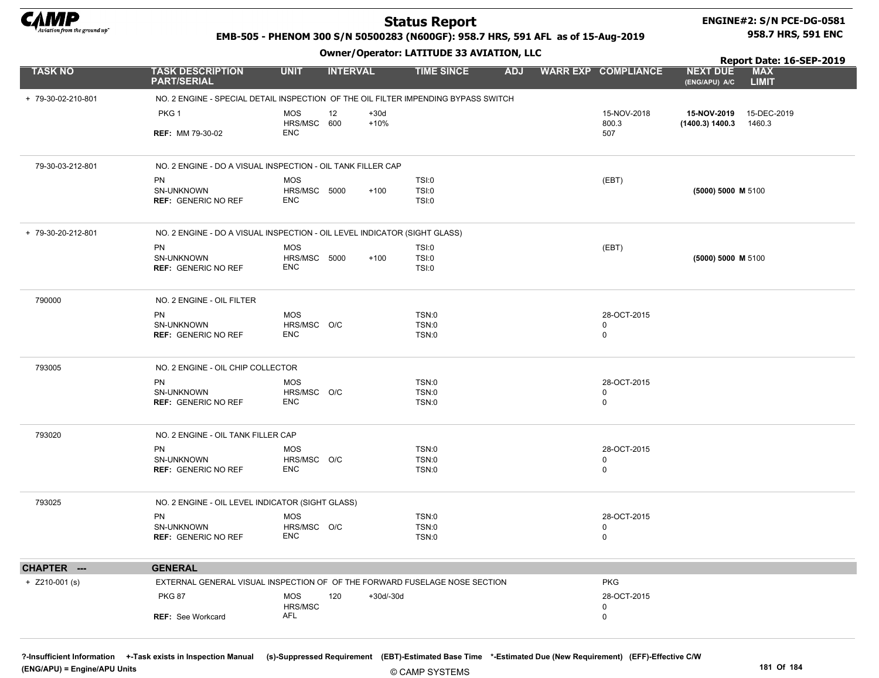**Status Report**

**EMB-505 - PHENOM 300 S/N 50500283 (N600GF): 958.7 HRS, 591 AFL as of 15-Aug-2019**

**Owner/Operator: LATITUDE 33 AVIATION, LLC**

**ENGINE#2: S/N PCE-DG-0581**
**958.7 HRS, 591 ENC**

**Report Date: 16-SEP-2019**

| TASK NO | TASK DESCRIPTION PART/SERIAL | UNIT | INTERVAL | | TIME SINCE | ADJ | WARR EXP | COMPLIANCE | NEXT DUE (ENG/APU) A/C | MAX LIMIT |
|---|---|---|---|---|---|---|---|---|---|---|
| + 79-30-02-210-801 | NO. 2 ENGINE - SPECIAL DETAIL INSPECTION OF THE OIL FILTER IMPENDING BYPASS SWITCH | | | | | | | | | |
| | PKG 1 | MOS | 12 | +30d | | | | 15-NOV-2018 | **15-NOV-2019** | 15-DEC-2019 |
| | | HRS/MSC | 600 | +10% | | | | 800.3 | **(1400.3) 1400.3** | 1460.3 |
| | **REF:** MM 79-30-02 | ENC | | | | | | 507 | | |
| 79-30-03-212-801 | NO. 2 ENGINE - DO A VISUAL INSPECTION - OIL TANK FILLER CAP | | | | | | | | | |
| | PN | MOS | | | TSI:0 | | | (EBT) | | |
| | SN-UNKNOWN | HRS/MSC | 5000 | +100 | TSI:0 | | | | **(5000) 5000 M** | 5100 |
| | **REF:** GENERIC NO REF | ENC | | | TSI:0 | | | | | |
| + 79-30-20-212-801 | NO. 2 ENGINE - DO A VISUAL INSPECTION - OIL LEVEL INDICATOR (SIGHT GLASS) | | | | | | | | | |
| | PN | MOS | | | TSI:0 | | | (EBT) | | |
| | SN-UNKNOWN | HRS/MSC | 5000 | +100 | TSI:0 | | | | **(5000) 5000 M** | 5100 |
| | **REF:** GENERIC NO REF | ENC | | | TSI:0 | | | | | |
| 790000 | NO. 2 ENGINE - OIL FILTER | | | | | | | | | |
| | PN | MOS | | | TSN:0 | | | 28-OCT-2015 | | |
| | SN-UNKNOWN | HRS/MSC | O/C | | TSN:0 | | | 0 | | |
| | **REF:** GENERIC NO REF | ENC | | | TSN:0 | | | 0 | | |
| 793005 | NO. 2 ENGINE - OIL CHIP COLLECTOR | | | | | | | | | |
| | PN | MOS | | | TSN:0 | | | 28-OCT-2015 | | |
| | SN-UNKNOWN | HRS/MSC | O/C | | TSN:0 | | | 0 | | |
| | **REF:** GENERIC NO REF | ENC | | | TSN:0 | | | 0 | | |
| 793020 | NO. 2 ENGINE - OIL TANK FILLER CAP | | | | | | | | | |
| | PN | MOS | | | TSN:0 | | | 28-OCT-2015 | | |
| | SN-UNKNOWN | HRS/MSC | O/C | | TSN:0 | | | 0 | | |
| | **REF:** GENERIC NO REF | ENC | | | TSN:0 | | | 0 | | |
| 793025 | NO. 2 ENGINE - OIL LEVEL INDICATOR (SIGHT GLASS) | | | | | | | | | |
| | PN | MOS | | | TSN:0 | | | 28-OCT-2015 | | |
| | SN-UNKNOWN | HRS/MSC | O/C | | TSN:0 | | | 0 | | |
| | **REF:** GENERIC NO REF | ENC | | | TSN:0 | | | 0 | | |
| **CHAPTER ---** | **GENERAL** | | | | | | | | | |
| + Z210-001 (s) | EXTERNAL GENERAL VISUAL INSPECTION OF OF THE FORWARD FUSELAGE NOSE SECTION | | | | | | | PKG | | |
| | PKG 87 | MOS | 120 | +30d/-30d | | | | 28-OCT-2015 | | |
| | | HRS/MSC | | | | | | 0 | | |
| | **REF:** See Workcard | AFL | | | | | | 0 | | |

**?-Insufficient Information** **+-Task exists in Inspection Manual** **(s)-Suppressed Requirement** **(EBT)-Estimated Base Time** **\*-Estimated Due (New Requirement)** **(EFF)-Effective C/W**
**(ENG/APU) = Engine/APU Units**

© CAMP SYSTEMS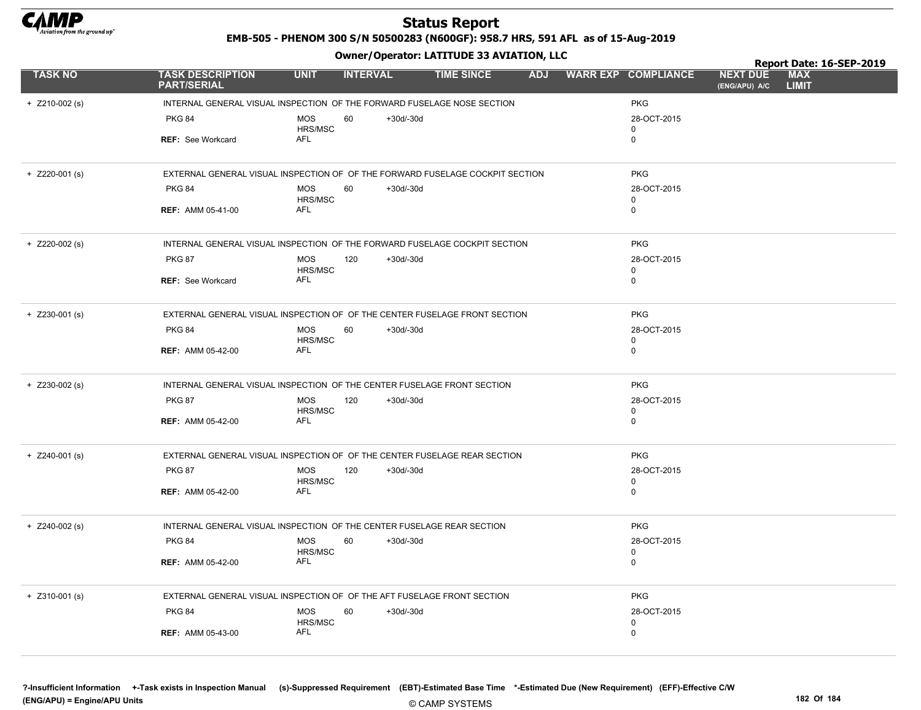# Status Report

**EMB-505 - PHENOM 300 S/N 50500283 (N600GF): 958.7 HRS, 591 AFL as of 15-Aug-2019**

**Owner/Operator: LATITUDE 33 AVIATION, LLC**

**Report Date: 16-SEP-2019**

| TASK NO | TASK DESCRIPTION PART/SERIAL | UNIT | INTERVAL | | TIME SINCE | ADJ | WARR EXP | COMPLIANCE | NEXT DUE (ENG/APU) A/C | MAX LIMIT |
|---|---|---|---|---|---|---|---|---|---|---|
| + Z210-002 (s) | INTERNAL GENERAL VISUAL INSPECTION OF THE FORWARD FUSELAGE NOSE SECTION | | | | | | | PKG | | |
| | PKG 84 | MOS | 60 | +30d/-30d | | | | 28-OCT-2015 | | |
| | | HRS/MSC | | | | | | 0 | | |
| | REF: See Workcard | AFL | | | | | | 0 | | |
| + Z220-001 (s) | EXTERNAL GENERAL VISUAL INSPECTION OF OF THE FORWARD FUSELAGE COCKPIT SECTION | | | | | | | PKG | | |
| | PKG 84 | MOS | 60 | +30d/-30d | | | | 28-OCT-2015 | | |
| | | HRS/MSC | | | | | | 0 | | |
| | REF: AMM 05-41-00 | AFL | | | | | | 0 | | |
| + Z220-002 (s) | INTERNAL GENERAL VISUAL INSPECTION OF THE FORWARD FUSELAGE COCKPIT SECTION | | | | | | | PKG | | |
| | PKG 87 | MOS | 120 | +30d/-30d | | | | 28-OCT-2015 | | |
| | | HRS/MSC | | | | | | 0 | | |
| | REF: See Workcard | AFL | | | | | | 0 | | |
| + Z230-001 (s) | EXTERNAL GENERAL VISUAL INSPECTION OF OF THE CENTER FUSELAGE FRONT SECTION | | | | | | | PKG | | |
| | PKG 84 | MOS | 60 | +30d/-30d | | | | 28-OCT-2015 | | |
| | | HRS/MSC | | | | | | 0 | | |
| | REF: AMM 05-42-00 | AFL | | | | | | 0 | | |
| + Z230-002 (s) | INTERNAL GENERAL VISUAL INSPECTION OF THE CENTER FUSELAGE FRONT SECTION | | | | | | | PKG | | |
| | PKG 87 | MOS | 120 | +30d/-30d | | | | 28-OCT-2015 | | |
| | | HRS/MSC | | | | | | 0 | | |
| | REF: AMM 05-42-00 | AFL | | | | | | 0 | | |
| + Z240-001 (s) | EXTERNAL GENERAL VISUAL INSPECTION OF OF THE CENTER FUSELAGE REAR SECTION | | | | | | | PKG | | |
| | PKG 87 | MOS | 120 | +30d/-30d | | | | 28-OCT-2015 | | |
| | | HRS/MSC | | | | | | 0 | | |
| | REF: AMM 05-42-00 | AFL | | | | | | 0 | | |
| + Z240-002 (s) | INTERNAL GENERAL VISUAL INSPECTION OF THE CENTER FUSELAGE REAR SECTION | | | | | | | PKG | | |
| | PKG 84 | MOS | 60 | +30d/-30d | | | | 28-OCT-2015 | | |
| | | HRS/MSC | | | | | | 0 | | |
| | REF: AMM 05-42-00 | AFL | | | | | | 0 | | |
| + Z310-001 (s) | EXTERNAL GENERAL VISUAL INSPECTION OF OF THE AFT FUSELAGE FRONT SECTION | | | | | | | PKG | | |
| | PKG 84 | MOS | 60 | +30d/-30d | | | | 28-OCT-2015 | | |
| | | HRS/MSC | | | | | | 0 | | |
| | REF: AMM 05-43-00 | AFL | | | | | | 0 | | |

?-Insufficient Information +-Task exists in Inspection Manual (s)-Suppressed Requirement (EBT)-Estimated Base Time *-Estimated Due (New Requirement) (EFF)-Effective C/W (ENG/APU) = Engine/APU Units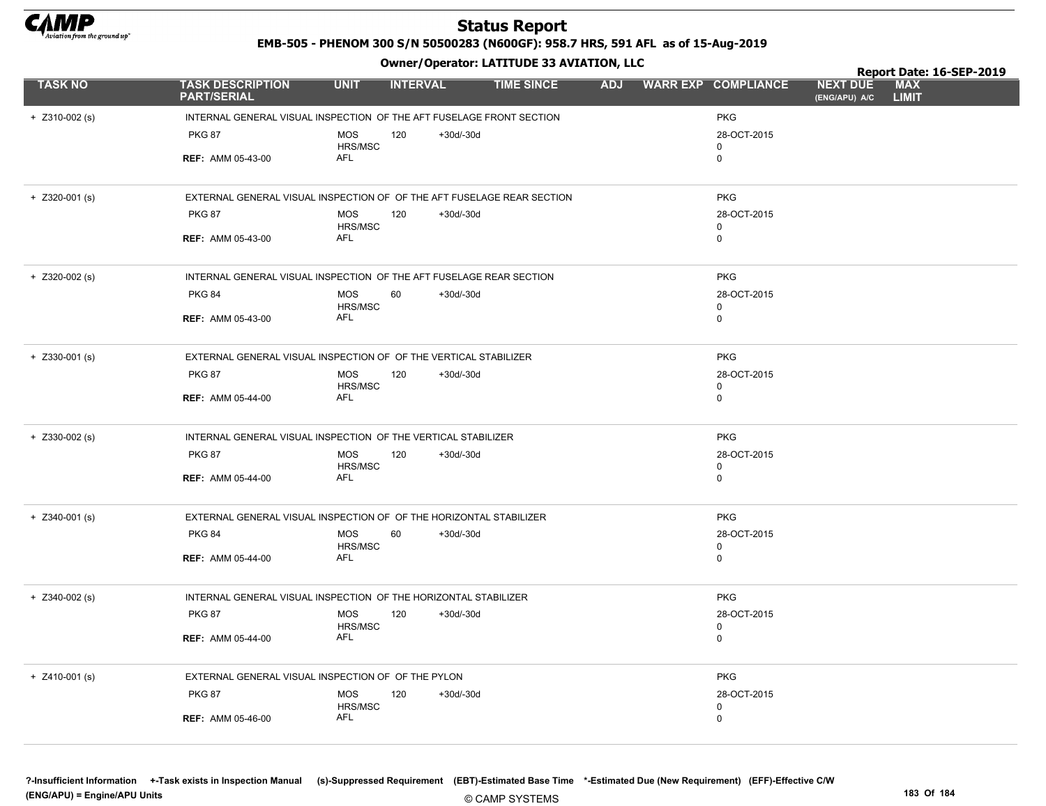# Status Report

**EMB-505 - PHENOM 300 S/N 50500283 (N600GF): 958.7 HRS, 591 AFL as of 15-Aug-2019**

**Owner/Operator: LATITUDE 33 AVIATION, LLC**

**Report Date: 16-SEP-2019**

| TASK NO | TASK DESCRIPTION PART/SERIAL | UNIT | INTERVAL | | TIME SINCE | ADJ | WARR EXP | COMPLIANCE | NEXT DUE (ENG/APU) A/C | MAX LIMIT |
|---|---|---|---|---|---|---|---|---|---|---|
| + Z310-002 (s) | INTERNAL GENERAL VISUAL INSPECTION OF THE AFT FUSELAGE FRONT SECTION | | | | | | | PKG | | |
| | PKG 87 | MOS | 120 | +30d/-30d | | | | 28-OCT-2015 | | |
| | | HRS/MSC | | | | | | 0 | | |
| | REF: AMM 05-43-00 | AFL | | | | | | 0 | | |
| + Z320-001 (s) | EXTERNAL GENERAL VISUAL INSPECTION OF OF THE AFT FUSELAGE REAR SECTION | | | | | | | PKG | | |
| | PKG 87 | MOS | 120 | +30d/-30d | | | | 28-OCT-2015 | | |
| | | HRS/MSC | | | | | | 0 | | |
| | REF: AMM 05-43-00 | AFL | | | | | | 0 | | |
| + Z320-002 (s) | INTERNAL GENERAL VISUAL INSPECTION OF THE AFT FUSELAGE REAR SECTION | | | | | | | PKG | | |
| | PKG 84 | MOS | 60 | +30d/-30d | | | | 28-OCT-2015 | | |
| | | HRS/MSC | | | | | | 0 | | |
| | REF: AMM 05-43-00 | AFL | | | | | | 0 | | |
| + Z330-001 (s) | EXTERNAL GENERAL VISUAL INSPECTION OF OF THE VERTICAL STABILIZER | | | | | | | PKG | | |
| | PKG 87 | MOS | 120 | +30d/-30d | | | | 28-OCT-2015 | | |
| | | HRS/MSC | | | | | | 0 | | |
| | REF: AMM 05-44-00 | AFL | | | | | | 0 | | |
| + Z330-002 (s) | INTERNAL GENERAL VISUAL INSPECTION OF THE VERTICAL STABILIZER | | | | | | | PKG | | |
| | PKG 87 | MOS | 120 | +30d/-30d | | | | 28-OCT-2015 | | |
| | | HRS/MSC | | | | | | 0 | | |
| | REF: AMM 05-44-00 | AFL | | | | | | 0 | | |
| + Z340-001 (s) | EXTERNAL GENERAL VISUAL INSPECTION OF OF THE HORIZONTAL STABILIZER | | | | | | | PKG | | |
| | PKG 84 | MOS | 60 | +30d/-30d | | | | 28-OCT-2015 | | |
| | | HRS/MSC | | | | | | 0 | | |
| | REF: AMM 05-44-00 | AFL | | | | | | 0 | | |
| + Z340-002 (s) | INTERNAL GENERAL VISUAL INSPECTION OF THE HORIZONTAL STABILIZER | | | | | | | PKG | | |
| | PKG 87 | MOS | 120 | +30d/-30d | | | | 28-OCT-2015 | | |
| | | HRS/MSC | | | | | | 0 | | |
| | REF: AMM 05-44-00 | AFL | | | | | | 0 | | |
| + Z410-001 (s) | EXTERNAL GENERAL VISUAL INSPECTION OF OF THE PYLON | | | | | | | PKG | | |
| | PKG 87 | MOS | 120 | +30d/-30d | | | | 28-OCT-2015 | | |
| | | HRS/MSC | | | | | | 0 | | |
| | REF: AMM 05-46-00 | AFL | | | | | | 0 | | |

**?-Insufficient Information +-Task exists in Inspection Manual (s)-Suppressed Requirement (EBT)-Estimated Base Time *-Estimated Due (New Requirement) (EFF)-Effective C/W (ENG/APU) = Engine/APU Units**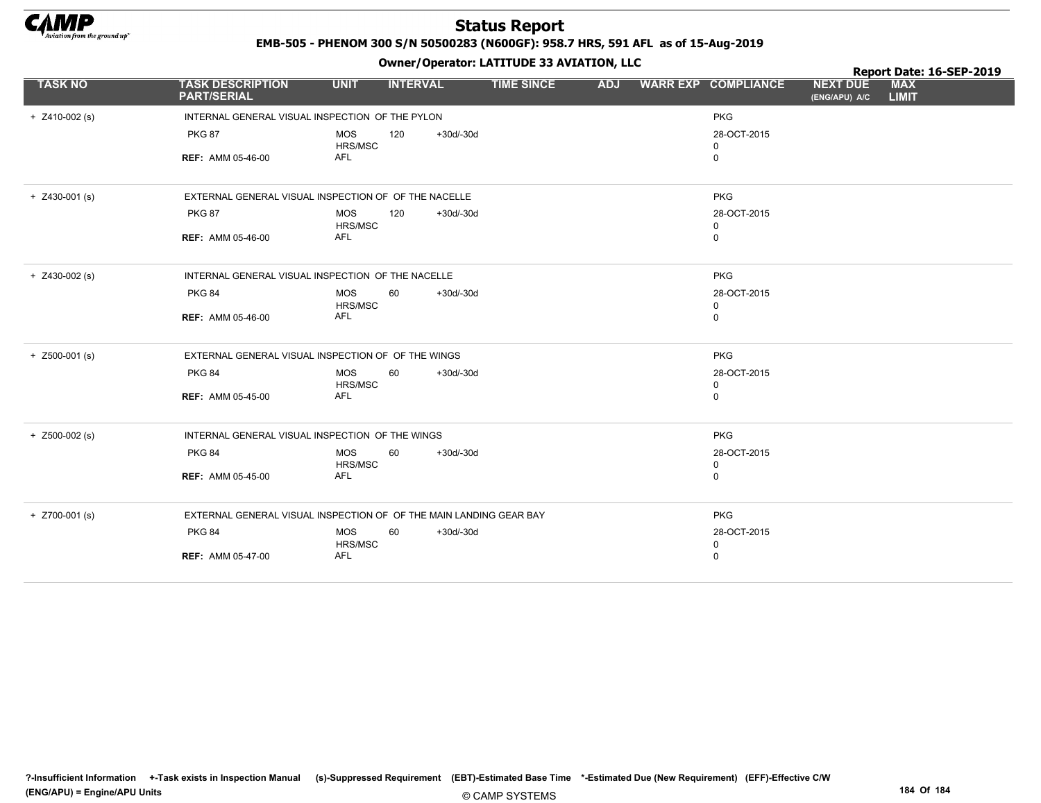# Status Report

**EMB-505 - PHENOM 300 S/N 50500283 (N600GF): 958.7 HRS, 591 AFL as of 15-Aug-2019**

**Owner/Operator: LATITUDE 33 AVIATION, LLC**

**Report Date: 16-SEP-2019**

| TASK NO | TASK DESCRIPTION PART/SERIAL | UNIT | INTERVAL | | TIME SINCE | ADJ | WARR EXP | COMPLIANCE | NEXT DUE (ENG/APU) A/C | MAX LIMIT |
|---|---|---|---|---|---|---|---|---|---|---|
| + Z410-002 (s) | INTERNAL GENERAL VISUAL INSPECTION OF THE PYLON | | | | | | | PKG | | |
| | PKG 87 | MOS | 120 | +30d/-30d | | | | 28-OCT-2015 | | |
| | | HRS/MSC | | | | | | 0 | | |
| | REF: AMM 05-46-00 | AFL | | | | | | 0 | | |
| + Z430-001 (s) | EXTERNAL GENERAL VISUAL INSPECTION OF OF THE NACELLE | | | | | | | PKG | | |
| | PKG 87 | MOS | 120 | +30d/-30d | | | | 28-OCT-2015 | | |
| | | HRS/MSC | | | | | | 0 | | |
| | REF: AMM 05-46-00 | AFL | | | | | | 0 | | |
| + Z430-002 (s) | INTERNAL GENERAL VISUAL INSPECTION OF THE NACELLE | | | | | | | PKG | | |
| | PKG 84 | MOS | 60 | +30d/-30d | | | | 28-OCT-2015 | | |
| | | HRS/MSC | | | | | | 0 | | |
| | REF: AMM 05-46-00 | AFL | | | | | | 0 | | |
| + Z500-001 (s) | EXTERNAL GENERAL VISUAL INSPECTION OF OF THE WINGS | | | | | | | PKG | | |
| | PKG 84 | MOS | 60 | +30d/-30d | | | | 28-OCT-2015 | | |
| | | HRS/MSC | | | | | | 0 | | |
| | REF: AMM 05-45-00 | AFL | | | | | | 0 | | |
| + Z500-002 (s) | INTERNAL GENERAL VISUAL INSPECTION OF THE WINGS | | | | | | | PKG | | |
| | PKG 84 | MOS | 60 | +30d/-30d | | | | 28-OCT-2015 | | |
| | | HRS/MSC | | | | | | 0 | | |
| | REF: AMM 05-45-00 | AFL | | | | | | 0 | | |
| + Z700-001 (s) | EXTERNAL GENERAL VISUAL INSPECTION OF OF THE MAIN LANDING GEAR BAY | | | | | | | PKG | | |
| | PKG 84 | MOS | 60 | +30d/-30d | | | | 28-OCT-2015 | | |
| | | HRS/MSC | | | | | | 0 | | |
| | REF: AMM 05-47-00 | AFL | | | | | | 0 | | |

?-Insufficient Information +-Task exists in Inspection Manual (s)-Suppressed Requirement (EBT)-Estimated Base Time *-Estimated Due (New Requirement) (EFF)-Effective C/W (ENG/APU) = Engine/APU Units